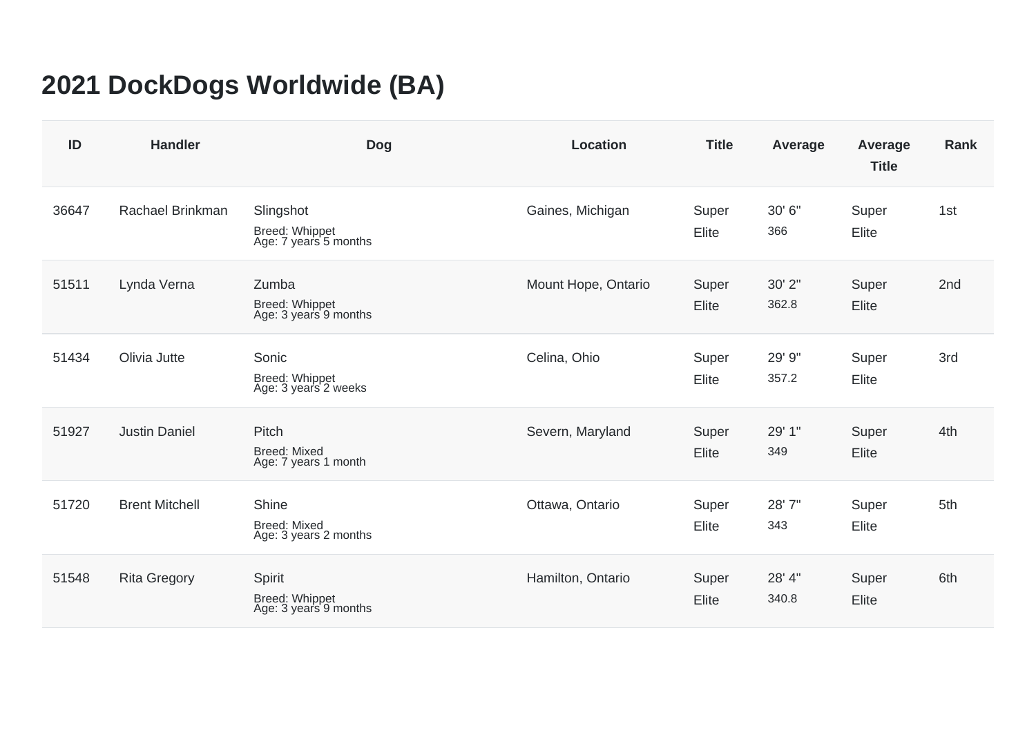# 2021 DockDogs Worldwide (BA)

| ID | Handler | Dog | Location | Title | Average | Average Title | Rank |
|---|---|---|---|---|---|---|---|
| 36647 | Rachael Brinkman | Slingshot<br>Breed: Whippet<br>Age: 7 years 5 months | Gaines, Michigan | Super Elite | 30' 6"<br>366 | Super Elite | 1st |
| 51511 | Lynda Verna | Zumba<br>Breed: Whippet<br>Age: 3 years 9 months | Mount Hope, Ontario | Super Elite | 30' 2"<br>362.8 | Super Elite | 2nd |
| 51434 | Olivia Jutte | Sonic<br>Breed: Whippet<br>Age: 3 years 2 weeks | Celina, Ohio | Super Elite | 29' 9"<br>357.2 | Super Elite | 3rd |
| 51927 | Justin Daniel | Pitch<br>Breed: Mixed<br>Age: 7 years 1 month | Severn, Maryland | Super Elite | 29' 1"<br>349 | Super Elite | 4th |
| 51720 | Brent Mitchell | Shine<br>Breed: Mixed<br>Age: 3 years 2 months | Ottawa, Ontario | Super Elite | 28' 7"<br>343 | Super Elite | 5th |
| 51548 | Rita Gregory | Spirit<br>Breed: Whippet<br>Age: 3 years 9 months | Hamilton, Ontario | Super Elite | 28' 4"<br>340.8 | Super Elite | 6th |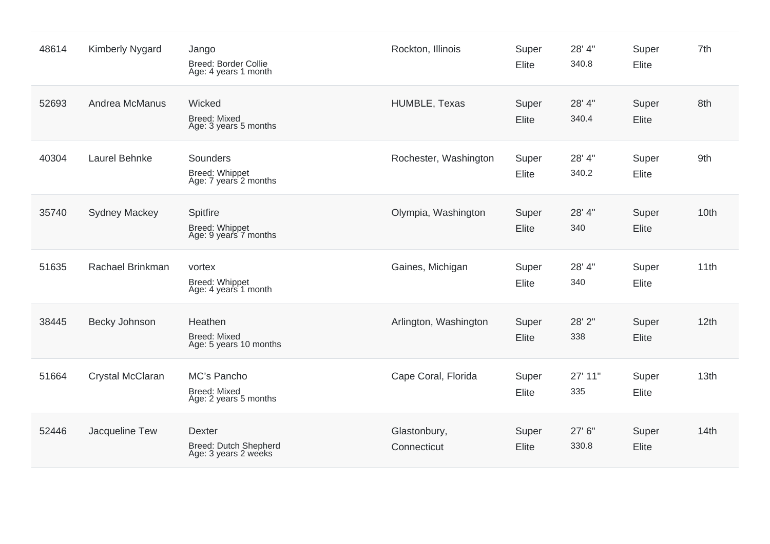| | | | | | | | |
|---|---|---|---|---|---|---|---|
| 48614 | Kimberly Nygard | Jango<br>Breed: Border Collie<br>Age: 4 years 1 month | Rockton, Illinois | Super Elite | 28' 4"<br>340.8 | Super Elite | 7th |
| 52693 | Andrea McManus | Wicked<br>Breed: Mixed<br>Age: 3 years 5 months | HUMBLE, Texas | Super Elite | 28' 4"<br>340.4 | Super Elite | 8th |
| 40304 | Laurel Behnke | Sounders<br>Breed: Whippet<br>Age: 7 years 2 months | Rochester, Washington | Super Elite | 28' 4"<br>340.2 | Super Elite | 9th |
| 35740 | Sydney Mackey | Spitfire<br>Breed: Whippet<br>Age: 9 years 7 months | Olympia, Washington | Super Elite | 28' 4"<br>340 | Super Elite | 10th |
| 51635 | Rachael Brinkman | vortex<br>Breed: Whippet<br>Age: 4 years 1 month | Gaines, Michigan | Super Elite | 28' 4"<br>340 | Super Elite | 11th |
| 38445 | Becky Johnson | Heathen<br>Breed: Mixed<br>Age: 5 years 10 months | Arlington, Washington | Super Elite | 28' 2"<br>338 | Super Elite | 12th |
| 51664 | Crystal McClaran | MC's Pancho<br>Breed: Mixed<br>Age: 2 years 5 months | Cape Coral, Florida | Super Elite | 27' 11"<br>335 | Super Elite | 13th |
| 52446 | Jacqueline Tew | Dexter<br>Breed: Dutch Shepherd<br>Age: 3 years 2 weeks | Glastonbury, Connecticut | Super Elite | 27' 6"<br>330.8 | Super Elite | 14th |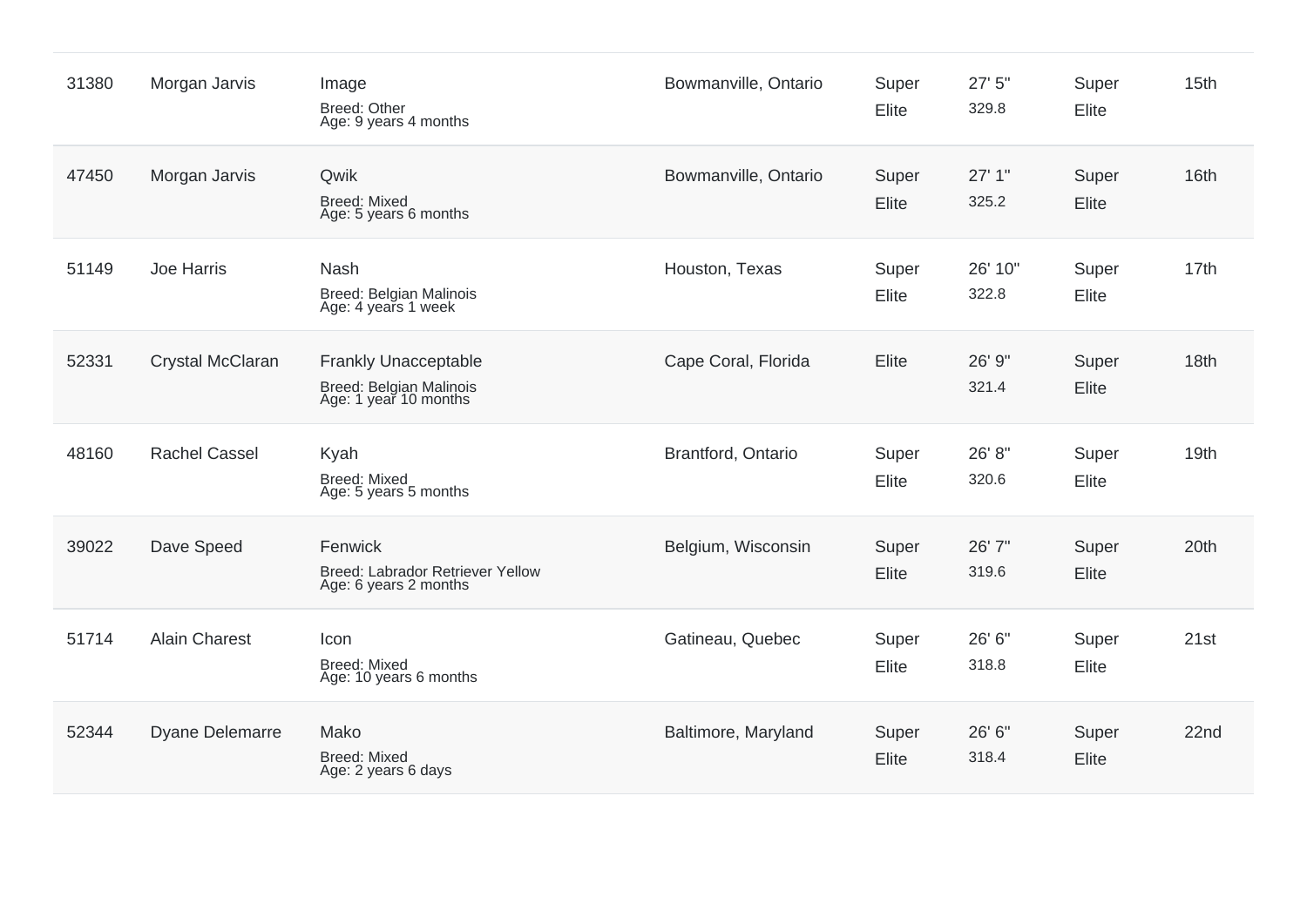| | | | | | | | |
|---|---|---|---|---|---|---|---|
| 31380 | Morgan Jarvis | Image<br>Breed: Other<br>Age: 9 years 4 months | Bowmanville, Ontario | Super Elite | 27' 5"<br>329.8 | Super Elite | 15th |
| 47450 | Morgan Jarvis | Qwik<br>Breed: Mixed<br>Age: 5 years 6 months | Bowmanville, Ontario | Super Elite | 27' 1"<br>325.2 | Super Elite | 16th |
| 51149 | Joe Harris | Nash<br>Breed: Belgian Malinois<br>Age: 4 years 1 week | Houston, Texas | Super Elite | 26' 10"<br>322.8 | Super Elite | 17th |
| 52331 | Crystal McClaran | Frankly Unacceptable<br>Breed: Belgian Malinois<br>Age: 1 year 10 months | Cape Coral, Florida | Elite | 26' 9"<br>321.4 | Super Elite | 18th |
| 48160 | Rachel Cassel | Kyah<br>Breed: Mixed<br>Age: 5 years 5 months | Brantford, Ontario | Super Elite | 26' 8"<br>320.6 | Super Elite | 19th |
| 39022 | Dave Speed | Fenwick<br>Breed: Labrador Retriever Yellow<br>Age: 6 years 2 months | Belgium, Wisconsin | Super Elite | 26' 7"<br>319.6 | Super Elite | 20th |
| 51714 | Alain Charest | Icon<br>Breed: Mixed<br>Age: 10 years 6 months | Gatineau, Quebec | Super Elite | 26' 6"<br>318.8 | Super Elite | 21st |
| 52344 | Dyane Delemarre | Mako<br>Breed: Mixed<br>Age: 2 years 6 days | Baltimore, Maryland | Super Elite | 26' 6"<br>318.4 | Super Elite | 22nd |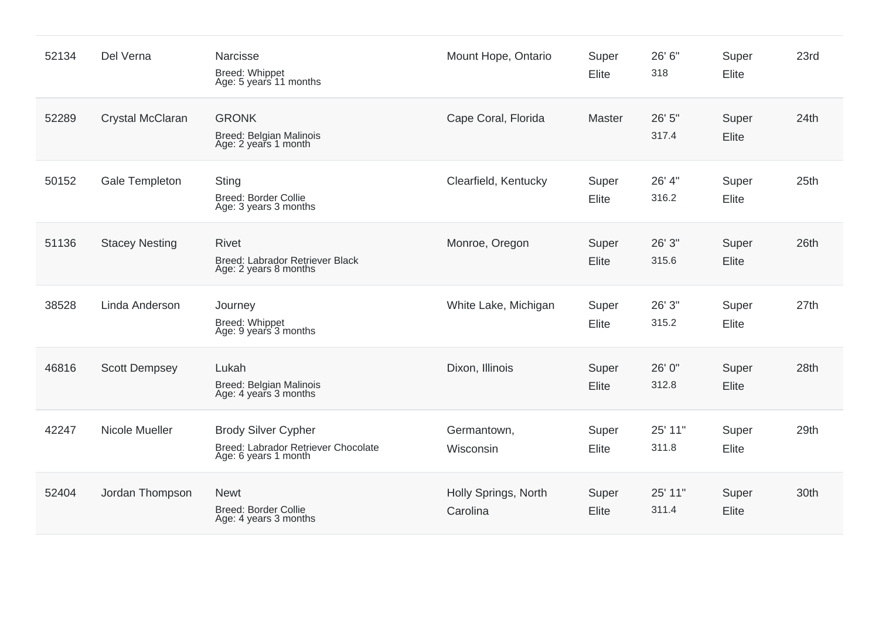| | | | | | | | |
|---|---|---|---|---|---|---|---|
| 52134 | Del Verna | Narcisse<br>Breed: Whippet<br>Age: 5 years 11 months | Mount Hope, Ontario | Super Elite | 26' 6"<br>318 | Super Elite | 23rd |
| 52289 | Crystal McClaran | GRONK<br>Breed: Belgian Malinois<br>Age: 2 years 1 month | Cape Coral, Florida | Master | 26' 5"<br>317.4 | Super Elite | 24th |
| 50152 | Gale Templeton | Sting<br>Breed: Border Collie<br>Age: 3 years 3 months | Clearfield, Kentucky | Super Elite | 26' 4"<br>316.2 | Super Elite | 25th |
| 51136 | Stacey Nesting | Rivet<br>Breed: Labrador Retriever Black<br>Age: 2 years 8 months | Monroe, Oregon | Super Elite | 26' 3"<br>315.6 | Super Elite | 26th |
| 38528 | Linda Anderson | Journey<br>Breed: Whippet<br>Age: 9 years 3 months | White Lake, Michigan | Super Elite | 26' 3"<br>315.2 | Super Elite | 27th |
| 46816 | Scott Dempsey | Lukah<br>Breed: Belgian Malinois<br>Age: 4 years 3 months | Dixon, Illinois | Super Elite | 26' 0"<br>312.8 | Super Elite | 28th |
| 42247 | Nicole Mueller | Brody Silver Cypher<br>Breed: Labrador Retriever Chocolate<br>Age: 6 years 1 month | Germantown, Wisconsin | Super Elite | 25' 11"<br>311.8 | Super Elite | 29th |
| 52404 | Jordan Thompson | Newt<br>Breed: Border Collie<br>Age: 4 years 3 months | Holly Springs, North Carolina | Super Elite | 25' 11"<br>311.4 | Super Elite | 30th |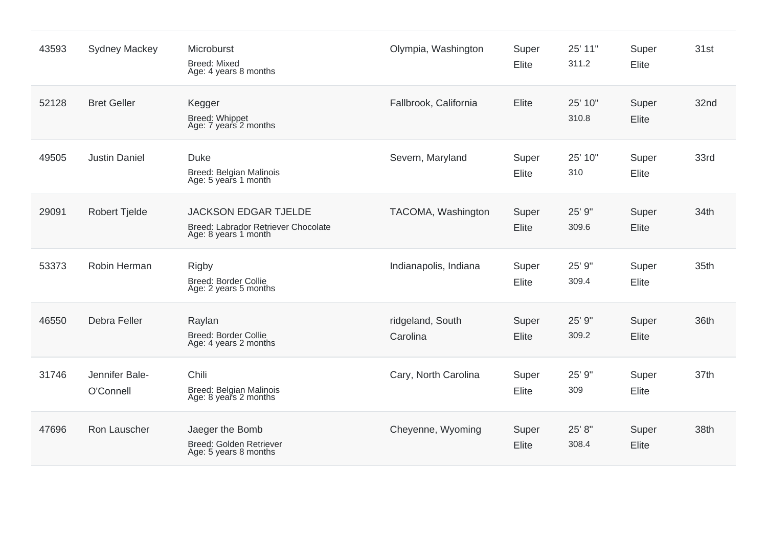| | | | | | | | |
|---|---|---|---|---|---|---|---|
| 43593 | Sydney Mackey | Microburst<br>Breed: Mixed<br>Age: 4 years 8 months | Olympia, Washington | Super Elite | 25' 11"<br>311.2 | Super Elite | 31st |
| 52128 | Bret Geller | Kegger<br>Breed: Whippet<br>Age: 7 years 2 months | Fallbrook, California | Elite | 25' 10"<br>310.8 | Super Elite | 32nd |
| 49505 | Justin Daniel | Duke<br>Breed: Belgian Malinois<br>Age: 5 years 1 month | Severn, Maryland | Super Elite | 25' 10"<br>310 | Super Elite | 33rd |
| 29091 | Robert Tjelde | JACKSON EDGAR TJELDE<br>Breed: Labrador Retriever Chocolate<br>Age: 8 years 1 month | TACOMA, Washington | Super Elite | 25' 9"<br>309.6 | Super Elite | 34th |
| 53373 | Robin Herman | Rigby<br>Breed: Border Collie<br>Age: 2 years 5 months | Indianapolis, Indiana | Super Elite | 25' 9"<br>309.4 | Super Elite | 35th |
| 46550 | Debra Feller | Raylan<br>Breed: Border Collie<br>Age: 4 years 2 months | ridgeland, South Carolina | Super Elite | 25' 9"<br>309.2 | Super Elite | 36th |
| 31746 | Jennifer Bale-O'Connell | Chili<br>Breed: Belgian Malinois<br>Age: 8 years 2 months | Cary, North Carolina | Super Elite | 25' 9"<br>309 | Super Elite | 37th |
| 47696 | Ron Lauscher | Jaeger the Bomb<br>Breed: Golden Retriever<br>Age: 5 years 8 months | Cheyenne, Wyoming | Super Elite | 25' 8"<br>308.4 | Super Elite | 38th |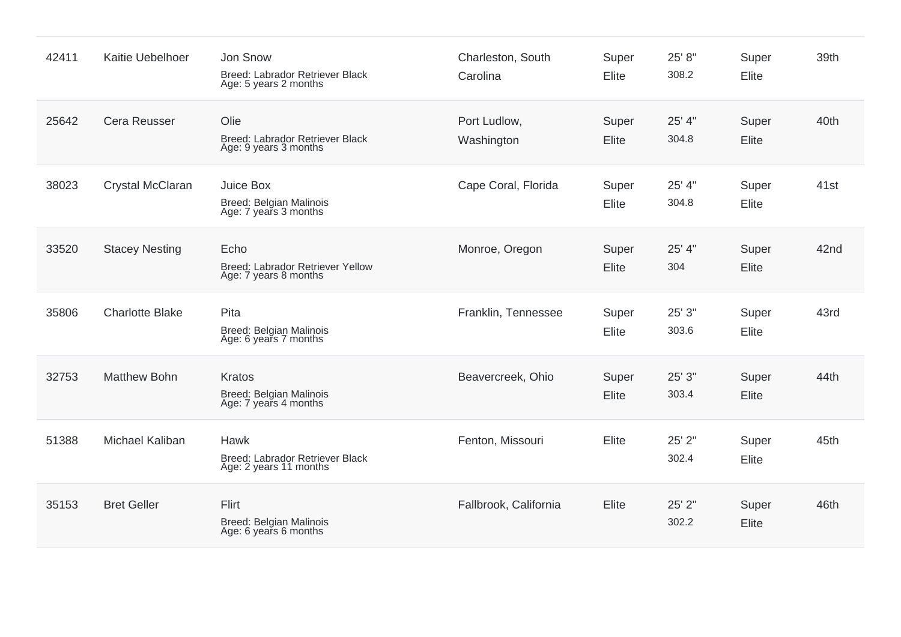| | | | | | | | |
|---|---|---|---|---|---|---|---|
| 42411 | Kaitie Uebelhoer | Jon Snow<br>Breed: Labrador Retriever Black<br>Age: 5 years 2 months | Charleston, South Carolina | Super Elite | 25' 8"<br>308.2 | Super Elite | 39th |
| 25642 | Cera Reusser | Olie<br>Breed: Labrador Retriever Black<br>Age: 9 years 3 months | Port Ludlow, Washington | Super Elite | 25' 4"<br>304.8 | Super Elite | 40th |
| 38023 | Crystal McClaran | Juice Box<br>Breed: Belgian Malinois<br>Age: 7 years 3 months | Cape Coral, Florida | Super Elite | 25' 4"<br>304.8 | Super Elite | 41st |
| 33520 | Stacey Nesting | Echo<br>Breed: Labrador Retriever Yellow<br>Age: 7 years 8 months | Monroe, Oregon | Super Elite | 25' 4"<br>304 | Super Elite | 42nd |
| 35806 | Charlotte Blake | Pita<br>Breed: Belgian Malinois<br>Age: 6 years 7 months | Franklin, Tennessee | Super Elite | 25' 3"<br>303.6 | Super Elite | 43rd |
| 32753 | Matthew Bohn | Kratos<br>Breed: Belgian Malinois<br>Age: 7 years 4 months | Beavercreek, Ohio | Super Elite | 25' 3"<br>303.4 | Super Elite | 44th |
| 51388 | Michael Kaliban | Hawk<br>Breed: Labrador Retriever Black<br>Age: 2 years 11 months | Fenton, Missouri | Elite | 25' 2"<br>302.4 | Super Elite | 45th |
| 35153 | Bret Geller | Flirt<br>Breed: Belgian Malinois<br>Age: 6 years 6 months | Fallbrook, California | Elite | 25' 2"<br>302.2 | Super Elite | 46th |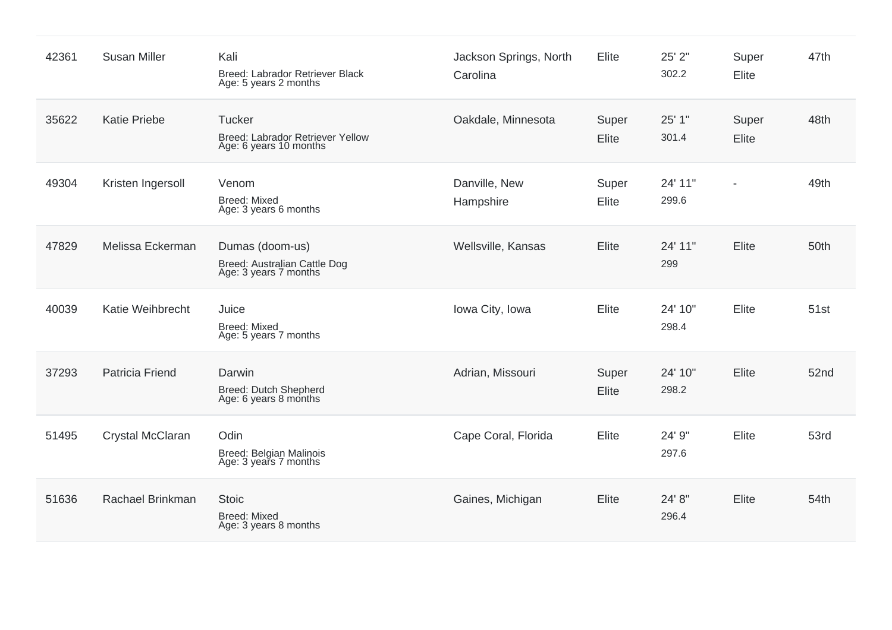| | | | | | | | |
|---|---|---|---|---|---|---|---|
| 42361 | Susan Miller | Kali<br>Breed: Labrador Retriever Black<br>Age: 5 years 2 months | Jackson Springs, North Carolina | Elite | 25' 2"<br>302.2 | Super Elite | 47th |
| 35622 | Katie Priebe | Tucker<br>Breed: Labrador Retriever Yellow<br>Age: 6 years 10 months | Oakdale, Minnesota | Super Elite | 25' 1"<br>301.4 | Super Elite | 48th |
| 49304 | Kristen Ingersoll | Venom<br>Breed: Mixed<br>Age: 3 years 6 months | Danville, New Hampshire | Super Elite | 24' 11"<br>299.6 | - | 49th |
| 47829 | Melissa Eckerman | Dumas (doom-us)<br>Breed: Australian Cattle Dog<br>Age: 3 years 7 months | Wellsville, Kansas | Elite | 24' 11"<br>299 | Elite | 50th |
| 40039 | Katie Weihbrecht | Juice<br>Breed: Mixed<br>Age: 5 years 7 months | Iowa City, Iowa | Elite | 24' 10"<br>298.4 | Elite | 51st |
| 37293 | Patricia Friend | Darwin<br>Breed: Dutch Shepherd<br>Age: 6 years 8 months | Adrian, Missouri | Super Elite | 24' 10"<br>298.2 | Elite | 52nd |
| 51495 | Crystal McClaran | Odin<br>Breed: Belgian Malinois<br>Age: 3 years 7 months | Cape Coral, Florida | Elite | 24' 9"<br>297.6 | Elite | 53rd |
| 51636 | Rachael Brinkman | Stoic<br>Breed: Mixed<br>Age: 3 years 8 months | Gaines, Michigan | Elite | 24' 8"<br>296.4 | Elite | 54th |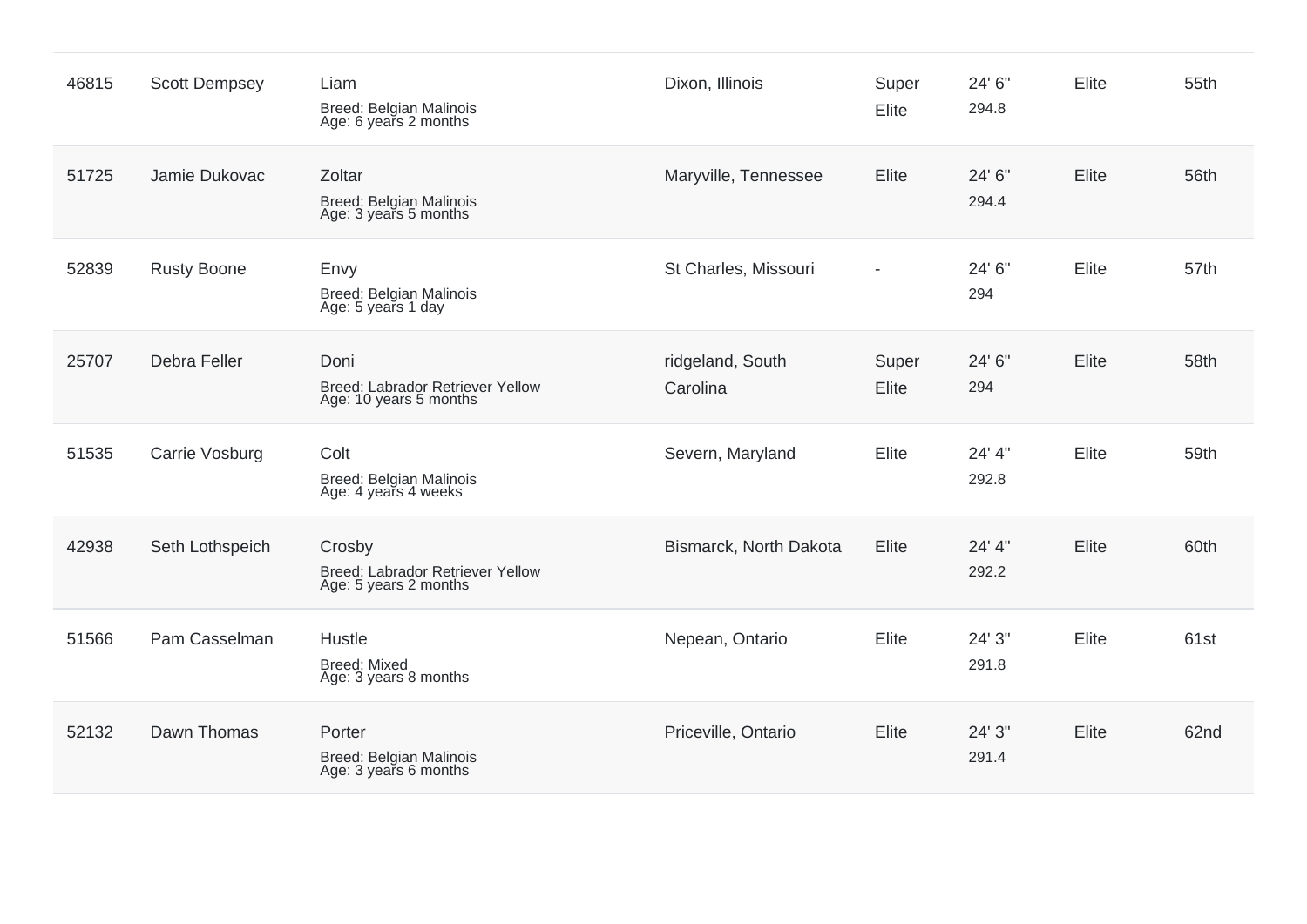| | | | | | | | |
|---|---|---|---|---|---|---|---|
| 46815 | Scott Dempsey | Liam<br>Breed: Belgian Malinois<br>Age: 6 years 2 months | Dixon, Illinois | Super Elite | 24' 6"<br>294.8 | Elite | 55th |
| 51725 | Jamie Dukovac | Zoltar<br>Breed: Belgian Malinois<br>Age: 3 years 5 months | Maryville, Tennessee | Elite | 24' 6"<br>294.4 | Elite | 56th |
| 52839 | Rusty Boone | Envy<br>Breed: Belgian Malinois<br>Age: 5 years 1 day | St Charles, Missouri | - | 24' 6"<br>294 | Elite | 57th |
| 25707 | Debra Feller | Doni<br>Breed: Labrador Retriever Yellow<br>Age: 10 years 5 months | ridgeland, South Carolina | Super Elite | 24' 6"<br>294 | Elite | 58th |
| 51535 | Carrie Vosburg | Colt<br>Breed: Belgian Malinois<br>Age: 4 years 4 weeks | Severn, Maryland | Elite | 24' 4"<br>292.8 | Elite | 59th |
| 42938 | Seth Lothspeich | Crosby<br>Breed: Labrador Retriever Yellow<br>Age: 5 years 2 months | Bismarck, North Dakota | Elite | 24' 4"<br>292.2 | Elite | 60th |
| 51566 | Pam Casselman | Hustle<br>Breed: Mixed<br>Age: 3 years 8 months | Nepean, Ontario | Elite | 24' 3"<br>291.8 | Elite | 61st |
| 52132 | Dawn Thomas | Porter<br>Breed: Belgian Malinois<br>Age: 3 years 6 months | Priceville, Ontario | Elite | 24' 3"<br>291.4 | Elite | 62nd |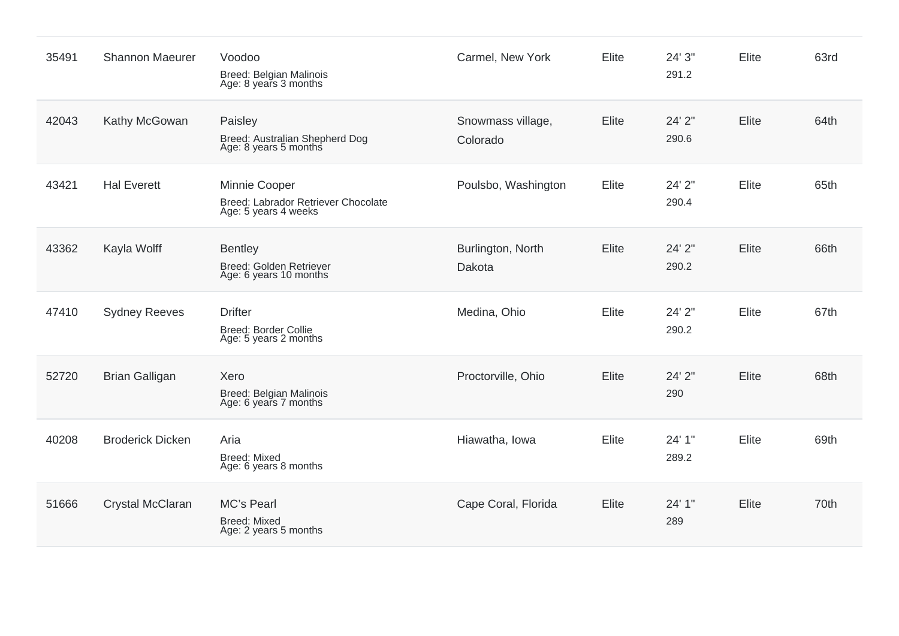| | | | | | | | |
|---|---|---|---|---|---|---|---|
| 35491 | Shannon Maeurer | Voodoo<br>Breed: Belgian Malinois<br>Age: 8 years 3 months | Carmel, New York | Elite | 24' 3"<br>291.2 | Elite | 63rd |
| 42043 | Kathy McGowan | Paisley<br>Breed: Australian Shepherd Dog<br>Age: 8 years 5 months | Snowmass village, Colorado | Elite | 24' 2"<br>290.6 | Elite | 64th |
| 43421 | Hal Everett | Minnie Cooper<br>Breed: Labrador Retriever Chocolate<br>Age: 5 years 4 weeks | Poulsbo, Washington | Elite | 24' 2"<br>290.4 | Elite | 65th |
| 43362 | Kayla Wolff | Bentley<br>Breed: Golden Retriever<br>Age: 6 years 10 months | Burlington, North Dakota | Elite | 24' 2"<br>290.2 | Elite | 66th |
| 47410 | Sydney Reeves | Drifter<br>Breed: Border Collie<br>Age: 5 years 2 months | Medina, Ohio | Elite | 24' 2"<br>290.2 | Elite | 67th |
| 52720 | Brian Galligan | Xero<br>Breed: Belgian Malinois<br>Age: 6 years 7 months | Proctorville, Ohio | Elite | 24' 2"<br>290 | Elite | 68th |
| 40208 | Broderick Dicken | Aria<br>Breed: Mixed<br>Age: 6 years 8 months | Hiawatha, Iowa | Elite | 24' 1"<br>289.2 | Elite | 69th |
| 51666 | Crystal McClaran | MC's Pearl<br>Breed: Mixed<br>Age: 2 years 5 months | Cape Coral, Florida | Elite | 24' 1"<br>289 | Elite | 70th |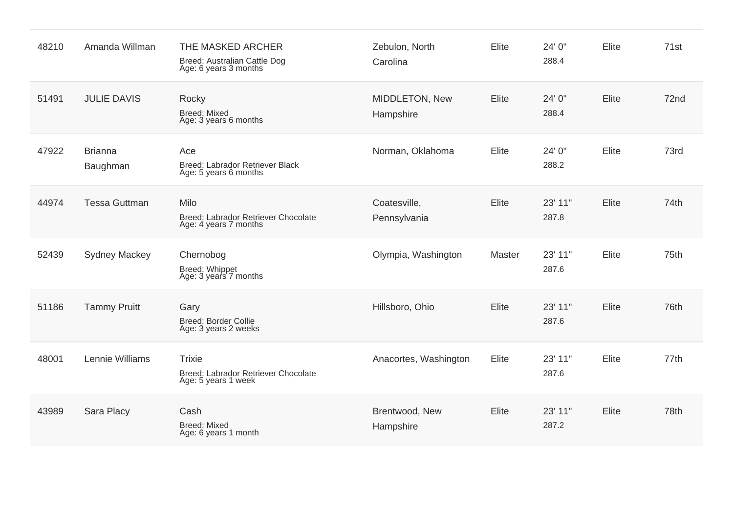| | | | | | | | |
|---|---|---|---|---|---|---|---|
| 48210 | Amanda Willman | THE MASKED ARCHER<br>Breed: Australian Cattle Dog<br>Age: 6 years 3 months | Zebulon, North Carolina | Elite | 24' 0"<br>288.4 | Elite | 71st |
| 51491 | JULIE DAVIS | Rocky<br>Breed: Mixed<br>Age: 3 years 6 months | MIDDLETON, New Hampshire | Elite | 24' 0"<br>288.4 | Elite | 72nd |
| 47922 | Brianna Baughman | Ace<br>Breed: Labrador Retriever Black<br>Age: 5 years 6 months | Norman, Oklahoma | Elite | 24' 0"<br>288.2 | Elite | 73rd |
| 44974 | Tessa Guttman | Milo<br>Breed: Labrador Retriever Chocolate<br>Age: 4 years 7 months | Coatesville, Pennsylvania | Elite | 23' 11"<br>287.8 | Elite | 74th |
| 52439 | Sydney Mackey | Chernobog<br>Breed: Whippet<br>Age: 3 years 7 months | Olympia, Washington | Master | 23' 11"<br>287.6 | Elite | 75th |
| 51186 | Tammy Pruitt | Gary<br>Breed: Border Collie<br>Age: 3 years 2 weeks | Hillsboro, Ohio | Elite | 23' 11"<br>287.6 | Elite | 76th |
| 48001 | Lennie Williams | Trixie<br>Breed: Labrador Retriever Chocolate<br>Age: 5 years 1 week | Anacortes, Washington | Elite | 23' 11"<br>287.6 | Elite | 77th |
| 43989 | Sara Placy | Cash<br>Breed: Mixed<br>Age: 6 years 1 month | Brentwood, New Hampshire | Elite | 23' 11"<br>287.2 | Elite | 78th |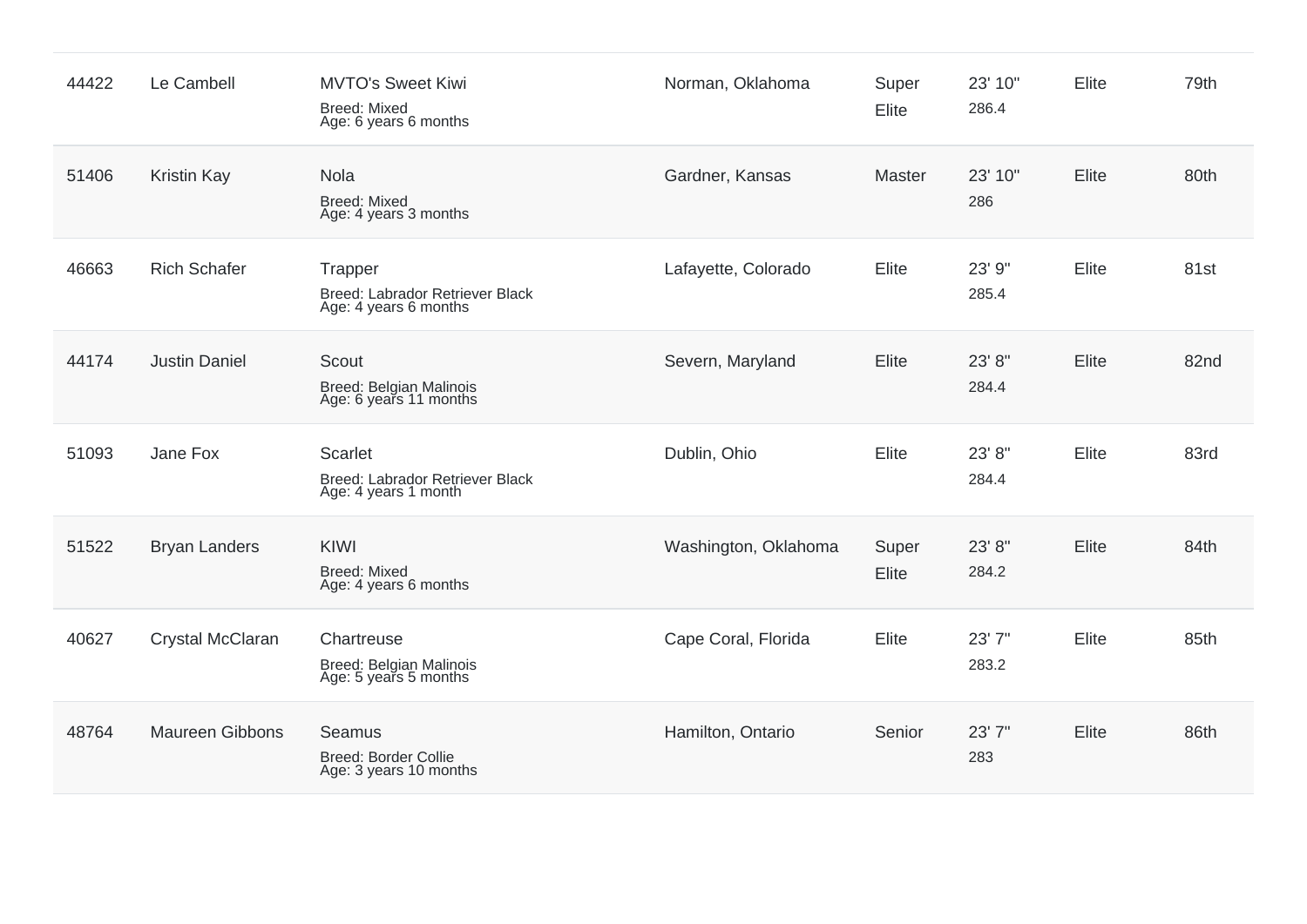| | | | | | | | |
|---|---|---|---|---|---|---|---|
| 44422 | Le Cambell | MVTO's Sweet Kiwi<br>Breed: Mixed<br>Age: 6 years 6 months | Norman, Oklahoma | Super Elite | 23' 10"<br>286.4 | Elite | 79th |
| 51406 | Kristin Kay | Nola<br>Breed: Mixed<br>Age: 4 years 3 months | Gardner, Kansas | Master | 23' 10"<br>286 | Elite | 80th |
| 46663 | Rich Schafer | Trapper<br>Breed: Labrador Retriever Black<br>Age: 4 years 6 months | Lafayette, Colorado | Elite | 23' 9"<br>285.4 | Elite | 81st |
| 44174 | Justin Daniel | Scout<br>Breed: Belgian Malinois<br>Age: 6 years 11 months | Severn, Maryland | Elite | 23' 8"<br>284.4 | Elite | 82nd |
| 51093 | Jane Fox | Scarlet<br>Breed: Labrador Retriever Black<br>Age: 4 years 1 month | Dublin, Ohio | Elite | 23' 8"<br>284.4 | Elite | 83rd |
| 51522 | Bryan Landers | KIWI<br>Breed: Mixed<br>Age: 4 years 6 months | Washington, Oklahoma | Super Elite | 23' 8"<br>284.2 | Elite | 84th |
| 40627 | Crystal McClaran | Chartreuse<br>Breed: Belgian Malinois<br>Age: 5 years 5 months | Cape Coral, Florida | Elite | 23' 7"<br>283.2 | Elite | 85th |
| 48764 | Maureen Gibbons | Seamus<br>Breed: Border Collie<br>Age: 3 years 10 months | Hamilton, Ontario | Senior | 23' 7"<br>283 | Elite | 86th |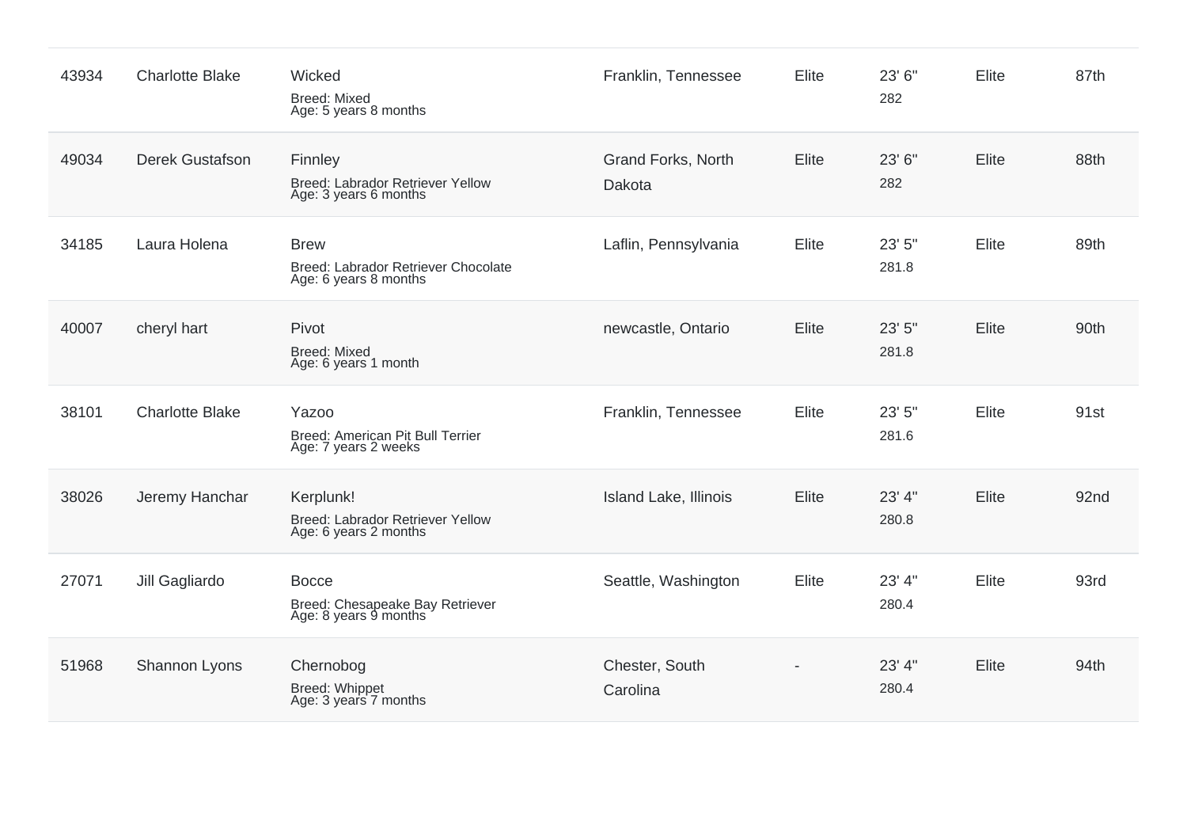| | | | | | | | |
|---|---|---|---|---|---|---|---|
| 43934 | Charlotte Blake | Wicked<br>Breed: Mixed<br>Age: 5 years 8 months | Franklin, Tennessee | Elite | 23' 6"<br>282 | Elite | 87th |
| 49034 | Derek Gustafson | Finnley<br>Breed: Labrador Retriever Yellow<br>Age: 3 years 6 months | Grand Forks, North Dakota | Elite | 23' 6"<br>282 | Elite | 88th |
| 34185 | Laura Holena | Brew<br>Breed: Labrador Retriever Chocolate<br>Age: 6 years 8 months | Laflin, Pennsylvania | Elite | 23' 5"<br>281.8 | Elite | 89th |
| 40007 | cheryl hart | Pivot<br>Breed: Mixed<br>Age: 6 years 1 month | newcastle, Ontario | Elite | 23' 5"<br>281.8 | Elite | 90th |
| 38101 | Charlotte Blake | Yazoo<br>Breed: American Pit Bull Terrier<br>Age: 7 years 2 weeks | Franklin, Tennessee | Elite | 23' 5"<br>281.6 | Elite | 91st |
| 38026 | Jeremy Hanchar | Kerplunk!<br>Breed: Labrador Retriever Yellow<br>Age: 6 years 2 months | Island Lake, Illinois | Elite | 23' 4"<br>280.8 | Elite | 92nd |
| 27071 | Jill Gagliardo | Bocce<br>Breed: Chesapeake Bay Retriever<br>Age: 8 years 9 months | Seattle, Washington | Elite | 23' 4"<br>280.4 | Elite | 93rd |
| 51968 | Shannon Lyons | Chernobog<br>Breed: Whippet<br>Age: 3 years 7 months | Chester, South Carolina | - | 23' 4"<br>280.4 | Elite | 94th |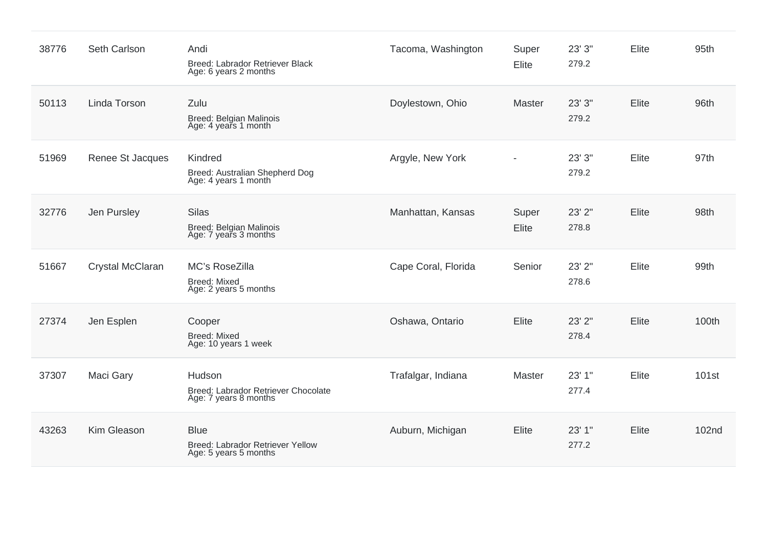| | | | | | | | |
|---|---|---|---|---|---|---|---|
| 38776 | Seth Carlson | Andi<br>Breed: Labrador Retriever Black<br>Age: 6 years 2 months | Tacoma, Washington | Super Elite | 23' 3"<br>279.2 | Elite | 95th |
| 50113 | Linda Torson | Zulu<br>Breed: Belgian Malinois<br>Age: 4 years 1 month | Doylestown, Ohio | Master | 23' 3"<br>279.2 | Elite | 96th |
| 51969 | Renee St Jacques | Kindred<br>Breed: Australian Shepherd Dog<br>Age: 4 years 1 month | Argyle, New York | - | 23' 3"<br>279.2 | Elite | 97th |
| 32776 | Jen Pursley | Silas<br>Breed: Belgian Malinois<br>Age: 7 years 3 months | Manhattan, Kansas | Super Elite | 23' 2"<br>278.8 | Elite | 98th |
| 51667 | Crystal McClaran | MC's RoseZilla<br>Breed: Mixed<br>Age: 2 years 5 months | Cape Coral, Florida | Senior | 23' 2"<br>278.6 | Elite | 99th |
| 27374 | Jen Esplen | Cooper<br>Breed: Mixed<br>Age: 10 years 1 week | Oshawa, Ontario | Elite | 23' 2"<br>278.4 | Elite | 100th |
| 37307 | Maci Gary | Hudson<br>Breed: Labrador Retriever Chocolate<br>Age: 7 years 8 months | Trafalgar, Indiana | Master | 23' 1"<br>277.4 | Elite | 101st |
| 43263 | Kim Gleason | Blue<br>Breed: Labrador Retriever Yellow<br>Age: 5 years 5 months | Auburn, Michigan | Elite | 23' 1"<br>277.2 | Elite | 102nd |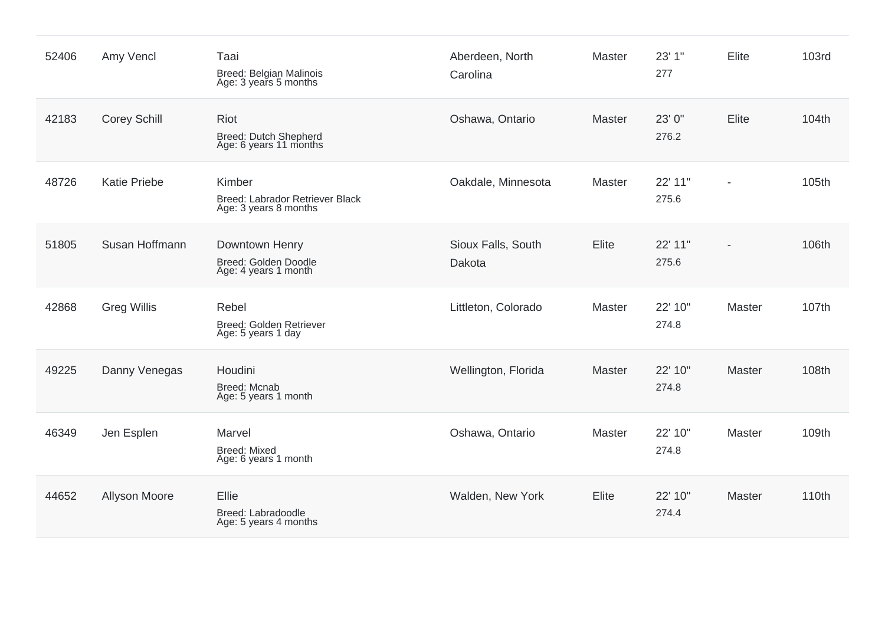| | | | | | | | |
|---|---|---|---|---|---|---|---|
| 52406 | Amy Vencl | Taai<br>Breed: Belgian Malinois<br>Age: 3 years 5 months | Aberdeen, North Carolina | Master | 23' 1"<br>277 | Elite | 103rd |
| 42183 | Corey Schill | Riot<br>Breed: Dutch Shepherd<br>Age: 6 years 11 months | Oshawa, Ontario | Master | 23' 0"<br>276.2 | Elite | 104th |
| 48726 | Katie Priebe | Kimber<br>Breed: Labrador Retriever Black<br>Age: 3 years 8 months | Oakdale, Minnesota | Master | 22' 11"<br>275.6 | - | 105th |
| 51805 | Susan Hoffmann | Downtown Henry<br>Breed: Golden Doodle<br>Age: 4 years 1 month | Sioux Falls, South Dakota | Elite | 22' 11"<br>275.6 | - | 106th |
| 42868 | Greg Willis | Rebel<br>Breed: Golden Retriever<br>Age: 5 years 1 day | Littleton, Colorado | Master | 22' 10"<br>274.8 | Master | 107th |
| 49225 | Danny Venegas | Houdini<br>Breed: Mcnab<br>Age: 5 years 1 month | Wellington, Florida | Master | 22' 10"<br>274.8 | Master | 108th |
| 46349 | Jen Esplen | Marvel<br>Breed: Mixed<br>Age: 6 years 1 month | Oshawa, Ontario | Master | 22' 10"<br>274.8 | Master | 109th |
| 44652 | Allyson Moore | Ellie<br>Breed: Labradoodle<br>Age: 5 years 4 months | Walden, New York | Elite | 22' 10"<br>274.4 | Master | 110th |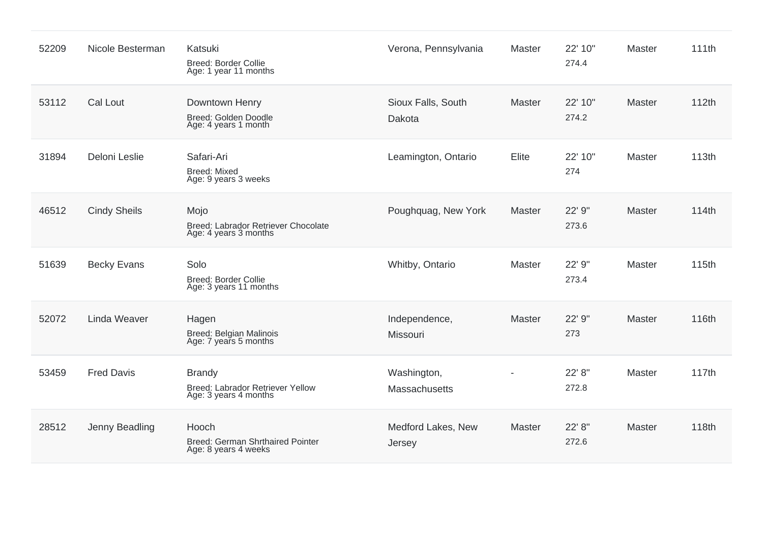| | | | | | | | |
|---|---|---|---|---|---|---|---|
| 52209 | Nicole Besterman | Katsuki<br>Breed: Border Collie<br>Age: 1 year 11 months | Verona, Pennsylvania | Master | 22' 10"<br>274.4 | Master | 111th |
| 53112 | Cal Lout | Downtown Henry<br>Breed: Golden Doodle<br>Age: 4 years 1 month | Sioux Falls, South Dakota | Master | 22' 10"<br>274.2 | Master | 112th |
| 31894 | Deloni Leslie | Safari-Ari<br>Breed: Mixed<br>Age: 9 years 3 weeks | Leamington, Ontario | Elite | 22' 10"<br>274 | Master | 113th |
| 46512 | Cindy Sheils | Mojo<br>Breed: Labrador Retriever Chocolate<br>Age: 4 years 3 months | Poughquag, New York | Master | 22' 9"<br>273.6 | Master | 114th |
| 51639 | Becky Evans | Solo<br>Breed: Border Collie<br>Age: 3 years 11 months | Whitby, Ontario | Master | 22' 9"<br>273.4 | Master | 115th |
| 52072 | Linda Weaver | Hagen<br>Breed: Belgian Malinois<br>Age: 7 years 5 months | Independence, Missouri | Master | 22' 9"<br>273 | Master | 116th |
| 53459 | Fred Davis | Brandy<br>Breed: Labrador Retriever Yellow<br>Age: 3 years 4 months | Washington, Massachusetts | - | 22' 8"<br>272.8 | Master | 117th |
| 28512 | Jenny Beadling | Hooch<br>Breed: German Shrthaired Pointer<br>Age: 8 years 4 weeks | Medford Lakes, New Jersey | Master | 22' 8"<br>272.6 | Master | 118th |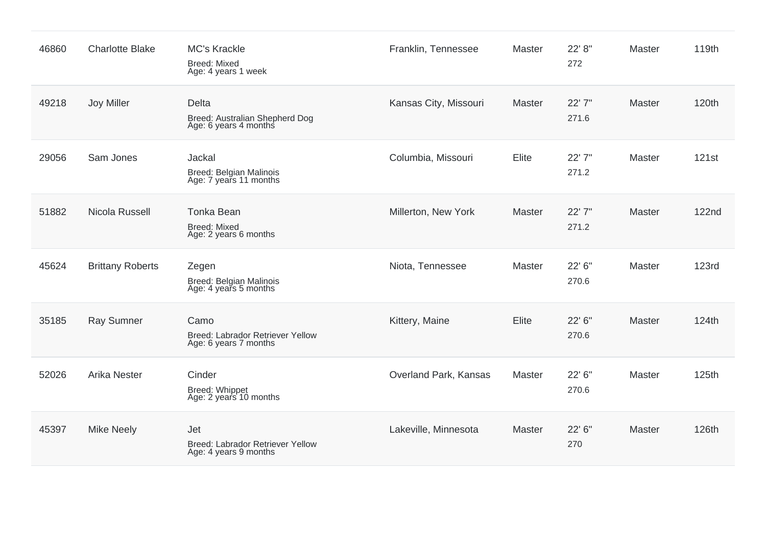| | | | | | | | |
|---|---|---|---|---|---|---|---|
| 46860 | Charlotte Blake | MC's Krackle<br>Breed: Mixed<br>Age: 4 years 1 week | Franklin, Tennessee | Master | 22' 8"<br>272 | Master | 119th |
| 49218 | Joy Miller | Delta<br>Breed: Australian Shepherd Dog<br>Age: 6 years 4 months | Kansas City, Missouri | Master | 22' 7"<br>271.6 | Master | 120th |
| 29056 | Sam Jones | Jackal<br>Breed: Belgian Malinois<br>Age: 7 years 11 months | Columbia, Missouri | Elite | 22' 7"<br>271.2 | Master | 121st |
| 51882 | Nicola Russell | Tonka Bean<br>Breed: Mixed<br>Age: 2 years 6 months | Millerton, New York | Master | 22' 7"<br>271.2 | Master | 122nd |
| 45624 | Brittany Roberts | Zegen<br>Breed: Belgian Malinois<br>Age: 4 years 5 months | Niota, Tennessee | Master | 22' 6"<br>270.6 | Master | 123rd |
| 35185 | Ray Sumner | Camo<br>Breed: Labrador Retriever Yellow<br>Age: 6 years 7 months | Kittery, Maine | Elite | 22' 6"<br>270.6 | Master | 124th |
| 52026 | Arika Nester | Cinder<br>Breed: Whippet<br>Age: 2 years 10 months | Overland Park, Kansas | Master | 22' 6"<br>270.6 | Master | 125th |
| 45397 | Mike Neely | Jet<br>Breed: Labrador Retriever Yellow<br>Age: 4 years 9 months | Lakeville, Minnesota | Master | 22' 6"<br>270 | Master | 126th |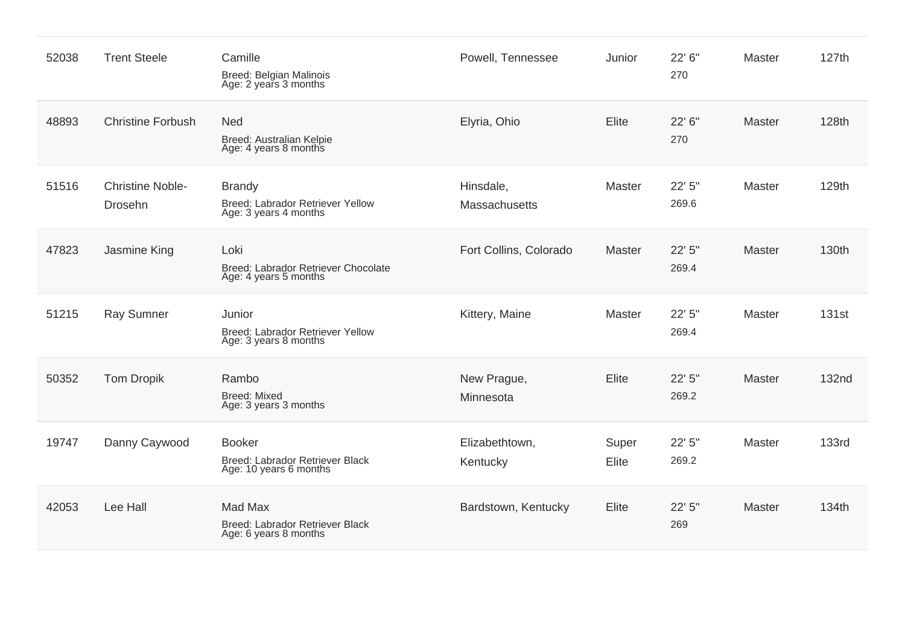| | | | | | | | |
|---|---|---|---|---|---|---|---|
| 52038 | Trent Steele | Camille<br>Breed: Belgian Malinois<br>Age: 2 years 3 months | Powell, Tennessee | Junior | 22' 6"<br>270 | Master | 127th |
| 48893 | Christine Forbush | Ned<br>Breed: Australian Kelpie<br>Age: 4 years 8 months | Elyria, Ohio | Elite | 22' 6"<br>270 | Master | 128th |
| 51516 | Christine Noble-Drosehn | Brandy<br>Breed: Labrador Retriever Yellow<br>Age: 3 years 4 months | Hinsdale, Massachusetts | Master | 22' 5"<br>269.6 | Master | 129th |
| 47823 | Jasmine King | Loki<br>Breed: Labrador Retriever Chocolate<br>Age: 4 years 5 months | Fort Collins, Colorado | Master | 22' 5"<br>269.4 | Master | 130th |
| 51215 | Ray Sumner | Junior<br>Breed: Labrador Retriever Yellow<br>Age: 3 years 8 months | Kittery, Maine | Master | 22' 5"<br>269.4 | Master | 131st |
| 50352 | Tom Dropik | Rambo<br>Breed: Mixed<br>Age: 3 years 3 months | New Prague, Minnesota | Elite | 22' 5"<br>269.2 | Master | 132nd |
| 19747 | Danny Caywood | Booker<br>Breed: Labrador Retriever Black<br>Age: 10 years 6 months | Elizabethtown, Kentucky | Super Elite | 22' 5"<br>269.2 | Master | 133rd |
| 42053 | Lee Hall | Mad Max<br>Breed: Labrador Retriever Black<br>Age: 6 years 8 months | Bardstown, Kentucky | Elite | 22' 5"<br>269 | Master | 134th |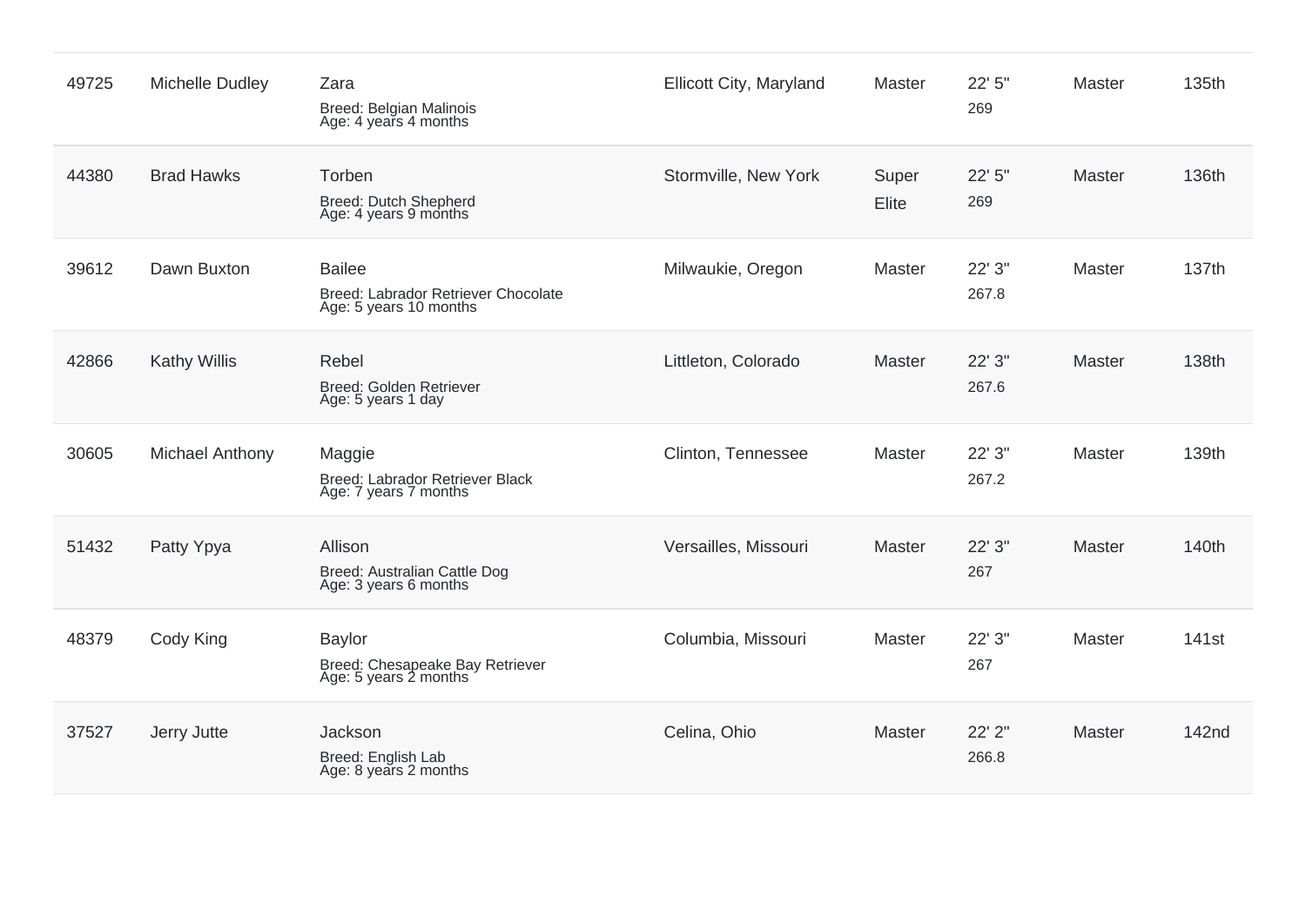| | | | | | | | |
|---|---|---|---|---|---|---|---|
| 49725 | Michelle Dudley | Zara<br>Breed: Belgian Malinois<br>Age: 4 years 4 months | Ellicott City, Maryland | Master | 22' 5"<br>269 | Master | 135th |
| 44380 | Brad Hawks | Torben<br>Breed: Dutch Shepherd<br>Age: 4 years 9 months | Stormville, New York | Super Elite | 22' 5"<br>269 | Master | 136th |
| 39612 | Dawn Buxton | Bailee<br>Breed: Labrador Retriever Chocolate<br>Age: 5 years 10 months | Milwaukie, Oregon | Master | 22' 3"<br>267.8 | Master | 137th |
| 42866 | Kathy Willis | Rebel<br>Breed: Golden Retriever<br>Age: 5 years 1 day | Littleton, Colorado | Master | 22' 3"<br>267.6 | Master | 138th |
| 30605 | Michael Anthony | Maggie<br>Breed: Labrador Retriever Black<br>Age: 7 years 7 months | Clinton, Tennessee | Master | 22' 3"<br>267.2 | Master | 139th |
| 51432 | Patty Ypya | Allison<br>Breed: Australian Cattle Dog<br>Age: 3 years 6 months | Versailles, Missouri | Master | 22' 3"<br>267 | Master | 140th |
| 48379 | Cody King | Baylor<br>Breed: Chesapeake Bay Retriever<br>Age: 5 years 2 months | Columbia, Missouri | Master | 22' 3"<br>267 | Master | 141st |
| 37527 | Jerry Jutte | Jackson<br>Breed: English Lab<br>Age: 8 years 2 months | Celina, Ohio | Master | 22' 2"<br>266.8 | Master | 142nd |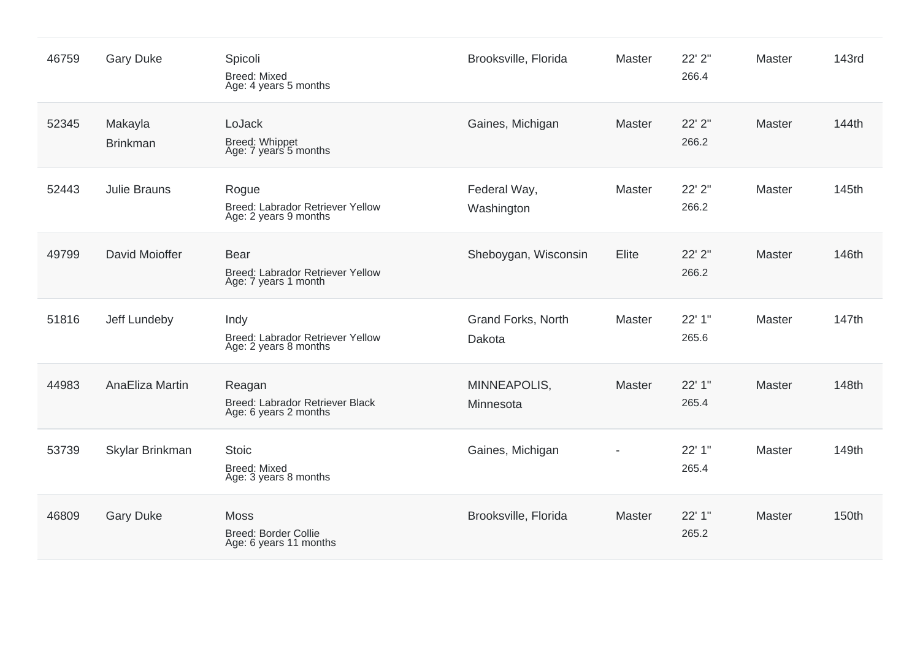| | | | | | | | |
|---|---|---|---|---|---|---|---|
| 46759 | Gary Duke | Spicoli<br>Breed: Mixed<br>Age: 4 years 5 months | Brooksville, Florida | Master | 22' 2"<br>266.4 | Master | 143rd |
| 52345 | Makayla Brinkman | LoJack<br>Breed: Whippet<br>Age: 7 years 5 months | Gaines, Michigan | Master | 22' 2"<br>266.2 | Master | 144th |
| 52443 | Julie Brauns | Rogue<br>Breed: Labrador Retriever Yellow<br>Age: 2 years 9 months | Federal Way, Washington | Master | 22' 2"<br>266.2 | Master | 145th |
| 49799 | David Moioffer | Bear<br>Breed: Labrador Retriever Yellow<br>Age: 7 years 1 month | Sheboygan, Wisconsin | Elite | 22' 2"<br>266.2 | Master | 146th |
| 51816 | Jeff Lundeby | Indy<br>Breed: Labrador Retriever Yellow<br>Age: 2 years 8 months | Grand Forks, North Dakota | Master | 22' 1"<br>265.6 | Master | 147th |
| 44983 | AnaEliza Martin | Reagan<br>Breed: Labrador Retriever Black<br>Age: 6 years 2 months | MINNEAPOLIS, Minnesota | Master | 22' 1"<br>265.4 | Master | 148th |
| 53739 | Skylar Brinkman | Stoic<br>Breed: Mixed<br>Age: 3 years 8 months | Gaines, Michigan | - | 22' 1"<br>265.4 | Master | 149th |
| 46809 | Gary Duke | Moss<br>Breed: Border Collie<br>Age: 6 years 11 months | Brooksville, Florida | Master | 22' 1"<br>265.2 | Master | 150th |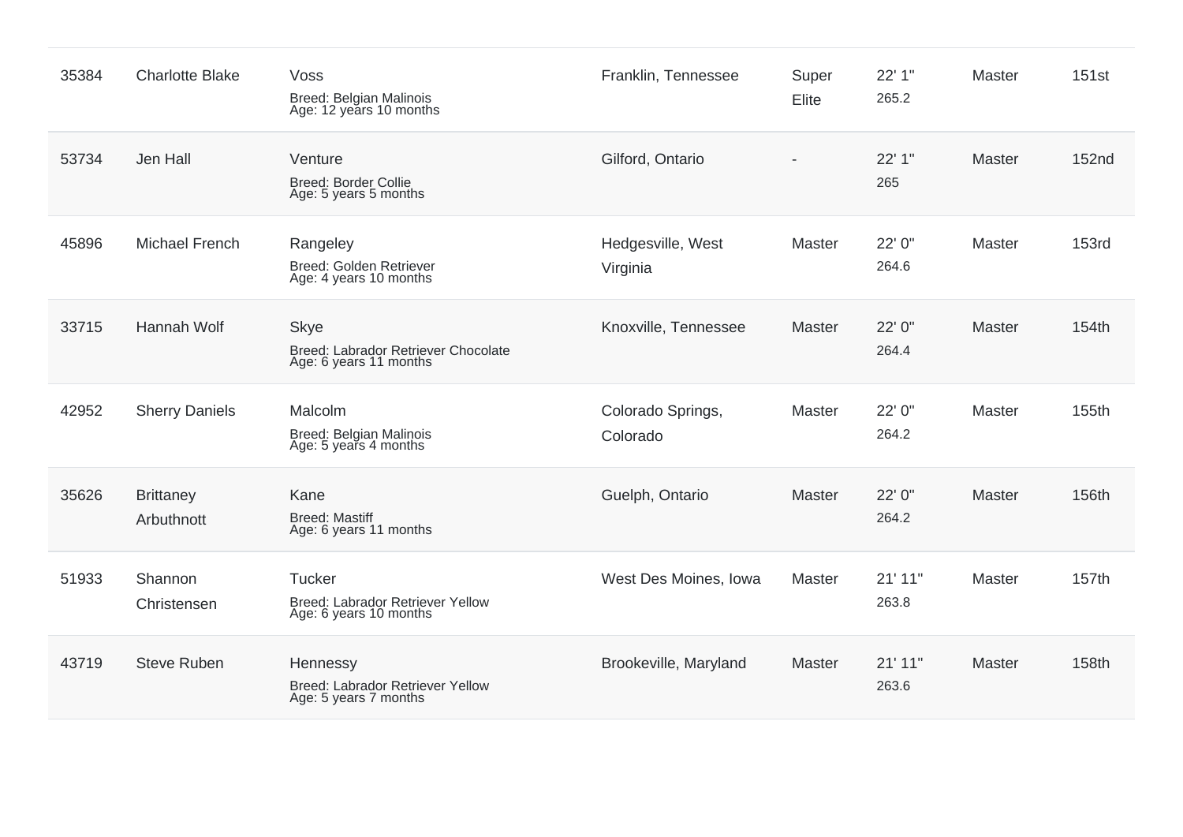| | | | | | | | |
|---|---|---|---|---|---|---|---|
| 35384 | Charlotte Blake | Voss<br>Breed: Belgian Malinois<br>Age: 12 years 10 months | Franklin, Tennessee | Super Elite | 22' 1"<br>265.2 | Master | 151st |
| 53734 | Jen Hall | Venture<br>Breed: Border Collie<br>Age: 5 years 5 months | Gilford, Ontario | - | 22' 1"<br>265 | Master | 152nd |
| 45896 | Michael French | Rangeley<br>Breed: Golden Retriever<br>Age: 4 years 10 months | Hedgesville, West Virginia | Master | 22' 0"<br>264.6 | Master | 153rd |
| 33715 | Hannah Wolf | Skye<br>Breed: Labrador Retriever Chocolate<br>Age: 6 years 11 months | Knoxville, Tennessee | Master | 22' 0"<br>264.4 | Master | 154th |
| 42952 | Sherry Daniels | Malcolm<br>Breed: Belgian Malinois<br>Age: 5 years 4 months | Colorado Springs, Colorado | Master | 22' 0"<br>264.2 | Master | 155th |
| 35626 | Brittaney Arbuthnott | Kane<br>Breed: Mastiff<br>Age: 6 years 11 months | Guelph, Ontario | Master | 22' 0"<br>264.2 | Master | 156th |
| 51933 | Shannon Christensen | Tucker<br>Breed: Labrador Retriever Yellow<br>Age: 6 years 10 months | West Des Moines, Iowa | Master | 21' 11"<br>263.8 | Master | 157th |
| 43719 | Steve Ruben | Hennessy<br>Breed: Labrador Retriever Yellow<br>Age: 5 years 7 months | Brookeville, Maryland | Master | 21' 11"<br>263.6 | Master | 158th |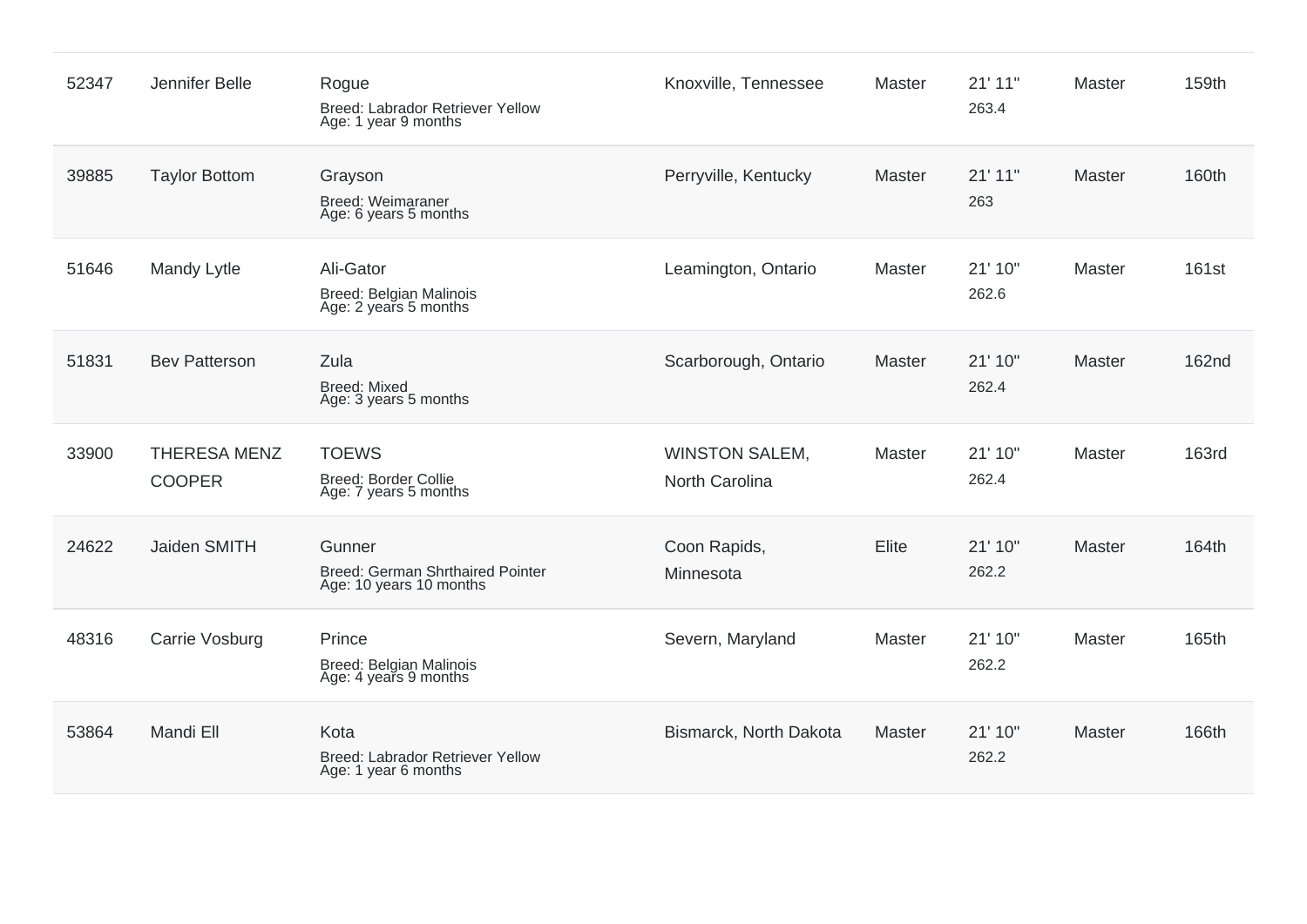| | | | | | | | |
|---|---|---|---|---|---|---|---|
| 52347 | Jennifer Belle | Rogue<br>Breed: Labrador Retriever Yellow<br>Age: 1 year 9 months | Knoxville, Tennessee | Master | 21' 11"<br>263.4 | Master | 159th |
| 39885 | Taylor Bottom | Grayson<br>Breed: Weimaraner<br>Age: 6 years 5 months | Perryville, Kentucky | Master | 21' 11"<br>263 | Master | 160th |
| 51646 | Mandy Lytle | Ali-Gator<br>Breed: Belgian Malinois<br>Age: 2 years 5 months | Leamington, Ontario | Master | 21' 10"<br>262.6 | Master | 161st |
| 51831 | Bev Patterson | Zula<br>Breed: Mixed<br>Age: 3 years 5 months | Scarborough, Ontario | Master | 21' 10"<br>262.4 | Master | 162nd |
| 33900 | THERESA MENZ COOPER | TOEWS<br>Breed: Border Collie<br>Age: 7 years 5 months | WINSTON SALEM, North Carolina | Master | 21' 10"<br>262.4 | Master | 163rd |
| 24622 | Jaiden SMITH | Gunner<br>Breed: German Shrthaired Pointer<br>Age: 10 years 10 months | Coon Rapids, Minnesota | Elite | 21' 10"<br>262.2 | Master | 164th |
| 48316 | Carrie Vosburg | Prince<br>Breed: Belgian Malinois<br>Age: 4 years 9 months | Severn, Maryland | Master | 21' 10"<br>262.2 | Master | 165th |
| 53864 | Mandi Ell | Kota<br>Breed: Labrador Retriever Yellow<br>Age: 1 year 6 months | Bismarck, North Dakota | Master | 21' 10"<br>262.2 | Master | 166th |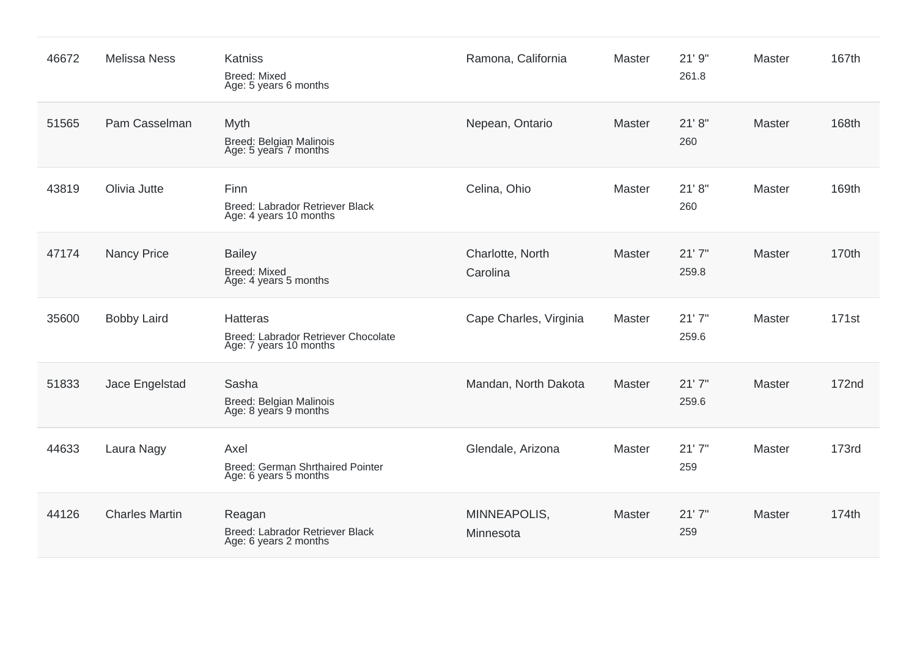| | | | | | | | |
|---|---|---|---|---|---|---|---|
| 46672 | Melissa Ness | Katniss<br>Breed: Mixed<br>Age: 5 years 6 months | Ramona, California | Master | 21' 9"<br>261.8 | Master | 167th |
| 51565 | Pam Casselman | Myth<br>Breed: Belgian Malinois<br>Age: 5 years 7 months | Nepean, Ontario | Master | 21' 8"<br>260 | Master | 168th |
| 43819 | Olivia Jutte | Finn<br>Breed: Labrador Retriever Black<br>Age: 4 years 10 months | Celina, Ohio | Master | 21' 8"<br>260 | Master | 169th |
| 47174 | Nancy Price | Bailey<br>Breed: Mixed<br>Age: 4 years 5 months | Charlotte, North Carolina | Master | 21' 7"<br>259.8 | Master | 170th |
| 35600 | Bobby Laird | Hatteras<br>Breed: Labrador Retriever Chocolate<br>Age: 7 years 10 months | Cape Charles, Virginia | Master | 21' 7"<br>259.6 | Master | 171st |
| 51833 | Jace Engelstad | Sasha<br>Breed: Belgian Malinois<br>Age: 8 years 9 months | Mandan, North Dakota | Master | 21' 7"<br>259.6 | Master | 172nd |
| 44633 | Laura Nagy | Axel<br>Breed: German Shrthaired Pointer<br>Age: 6 years 5 months | Glendale, Arizona | Master | 21' 7"<br>259 | Master | 173rd |
| 44126 | Charles Martin | Reagan<br>Breed: Labrador Retriever Black<br>Age: 6 years 2 months | MINNEAPOLIS, Minnesota | Master | 21' 7"<br>259 | Master | 174th |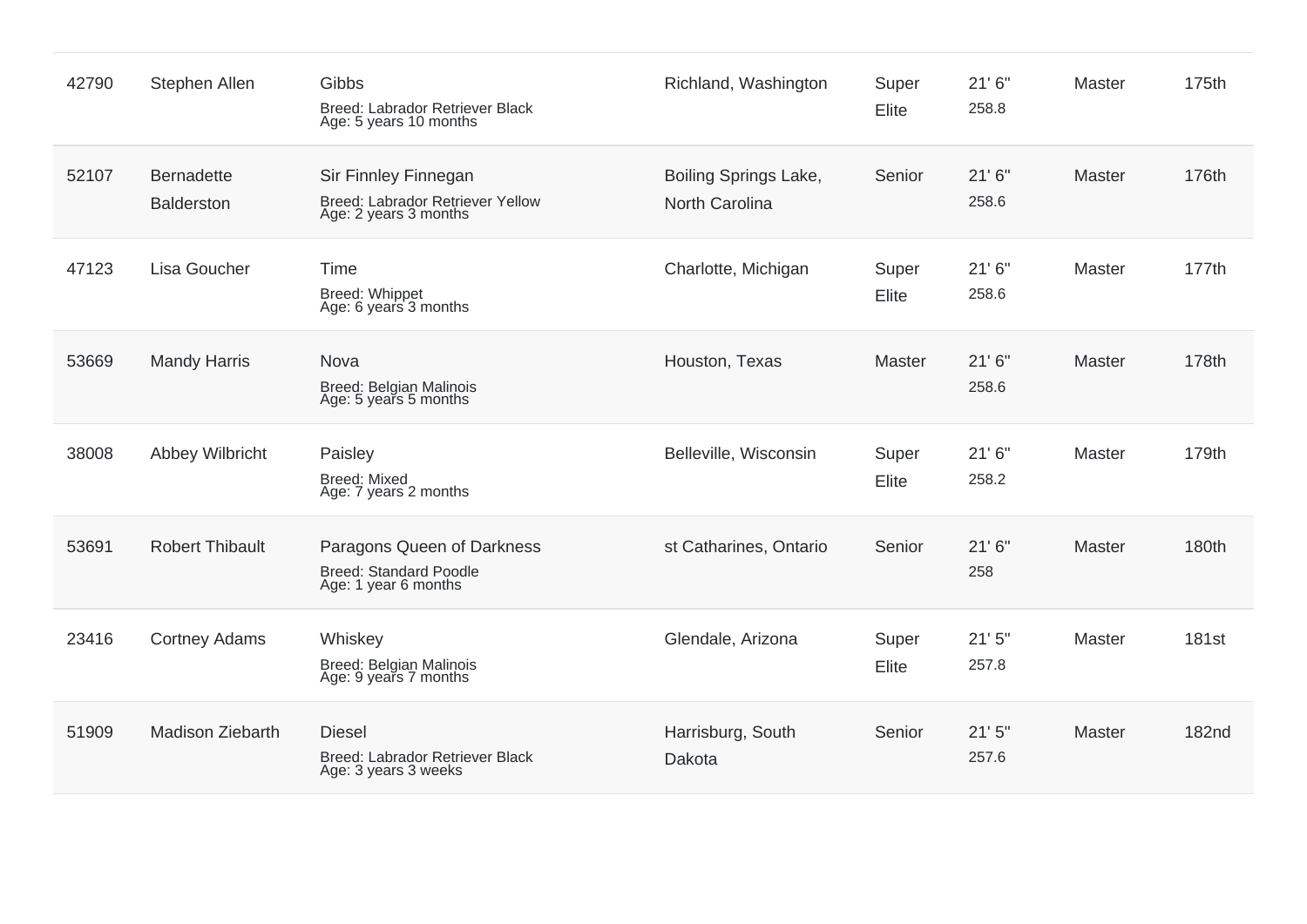| | | | | | | | |
|---|---|---|---|---|---|---|---|
| 42790 | Stephen Allen | Gibbs<br>Breed: Labrador Retriever Black<br>Age: 5 years 10 months | Richland, Washington | Super Elite | 21' 6"<br>258.8 | Master | 175th |
| 52107 | Bernadette Balderston | Sir Finnley Finnegan<br>Breed: Labrador Retriever Yellow<br>Age: 2 years 3 months | Boiling Springs Lake, North Carolina | Senior | 21' 6"<br>258.6 | Master | 176th |
| 47123 | Lisa Goucher | Time<br>Breed: Whippet<br>Age: 6 years 3 months | Charlotte, Michigan | Super Elite | 21' 6"<br>258.6 | Master | 177th |
| 53669 | Mandy Harris | Nova<br>Breed: Belgian Malinois<br>Age: 5 years 5 months | Houston, Texas | Master | 21' 6"<br>258.6 | Master | 178th |
| 38008 | Abbey Wilbricht | Paisley<br>Breed: Mixed<br>Age: 7 years 2 months | Belleville, Wisconsin | Super Elite | 21' 6"<br>258.2 | Master | 179th |
| 53691 | Robert Thibault | Paragons Queen of Darkness<br>Breed: Standard Poodle<br>Age: 1 year 6 months | st Catharines, Ontario | Senior | 21' 6"<br>258 | Master | 180th |
| 23416 | Cortney Adams | Whiskey<br>Breed: Belgian Malinois<br>Age: 9 years 7 months | Glendale, Arizona | Super Elite | 21' 5"<br>257.8 | Master | 181st |
| 51909 | Madison Ziebarth | Diesel<br>Breed: Labrador Retriever Black<br>Age: 3 years 3 weeks | Harrisburg, South Dakota | Senior | 21' 5"<br>257.6 | Master | 182nd |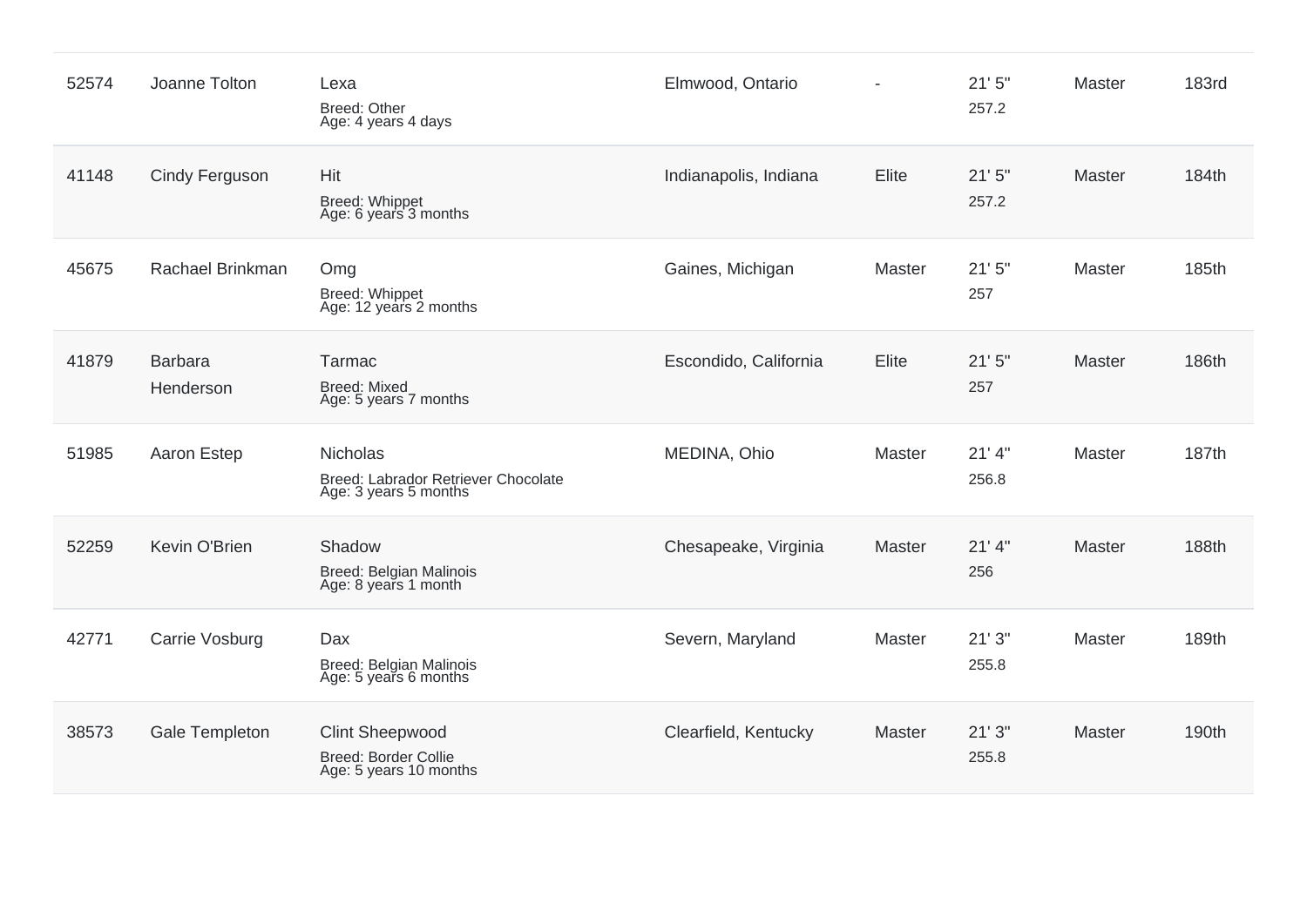| | | | | | | | |
|---|---|---|---|---|---|---|---|
| 52574 | Joanne Tolton | Lexa<br>Breed: Other<br>Age: 4 years 4 days | Elmwood, Ontario | - | 21' 5"<br>257.2 | Master | 183rd |
| 41148 | Cindy Ferguson | Hit<br>Breed: Whippet<br>Age: 6 years 3 months | Indianapolis, Indiana | Elite | 21' 5"<br>257.2 | Master | 184th |
| 45675 | Rachael Brinkman | Omg<br>Breed: Whippet<br>Age: 12 years 2 months | Gaines, Michigan | Master | 21' 5"<br>257 | Master | 185th |
| 41879 | Barbara Henderson | Tarmac<br>Breed: Mixed<br>Age: 5 years 7 months | Escondido, California | Elite | 21' 5"<br>257 | Master | 186th |
| 51985 | Aaron Estep | Nicholas<br>Breed: Labrador Retriever Chocolate<br>Age: 3 years 5 months | MEDINA, Ohio | Master | 21' 4"<br>256.8 | Master | 187th |
| 52259 | Kevin O'Brien | Shadow<br>Breed: Belgian Malinois<br>Age: 8 years 1 month | Chesapeake, Virginia | Master | 21' 4"<br>256 | Master | 188th |
| 42771 | Carrie Vosburg | Dax<br>Breed: Belgian Malinois<br>Age: 5 years 6 months | Severn, Maryland | Master | 21' 3"<br>255.8 | Master | 189th |
| 38573 | Gale Templeton | Clint Sheepwood<br>Breed: Border Collie<br>Age: 5 years 10 months | Clearfield, Kentucky | Master | 21' 3"<br>255.8 | Master | 190th |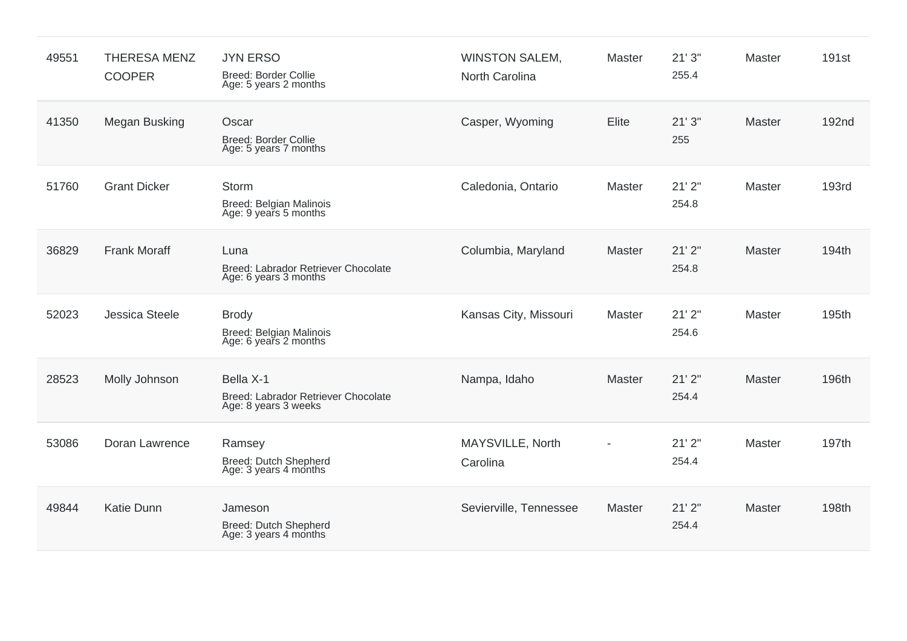| | | | | | | | |
|---|---|---|---|---|---|---|---|
| 49551 | THERESA MENZ COOPER | JYN ERSO<br>Breed: Border Collie<br>Age: 5 years 2 months | WINSTON SALEM, North Carolina | Master | 21' 3"<br>255.4 | Master | 191st |
| 41350 | Megan Busking | Oscar<br>Breed: Border Collie<br>Age: 5 years 7 months | Casper, Wyoming | Elite | 21' 3"<br>255 | Master | 192nd |
| 51760 | Grant Dicker | Storm<br>Breed: Belgian Malinois<br>Age: 9 years 5 months | Caledonia, Ontario | Master | 21' 2"<br>254.8 | Master | 193rd |
| 36829 | Frank Moraff | Luna<br>Breed: Labrador Retriever Chocolate<br>Age: 6 years 3 months | Columbia, Maryland | Master | 21' 2"<br>254.8 | Master | 194th |
| 52023 | Jessica Steele | Brody<br>Breed: Belgian Malinois<br>Age: 6 years 2 months | Kansas City, Missouri | Master | 21' 2"<br>254.6 | Master | 195th |
| 28523 | Molly Johnson | Bella X-1<br>Breed: Labrador Retriever Chocolate<br>Age: 8 years 3 weeks | Nampa, Idaho | Master | 21' 2"<br>254.4 | Master | 196th |
| 53086 | Doran Lawrence | Ramsey<br>Breed: Dutch Shepherd<br>Age: 3 years 4 months | MAYSVILLE, North Carolina | - | 21' 2"<br>254.4 | Master | 197th |
| 49844 | Katie Dunn | Jameson<br>Breed: Dutch Shepherd<br>Age: 3 years 4 months | Sevierville, Tennessee | Master | 21' 2"<br>254.4 | Master | 198th |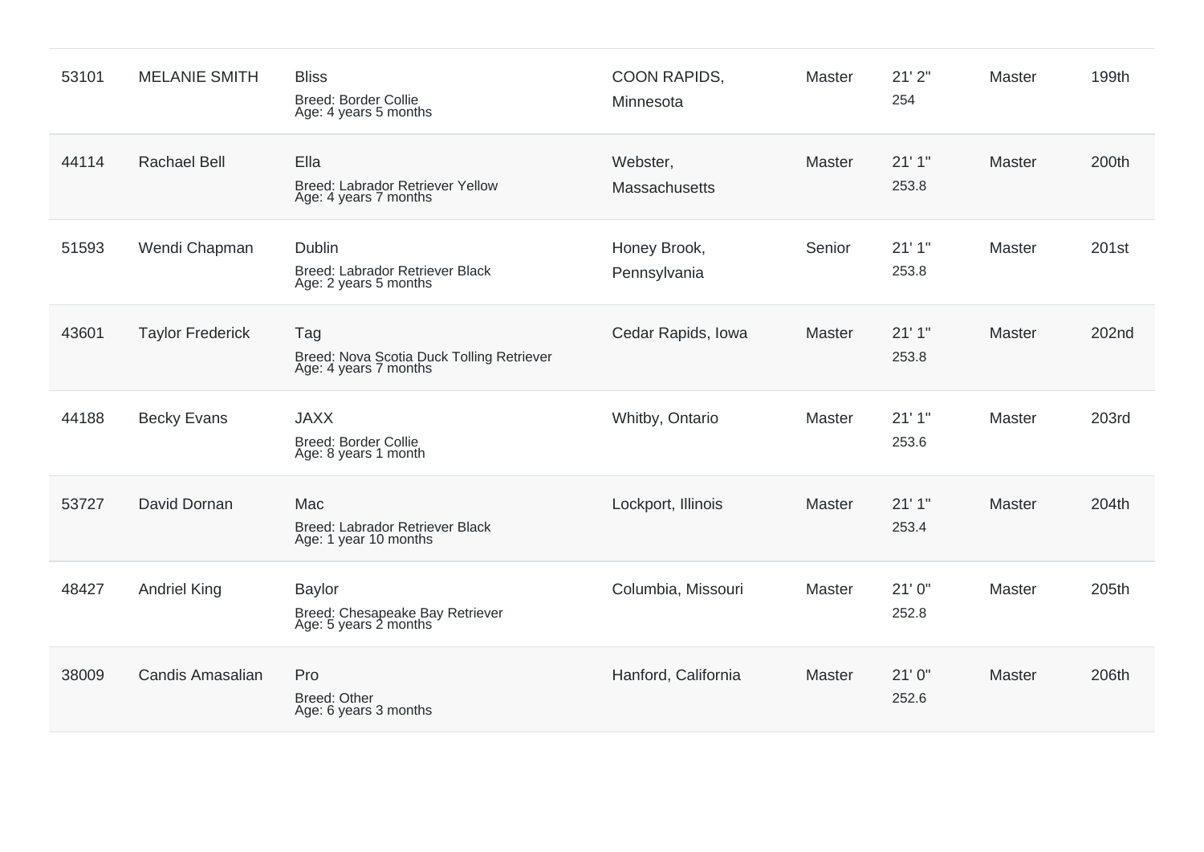| | | | | | | | |
|---|---|---|---|---|---|---|---|
| 53101 | MELANIE SMITH | Bliss<br>Breed: Border Collie<br>Age: 4 years 5 months | COON RAPIDS, Minnesota | Master | 21' 2"<br>254 | Master | 199th |
| 44114 | Rachael Bell | Ella<br>Breed: Labrador Retriever Yellow<br>Age: 4 years 7 months | Webster, Massachusetts | Master | 21' 1"<br>253.8 | Master | 200th |
| 51593 | Wendi Chapman | Dublin<br>Breed: Labrador Retriever Black<br>Age: 2 years 5 months | Honey Brook, Pennsylvania | Senior | 21' 1"<br>253.8 | Master | 201st |
| 43601 | Taylor Frederick | Tag<br>Breed: Nova Scotia Duck Tolling Retriever<br>Age: 4 years 7 months | Cedar Rapids, Iowa | Master | 21' 1"<br>253.8 | Master | 202nd |
| 44188 | Becky Evans | JAXX<br>Breed: Border Collie<br>Age: 8 years 1 month | Whitby, Ontario | Master | 21' 1"<br>253.6 | Master | 203rd |
| 53727 | David Dornan | Mac<br>Breed: Labrador Retriever Black<br>Age: 1 year 10 months | Lockport, Illinois | Master | 21' 1"<br>253.4 | Master | 204th |
| 48427 | Andriel King | Baylor<br>Breed: Chesapeake Bay Retriever<br>Age: 5 years 2 months | Columbia, Missouri | Master | 21' 0"<br>252.8 | Master | 205th |
| 38009 | Candis Amasalian | Pro<br>Breed: Other<br>Age: 6 years 3 months | Hanford, California | Master | 21' 0"<br>252.6 | Master | 206th |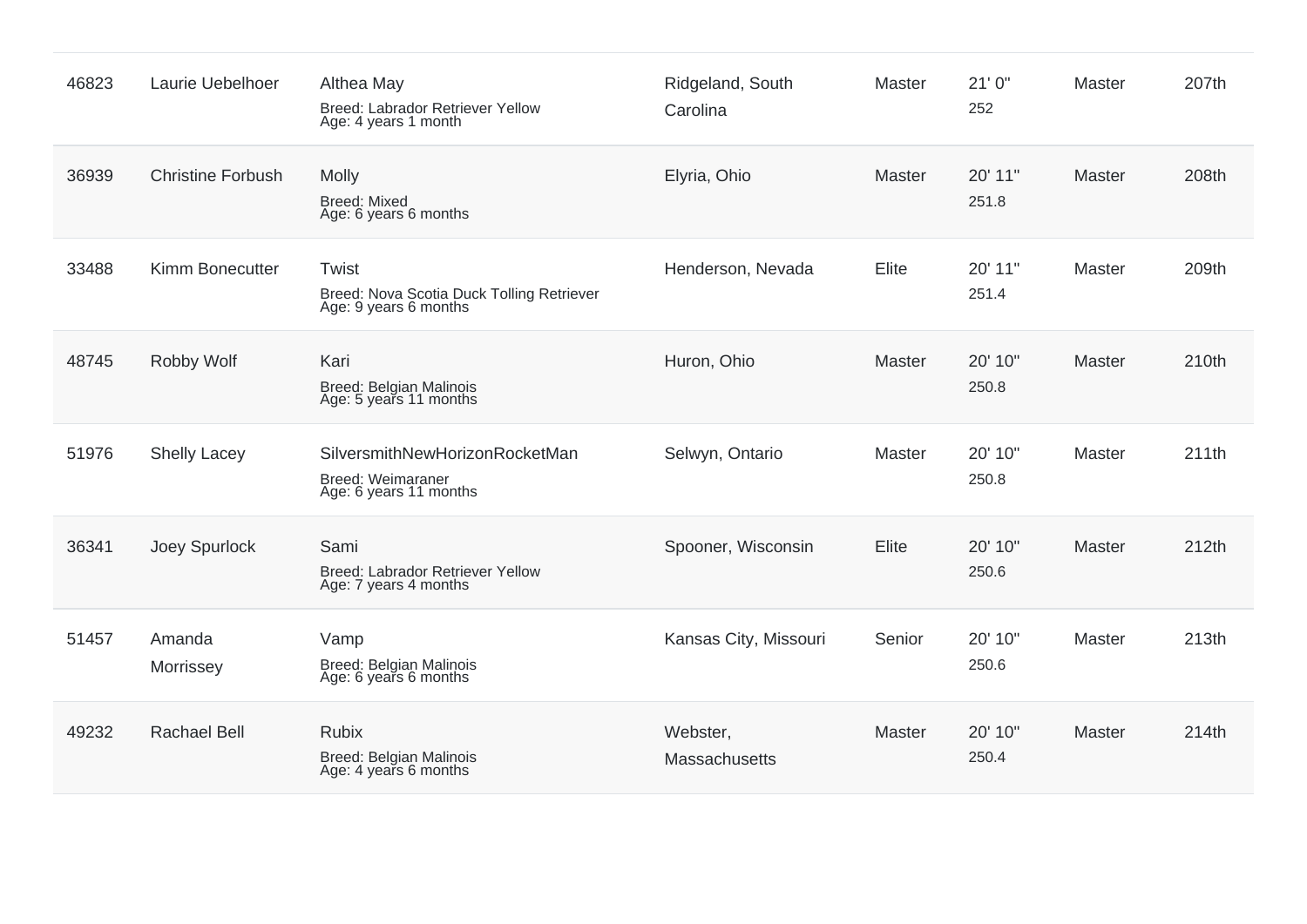| | | | | | | | |
|---|---|---|---|---|---|---|---|
| 46823 | Laurie Uebelhoer | Althea May<br>Breed: Labrador Retriever Yellow<br>Age: 4 years 1 month | Ridgeland, South Carolina | Master | 21' 0"<br>252 | Master | 207th |
| 36939 | Christine Forbush | Molly<br>Breed: Mixed<br>Age: 6 years 6 months | Elyria, Ohio | Master | 20' 11"<br>251.8 | Master | 208th |
| 33488 | Kimm Bonecutter | Twist<br>Breed: Nova Scotia Duck Tolling Retriever<br>Age: 9 years 6 months | Henderson, Nevada | Elite | 20' 11"<br>251.4 | Master | 209th |
| 48745 | Robby Wolf | Kari<br>Breed: Belgian Malinois<br>Age: 5 years 11 months | Huron, Ohio | Master | 20' 10"<br>250.8 | Master | 210th |
| 51976 | Shelly Lacey | SilversmithNewHorizonRocketMan<br>Breed: Weimaraner<br>Age: 6 years 11 months | Selwyn, Ontario | Master | 20' 10"<br>250.8 | Master | 211th |
| 36341 | Joey Spurlock | Sami<br>Breed: Labrador Retriever Yellow<br>Age: 7 years 4 months | Spooner, Wisconsin | Elite | 20' 10"<br>250.6 | Master | 212th |
| 51457 | Amanda Morrissey | Vamp<br>Breed: Belgian Malinois<br>Age: 6 years 6 months | Kansas City, Missouri | Senior | 20' 10"<br>250.6 | Master | 213th |
| 49232 | Rachael Bell | Rubix<br>Breed: Belgian Malinois<br>Age: 4 years 6 months | Webster, Massachusetts | Master | 20' 10"<br>250.4 | Master | 214th |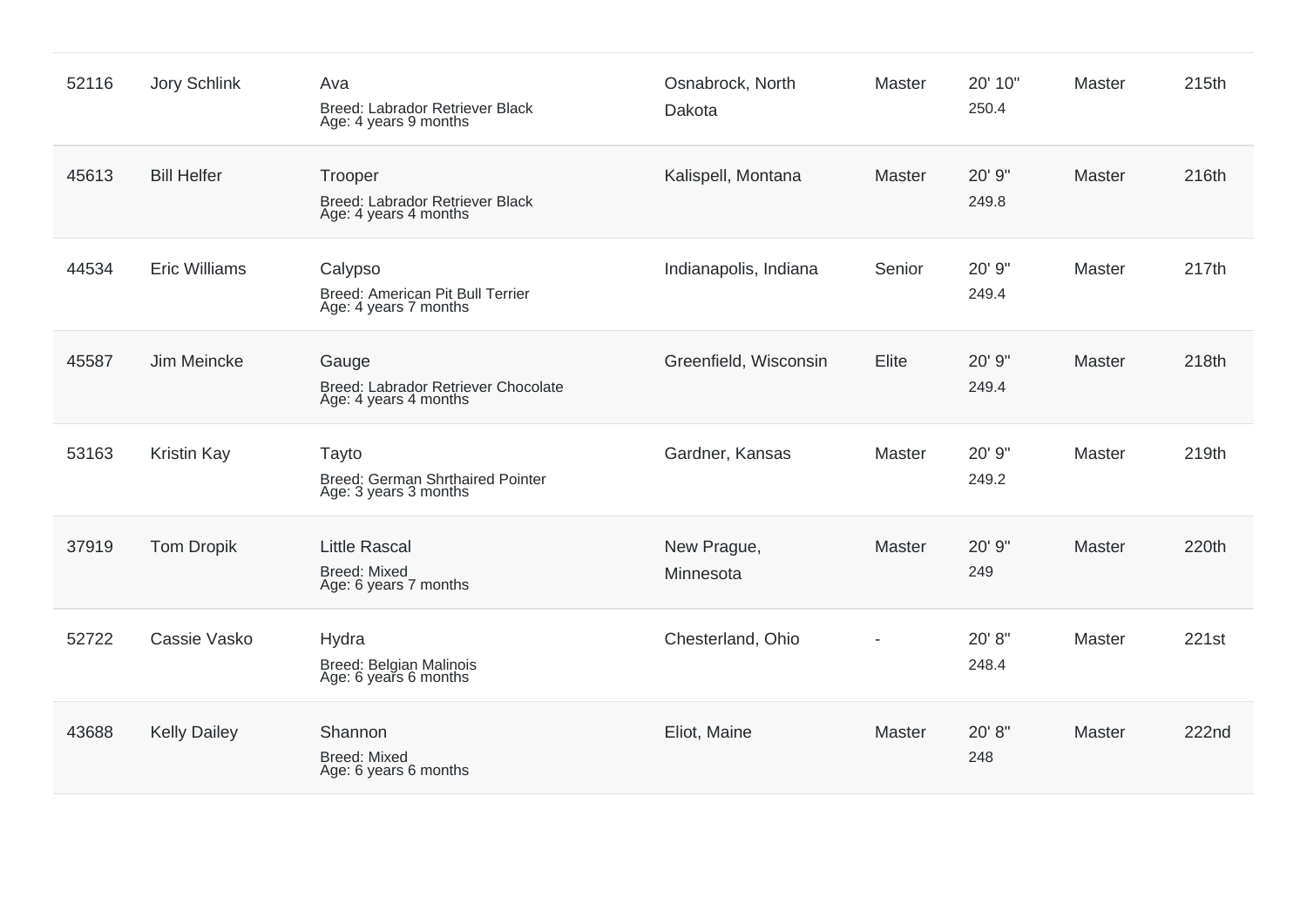| | | | | | | | |
|---|---|---|---|---|---|---|---|
| 52116 | Jory Schlink | Ava<br>Breed: Labrador Retriever Black<br>Age: 4 years 9 months | Osnabrock, North Dakota | Master | 20' 10"<br>250.4 | Master | 215th |
| 45613 | Bill Helfer | Trooper<br>Breed: Labrador Retriever Black<br>Age: 4 years 4 months | Kalispell, Montana | Master | 20' 9"<br>249.8 | Master | 216th |
| 44534 | Eric Williams | Calypso<br>Breed: American Pit Bull Terrier<br>Age: 4 years 7 months | Indianapolis, Indiana | Senior | 20' 9"<br>249.4 | Master | 217th |
| 45587 | Jim Meincke | Gauge<br>Breed: Labrador Retriever Chocolate<br>Age: 4 years 4 months | Greenfield, Wisconsin | Elite | 20' 9"<br>249.4 | Master | 218th |
| 53163 | Kristin Kay | Tayto<br>Breed: German Shrthaired Pointer<br>Age: 3 years 3 months | Gardner, Kansas | Master | 20' 9"<br>249.2 | Master | 219th |
| 37919 | Tom Dropik | Little Rascal<br>Breed: Mixed<br>Age: 6 years 7 months | New Prague, Minnesota | Master | 20' 9"<br>249 | Master | 220th |
| 52722 | Cassie Vasko | Hydra<br>Breed: Belgian Malinois<br>Age: 6 years 6 months | Chesterland, Ohio | - | 20' 8"<br>248.4 | Master | 221st |
| 43688 | Kelly Dailey | Shannon<br>Breed: Mixed<br>Age: 6 years 6 months | Eliot, Maine | Master | 20' 8"<br>248 | Master | 222nd |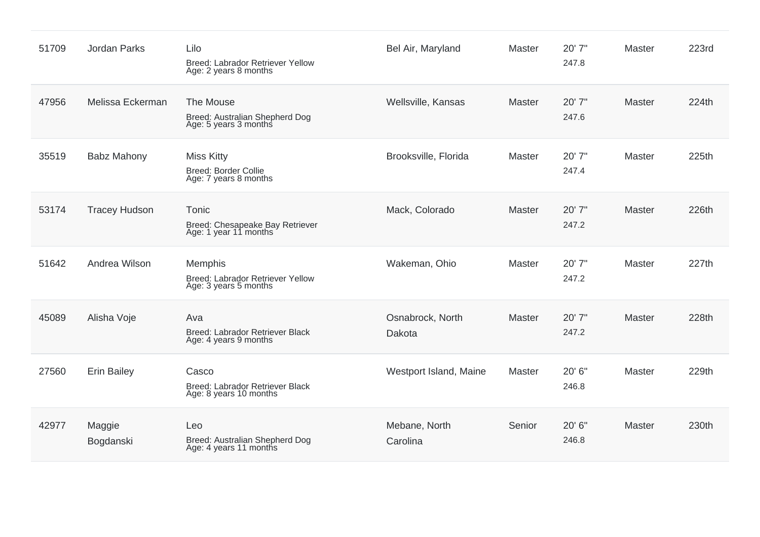| | | | | | | | |
|---|---|---|---|---|---|---|---|
| 51709 | Jordan Parks | Lilo<br>Breed: Labrador Retriever Yellow<br>Age: 2 years 8 months | Bel Air, Maryland | Master | 20' 7"<br>247.8 | Master | 223rd |
| 47956 | Melissa Eckerman | The Mouse<br>Breed: Australian Shepherd Dog<br>Age: 5 years 3 months | Wellsville, Kansas | Master | 20' 7"<br>247.6 | Master | 224th |
| 35519 | Babz Mahony | Miss Kitty<br>Breed: Border Collie<br>Age: 7 years 8 months | Brooksville, Florida | Master | 20' 7"<br>247.4 | Master | 225th |
| 53174 | Tracey Hudson | Tonic<br>Breed: Chesapeake Bay Retriever<br>Age: 1 year 11 months | Mack, Colorado | Master | 20' 7"<br>247.2 | Master | 226th |
| 51642 | Andrea Wilson | Memphis<br>Breed: Labrador Retriever Yellow<br>Age: 3 years 5 months | Wakeman, Ohio | Master | 20' 7"<br>247.2 | Master | 227th |
| 45089 | Alisha Voje | Ava<br>Breed: Labrador Retriever Black<br>Age: 4 years 9 months | Osnabrock, North Dakota | Master | 20' 7"<br>247.2 | Master | 228th |
| 27560 | Erin Bailey | Casco<br>Breed: Labrador Retriever Black<br>Age: 8 years 10 months | Westport Island, Maine | Master | 20' 6"<br>246.8 | Master | 229th |
| 42977 | Maggie Bogdanski | Leo<br>Breed: Australian Shepherd Dog<br>Age: 4 years 11 months | Mebane, North Carolina | Senior | 20' 6"<br>246.8 | Master | 230th |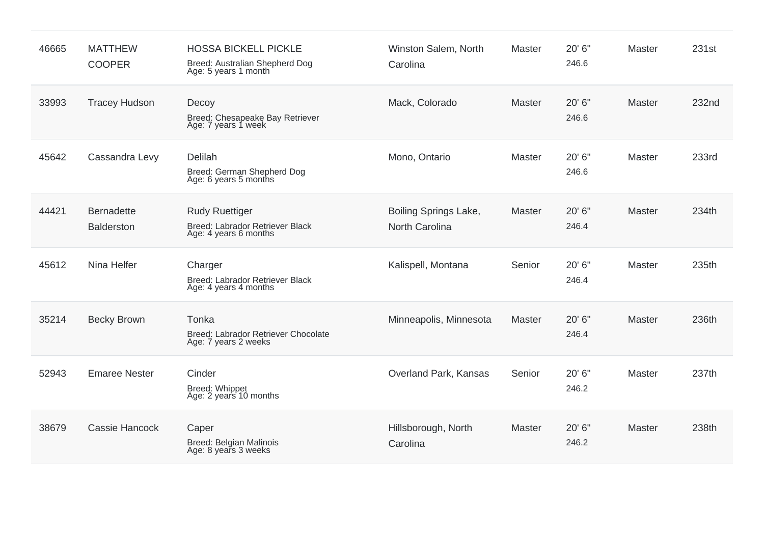| | | | | | | | |
|---|---|---|---|---|---|---|---|
| 46665 | MATTHEW COOPER | HOSSA BICKELL PICKLE<br>Breed: Australian Shepherd Dog<br>Age: 5 years 1 month | Winston Salem, North Carolina | Master | 20' 6"<br>246.6 | Master | 231st |
| 33993 | Tracey Hudson | Decoy<br>Breed: Chesapeake Bay Retriever<br>Age: 7 years 1 week | Mack, Colorado | Master | 20' 6"<br>246.6 | Master | 232nd |
| 45642 | Cassandra Levy | Delilah<br>Breed: German Shepherd Dog<br>Age: 6 years 5 months | Mono, Ontario | Master | 20' 6"<br>246.6 | Master | 233rd |
| 44421 | Bernadette Balderston | Rudy Ruettiger<br>Breed: Labrador Retriever Black<br>Age: 4 years 6 months | Boiling Springs Lake, North Carolina | Master | 20' 6"<br>246.4 | Master | 234th |
| 45612 | Nina Helfer | Charger<br>Breed: Labrador Retriever Black<br>Age: 4 years 4 months | Kalispell, Montana | Senior | 20' 6"<br>246.4 | Master | 235th |
| 35214 | Becky Brown | Tonka<br>Breed: Labrador Retriever Chocolate<br>Age: 7 years 2 weeks | Minneapolis, Minnesota | Master | 20' 6"<br>246.4 | Master | 236th |
| 52943 | Emaree Nester | Cinder<br>Breed: Whippet<br>Age: 2 years 10 months | Overland Park, Kansas | Senior | 20' 6"<br>246.2 | Master | 237th |
| 38679 | Cassie Hancock | Caper<br>Breed: Belgian Malinois<br>Age: 8 years 3 weeks | Hillsborough, North Carolina | Master | 20' 6"<br>246.2 | Master | 238th |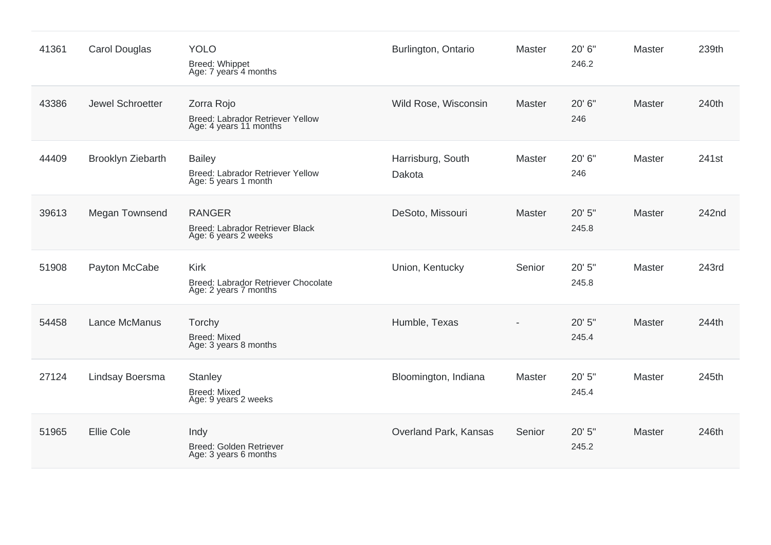| | | | | | | | |
|---|---|---|---|---|---|---|---|
| 41361 | Carol Douglas | YOLO<br>Breed: Whippet<br>Age: 7 years 4 months | Burlington, Ontario | Master | 20' 6"<br>246.2 | Master | 239th |
| 43386 | Jewel Schroetter | Zorra Rojo<br>Breed: Labrador Retriever Yellow<br>Age: 4 years 11 months | Wild Rose, Wisconsin | Master | 20' 6"<br>246 | Master | 240th |
| 44409 | Brooklyn Ziebarth | Bailey<br>Breed: Labrador Retriever Yellow<br>Age: 5 years 1 month | Harrisburg, South Dakota | Master | 20' 6"<br>246 | Master | 241st |
| 39613 | Megan Townsend | RANGER<br>Breed: Labrador Retriever Black<br>Age: 6 years 2 weeks | DeSoto, Missouri | Master | 20' 5"<br>245.8 | Master | 242nd |
| 51908 | Payton McCabe | Kirk<br>Breed: Labrador Retriever Chocolate<br>Age: 2 years 7 months | Union, Kentucky | Senior | 20' 5"<br>245.8 | Master | 243rd |
| 54458 | Lance McManus | Torchy<br>Breed: Mixed<br>Age: 3 years 8 months | Humble, Texas | - | 20' 5"<br>245.4 | Master | 244th |
| 27124 | Lindsay Boersma | Stanley<br>Breed: Mixed<br>Age: 9 years 2 weeks | Bloomington, Indiana | Master | 20' 5"<br>245.4 | Master | 245th |
| 51965 | Ellie Cole | Indy<br>Breed: Golden Retriever<br>Age: 3 years 6 months | Overland Park, Kansas | Senior | 20' 5"<br>245.2 | Master | 246th |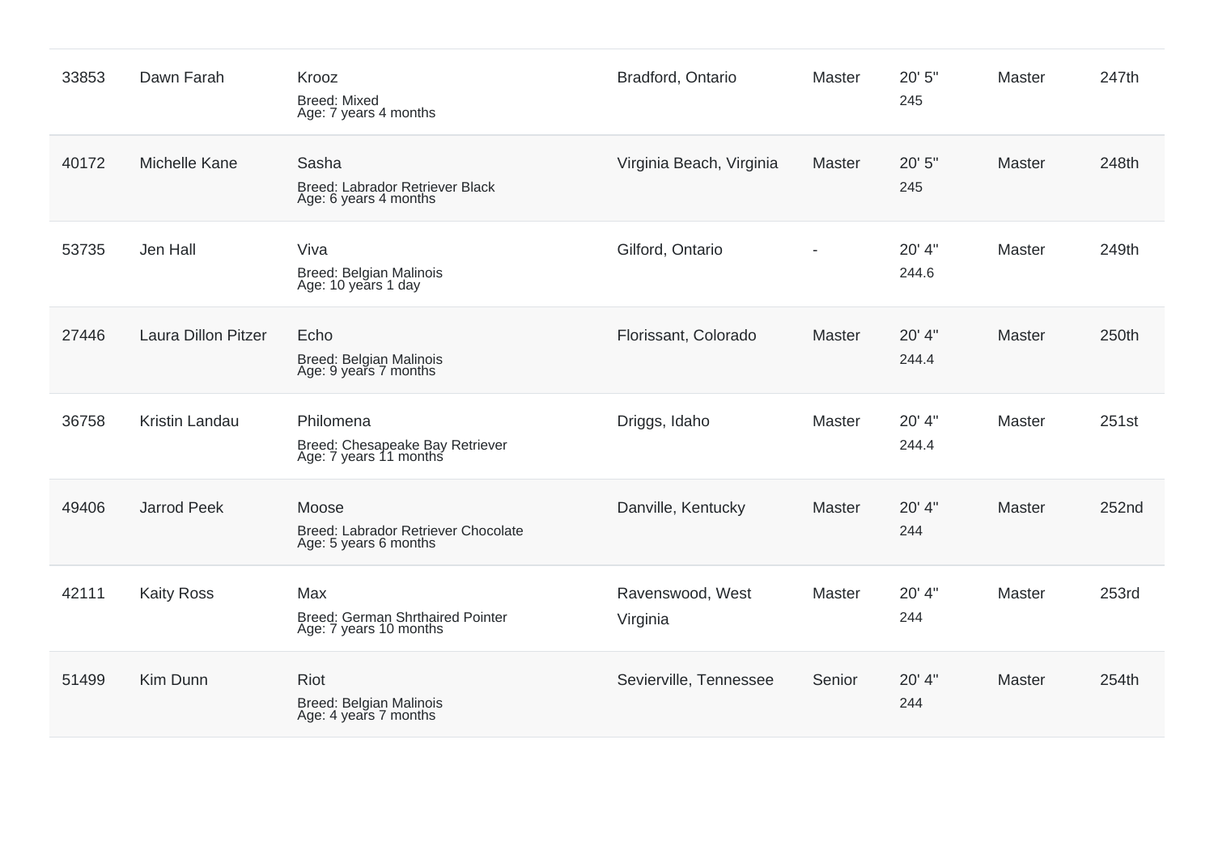| | | | | | | | |
|---|---|---|---|---|---|---|---|
| 33853 | Dawn Farah | Krooz<br>Breed: Mixed<br>Age: 7 years 4 months | Bradford, Ontario | Master | 20' 5"<br>245 | Master | 247th |
| 40172 | Michelle Kane | Sasha<br>Breed: Labrador Retriever Black<br>Age: 6 years 4 months | Virginia Beach, Virginia | Master | 20' 5"<br>245 | Master | 248th |
| 53735 | Jen Hall | Viva<br>Breed: Belgian Malinois<br>Age: 10 years 1 day | Gilford, Ontario | - | 20' 4"<br>244.6 | Master | 249th |
| 27446 | Laura Dillon Pitzer | Echo<br>Breed: Belgian Malinois<br>Age: 9 years 7 months | Florissant, Colorado | Master | 20' 4"<br>244.4 | Master | 250th |
| 36758 | Kristin Landau | Philomena<br>Breed: Chesapeake Bay Retriever<br>Age: 7 years 11 months | Driggs, Idaho | Master | 20' 4"<br>244.4 | Master | 251st |
| 49406 | Jarrod Peek | Moose<br>Breed: Labrador Retriever Chocolate<br>Age: 5 years 6 months | Danville, Kentucky | Master | 20' 4"<br>244 | Master | 252nd |
| 42111 | Kaity Ross | Max<br>Breed: German Shrthaired Pointer<br>Age: 7 years 10 months | Ravenswood, West Virginia | Master | 20' 4"<br>244 | Master | 253rd |
| 51499 | Kim Dunn | Riot<br>Breed: Belgian Malinois<br>Age: 4 years 7 months | Sevierville, Tennessee | Senior | 20' 4"<br>244 | Master | 254th |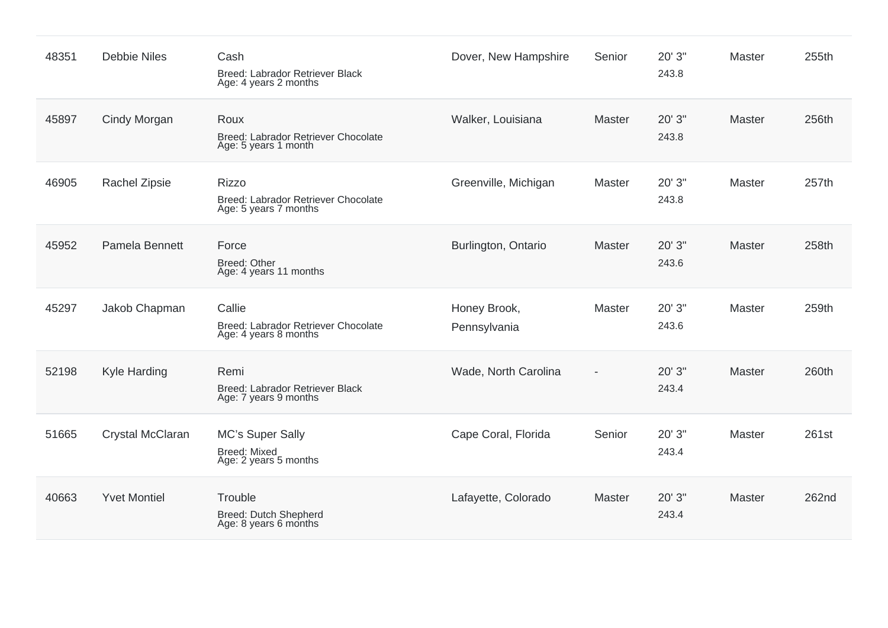| | | | | | | | |
|---|---|---|---|---|---|---|---|
| 48351 | Debbie Niles | Cash<br>Breed: Labrador Retriever Black<br>Age: 4 years 2 months | Dover, New Hampshire | Senior | 20' 3"<br>243.8 | Master | 255th |
| 45897 | Cindy Morgan | Roux<br>Breed: Labrador Retriever Chocolate<br>Age: 5 years 1 month | Walker, Louisiana | Master | 20' 3"<br>243.8 | Master | 256th |
| 46905 | Rachel Zipsie | Rizzo<br>Breed: Labrador Retriever Chocolate<br>Age: 5 years 7 months | Greenville, Michigan | Master | 20' 3"<br>243.8 | Master | 257th |
| 45952 | Pamela Bennett | Force<br>Breed: Other<br>Age: 4 years 11 months | Burlington, Ontario | Master | 20' 3"<br>243.6 | Master | 258th |
| 45297 | Jakob Chapman | Callie<br>Breed: Labrador Retriever Chocolate<br>Age: 4 years 8 months | Honey Brook, Pennsylvania | Master | 20' 3"<br>243.6 | Master | 259th |
| 52198 | Kyle Harding | Remi<br>Breed: Labrador Retriever Black<br>Age: 7 years 9 months | Wade, North Carolina | - | 20' 3"<br>243.4 | Master | 260th |
| 51665 | Crystal McClaran | MC's Super Sally<br>Breed: Mixed<br>Age: 2 years 5 months | Cape Coral, Florida | Senior | 20' 3"<br>243.4 | Master | 261st |
| 40663 | Yvet Montiel | Trouble<br>Breed: Dutch Shepherd<br>Age: 8 years 6 months | Lafayette, Colorado | Master | 20' 3"<br>243.4 | Master | 262nd |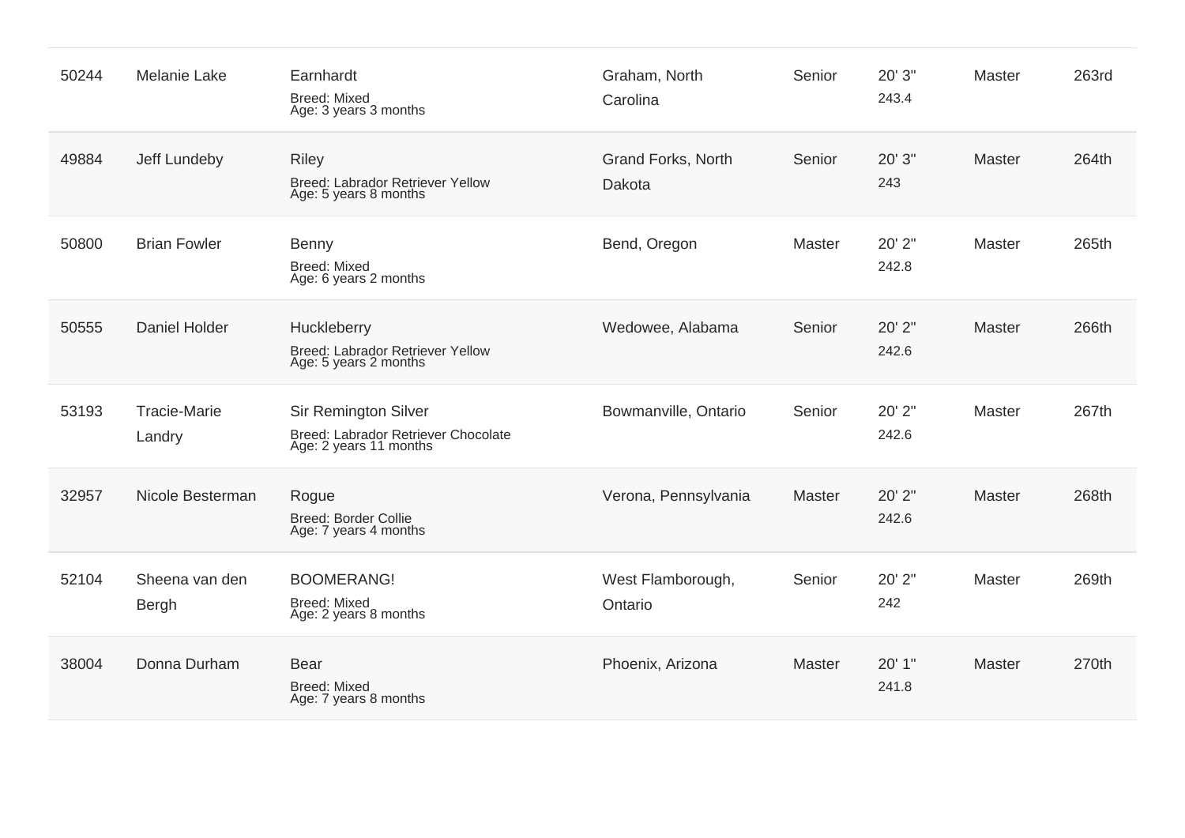| | | | | | | | |
|---|---|---|---|---|---|---|---|
| 50244 | Melanie Lake | Earnhardt<br>Breed: Mixed<br>Age: 3 years 3 months | Graham, North Carolina | Senior | 20' 3"<br>243.4 | Master | 263rd |
| 49884 | Jeff Lundeby | Riley<br>Breed: Labrador Retriever Yellow<br>Age: 5 years 8 months | Grand Forks, North Dakota | Senior | 20' 3"<br>243 | Master | 264th |
| 50800 | Brian Fowler | Benny<br>Breed: Mixed<br>Age: 6 years 2 months | Bend, Oregon | Master | 20' 2"<br>242.8 | Master | 265th |
| 50555 | Daniel Holder | Huckleberry<br>Breed: Labrador Retriever Yellow<br>Age: 5 years 2 months | Wedowee, Alabama | Senior | 20' 2"<br>242.6 | Master | 266th |
| 53193 | Tracie-Marie Landry | Sir Remington Silver<br>Breed: Labrador Retriever Chocolate<br>Age: 2 years 11 months | Bowmanville, Ontario | Senior | 20' 2"<br>242.6 | Master | 267th |
| 32957 | Nicole Besterman | Rogue<br>Breed: Border Collie<br>Age: 7 years 4 months | Verona, Pennsylvania | Master | 20' 2"<br>242.6 | Master | 268th |
| 52104 | Sheena van den Bergh | BOOMERANG!<br>Breed: Mixed<br>Age: 2 years 8 months | West Flamborough, Ontario | Senior | 20' 2"<br>242 | Master | 269th |
| 38004 | Donna Durham | Bear<br>Breed: Mixed<br>Age: 7 years 8 months | Phoenix, Arizona | Master | 20' 1"<br>241.8 | Master | 270th |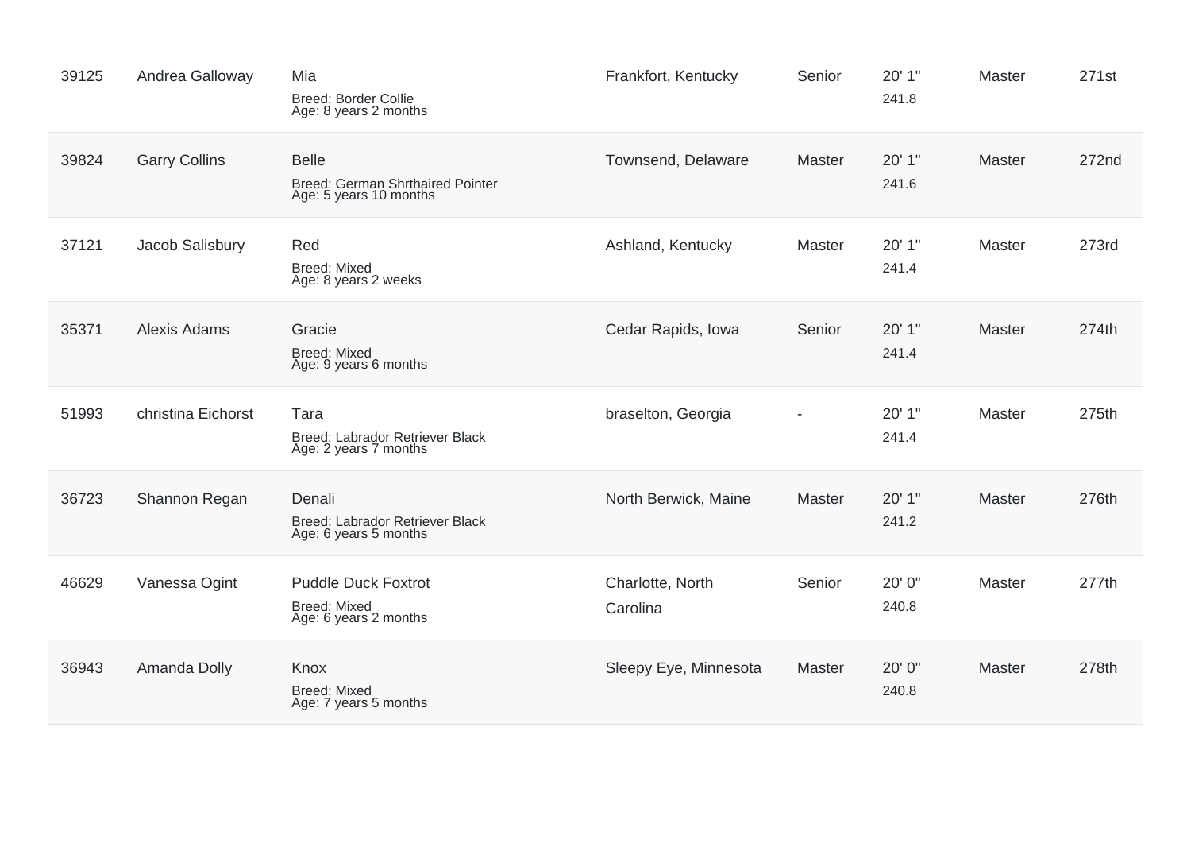| | | | | | | | |
|---|---|---|---|---|---|---|---|
| 39125 | Andrea Galloway | Mia<br>Breed: Border Collie<br>Age: 8 years 2 months | Frankfort, Kentucky | Senior | 20' 1"<br>241.8 | Master | 271st |
| 39824 | Garry Collins | Belle<br>Breed: German Shrthaired Pointer<br>Age: 5 years 10 months | Townsend, Delaware | Master | 20' 1"<br>241.6 | Master | 272nd |
| 37121 | Jacob Salisbury | Red<br>Breed: Mixed<br>Age: 8 years 2 weeks | Ashland, Kentucky | Master | 20' 1"<br>241.4 | Master | 273rd |
| 35371 | Alexis Adams | Gracie<br>Breed: Mixed<br>Age: 9 years 6 months | Cedar Rapids, Iowa | Senior | 20' 1"<br>241.4 | Master | 274th |
| 51993 | christina Eichorst | Tara<br>Breed: Labrador Retriever Black<br>Age: 2 years 7 months | braselton, Georgia | - | 20' 1"<br>241.4 | Master | 275th |
| 36723 | Shannon Regan | Denali<br>Breed: Labrador Retriever Black<br>Age: 6 years 5 months | North Berwick, Maine | Master | 20' 1"<br>241.2 | Master | 276th |
| 46629 | Vanessa Ogint | Puddle Duck Foxtrot<br>Breed: Mixed<br>Age: 6 years 2 months | Charlotte, North Carolina | Senior | 20' 0"<br>240.8 | Master | 277th |
| 36943 | Amanda Dolly | Knox<br>Breed: Mixed<br>Age: 7 years 5 months | Sleepy Eye, Minnesota | Master | 20' 0"<br>240.8 | Master | 278th |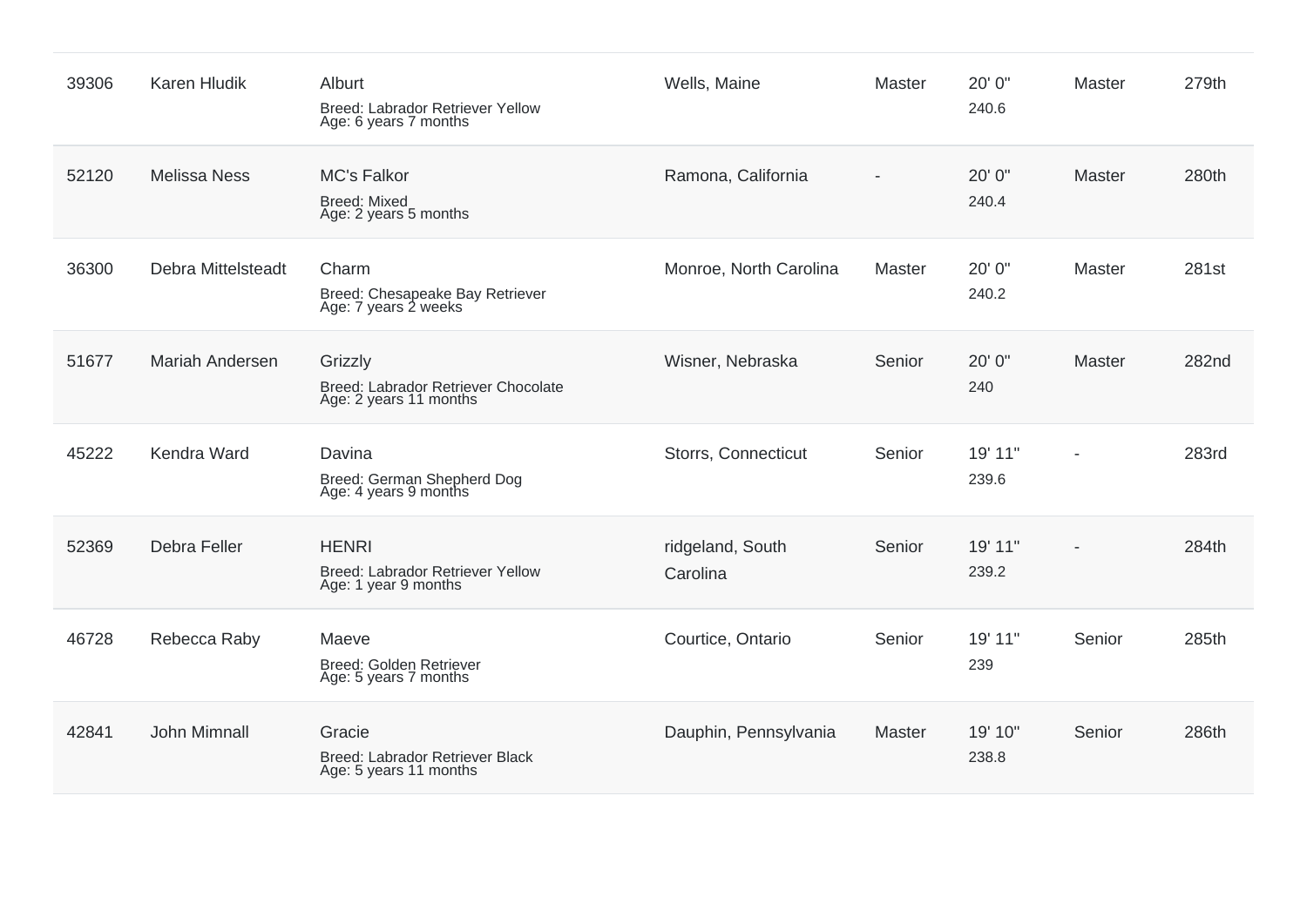| | | | | | | | |
|---|---|---|---|---|---|---|---|
| 39306 | Karen Hludik | Alburt<br>Breed: Labrador Retriever Yellow<br>Age: 6 years 7 months | Wells, Maine | Master | 20' 0"<br>240.6 | Master | 279th |
| 52120 | Melissa Ness | MC's Falkor<br>Breed: Mixed<br>Age: 2 years 5 months | Ramona, California | - | 20' 0"<br>240.4 | Master | 280th |
| 36300 | Debra Mittelsteadt | Charm<br>Breed: Chesapeake Bay Retriever<br>Age: 7 years 2 weeks | Monroe, North Carolina | Master | 20' 0"<br>240.2 | Master | 281st |
| 51677 | Mariah Andersen | Grizzly<br>Breed: Labrador Retriever Chocolate<br>Age: 2 years 11 months | Wisner, Nebraska | Senior | 20' 0"<br>240 | Master | 282nd |
| 45222 | Kendra Ward | Davina<br>Breed: German Shepherd Dog<br>Age: 4 years 9 months | Storrs, Connecticut | Senior | 19' 11"<br>239.6 | - | 283rd |
| 52369 | Debra Feller | HENRI<br>Breed: Labrador Retriever Yellow<br>Age: 1 year 9 months | ridgeland, South Carolina | Senior | 19' 11"<br>239.2 | - | 284th |
| 46728 | Rebecca Raby | Maeve<br>Breed: Golden Retriever<br>Age: 5 years 7 months | Courtice, Ontario | Senior | 19' 11"<br>239 | Senior | 285th |
| 42841 | John Mimnall | Gracie<br>Breed: Labrador Retriever Black<br>Age: 5 years 11 months | Dauphin, Pennsylvania | Master | 19' 10"<br>238.8 | Senior | 286th |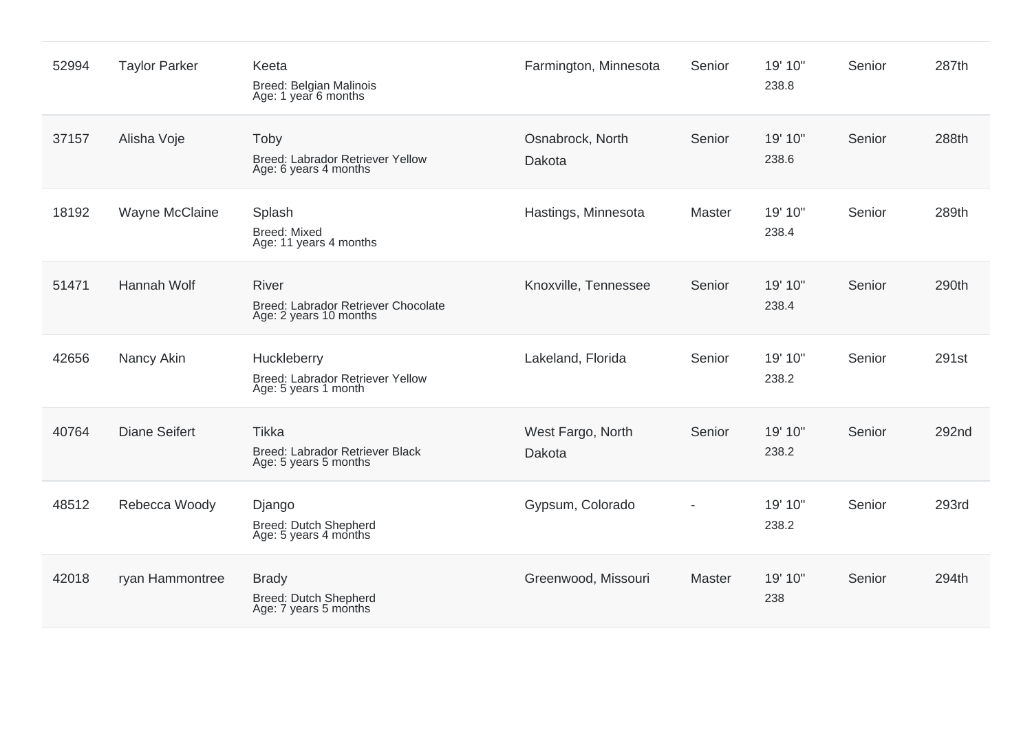| | | | | | | | |
|---|---|---|---|---|---|---|---|
| 52994 | Taylor Parker | Keeta<br>Breed: Belgian Malinois<br>Age: 1 year 6 months | Farmington, Minnesota | Senior | 19' 10"<br>238.8 | Senior | 287th |
| 37157 | Alisha Voje | Toby<br>Breed: Labrador Retriever Yellow<br>Age: 6 years 4 months | Osnabrock, North Dakota | Senior | 19' 10"<br>238.6 | Senior | 288th |
| 18192 | Wayne McClaine | Splash<br>Breed: Mixed<br>Age: 11 years 4 months | Hastings, Minnesota | Master | 19' 10"<br>238.4 | Senior | 289th |
| 51471 | Hannah Wolf | River<br>Breed: Labrador Retriever Chocolate<br>Age: 2 years 10 months | Knoxville, Tennessee | Senior | 19' 10"<br>238.4 | Senior | 290th |
| 42656 | Nancy Akin | Huckleberry<br>Breed: Labrador Retriever Yellow<br>Age: 5 years 1 month | Lakeland, Florida | Senior | 19' 10"<br>238.2 | Senior | 291st |
| 40764 | Diane Seifert | Tikka<br>Breed: Labrador Retriever Black<br>Age: 5 years 5 months | West Fargo, North Dakota | Senior | 19' 10"<br>238.2 | Senior | 292nd |
| 48512 | Rebecca Woody | Django<br>Breed: Dutch Shepherd<br>Age: 5 years 4 months | Gypsum, Colorado | - | 19' 10"<br>238.2 | Senior | 293rd |
| 42018 | ryan Hammontree | Brady<br>Breed: Dutch Shepherd<br>Age: 7 years 5 months | Greenwood, Missouri | Master | 19' 10"<br>238 | Senior | 294th |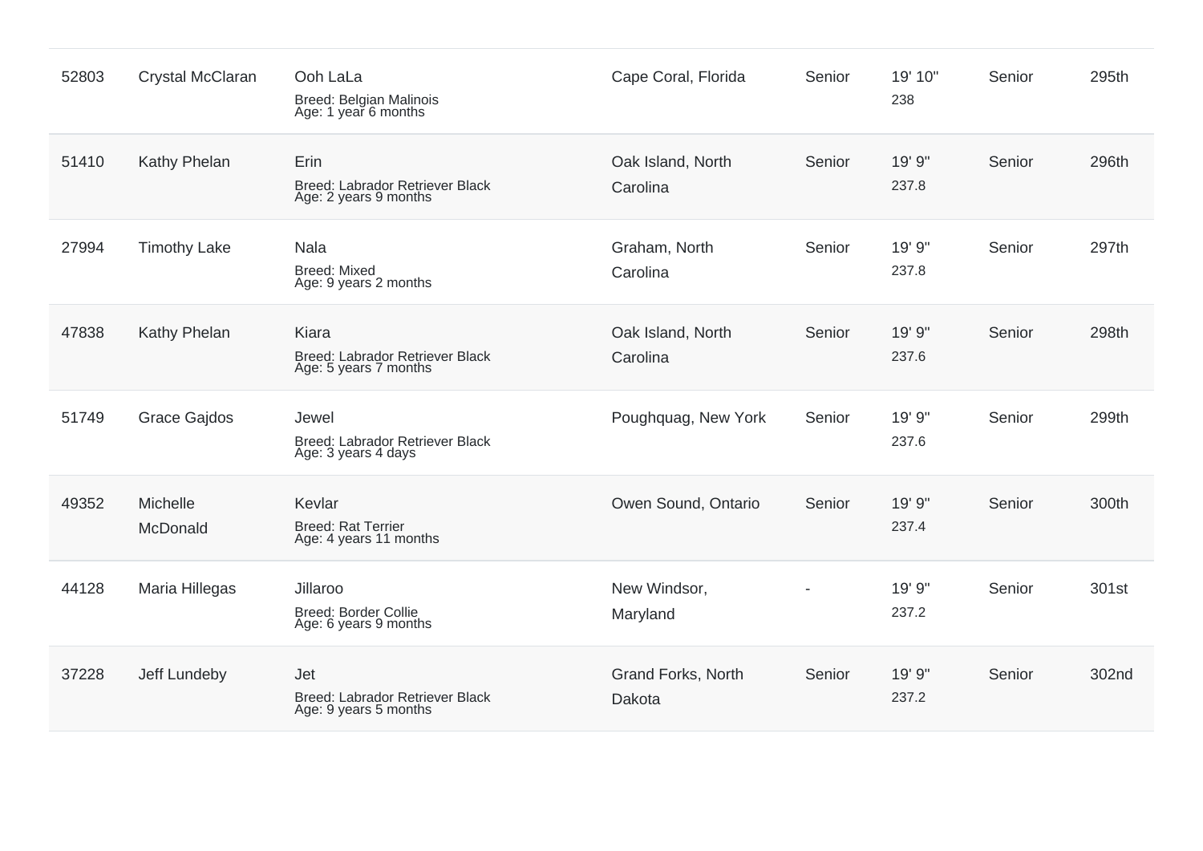| | | | | | | | |
|---|---|---|---|---|---|---|---|
| 52803 | Crystal McClaran | Ooh LaLa<br>Breed: Belgian Malinois<br>Age: 1 year 6 months | Cape Coral, Florida | Senior | 19' 10"<br>238 | Senior | 295th |
| 51410 | Kathy Phelan | Erin<br>Breed: Labrador Retriever Black<br>Age: 2 years 9 months | Oak Island, North Carolina | Senior | 19' 9"<br>237.8 | Senior | 296th |
| 27994 | Timothy Lake | Nala<br>Breed: Mixed<br>Age: 9 years 2 months | Graham, North Carolina | Senior | 19' 9"<br>237.8 | Senior | 297th |
| 47838 | Kathy Phelan | Kiara<br>Breed: Labrador Retriever Black<br>Age: 5 years 7 months | Oak Island, North Carolina | Senior | 19' 9"<br>237.6 | Senior | 298th |
| 51749 | Grace Gajdos | Jewel<br>Breed: Labrador Retriever Black<br>Age: 3 years 4 days | Poughquag, New York | Senior | 19' 9"<br>237.6 | Senior | 299th |
| 49352 | Michelle McDonald | Kevlar<br>Breed: Rat Terrier<br>Age: 4 years 11 months | Owen Sound, Ontario | Senior | 19' 9"<br>237.4 | Senior | 300th |
| 44128 | Maria Hillegas | Jillaroo<br>Breed: Border Collie<br>Age: 6 years 9 months | New Windsor, Maryland | - | 19' 9"<br>237.2 | Senior | 301st |
| 37228 | Jeff Lundeby | Jet<br>Breed: Labrador Retriever Black<br>Age: 9 years 5 months | Grand Forks, North Dakota | Senior | 19' 9"<br>237.2 | Senior | 302nd |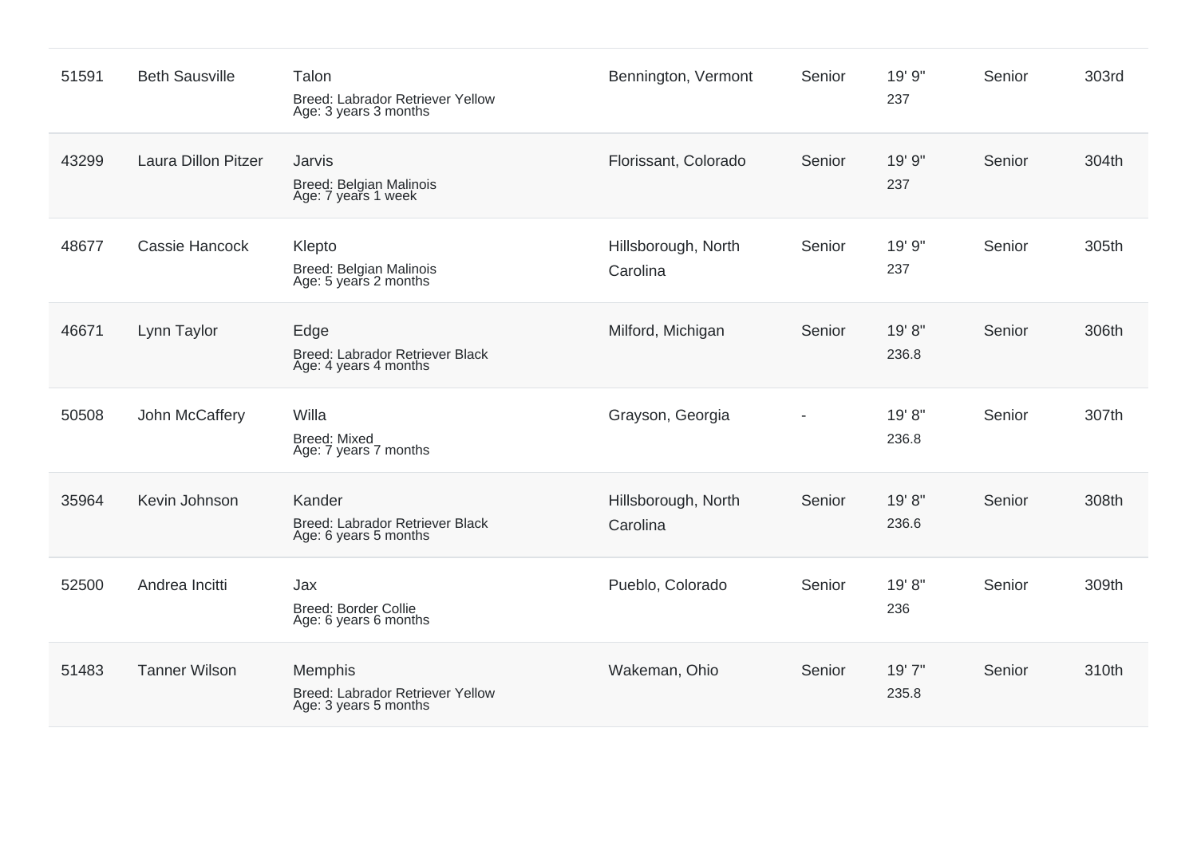| | | | | | | | |
|---|---|---|---|---|---|---|---|
| 51591 | Beth Sausville | Talon<br>Breed: Labrador Retriever Yellow<br>Age: 3 years 3 months | Bennington, Vermont | Senior | 19' 9"<br>237 | Senior | 303rd |
| 43299 | Laura Dillon Pitzer | Jarvis<br>Breed: Belgian Malinois<br>Age: 7 years 1 week | Florissant, Colorado | Senior | 19' 9"<br>237 | Senior | 304th |
| 48677 | Cassie Hancock | Klepto<br>Breed: Belgian Malinois<br>Age: 5 years 2 months | Hillsborough, North Carolina | Senior | 19' 9"<br>237 | Senior | 305th |
| 46671 | Lynn Taylor | Edge<br>Breed: Labrador Retriever Black<br>Age: 4 years 4 months | Milford, Michigan | Senior | 19' 8"<br>236.8 | Senior | 306th |
| 50508 | John McCaffery | Willa<br>Breed: Mixed<br>Age: 7 years 7 months | Grayson, Georgia | - | 19' 8"<br>236.8 | Senior | 307th |
| 35964 | Kevin Johnson | Kander<br>Breed: Labrador Retriever Black<br>Age: 6 years 5 months | Hillsborough, North Carolina | Senior | 19' 8"<br>236.6 | Senior | 308th |
| 52500 | Andrea Incitti | Jax<br>Breed: Border Collie<br>Age: 6 years 6 months | Pueblo, Colorado | Senior | 19' 8"<br>236 | Senior | 309th |
| 51483 | Tanner Wilson | Memphis<br>Breed: Labrador Retriever Yellow<br>Age: 3 years 5 months | Wakeman, Ohio | Senior | 19' 7"<br>235.8 | Senior | 310th |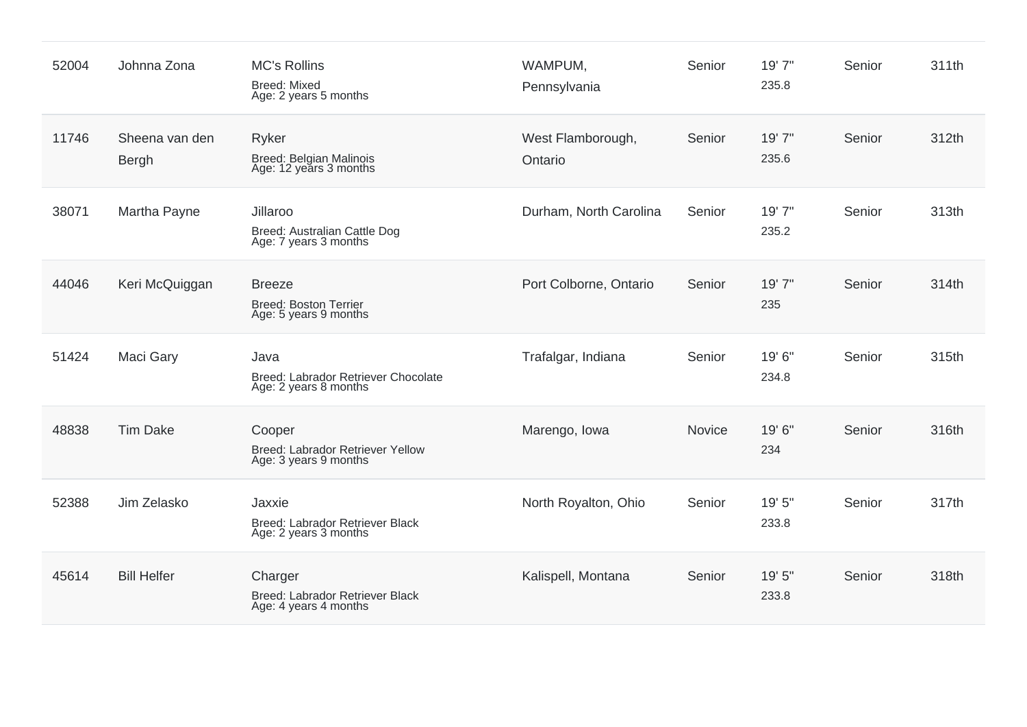| | | | | | | | |
|---|---|---|---|---|---|---|---|
| 52004 | Johnna Zona | MC's Rollins<br>Breed: Mixed<br>Age: 2 years 5 months | WAMPUM, Pennsylvania | Senior | 19' 7"<br>235.8 | Senior | 311th |
| 11746 | Sheena van den Bergh | Ryker<br>Breed: Belgian Malinois<br>Age: 12 years 3 months | West Flamborough, Ontario | Senior | 19' 7"<br>235.6 | Senior | 312th |
| 38071 | Martha Payne | Jillaroo<br>Breed: Australian Cattle Dog<br>Age: 7 years 3 months | Durham, North Carolina | Senior | 19' 7"<br>235.2 | Senior | 313th |
| 44046 | Keri McQuiggan | Breeze<br>Breed: Boston Terrier<br>Age: 5 years 9 months | Port Colborne, Ontario | Senior | 19' 7"<br>235 | Senior | 314th |
| 51424 | Maci Gary | Java<br>Breed: Labrador Retriever Chocolate<br>Age: 2 years 8 months | Trafalgar, Indiana | Senior | 19' 6"<br>234.8 | Senior | 315th |
| 48838 | Tim Dake | Cooper<br>Breed: Labrador Retriever Yellow<br>Age: 3 years 9 months | Marengo, Iowa | Novice | 19' 6"<br>234 | Senior | 316th |
| 52388 | Jim Zelasko | Jaxxie<br>Breed: Labrador Retriever Black<br>Age: 2 years 3 months | North Royalton, Ohio | Senior | 19' 5"<br>233.8 | Senior | 317th |
| 45614 | Bill Helfer | Charger<br>Breed: Labrador Retriever Black<br>Age: 4 years 4 months | Kalispell, Montana | Senior | 19' 5"<br>233.8 | Senior | 318th |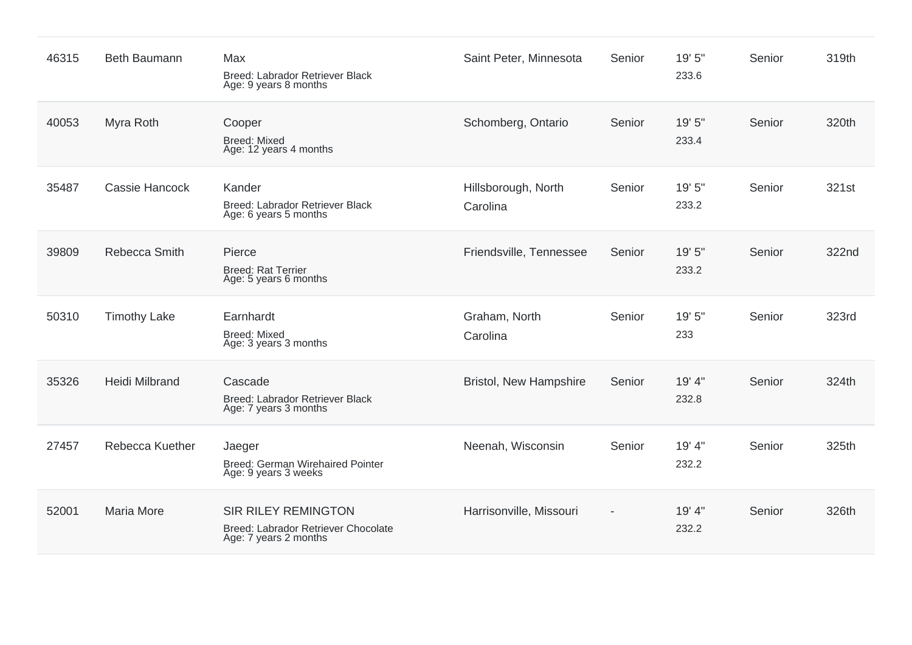| | | | | | | | |
|---|---|---|---|---|---|---|---|
| 46315 | Beth Baumann | Max<br>Breed: Labrador Retriever Black<br>Age: 9 years 8 months | Saint Peter, Minnesota | Senior | 19' 5"<br>233.6 | Senior | 319th |
| 40053 | Myra Roth | Cooper<br>Breed: Mixed<br>Age: 12 years 4 months | Schomberg, Ontario | Senior | 19' 5"<br>233.4 | Senior | 320th |
| 35487 | Cassie Hancock | Kander<br>Breed: Labrador Retriever Black<br>Age: 6 years 5 months | Hillsborough, North Carolina | Senior | 19' 5"<br>233.2 | Senior | 321st |
| 39809 | Rebecca Smith | Pierce<br>Breed: Rat Terrier<br>Age: 5 years 6 months | Friendsville, Tennessee | Senior | 19' 5"<br>233.2 | Senior | 322nd |
| 50310 | Timothy Lake | Earnhardt<br>Breed: Mixed<br>Age: 3 years 3 months | Graham, North Carolina | Senior | 19' 5"<br>233 | Senior | 323rd |
| 35326 | Heidi Milbrand | Cascade<br>Breed: Labrador Retriever Black<br>Age: 7 years 3 months | Bristol, New Hampshire | Senior | 19' 4"<br>232.8 | Senior | 324th |
| 27457 | Rebecca Kuether | Jaeger<br>Breed: German Wirehaired Pointer<br>Age: 9 years 3 weeks | Neenah, Wisconsin | Senior | 19' 4"<br>232.2 | Senior | 325th |
| 52001 | Maria More | SIR RILEY REMINGTON<br>Breed: Labrador Retriever Chocolate<br>Age: 7 years 2 months | Harrisonville, Missouri | - | 19' 4"<br>232.2 | Senior | 326th |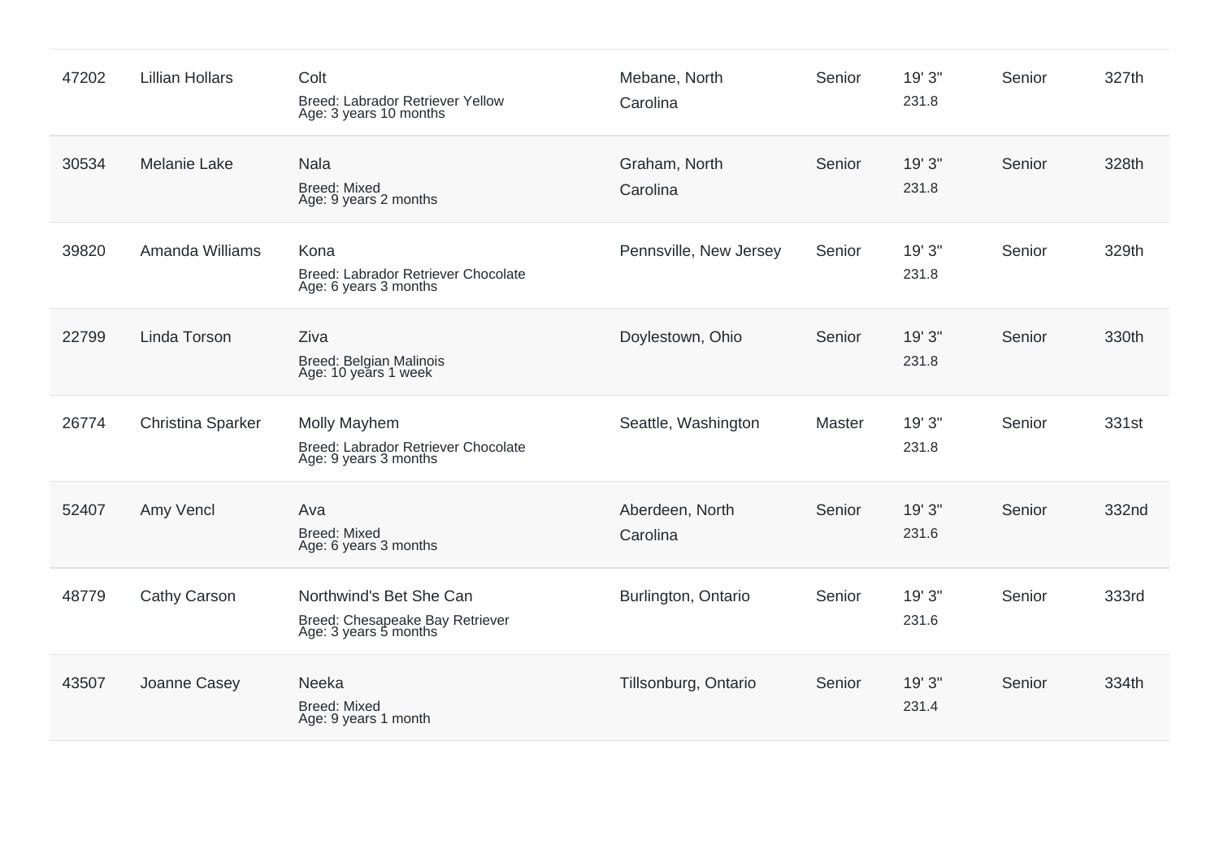| | | | | | | | |
|---|---|---|---|---|---|---|---|
| 47202 | Lillian Hollars | Colt<br>Breed: Labrador Retriever Yellow<br>Age: 3 years 10 months | Mebane, North Carolina | Senior | 19' 3"<br>231.8 | Senior | 327th |
| 30534 | Melanie Lake | Nala<br>Breed: Mixed<br>Age: 9 years 2 months | Graham, North Carolina | Senior | 19' 3"<br>231.8 | Senior | 328th |
| 39820 | Amanda Williams | Kona<br>Breed: Labrador Retriever Chocolate<br>Age: 6 years 3 months | Pennsville, New Jersey | Senior | 19' 3"<br>231.8 | Senior | 329th |
| 22799 | Linda Torson | Ziva<br>Breed: Belgian Malinois<br>Age: 10 years 1 week | Doylestown, Ohio | Senior | 19' 3"<br>231.8 | Senior | 330th |
| 26774 | Christina Sparker | Molly Mayhem<br>Breed: Labrador Retriever Chocolate<br>Age: 9 years 3 months | Seattle, Washington | Master | 19' 3"<br>231.8 | Senior | 331st |
| 52407 | Amy Vencl | Ava<br>Breed: Mixed<br>Age: 6 years 3 months | Aberdeen, North Carolina | Senior | 19' 3"<br>231.6 | Senior | 332nd |
| 48779 | Cathy Carson | Northwind's Bet She Can<br>Breed: Chesapeake Bay Retriever<br>Age: 3 years 5 months | Burlington, Ontario | Senior | 19' 3"<br>231.6 | Senior | 333rd |
| 43507 | Joanne Casey | Neeka<br>Breed: Mixed<br>Age: 9 years 1 month | Tillsonburg, Ontario | Senior | 19' 3"<br>231.4 | Senior | 334th |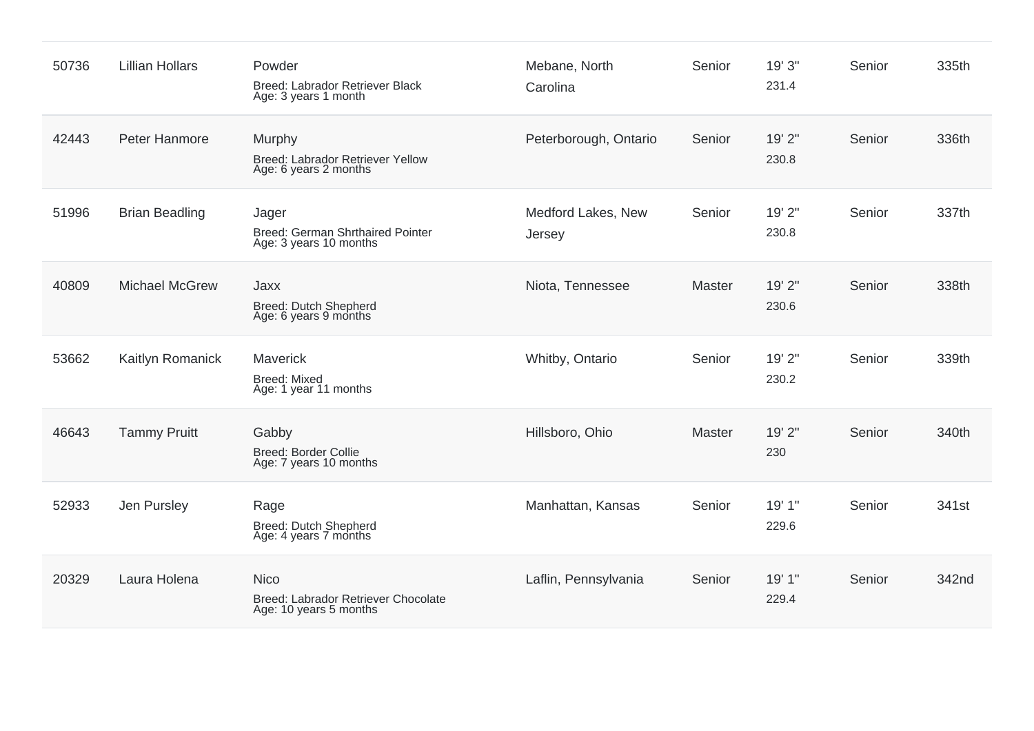| | | | | | | | |
|---|---|---|---|---|---|---|---|
| 50736 | Lillian Hollars | Powder<br>Breed: Labrador Retriever Black<br>Age: 3 years 1 month | Mebane, North Carolina | Senior | 19' 3"<br>231.4 | Senior | 335th |
| 42443 | Peter Hanmore | Murphy<br>Breed: Labrador Retriever Yellow<br>Age: 6 years 2 months | Peterborough, Ontario | Senior | 19' 2"<br>230.8 | Senior | 336th |
| 51996 | Brian Beadling | Jager<br>Breed: German Shrthaired Pointer<br>Age: 3 years 10 months | Medford Lakes, New Jersey | Senior | 19' 2"<br>230.8 | Senior | 337th |
| 40809 | Michael McGrew | Jaxx<br>Breed: Dutch Shepherd<br>Age: 6 years 9 months | Niota, Tennessee | Master | 19' 2"<br>230.6 | Senior | 338th |
| 53662 | Kaitlyn Romanick | Maverick<br>Breed: Mixed<br>Age: 1 year 11 months | Whitby, Ontario | Senior | 19' 2"<br>230.2 | Senior | 339th |
| 46643 | Tammy Pruitt | Gabby<br>Breed: Border Collie<br>Age: 7 years 10 months | Hillsboro, Ohio | Master | 19' 2"<br>230 | Senior | 340th |
| 52933 | Jen Pursley | Rage<br>Breed: Dutch Shepherd<br>Age: 4 years 7 months | Manhattan, Kansas | Senior | 19' 1"<br>229.6 | Senior | 341st |
| 20329 | Laura Holena | Nico<br>Breed: Labrador Retriever Chocolate<br>Age: 10 years 5 months | Laflin, Pennsylvania | Senior | 19' 1"<br>229.4 | Senior | 342nd |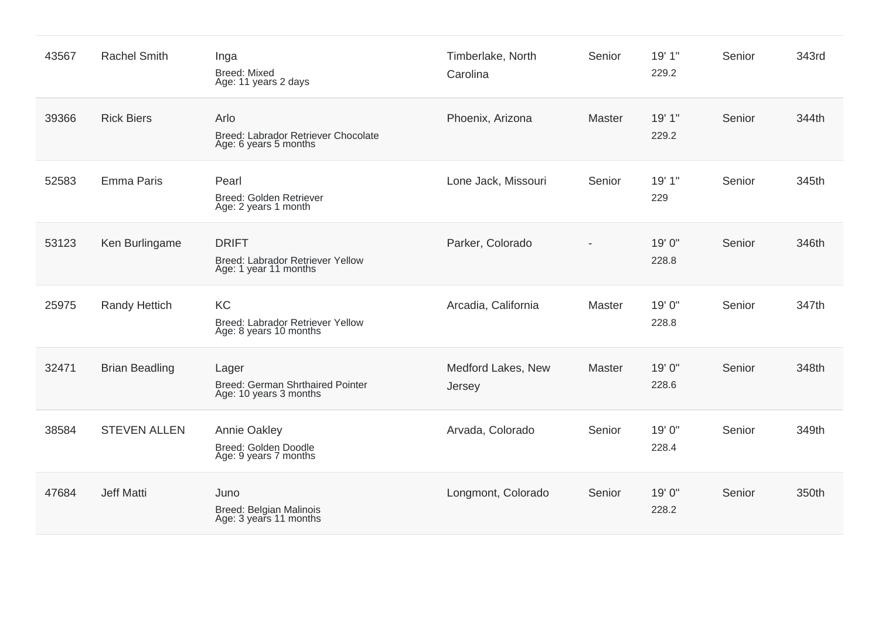| | | | | | | | |
|---|---|---|---|---|---|---|---|
| 43567 | Rachel Smith | Inga<br>Breed: Mixed<br>Age: 11 years 2 days | Timberlake, North Carolina | Senior | 19' 1"<br>229.2 | Senior | 343rd |
| 39366 | Rick Biers | Arlo<br>Breed: Labrador Retriever Chocolate<br>Age: 6 years 5 months | Phoenix, Arizona | Master | 19' 1"<br>229.2 | Senior | 344th |
| 52583 | Emma Paris | Pearl<br>Breed: Golden Retriever<br>Age: 2 years 1 month | Lone Jack, Missouri | Senior | 19' 1"<br>229 | Senior | 345th |
| 53123 | Ken Burlingame | DRIFT<br>Breed: Labrador Retriever Yellow<br>Age: 1 year 11 months | Parker, Colorado | - | 19' 0"<br>228.8 | Senior | 346th |
| 25975 | Randy Hettich | KC<br>Breed: Labrador Retriever Yellow<br>Age: 8 years 10 months | Arcadia, California | Master | 19' 0"<br>228.8 | Senior | 347th |
| 32471 | Brian Beadling | Lager<br>Breed: German Shrthaired Pointer<br>Age: 10 years 3 months | Medford Lakes, New Jersey | Master | 19' 0"<br>228.6 | Senior | 348th |
| 38584 | STEVEN ALLEN | Annie Oakley<br>Breed: Golden Doodle<br>Age: 9 years 7 months | Arvada, Colorado | Senior | 19' 0"<br>228.4 | Senior | 349th |
| 47684 | Jeff Matti | Juno<br>Breed: Belgian Malinois<br>Age: 3 years 11 months | Longmont, Colorado | Senior | 19' 0"<br>228.2 | Senior | 350th |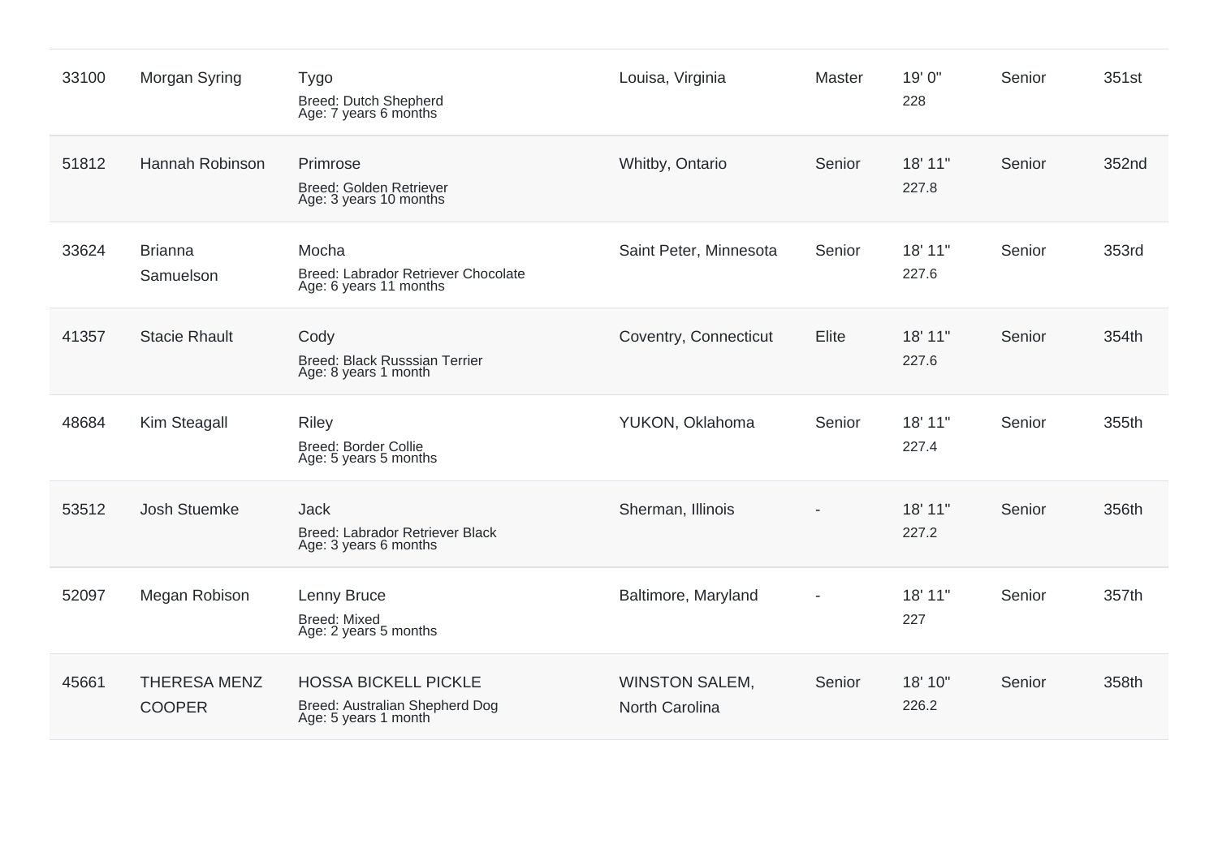| | | | | | | | |
|---|---|---|---|---|---|---|---|
| 33100 | Morgan Syring | Tygo<br>Breed: Dutch Shepherd<br>Age: 7 years 6 months | Louisa, Virginia | Master | 19' 0"<br>228 | Senior | 351st |
| 51812 | Hannah Robinson | Primrose<br>Breed: Golden Retriever<br>Age: 3 years 10 months | Whitby, Ontario | Senior | 18' 11"<br>227.8 | Senior | 352nd |
| 33624 | Brianna Samuelson | Mocha<br>Breed: Labrador Retriever Chocolate<br>Age: 6 years 11 months | Saint Peter, Minnesota | Senior | 18' 11"<br>227.6 | Senior | 353rd |
| 41357 | Stacie Rhault | Cody<br>Breed: Black Russsian Terrier<br>Age: 8 years 1 month | Coventry, Connecticut | Elite | 18' 11"<br>227.6 | Senior | 354th |
| 48684 | Kim Steagall | Riley<br>Breed: Border Collie<br>Age: 5 years 5 months | YUKON, Oklahoma | Senior | 18' 11"<br>227.4 | Senior | 355th |
| 53512 | Josh Stuemke | Jack<br>Breed: Labrador Retriever Black<br>Age: 3 years 6 months | Sherman, Illinois | - | 18' 11"<br>227.2 | Senior | 356th |
| 52097 | Megan Robison | Lenny Bruce<br>Breed: Mixed<br>Age: 2 years 5 months | Baltimore, Maryland | - | 18' 11"<br>227 | Senior | 357th |
| 45661 | THERESA MENZ COOPER | HOSSA BICKELL PICKLE<br>Breed: Australian Shepherd Dog<br>Age: 5 years 1 month | WINSTON SALEM, North Carolina | Senior | 18' 10"<br>226.2 | Senior | 358th |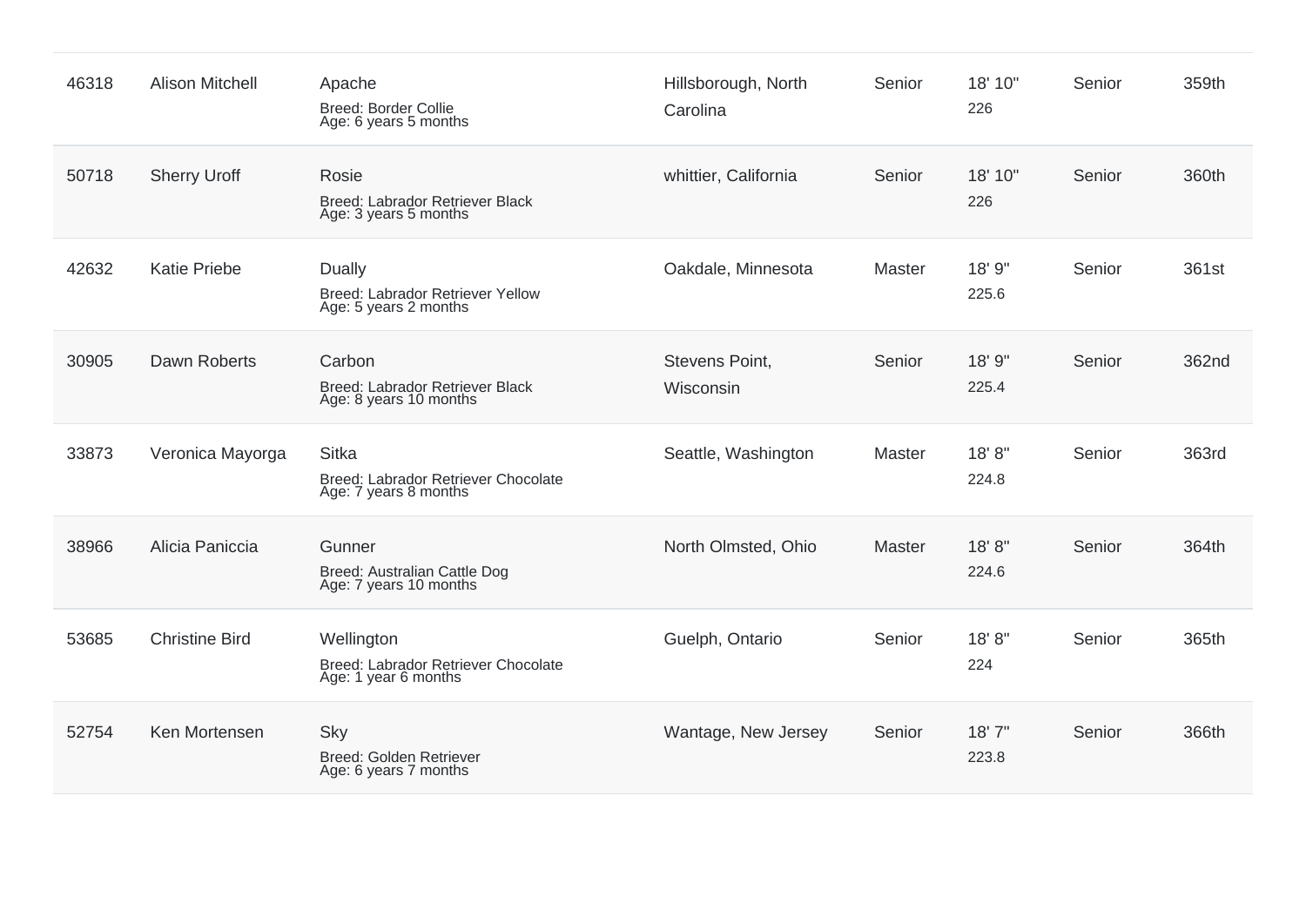| | | | | | | | |
|---|---|---|---|---|---|---|---|
| 46318 | Alison Mitchell | Apache<br>Breed: Border Collie<br>Age: 6 years 5 months | Hillsborough, North Carolina | Senior | 18' 10"<br>226 | Senior | 359th |
| 50718 | Sherry Uroff | Rosie<br>Breed: Labrador Retriever Black<br>Age: 3 years 5 months | whittier, California | Senior | 18' 10"<br>226 | Senior | 360th |
| 42632 | Katie Priebe | Dually<br>Breed: Labrador Retriever Yellow<br>Age: 5 years 2 months | Oakdale, Minnesota | Master | 18' 9"<br>225.6 | Senior | 361st |
| 30905 | Dawn Roberts | Carbon<br>Breed: Labrador Retriever Black<br>Age: 8 years 10 months | Stevens Point, Wisconsin | Senior | 18' 9"<br>225.4 | Senior | 362nd |
| 33873 | Veronica Mayorga | Sitka<br>Breed: Labrador Retriever Chocolate<br>Age: 7 years 8 months | Seattle, Washington | Master | 18' 8"<br>224.8 | Senior | 363rd |
| 38966 | Alicia Paniccia | Gunner<br>Breed: Australian Cattle Dog<br>Age: 7 years 10 months | North Olmsted, Ohio | Master | 18' 8"<br>224.6 | Senior | 364th |
| 53685 | Christine Bird | Wellington<br>Breed: Labrador Retriever Chocolate<br>Age: 1 year 6 months | Guelph, Ontario | Senior | 18' 8"<br>224 | Senior | 365th |
| 52754 | Ken Mortensen | Sky<br>Breed: Golden Retriever<br>Age: 6 years 7 months | Wantage, New Jersey | Senior | 18' 7"<br>223.8 | Senior | 366th |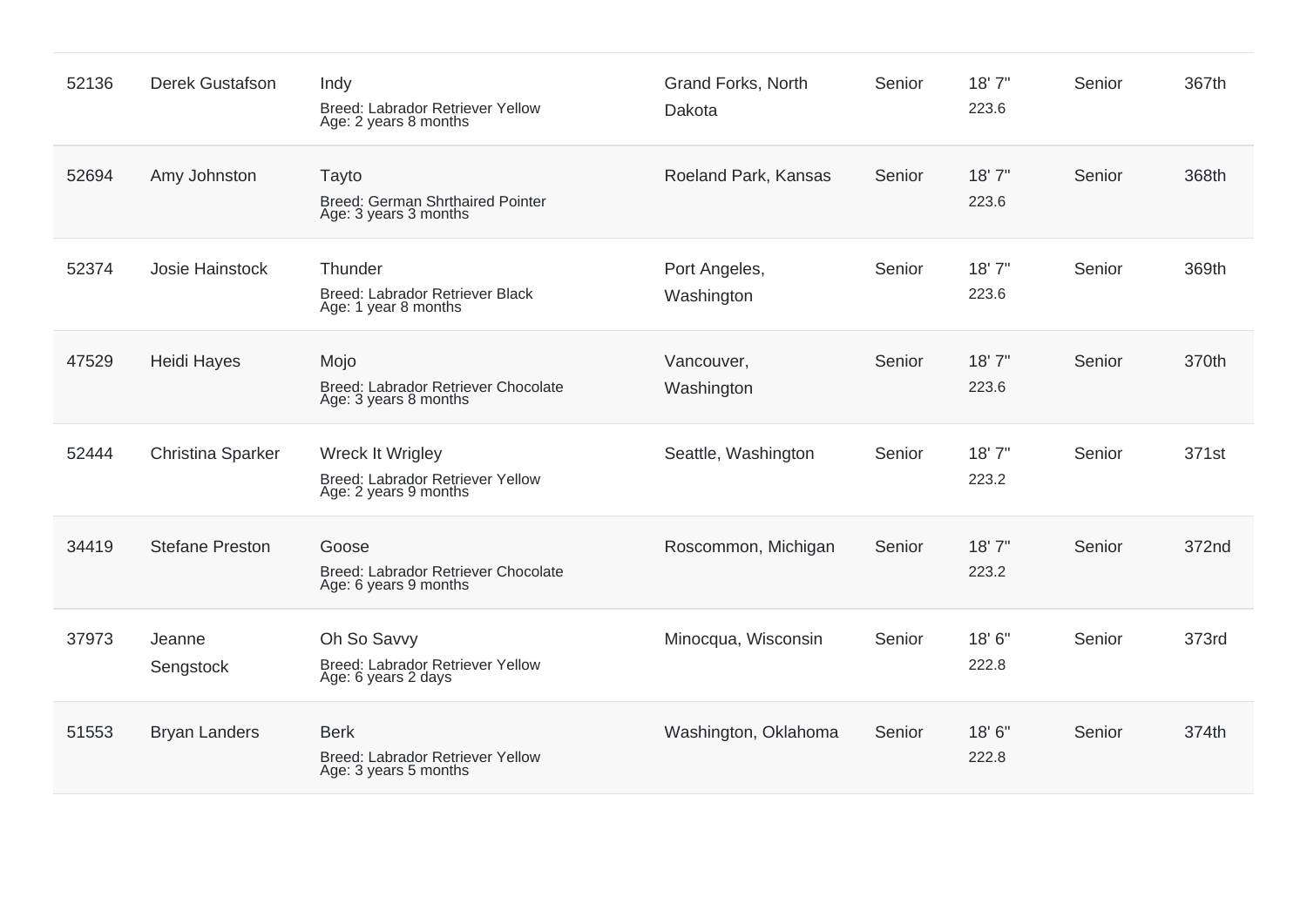| | | | | | | | |
|---|---|---|---|---|---|---|---|
| 52136 | Derek Gustafson | Indy<br>Breed: Labrador Retriever Yellow<br>Age: 2 years 8 months | Grand Forks, North Dakota | Senior | 18' 7"<br>223.6 | Senior | 367th |
| 52694 | Amy Johnston | Tayto<br>Breed: German Shrthaired Pointer<br>Age: 3 years 3 months | Roeland Park, Kansas | Senior | 18' 7"<br>223.6 | Senior | 368th |
| 52374 | Josie Hainstock | Thunder<br>Breed: Labrador Retriever Black<br>Age: 1 year 8 months | Port Angeles, Washington | Senior | 18' 7"<br>223.6 | Senior | 369th |
| 47529 | Heidi Hayes | Mojo<br>Breed: Labrador Retriever Chocolate<br>Age: 3 years 8 months | Vancouver, Washington | Senior | 18' 7"<br>223.6 | Senior | 370th |
| 52444 | Christina Sparker | Wreck It Wrigley<br>Breed: Labrador Retriever Yellow<br>Age: 2 years 9 months | Seattle, Washington | Senior | 18' 7"<br>223.2 | Senior | 371st |
| 34419 | Stefane Preston | Goose<br>Breed: Labrador Retriever Chocolate<br>Age: 6 years 9 months | Roscommon, Michigan | Senior | 18' 7"<br>223.2 | Senior | 372nd |
| 37973 | Jeanne Sengstock | Oh So Savvy<br>Breed: Labrador Retriever Yellow<br>Age: 6 years 2 days | Minocqua, Wisconsin | Senior | 18' 6"<br>222.8 | Senior | 373rd |
| 51553 | Bryan Landers | Berk<br>Breed: Labrador Retriever Yellow<br>Age: 3 years 5 months | Washington, Oklahoma | Senior | 18' 6"<br>222.8 | Senior | 374th |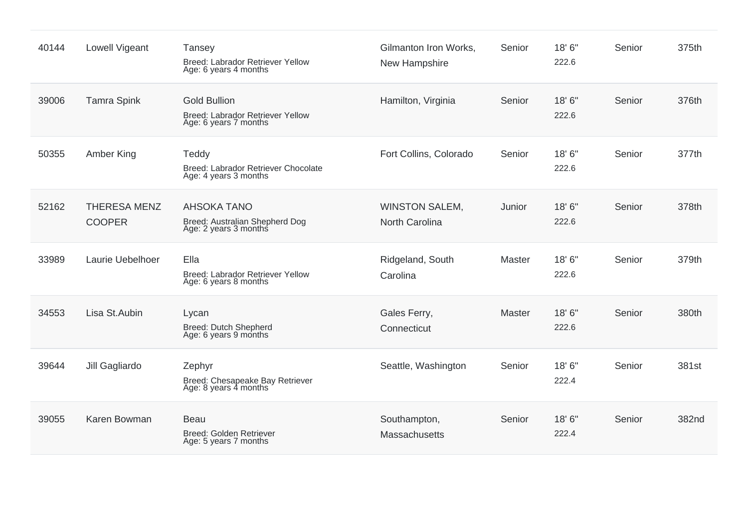| | | | | | | | |
|---|---|---|---|---|---|---|---|
| 40144 | Lowell Vigeant | Tansey<br>Breed: Labrador Retriever Yellow<br>Age: 6 years 4 months | Gilmanton Iron Works, New Hampshire | Senior | 18' 6"<br>222.6 | Senior | 375th |
| 39006 | Tamra Spink | Gold Bullion<br>Breed: Labrador Retriever Yellow<br>Age: 6 years 7 months | Hamilton, Virginia | Senior | 18' 6"<br>222.6 | Senior | 376th |
| 50355 | Amber King | Teddy<br>Breed: Labrador Retriever Chocolate<br>Age: 4 years 3 months | Fort Collins, Colorado | Senior | 18' 6"<br>222.6 | Senior | 377th |
| 52162 | THERESA MENZ COOPER | AHSOKA TANO<br>Breed: Australian Shepherd Dog<br>Age: 2 years 3 months | WINSTON SALEM, North Carolina | Junior | 18' 6"<br>222.6 | Senior | 378th |
| 33989 | Laurie Uebelhoer | Ella<br>Breed: Labrador Retriever Yellow<br>Age: 6 years 8 months | Ridgeland, South Carolina | Master | 18' 6"<br>222.6 | Senior | 379th |
| 34553 | Lisa St.Aubin | Lycan<br>Breed: Dutch Shepherd<br>Age: 6 years 9 months | Gales Ferry, Connecticut | Master | 18' 6"<br>222.6 | Senior | 380th |
| 39644 | Jill Gagliardo | Zephyr<br>Breed: Chesapeake Bay Retriever<br>Age: 8 years 4 months | Seattle, Washington | Senior | 18' 6"<br>222.4 | Senior | 381st |
| 39055 | Karen Bowman | Beau<br>Breed: Golden Retriever<br>Age: 5 years 7 months | Southampton, Massachusetts | Senior | 18' 6"<br>222.4 | Senior | 382nd |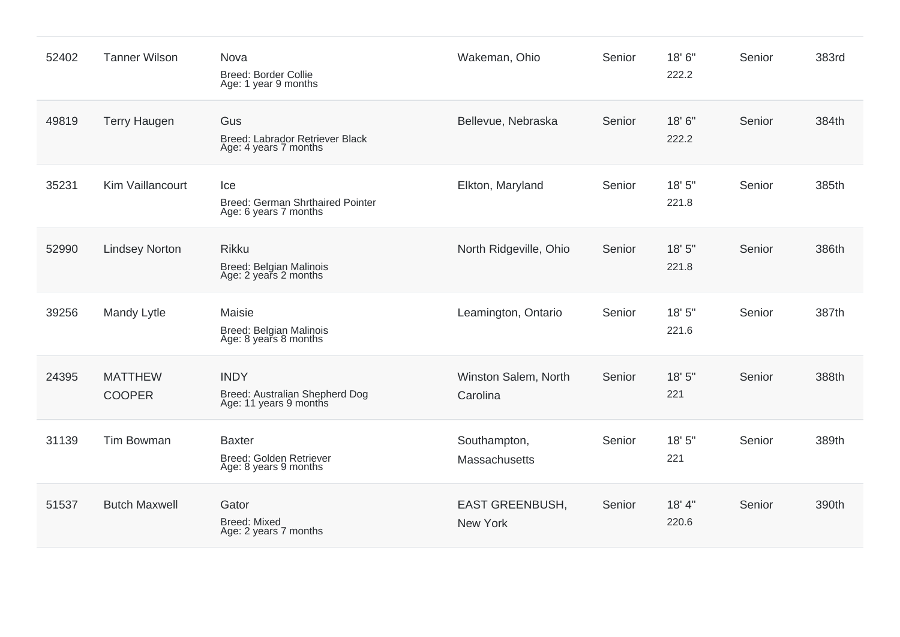| | | | | | | | |
|---|---|---|---|---|---|---|---|
| 52402 | Tanner Wilson | Nova<br>Breed: Border Collie<br>Age: 1 year 9 months | Wakeman, Ohio | Senior | 18' 6"<br>222.2 | Senior | 383rd |
| 49819 | Terry Haugen | Gus<br>Breed: Labrador Retriever Black<br>Age: 4 years 7 months | Bellevue, Nebraska | Senior | 18' 6"<br>222.2 | Senior | 384th |
| 35231 | Kim Vaillancourt | Ice<br>Breed: German Shrthaired Pointer<br>Age: 6 years 7 months | Elkton, Maryland | Senior | 18' 5"<br>221.8 | Senior | 385th |
| 52990 | Lindsey Norton | Rikku<br>Breed: Belgian Malinois<br>Age: 2 years 2 months | North Ridgeville, Ohio | Senior | 18' 5"<br>221.8 | Senior | 386th |
| 39256 | Mandy Lytle | Maisie<br>Breed: Belgian Malinois<br>Age: 8 years 8 months | Leamington, Ontario | Senior | 18' 5"<br>221.6 | Senior | 387th |
| 24395 | MATTHEW COOPER | INDY<br>Breed: Australian Shepherd Dog<br>Age: 11 years 9 months | Winston Salem, North Carolina | Senior | 18' 5"<br>221 | Senior | 388th |
| 31139 | Tim Bowman | Baxter<br>Breed: Golden Retriever<br>Age: 8 years 9 months | Southampton, Massachusetts | Senior | 18' 5"<br>221 | Senior | 389th |
| 51537 | Butch Maxwell | Gator<br>Breed: Mixed<br>Age: 2 years 7 months | EAST GREENBUSH, New York | Senior | 18' 4"<br>220.6 | Senior | 390th |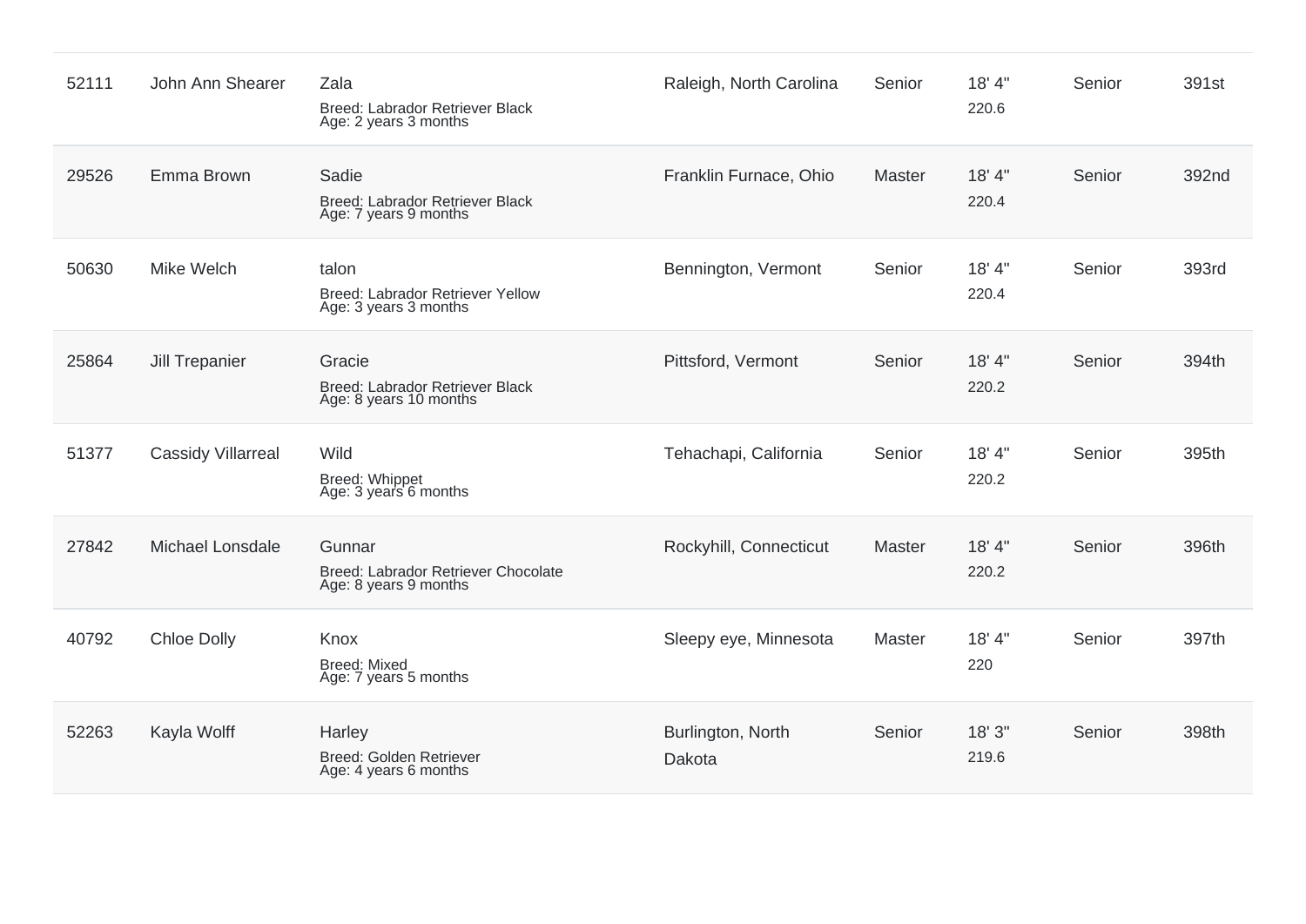| | | | | | | | |
|---|---|---|---|---|---|---|---|
| 52111 | John Ann Shearer | Zala<br>Breed: Labrador Retriever Black<br>Age: 2 years 3 months | Raleigh, North Carolina | Senior | 18' 4"<br>220.6 | Senior | 391st |
| 29526 | Emma Brown | Sadie<br>Breed: Labrador Retriever Black<br>Age: 7 years 9 months | Franklin Furnace, Ohio | Master | 18' 4"<br>220.4 | Senior | 392nd |
| 50630 | Mike Welch | talon<br>Breed: Labrador Retriever Yellow<br>Age: 3 years 3 months | Bennington, Vermont | Senior | 18' 4"<br>220.4 | Senior | 393rd |
| 25864 | Jill Trepanier | Gracie<br>Breed: Labrador Retriever Black<br>Age: 8 years 10 months | Pittsford, Vermont | Senior | 18' 4"<br>220.2 | Senior | 394th |
| 51377 | Cassidy Villarreal | Wild<br>Breed: Whippet<br>Age: 3 years 6 months | Tehachapi, California | Senior | 18' 4"<br>220.2 | Senior | 395th |
| 27842 | Michael Lonsdale | Gunnar<br>Breed: Labrador Retriever Chocolate<br>Age: 8 years 9 months | Rockyhill, Connecticut | Master | 18' 4"<br>220.2 | Senior | 396th |
| 40792 | Chloe Dolly | Knox<br>Breed: Mixed<br>Age: 7 years 5 months | Sleepy eye, Minnesota | Master | 18' 4"<br>220 | Senior | 397th |
| 52263 | Kayla Wolff | Harley<br>Breed: Golden Retriever<br>Age: 4 years 6 months | Burlington, North Dakota | Senior | 18' 3"<br>219.6 | Senior | 398th |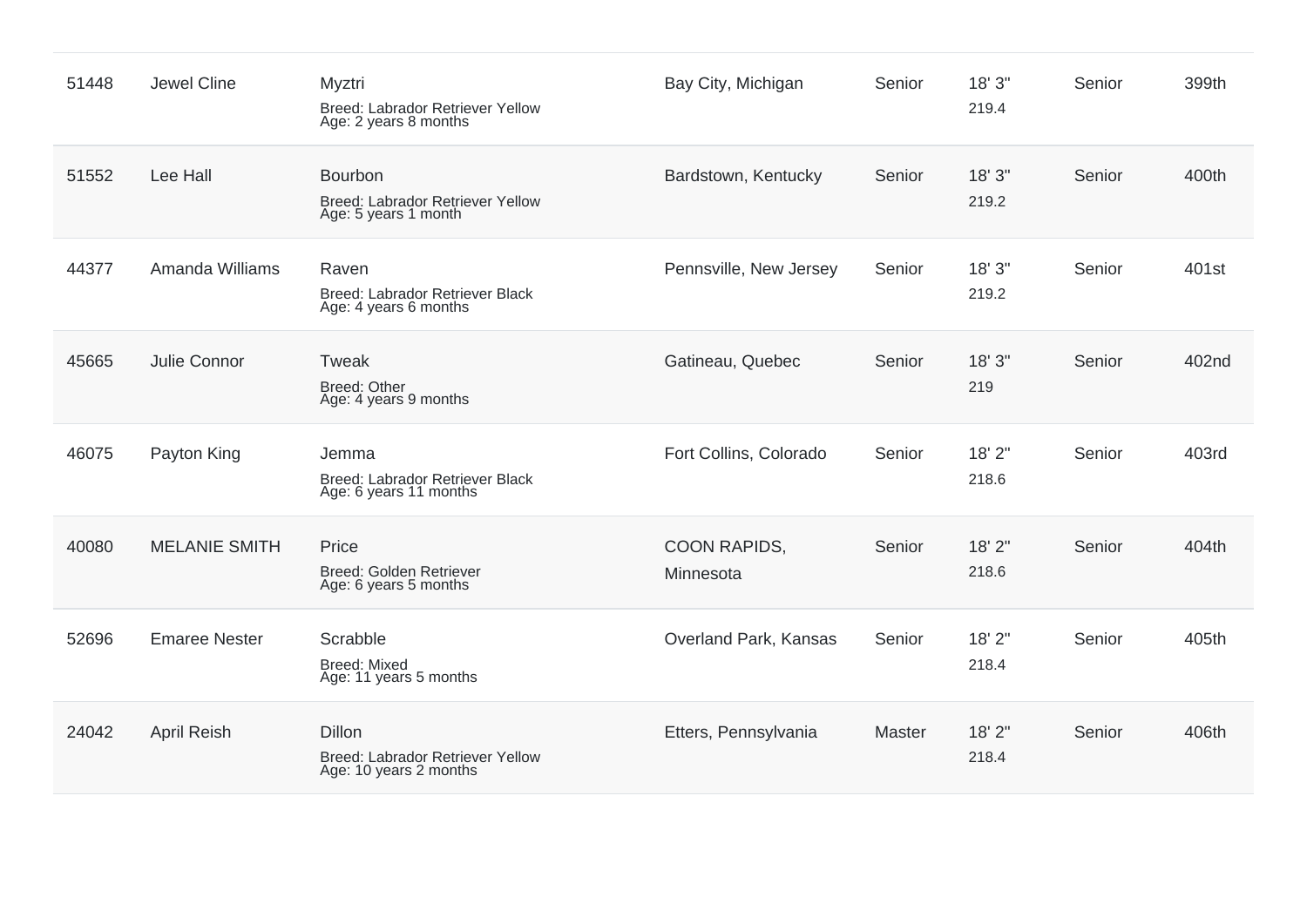| | | | | | | | |
|---|---|---|---|---|---|---|---|
| 51448 | Jewel Cline | Myztri<br>Breed: Labrador Retriever Yellow<br>Age: 2 years 8 months | Bay City, Michigan | Senior | 18' 3"<br>219.4 | Senior | 399th |
| 51552 | Lee Hall | Bourbon<br>Breed: Labrador Retriever Yellow<br>Age: 5 years 1 month | Bardstown, Kentucky | Senior | 18' 3"<br>219.2 | Senior | 400th |
| 44377 | Amanda Williams | Raven<br>Breed: Labrador Retriever Black<br>Age: 4 years 6 months | Pennsville, New Jersey | Senior | 18' 3"<br>219.2 | Senior | 401st |
| 45665 | Julie Connor | Tweak<br>Breed: Other<br>Age: 4 years 9 months | Gatineau, Quebec | Senior | 18' 3"<br>219 | Senior | 402nd |
| 46075 | Payton King | Jemma<br>Breed: Labrador Retriever Black<br>Age: 6 years 11 months | Fort Collins, Colorado | Senior | 18' 2"<br>218.6 | Senior | 403rd |
| 40080 | MELANIE SMITH | Price<br>Breed: Golden Retriever<br>Age: 6 years 5 months | COON RAPIDS, Minnesota | Senior | 18' 2"<br>218.6 | Senior | 404th |
| 52696 | Emaree Nester | Scrabble<br>Breed: Mixed<br>Age: 11 years 5 months | Overland Park, Kansas | Senior | 18' 2"<br>218.4 | Senior | 405th |
| 24042 | April Reish | Dillon<br>Breed: Labrador Retriever Yellow<br>Age: 10 years 2 months | Etters, Pennsylvania | Master | 18' 2"<br>218.4 | Senior | 406th |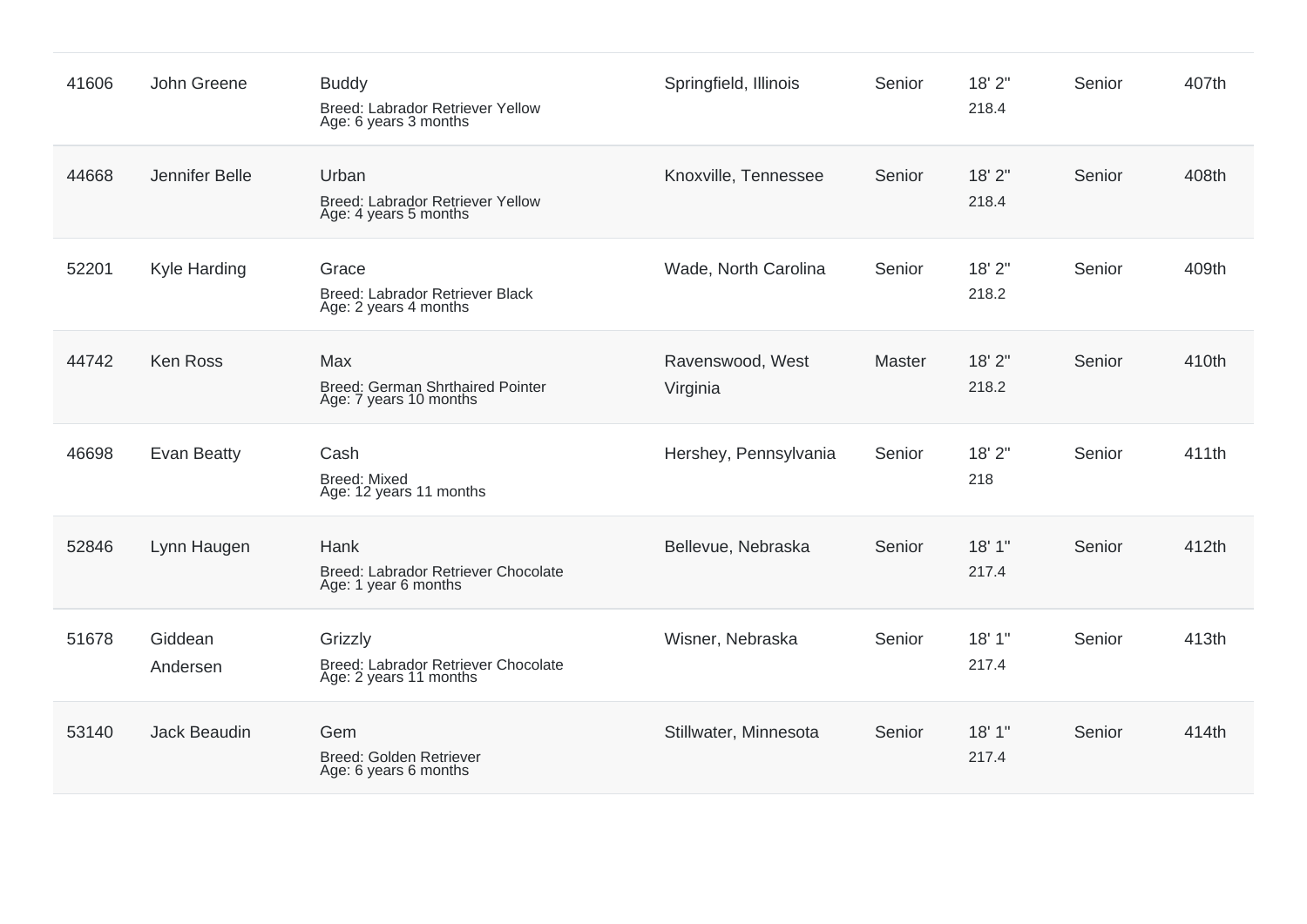| | | | | | | | |
|---|---|---|---|---|---|---|---|
| 41606 | John Greene | Buddy<br>Breed: Labrador Retriever Yellow<br>Age: 6 years 3 months | Springfield, Illinois | Senior | 18' 2"<br>218.4 | Senior | 407th |
| 44668 | Jennifer Belle | Urban<br>Breed: Labrador Retriever Yellow<br>Age: 4 years 5 months | Knoxville, Tennessee | Senior | 18' 2"<br>218.4 | Senior | 408th |
| 52201 | Kyle Harding | Grace<br>Breed: Labrador Retriever Black<br>Age: 2 years 4 months | Wade, North Carolina | Senior | 18' 2"<br>218.2 | Senior | 409th |
| 44742 | Ken Ross | Max<br>Breed: German Shrthaired Pointer<br>Age: 7 years 10 months | Ravenswood, West Virginia | Master | 18' 2"<br>218.2 | Senior | 410th |
| 46698 | Evan Beatty | Cash<br>Breed: Mixed<br>Age: 12 years 11 months | Hershey, Pennsylvania | Senior | 18' 2"<br>218 | Senior | 411th |
| 52846 | Lynn Haugen | Hank<br>Breed: Labrador Retriever Chocolate<br>Age: 1 year 6 months | Bellevue, Nebraska | Senior | 18' 1"<br>217.4 | Senior | 412th |
| 51678 | Giddean Andersen | Grizzly<br>Breed: Labrador Retriever Chocolate<br>Age: 2 years 11 months | Wisner, Nebraska | Senior | 18' 1"<br>217.4 | Senior | 413th |
| 53140 | Jack Beaudin | Gem<br>Breed: Golden Retriever<br>Age: 6 years 6 months | Stillwater, Minnesota | Senior | 18' 1"<br>217.4 | Senior | 414th |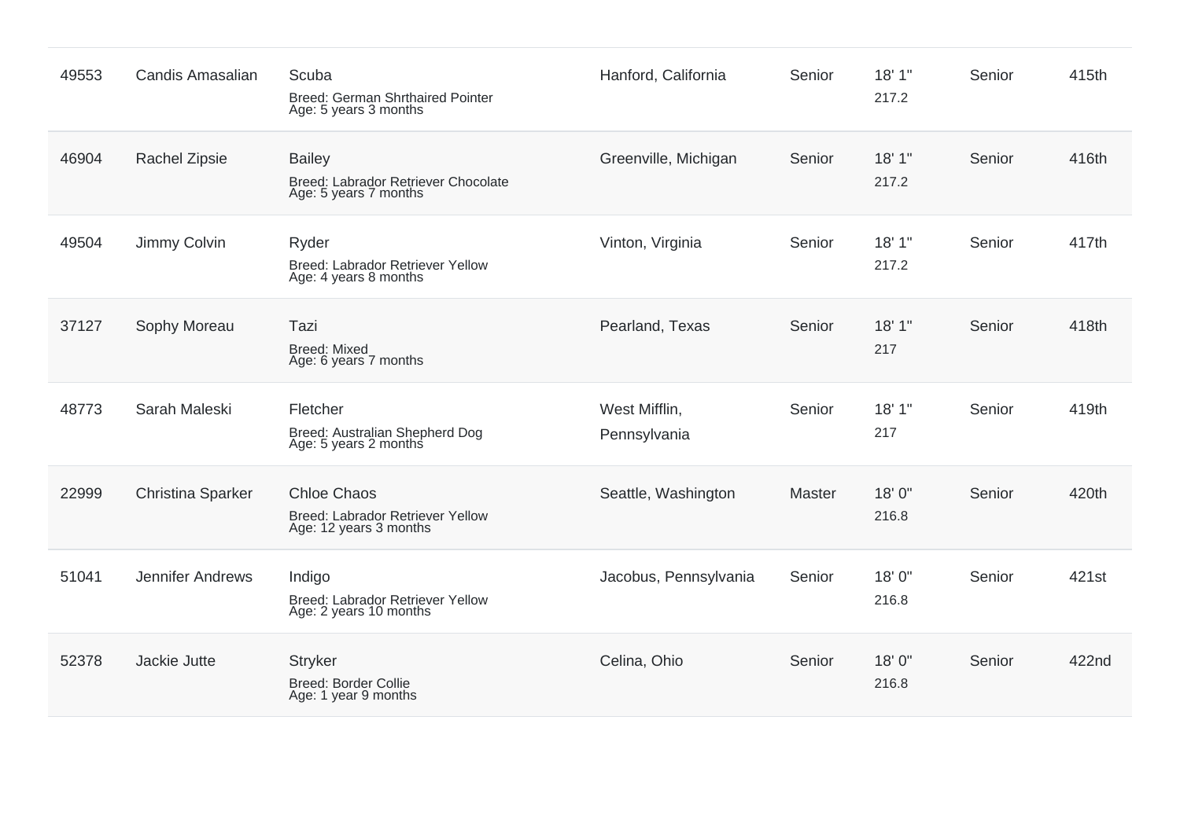| | | | | | | | |
|---|---|---|---|---|---|---|---|
| 49553 | Candis Amasalian | Scuba<br>Breed: German Shrthaired Pointer<br>Age: 5 years 3 months | Hanford, California | Senior | 18' 1"<br>217.2 | Senior | 415th |
| 46904 | Rachel Zipsie | Bailey<br>Breed: Labrador Retriever Chocolate<br>Age: 5 years 7 months | Greenville, Michigan | Senior | 18' 1"<br>217.2 | Senior | 416th |
| 49504 | Jimmy Colvin | Ryder<br>Breed: Labrador Retriever Yellow<br>Age: 4 years 8 months | Vinton, Virginia | Senior | 18' 1"<br>217.2 | Senior | 417th |
| 37127 | Sophy Moreau | Tazi<br>Breed: Mixed<br>Age: 6 years 7 months | Pearland, Texas | Senior | 18' 1"<br>217 | Senior | 418th |
| 48773 | Sarah Maleski | Fletcher<br>Breed: Australian Shepherd Dog<br>Age: 5 years 2 months | West Mifflin, Pennsylvania | Senior | 18' 1"<br>217 | Senior | 419th |
| 22999 | Christina Sparker | Chloe Chaos<br>Breed: Labrador Retriever Yellow<br>Age: 12 years 3 months | Seattle, Washington | Master | 18' 0"<br>216.8 | Senior | 420th |
| 51041 | Jennifer Andrews | Indigo<br>Breed: Labrador Retriever Yellow<br>Age: 2 years 10 months | Jacobus, Pennsylvania | Senior | 18' 0"<br>216.8 | Senior | 421st |
| 52378 | Jackie Jutte | Stryker<br>Breed: Border Collie<br>Age: 1 year 9 months | Celina, Ohio | Senior | 18' 0"<br>216.8 | Senior | 422nd |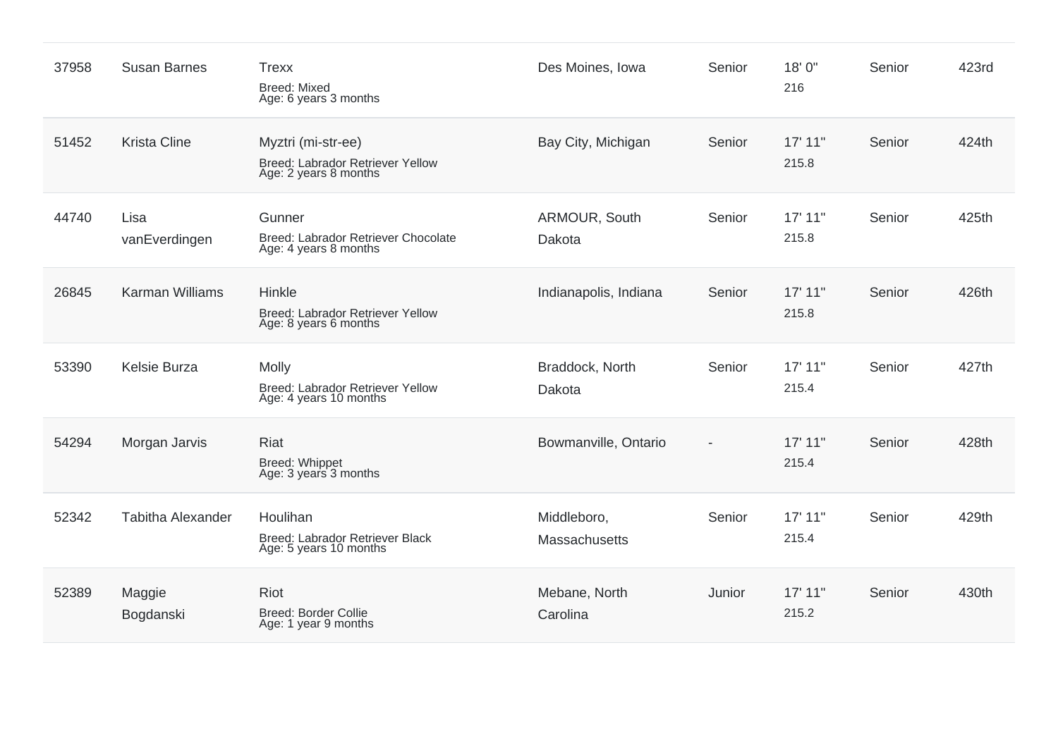| | | | | | | | |
|---|---|---|---|---|---|---|---|
| 37958 | Susan Barnes | Trexx<br>Breed: Mixed<br>Age: 6 years 3 months | Des Moines, Iowa | Senior | 18' 0"<br>216 | Senior | 423rd |
| 51452 | Krista Cline | Myztri (mi-str-ee)<br>Breed: Labrador Retriever Yellow<br>Age: 2 years 8 months | Bay City, Michigan | Senior | 17' 11"<br>215.8 | Senior | 424th |
| 44740 | Lisa vanEverdingen | Gunner<br>Breed: Labrador Retriever Chocolate<br>Age: 4 years 8 months | ARMOUR, South Dakota | Senior | 17' 11"<br>215.8 | Senior | 425th |
| 26845 | Karman Williams | Hinkle<br>Breed: Labrador Retriever Yellow<br>Age: 8 years 6 months | Indianapolis, Indiana | Senior | 17' 11"<br>215.8 | Senior | 426th |
| 53390 | Kelsie Burza | Molly<br>Breed: Labrador Retriever Yellow<br>Age: 4 years 10 months | Braddock, North Dakota | Senior | 17' 11"<br>215.4 | Senior | 427th |
| 54294 | Morgan Jarvis | Riat<br>Breed: Whippet<br>Age: 3 years 3 months | Bowmanville, Ontario | - | 17' 11"<br>215.4 | Senior | 428th |
| 52342 | Tabitha Alexander | Houlihan<br>Breed: Labrador Retriever Black<br>Age: 5 years 10 months | Middleboro, Massachusetts | Senior | 17' 11"<br>215.4 | Senior | 429th |
| 52389 | Maggie Bogdanski | Riot<br>Breed: Border Collie<br>Age: 1 year 9 months | Mebane, North Carolina | Junior | 17' 11"<br>215.2 | Senior | 430th |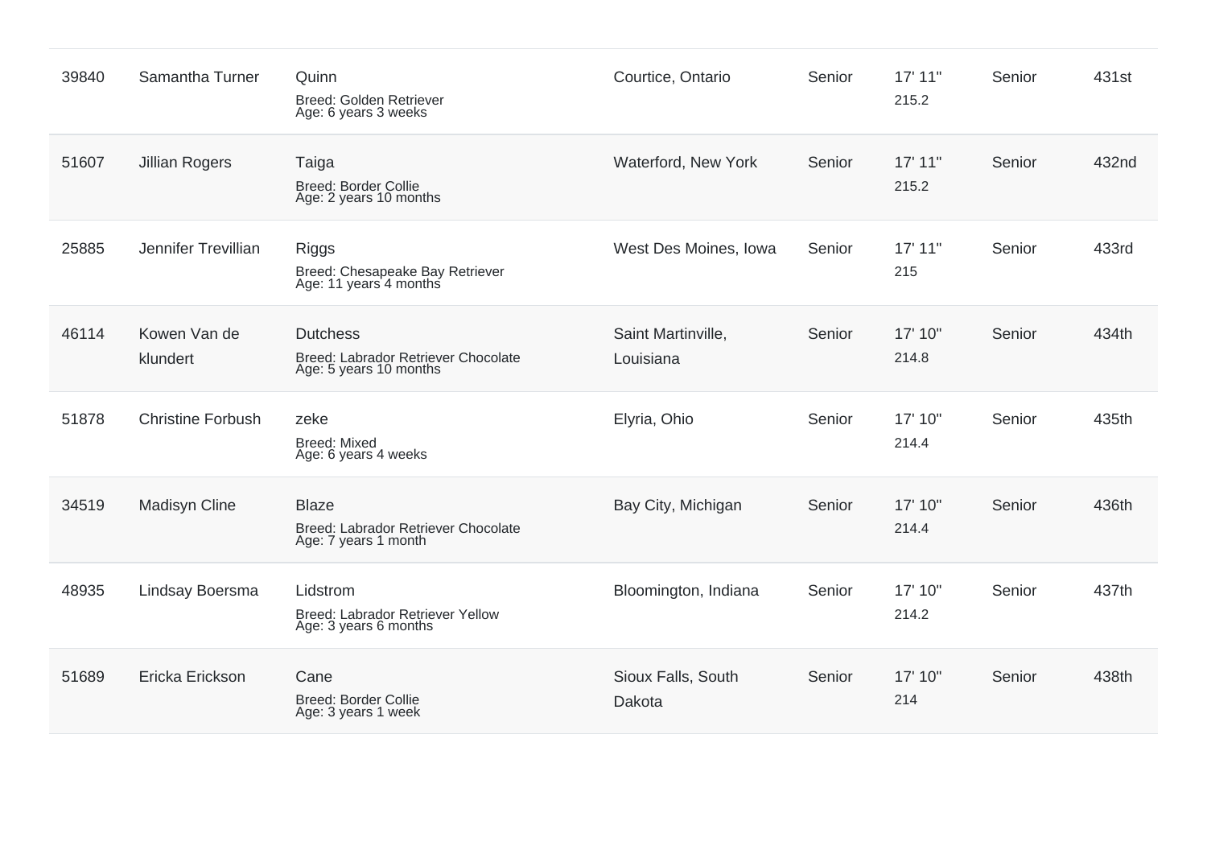| | | | | | | | |
|---|---|---|---|---|---|---|---|
| 39840 | Samantha Turner | Quinn<br>Breed: Golden Retriever<br>Age: 6 years 3 weeks | Courtice, Ontario | Senior | 17' 11"<br>215.2 | Senior | 431st |
| 51607 | Jillian Rogers | Taiga<br>Breed: Border Collie<br>Age: 2 years 10 months | Waterford, New York | Senior | 17' 11"<br>215.2 | Senior | 432nd |
| 25885 | Jennifer Trevillian | Riggs<br>Breed: Chesapeake Bay Retriever<br>Age: 11 years 4 months | West Des Moines, Iowa | Senior | 17' 11"<br>215 | Senior | 433rd |
| 46114 | Kowen Van de klundert | Dutchess<br>Breed: Labrador Retriever Chocolate<br>Age: 5 years 10 months | Saint Martinville, Louisiana | Senior | 17' 10"<br>214.8 | Senior | 434th |
| 51878 | Christine Forbush | zeke<br>Breed: Mixed<br>Age: 6 years 4 weeks | Elyria, Ohio | Senior | 17' 10"<br>214.4 | Senior | 435th |
| 34519 | Madisyn Cline | Blaze<br>Breed: Labrador Retriever Chocolate<br>Age: 7 years 1 month | Bay City, Michigan | Senior | 17' 10"<br>214.4 | Senior | 436th |
| 48935 | Lindsay Boersma | Lidstrom<br>Breed: Labrador Retriever Yellow<br>Age: 3 years 6 months | Bloomington, Indiana | Senior | 17' 10"<br>214.2 | Senior | 437th |
| 51689 | Ericka Erickson | Cane<br>Breed: Border Collie<br>Age: 3 years 1 week | Sioux Falls, South Dakota | Senior | 17' 10"<br>214 | Senior | 438th |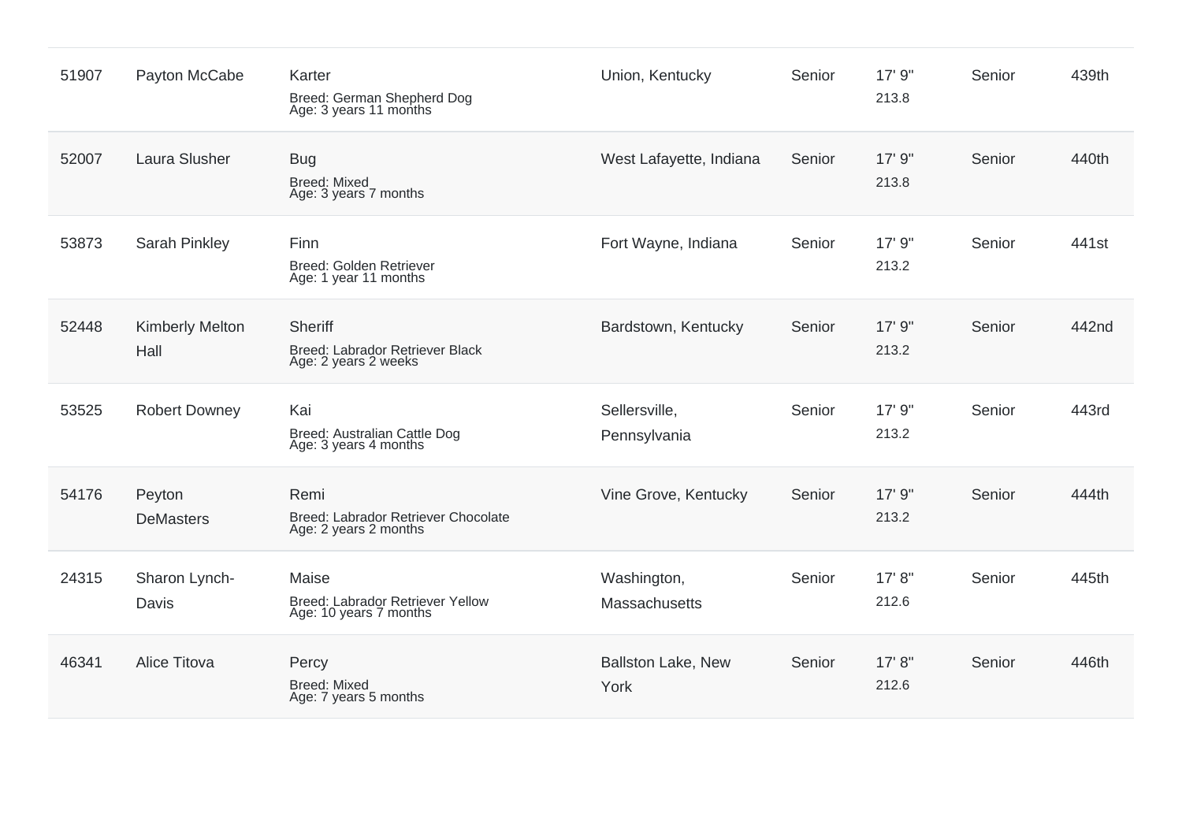| | | | | | | | |
|---|---|---|---|---|---|---|---|
| 51907 | Payton McCabe | Karter<br>Breed: German Shepherd Dog<br>Age: 3 years 11 months | Union, Kentucky | Senior | 17' 9"<br>213.8 | Senior | 439th |
| 52007 | Laura Slusher | Bug<br>Breed: Mixed<br>Age: 3 years 7 months | West Lafayette, Indiana | Senior | 17' 9"<br>213.8 | Senior | 440th |
| 53873 | Sarah Pinkley | Finn<br>Breed: Golden Retriever<br>Age: 1 year 11 months | Fort Wayne, Indiana | Senior | 17' 9"<br>213.2 | Senior | 441st |
| 52448 | Kimberly Melton Hall | Sheriff<br>Breed: Labrador Retriever Black<br>Age: 2 years 2 weeks | Bardstown, Kentucky | Senior | 17' 9"<br>213.2 | Senior | 442nd |
| 53525 | Robert Downey | Kai<br>Breed: Australian Cattle Dog<br>Age: 3 years 4 months | Sellersville, Pennsylvania | Senior | 17' 9"<br>213.2 | Senior | 443rd |
| 54176 | Peyton DeMasters | Remi<br>Breed: Labrador Retriever Chocolate<br>Age: 2 years 2 months | Vine Grove, Kentucky | Senior | 17' 9"<br>213.2 | Senior | 444th |
| 24315 | Sharon Lynch-Davis | Maise<br>Breed: Labrador Retriever Yellow<br>Age: 10 years 7 months | Washington, Massachusetts | Senior | 17' 8"<br>212.6 | Senior | 445th |
| 46341 | Alice Titova | Percy<br>Breed: Mixed<br>Age: 7 years 5 months | Ballston Lake, New York | Senior | 17' 8"<br>212.6 | Senior | 446th |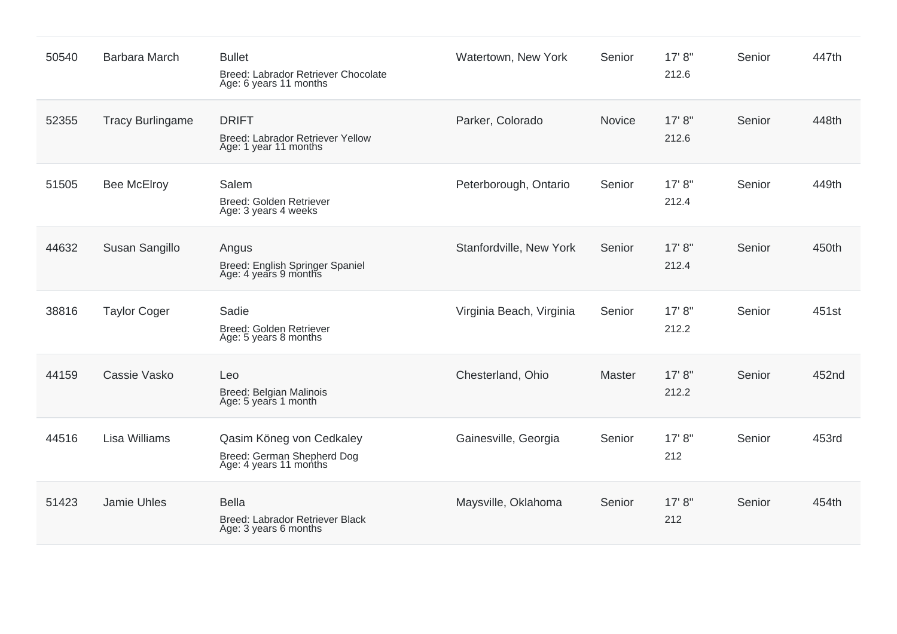| | | | | | | | |
|---|---|---|---|---|---|---|---|
| 50540 | Barbara March | Bullet<br>Breed: Labrador Retriever Chocolate<br>Age: 6 years 11 months | Watertown, New York | Senior | 17' 8"<br>212.6 | Senior | 447th |
| 52355 | Tracy Burlingame | DRIFT<br>Breed: Labrador Retriever Yellow<br>Age: 1 year 11 months | Parker, Colorado | Novice | 17' 8"<br>212.6 | Senior | 448th |
| 51505 | Bee McElroy | Salem<br>Breed: Golden Retriever<br>Age: 3 years 4 weeks | Peterborough, Ontario | Senior | 17' 8"<br>212.4 | Senior | 449th |
| 44632 | Susan Sangillo | Angus<br>Breed: English Springer Spaniel<br>Age: 4 years 9 months | Stanfordville, New York | Senior | 17' 8"<br>212.4 | Senior | 450th |
| 38816 | Taylor Coger | Sadie<br>Breed: Golden Retriever<br>Age: 5 years 8 months | Virginia Beach, Virginia | Senior | 17' 8"<br>212.2 | Senior | 451st |
| 44159 | Cassie Vasko | Leo<br>Breed: Belgian Malinois<br>Age: 5 years 1 month | Chesterland, Ohio | Master | 17' 8"<br>212.2 | Senior | 452nd |
| 44516 | Lisa Williams | Qasim Köneg von Cedkaley<br>Breed: German Shepherd Dog<br>Age: 4 years 11 months | Gainesville, Georgia | Senior | 17' 8"<br>212 | Senior | 453rd |
| 51423 | Jamie Uhles | Bella<br>Breed: Labrador Retriever Black<br>Age: 3 years 6 months | Maysville, Oklahoma | Senior | 17' 8"<br>212 | Senior | 454th |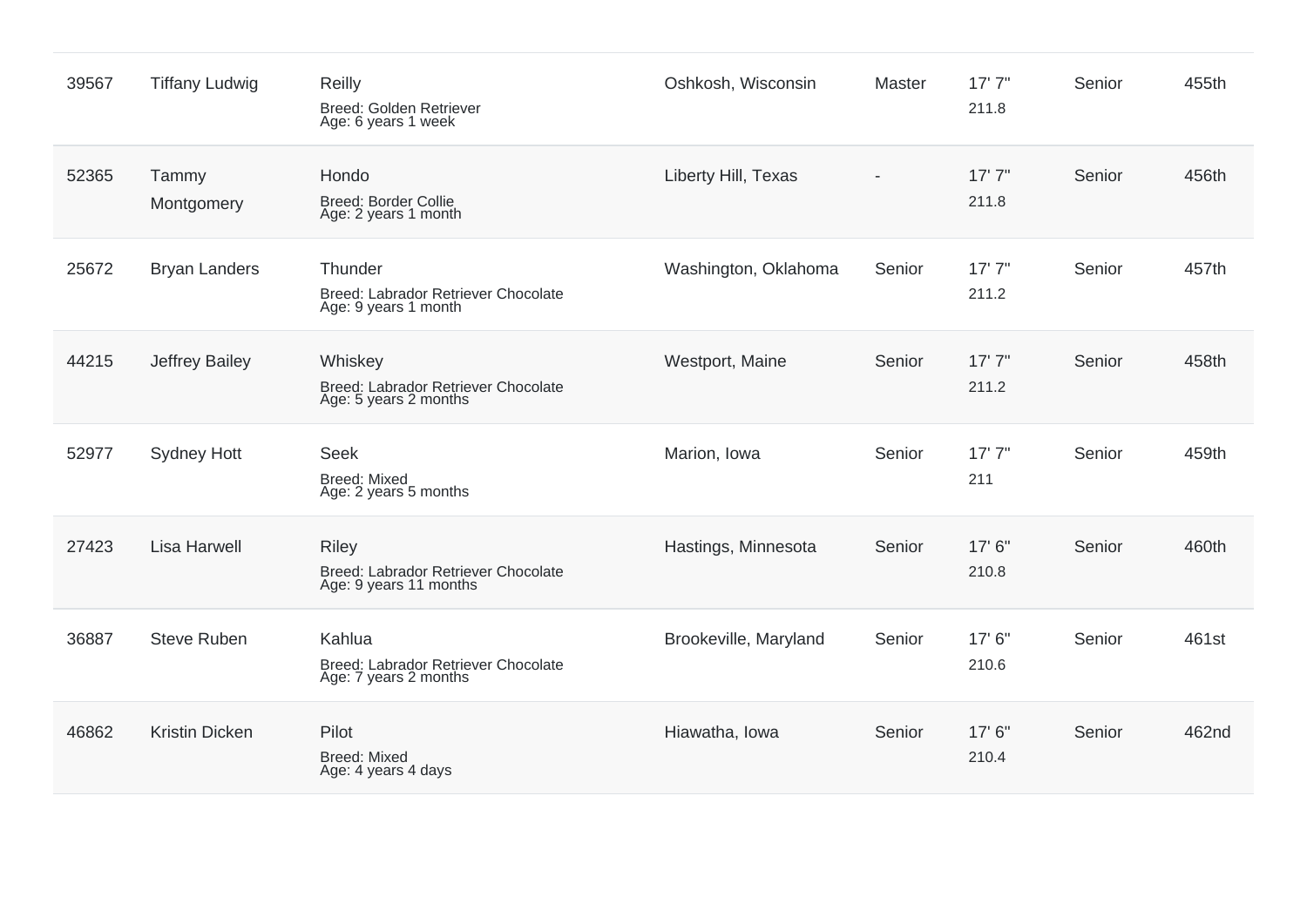| | | | | | | | |
|---|---|---|---|---|---|---|---|
| 39567 | Tiffany Ludwig | Reilly<br>Breed: Golden Retriever<br>Age: 6 years 1 week | Oshkosh, Wisconsin | Master | 17' 7"<br>211.8 | Senior | 455th |
| 52365 | Tammy Montgomery | Hondo<br>Breed: Border Collie<br>Age: 2 years 1 month | Liberty Hill, Texas | - | 17' 7"<br>211.8 | Senior | 456th |
| 25672 | Bryan Landers | Thunder<br>Breed: Labrador Retriever Chocolate<br>Age: 9 years 1 month | Washington, Oklahoma | Senior | 17' 7"<br>211.2 | Senior | 457th |
| 44215 | Jeffrey Bailey | Whiskey<br>Breed: Labrador Retriever Chocolate<br>Age: 5 years 2 months | Westport, Maine | Senior | 17' 7"<br>211.2 | Senior | 458th |
| 52977 | Sydney Hott | Seek<br>Breed: Mixed<br>Age: 2 years 5 months | Marion, Iowa | Senior | 17' 7"<br>211 | Senior | 459th |
| 27423 | Lisa Harwell | Riley<br>Breed: Labrador Retriever Chocolate<br>Age: 9 years 11 months | Hastings, Minnesota | Senior | 17' 6"<br>210.8 | Senior | 460th |
| 36887 | Steve Ruben | Kahlua<br>Breed: Labrador Retriever Chocolate<br>Age: 7 years 2 months | Brookeville, Maryland | Senior | 17' 6"<br>210.6 | Senior | 461st |
| 46862 | Kristin Dicken | Pilot<br>Breed: Mixed<br>Age: 4 years 4 days | Hiawatha, Iowa | Senior | 17' 6"<br>210.4 | Senior | 462nd |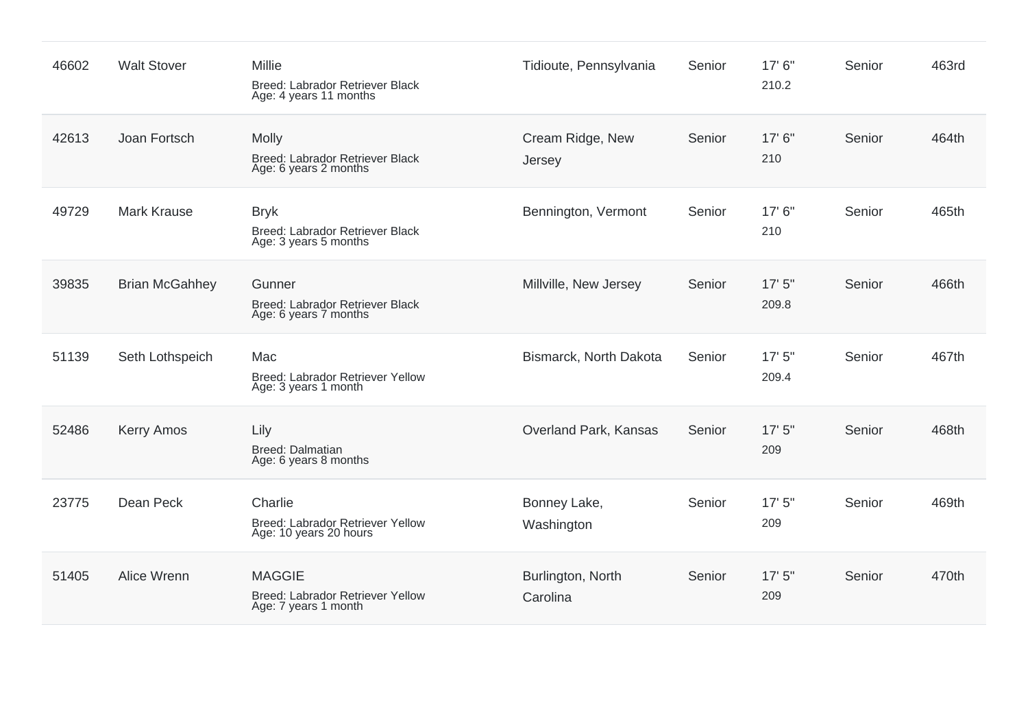| | | | | | | | |
|---|---|---|---|---|---|---|---|
| 46602 | Walt Stover | Millie<br>Breed: Labrador Retriever Black<br>Age: 4 years 11 months | Tidioute, Pennsylvania | Senior | 17' 6"<br>210.2 | Senior | 463rd |
| 42613 | Joan Fortsch | Molly<br>Breed: Labrador Retriever Black<br>Age: 6 years 2 months | Cream Ridge, New Jersey | Senior | 17' 6"<br>210 | Senior | 464th |
| 49729 | Mark Krause | Bryk<br>Breed: Labrador Retriever Black<br>Age: 3 years 5 months | Bennington, Vermont | Senior | 17' 6"<br>210 | Senior | 465th |
| 39835 | Brian McGahhey | Gunner<br>Breed: Labrador Retriever Black<br>Age: 6 years 7 months | Millville, New Jersey | Senior | 17' 5"<br>209.8 | Senior | 466th |
| 51139 | Seth Lothspeich | Mac<br>Breed: Labrador Retriever Yellow<br>Age: 3 years 1 month | Bismarck, North Dakota | Senior | 17' 5"<br>209.4 | Senior | 467th |
| 52486 | Kerry Amos | Lily<br>Breed: Dalmatian<br>Age: 6 years 8 months | Overland Park, Kansas | Senior | 17' 5"<br>209 | Senior | 468th |
| 23775 | Dean Peck | Charlie<br>Breed: Labrador Retriever Yellow<br>Age: 10 years 20 hours | Bonney Lake, Washington | Senior | 17' 5"<br>209 | Senior | 469th |
| 51405 | Alice Wrenn | MAGGIE<br>Breed: Labrador Retriever Yellow<br>Age: 7 years 1 month | Burlington, North Carolina | Senior | 17' 5"<br>209 | Senior | 470th |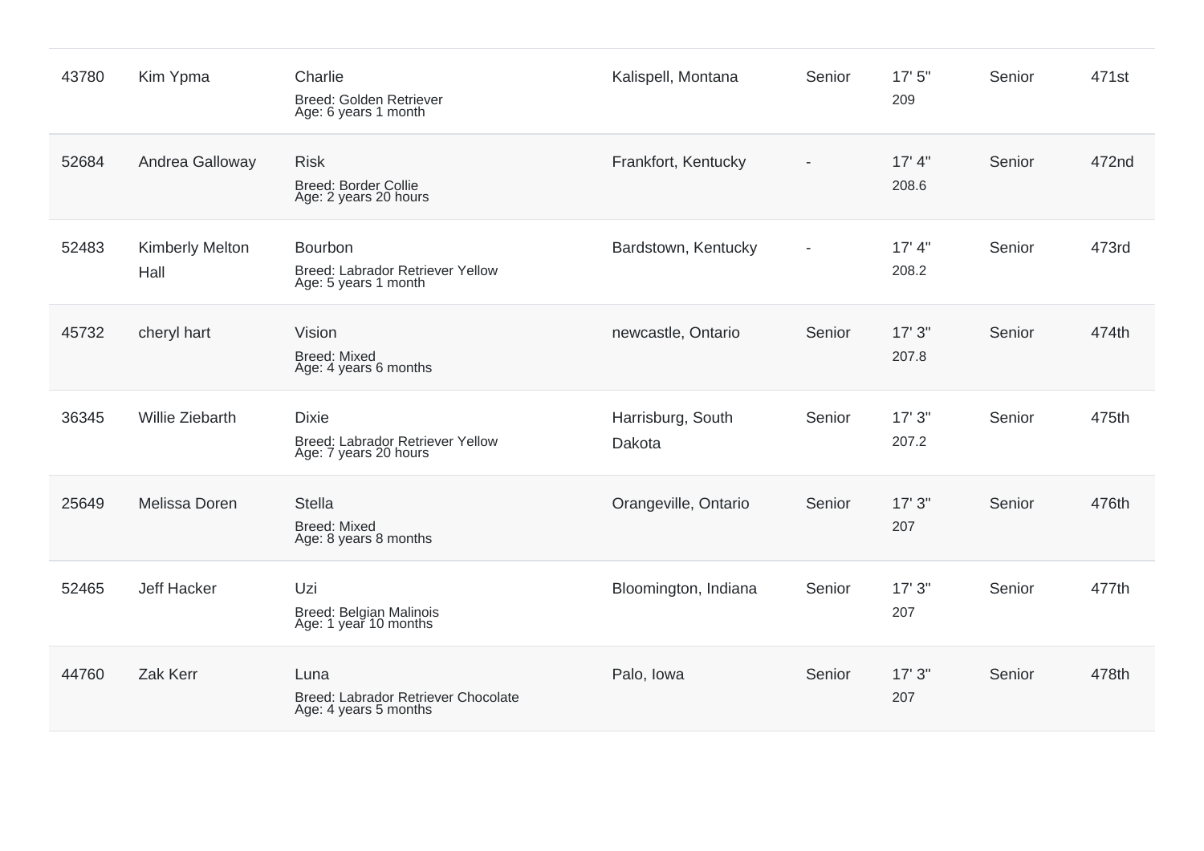| | | | | | | | |
|---|---|---|---|---|---|---|---|
| 43780 | Kim Ypma | Charlie<br>Breed: Golden Retriever<br>Age: 6 years 1 month | Kalispell, Montana | Senior | 17' 5"<br>209 | Senior | 471st |
| 52684 | Andrea Galloway | Risk<br>Breed: Border Collie<br>Age: 2 years 20 hours | Frankfort, Kentucky | - | 17' 4"<br>208.6 | Senior | 472nd |
| 52483 | Kimberly Melton Hall | Bourbon<br>Breed: Labrador Retriever Yellow<br>Age: 5 years 1 month | Bardstown, Kentucky | - | 17' 4"<br>208.2 | Senior | 473rd |
| 45732 | cheryl hart | Vision<br>Breed: Mixed<br>Age: 4 years 6 months | newcastle, Ontario | Senior | 17' 3"<br>207.8 | Senior | 474th |
| 36345 | Willie Ziebarth | Dixie<br>Breed: Labrador Retriever Yellow<br>Age: 7 years 20 hours | Harrisburg, South Dakota | Senior | 17' 3"<br>207.2 | Senior | 475th |
| 25649 | Melissa Doren | Stella<br>Breed: Mixed<br>Age: 8 years 8 months | Orangeville, Ontario | Senior | 17' 3"<br>207 | Senior | 476th |
| 52465 | Jeff Hacker | Uzi<br>Breed: Belgian Malinois<br>Age: 1 year 10 months | Bloomington, Indiana | Senior | 17' 3"<br>207 | Senior | 477th |
| 44760 | Zak Kerr | Luna<br>Breed: Labrador Retriever Chocolate<br>Age: 4 years 5 months | Palo, Iowa | Senior | 17' 3"<br>207 | Senior | 478th |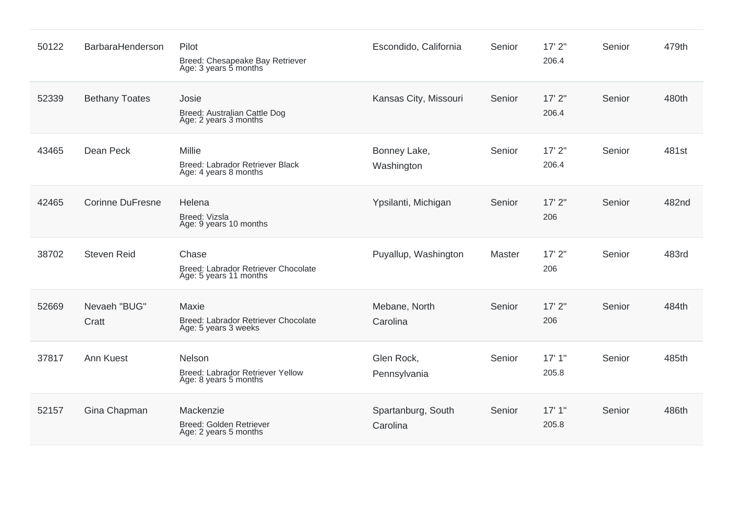| | | | | | | | |
|---|---|---|---|---|---|---|---|
| 50122 | BarbaraHenderson | Pilot<br>Breed: Chesapeake Bay Retriever<br>Age: 3 years 5 months | Escondido, California | Senior | 17' 2"<br>206.4 | Senior | 479th |
| 52339 | Bethany Toates | Josie<br>Breed: Australian Cattle Dog<br>Age: 2 years 3 months | Kansas City, Missouri | Senior | 17' 2"<br>206.4 | Senior | 480th |
| 43465 | Dean Peck | Millie<br>Breed: Labrador Retriever Black<br>Age: 4 years 8 months | Bonney Lake, Washington | Senior | 17' 2"<br>206.4 | Senior | 481st |
| 42465 | Corinne DuFresne | Helena<br>Breed: Vizsla<br>Age: 9 years 10 months | Ypsilanti, Michigan | Senior | 17' 2"<br>206 | Senior | 482nd |
| 38702 | Steven Reid | Chase<br>Breed: Labrador Retriever Chocolate<br>Age: 5 years 11 months | Puyallup, Washington | Master | 17' 2"<br>206 | Senior | 483rd |
| 52669 | Nevaeh "BUG" Cratt | Maxie<br>Breed: Labrador Retriever Chocolate<br>Age: 5 years 3 weeks | Mebane, North Carolina | Senior | 17' 2"<br>206 | Senior | 484th |
| 37817 | Ann Kuest | Nelson<br>Breed: Labrador Retriever Yellow<br>Age: 8 years 5 months | Glen Rock, Pennsylvania | Senior | 17' 1"<br>205.8 | Senior | 485th |
| 52157 | Gina Chapman | Mackenzie<br>Breed: Golden Retriever<br>Age: 2 years 5 months | Spartanburg, South Carolina | Senior | 17' 1"<br>205.8 | Senior | 486th |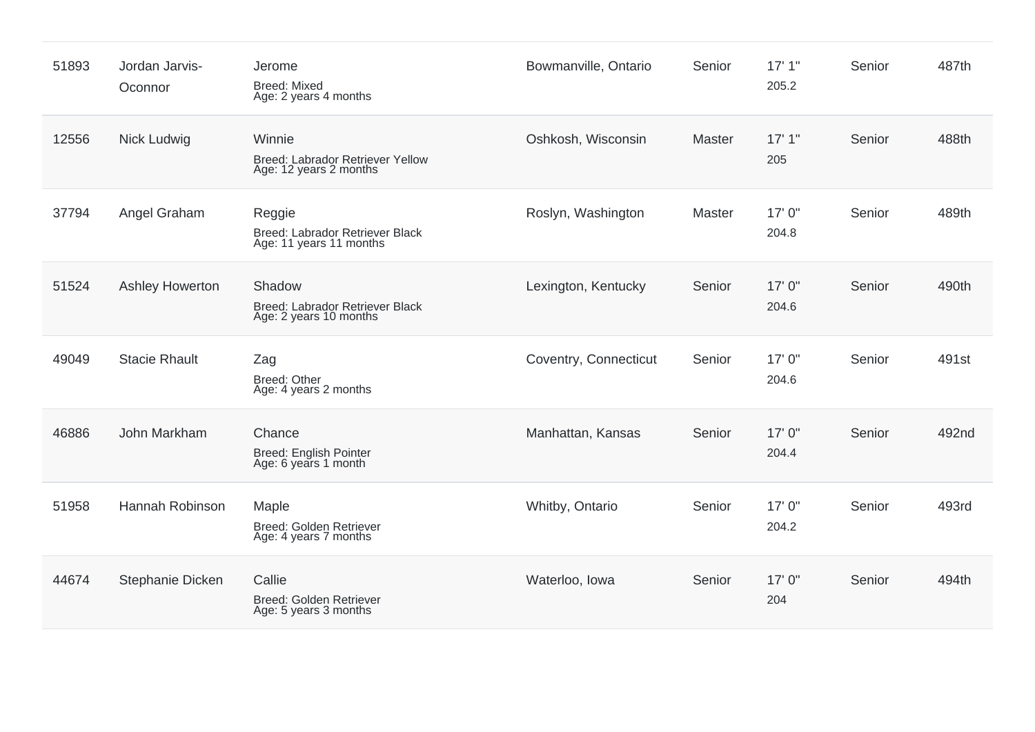| | | | | | | | |
|---|---|---|---|---|---|---|---|
| 51893 | Jordan Jarvis-Oconnor | Jerome<br>Breed: Mixed<br>Age: 2 years 4 months | Bowmanville, Ontario | Senior | 17' 1"<br>205.2 | Senior | 487th |
| 12556 | Nick Ludwig | Winnie<br>Breed: Labrador Retriever Yellow<br>Age: 12 years 2 months | Oshkosh, Wisconsin | Master | 17' 1"<br>205 | Senior | 488th |
| 37794 | Angel Graham | Reggie<br>Breed: Labrador Retriever Black<br>Age: 11 years 11 months | Roslyn, Washington | Master | 17' 0"<br>204.8 | Senior | 489th |
| 51524 | Ashley Howerton | Shadow<br>Breed: Labrador Retriever Black<br>Age: 2 years 10 months | Lexington, Kentucky | Senior | 17' 0"<br>204.6 | Senior | 490th |
| 49049 | Stacie Rhault | Zag<br>Breed: Other<br>Age: 4 years 2 months | Coventry, Connecticut | Senior | 17' 0"<br>204.6 | Senior | 491st |
| 46886 | John Markham | Chance<br>Breed: English Pointer<br>Age: 6 years 1 month | Manhattan, Kansas | Senior | 17' 0"<br>204.4 | Senior | 492nd |
| 51958 | Hannah Robinson | Maple<br>Breed: Golden Retriever<br>Age: 4 years 7 months | Whitby, Ontario | Senior | 17' 0"<br>204.2 | Senior | 493rd |
| 44674 | Stephanie Dicken | Callie<br>Breed: Golden Retriever<br>Age: 5 years 3 months | Waterloo, Iowa | Senior | 17' 0"<br>204 | Senior | 494th |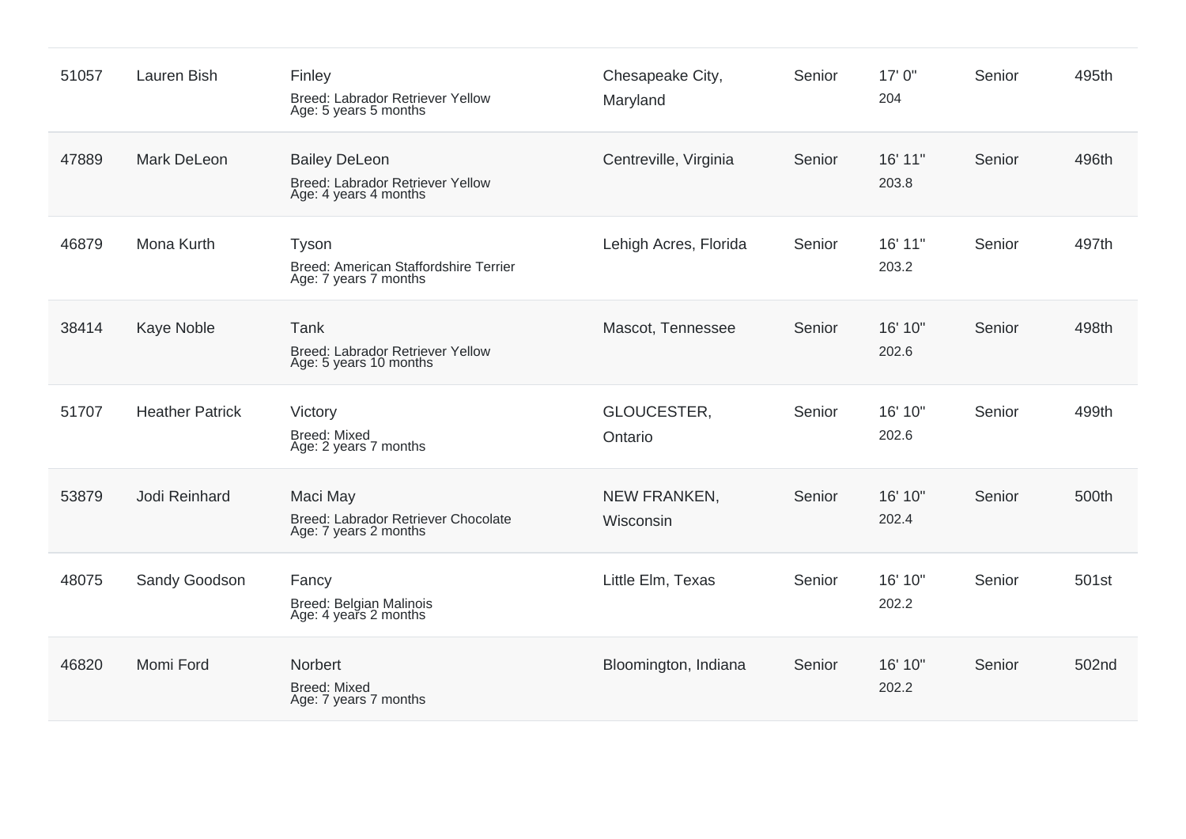| | | | | | | | |
|---|---|---|---|---|---|---|---|
| 51057 | Lauren Bish | Finley<br>Breed: Labrador Retriever Yellow<br>Age: 5 years 5 months | Chesapeake City, Maryland | Senior | 17' 0"<br>204 | Senior | 495th |
| 47889 | Mark DeLeon | Bailey DeLeon<br>Breed: Labrador Retriever Yellow<br>Age: 4 years 4 months | Centreville, Virginia | Senior | 16' 11"<br>203.8 | Senior | 496th |
| 46879 | Mona Kurth | Tyson<br>Breed: American Staffordshire Terrier<br>Age: 7 years 7 months | Lehigh Acres, Florida | Senior | 16' 11"<br>203.2 | Senior | 497th |
| 38414 | Kaye Noble | Tank<br>Breed: Labrador Retriever Yellow<br>Age: 5 years 10 months | Mascot, Tennessee | Senior | 16' 10"<br>202.6 | Senior | 498th |
| 51707 | Heather Patrick | Victory<br>Breed: Mixed<br>Age: 2 years 7 months | GLOUCESTER, Ontario | Senior | 16' 10"<br>202.6 | Senior | 499th |
| 53879 | Jodi Reinhard | Maci May<br>Breed: Labrador Retriever Chocolate<br>Age: 7 years 2 months | NEW FRANKEN, Wisconsin | Senior | 16' 10"<br>202.4 | Senior | 500th |
| 48075 | Sandy Goodson | Fancy<br>Breed: Belgian Malinois<br>Age: 4 years 2 months | Little Elm, Texas | Senior | 16' 10"<br>202.2 | Senior | 501st |
| 46820 | Momi Ford | Norbert<br>Breed: Mixed<br>Age: 7 years 7 months | Bloomington, Indiana | Senior | 16' 10"<br>202.2 | Senior | 502nd |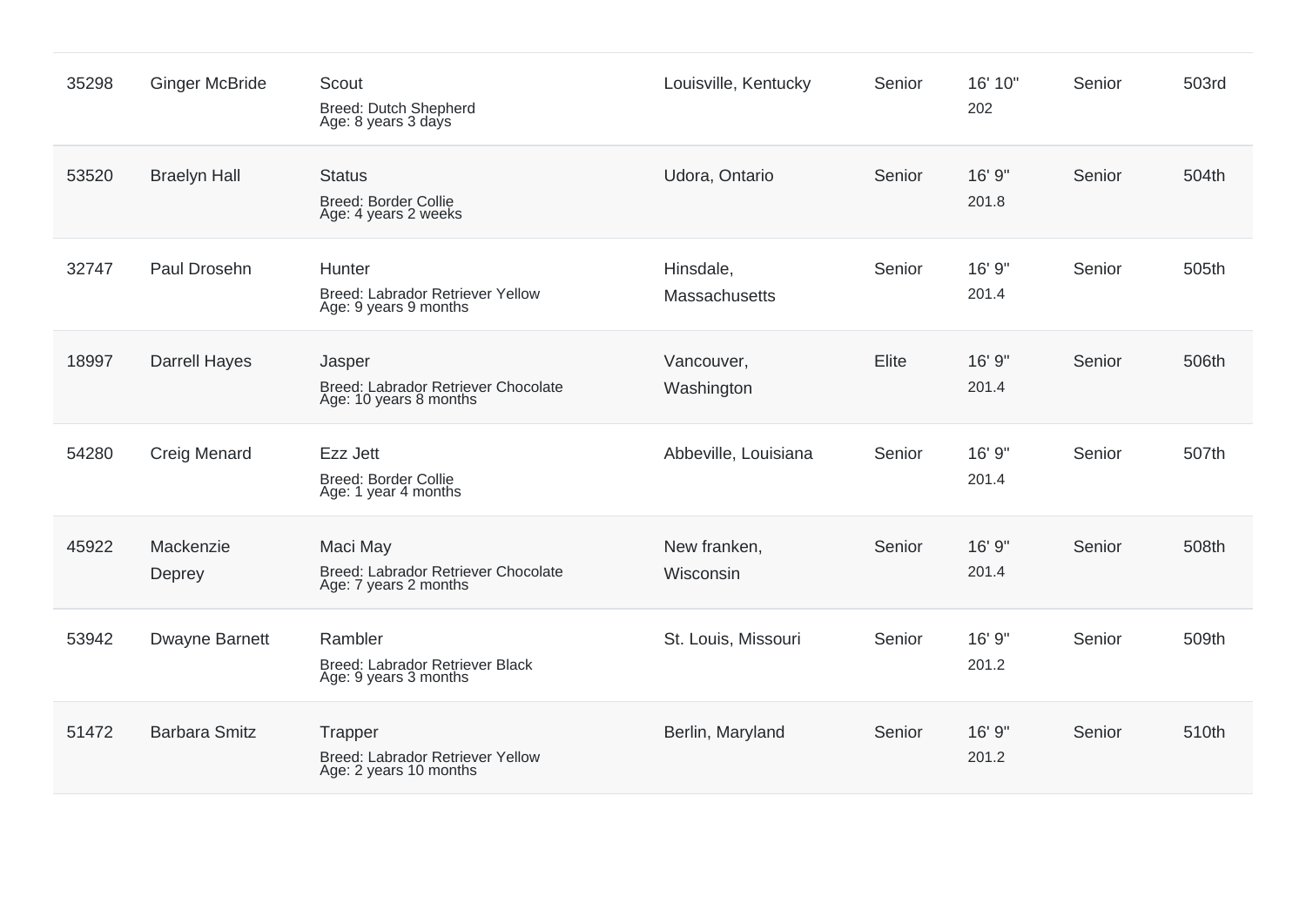| | | | | | | | |
|---|---|---|---|---|---|---|---|
| 35298 | Ginger McBride | Scout<br>Breed: Dutch Shepherd<br>Age: 8 years 3 days | Louisville, Kentucky | Senior | 16' 10"<br>202 | Senior | 503rd |
| 53520 | Braelyn Hall | Status<br>Breed: Border Collie<br>Age: 4 years 2 weeks | Udora, Ontario | Senior | 16' 9"<br>201.8 | Senior | 504th |
| 32747 | Paul Drosehn | Hunter<br>Breed: Labrador Retriever Yellow<br>Age: 9 years 9 months | Hinsdale, Massachusetts | Senior | 16' 9"<br>201.4 | Senior | 505th |
| 18997 | Darrell Hayes | Jasper<br>Breed: Labrador Retriever Chocolate<br>Age: 10 years 8 months | Vancouver, Washington | Elite | 16' 9"<br>201.4 | Senior | 506th |
| 54280 | Creig Menard | Ezz Jett<br>Breed: Border Collie<br>Age: 1 year 4 months | Abbeville, Louisiana | Senior | 16' 9"<br>201.4 | Senior | 507th |
| 45922 | Mackenzie Deprey | Maci May<br>Breed: Labrador Retriever Chocolate<br>Age: 7 years 2 months | New franken, Wisconsin | Senior | 16' 9"<br>201.4 | Senior | 508th |
| 53942 | Dwayne Barnett | Rambler<br>Breed: Labrador Retriever Black<br>Age: 9 years 3 months | St. Louis, Missouri | Senior | 16' 9"<br>201.2 | Senior | 509th |
| 51472 | Barbara Smitz | Trapper<br>Breed: Labrador Retriever Yellow<br>Age: 2 years 10 months | Berlin, Maryland | Senior | 16' 9"<br>201.2 | Senior | 510th |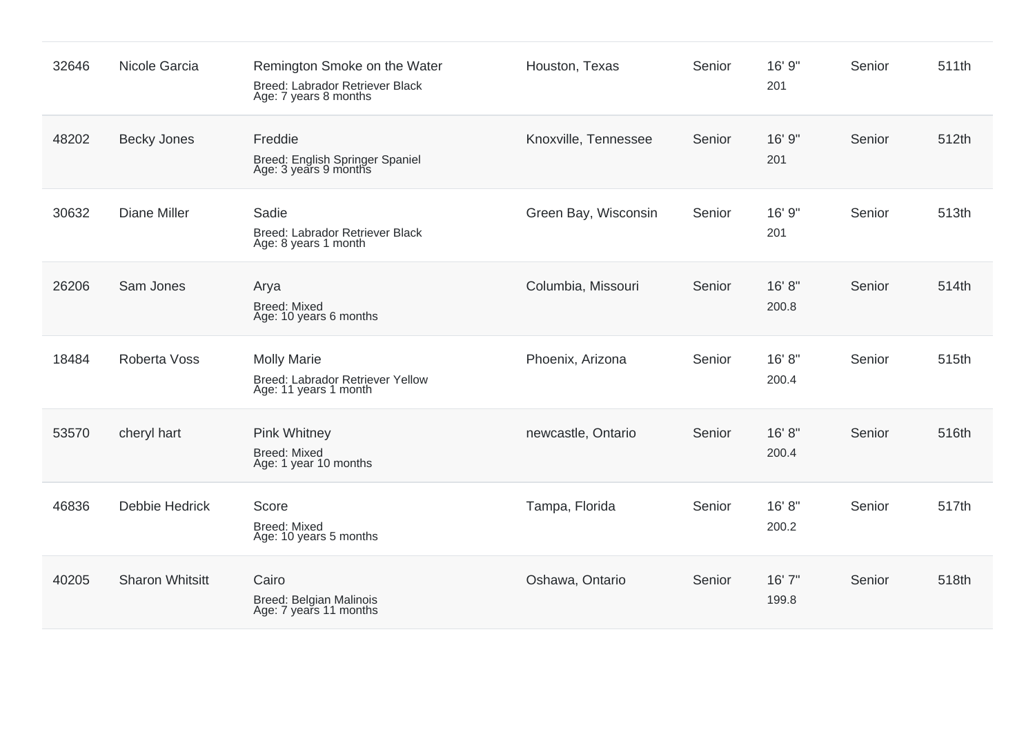| | | | | | | | |
|---|---|---|---|---|---|---|---|
| 32646 | Nicole Garcia | Remington Smoke on the Water<br>Breed: Labrador Retriever Black<br>Age: 7 years 8 months | Houston, Texas | Senior | 16' 9"<br>201 | Senior | 511th |
| 48202 | Becky Jones | Freddie<br>Breed: English Springer Spaniel<br>Age: 3 years 9 months | Knoxville, Tennessee | Senior | 16' 9"<br>201 | Senior | 512th |
| 30632 | Diane Miller | Sadie<br>Breed: Labrador Retriever Black<br>Age: 8 years 1 month | Green Bay, Wisconsin | Senior | 16' 9"<br>201 | Senior | 513th |
| 26206 | Sam Jones | Arya<br>Breed: Mixed<br>Age: 10 years 6 months | Columbia, Missouri | Senior | 16' 8"<br>200.8 | Senior | 514th |
| 18484 | Roberta Voss | Molly Marie<br>Breed: Labrador Retriever Yellow<br>Age: 11 years 1 month | Phoenix, Arizona | Senior | 16' 8"<br>200.4 | Senior | 515th |
| 53570 | cheryl hart | Pink Whitney<br>Breed: Mixed<br>Age: 1 year 10 months | newcastle, Ontario | Senior | 16' 8"<br>200.4 | Senior | 516th |
| 46836 | Debbie Hedrick | Score<br>Breed: Mixed<br>Age: 10 years 5 months | Tampa, Florida | Senior | 16' 8"<br>200.2 | Senior | 517th |
| 40205 | Sharon Whitsitt | Cairo<br>Breed: Belgian Malinois<br>Age: 7 years 11 months | Oshawa, Ontario | Senior | 16' 7"<br>199.8 | Senior | 518th |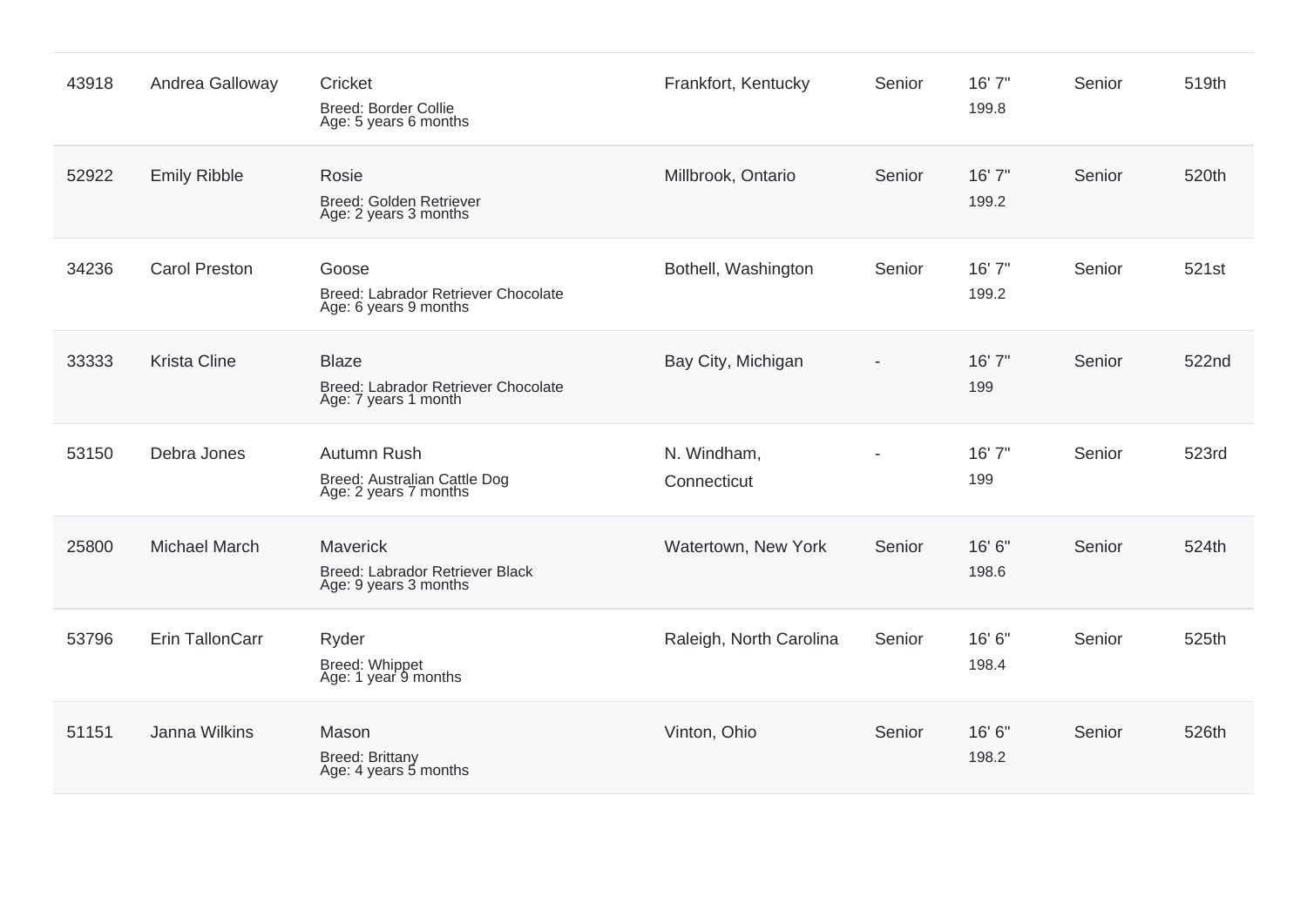| | | | | | | | |
|---|---|---|---|---|---|---|---|
| 43918 | Andrea Galloway | Cricket<br>Breed: Border Collie<br>Age: 5 years 6 months | Frankfort, Kentucky | Senior | 16' 7"<br>199.8 | Senior | 519th |
| 52922 | Emily Ribble | Rosie<br>Breed: Golden Retriever<br>Age: 2 years 3 months | Millbrook, Ontario | Senior | 16' 7"<br>199.2 | Senior | 520th |
| 34236 | Carol Preston | Goose<br>Breed: Labrador Retriever Chocolate<br>Age: 6 years 9 months | Bothell, Washington | Senior | 16' 7"<br>199.2 | Senior | 521st |
| 33333 | Krista Cline | Blaze<br>Breed: Labrador Retriever Chocolate<br>Age: 7 years 1 month | Bay City, Michigan | - | 16' 7"<br>199 | Senior | 522nd |
| 53150 | Debra Jones | Autumn Rush<br>Breed: Australian Cattle Dog<br>Age: 2 years 7 months | N. Windham, Connecticut | - | 16' 7"<br>199 | Senior | 523rd |
| 25800 | Michael March | Maverick<br>Breed: Labrador Retriever Black<br>Age: 9 years 3 months | Watertown, New York | Senior | 16' 6"<br>198.6 | Senior | 524th |
| 53796 | Erin TallonCarr | Ryder<br>Breed: Whippet<br>Age: 1 year 9 months | Raleigh, North Carolina | Senior | 16' 6"<br>198.4 | Senior | 525th |
| 51151 | Janna Wilkins | Mason<br>Breed: Brittany<br>Age: 4 years 5 months | Vinton, Ohio | Senior | 16' 6"<br>198.2 | Senior | 526th |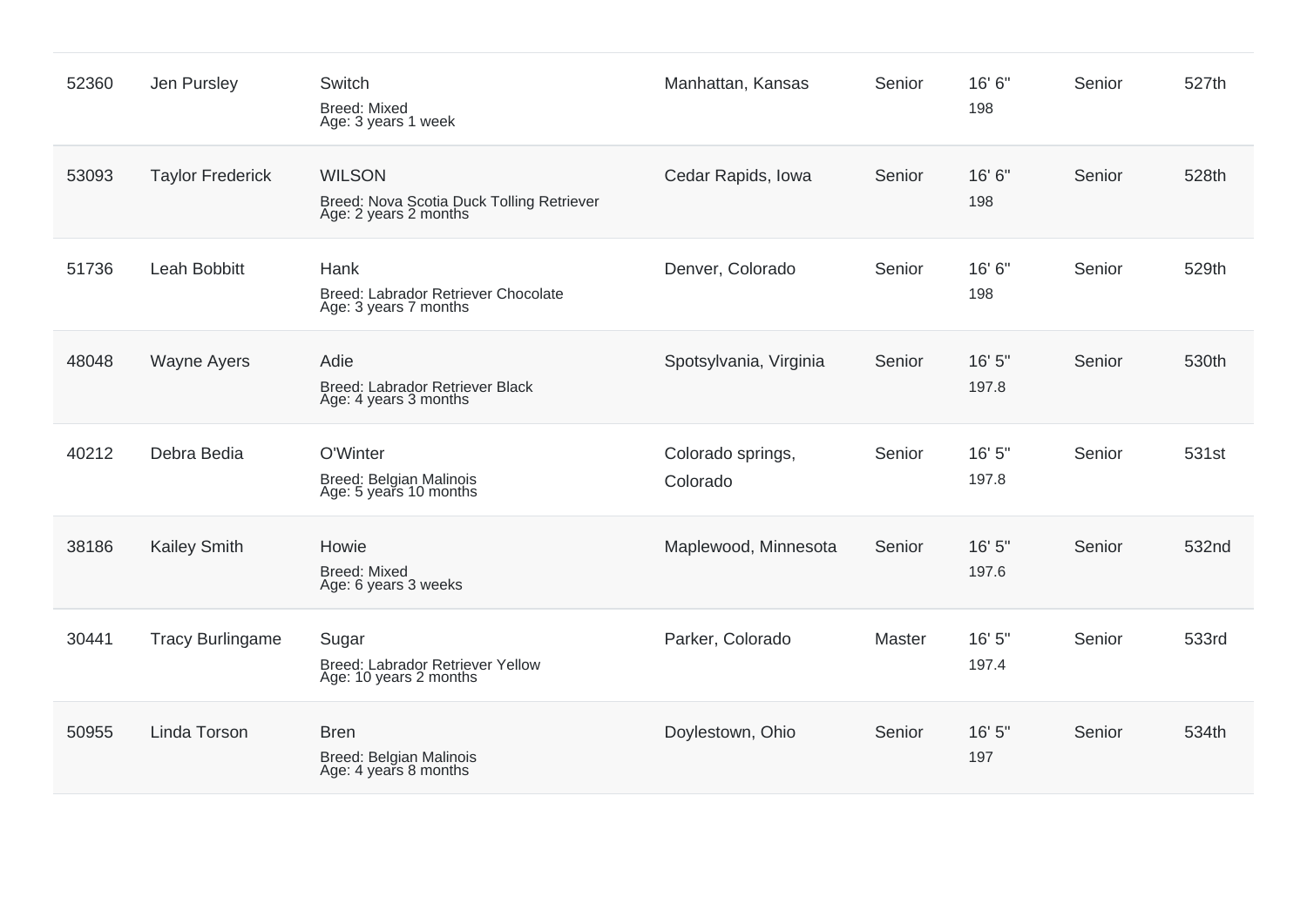| | | | | | | | |
|---|---|---|---|---|---|---|---|
| 52360 | Jen Pursley | Switch<br>Breed: Mixed<br>Age: 3 years 1 week | Manhattan, Kansas | Senior | 16' 6"<br>198 | Senior | 527th |
| 53093 | Taylor Frederick | WILSON<br>Breed: Nova Scotia Duck Tolling Retriever<br>Age: 2 years 2 months | Cedar Rapids, Iowa | Senior | 16' 6"<br>198 | Senior | 528th |
| 51736 | Leah Bobbitt | Hank<br>Breed: Labrador Retriever Chocolate<br>Age: 3 years 7 months | Denver, Colorado | Senior | 16' 6"<br>198 | Senior | 529th |
| 48048 | Wayne Ayers | Adie<br>Breed: Labrador Retriever Black<br>Age: 4 years 3 months | Spotsylvania, Virginia | Senior | 16' 5"<br>197.8 | Senior | 530th |
| 40212 | Debra Bedia | O'Winter<br>Breed: Belgian Malinois<br>Age: 5 years 10 months | Colorado springs, Colorado | Senior | 16' 5"<br>197.8 | Senior | 531st |
| 38186 | Kailey Smith | Howie<br>Breed: Mixed<br>Age: 6 years 3 weeks | Maplewood, Minnesota | Senior | 16' 5"<br>197.6 | Senior | 532nd |
| 30441 | Tracy Burlingame | Sugar<br>Breed: Labrador Retriever Yellow<br>Age: 10 years 2 months | Parker, Colorado | Master | 16' 5"<br>197.4 | Senior | 533rd |
| 50955 | Linda Torson | Bren<br>Breed: Belgian Malinois<br>Age: 4 years 8 months | Doylestown, Ohio | Senior | 16' 5"<br>197 | Senior | 534th |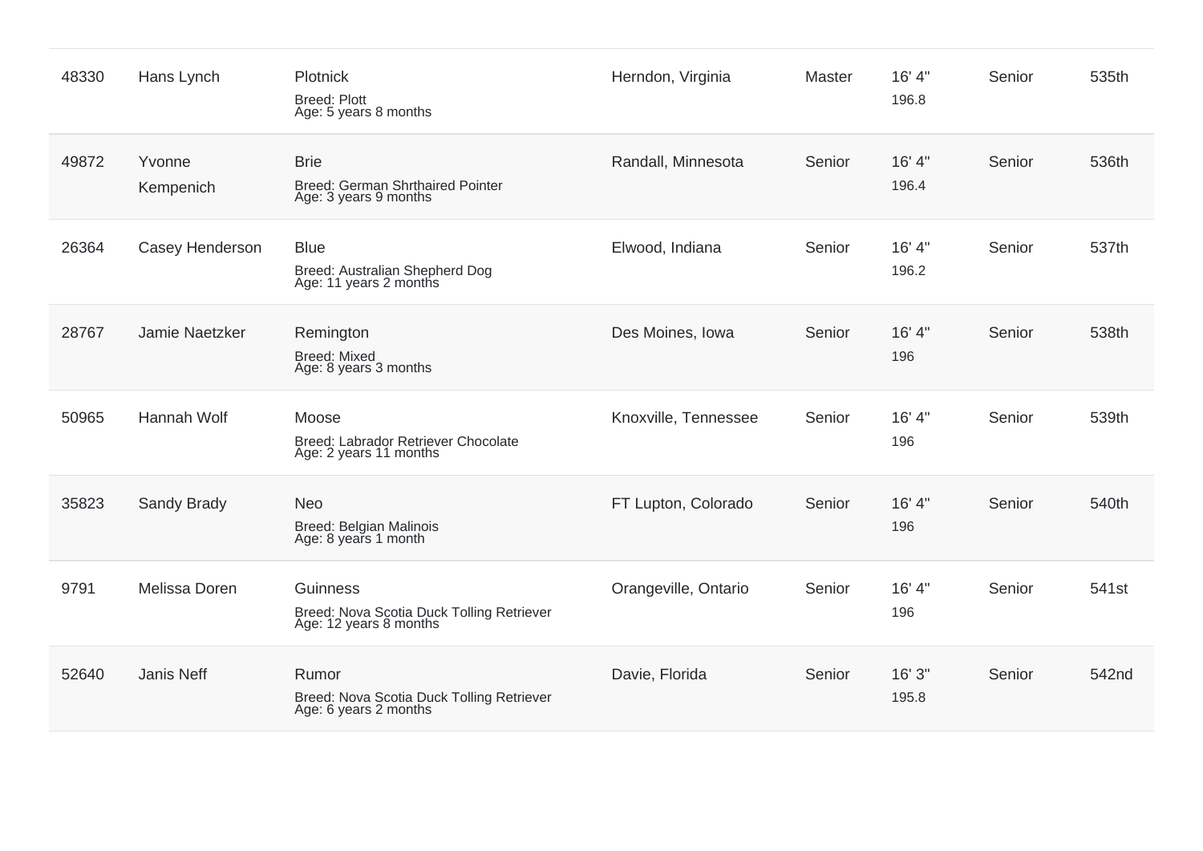| | | | | | | | |
|---|---|---|---|---|---|---|---|
| 48330 | Hans Lynch | Plotnick<br>Breed: Plott<br>Age: 5 years 8 months | Herndon, Virginia | Master | 16' 4"<br>196.8 | Senior | 535th |
| 49872 | Yvonne Kempenich | Brie<br>Breed: German Shrthaired Pointer<br>Age: 3 years 9 months | Randall, Minnesota | Senior | 16' 4"<br>196.4 | Senior | 536th |
| 26364 | Casey Henderson | Blue<br>Breed: Australian Shepherd Dog<br>Age: 11 years 2 months | Elwood, Indiana | Senior | 16' 4"<br>196.2 | Senior | 537th |
| 28767 | Jamie Naetzker | Remington<br>Breed: Mixed<br>Age: 8 years 3 months | Des Moines, Iowa | Senior | 16' 4"<br>196 | Senior | 538th |
| 50965 | Hannah Wolf | Moose<br>Breed: Labrador Retriever Chocolate<br>Age: 2 years 11 months | Knoxville, Tennessee | Senior | 16' 4"<br>196 | Senior | 539th |
| 35823 | Sandy Brady | Neo<br>Breed: Belgian Malinois<br>Age: 8 years 1 month | FT Lupton, Colorado | Senior | 16' 4"<br>196 | Senior | 540th |
| 9791 | Melissa Doren | Guinness<br>Breed: Nova Scotia Duck Tolling Retriever<br>Age: 12 years 8 months | Orangeville, Ontario | Senior | 16' 4"<br>196 | Senior | 541st |
| 52640 | Janis Neff | Rumor<br>Breed: Nova Scotia Duck Tolling Retriever<br>Age: 6 years 2 months | Davie, Florida | Senior | 16' 3"<br>195.8 | Senior | 542nd |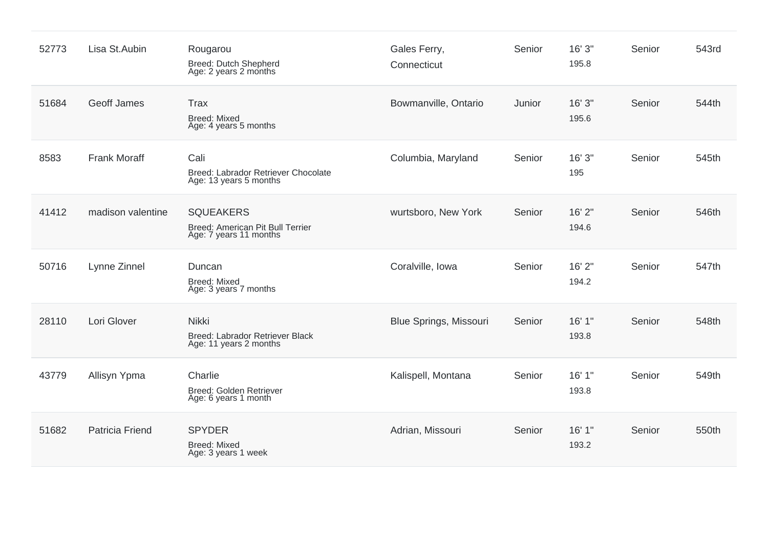| | | | | | | | |
|---|---|---|---|---|---|---|---|
| 52773 | Lisa St.Aubin | Rougarou<br>Breed: Dutch Shepherd<br>Age: 2 years 2 months | Gales Ferry, Connecticut | Senior | 16' 3"<br>195.8 | Senior | 543rd |
| 51684 | Geoff James | Trax<br>Breed: Mixed<br>Age: 4 years 5 months | Bowmanville, Ontario | Junior | 16' 3"<br>195.6 | Senior | 544th |
| 8583 | Frank Moraff | Cali<br>Breed: Labrador Retriever Chocolate<br>Age: 13 years 5 months | Columbia, Maryland | Senior | 16' 3"<br>195 | Senior | 545th |
| 41412 | madison valentine | SQUEAKERS<br>Breed: American Pit Bull Terrier<br>Age: 7 years 11 months | wurtsboro, New York | Senior | 16' 2"<br>194.6 | Senior | 546th |
| 50716 | Lynne Zinnel | Duncan<br>Breed: Mixed<br>Age: 3 years 7 months | Coralville, Iowa | Senior | 16' 2"<br>194.2 | Senior | 547th |
| 28110 | Lori Glover | Nikki<br>Breed: Labrador Retriever Black<br>Age: 11 years 2 months | Blue Springs, Missouri | Senior | 16' 1"<br>193.8 | Senior | 548th |
| 43779 | Allisyn Ypma | Charlie<br>Breed: Golden Retriever<br>Age: 6 years 1 month | Kalispell, Montana | Senior | 16' 1"<br>193.8 | Senior | 549th |
| 51682 | Patricia Friend | SPYDER<br>Breed: Mixed<br>Age: 3 years 1 week | Adrian, Missouri | Senior | 16' 1"<br>193.2 | Senior | 550th |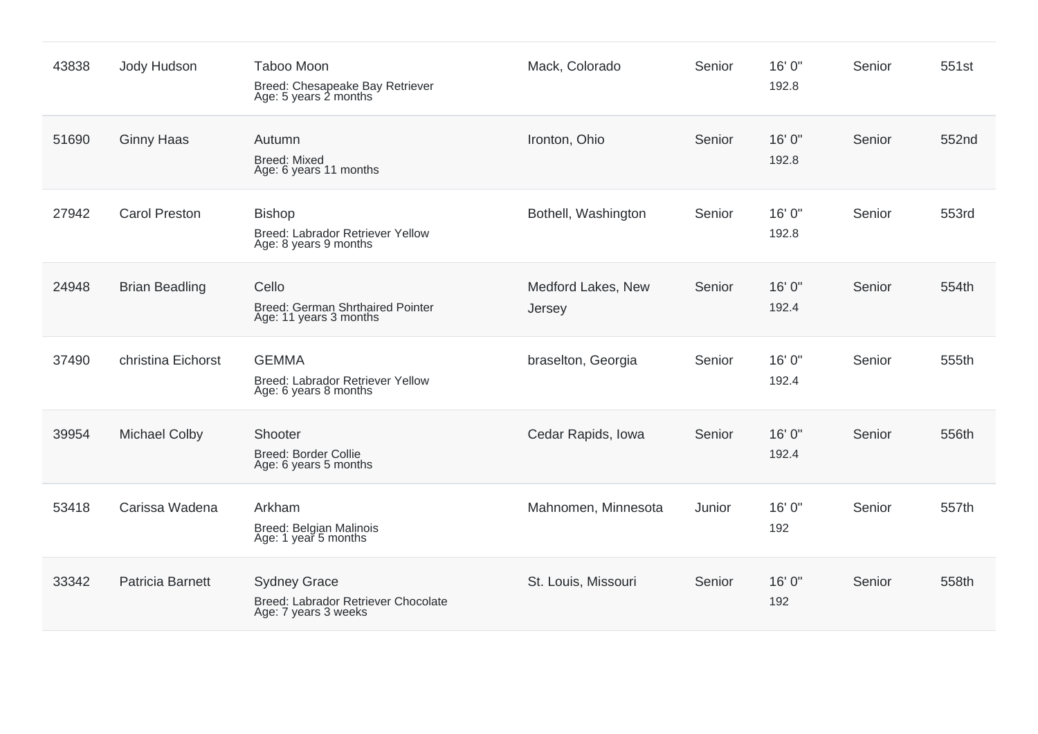| | | | | | | | |
|---|---|---|---|---|---|---|---|
| 43838 | Jody Hudson | Taboo Moon<br>Breed: Chesapeake Bay Retriever<br>Age: 5 years 2 months | Mack, Colorado | Senior | 16' 0"<br>192.8 | Senior | 551st |
| 51690 | Ginny Haas | Autumn<br>Breed: Mixed<br>Age: 6 years 11 months | Ironton, Ohio | Senior | 16' 0"<br>192.8 | Senior | 552nd |
| 27942 | Carol Preston | Bishop<br>Breed: Labrador Retriever Yellow<br>Age: 8 years 9 months | Bothell, Washington | Senior | 16' 0"<br>192.8 | Senior | 553rd |
| 24948 | Brian Beadling | Cello<br>Breed: German Shrthaired Pointer<br>Age: 11 years 3 months | Medford Lakes, New Jersey | Senior | 16' 0"<br>192.4 | Senior | 554th |
| 37490 | christina Eichorst | GEMMA<br>Breed: Labrador Retriever Yellow<br>Age: 6 years 8 months | braselton, Georgia | Senior | 16' 0"<br>192.4 | Senior | 555th |
| 39954 | Michael Colby | Shooter<br>Breed: Border Collie<br>Age: 6 years 5 months | Cedar Rapids, Iowa | Senior | 16' 0"<br>192.4 | Senior | 556th |
| 53418 | Carissa Wadena | Arkham<br>Breed: Belgian Malinois<br>Age: 1 year 5 months | Mahnomen, Minnesota | Junior | 16' 0"<br>192 | Senior | 557th |
| 33342 | Patricia Barnett | Sydney Grace<br>Breed: Labrador Retriever Chocolate<br>Age: 7 years 3 weeks | St. Louis, Missouri | Senior | 16' 0"<br>192 | Senior | 558th |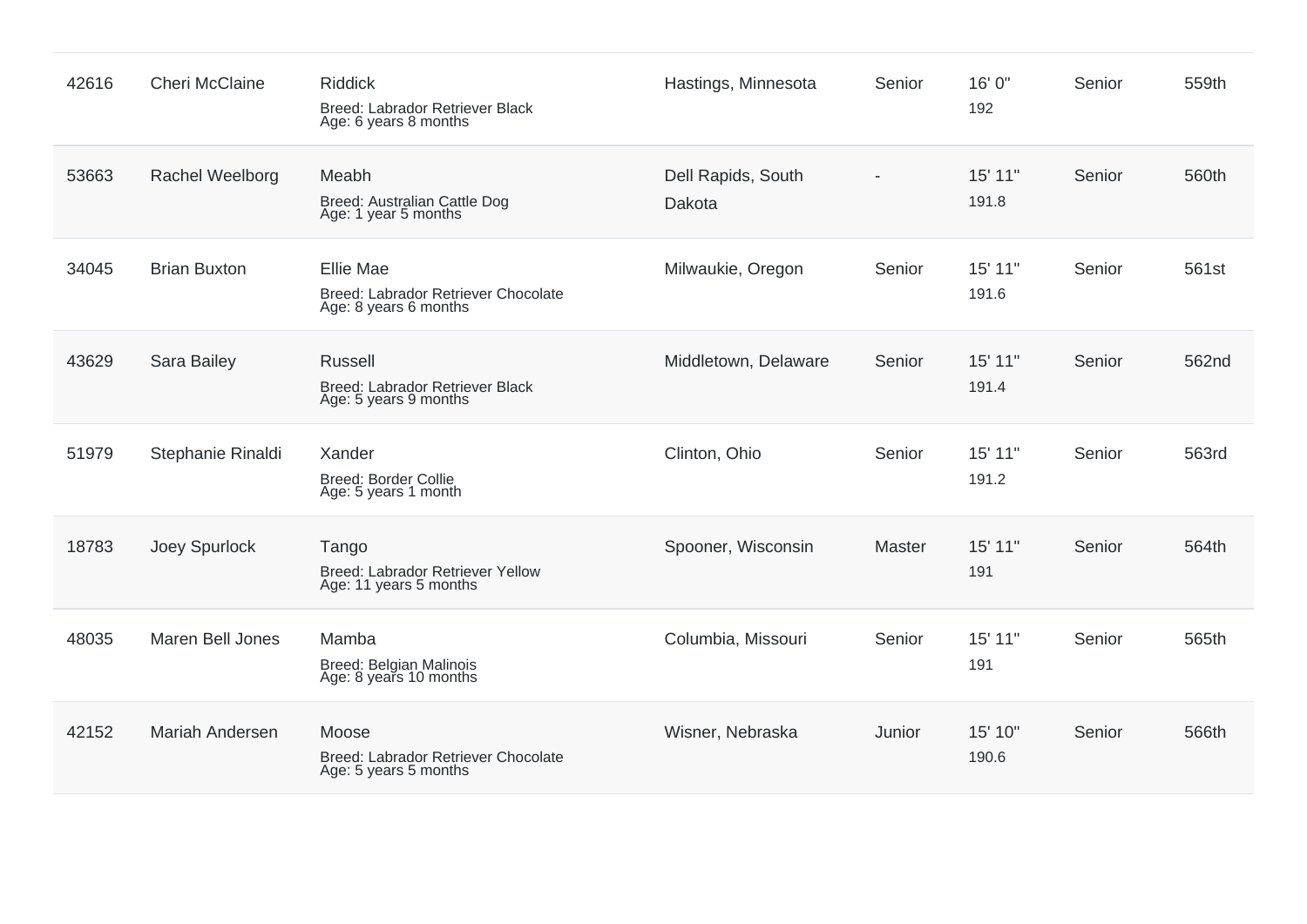| | | | | | | | |
|---|---|---|---|---|---|---|---|
| 42616 | Cheri McClaine | Riddick<br>Breed: Labrador Retriever Black<br>Age: 6 years 8 months | Hastings, Minnesota | Senior | 16' 0"<br>192 | Senior | 559th |
| 53663 | Rachel Weelborg | Meabh<br>Breed: Australian Cattle Dog<br>Age: 1 year 5 months | Dell Rapids, South Dakota | - | 15' 11"<br>191.8 | Senior | 560th |
| 34045 | Brian Buxton | Ellie Mae<br>Breed: Labrador Retriever Chocolate<br>Age: 8 years 6 months | Milwaukie, Oregon | Senior | 15' 11"<br>191.6 | Senior | 561st |
| 43629 | Sara Bailey | Russell<br>Breed: Labrador Retriever Black<br>Age: 5 years 9 months | Middletown, Delaware | Senior | 15' 11"<br>191.4 | Senior | 562nd |
| 51979 | Stephanie Rinaldi | Xander<br>Breed: Border Collie<br>Age: 5 years 1 month | Clinton, Ohio | Senior | 15' 11"<br>191.2 | Senior | 563rd |
| 18783 | Joey Spurlock | Tango<br>Breed: Labrador Retriever Yellow<br>Age: 11 years 5 months | Spooner, Wisconsin | Master | 15' 11"<br>191 | Senior | 564th |
| 48035 | Maren Bell Jones | Mamba<br>Breed: Belgian Malinois<br>Age: 8 years 10 months | Columbia, Missouri | Senior | 15' 11"<br>191 | Senior | 565th |
| 42152 | Mariah Andersen | Moose<br>Breed: Labrador Retriever Chocolate<br>Age: 5 years 5 months | Wisner, Nebraska | Junior | 15' 10"<br>190.6 | Senior | 566th |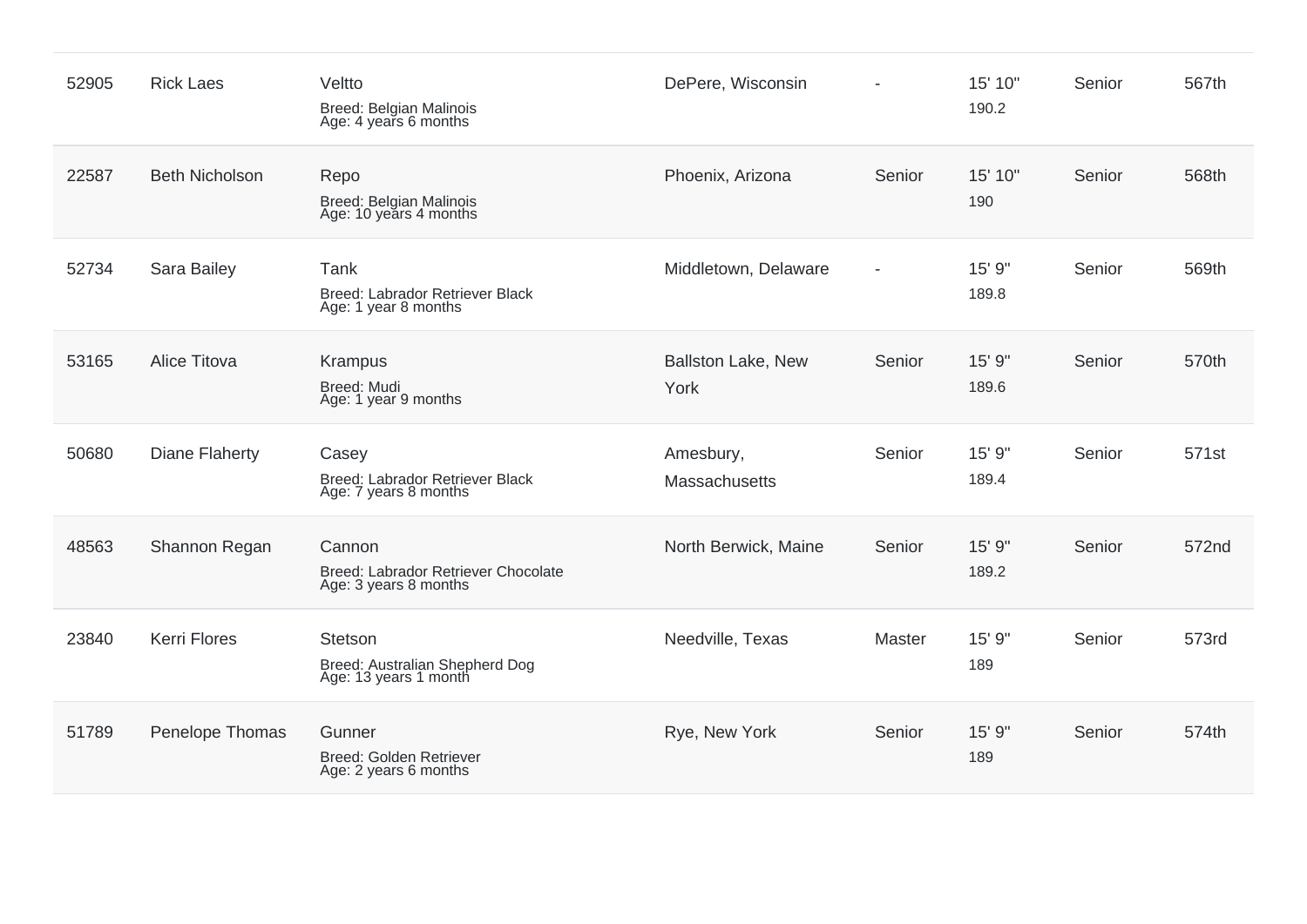| | | | | | | | |
|---|---|---|---|---|---|---|---|
| 52905 | Rick Laes | Veltto<br>Breed: Belgian Malinois<br>Age: 4 years 6 months | DePere, Wisconsin | - | 15' 10"<br>190.2 | Senior | 567th |
| 22587 | Beth Nicholson | Repo<br>Breed: Belgian Malinois<br>Age: 10 years 4 months | Phoenix, Arizona | Senior | 15' 10"<br>190 | Senior | 568th |
| 52734 | Sara Bailey | Tank<br>Breed: Labrador Retriever Black<br>Age: 1 year 8 months | Middletown, Delaware | - | 15' 9"<br>189.8 | Senior | 569th |
| 53165 | Alice Titova | Krampus<br>Breed: Mudi<br>Age: 1 year 9 months | Ballston Lake, New York | Senior | 15' 9"<br>189.6 | Senior | 570th |
| 50680 | Diane Flaherty | Casey<br>Breed: Labrador Retriever Black<br>Age: 7 years 8 months | Amesbury, Massachusetts | Senior | 15' 9"<br>189.4 | Senior | 571st |
| 48563 | Shannon Regan | Cannon<br>Breed: Labrador Retriever Chocolate<br>Age: 3 years 8 months | North Berwick, Maine | Senior | 15' 9"<br>189.2 | Senior | 572nd |
| 23840 | Kerri Flores | Stetson<br>Breed: Australian Shepherd Dog<br>Age: 13 years 1 month | Needville, Texas | Master | 15' 9"<br>189 | Senior | 573rd |
| 51789 | Penelope Thomas | Gunner<br>Breed: Golden Retriever<br>Age: 2 years 6 months | Rye, New York | Senior | 15' 9"<br>189 | Senior | 574th |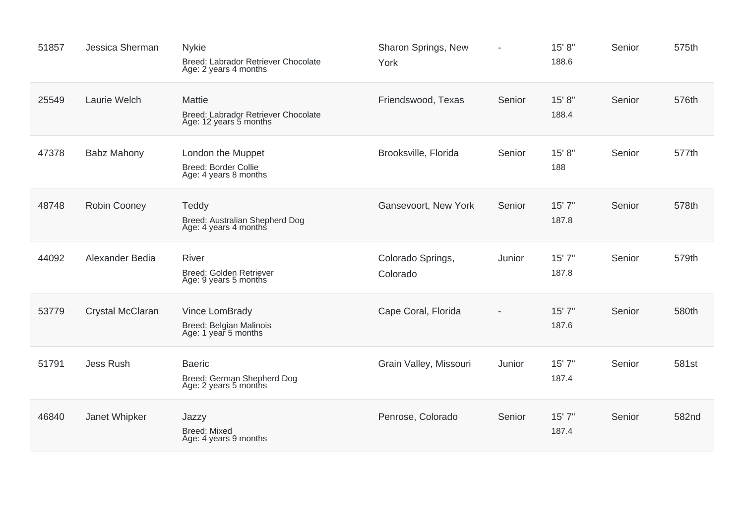| | | | | | | | |
|---|---|---|---|---|---|---|---|
| 51857 | Jessica Sherman | Nykie<br>Breed: Labrador Retriever Chocolate<br>Age: 2 years 4 months | Sharon Springs, New York | - | 15' 8"<br>188.6 | Senior | 575th |
| 25549 | Laurie Welch | Mattie<br>Breed: Labrador Retriever Chocolate<br>Age: 12 years 5 months | Friendswood, Texas | Senior | 15' 8"<br>188.4 | Senior | 576th |
| 47378 | Babz Mahony | London the Muppet<br>Breed: Border Collie<br>Age: 4 years 8 months | Brooksville, Florida | Senior | 15' 8"<br>188 | Senior | 577th |
| 48748 | Robin Cooney | Teddy<br>Breed: Australian Shepherd Dog<br>Age: 4 years 4 months | Gansevoort, New York | Senior | 15' 7"<br>187.8 | Senior | 578th |
| 44092 | Alexander Bedia | River<br>Breed: Golden Retriever<br>Age: 9 years 5 months | Colorado Springs, Colorado | Junior | 15' 7"<br>187.8 | Senior | 579th |
| 53779 | Crystal McClaran | Vince LomBrady<br>Breed: Belgian Malinois<br>Age: 1 year 5 months | Cape Coral, Florida | - | 15' 7"<br>187.6 | Senior | 580th |
| 51791 | Jess Rush | Baeric<br>Breed: German Shepherd Dog<br>Age: 2 years 5 months | Grain Valley, Missouri | Junior | 15' 7"<br>187.4 | Senior | 581st |
| 46840 | Janet Whipker | Jazzy<br>Breed: Mixed<br>Age: 4 years 9 months | Penrose, Colorado | Senior | 15' 7"<br>187.4 | Senior | 582nd |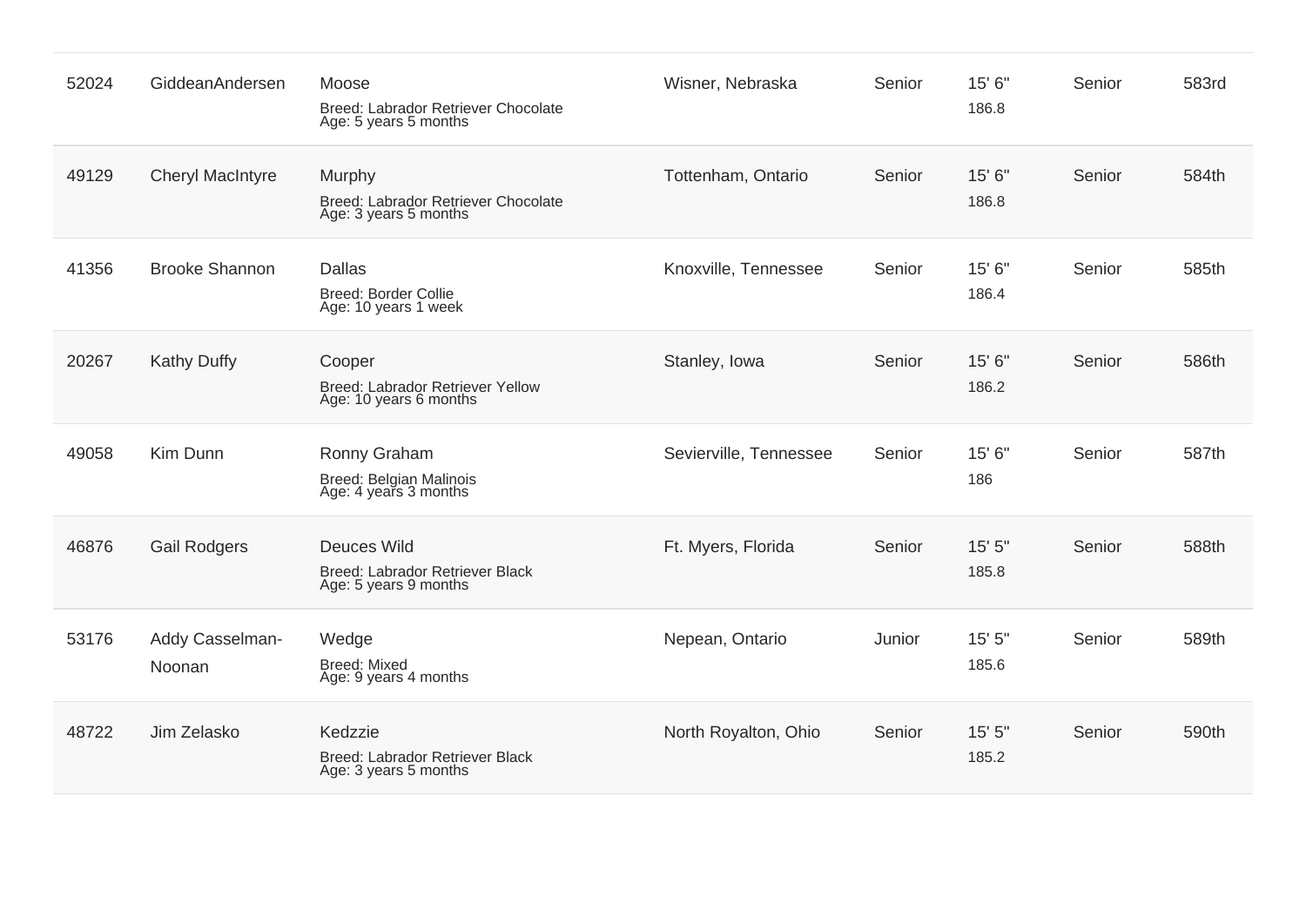| | | | | | | | |
|---|---|---|---|---|---|---|---|
| 52024 | GiddeanAndersen | Moose<br>Breed: Labrador Retriever Chocolate<br>Age: 5 years 5 months | Wisner, Nebraska | Senior | 15' 6"<br>186.8 | Senior | 583rd |
| 49129 | Cheryl MacIntyre | Murphy<br>Breed: Labrador Retriever Chocolate<br>Age: 3 years 5 months | Tottenham, Ontario | Senior | 15' 6"<br>186.8 | Senior | 584th |
| 41356 | Brooke Shannon | Dallas<br>Breed: Border Collie<br>Age: 10 years 1 week | Knoxville, Tennessee | Senior | 15' 6"<br>186.4 | Senior | 585th |
| 20267 | Kathy Duffy | Cooper<br>Breed: Labrador Retriever Yellow<br>Age: 10 years 6 months | Stanley, Iowa | Senior | 15' 6"<br>186.2 | Senior | 586th |
| 49058 | Kim Dunn | Ronny Graham<br>Breed: Belgian Malinois<br>Age: 4 years 3 months | Sevierville, Tennessee | Senior | 15' 6"<br>186 | Senior | 587th |
| 46876 | Gail Rodgers | Deuces Wild<br>Breed: Labrador Retriever Black<br>Age: 5 years 9 months | Ft. Myers, Florida | Senior | 15' 5"<br>185.8 | Senior | 588th |
| 53176 | Addy Casselman-Noonan | Wedge<br>Breed: Mixed<br>Age: 9 years 4 months | Nepean, Ontario | Junior | 15' 5"<br>185.6 | Senior | 589th |
| 48722 | Jim Zelasko | Kedzzie<br>Breed: Labrador Retriever Black<br>Age: 3 years 5 months | North Royalton, Ohio | Senior | 15' 5"<br>185.2 | Senior | 590th |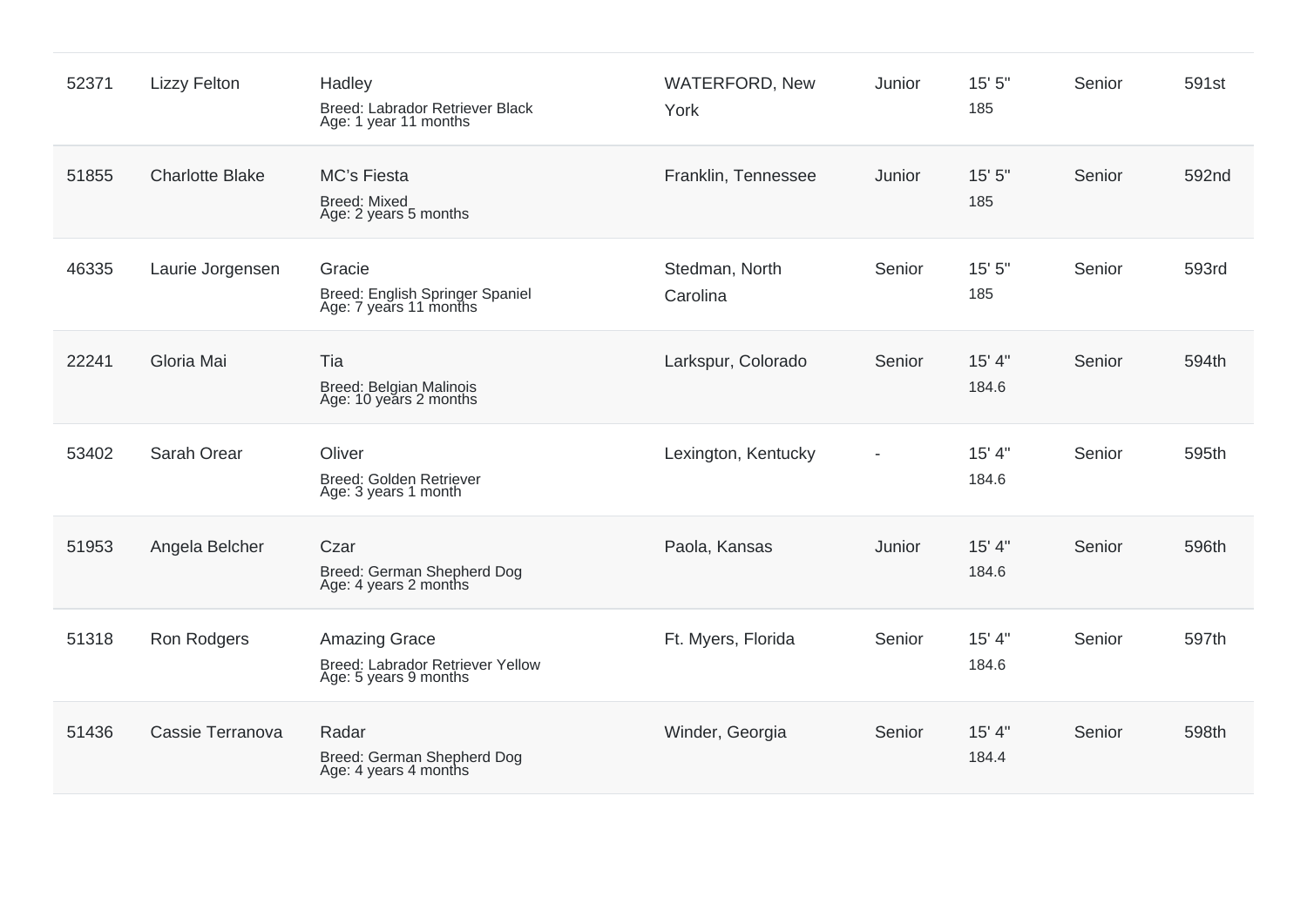| | | | | | | | |
|---|---|---|---|---|---|---|---|
| 52371 | Lizzy Felton | Hadley<br>Breed: Labrador Retriever Black<br>Age: 1 year 11 months | WATERFORD, New York | Junior | 15' 5"<br>185 | Senior | 591st |
| 51855 | Charlotte Blake | MC's Fiesta<br>Breed: Mixed<br>Age: 2 years 5 months | Franklin, Tennessee | Junior | 15' 5"<br>185 | Senior | 592nd |
| 46335 | Laurie Jorgensen | Gracie<br>Breed: English Springer Spaniel<br>Age: 7 years 11 months | Stedman, North Carolina | Senior | 15' 5"<br>185 | Senior | 593rd |
| 22241 | Gloria Mai | Tia<br>Breed: Belgian Malinois<br>Age: 10 years 2 months | Larkspur, Colorado | Senior | 15' 4"<br>184.6 | Senior | 594th |
| 53402 | Sarah Orear | Oliver<br>Breed: Golden Retriever<br>Age: 3 years 1 month | Lexington, Kentucky | - | 15' 4"<br>184.6 | Senior | 595th |
| 51953 | Angela Belcher | Czar<br>Breed: German Shepherd Dog<br>Age: 4 years 2 months | Paola, Kansas | Junior | 15' 4"<br>184.6 | Senior | 596th |
| 51318 | Ron Rodgers | Amazing Grace<br>Breed: Labrador Retriever Yellow<br>Age: 5 years 9 months | Ft. Myers, Florida | Senior | 15' 4"<br>184.6 | Senior | 597th |
| 51436 | Cassie Terranova | Radar<br>Breed: German Shepherd Dog<br>Age: 4 years 4 months | Winder, Georgia | Senior | 15' 4"<br>184.4 | Senior | 598th |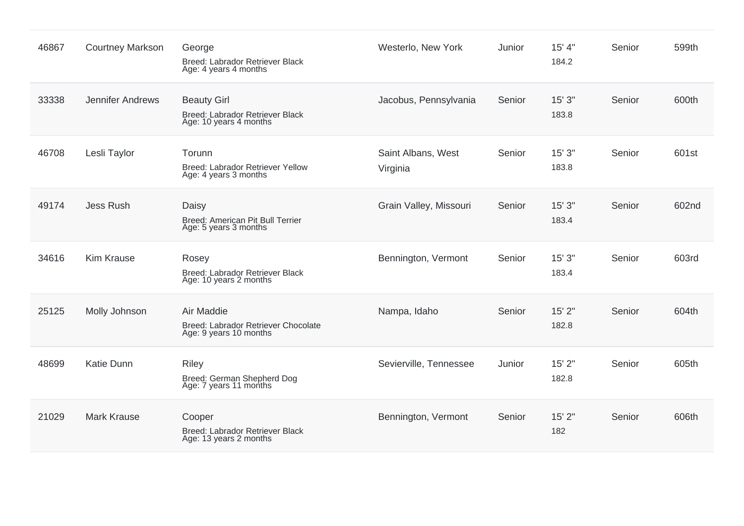| | | | | | | | |
|---|---|---|---|---|---|---|---|
| 46867 | Courtney Markson | George<br>Breed: Labrador Retriever Black<br>Age: 4 years 4 months | Westerlo, New York | Junior | 15' 4"<br>184.2 | Senior | 599th |
| 33338 | Jennifer Andrews | Beauty Girl<br>Breed: Labrador Retriever Black<br>Age: 10 years 4 months | Jacobus, Pennsylvania | Senior | 15' 3"<br>183.8 | Senior | 600th |
| 46708 | Lesli Taylor | Torunn<br>Breed: Labrador Retriever Yellow<br>Age: 4 years 3 months | Saint Albans, West Virginia | Senior | 15' 3"<br>183.8 | Senior | 601st |
| 49174 | Jess Rush | Daisy<br>Breed: American Pit Bull Terrier<br>Age: 5 years 3 months | Grain Valley, Missouri | Senior | 15' 3"<br>183.4 | Senior | 602nd |
| 34616 | Kim Krause | Rosey<br>Breed: Labrador Retriever Black<br>Age: 10 years 2 months | Bennington, Vermont | Senior | 15' 3"<br>183.4 | Senior | 603rd |
| 25125 | Molly Johnson | Air Maddie<br>Breed: Labrador Retriever Chocolate<br>Age: 9 years 10 months | Nampa, Idaho | Senior | 15' 2"<br>182.8 | Senior | 604th |
| 48699 | Katie Dunn | Riley<br>Breed: German Shepherd Dog<br>Age: 7 years 11 months | Sevierville, Tennessee | Junior | 15' 2"<br>182.8 | Senior | 605th |
| 21029 | Mark Krause | Cooper<br>Breed: Labrador Retriever Black<br>Age: 13 years 2 months | Bennington, Vermont | Senior | 15' 2"<br>182 | Senior | 606th |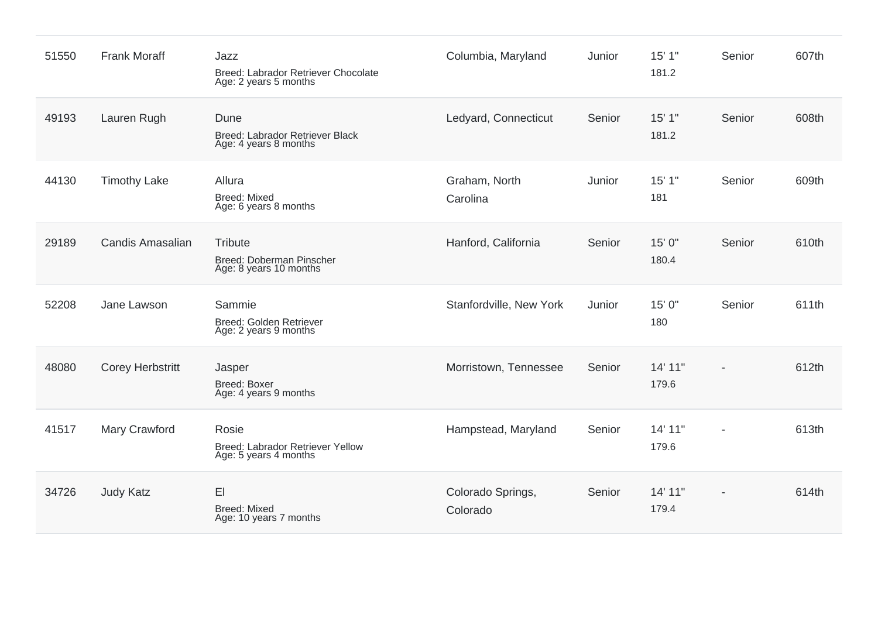| | | | | | | | |
|---|---|---|---|---|---|---|---|
| 51550 | Frank Moraff | Jazz<br>Breed: Labrador Retriever Chocolate<br>Age: 2 years 5 months | Columbia, Maryland | Junior | 15' 1"<br>181.2 | Senior | 607th |
| 49193 | Lauren Rugh | Dune<br>Breed: Labrador Retriever Black<br>Age: 4 years 8 months | Ledyard, Connecticut | Senior | 15' 1"<br>181.2 | Senior | 608th |
| 44130 | Timothy Lake | Allura<br>Breed: Mixed<br>Age: 6 years 8 months | Graham, North Carolina | Junior | 15' 1"<br>181 | Senior | 609th |
| 29189 | Candis Amasalian | Tribute<br>Breed: Doberman Pinscher<br>Age: 8 years 10 months | Hanford, California | Senior | 15' 0"<br>180.4 | Senior | 610th |
| 52208 | Jane Lawson | Sammie<br>Breed: Golden Retriever<br>Age: 2 years 9 months | Stanfordville, New York | Junior | 15' 0"<br>180 | Senior | 611th |
| 48080 | Corey Herbstritt | Jasper<br>Breed: Boxer<br>Age: 4 years 9 months | Morristown, Tennessee | Senior | 14' 11"<br>179.6 | - | 612th |
| 41517 | Mary Crawford | Rosie<br>Breed: Labrador Retriever Yellow<br>Age: 5 years 4 months | Hampstead, Maryland | Senior | 14' 11"<br>179.6 | - | 613th |
| 34726 | Judy Katz | El<br>Breed: Mixed<br>Age: 10 years 7 months | Colorado Springs, Colorado | Senior | 14' 11"<br>179.4 | - | 614th |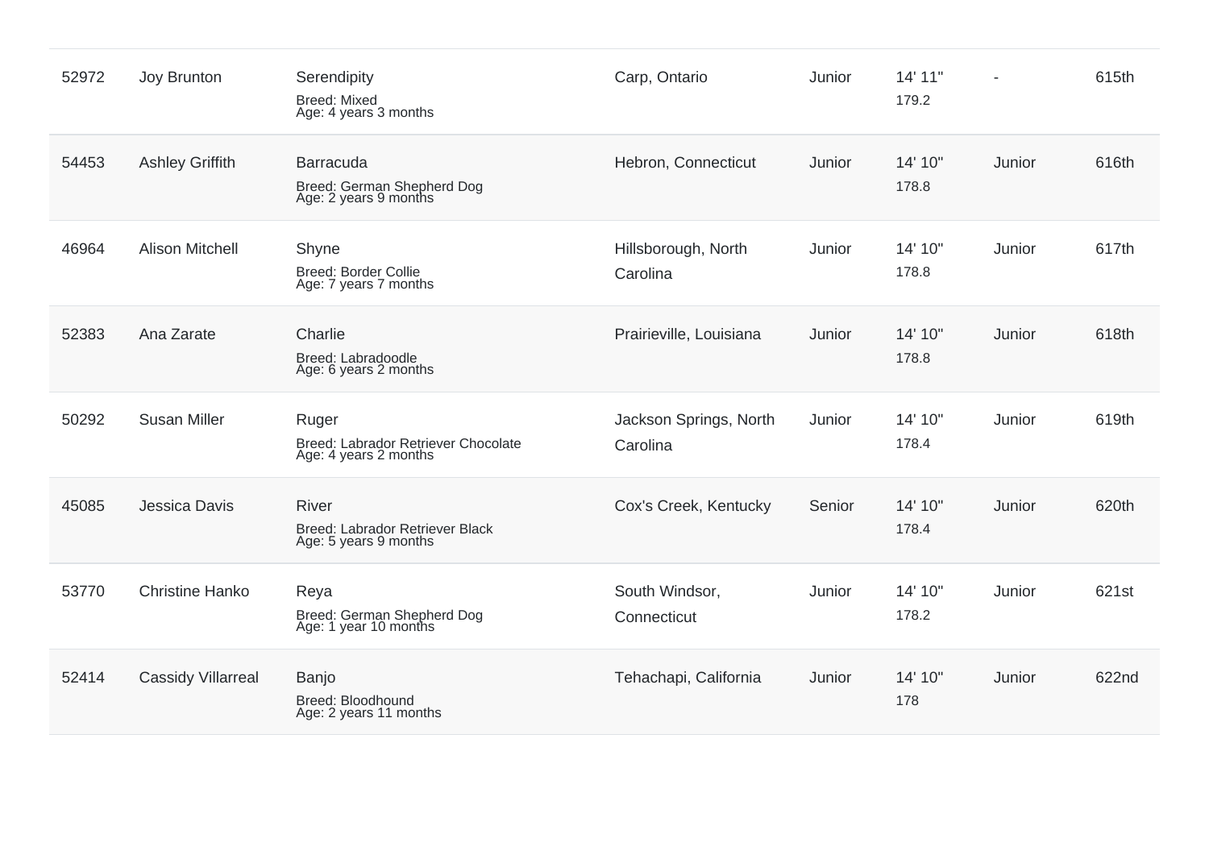| | | | | | | | |
|---|---|---|---|---|---|---|---|
| 52972 | Joy Brunton | Serendipity<br>Breed: Mixed<br>Age: 4 years 3 months | Carp, Ontario | Junior | 14' 11"<br>179.2 | - | 615th |
| 54453 | Ashley Griffith | Barracuda<br>Breed: German Shepherd Dog<br>Age: 2 years 9 months | Hebron, Connecticut | Junior | 14' 10"<br>178.8 | Junior | 616th |
| 46964 | Alison Mitchell | Shyne<br>Breed: Border Collie<br>Age: 7 years 7 months | Hillsborough, North Carolina | Junior | 14' 10"<br>178.8 | Junior | 617th |
| 52383 | Ana Zarate | Charlie<br>Breed: Labradoodle<br>Age: 6 years 2 months | Prairieville, Louisiana | Junior | 14' 10"<br>178.8 | Junior | 618th |
| 50292 | Susan Miller | Ruger<br>Breed: Labrador Retriever Chocolate<br>Age: 4 years 2 months | Jackson Springs, North Carolina | Junior | 14' 10"<br>178.4 | Junior | 619th |
| 45085 | Jessica Davis | River<br>Breed: Labrador Retriever Black<br>Age: 5 years 9 months | Cox's Creek, Kentucky | Senior | 14' 10"<br>178.4 | Junior | 620th |
| 53770 | Christine Hanko | Reya<br>Breed: German Shepherd Dog<br>Age: 1 year 10 months | South Windsor, Connecticut | Junior | 14' 10"<br>178.2 | Junior | 621st |
| 52414 | Cassidy Villarreal | Banjo<br>Breed: Bloodhound<br>Age: 2 years 11 months | Tehachapi, California | Junior | 14' 10"<br>178 | Junior | 622nd |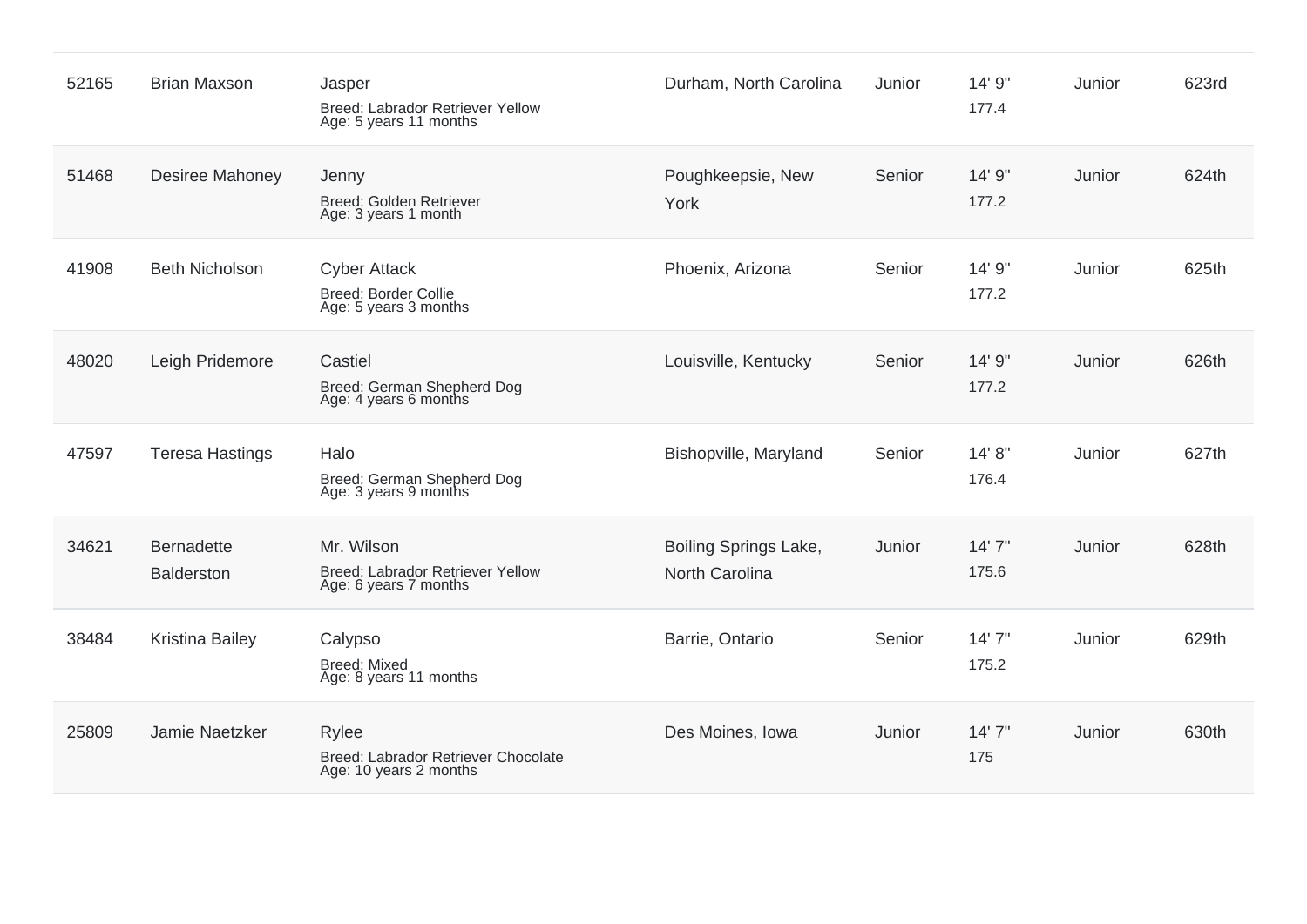| | | | | | | | |
|---|---|---|---|---|---|---|---|
| 52165 | Brian Maxson | Jasper<br>Breed: Labrador Retriever Yellow<br>Age: 5 years 11 months | Durham, North Carolina | Junior | 14' 9"<br>177.4 | Junior | 623rd |
| 51468 | Desiree Mahoney | Jenny<br>Breed: Golden Retriever<br>Age: 3 years 1 month | Poughkeepsie, New York | Senior | 14' 9"<br>177.2 | Junior | 624th |
| 41908 | Beth Nicholson | Cyber Attack<br>Breed: Border Collie<br>Age: 5 years 3 months | Phoenix, Arizona | Senior | 14' 9"<br>177.2 | Junior | 625th |
| 48020 | Leigh Pridemore | Castiel<br>Breed: German Shepherd Dog<br>Age: 4 years 6 months | Louisville, Kentucky | Senior | 14' 9"<br>177.2 | Junior | 626th |
| 47597 | Teresa Hastings | Halo<br>Breed: German Shepherd Dog<br>Age: 3 years 9 months | Bishopville, Maryland | Senior | 14' 8"<br>176.4 | Junior | 627th |
| 34621 | Bernadette Balderston | Mr. Wilson<br>Breed: Labrador Retriever Yellow<br>Age: 6 years 7 months | Boiling Springs Lake, North Carolina | Junior | 14' 7"<br>175.6 | Junior | 628th |
| 38484 | Kristina Bailey | Calypso<br>Breed: Mixed<br>Age: 8 years 11 months | Barrie, Ontario | Senior | 14' 7"<br>175.2 | Junior | 629th |
| 25809 | Jamie Naetzker | Rylee<br>Breed: Labrador Retriever Chocolate<br>Age: 10 years 2 months | Des Moines, Iowa | Junior | 14' 7"<br>175 | Junior | 630th |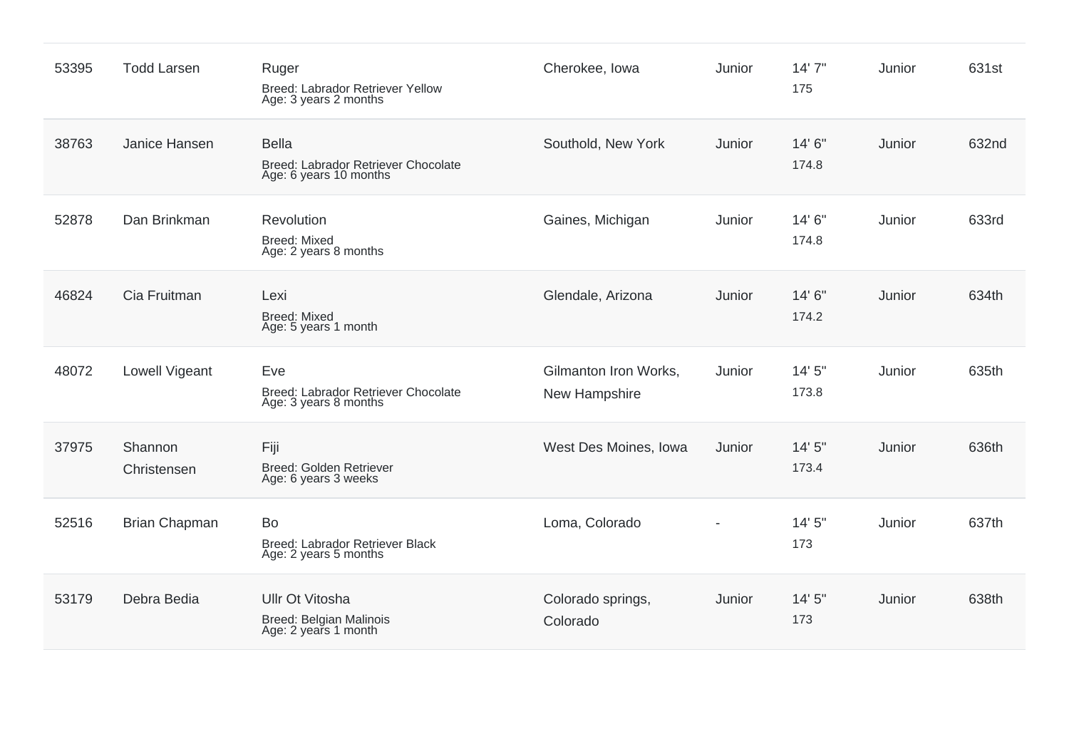| | | | | | | | |
|---|---|---|---|---|---|---|---|
| 53395 | Todd Larsen | Ruger<br>Breed: Labrador Retriever Yellow<br>Age: 3 years 2 months | Cherokee, Iowa | Junior | 14' 7"<br>175 | Junior | 631st |
| 38763 | Janice Hansen | Bella<br>Breed: Labrador Retriever Chocolate<br>Age: 6 years 10 months | Southold, New York | Junior | 14' 6"<br>174.8 | Junior | 632nd |
| 52878 | Dan Brinkman | Revolution<br>Breed: Mixed<br>Age: 2 years 8 months | Gaines, Michigan | Junior | 14' 6"<br>174.8 | Junior | 633rd |
| 46824 | Cia Fruitman | Lexi<br>Breed: Mixed<br>Age: 5 years 1 month | Glendale, Arizona | Junior | 14' 6"<br>174.2 | Junior | 634th |
| 48072 | Lowell Vigeant | Eve<br>Breed: Labrador Retriever Chocolate<br>Age: 3 years 8 months | Gilmanton Iron Works, New Hampshire | Junior | 14' 5"<br>173.8 | Junior | 635th |
| 37975 | Shannon Christensen | Fiji<br>Breed: Golden Retriever<br>Age: 6 years 3 weeks | West Des Moines, Iowa | Junior | 14' 5"<br>173.4 | Junior | 636th |
| 52516 | Brian Chapman | Bo<br>Breed: Labrador Retriever Black<br>Age: 2 years 5 months | Loma, Colorado | - | 14' 5"<br>173 | Junior | 637th |
| 53179 | Debra Bedia | Ullr Ot Vitosha<br>Breed: Belgian Malinois<br>Age: 2 years 1 month | Colorado springs, Colorado | Junior | 14' 5"<br>173 | Junior | 638th |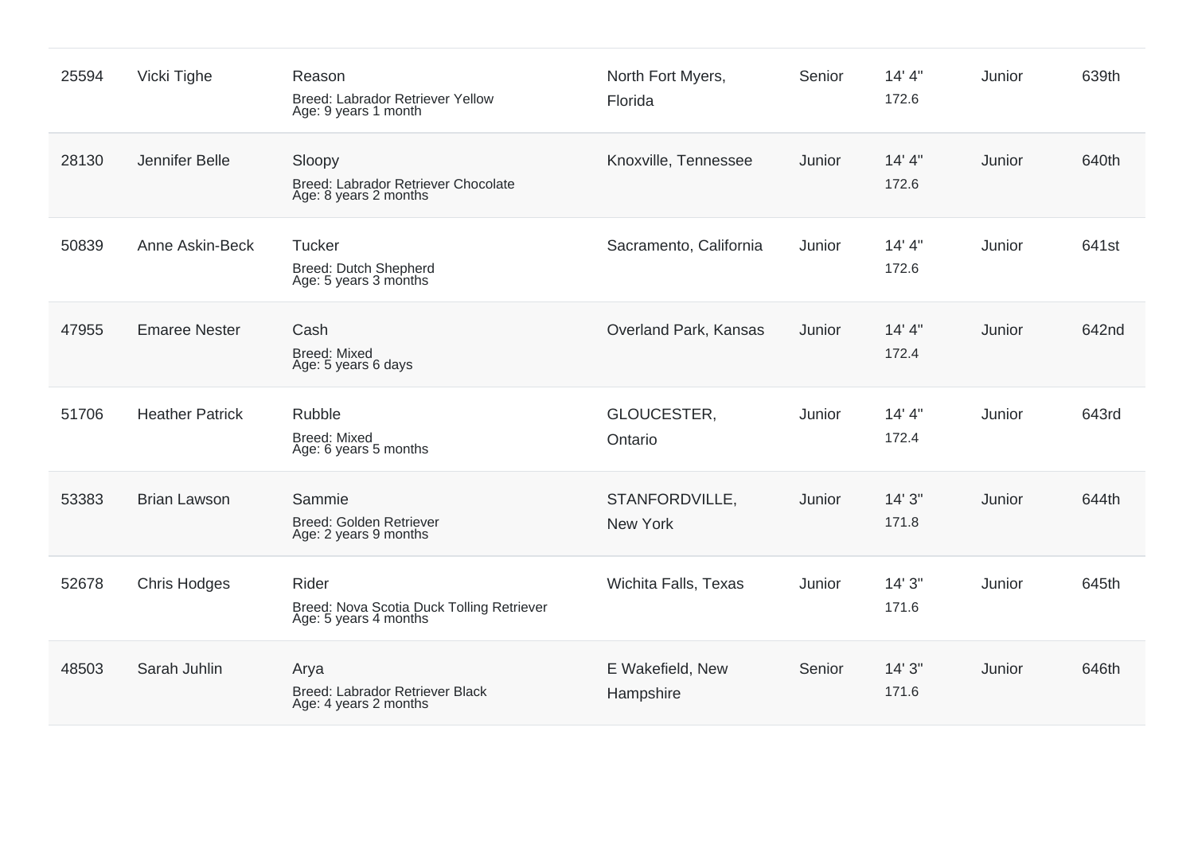| | | | | | | | |
|---|---|---|---|---|---|---|---|
| 25594 | Vicki Tighe | Reason<br>Breed: Labrador Retriever Yellow<br>Age: 9 years 1 month | North Fort Myers, Florida | Senior | 14' 4"<br>172.6 | Junior | 639th |
| 28130 | Jennifer Belle | Sloopy<br>Breed: Labrador Retriever Chocolate<br>Age: 8 years 2 months | Knoxville, Tennessee | Junior | 14' 4"<br>172.6 | Junior | 640th |
| 50839 | Anne Askin-Beck | Tucker<br>Breed: Dutch Shepherd<br>Age: 5 years 3 months | Sacramento, California | Junior | 14' 4"<br>172.6 | Junior | 641st |
| 47955 | Emaree Nester | Cash<br>Breed: Mixed<br>Age: 5 years 6 days | Overland Park, Kansas | Junior | 14' 4"<br>172.4 | Junior | 642nd |
| 51706 | Heather Patrick | Rubble<br>Breed: Mixed<br>Age: 6 years 5 months | GLOUCESTER, Ontario | Junior | 14' 4"<br>172.4 | Junior | 643rd |
| 53383 | Brian Lawson | Sammie<br>Breed: Golden Retriever<br>Age: 2 years 9 months | STANFORDVILLE, New York | Junior | 14' 3"<br>171.8 | Junior | 644th |
| 52678 | Chris Hodges | Rider<br>Breed: Nova Scotia Duck Tolling Retriever<br>Age: 5 years 4 months | Wichita Falls, Texas | Junior | 14' 3"<br>171.6 | Junior | 645th |
| 48503 | Sarah Juhlin | Arya<br>Breed: Labrador Retriever Black<br>Age: 4 years 2 months | E Wakefield, New Hampshire | Senior | 14' 3"<br>171.6 | Junior | 646th |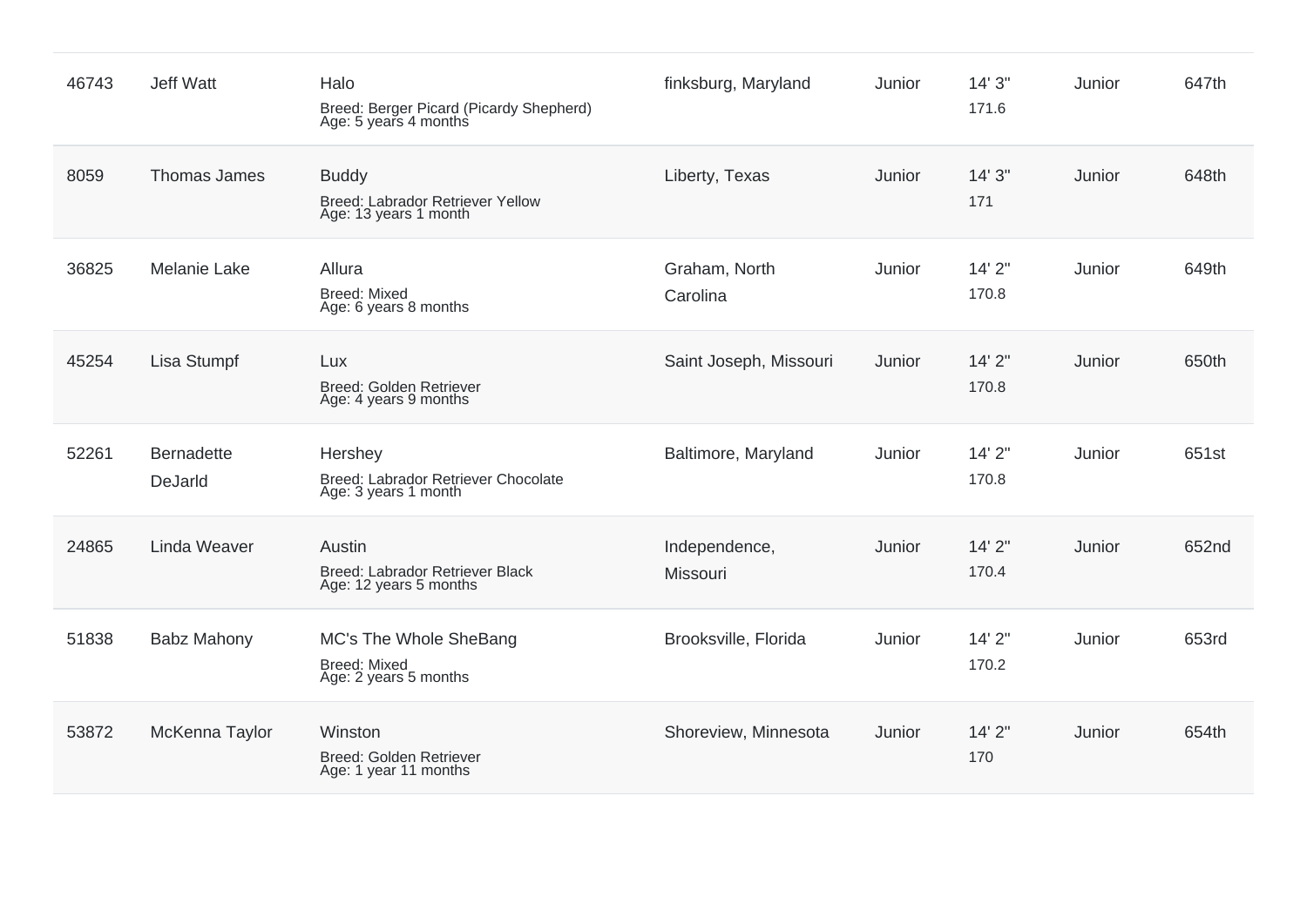| | | | | | | | |
|---|---|---|---|---|---|---|---|
| 46743 | Jeff Watt | Halo<br>Breed: Berger Picard (Picardy Shepherd)<br>Age: 5 years 4 months | finksburg, Maryland | Junior | 14' 3"<br>171.6 | Junior | 647th |
| 8059 | Thomas James | Buddy<br>Breed: Labrador Retriever Yellow<br>Age: 13 years 1 month | Liberty, Texas | Junior | 14' 3"<br>171 | Junior | 648th |
| 36825 | Melanie Lake | Allura<br>Breed: Mixed<br>Age: 6 years 8 months | Graham, North Carolina | Junior | 14' 2"<br>170.8 | Junior | 649th |
| 45254 | Lisa Stumpf | Lux<br>Breed: Golden Retriever<br>Age: 4 years 9 months | Saint Joseph, Missouri | Junior | 14' 2"<br>170.8 | Junior | 650th |
| 52261 | Bernadette DeJarld | Hershey<br>Breed: Labrador Retriever Chocolate<br>Age: 3 years 1 month | Baltimore, Maryland | Junior | 14' 2"<br>170.8 | Junior | 651st |
| 24865 | Linda Weaver | Austin<br>Breed: Labrador Retriever Black<br>Age: 12 years 5 months | Independence, Missouri | Junior | 14' 2"<br>170.4 | Junior | 652nd |
| 51838 | Babz Mahony | MC's The Whole SheBang<br>Breed: Mixed<br>Age: 2 years 5 months | Brooksville, Florida | Junior | 14' 2"<br>170.2 | Junior | 653rd |
| 53872 | McKenna Taylor | Winston<br>Breed: Golden Retriever<br>Age: 1 year 11 months | Shoreview, Minnesota | Junior | 14' 2"<br>170 | Junior | 654th |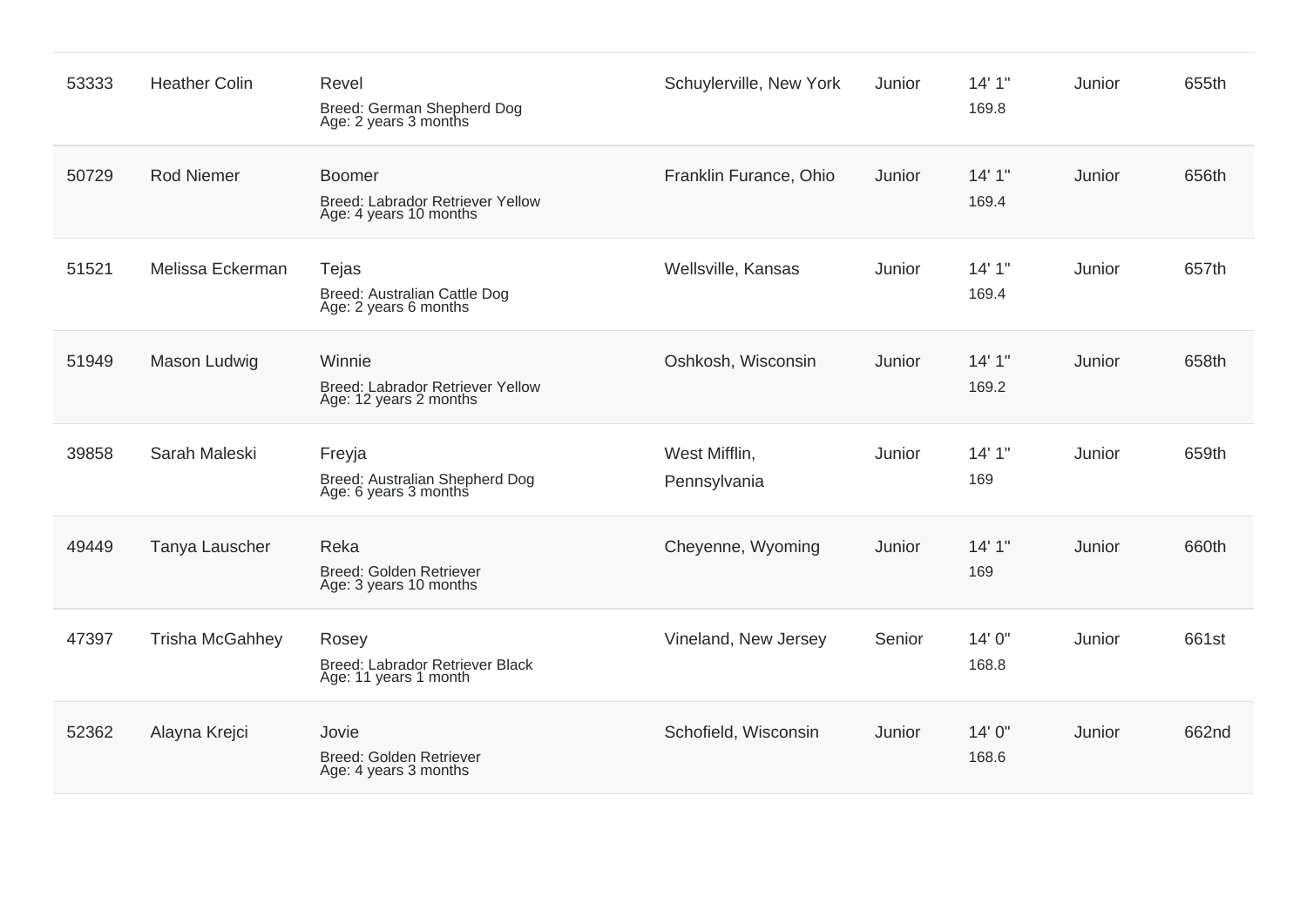| | | | | | | | |
|---|---|---|---|---|---|---|---|
| 53333 | Heather Colin | Revel<br>Breed: German Shepherd Dog<br>Age: 2 years 3 months | Schuylerville, New York | Junior | 14' 1"<br>169.8 | Junior | 655th |
| 50729 | Rod Niemer | Boomer<br>Breed: Labrador Retriever Yellow<br>Age: 4 years 10 months | Franklin Furance, Ohio | Junior | 14' 1"<br>169.4 | Junior | 656th |
| 51521 | Melissa Eckerman | Tejas<br>Breed: Australian Cattle Dog<br>Age: 2 years 6 months | Wellsville, Kansas | Junior | 14' 1"<br>169.4 | Junior | 657th |
| 51949 | Mason Ludwig | Winnie<br>Breed: Labrador Retriever Yellow<br>Age: 12 years 2 months | Oshkosh, Wisconsin | Junior | 14' 1"<br>169.2 | Junior | 658th |
| 39858 | Sarah Maleski | Freyja<br>Breed: Australian Shepherd Dog<br>Age: 6 years 3 months | West Mifflin, Pennsylvania | Junior | 14' 1"<br>169 | Junior | 659th |
| 49449 | Tanya Lauscher | Reka<br>Breed: Golden Retriever<br>Age: 3 years 10 months | Cheyenne, Wyoming | Junior | 14' 1"<br>169 | Junior | 660th |
| 47397 | Trisha McGahhey | Rosey<br>Breed: Labrador Retriever Black<br>Age: 11 years 1 month | Vineland, New Jersey | Senior | 14' 0"<br>168.8 | Junior | 661st |
| 52362 | Alayna Krejci | Jovie<br>Breed: Golden Retriever<br>Age: 4 years 3 months | Schofield, Wisconsin | Junior | 14' 0"<br>168.6 | Junior | 662nd |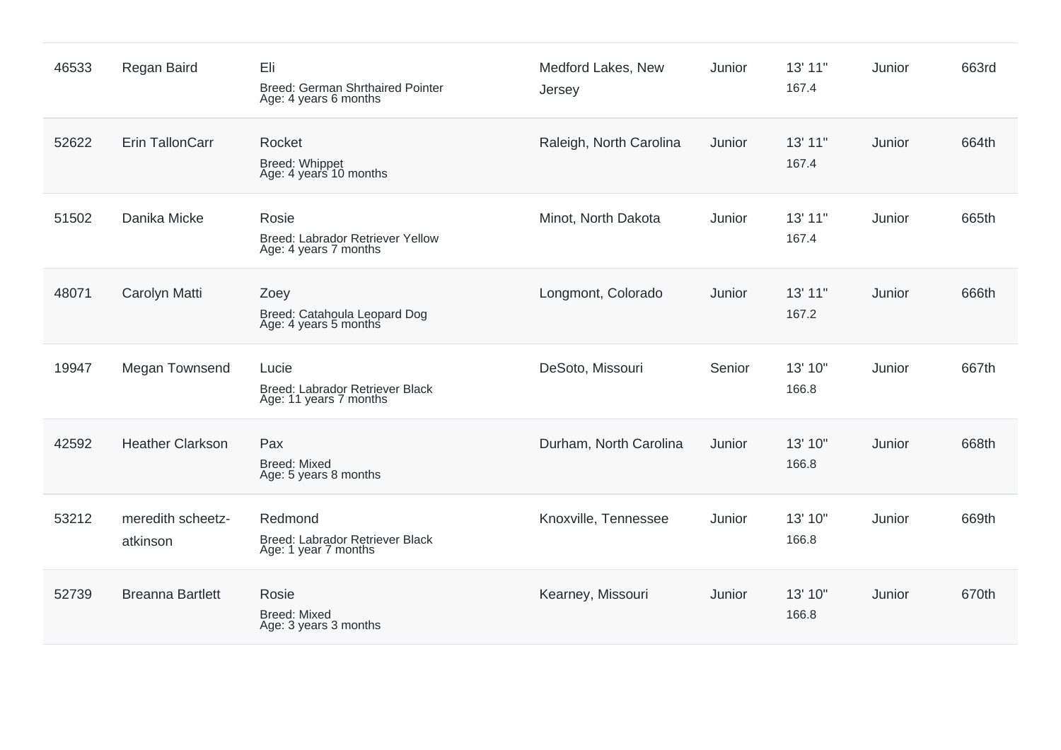| 46533 | Regan Baird | Eli<br>Breed: German Shrthaired Pointer<br>Age: 4 years 6 months | Medford Lakes, New Jersey | Junior | 13' 11"<br>167.4 | Junior | 663rd |
|---|---|---|---|---|---|---|---|
| 52622 | Erin TallonCarr | Rocket<br>Breed: Whippet<br>Age: 4 years 10 months | Raleigh, North Carolina | Junior | 13' 11"<br>167.4 | Junior | 664th |
| 51502 | Danika Micke | Rosie<br>Breed: Labrador Retriever Yellow<br>Age: 4 years 7 months | Minot, North Dakota | Junior | 13' 11"<br>167.4 | Junior | 665th |
| 48071 | Carolyn Matti | Zoey<br>Breed: Catahoula Leopard Dog<br>Age: 4 years 5 months | Longmont, Colorado | Junior | 13' 11"<br>167.2 | Junior | 666th |
| 19947 | Megan Townsend | Lucie<br>Breed: Labrador Retriever Black<br>Age: 11 years 7 months | DeSoto, Missouri | Senior | 13' 10"<br>166.8 | Junior | 667th |
| 42592 | Heather Clarkson | Pax<br>Breed: Mixed<br>Age: 5 years 8 months | Durham, North Carolina | Junior | 13' 10"<br>166.8 | Junior | 668th |
| 53212 | meredith scheetz-atkinson | Redmond<br>Breed: Labrador Retriever Black<br>Age: 1 year 7 months | Knoxville, Tennessee | Junior | 13' 10"<br>166.8 | Junior | 669th |
| 52739 | Breanna Bartlett | Rosie<br>Breed: Mixed<br>Age: 3 years 3 months | Kearney, Missouri | Junior | 13' 10"<br>166.8 | Junior | 670th |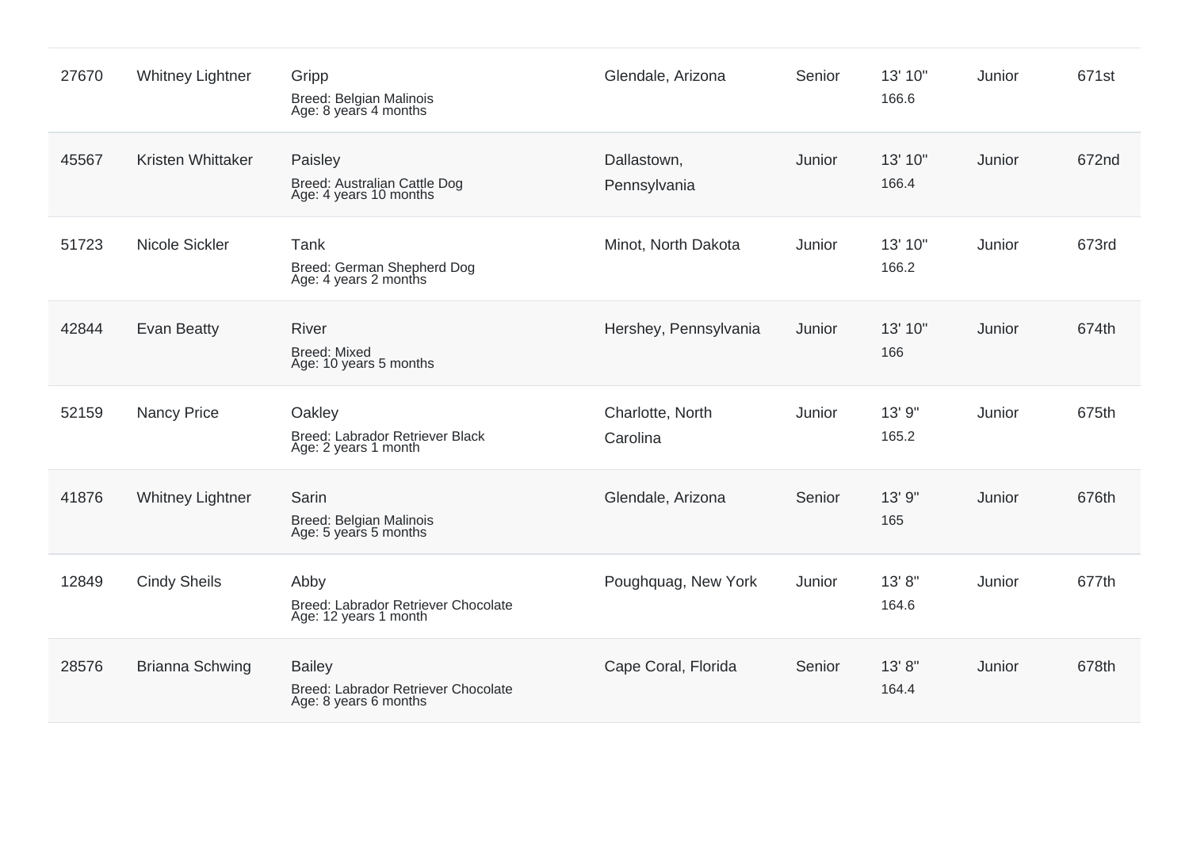| | | | | | | | |
|---|---|---|---|---|---|---|---|
| 27670 | Whitney Lightner | Gripp<br>Breed: Belgian Malinois<br>Age: 8 years 4 months | Glendale, Arizona | Senior | 13' 10"<br>166.6 | Junior | 671st |
| 45567 | Kristen Whittaker | Paisley<br>Breed: Australian Cattle Dog<br>Age: 4 years 10 months | Dallastown, Pennsylvania | Junior | 13' 10"<br>166.4 | Junior | 672nd |
| 51723 | Nicole Sickler | Tank<br>Breed: German Shepherd Dog<br>Age: 4 years 2 months | Minot, North Dakota | Junior | 13' 10"<br>166.2 | Junior | 673rd |
| 42844 | Evan Beatty | River<br>Breed: Mixed<br>Age: 10 years 5 months | Hershey, Pennsylvania | Junior | 13' 10"<br>166 | Junior | 674th |
| 52159 | Nancy Price | Oakley<br>Breed: Labrador Retriever Black<br>Age: 2 years 1 month | Charlotte, North Carolina | Junior | 13' 9"<br>165.2 | Junior | 675th |
| 41876 | Whitney Lightner | Sarin<br>Breed: Belgian Malinois<br>Age: 5 years 5 months | Glendale, Arizona | Senior | 13' 9"<br>165 | Junior | 676th |
| 12849 | Cindy Sheils | Abby<br>Breed: Labrador Retriever Chocolate<br>Age: 12 years 1 month | Poughquag, New York | Junior | 13' 8"<br>164.6 | Junior | 677th |
| 28576 | Brianna Schwing | Bailey<br>Breed: Labrador Retriever Chocolate<br>Age: 8 years 6 months | Cape Coral, Florida | Senior | 13' 8"<br>164.4 | Junior | 678th |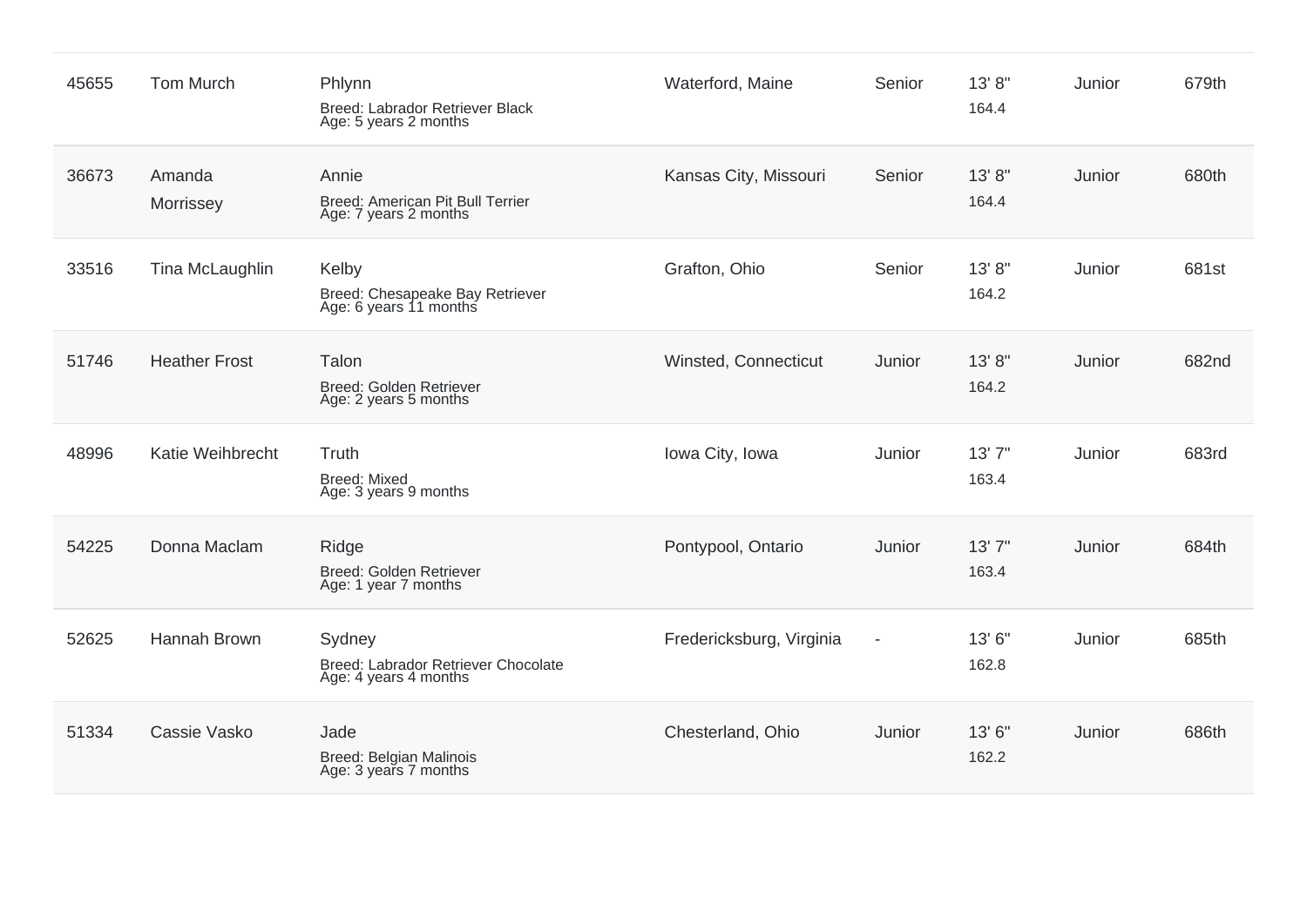| | | | | | | | |
|---|---|---|---|---|---|---|---|
| 45655 | Tom Murch | Phlynn<br>Breed: Labrador Retriever Black<br>Age: 5 years 2 months | Waterford, Maine | Senior | 13' 8"<br>164.4 | Junior | 679th |
| 36673 | Amanda Morrissey | Annie<br>Breed: American Pit Bull Terrier<br>Age: 7 years 2 months | Kansas City, Missouri | Senior | 13' 8"<br>164.4 | Junior | 680th |
| 33516 | Tina McLaughlin | Kelby<br>Breed: Chesapeake Bay Retriever<br>Age: 6 years 11 months | Grafton, Ohio | Senior | 13' 8"<br>164.2 | Junior | 681st |
| 51746 | Heather Frost | Talon<br>Breed: Golden Retriever<br>Age: 2 years 5 months | Winsted, Connecticut | Junior | 13' 8"<br>164.2 | Junior | 682nd |
| 48996 | Katie Weihbrecht | Truth<br>Breed: Mixed<br>Age: 3 years 9 months | Iowa City, Iowa | Junior | 13' 7"<br>163.4 | Junior | 683rd |
| 54225 | Donna Maclam | Ridge<br>Breed: Golden Retriever<br>Age: 1 year 7 months | Pontypool, Ontario | Junior | 13' 7"<br>163.4 | Junior | 684th |
| 52625 | Hannah Brown | Sydney<br>Breed: Labrador Retriever Chocolate<br>Age: 4 years 4 months | Fredericksburg, Virginia | - | 13' 6"<br>162.8 | Junior | 685th |
| 51334 | Cassie Vasko | Jade<br>Breed: Belgian Malinois<br>Age: 3 years 7 months | Chesterland, Ohio | Junior | 13' 6"<br>162.2 | Junior | 686th |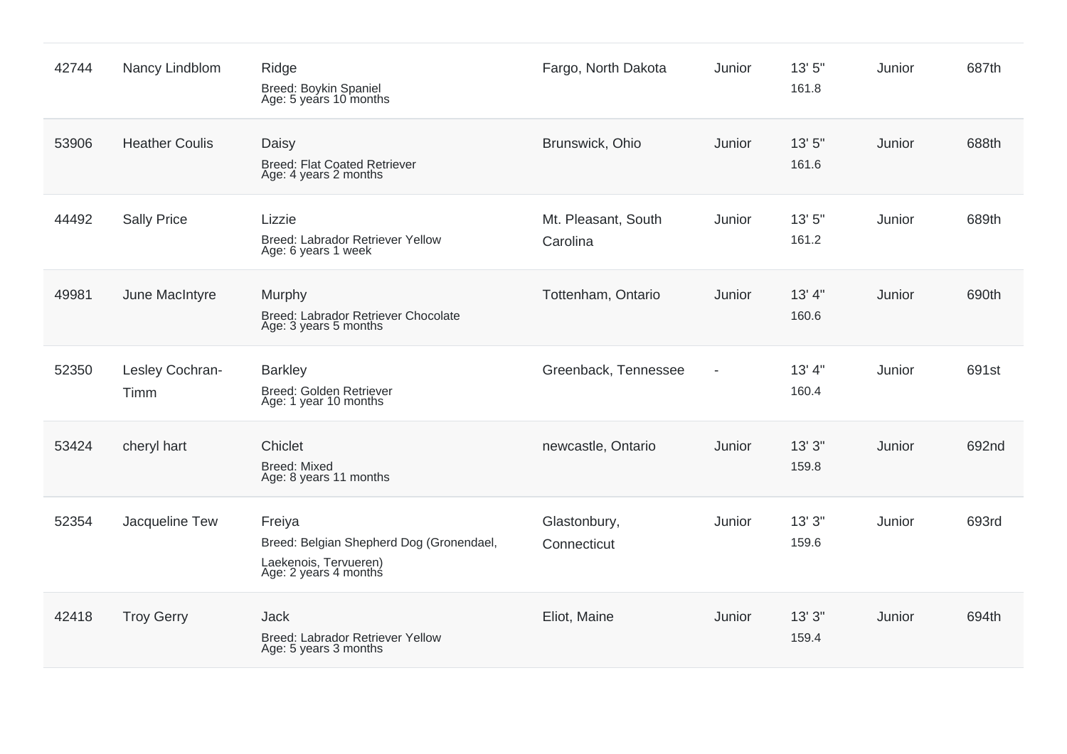| | | | | | | | |
|---|---|---|---|---|---|---|---|
| 42744 | Nancy Lindblom | Ridge<br>Breed: Boykin Spaniel<br>Age: 5 years 10 months | Fargo, North Dakota | Junior | 13' 5"<br>161.8 | Junior | 687th |
| 53906 | Heather Coulis | Daisy<br>Breed: Flat Coated Retriever<br>Age: 4 years 2 months | Brunswick, Ohio | Junior | 13' 5"<br>161.6 | Junior | 688th |
| 44492 | Sally Price | Lizzie<br>Breed: Labrador Retriever Yellow<br>Age: 6 years 1 week | Mt. Pleasant, South Carolina | Junior | 13' 5"<br>161.2 | Junior | 689th |
| 49981 | June MacIntyre | Murphy<br>Breed: Labrador Retriever Chocolate<br>Age: 3 years 5 months | Tottenham, Ontario | Junior | 13' 4"<br>160.6 | Junior | 690th |
| 52350 | Lesley Cochran-Timm | Barkley<br>Breed: Golden Retriever<br>Age: 1 year 10 months | Greenback, Tennessee | - | 13' 4"<br>160.4 | Junior | 691st |
| 53424 | cheryl hart | Chiclet<br>Breed: Mixed<br>Age: 8 years 11 months | newcastle, Ontario | Junior | 13' 3"<br>159.8 | Junior | 692nd |
| 52354 | Jacqueline Tew | Freiya<br>Breed: Belgian Shepherd Dog (Gronendael, Laekenois, Tervueren)<br>Age: 2 years 4 months | Glastonbury, Connecticut | Junior | 13' 3"<br>159.6 | Junior | 693rd |
| 42418 | Troy Gerry | Jack<br>Breed: Labrador Retriever Yellow<br>Age: 5 years 3 months | Eliot, Maine | Junior | 13' 3"<br>159.4 | Junior | 694th |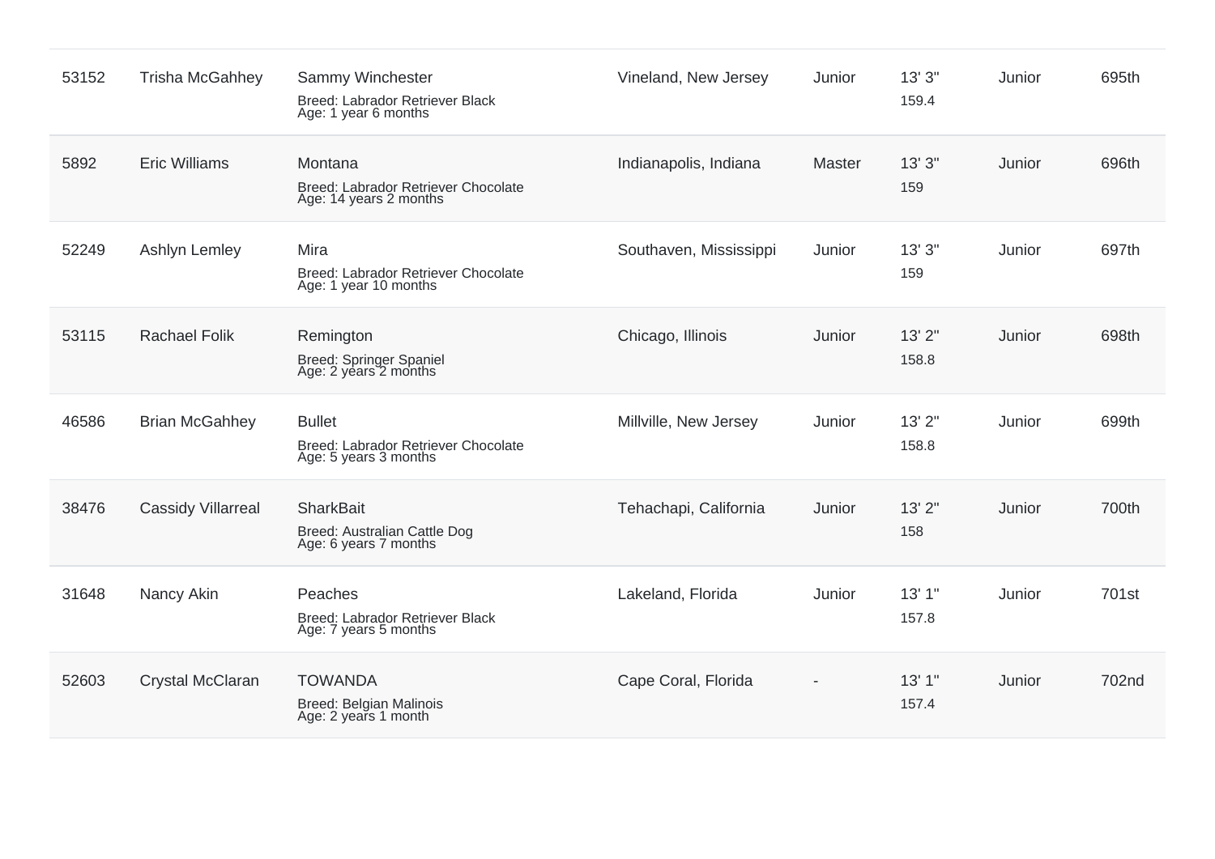| | | | | | | | |
|---|---|---|---|---|---|---|---|
| 53152 | Trisha McGahhey | Sammy Winchester<br>Breed: Labrador Retriever Black<br>Age: 1 year 6 months | Vineland, New Jersey | Junior | 13' 3"<br>159.4 | Junior | 695th |
| 5892 | Eric Williams | Montana<br>Breed: Labrador Retriever Chocolate<br>Age: 14 years 2 months | Indianapolis, Indiana | Master | 13' 3"<br>159 | Junior | 696th |
| 52249 | Ashlyn Lemley | Mira<br>Breed: Labrador Retriever Chocolate<br>Age: 1 year 10 months | Southaven, Mississippi | Junior | 13' 3"<br>159 | Junior | 697th |
| 53115 | Rachael Folik | Remington<br>Breed: Springer Spaniel<br>Age: 2 years 2 months | Chicago, Illinois | Junior | 13' 2"<br>158.8 | Junior | 698th |
| 46586 | Brian McGahhey | Bullet<br>Breed: Labrador Retriever Chocolate<br>Age: 5 years 3 months | Millville, New Jersey | Junior | 13' 2"<br>158.8 | Junior | 699th |
| 38476 | Cassidy Villarreal | SharkBait<br>Breed: Australian Cattle Dog<br>Age: 6 years 7 months | Tehachapi, California | Junior | 13' 2"<br>158 | Junior | 700th |
| 31648 | Nancy Akin | Peaches<br>Breed: Labrador Retriever Black<br>Age: 7 years 5 months | Lakeland, Florida | Junior | 13' 1"<br>157.8 | Junior | 701st |
| 52603 | Crystal McClaran | TOWANDA<br>Breed: Belgian Malinois<br>Age: 2 years 1 month | Cape Coral, Florida | - | 13' 1"<br>157.4 | Junior | 702nd |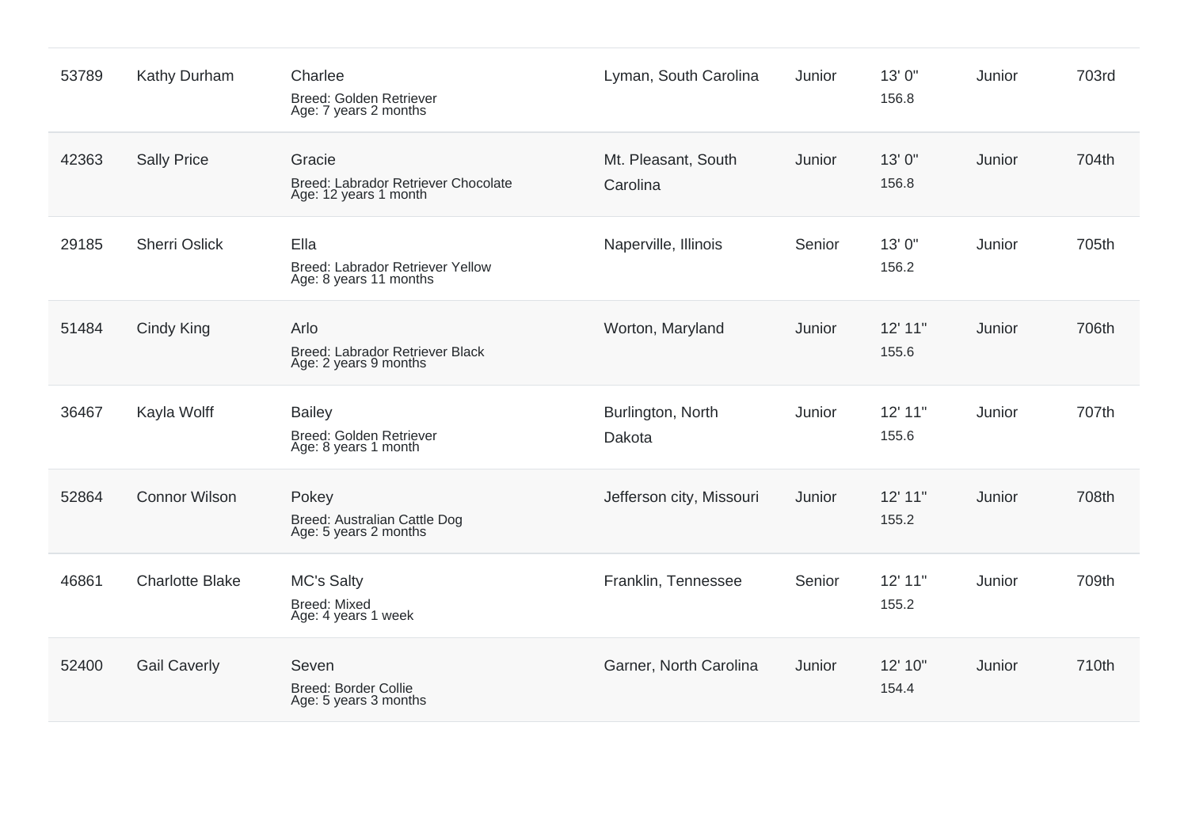| | | | | | | | |
|---|---|---|---|---|---|---|---|
| 53789 | Kathy Durham | Charlee<br>Breed: Golden Retriever<br>Age: 7 years 2 months | Lyman, South Carolina | Junior | 13' 0"<br>156.8 | Junior | 703rd |
| 42363 | Sally Price | Gracie<br>Breed: Labrador Retriever Chocolate<br>Age: 12 years 1 month | Mt. Pleasant, South Carolina | Junior | 13' 0"<br>156.8 | Junior | 704th |
| 29185 | Sherri Oslick | Ella<br>Breed: Labrador Retriever Yellow<br>Age: 8 years 11 months | Naperville, Illinois | Senior | 13' 0"<br>156.2 | Junior | 705th |
| 51484 | Cindy King | Arlo<br>Breed: Labrador Retriever Black<br>Age: 2 years 9 months | Worton, Maryland | Junior | 12' 11"<br>155.6 | Junior | 706th |
| 36467 | Kayla Wolff | Bailey<br>Breed: Golden Retriever<br>Age: 8 years 1 month | Burlington, North Dakota | Junior | 12' 11"<br>155.6 | Junior | 707th |
| 52864 | Connor Wilson | Pokey<br>Breed: Australian Cattle Dog<br>Age: 5 years 2 months | Jefferson city, Missouri | Junior | 12' 11"<br>155.2 | Junior | 708th |
| 46861 | Charlotte Blake | MC's Salty<br>Breed: Mixed<br>Age: 4 years 1 week | Franklin, Tennessee | Senior | 12' 11"<br>155.2 | Junior | 709th |
| 52400 | Gail Caverly | Seven<br>Breed: Border Collie<br>Age: 5 years 3 months | Garner, North Carolina | Junior | 12' 10"<br>154.4 | Junior | 710th |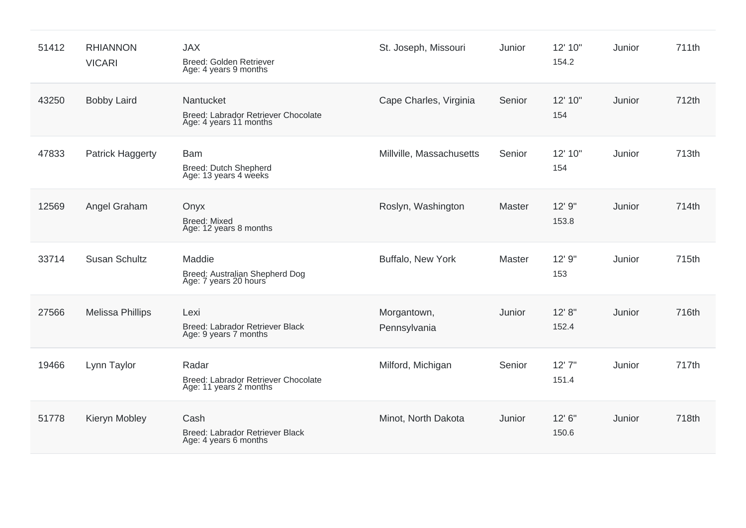| | | | | | | | |
|---|---|---|---|---|---|---|---|
| 51412 | RHIANNON VICARI | JAX<br>Breed: Golden Retriever<br>Age: 4 years 9 months | St. Joseph, Missouri | Junior | 12' 10"<br>154.2 | Junior | 711th |
| 43250 | Bobby Laird | Nantucket<br>Breed: Labrador Retriever Chocolate<br>Age: 4 years 11 months | Cape Charles, Virginia | Senior | 12' 10"<br>154 | Junior | 712th |
| 47833 | Patrick Haggerty | Bam<br>Breed: Dutch Shepherd<br>Age: 13 years 4 weeks | Millville, Massachusetts | Senior | 12' 10"<br>154 | Junior | 713th |
| 12569 | Angel Graham | Onyx<br>Breed: Mixed<br>Age: 12 years 8 months | Roslyn, Washington | Master | 12' 9"<br>153.8 | Junior | 714th |
| 33714 | Susan Schultz | Maddie<br>Breed: Australian Shepherd Dog<br>Age: 7 years 20 hours | Buffalo, New York | Master | 12' 9"<br>153 | Junior | 715th |
| 27566 | Melissa Phillips | Lexi<br>Breed: Labrador Retriever Black<br>Age: 9 years 7 months | Morgantown, Pennsylvania | Junior | 12' 8"<br>152.4 | Junior | 716th |
| 19466 | Lynn Taylor | Radar<br>Breed: Labrador Retriever Chocolate<br>Age: 11 years 2 months | Milford, Michigan | Senior | 12' 7"<br>151.4 | Junior | 717th |
| 51778 | Kieryn Mobley | Cash<br>Breed: Labrador Retriever Black<br>Age: 4 years 6 months | Minot, North Dakota | Junior | 12' 6"<br>150.6 | Junior | 718th |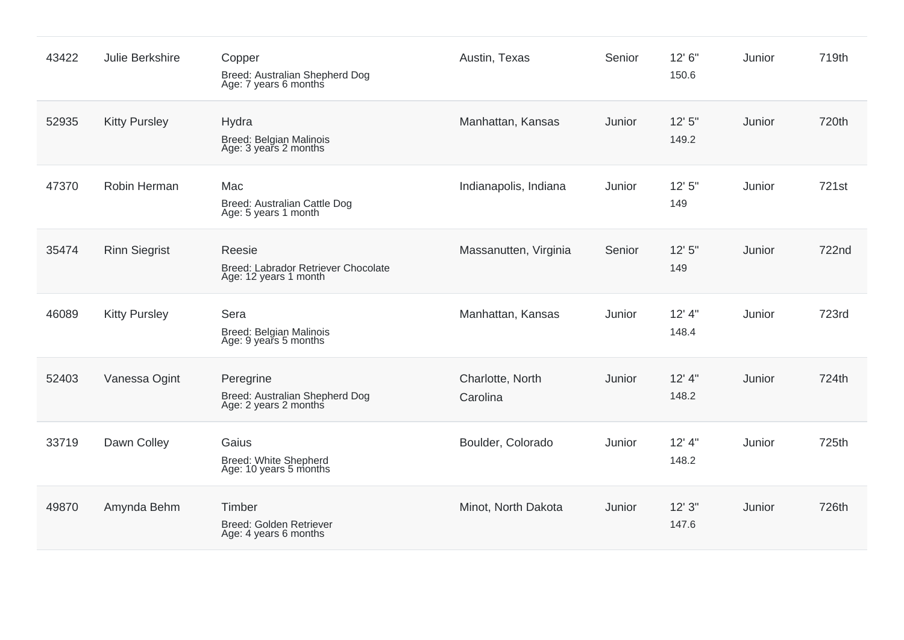| | | | | | | | |
|---|---|---|---|---|---|---|---|
| 43422 | Julie Berkshire | Copper<br>Breed: Australian Shepherd Dog<br>Age: 7 years 6 months | Austin, Texas | Senior | 12' 6"<br>150.6 | Junior | 719th |
| 52935 | Kitty Pursley | Hydra<br>Breed: Belgian Malinois<br>Age: 3 years 2 months | Manhattan, Kansas | Junior | 12' 5"<br>149.2 | Junior | 720th |
| 47370 | Robin Herman | Mac<br>Breed: Australian Cattle Dog<br>Age: 5 years 1 month | Indianapolis, Indiana | Junior | 12' 5"<br>149 | Junior | 721st |
| 35474 | Rinn Siegrist | Reesie<br>Breed: Labrador Retriever Chocolate<br>Age: 12 years 1 month | Massanutten, Virginia | Senior | 12' 5"<br>149 | Junior | 722nd |
| 46089 | Kitty Pursley | Sera<br>Breed: Belgian Malinois<br>Age: 9 years 5 months | Manhattan, Kansas | Junior | 12' 4"<br>148.4 | Junior | 723rd |
| 52403 | Vanessa Ogint | Peregrine<br>Breed: Australian Shepherd Dog<br>Age: 2 years 2 months | Charlotte, North Carolina | Junior | 12' 4"<br>148.2 | Junior | 724th |
| 33719 | Dawn Colley | Gaius<br>Breed: White Shepherd<br>Age: 10 years 5 months | Boulder, Colorado | Junior | 12' 4"<br>148.2 | Junior | 725th |
| 49870 | Amynda Behm | Timber<br>Breed: Golden Retriever<br>Age: 4 years 6 months | Minot, North Dakota | Junior | 12' 3"<br>147.6 | Junior | 726th |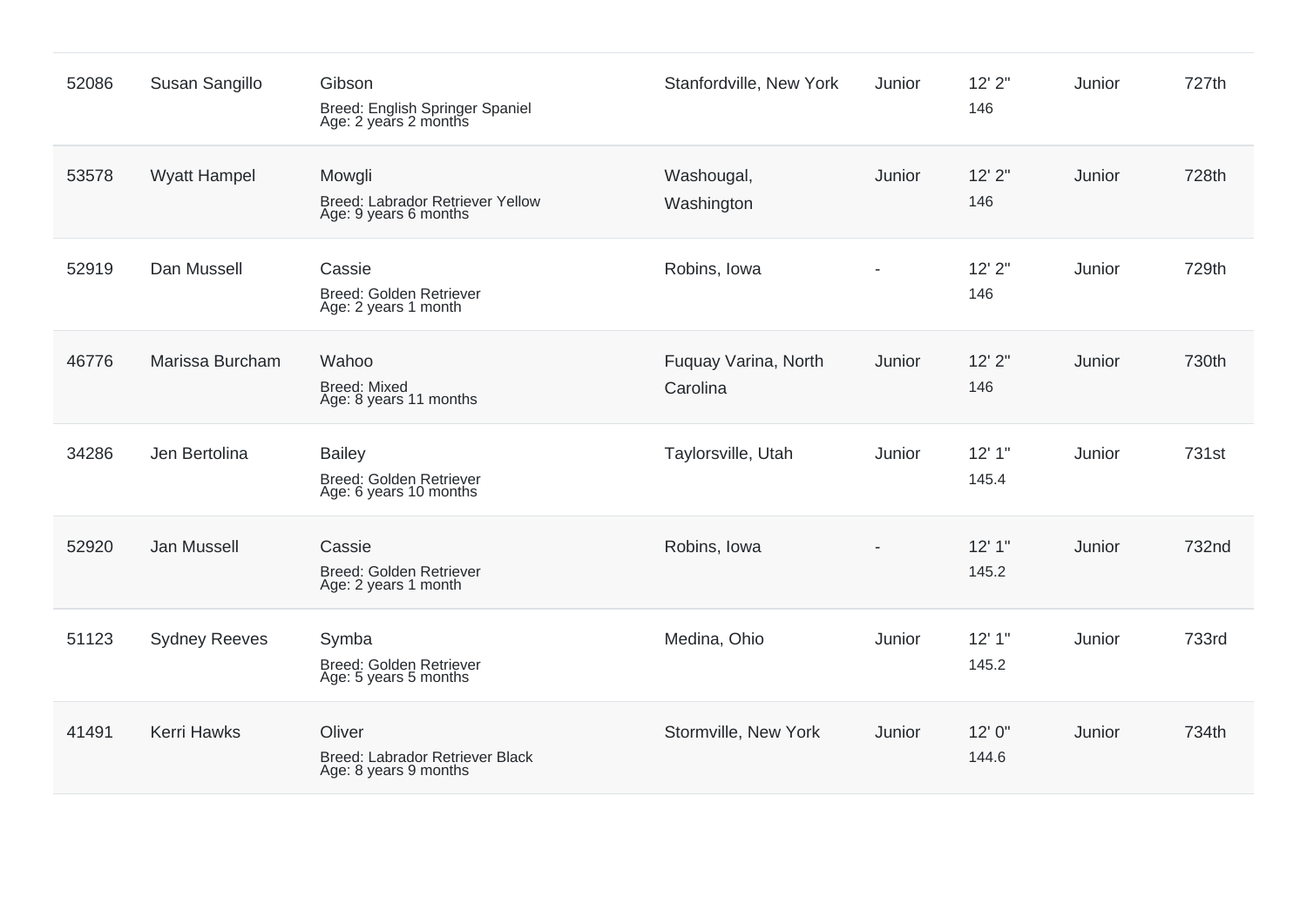| | | | | | | | |
|---|---|---|---|---|---|---|---|
| 52086 | Susan Sangillo | Gibson<br>Breed: English Springer Spaniel<br>Age: 2 years 2 months | Stanfordville, New York | Junior | 12' 2"<br>146 | Junior | 727th |
| 53578 | Wyatt Hampel | Mowgli<br>Breed: Labrador Retriever Yellow<br>Age: 9 years 6 months | Washougal, Washington | Junior | 12' 2"<br>146 | Junior | 728th |
| 52919 | Dan Mussell | Cassie<br>Breed: Golden Retriever<br>Age: 2 years 1 month | Robins, Iowa | - | 12' 2"<br>146 | Junior | 729th |
| 46776 | Marissa Burcham | Wahoo<br>Breed: Mixed<br>Age: 8 years 11 months | Fuquay Varina, North Carolina | Junior | 12' 2"<br>146 | Junior | 730th |
| 34286 | Jen Bertolina | Bailey<br>Breed: Golden Retriever<br>Age: 6 years 10 months | Taylorsville, Utah | Junior | 12' 1"<br>145.4 | Junior | 731st |
| 52920 | Jan Mussell | Cassie<br>Breed: Golden Retriever<br>Age: 2 years 1 month | Robins, Iowa | - | 12' 1"<br>145.2 | Junior | 732nd |
| 51123 | Sydney Reeves | Symba<br>Breed: Golden Retriever<br>Age: 5 years 5 months | Medina, Ohio | Junior | 12' 1"<br>145.2 | Junior | 733rd |
| 41491 | Kerri Hawks | Oliver<br>Breed: Labrador Retriever Black<br>Age: 8 years 9 months | Stormville, New York | Junior | 12' 0"<br>144.6 | Junior | 734th |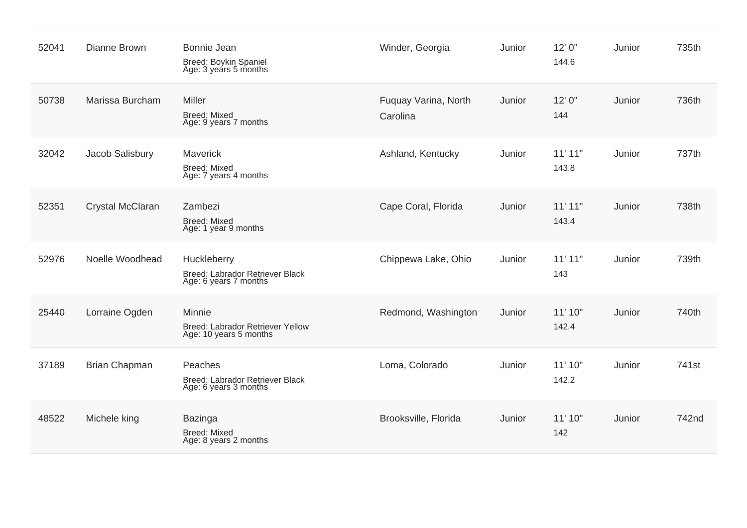| | | | | | | | |
|---|---|---|---|---|---|---|---|
| 52041 | Dianne Brown | Bonnie Jean<br>Breed: Boykin Spaniel<br>Age: 3 years 5 months | Winder, Georgia | Junior | 12' 0"<br>144.6 | Junior | 735th |
| 50738 | Marissa Burcham | Miller<br>Breed: Mixed<br>Age: 9 years 7 months | Fuquay Varina, North Carolina | Junior | 12' 0"<br>144 | Junior | 736th |
| 32042 | Jacob Salisbury | Maverick<br>Breed: Mixed<br>Age: 7 years 4 months | Ashland, Kentucky | Junior | 11' 11"<br>143.8 | Junior | 737th |
| 52351 | Crystal McClaran | Zambezi<br>Breed: Mixed<br>Age: 1 year 9 months | Cape Coral, Florida | Junior | 11' 11"<br>143.4 | Junior | 738th |
| 52976 | Noelle Woodhead | Huckleberry<br>Breed: Labrador Retriever Black<br>Age: 6 years 7 months | Chippewa Lake, Ohio | Junior | 11' 11"<br>143 | Junior | 739th |
| 25440 | Lorraine Ogden | Minnie<br>Breed: Labrador Retriever Yellow<br>Age: 10 years 5 months | Redmond, Washington | Junior | 11' 10"<br>142.4 | Junior | 740th |
| 37189 | Brian Chapman | Peaches<br>Breed: Labrador Retriever Black<br>Age: 6 years 3 months | Loma, Colorado | Junior | 11' 10"<br>142.2 | Junior | 741st |
| 48522 | Michele king | Bazinga<br>Breed: Mixed<br>Age: 8 years 2 months | Brooksville, Florida | Junior | 11' 10"<br>142 | Junior | 742nd |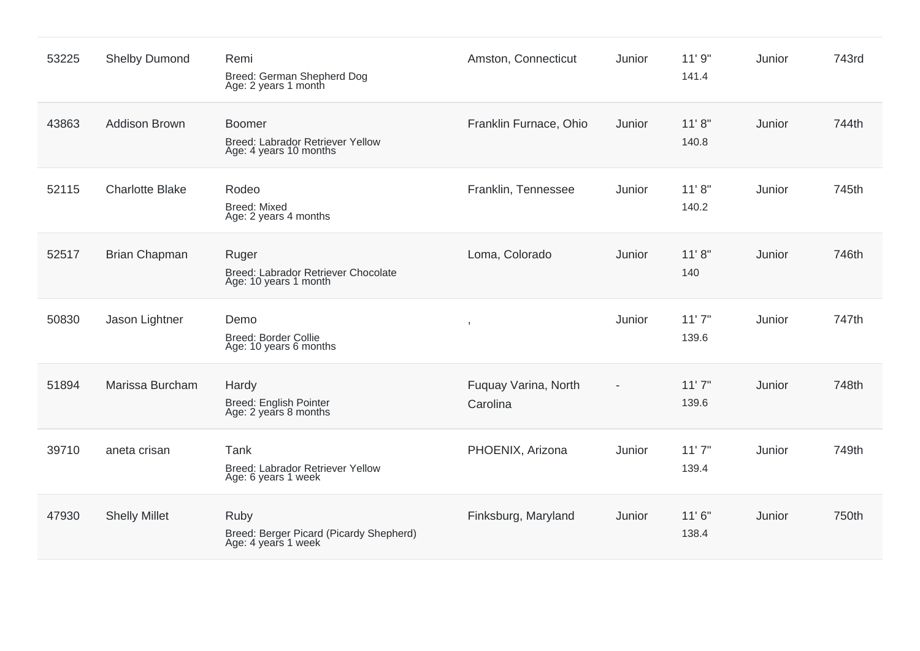| | | | | | | | |
|---|---|---|---|---|---|---|---|
| 53225 | Shelby Dumond | Remi<br>Breed: German Shepherd Dog<br>Age: 2 years 1 month | Amston, Connecticut | Junior | 11' 9"<br>141.4 | Junior | 743rd |
| 43863 | Addison Brown | Boomer<br>Breed: Labrador Retriever Yellow<br>Age: 4 years 10 months | Franklin Furnace, Ohio | Junior | 11' 8"<br>140.8 | Junior | 744th |
| 52115 | Charlotte Blake | Rodeo<br>Breed: Mixed<br>Age: 2 years 4 months | Franklin, Tennessee | Junior | 11' 8"<br>140.2 | Junior | 745th |
| 52517 | Brian Chapman | Ruger<br>Breed: Labrador Retriever Chocolate<br>Age: 10 years 1 month | Loma, Colorado | Junior | 11' 8"<br>140 | Junior | 746th |
| 50830 | Jason Lightner | Demo<br>Breed: Border Collie<br>Age: 10 years 6 months | , | Junior | 11' 7"<br>139.6 | Junior | 747th |
| 51894 | Marissa Burcham | Hardy<br>Breed: English Pointer<br>Age: 2 years 8 months | Fuquay Varina, North Carolina | - | 11' 7"<br>139.6 | Junior | 748th |
| 39710 | aneta crisan | Tank<br>Breed: Labrador Retriever Yellow<br>Age: 6 years 1 week | PHOENIX, Arizona | Junior | 11' 7"<br>139.4 | Junior | 749th |
| 47930 | Shelly Millet | Ruby<br>Breed: Berger Picard (Picardy Shepherd)<br>Age: 4 years 1 week | Finksburg, Maryland | Junior | 11' 6"<br>138.4 | Junior | 750th |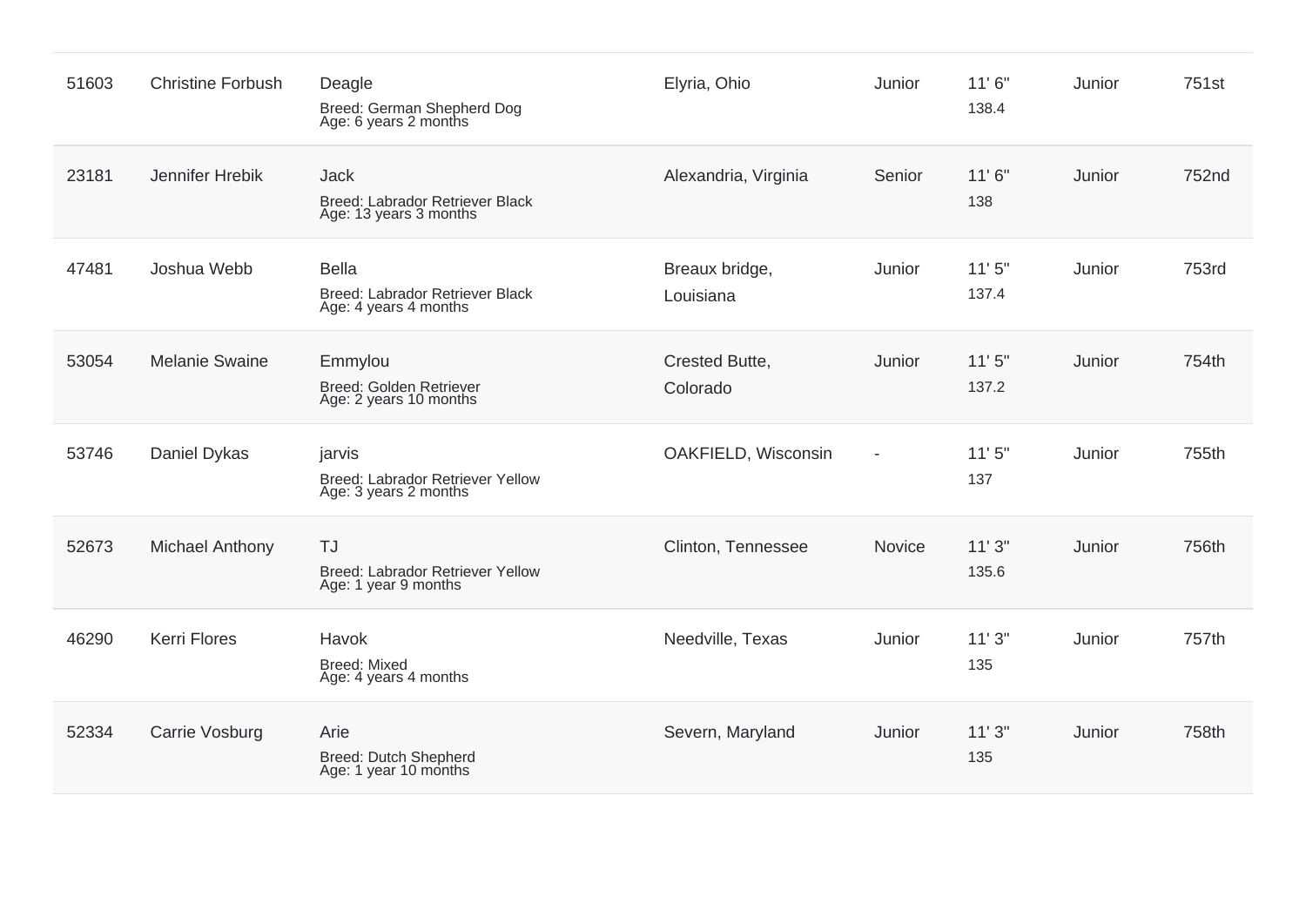| | | | | | | | |
|---|---|---|---|---|---|---|---|
| 51603 | Christine Forbush | Deagle<br>Breed: German Shepherd Dog<br>Age: 6 years 2 months | Elyria, Ohio | Junior | 11' 6"<br>138.4 | Junior | 751st |
| 23181 | Jennifer Hrebik | Jack<br>Breed: Labrador Retriever Black<br>Age: 13 years 3 months | Alexandria, Virginia | Senior | 11' 6"<br>138 | Junior | 752nd |
| 47481 | Joshua Webb | Bella<br>Breed: Labrador Retriever Black<br>Age: 4 years 4 months | Breaux bridge, Louisiana | Junior | 11' 5"<br>137.4 | Junior | 753rd |
| 53054 | Melanie Swaine | Emmylou<br>Breed: Golden Retriever<br>Age: 2 years 10 months | Crested Butte, Colorado | Junior | 11' 5"<br>137.2 | Junior | 754th |
| 53746 | Daniel Dykas | jarvis<br>Breed: Labrador Retriever Yellow<br>Age: 3 years 2 months | OAKFIELD, Wisconsin | - | 11' 5"<br>137 | Junior | 755th |
| 52673 | Michael Anthony | TJ<br>Breed: Labrador Retriever Yellow<br>Age: 1 year 9 months | Clinton, Tennessee | Novice | 11' 3"<br>135.6 | Junior | 756th |
| 46290 | Kerri Flores | Havok<br>Breed: Mixed<br>Age: 4 years 4 months | Needville, Texas | Junior | 11' 3"<br>135 | Junior | 757th |
| 52334 | Carrie Vosburg | Arie<br>Breed: Dutch Shepherd<br>Age: 1 year 10 months | Severn, Maryland | Junior | 11' 3"<br>135 | Junior | 758th |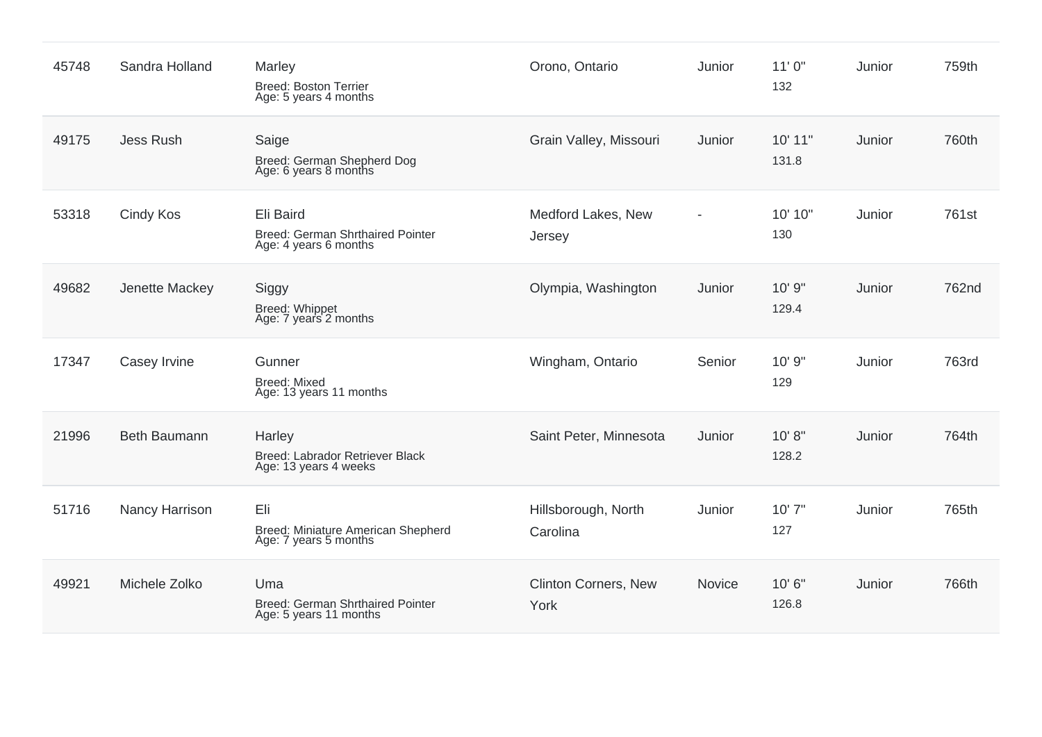| | | | | | | | |
|---|---|---|---|---|---|---|---|
| 45748 | Sandra Holland | Marley<br>Breed: Boston Terrier<br>Age: 5 years 4 months | Orono, Ontario | Junior | 11' 0"<br>132 | Junior | 759th |
| 49175 | Jess Rush | Saige<br>Breed: German Shepherd Dog<br>Age: 6 years 8 months | Grain Valley, Missouri | Junior | 10' 11"<br>131.8 | Junior | 760th |
| 53318 | Cindy Kos | Eli Baird<br>Breed: German Shrthaired Pointer<br>Age: 4 years 6 months | Medford Lakes, New Jersey | - | 10' 10"<br>130 | Junior | 761st |
| 49682 | Jenette Mackey | Siggy<br>Breed: Whippet<br>Age: 7 years 2 months | Olympia, Washington | Junior | 10' 9"<br>129.4 | Junior | 762nd |
| 17347 | Casey Irvine | Gunner<br>Breed: Mixed<br>Age: 13 years 11 months | Wingham, Ontario | Senior | 10' 9"<br>129 | Junior | 763rd |
| 21996 | Beth Baumann | Harley<br>Breed: Labrador Retriever Black<br>Age: 13 years 4 weeks | Saint Peter, Minnesota | Junior | 10' 8"<br>128.2 | Junior | 764th |
| 51716 | Nancy Harrison | Eli<br>Breed: Miniature American Shepherd<br>Age: 7 years 5 months | Hillsborough, North Carolina | Junior | 10' 7"<br>127 | Junior | 765th |
| 49921 | Michele Zolko | Uma<br>Breed: German Shrthaired Pointer<br>Age: 5 years 11 months | Clinton Corners, New York | Novice | 10' 6"<br>126.8 | Junior | 766th |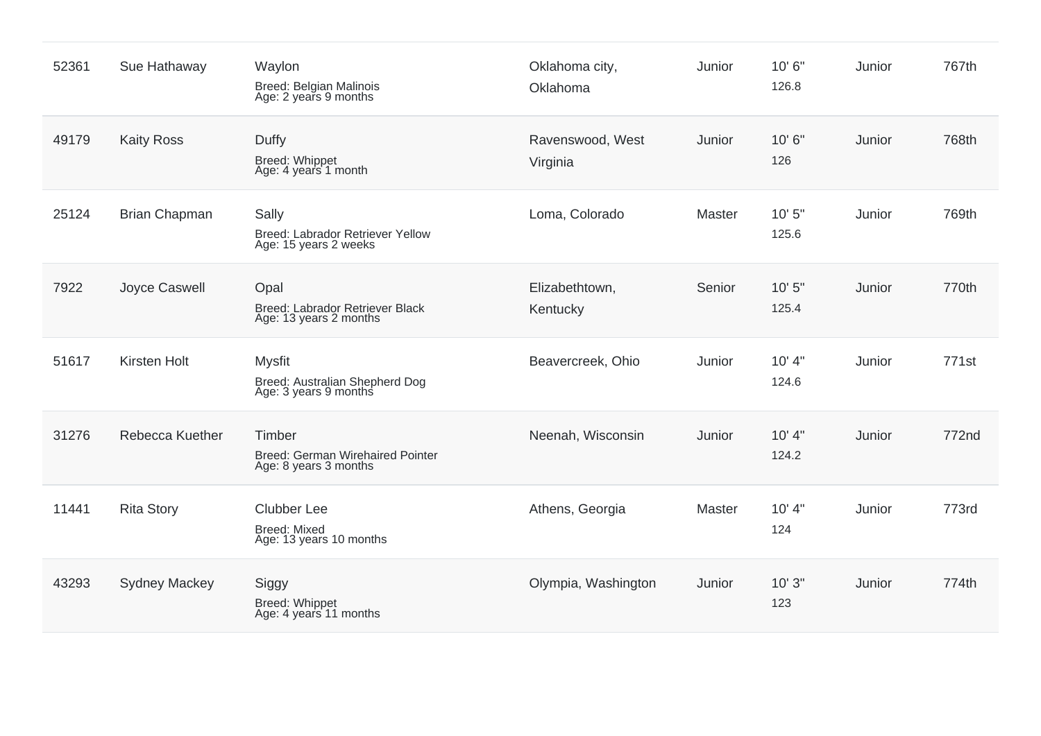| | | | | | | | |
|---|---|---|---|---|---|---|---|
| 52361 | Sue Hathaway | Waylon<br>Breed: Belgian Malinois<br>Age: 2 years 9 months | Oklahoma city, Oklahoma | Junior | 10' 6"<br>126.8 | Junior | 767th |
| 49179 | Kaity Ross | Duffy<br>Breed: Whippet<br>Age: 4 years 1 month | Ravenswood, West Virginia | Junior | 10' 6"<br>126 | Junior | 768th |
| 25124 | Brian Chapman | Sally<br>Breed: Labrador Retriever Yellow<br>Age: 15 years 2 weeks | Loma, Colorado | Master | 10' 5"<br>125.6 | Junior | 769th |
| 7922 | Joyce Caswell | Opal<br>Breed: Labrador Retriever Black<br>Age: 13 years 2 months | Elizabethtown, Kentucky | Senior | 10' 5"<br>125.4 | Junior | 770th |
| 51617 | Kirsten Holt | Mysfit<br>Breed: Australian Shepherd Dog<br>Age: 3 years 9 months | Beavercreek, Ohio | Junior | 10' 4"<br>124.6 | Junior | 771st |
| 31276 | Rebecca Kuether | Timber<br>Breed: German Wirehaired Pointer<br>Age: 8 years 3 months | Neenah, Wisconsin | Junior | 10' 4"<br>124.2 | Junior | 772nd |
| 11441 | Rita Story | Clubber Lee<br>Breed: Mixed<br>Age: 13 years 10 months | Athens, Georgia | Master | 10' 4"<br>124 | Junior | 773rd |
| 43293 | Sydney Mackey | Siggy<br>Breed: Whippet<br>Age: 4 years 11 months | Olympia, Washington | Junior | 10' 3"<br>123 | Junior | 774th |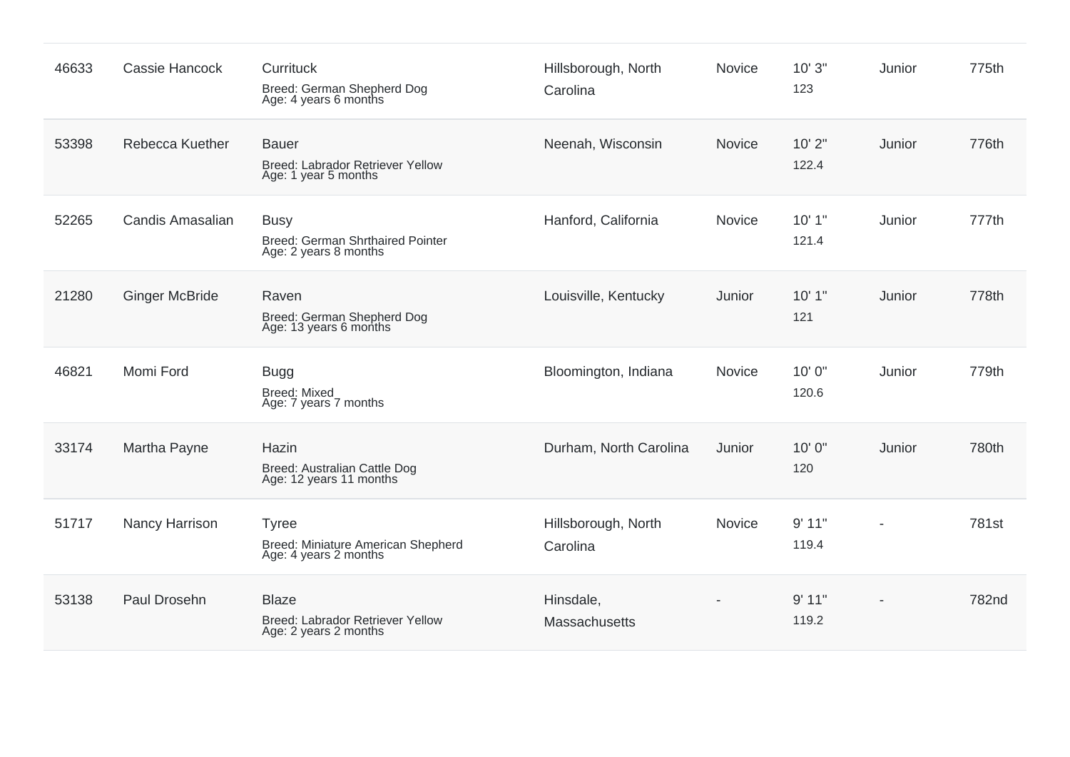| | | | | | | | |
|---|---|---|---|---|---|---|---|
| 46633 | Cassie Hancock | Currituck<br>Breed: German Shepherd Dog<br>Age: 4 years 6 months | Hillsborough, North Carolina | Novice | 10' 3"<br>123 | Junior | 775th |
| 53398 | Rebecca Kuether | Bauer<br>Breed: Labrador Retriever Yellow<br>Age: 1 year 5 months | Neenah, Wisconsin | Novice | 10' 2"<br>122.4 | Junior | 776th |
| 52265 | Candis Amasalian | Busy<br>Breed: German Shrthaired Pointer<br>Age: 2 years 8 months | Hanford, California | Novice | 10' 1"<br>121.4 | Junior | 777th |
| 21280 | Ginger McBride | Raven<br>Breed: German Shepherd Dog<br>Age: 13 years 6 months | Louisville, Kentucky | Junior | 10' 1"<br>121 | Junior | 778th |
| 46821 | Momi Ford | Bugg<br>Breed: Mixed<br>Age: 7 years 7 months | Bloomington, Indiana | Novice | 10' 0"<br>120.6 | Junior | 779th |
| 33174 | Martha Payne | Hazin<br>Breed: Australian Cattle Dog<br>Age: 12 years 11 months | Durham, North Carolina | Junior | 10' 0"<br>120 | Junior | 780th |
| 51717 | Nancy Harrison | Tyree<br>Breed: Miniature American Shepherd<br>Age: 4 years 2 months | Hillsborough, North Carolina | Novice | 9' 11"<br>119.4 | - | 781st |
| 53138 | Paul Drosehn | Blaze<br>Breed: Labrador Retriever Yellow<br>Age: 2 years 2 months | Hinsdale, Massachusetts | - | 9' 11"<br>119.2 | - | 782nd |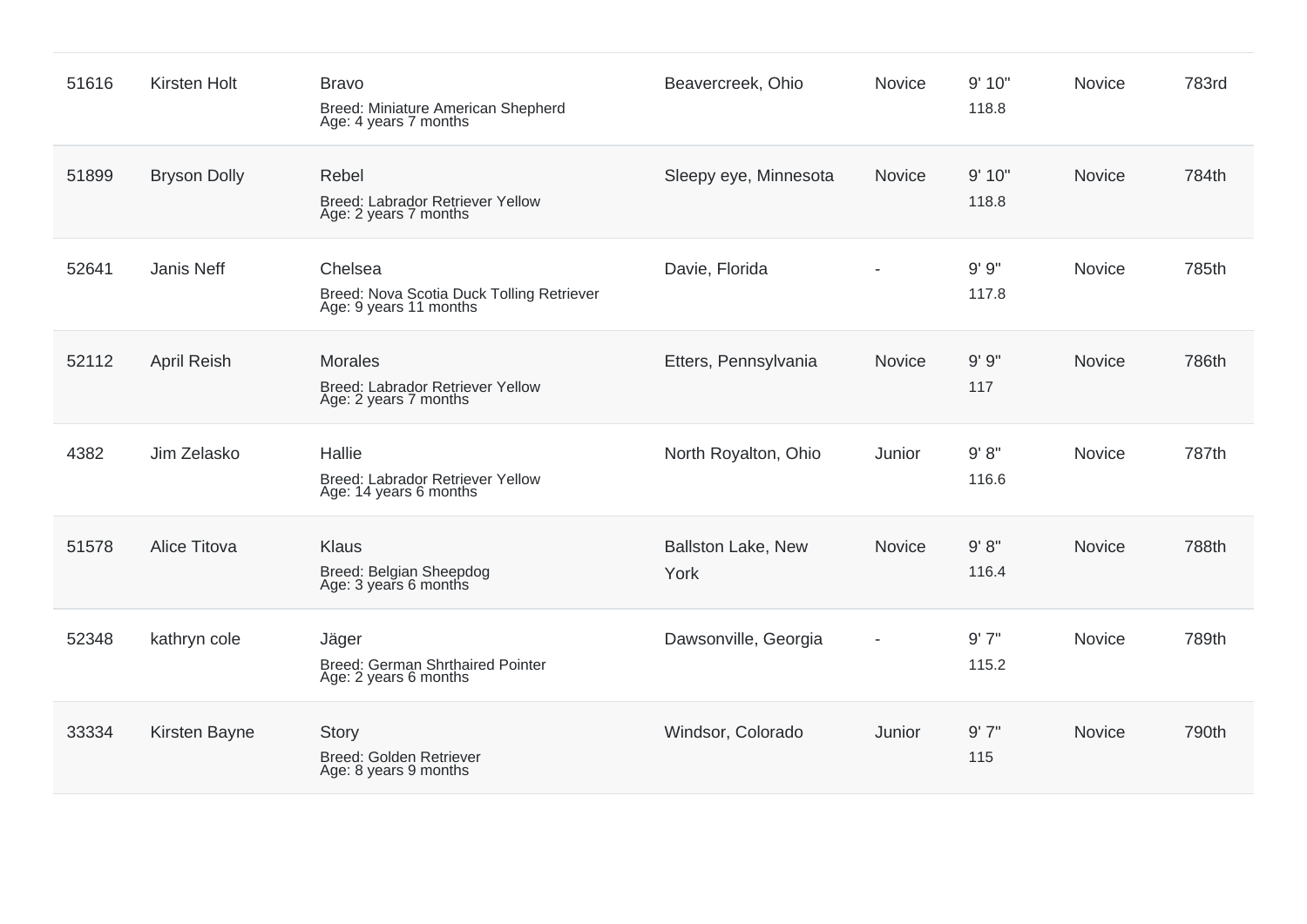| | | | | | | | |
|---|---|---|---|---|---|---|---|
| 51616 | Kirsten Holt | Bravo<br>Breed: Miniature American Shepherd<br>Age: 4 years 7 months | Beavercreek, Ohio | Novice | 9' 10"<br>118.8 | Novice | 783rd |
| 51899 | Bryson Dolly | Rebel<br>Breed: Labrador Retriever Yellow<br>Age: 2 years 7 months | Sleepy eye, Minnesota | Novice | 9' 10"<br>118.8 | Novice | 784th |
| 52641 | Janis Neff | Chelsea<br>Breed: Nova Scotia Duck Tolling Retriever<br>Age: 9 years 11 months | Davie, Florida | - | 9' 9"<br>117.8 | Novice | 785th |
| 52112 | April Reish | Morales<br>Breed: Labrador Retriever Yellow<br>Age: 2 years 7 months | Etters, Pennsylvania | Novice | 9' 9"<br>117 | Novice | 786th |
| 4382 | Jim Zelasko | Hallie<br>Breed: Labrador Retriever Yellow<br>Age: 14 years 6 months | North Royalton, Ohio | Junior | 9' 8"<br>116.6 | Novice | 787th |
| 51578 | Alice Titova | Klaus<br>Breed: Belgian Sheepdog<br>Age: 3 years 6 months | Ballston Lake, New York | Novice | 9' 8"<br>116.4 | Novice | 788th |
| 52348 | kathryn cole | Jäger<br>Breed: German Shrthaired Pointer<br>Age: 2 years 6 months | Dawsonville, Georgia | - | 9' 7"<br>115.2 | Novice | 789th |
| 33334 | Kirsten Bayne | Story<br>Breed: Golden Retriever<br>Age: 8 years 9 months | Windsor, Colorado | Junior | 9' 7"<br>115 | Novice | 790th |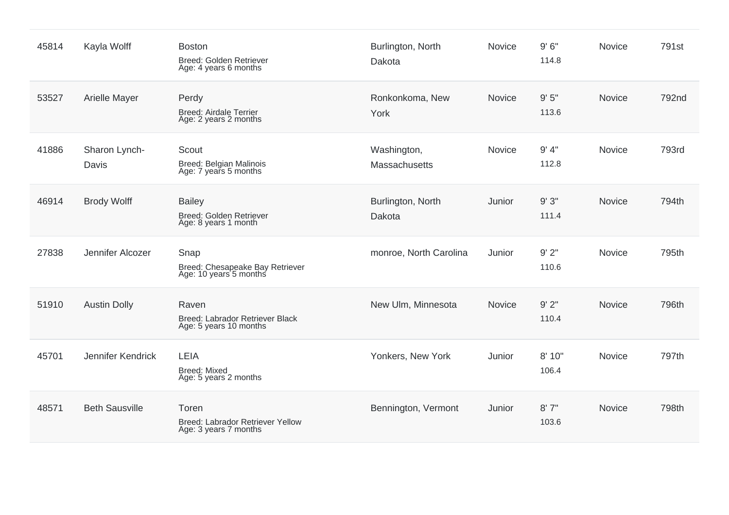| | | | | | | | |
|---|---|---|---|---|---|---|---|
| 45814 | Kayla Wolff | Boston<br>Breed: Golden Retriever<br>Age: 4 years 6 months | Burlington, North Dakota | Novice | 9' 6"<br>114.8 | Novice | 791st |
| 53527 | Arielle Mayer | Perdy<br>Breed: Airdale Terrier<br>Age: 2 years 2 months | Ronkonkoma, New York | Novice | 9' 5"<br>113.6 | Novice | 792nd |
| 41886 | Sharon Lynch-Davis | Scout<br>Breed: Belgian Malinois<br>Age: 7 years 5 months | Washington, Massachusetts | Novice | 9' 4"<br>112.8 | Novice | 793rd |
| 46914 | Brody Wolff | Bailey<br>Breed: Golden Retriever<br>Age: 8 years 1 month | Burlington, North Dakota | Junior | 9' 3"<br>111.4 | Novice | 794th |
| 27838 | Jennifer Alcozer | Snap<br>Breed: Chesapeake Bay Retriever<br>Age: 10 years 5 months | monroe, North Carolina | Junior | 9' 2"<br>110.6 | Novice | 795th |
| 51910 | Austin Dolly | Raven<br>Breed: Labrador Retriever Black<br>Age: 5 years 10 months | New Ulm, Minnesota | Novice | 9' 2"<br>110.4 | Novice | 796th |
| 45701 | Jennifer Kendrick | LEIA<br>Breed: Mixed<br>Age: 5 years 2 months | Yonkers, New York | Junior | 8' 10"<br>106.4 | Novice | 797th |
| 48571 | Beth Sausville | Toren<br>Breed: Labrador Retriever Yellow<br>Age: 3 years 7 months | Bennington, Vermont | Junior | 8' 7"<br>103.6 | Novice | 798th |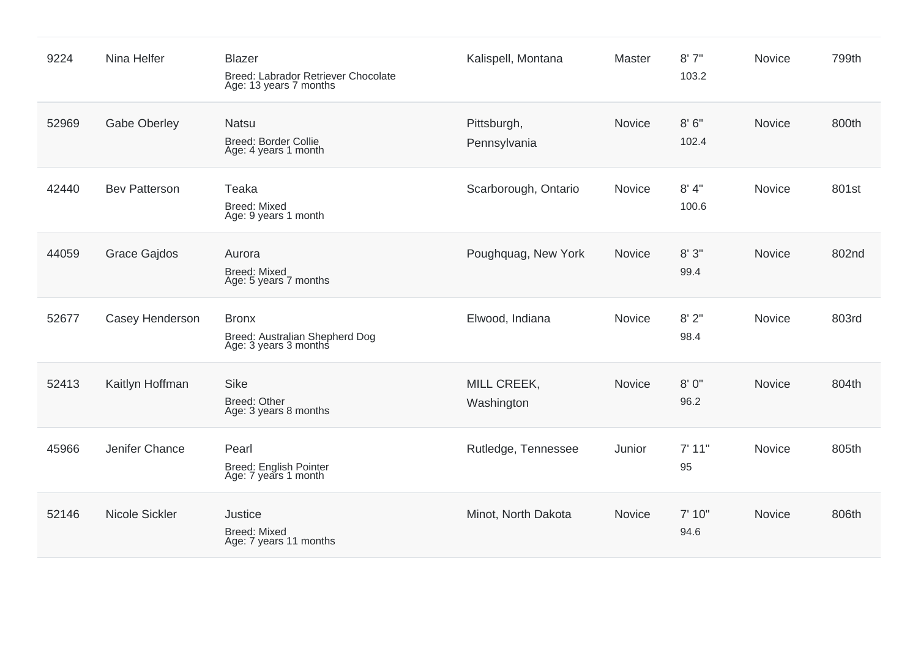| | | | | | | | |
|---|---|---|---|---|---|---|---|
| 9224 | Nina Helfer | Blazer<br>Breed: Labrador Retriever Chocolate<br>Age: 13 years 7 months | Kalispell, Montana | Master | 8' 7"<br>103.2 | Novice | 799th |
| 52969 | Gabe Oberley | Natsu<br>Breed: Border Collie<br>Age: 4 years 1 month | Pittsburgh, Pennsylvania | Novice | 8' 6"<br>102.4 | Novice | 800th |
| 42440 | Bev Patterson | Teaka<br>Breed: Mixed<br>Age: 9 years 1 month | Scarborough, Ontario | Novice | 8' 4"<br>100.6 | Novice | 801st |
| 44059 | Grace Gajdos | Aurora<br>Breed: Mixed<br>Age: 5 years 7 months | Poughquag, New York | Novice | 8' 3"<br>99.4 | Novice | 802nd |
| 52677 | Casey Henderson | Bronx<br>Breed: Australian Shepherd Dog<br>Age: 3 years 3 months | Elwood, Indiana | Novice | 8' 2"<br>98.4 | Novice | 803rd |
| 52413 | Kaitlyn Hoffman | Sike<br>Breed: Other<br>Age: 3 years 8 months | MILL CREEK, Washington | Novice | 8' 0"<br>96.2 | Novice | 804th |
| 45966 | Jenifer Chance | Pearl<br>Breed: English Pointer<br>Age: 7 years 1 month | Rutledge, Tennessee | Junior | 7' 11"<br>95 | Novice | 805th |
| 52146 | Nicole Sickler | Justice<br>Breed: Mixed<br>Age: 7 years 11 months | Minot, North Dakota | Novice | 7' 10"<br>94.6 | Novice | 806th |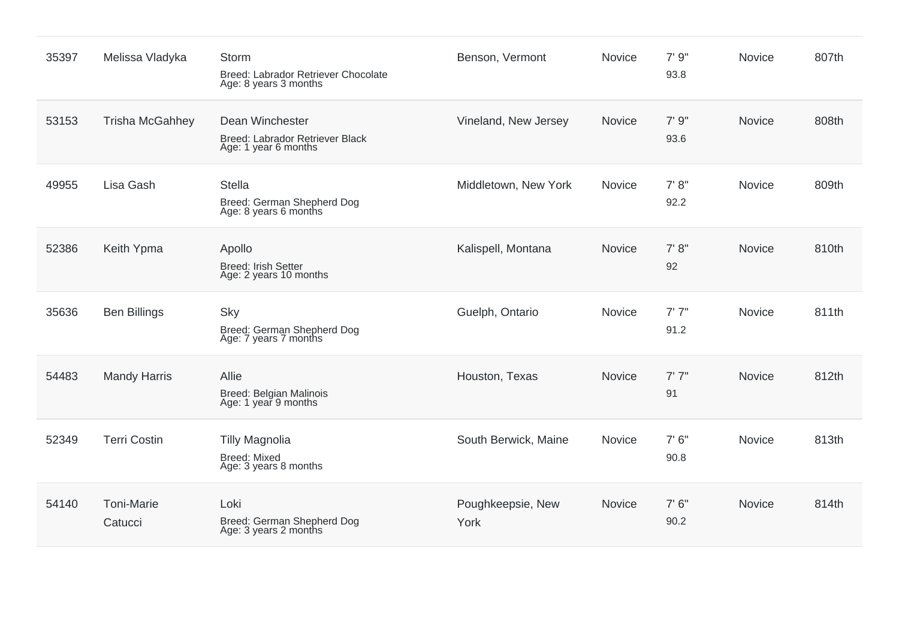| | | | | | | | |
|---|---|---|---|---|---|---|---|
| 35397 | Melissa Vladyka | Storm<br>Breed: Labrador Retriever Chocolate<br>Age: 8 years 3 months | Benson, Vermont | Novice | 7' 9"<br>93.8 | Novice | 807th |
| 53153 | Trisha McGahhey | Dean Winchester<br>Breed: Labrador Retriever Black<br>Age: 1 year 6 months | Vineland, New Jersey | Novice | 7' 9"<br>93.6 | Novice | 808th |
| 49955 | Lisa Gash | Stella<br>Breed: German Shepherd Dog<br>Age: 8 years 6 months | Middletown, New York | Novice | 7' 8"<br>92.2 | Novice | 809th |
| 52386 | Keith Ypma | Apollo<br>Breed: Irish Setter<br>Age: 2 years 10 months | Kalispell, Montana | Novice | 7' 8"<br>92 | Novice | 810th |
| 35636 | Ben Billings | Sky<br>Breed: German Shepherd Dog<br>Age: 7 years 7 months | Guelph, Ontario | Novice | 7' 7"<br>91.2 | Novice | 811th |
| 54483 | Mandy Harris | Allie<br>Breed: Belgian Malinois<br>Age: 1 year 9 months | Houston, Texas | Novice | 7' 7"<br>91 | Novice | 812th |
| 52349 | Terri Costin | Tilly Magnolia<br>Breed: Mixed<br>Age: 3 years 8 months | South Berwick, Maine | Novice | 7' 6"<br>90.8 | Novice | 813th |
| 54140 | Toni-Marie Catucci | Loki<br>Breed: German Shepherd Dog<br>Age: 3 years 2 months | Poughkeepsie, New York | Novice | 7' 6"<br>90.2 | Novice | 814th |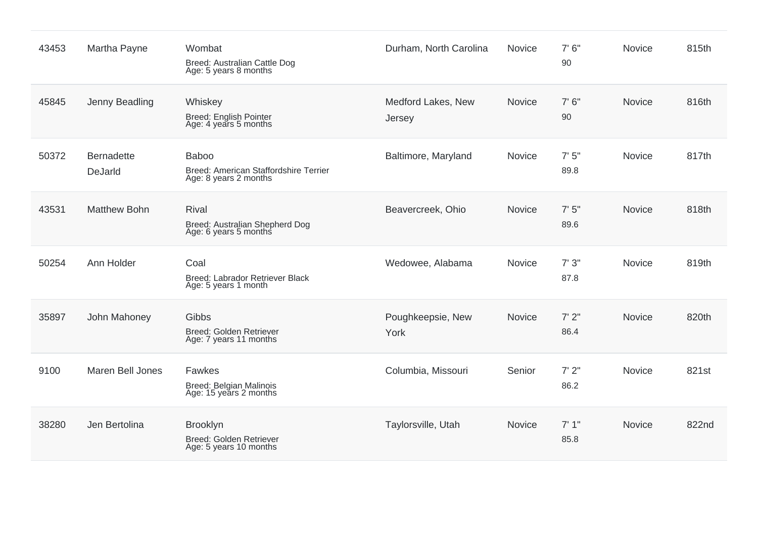| | | | | | | | |
|---|---|---|---|---|---|---|---|
| 43453 | Martha Payne | Wombat<br>Breed: Australian Cattle Dog<br>Age: 5 years 8 months | Durham, North Carolina | Novice | 7' 6"<br>90 | Novice | 815th |
| 45845 | Jenny Beadling | Whiskey<br>Breed: English Pointer<br>Age: 4 years 5 months | Medford Lakes, New Jersey | Novice | 7' 6"<br>90 | Novice | 816th |
| 50372 | Bernadette DeJarld | Baboo<br>Breed: American Staffordshire Terrier<br>Age: 8 years 2 months | Baltimore, Maryland | Novice | 7' 5"<br>89.8 | Novice | 817th |
| 43531 | Matthew Bohn | Rival<br>Breed: Australian Shepherd Dog<br>Age: 6 years 5 months | Beavercreek, Ohio | Novice | 7' 5"<br>89.6 | Novice | 818th |
| 50254 | Ann Holder | Coal<br>Breed: Labrador Retriever Black<br>Age: 5 years 1 month | Wedowee, Alabama | Novice | 7' 3"<br>87.8 | Novice | 819th |
| 35897 | John Mahoney | Gibbs<br>Breed: Golden Retriever<br>Age: 7 years 11 months | Poughkeepsie, New York | Novice | 7' 2"<br>86.4 | Novice | 820th |
| 9100 | Maren Bell Jones | Fawkes<br>Breed: Belgian Malinois<br>Age: 15 years 2 months | Columbia, Missouri | Senior | 7' 2"<br>86.2 | Novice | 821st |
| 38280 | Jen Bertolina | Brooklyn<br>Breed: Golden Retriever<br>Age: 5 years 10 months | Taylorsville, Utah | Novice | 7' 1"<br>85.8 | Novice | 822nd |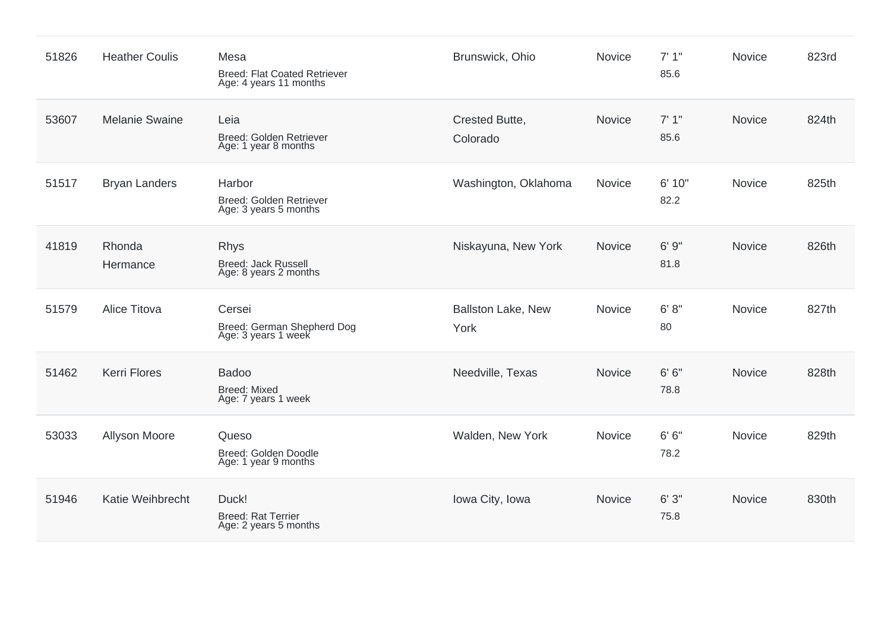| | | | | | | | |
|---|---|---|---|---|---|---|---|
| 51826 | Heather Coulis | Mesa<br>Breed: Flat Coated Retriever<br>Age: 4 years 11 months | Brunswick, Ohio | Novice | 7' 1"<br>85.6 | Novice | 823rd |
| 53607 | Melanie Swaine | Leia<br>Breed: Golden Retriever<br>Age: 1 year 8 months | Crested Butte, Colorado | Novice | 7' 1"<br>85.6 | Novice | 824th |
| 51517 | Bryan Landers | Harbor<br>Breed: Golden Retriever<br>Age: 3 years 5 months | Washington, Oklahoma | Novice | 6' 10"<br>82.2 | Novice | 825th |
| 41819 | Rhonda Hermance | Rhys<br>Breed: Jack Russell<br>Age: 8 years 2 months | Niskayuna, New York | Novice | 6' 9"<br>81.8 | Novice | 826th |
| 51579 | Alice Titova | Cersei<br>Breed: German Shepherd Dog<br>Age: 3 years 1 week | Ballston Lake, New York | Novice | 6' 8"<br>80 | Novice | 827th |
| 51462 | Kerri Flores | Badoo<br>Breed: Mixed<br>Age: 7 years 1 week | Needville, Texas | Novice | 6' 6"<br>78.8 | Novice | 828th |
| 53033 | Allyson Moore | Queso<br>Breed: Golden Doodle<br>Age: 1 year 9 months | Walden, New York | Novice | 6' 6"<br>78.2 | Novice | 829th |
| 51946 | Katie Weihbrecht | Duck!<br>Breed: Rat Terrier<br>Age: 2 years 5 months | Iowa City, Iowa | Novice | 6' 3"<br>75.8 | Novice | 830th |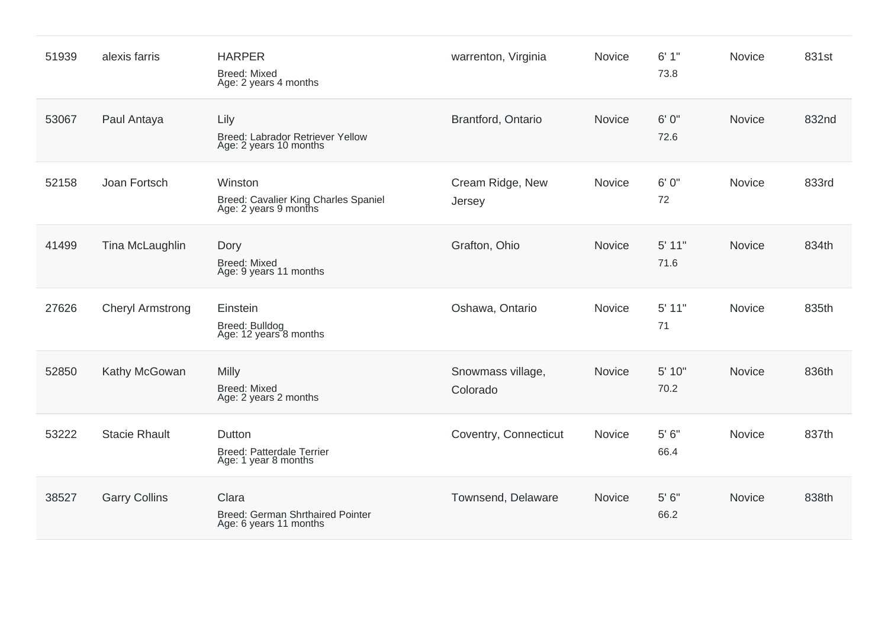| | | | | | | | |
|---|---|---|---|---|---|---|---|
| 51939 | alexis farris | HARPER<br>Breed: Mixed<br>Age: 2 years 4 months | warrenton, Virginia | Novice | 6' 1"<br>73.8 | Novice | 831st |
| 53067 | Paul Antaya | Lily<br>Breed: Labrador Retriever Yellow<br>Age: 2 years 10 months | Brantford, Ontario | Novice | 6' 0"<br>72.6 | Novice | 832nd |
| 52158 | Joan Fortsch | Winston<br>Breed: Cavalier King Charles Spaniel<br>Age: 2 years 9 months | Cream Ridge, New Jersey | Novice | 6' 0"<br>72 | Novice | 833rd |
| 41499 | Tina McLaughlin | Dory<br>Breed: Mixed<br>Age: 9 years 11 months | Grafton, Ohio | Novice | 5' 11"<br>71.6 | Novice | 834th |
| 27626 | Cheryl Armstrong | Einstein<br>Breed: Bulldog<br>Age: 12 years 8 months | Oshawa, Ontario | Novice | 5' 11"<br>71 | Novice | 835th |
| 52850 | Kathy McGowan | Milly<br>Breed: Mixed<br>Age: 2 years 2 months | Snowmass village, Colorado | Novice | 5' 10"<br>70.2 | Novice | 836th |
| 53222 | Stacie Rhault | Dutton<br>Breed: Patterdale Terrier<br>Age: 1 year 8 months | Coventry, Connecticut | Novice | 5' 6"<br>66.4 | Novice | 837th |
| 38527 | Garry Collins | Clara<br>Breed: German Shrthaired Pointer<br>Age: 6 years 11 months | Townsend, Delaware | Novice | 5' 6"<br>66.2 | Novice | 838th |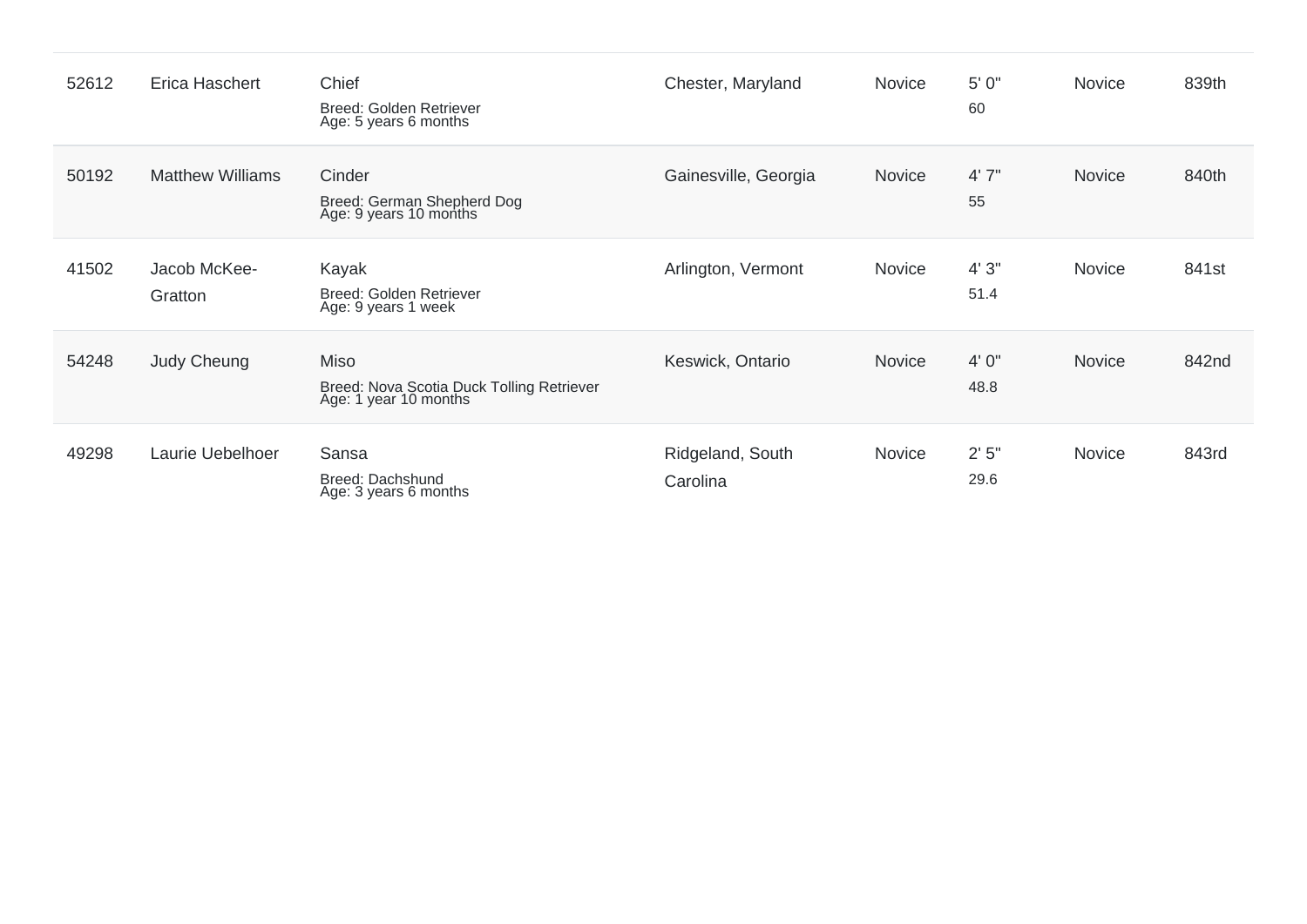| | | | | | | | |
|---|---|---|---|---|---|---|---|
| 52612 | Erica Haschert | Chief<br>Breed: Golden Retriever<br>Age: 5 years 6 months | Chester, Maryland | Novice | 5' 0"<br>60 | Novice | 839th |
| 50192 | Matthew Williams | Cinder<br>Breed: German Shepherd Dog<br>Age: 9 years 10 months | Gainesville, Georgia | Novice | 4' 7"<br>55 | Novice | 840th |
| 41502 | Jacob McKee-Gratton | Kayak<br>Breed: Golden Retriever<br>Age: 9 years 1 week | Arlington, Vermont | Novice | 4' 3"<br>51.4 | Novice | 841st |
| 54248 | Judy Cheung | Miso<br>Breed: Nova Scotia Duck Tolling Retriever<br>Age: 1 year 10 months | Keswick, Ontario | Novice | 4' 0"<br>48.8 | Novice | 842nd |
| 49298 | Laurie Uebelhoer | Sansa<br>Breed: Dachshund<br>Age: 3 years 6 months | Ridgeland, South Carolina | Novice | 2' 5"<br>29.6 | Novice | 843rd |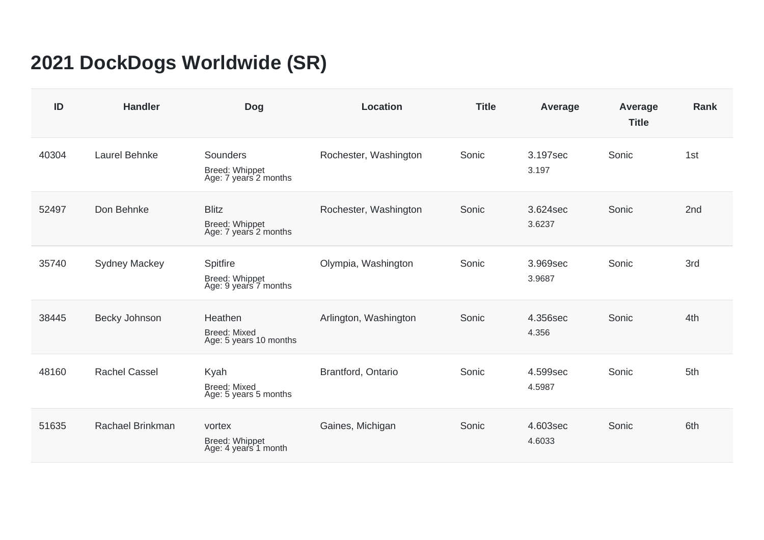# 2021 DockDogs Worldwide (SR)

| ID | Handler | Dog | Location | Title | Average | Average Title | Rank |
|---|---|---|---|---|---|---|---|
| 40304 | Laurel Behnke | Sounders<br>Breed: Whippet<br>Age: 7 years 2 months | Rochester, Washington | Sonic | 3.197sec<br>3.197 | Sonic | 1st |
| 52497 | Don Behnke | Blitz<br>Breed: Whippet<br>Age: 7 years 2 months | Rochester, Washington | Sonic | 3.624sec<br>3.6237 | Sonic | 2nd |
| 35740 | Sydney Mackey | Spitfire<br>Breed: Whippet<br>Age: 9 years 7 months | Olympia, Washington | Sonic | 3.969sec<br>3.9687 | Sonic | 3rd |
| 38445 | Becky Johnson | Heathen<br>Breed: Mixed<br>Age: 5 years 10 months | Arlington, Washington | Sonic | 4.356sec<br>4.356 | Sonic | 4th |
| 48160 | Rachel Cassel | Kyah<br>Breed: Mixed<br>Age: 5 years 5 months | Brantford, Ontario | Sonic | 4.599sec<br>4.5987 | Sonic | 5th |
| 51635 | Rachael Brinkman | vortex<br>Breed: Whippet<br>Age: 4 years 1 month | Gaines, Michigan | Sonic | 4.603sec<br>4.6033 | Sonic | 6th |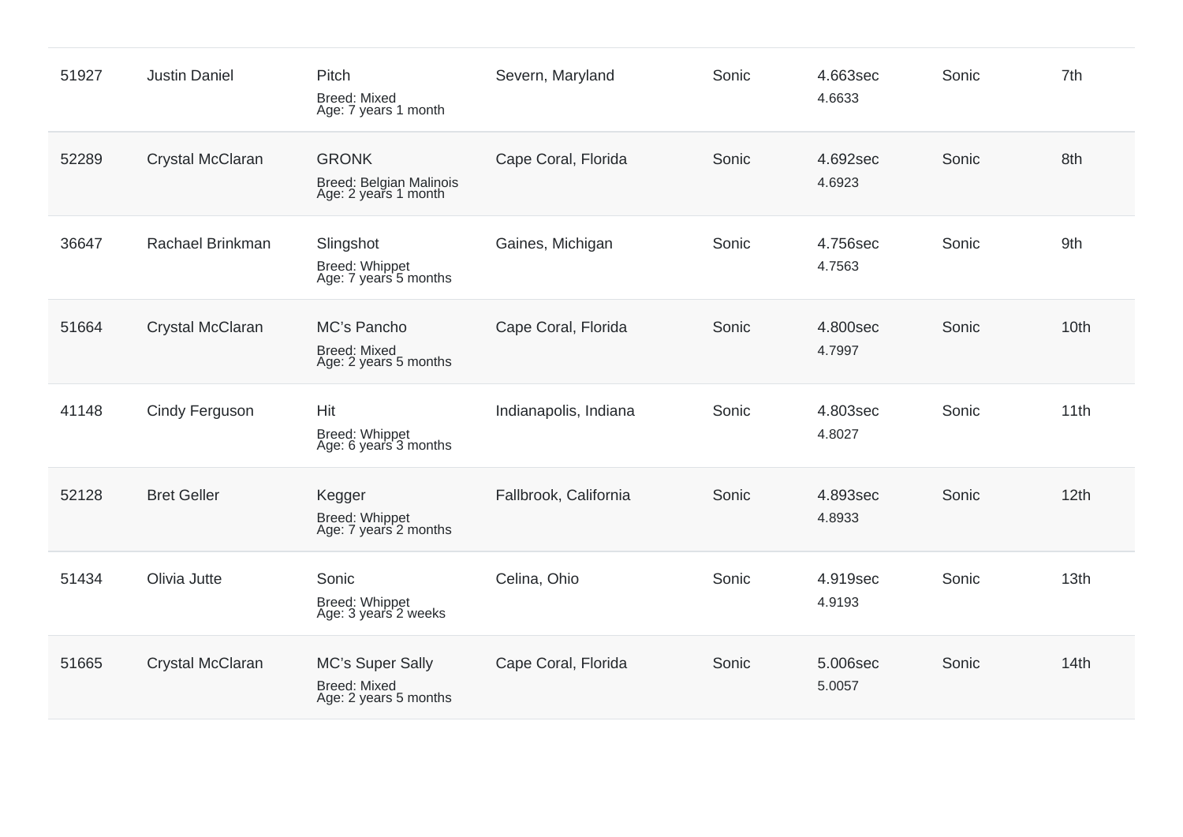| | | | | | | | |
|---|---|---|---|---|---|---|---|
| 51927 | Justin Daniel | Pitch<br>Breed: Mixed<br>Age: 7 years 1 month | Severn, Maryland | Sonic | 4.663sec<br>4.6633 | Sonic | 7th |
| 52289 | Crystal McClaran | GRONK<br>Breed: Belgian Malinois<br>Age: 2 years 1 month | Cape Coral, Florida | Sonic | 4.692sec<br>4.6923 | Sonic | 8th |
| 36647 | Rachael Brinkman | Slingshot<br>Breed: Whippet<br>Age: 7 years 5 months | Gaines, Michigan | Sonic | 4.756sec<br>4.7563 | Sonic | 9th |
| 51664 | Crystal McClaran | MC's Pancho<br>Breed: Mixed<br>Age: 2 years 5 months | Cape Coral, Florida | Sonic | 4.800sec<br>4.7997 | Sonic | 10th |
| 41148 | Cindy Ferguson | Hit<br>Breed: Whippet<br>Age: 6 years 3 months | Indianapolis, Indiana | Sonic | 4.803sec<br>4.8027 | Sonic | 11th |
| 52128 | Bret Geller | Kegger<br>Breed: Whippet<br>Age: 7 years 2 months | Fallbrook, California | Sonic | 4.893sec<br>4.8933 | Sonic | 12th |
| 51434 | Olivia Jutte | Sonic<br>Breed: Whippet<br>Age: 3 years 2 weeks | Celina, Ohio | Sonic | 4.919sec<br>4.9193 | Sonic | 13th |
| 51665 | Crystal McClaran | MC's Super Sally<br>Breed: Mixed<br>Age: 2 years 5 months | Cape Coral, Florida | Sonic | 5.006sec<br>5.0057 | Sonic | 14th |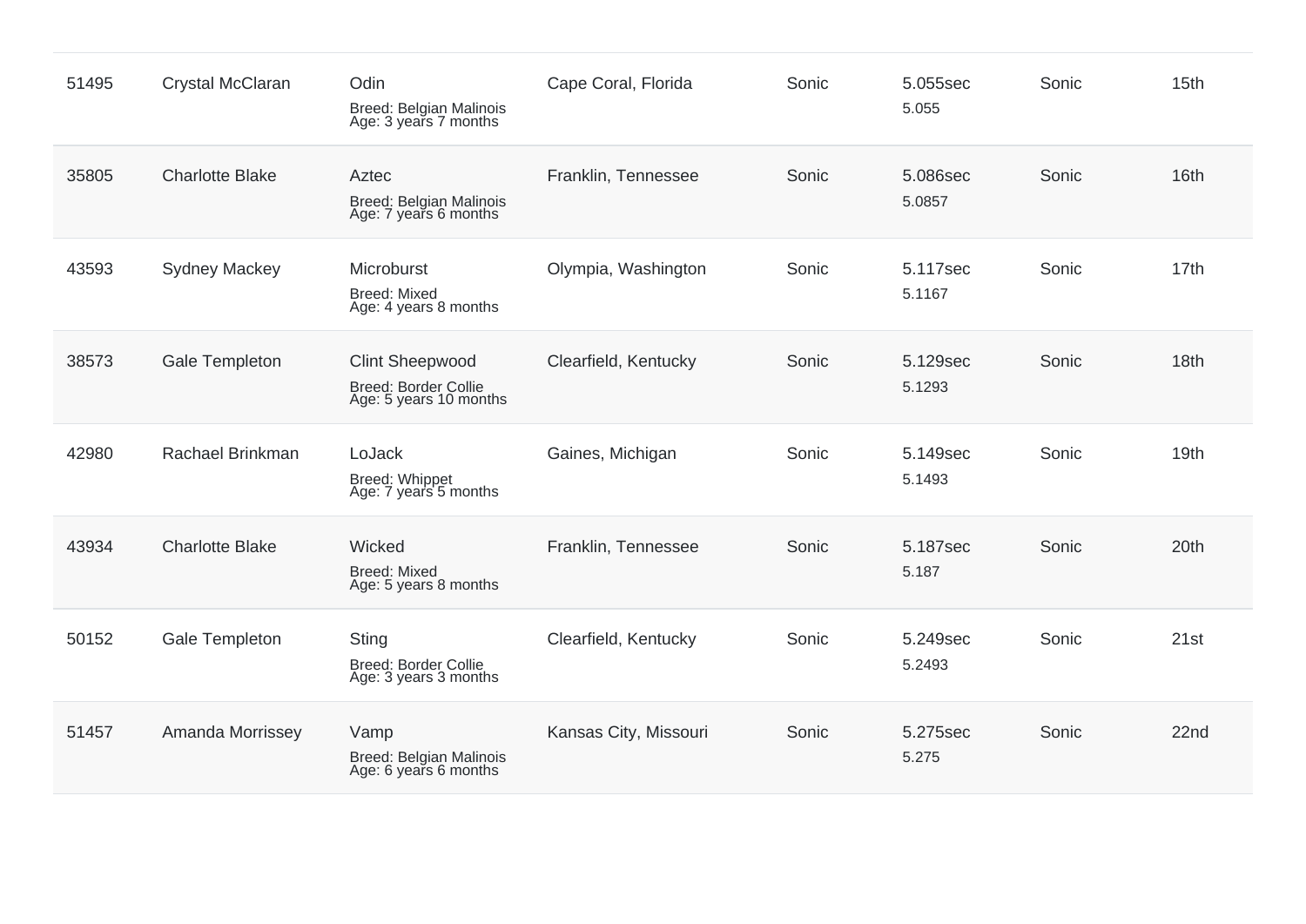| | | | | | | | |
|---|---|---|---|---|---|---|---|
| 51495 | Crystal McClaran | Odin<br>Breed: Belgian Malinois<br>Age: 3 years 7 months | Cape Coral, Florida | Sonic | 5.055sec<br>5.055 | Sonic | 15th |
| 35805 | Charlotte Blake | Aztec<br>Breed: Belgian Malinois<br>Age: 7 years 6 months | Franklin, Tennessee | Sonic | 5.086sec<br>5.0857 | Sonic | 16th |
| 43593 | Sydney Mackey | Microburst<br>Breed: Mixed<br>Age: 4 years 8 months | Olympia, Washington | Sonic | 5.117sec<br>5.1167 | Sonic | 17th |
| 38573 | Gale Templeton | Clint Sheepwood<br>Breed: Border Collie<br>Age: 5 years 10 months | Clearfield, Kentucky | Sonic | 5.129sec<br>5.1293 | Sonic | 18th |
| 42980 | Rachael Brinkman | LoJack<br>Breed: Whippet<br>Age: 7 years 5 months | Gaines, Michigan | Sonic | 5.149sec<br>5.1493 | Sonic | 19th |
| 43934 | Charlotte Blake | Wicked<br>Breed: Mixed<br>Age: 5 years 8 months | Franklin, Tennessee | Sonic | 5.187sec<br>5.187 | Sonic | 20th |
| 50152 | Gale Templeton | Sting<br>Breed: Border Collie<br>Age: 3 years 3 months | Clearfield, Kentucky | Sonic | 5.249sec<br>5.2493 | Sonic | 21st |
| 51457 | Amanda Morrissey | Vamp<br>Breed: Belgian Malinois<br>Age: 6 years 6 months | Kansas City, Missouri | Sonic | 5.275sec<br>5.275 | Sonic | 22nd |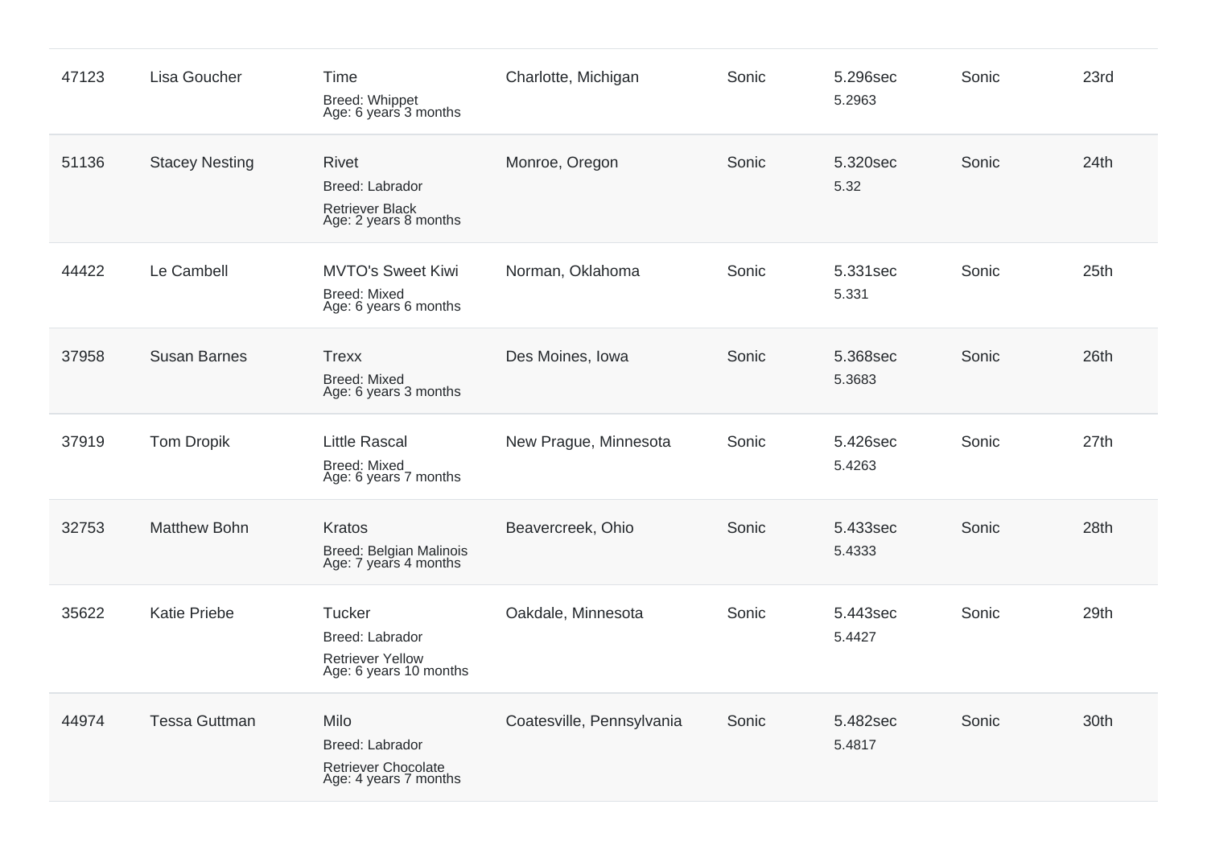| | | | | | | | |
|---|---|---|---|---|---|---|---|
| 47123 | Lisa Goucher | Time<br>Breed: Whippet<br>Age: 6 years 3 months | Charlotte, Michigan | Sonic | 5.296sec<br>5.2963 | Sonic | 23rd |
| 51136 | Stacey Nesting | Rivet<br>Breed: Labrador Retriever Black<br>Age: 2 years 8 months | Monroe, Oregon | Sonic | 5.320sec<br>5.32 | Sonic | 24th |
| 44422 | Le Cambell | MVTO's Sweet Kiwi<br>Breed: Mixed<br>Age: 6 years 6 months | Norman, Oklahoma | Sonic | 5.331sec<br>5.331 | Sonic | 25th |
| 37958 | Susan Barnes | Trexx<br>Breed: Mixed<br>Age: 6 years 3 months | Des Moines, Iowa | Sonic | 5.368sec<br>5.3683 | Sonic | 26th |
| 37919 | Tom Dropik | Little Rascal<br>Breed: Mixed<br>Age: 6 years 7 months | New Prague, Minnesota | Sonic | 5.426sec<br>5.4263 | Sonic | 27th |
| 32753 | Matthew Bohn | Kratos<br>Breed: Belgian Malinois<br>Age: 7 years 4 months | Beavercreek, Ohio | Sonic | 5.433sec<br>5.4333 | Sonic | 28th |
| 35622 | Katie Priebe | Tucker<br>Breed: Labrador Retriever Yellow<br>Age: 6 years 10 months | Oakdale, Minnesota | Sonic | 5.443sec<br>5.4427 | Sonic | 29th |
| 44974 | Tessa Guttman | Milo<br>Breed: Labrador Retriever Chocolate<br>Age: 4 years 7 months | Coatesville, Pennsylvania | Sonic | 5.482sec<br>5.4817 | Sonic | 30th |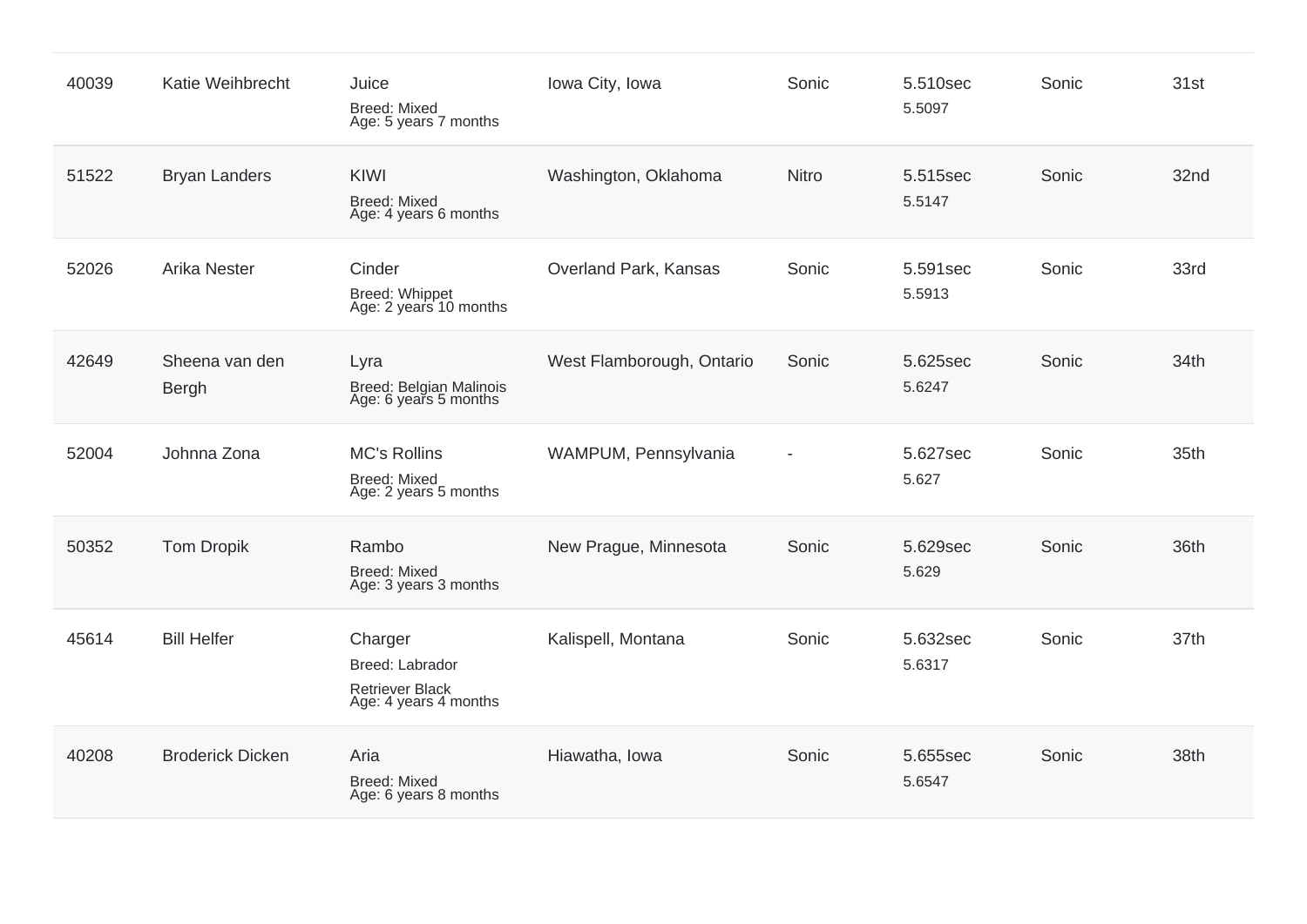| | | | | | | | |
|---|---|---|---|---|---|---|---|
| 40039 | Katie Weihbrecht | Juice<br>Breed: Mixed<br>Age: 5 years 7 months | Iowa City, Iowa | Sonic | 5.510sec<br>5.5097 | Sonic | 31st |
| 51522 | Bryan Landers | KIWI<br>Breed: Mixed<br>Age: 4 years 6 months | Washington, Oklahoma | Nitro | 5.515sec<br>5.5147 | Sonic | 32nd |
| 52026 | Arika Nester | Cinder<br>Breed: Whippet<br>Age: 2 years 10 months | Overland Park, Kansas | Sonic | 5.591sec<br>5.5913 | Sonic | 33rd |
| 42649 | Sheena van den Bergh | Lyra<br>Breed: Belgian Malinois<br>Age: 6 years 5 months | West Flamborough, Ontario | Sonic | 5.625sec<br>5.6247 | Sonic | 34th |
| 52004 | Johnna Zona | MC's Rollins<br>Breed: Mixed<br>Age: 2 years 5 months | WAMPUM, Pennsylvania | - | 5.627sec<br>5.627 | Sonic | 35th |
| 50352 | Tom Dropik | Rambo<br>Breed: Mixed<br>Age: 3 years 3 months | New Prague, Minnesota | Sonic | 5.629sec<br>5.629 | Sonic | 36th |
| 45614 | Bill Helfer | Charger<br>Breed: Labrador Retriever Black<br>Age: 4 years 4 months | Kalispell, Montana | Sonic | 5.632sec<br>5.6317 | Sonic | 37th |
| 40208 | Broderick Dicken | Aria<br>Breed: Mixed<br>Age: 6 years 8 months | Hiawatha, Iowa | Sonic | 5.655sec<br>5.6547 | Sonic | 38th |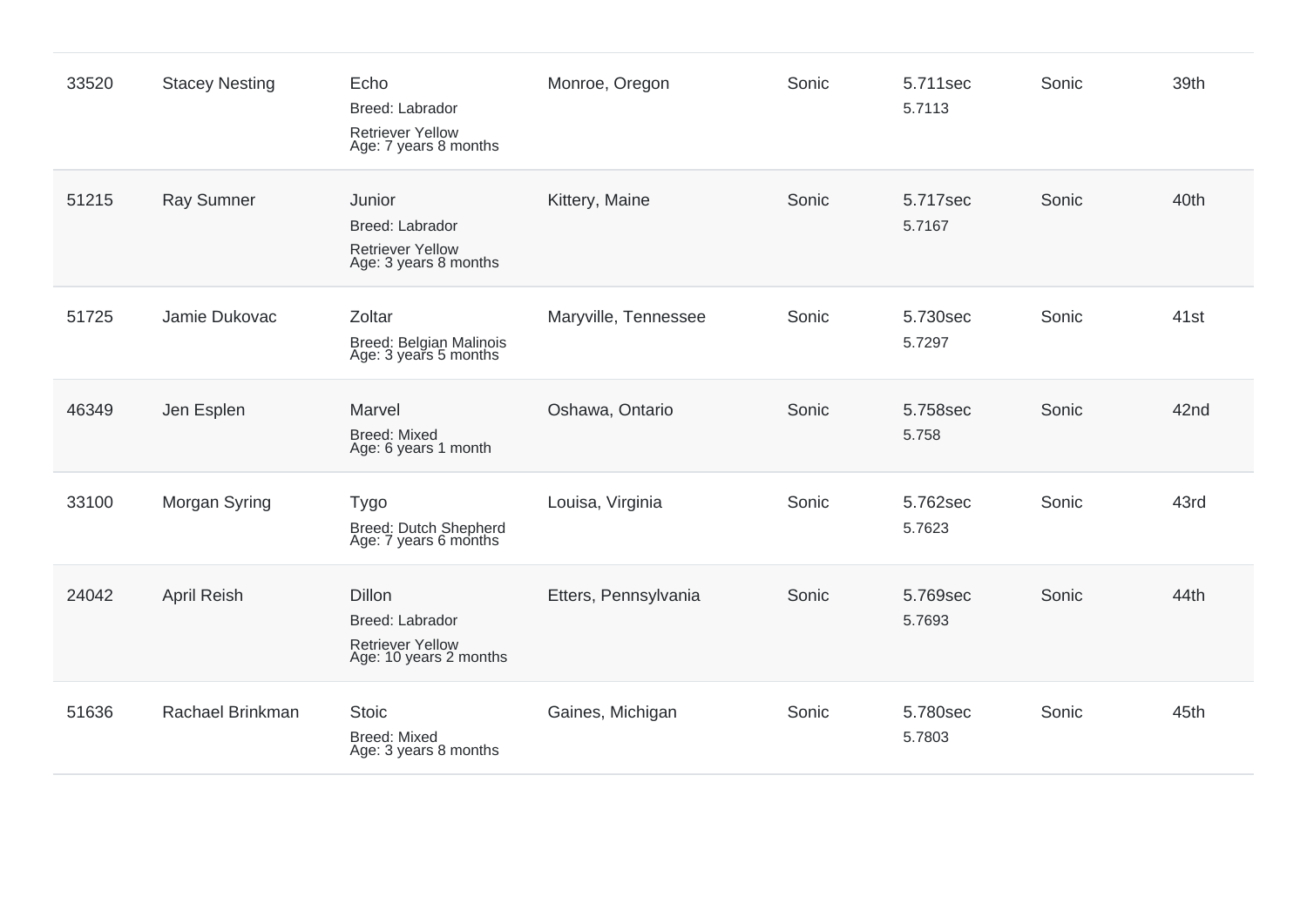| | | | | | | | |
|---|---|---|---|---|---|---|---|
| 33520 | Stacey Nesting | Echo<br>Breed: Labrador Retriever Yellow<br>Age: 7 years 8 months | Monroe, Oregon | Sonic | 5.711sec<br>5.7113 | Sonic | 39th |
| 51215 | Ray Sumner | Junior<br>Breed: Labrador Retriever Yellow<br>Age: 3 years 8 months | Kittery, Maine | Sonic | 5.717sec<br>5.7167 | Sonic | 40th |
| 51725 | Jamie Dukovac | Zoltar<br>Breed: Belgian Malinois<br>Age: 3 years 5 months | Maryville, Tennessee | Sonic | 5.730sec<br>5.7297 | Sonic | 41st |
| 46349 | Jen Esplen | Marvel<br>Breed: Mixed<br>Age: 6 years 1 month | Oshawa, Ontario | Sonic | 5.758sec<br>5.758 | Sonic | 42nd |
| 33100 | Morgan Syring | Tygo<br>Breed: Dutch Shepherd<br>Age: 7 years 6 months | Louisa, Virginia | Sonic | 5.762sec<br>5.7623 | Sonic | 43rd |
| 24042 | April Reish | Dillon<br>Breed: Labrador Retriever Yellow<br>Age: 10 years 2 months | Etters, Pennsylvania | Sonic | 5.769sec<br>5.7693 | Sonic | 44th |
| 51636 | Rachael Brinkman | Stoic<br>Breed: Mixed<br>Age: 3 years 8 months | Gaines, Michigan | Sonic | 5.780sec<br>5.7803 | Sonic | 45th |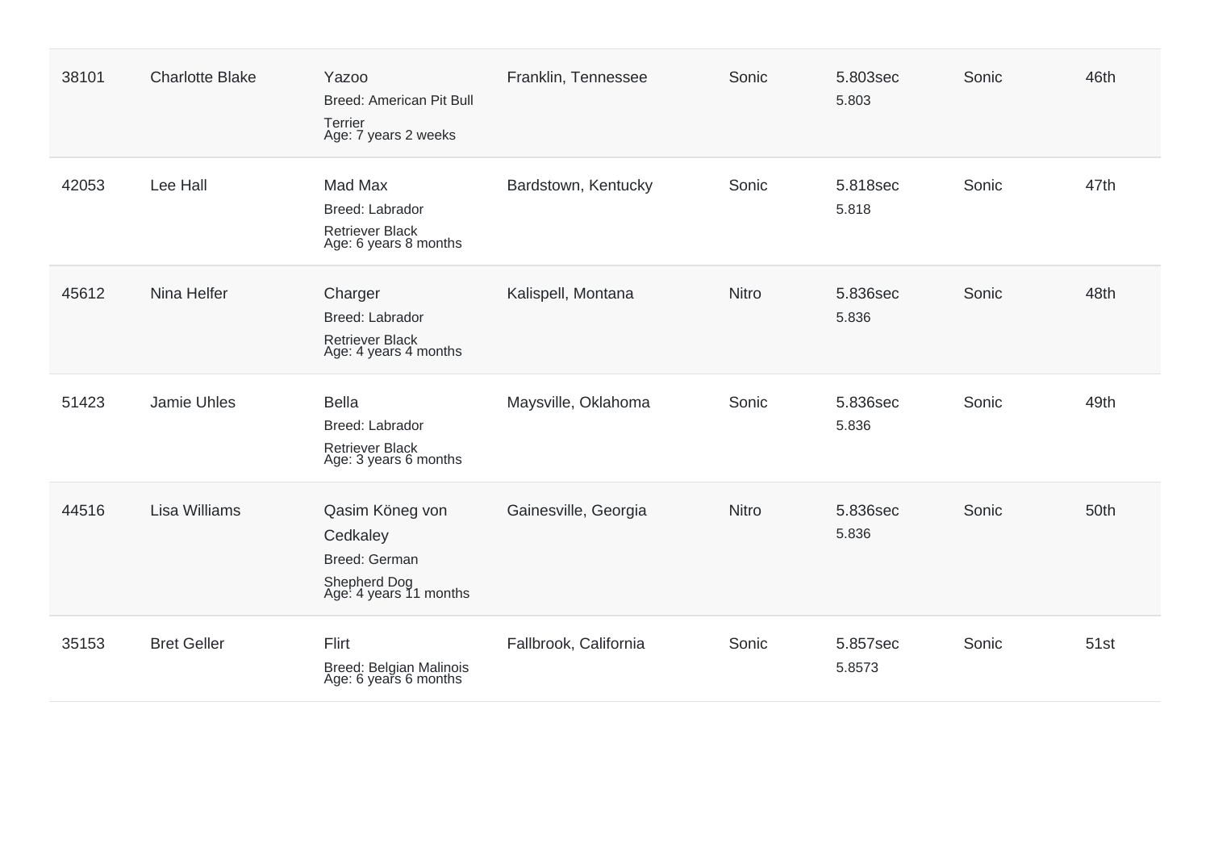| 38101 | Charlotte Blake | Yazoo<br>Breed: American Pit Bull Terrier<br>Age: 7 years 2 weeks | Franklin, Tennessee | Sonic | 5.803sec<br>5.803 | Sonic | 46th |
|---|---|---|---|---|---|---|---|
| 42053 | Lee Hall | Mad Max<br>Breed: Labrador Retriever Black<br>Age: 6 years 8 months | Bardstown, Kentucky | Sonic | 5.818sec<br>5.818 | Sonic | 47th |
| 45612 | Nina Helfer | Charger<br>Breed: Labrador Retriever Black<br>Age: 4 years 4 months | Kalispell, Montana | Nitro | 5.836sec<br>5.836 | Sonic | 48th |
| 51423 | Jamie Uhles | Bella<br>Breed: Labrador Retriever Black<br>Age: 3 years 6 months | Maysville, Oklahoma | Sonic | 5.836sec<br>5.836 | Sonic | 49th |
| 44516 | Lisa Williams | Qasim Köneg von Cedkaley<br>Breed: German Shepherd Dog<br>Age: 4 years 11 months | Gainesville, Georgia | Nitro | 5.836sec<br>5.836 | Sonic | 50th |
| 35153 | Bret Geller | Flirt<br>Breed: Belgian Malinois<br>Age: 6 years 6 months | Fallbrook, California | Sonic | 5.857sec<br>5.8573 | Sonic | 51st |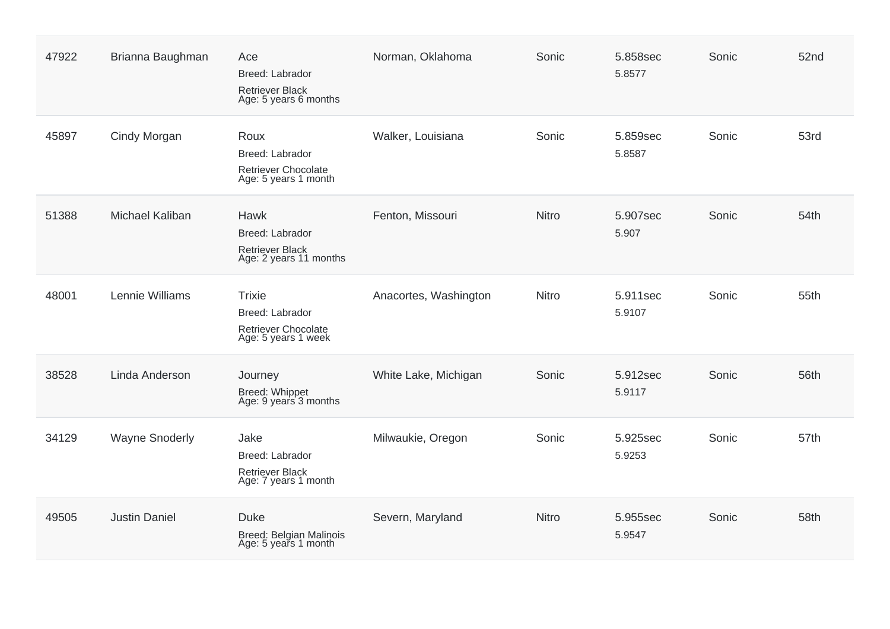| | | | | | | | |
|---|---|---|---|---|---|---|---|
| 47922 | Brianna Baughman | Ace<br>Breed: Labrador Retriever Black<br>Age: 5 years 6 months | Norman, Oklahoma | Sonic | 5.858sec<br>5.8577 | Sonic | 52nd |
| 45897 | Cindy Morgan | Roux<br>Breed: Labrador Retriever Chocolate<br>Age: 5 years 1 month | Walker, Louisiana | Sonic | 5.859sec<br>5.8587 | Sonic | 53rd |
| 51388 | Michael Kaliban | Hawk<br>Breed: Labrador Retriever Black<br>Age: 2 years 11 months | Fenton, Missouri | Nitro | 5.907sec<br>5.907 | Sonic | 54th |
| 48001 | Lennie Williams | Trixie<br>Breed: Labrador Retriever Chocolate<br>Age: 5 years 1 week | Anacortes, Washington | Nitro | 5.911sec<br>5.9107 | Sonic | 55th |
| 38528 | Linda Anderson | Journey<br>Breed: Whippet<br>Age: 9 years 3 months | White Lake, Michigan | Sonic | 5.912sec<br>5.9117 | Sonic | 56th |
| 34129 | Wayne Snoderly | Jake<br>Breed: Labrador Retriever Black<br>Age: 7 years 1 month | Milwaukie, Oregon | Sonic | 5.925sec<br>5.9253 | Sonic | 57th |
| 49505 | Justin Daniel | Duke<br>Breed: Belgian Malinois<br>Age: 5 years 1 month | Severn, Maryland | Nitro | 5.955sec<br>5.9547 | Sonic | 58th |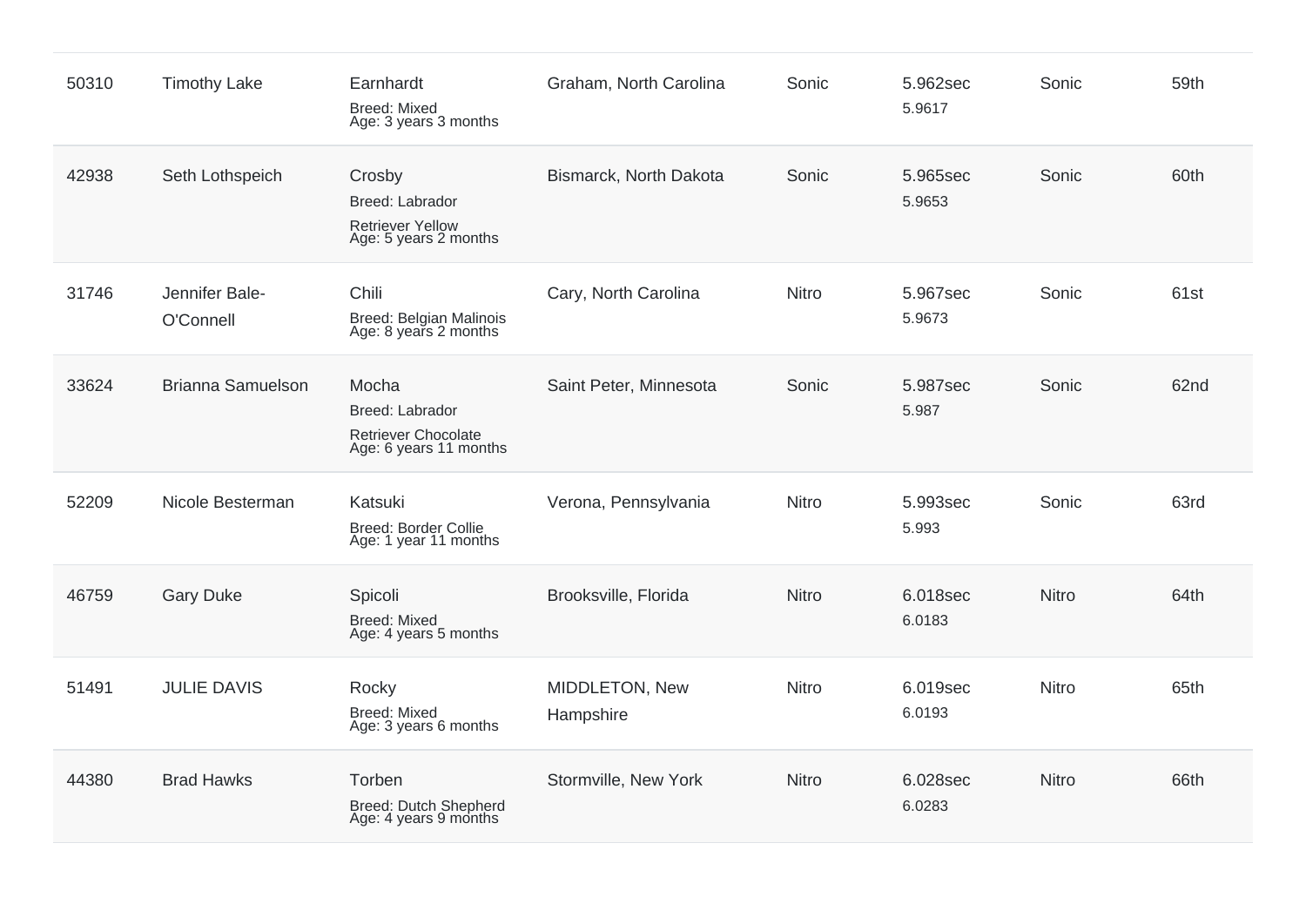| 50310 | Timothy Lake | Earnhardt<br>Breed: Mixed<br>Age: 3 years 3 months | Graham, North Carolina | Sonic | 5.962sec<br>5.9617 | Sonic | 59th |
|---|---|---|---|---|---|---|---|
| 42938 | Seth Lothspeich | Crosby<br>Breed: Labrador Retriever Yellow<br>Age: 5 years 2 months | Bismarck, North Dakota | Sonic | 5.965sec<br>5.9653 | Sonic | 60th |
| 31746 | Jennifer Bale-O'Connell | Chili<br>Breed: Belgian Malinois<br>Age: 8 years 2 months | Cary, North Carolina | Nitro | 5.967sec<br>5.9673 | Sonic | 61st |
| 33624 | Brianna Samuelson | Mocha<br>Breed: Labrador Retriever Chocolate<br>Age: 6 years 11 months | Saint Peter, Minnesota | Sonic | 5.987sec<br>5.987 | Sonic | 62nd |
| 52209 | Nicole Besterman | Katsuki<br>Breed: Border Collie<br>Age: 1 year 11 months | Verona, Pennsylvania | Nitro | 5.993sec<br>5.993 | Sonic | 63rd |
| 46759 | Gary Duke | Spicoli<br>Breed: Mixed<br>Age: 4 years 5 months | Brooksville, Florida | Nitro | 6.018sec<br>6.0183 | Nitro | 64th |
| 51491 | JULIE DAVIS | Rocky<br>Breed: Mixed<br>Age: 3 years 6 months | MIDDLETON, New Hampshire | Nitro | 6.019sec<br>6.0193 | Nitro | 65th |
| 44380 | Brad Hawks | Torben<br>Breed: Dutch Shepherd<br>Age: 4 years 9 months | Stormville, New York | Nitro | 6.028sec<br>6.0283 | Nitro | 66th |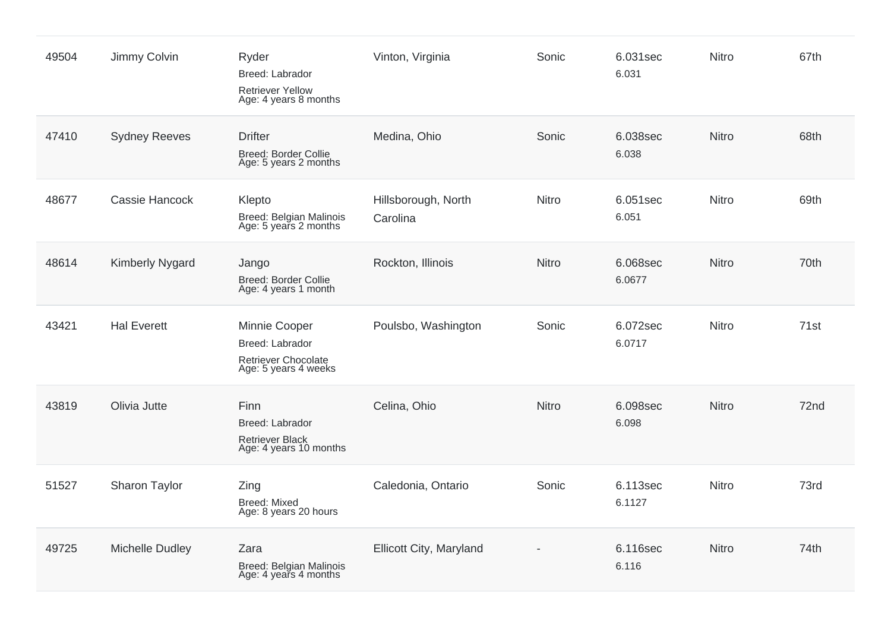| | | | | | | | |
|---|---|---|---|---|---|---|---|
| 49504 | Jimmy Colvin | Ryder<br>Breed: Labrador<br>Retriever Yellow<br>Age: 4 years 8 months | Vinton, Virginia | Sonic | 6.031sec<br>6.031 | Nitro | 67th |
| 47410 | Sydney Reeves | Drifter<br>Breed: Border Collie<br>Age: 5 years 2 months | Medina, Ohio | Sonic | 6.038sec<br>6.038 | Nitro | 68th |
| 48677 | Cassie Hancock | Klepto<br>Breed: Belgian Malinois<br>Age: 5 years 2 months | Hillsborough, North Carolina | Nitro | 6.051sec<br>6.051 | Nitro | 69th |
| 48614 | Kimberly Nygard | Jango<br>Breed: Border Collie<br>Age: 4 years 1 month | Rockton, Illinois | Nitro | 6.068sec<br>6.0677 | Nitro | 70th |
| 43421 | Hal Everett | Minnie Cooper<br>Breed: Labrador<br>Retriever Chocolate<br>Age: 5 years 4 weeks | Poulsbo, Washington | Sonic | 6.072sec<br>6.0717 | Nitro | 71st |
| 43819 | Olivia Jutte | Finn<br>Breed: Labrador<br>Retriever Black<br>Age: 4 years 10 months | Celina, Ohio | Nitro | 6.098sec<br>6.098 | Nitro | 72nd |
| 51527 | Sharon Taylor | Zing<br>Breed: Mixed<br>Age: 8 years 20 hours | Caledonia, Ontario | Sonic | 6.113sec<br>6.1127 | Nitro | 73rd |
| 49725 | Michelle Dudley | Zara<br>Breed: Belgian Malinois<br>Age: 4 years 4 months | Ellicott City, Maryland | - | 6.116sec<br>6.116 | Nitro | 74th |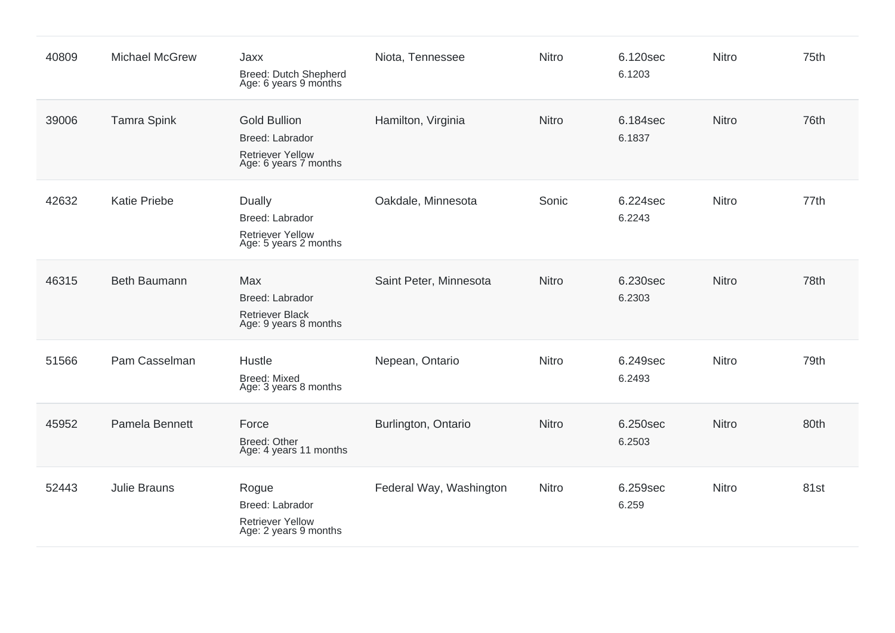| | | | | | | | |
|---|---|---|---|---|---|---|---|
| 40809 | Michael McGrew | Jaxx<br>Breed: Dutch Shepherd<br>Age: 6 years 9 months | Niota, Tennessee | Nitro | 6.120sec<br>6.1203 | Nitro | 75th |
| 39006 | Tamra Spink | Gold Bullion<br>Breed: Labrador Retriever Yellow<br>Age: 6 years 7 months | Hamilton, Virginia | Nitro | 6.184sec<br>6.1837 | Nitro | 76th |
| 42632 | Katie Priebe | Dually<br>Breed: Labrador Retriever Yellow<br>Age: 5 years 2 months | Oakdale, Minnesota | Sonic | 6.224sec<br>6.2243 | Nitro | 77th |
| 46315 | Beth Baumann | Max<br>Breed: Labrador Retriever Black<br>Age: 9 years 8 months | Saint Peter, Minnesota | Nitro | 6.230sec<br>6.2303 | Nitro | 78th |
| 51566 | Pam Casselman | Hustle<br>Breed: Mixed<br>Age: 3 years 8 months | Nepean, Ontario | Nitro | 6.249sec<br>6.2493 | Nitro | 79th |
| 45952 | Pamela Bennett | Force<br>Breed: Other<br>Age: 4 years 11 months | Burlington, Ontario | Nitro | 6.250sec<br>6.2503 | Nitro | 80th |
| 52443 | Julie Brauns | Rogue<br>Breed: Labrador Retriever Yellow<br>Age: 2 years 9 months | Federal Way, Washington | Nitro | 6.259sec<br>6.259 | Nitro | 81st |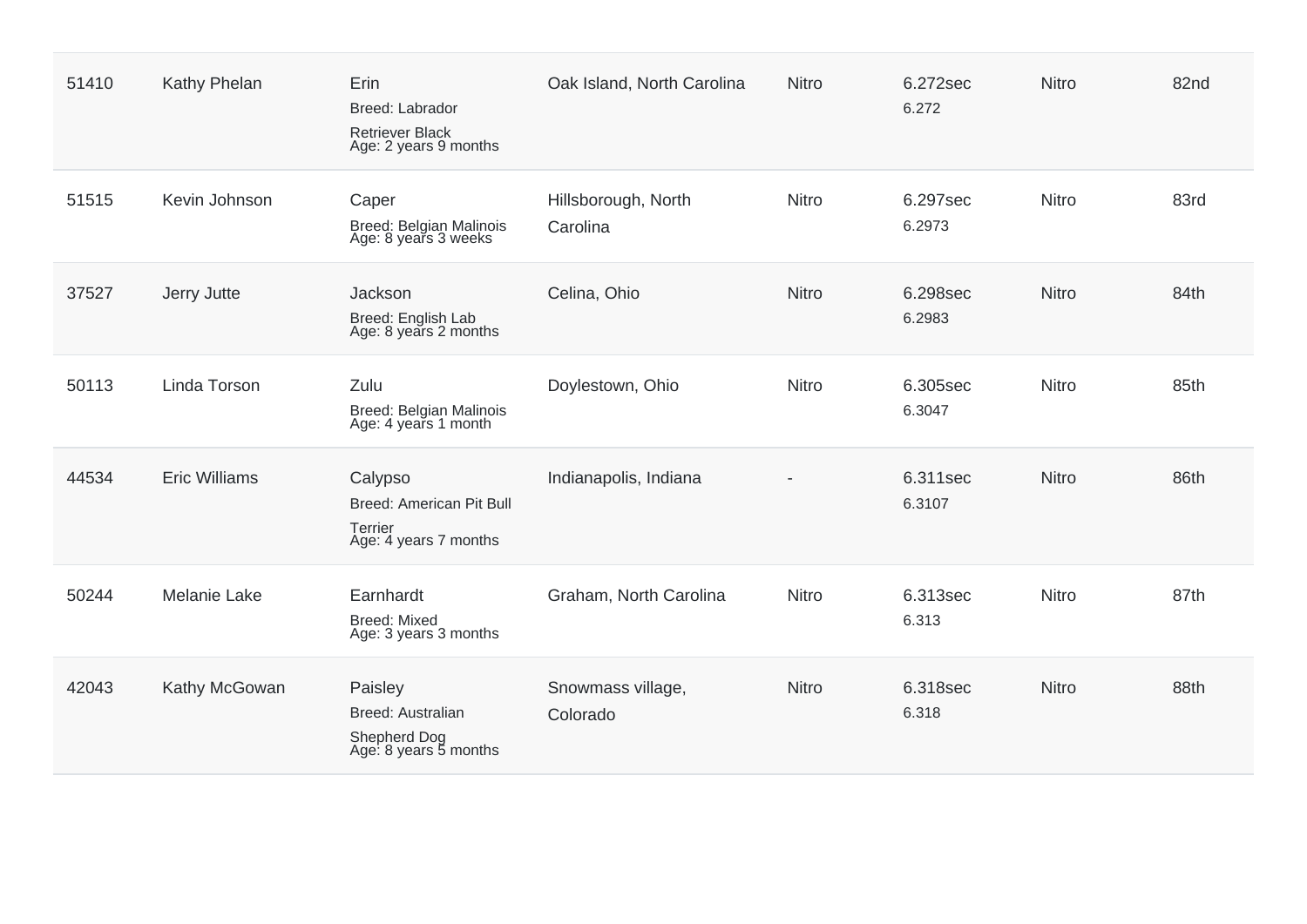| | | | | | | | |
|---|---|---|---|---|---|---|---|
| 51410 | Kathy Phelan | Erin<br>Breed: Labrador Retriever Black<br>Age: 2 years 9 months | Oak Island, North Carolina | Nitro | 6.272sec<br>6.272 | Nitro | 82nd |
| 51515 | Kevin Johnson | Caper<br>Breed: Belgian Malinois<br>Age: 8 years 3 weeks | Hillsborough, North Carolina | Nitro | 6.297sec<br>6.2973 | Nitro | 83rd |
| 37527 | Jerry Jutte | Jackson<br>Breed: English Lab<br>Age: 8 years 2 months | Celina, Ohio | Nitro | 6.298sec<br>6.2983 | Nitro | 84th |
| 50113 | Linda Torson | Zulu<br>Breed: Belgian Malinois<br>Age: 4 years 1 month | Doylestown, Ohio | Nitro | 6.305sec<br>6.3047 | Nitro | 85th |
| 44534 | Eric Williams | Calypso<br>Breed: American Pit Bull Terrier<br>Age: 4 years 7 months | Indianapolis, Indiana | - | 6.311sec<br>6.3107 | Nitro | 86th |
| 50244 | Melanie Lake | Earnhardt<br>Breed: Mixed<br>Age: 3 years 3 months | Graham, North Carolina | Nitro | 6.313sec<br>6.313 | Nitro | 87th |
| 42043 | Kathy McGowan | Paisley<br>Breed: Australian Shepherd Dog<br>Age: 8 years 5 months | Snowmass village, Colorado | Nitro | 6.318sec<br>6.318 | Nitro | 88th |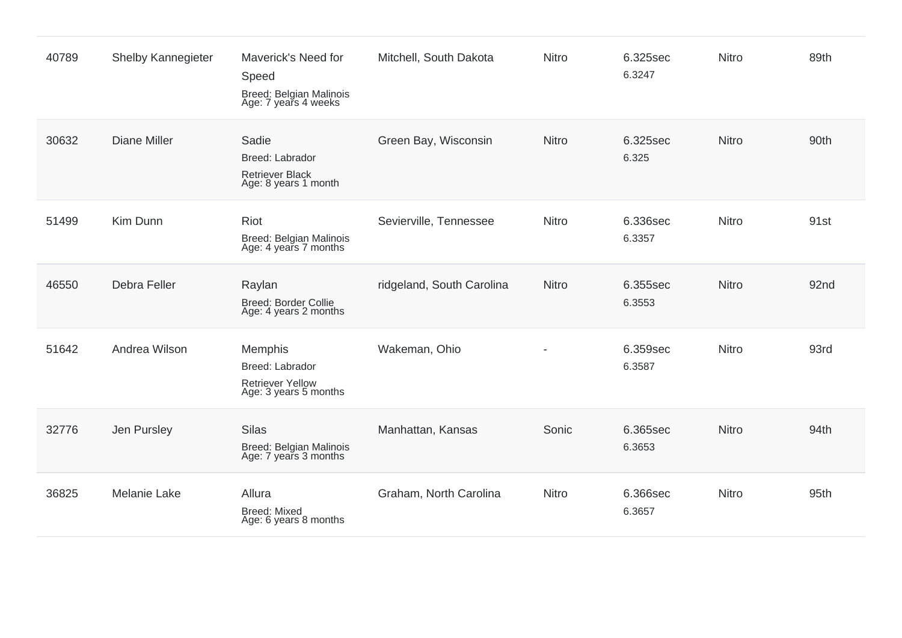| | | | | | | | |
|---|---|---|---|---|---|---|---|
| 40789 | Shelby Kannegieter | Maverick's Need for Speed<br>Breed: Belgian Malinois<br>Age: 7 years 4 weeks | Mitchell, South Dakota | Nitro | 6.325sec<br>6.3247 | Nitro | 89th |
| 30632 | Diane Miller | Sadie<br>Breed: Labrador Retriever Black<br>Age: 8 years 1 month | Green Bay, Wisconsin | Nitro | 6.325sec<br>6.325 | Nitro | 90th |
| 51499 | Kim Dunn | Riot<br>Breed: Belgian Malinois<br>Age: 4 years 7 months | Sevierville, Tennessee | Nitro | 6.336sec<br>6.3357 | Nitro | 91st |
| 46550 | Debra Feller | Raylan<br>Breed: Border Collie<br>Age: 4 years 2 months | ridgeland, South Carolina | Nitro | 6.355sec<br>6.3553 | Nitro | 92nd |
| 51642 | Andrea Wilson | Memphis<br>Breed: Labrador Retriever Yellow<br>Age: 3 years 5 months | Wakeman, Ohio | - | 6.359sec<br>6.3587 | Nitro | 93rd |
| 32776 | Jen Pursley | Silas<br>Breed: Belgian Malinois<br>Age: 7 years 3 months | Manhattan, Kansas | Sonic | 6.365sec<br>6.3653 | Nitro | 94th |
| 36825 | Melanie Lake | Allura<br>Breed: Mixed<br>Age: 6 years 8 months | Graham, North Carolina | Nitro | 6.366sec<br>6.3657 | Nitro | 95th |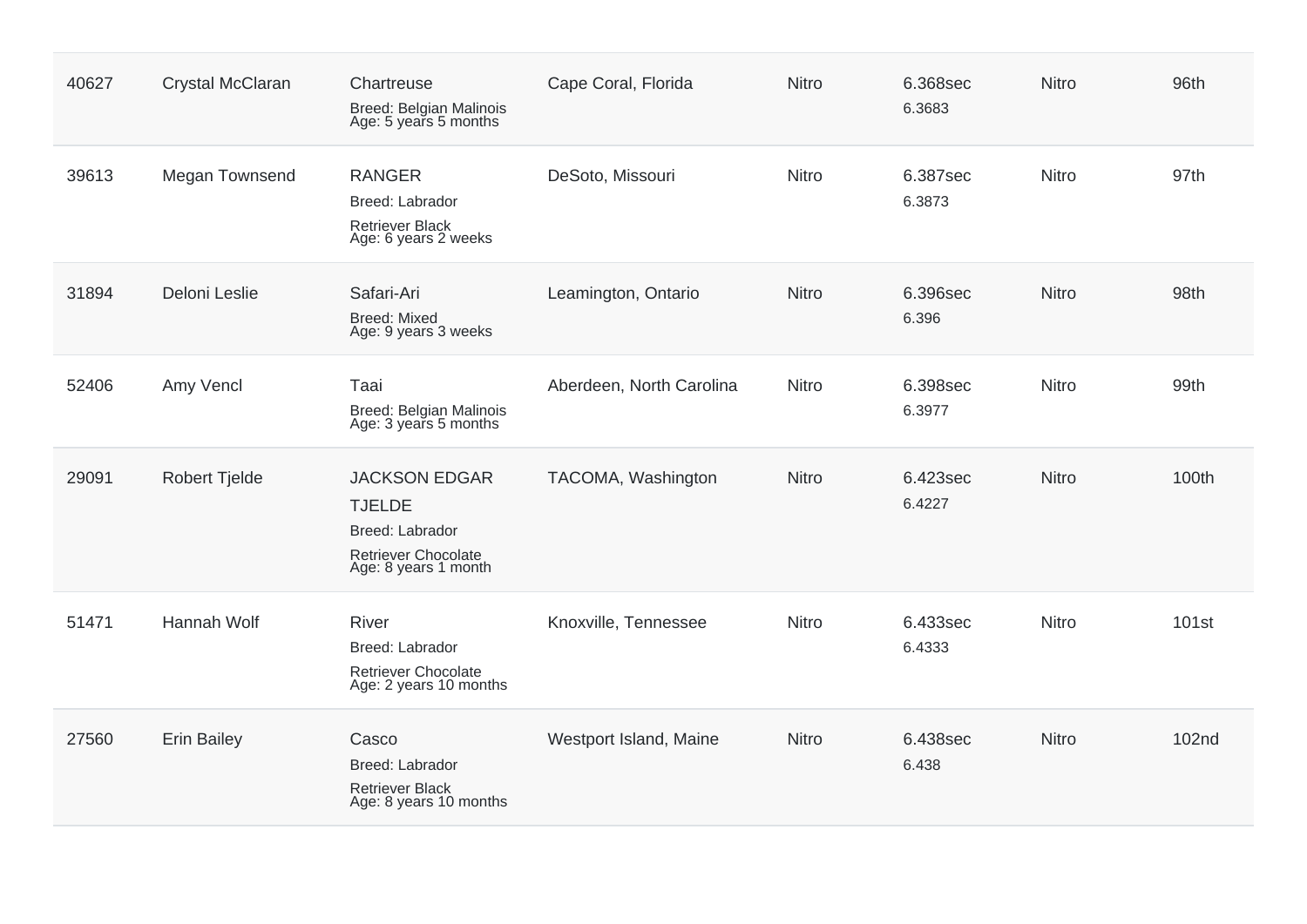| | | | | | | | |
|---|---|---|---|---|---|---|---|
| 40627 | Crystal McClaran | Chartreuse<br>Breed: Belgian Malinois<br>Age: 5 years 5 months | Cape Coral, Florida | Nitro | 6.368sec<br>6.3683 | Nitro | 96th |
| 39613 | Megan Townsend | RANGER<br>Breed: Labrador Retriever Black<br>Age: 6 years 2 weeks | DeSoto, Missouri | Nitro | 6.387sec<br>6.3873 | Nitro | 97th |
| 31894 | Deloni Leslie | Safari-Ari<br>Breed: Mixed<br>Age: 9 years 3 weeks | Leamington, Ontario | Nitro | 6.396sec<br>6.396 | Nitro | 98th |
| 52406 | Amy Vencl | Taai<br>Breed: Belgian Malinois<br>Age: 3 years 5 months | Aberdeen, North Carolina | Nitro | 6.398sec<br>6.3977 | Nitro | 99th |
| 29091 | Robert Tjelde | JACKSON EDGAR TJELDE<br>Breed: Labrador Retriever Chocolate<br>Age: 8 years 1 month | TACOMA, Washington | Nitro | 6.423sec<br>6.4227 | Nitro | 100th |
| 51471 | Hannah Wolf | River<br>Breed: Labrador Retriever Chocolate<br>Age: 2 years 10 months | Knoxville, Tennessee | Nitro | 6.433sec<br>6.4333 | Nitro | 101st |
| 27560 | Erin Bailey | Casco<br>Breed: Labrador Retriever Black<br>Age: 8 years 10 months | Westport Island, Maine | Nitro | 6.438sec<br>6.438 | Nitro | 102nd |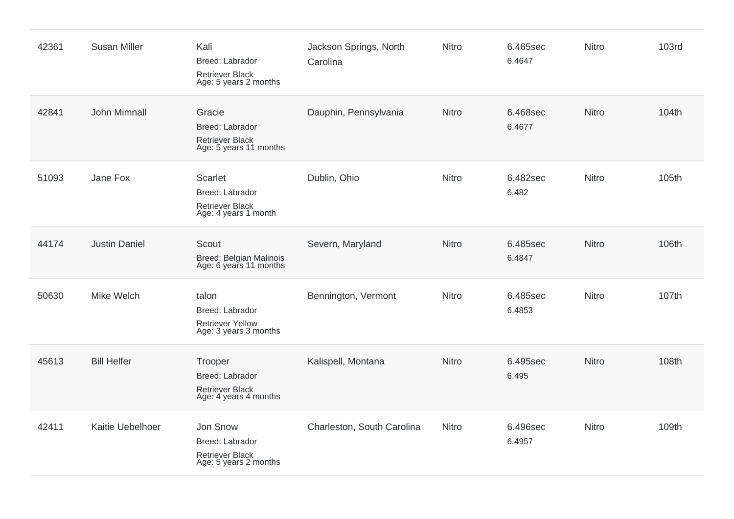| | | | | | | | |
|---|---|---|---|---|---|---|---|
| 42361 | Susan Miller | Kali<br>Breed: Labrador Retriever Black<br>Age: 5 years 2 months | Jackson Springs, North Carolina | Nitro | 6.465sec<br>6.4647 | Nitro | 103rd |
| 42841 | John Mimnall | Gracie<br>Breed: Labrador Retriever Black<br>Age: 5 years 11 months | Dauphin, Pennsylvania | Nitro | 6.468sec<br>6.4677 | Nitro | 104th |
| 51093 | Jane Fox | Scarlet<br>Breed: Labrador Retriever Black<br>Age: 4 years 1 month | Dublin, Ohio | Nitro | 6.482sec<br>6.482 | Nitro | 105th |
| 44174 | Justin Daniel | Scout<br>Breed: Belgian Malinois<br>Age: 6 years 11 months | Severn, Maryland | Nitro | 6.485sec<br>6.4847 | Nitro | 106th |
| 50630 | Mike Welch | talon<br>Breed: Labrador Retriever Yellow<br>Age: 3 years 3 months | Bennington, Vermont | Nitro | 6.485sec<br>6.4853 | Nitro | 107th |
| 45613 | Bill Helfer | Trooper<br>Breed: Labrador Retriever Black<br>Age: 4 years 4 months | Kalispell, Montana | Nitro | 6.495sec<br>6.495 | Nitro | 108th |
| 42411 | Kaitie Uebelhoer | Jon Snow<br>Breed: Labrador Retriever Black<br>Age: 5 years 2 months | Charleston, South Carolina | Nitro | 6.496sec<br>6.4957 | Nitro | 109th |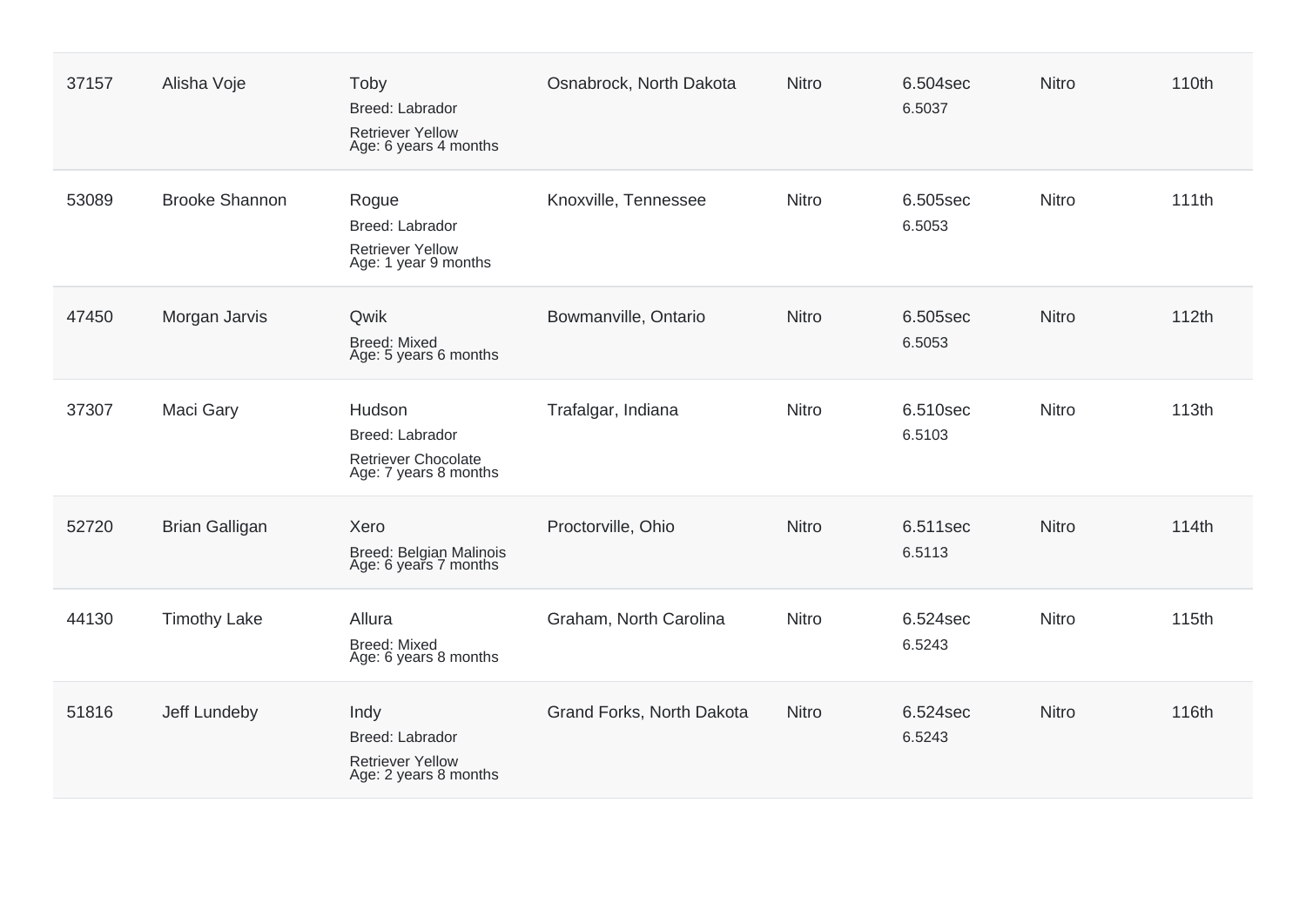| | | | | | | | |
|---|---|---|---|---|---|---|---|
| 37157 | Alisha Voje | Toby<br>Breed: Labrador<br>Retriever Yellow<br>Age: 6 years 4 months | Osnabrock, North Dakota | Nitro | 6.504sec<br>6.5037 | Nitro | 110th |
| 53089 | Brooke Shannon | Rogue<br>Breed: Labrador<br>Retriever Yellow<br>Age: 1 year 9 months | Knoxville, Tennessee | Nitro | 6.505sec<br>6.5053 | Nitro | 111th |
| 47450 | Morgan Jarvis | Qwik<br>Breed: Mixed<br>Age: 5 years 6 months | Bowmanville, Ontario | Nitro | 6.505sec<br>6.5053 | Nitro | 112th |
| 37307 | Maci Gary | Hudson<br>Breed: Labrador<br>Retriever Chocolate<br>Age: 7 years 8 months | Trafalgar, Indiana | Nitro | 6.510sec<br>6.5103 | Nitro | 113th |
| 52720 | Brian Galligan | Xero<br>Breed: Belgian Malinois<br>Age: 6 years 7 months | Proctorville, Ohio | Nitro | 6.511sec<br>6.5113 | Nitro | 114th |
| 44130 | Timothy Lake | Allura<br>Breed: Mixed<br>Age: 6 years 8 months | Graham, North Carolina | Nitro | 6.524sec<br>6.5243 | Nitro | 115th |
| 51816 | Jeff Lundeby | Indy<br>Breed: Labrador<br>Retriever Yellow<br>Age: 2 years 8 months | Grand Forks, North Dakota | Nitro | 6.524sec<br>6.5243 | Nitro | 116th |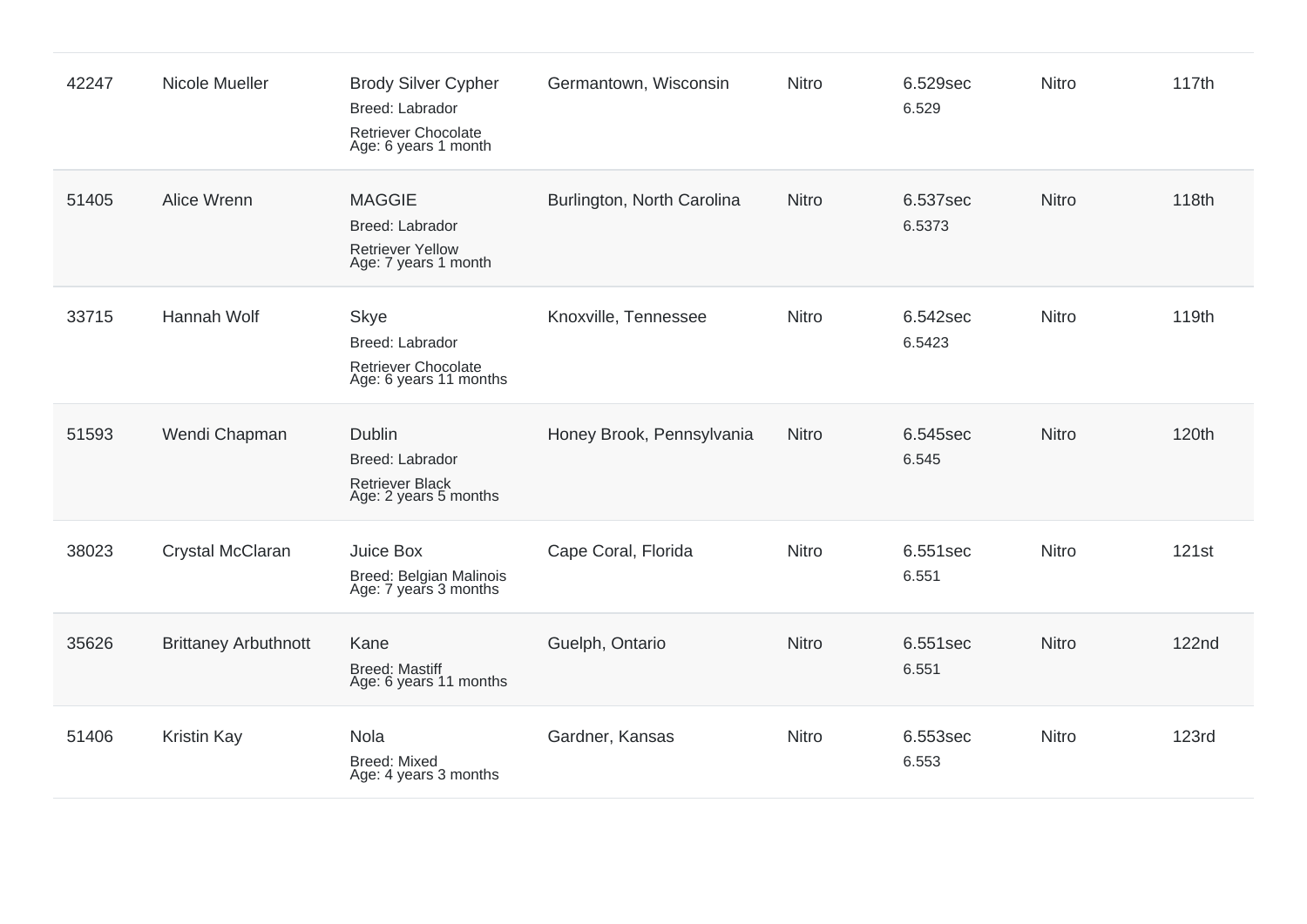| | | | | | | | |
|---|---|---|---|---|---|---|---|
| 42247 | Nicole Mueller | Brody Silver Cypher<br>Breed: Labrador Retriever Chocolate<br>Age: 6 years 1 month | Germantown, Wisconsin | Nitro | 6.529sec<br>6.529 | Nitro | 117th |
| 51405 | Alice Wrenn | MAGGIE<br>Breed: Labrador Retriever Yellow<br>Age: 7 years 1 month | Burlington, North Carolina | Nitro | 6.537sec<br>6.5373 | Nitro | 118th |
| 33715 | Hannah Wolf | Skye<br>Breed: Labrador Retriever Chocolate<br>Age: 6 years 11 months | Knoxville, Tennessee | Nitro | 6.542sec<br>6.5423 | Nitro | 119th |
| 51593 | Wendi Chapman | Dublin<br>Breed: Labrador Retriever Black<br>Age: 2 years 5 months | Honey Brook, Pennsylvania | Nitro | 6.545sec<br>6.545 | Nitro | 120th |
| 38023 | Crystal McClaran | Juice Box<br>Breed: Belgian Malinois<br>Age: 7 years 3 months | Cape Coral, Florida | Nitro | 6.551sec<br>6.551 | Nitro | 121st |
| 35626 | Brittaney Arbuthnott | Kane<br>Breed: Mastiff<br>Age: 6 years 11 months | Guelph, Ontario | Nitro | 6.551sec<br>6.551 | Nitro | 122nd |
| 51406 | Kristin Kay | Nola<br>Breed: Mixed<br>Age: 4 years 3 months | Gardner, Kansas | Nitro | 6.553sec<br>6.553 | Nitro | 123rd |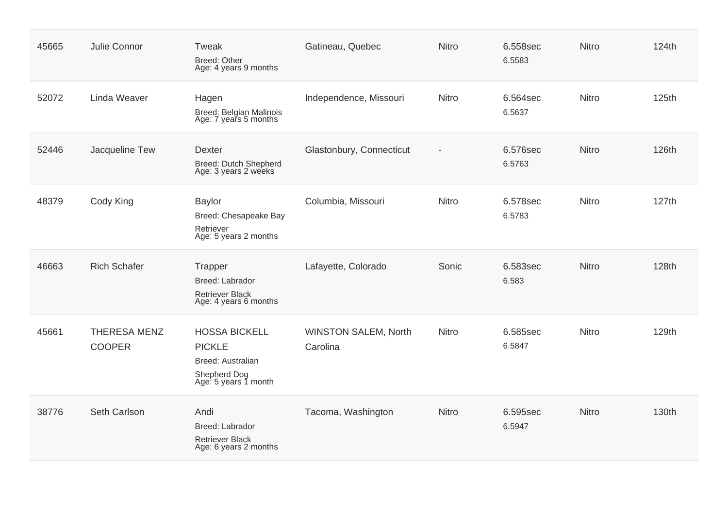| | | | | | | | |
|---|---|---|---|---|---|---|---|
| 45665 | Julie Connor | Tweak<br>Breed: Other<br>Age: 4 years 9 months | Gatineau, Quebec | Nitro | 6.558sec<br>6.5583 | Nitro | 124th |
| 52072 | Linda Weaver | Hagen<br>Breed: Belgian Malinois<br>Age: 7 years 5 months | Independence, Missouri | Nitro | 6.564sec<br>6.5637 | Nitro | 125th |
| 52446 | Jacqueline Tew | Dexter<br>Breed: Dutch Shepherd<br>Age: 3 years 2 weeks | Glastonbury, Connecticut | - | 6.576sec<br>6.5763 | Nitro | 126th |
| 48379 | Cody King | Baylor<br>Breed: Chesapeake Bay Retriever<br>Age: 5 years 2 months | Columbia, Missouri | Nitro | 6.578sec<br>6.5783 | Nitro | 127th |
| 46663 | Rich Schafer | Trapper<br>Breed: Labrador Retriever Black<br>Age: 4 years 6 months | Lafayette, Colorado | Sonic | 6.583sec<br>6.583 | Nitro | 128th |
| 45661 | THERESA MENZ COOPER | HOSSA BICKELL PICKLE<br>Breed: Australian Shepherd Dog<br>Age: 5 years 1 month | WINSTON SALEM, North Carolina | Nitro | 6.585sec<br>6.5847 | Nitro | 129th |
| 38776 | Seth Carlson | Andi<br>Breed: Labrador Retriever Black<br>Age: 6 years 2 months | Tacoma, Washington | Nitro | 6.595sec<br>6.5947 | Nitro | 130th |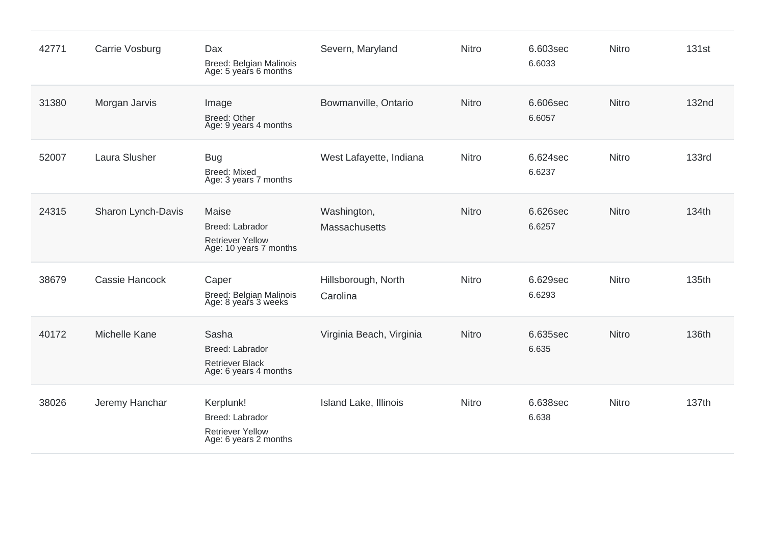| | | | | | | | |
|---|---|---|---|---|---|---|---|
| 42771 | Carrie Vosburg | Dax<br>Breed: Belgian Malinois<br>Age: 5 years 6 months | Severn, Maryland | Nitro | 6.603sec<br>6.6033 | Nitro | 131st |
| 31380 | Morgan Jarvis | Image<br>Breed: Other<br>Age: 9 years 4 months | Bowmanville, Ontario | Nitro | 6.606sec<br>6.6057 | Nitro | 132nd |
| 52007 | Laura Slusher | Bug<br>Breed: Mixed<br>Age: 3 years 7 months | West Lafayette, Indiana | Nitro | 6.624sec<br>6.6237 | Nitro | 133rd |
| 24315 | Sharon Lynch-Davis | Maise<br>Breed: Labrador Retriever Yellow<br>Age: 10 years 7 months | Washington, Massachusetts | Nitro | 6.626sec<br>6.6257 | Nitro | 134th |
| 38679 | Cassie Hancock | Caper<br>Breed: Belgian Malinois<br>Age: 8 years 3 weeks | Hillsborough, North Carolina | Nitro | 6.629sec<br>6.6293 | Nitro | 135th |
| 40172 | Michelle Kane | Sasha<br>Breed: Labrador Retriever Black<br>Age: 6 years 4 months | Virginia Beach, Virginia | Nitro | 6.635sec<br>6.635 | Nitro | 136th |
| 38026 | Jeremy Hanchar | Kerplunk!<br>Breed: Labrador Retriever Yellow<br>Age: 6 years 2 months | Island Lake, Illinois | Nitro | 6.638sec<br>6.638 | Nitro | 137th |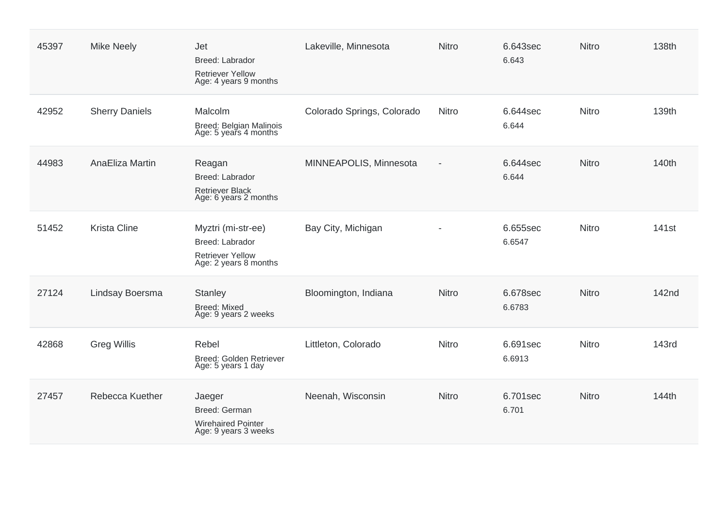| | | | | | | | |
|---|---|---|---|---|---|---|---|
| 45397 | Mike Neely | Jet<br>Breed: Labrador<br>Retriever Yellow<br>Age: 4 years 9 months | Lakeville, Minnesota | Nitro | 6.643sec<br>6.643 | Nitro | 138th |
| 42952 | Sherry Daniels | Malcolm<br>Breed: Belgian Malinois<br>Age: 5 years 4 months | Colorado Springs, Colorado | Nitro | 6.644sec<br>6.644 | Nitro | 139th |
| 44983 | AnaEliza Martin | Reagan<br>Breed: Labrador<br>Retriever Black<br>Age: 6 years 2 months | MINNEAPOLIS, Minnesota | - | 6.644sec<br>6.644 | Nitro | 140th |
| 51452 | Krista Cline | Myztri (mi-str-ee)<br>Breed: Labrador<br>Retriever Yellow<br>Age: 2 years 8 months | Bay City, Michigan | - | 6.655sec<br>6.6547 | Nitro | 141st |
| 27124 | Lindsay Boersma | Stanley<br>Breed: Mixed<br>Age: 9 years 2 weeks | Bloomington, Indiana | Nitro | 6.678sec<br>6.6783 | Nitro | 142nd |
| 42868 | Greg Willis | Rebel<br>Breed: Golden Retriever<br>Age: 5 years 1 day | Littleton, Colorado | Nitro | 6.691sec<br>6.6913 | Nitro | 143rd |
| 27457 | Rebecca Kuether | Jaeger<br>Breed: German<br>Wirehaired Pointer<br>Age: 9 years 3 weeks | Neenah, Wisconsin | Nitro | 6.701sec<br>6.701 | Nitro | 144th |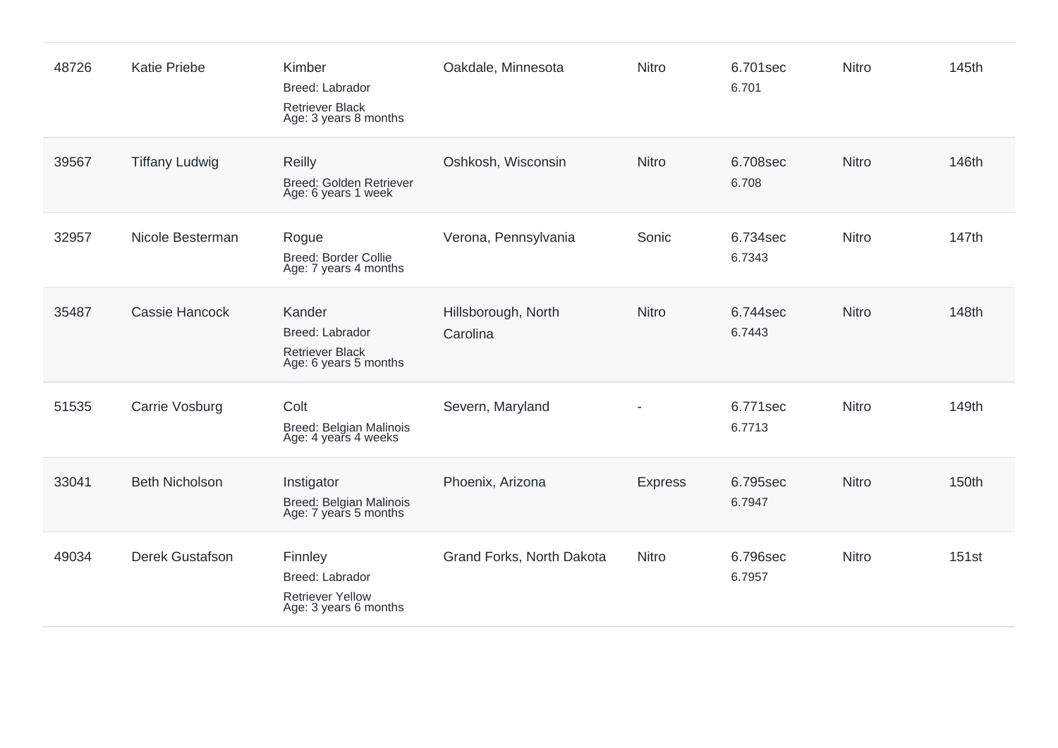| | | | | | | | |
|---|---|---|---|---|---|---|---|
| 48726 | Katie Priebe | Kimber<br>Breed: Labrador Retriever Black<br>Age: 3 years 8 months | Oakdale, Minnesota | Nitro | 6.701sec<br>6.701 | Nitro | 145th |
| 39567 | Tiffany Ludwig | Reilly<br>Breed: Golden Retriever<br>Age: 6 years 1 week | Oshkosh, Wisconsin | Nitro | 6.708sec<br>6.708 | Nitro | 146th |
| 32957 | Nicole Besterman | Rogue<br>Breed: Border Collie<br>Age: 7 years 4 months | Verona, Pennsylvania | Sonic | 6.734sec<br>6.7343 | Nitro | 147th |
| 35487 | Cassie Hancock | Kander<br>Breed: Labrador Retriever Black<br>Age: 6 years 5 months | Hillsborough, North Carolina | Nitro | 6.744sec<br>6.7443 | Nitro | 148th |
| 51535 | Carrie Vosburg | Colt<br>Breed: Belgian Malinois<br>Age: 4 years 4 weeks | Severn, Maryland | - | 6.771sec<br>6.7713 | Nitro | 149th |
| 33041 | Beth Nicholson | Instigator<br>Breed: Belgian Malinois<br>Age: 7 years 5 months | Phoenix, Arizona | Express | 6.795sec<br>6.7947 | Nitro | 150th |
| 49034 | Derek Gustafson | Finnley<br>Breed: Labrador Retriever Yellow<br>Age: 3 years 6 months | Grand Forks, North Dakota | Nitro | 6.796sec<br>6.7957 | Nitro | 151st |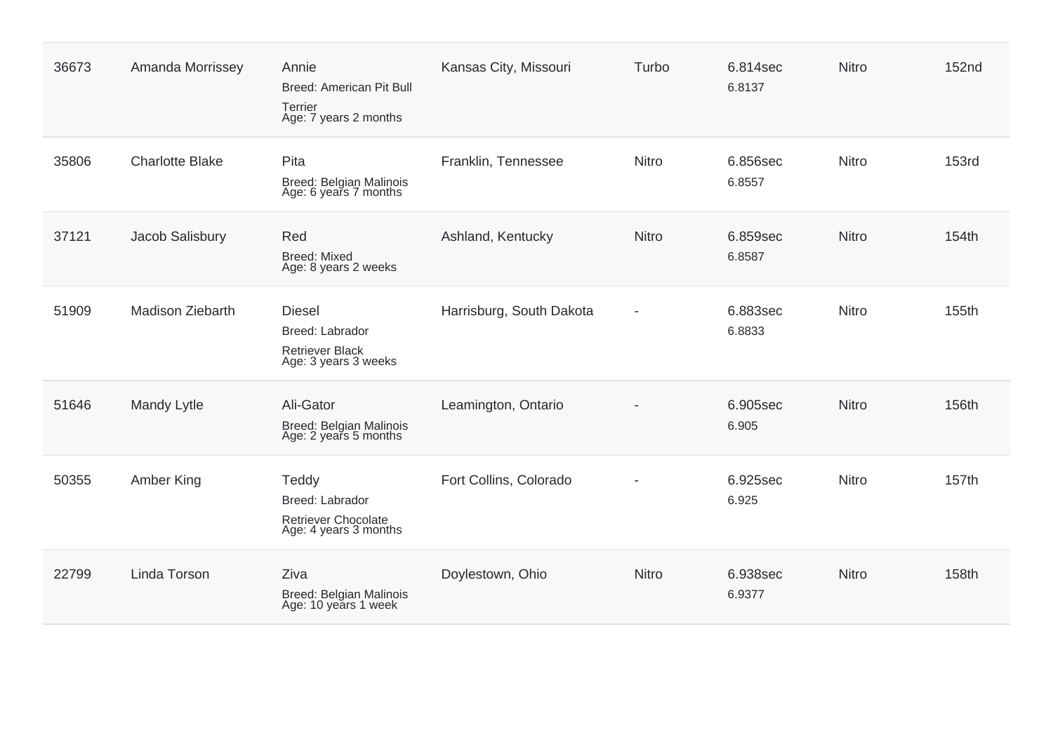| | | | | | | | |
|---|---|---|---|---|---|---|---|
| 36673 | Amanda Morrissey | Annie<br>Breed: American Pit Bull Terrier<br>Age: 7 years 2 months | Kansas City, Missouri | Turbo | 6.814sec<br>6.8137 | Nitro | 152nd |
| 35806 | Charlotte Blake | Pita<br>Breed: Belgian Malinois<br>Age: 6 years 7 months | Franklin, Tennessee | Nitro | 6.856sec<br>6.8557 | Nitro | 153rd |
| 37121 | Jacob Salisbury | Red<br>Breed: Mixed<br>Age: 8 years 2 weeks | Ashland, Kentucky | Nitro | 6.859sec<br>6.8587 | Nitro | 154th |
| 51909 | Madison Ziebarth | Diesel<br>Breed: Labrador Retriever Black<br>Age: 3 years 3 weeks | Harrisburg, South Dakota | - | 6.883sec<br>6.8833 | Nitro | 155th |
| 51646 | Mandy Lytle | Ali-Gator<br>Breed: Belgian Malinois<br>Age: 2 years 5 months | Leamington, Ontario | - | 6.905sec<br>6.905 | Nitro | 156th |
| 50355 | Amber King | Teddy<br>Breed: Labrador Retriever Chocolate<br>Age: 4 years 3 months | Fort Collins, Colorado | - | 6.925sec<br>6.925 | Nitro | 157th |
| 22799 | Linda Torson | Ziva<br>Breed: Belgian Malinois<br>Age: 10 years 1 week | Doylestown, Ohio | Nitro | 6.938sec<br>6.9377 | Nitro | 158th |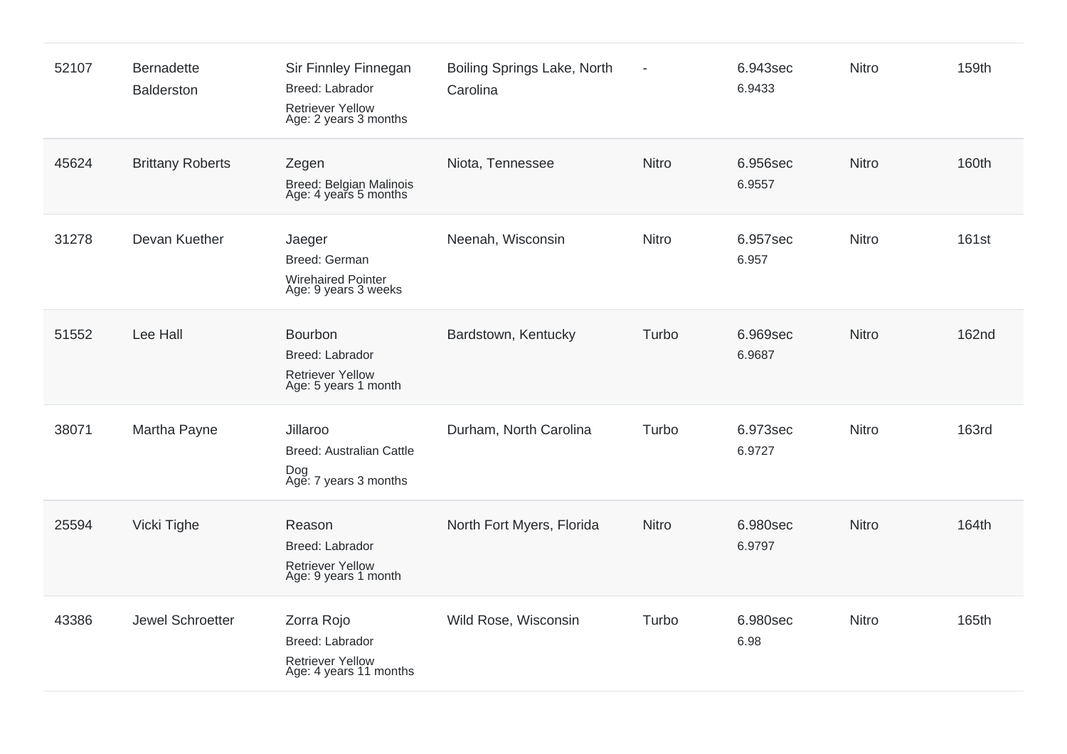| | | | | | | | |
|---|---|---|---|---|---|---|---|
| 52107 | Bernadette Balderston | Sir Finnley Finnegan<br>Breed: Labrador Retriever Yellow<br>Age: 2 years 3 months | Boiling Springs Lake, North Carolina | - | 6.943sec<br>6.9433 | Nitro | 159th |
| 45624 | Brittany Roberts | Zegen<br>Breed: Belgian Malinois<br>Age: 4 years 5 months | Niota, Tennessee | Nitro | 6.956sec<br>6.9557 | Nitro | 160th |
| 31278 | Devan Kuether | Jaeger<br>Breed: German Wirehaired Pointer<br>Age: 9 years 3 weeks | Neenah, Wisconsin | Nitro | 6.957sec<br>6.957 | Nitro | 161st |
| 51552 | Lee Hall | Bourbon<br>Breed: Labrador Retriever Yellow<br>Age: 5 years 1 month | Bardstown, Kentucky | Turbo | 6.969sec<br>6.9687 | Nitro | 162nd |
| 38071 | Martha Payne | Jillaroo<br>Breed: Australian Cattle Dog<br>Age: 7 years 3 months | Durham, North Carolina | Turbo | 6.973sec<br>6.9727 | Nitro | 163rd |
| 25594 | Vicki Tighe | Reason<br>Breed: Labrador Retriever Yellow<br>Age: 9 years 1 month | North Fort Myers, Florida | Nitro | 6.980sec<br>6.9797 | Nitro | 164th |
| 43386 | Jewel Schroetter | Zorra Rojo<br>Breed: Labrador Retriever Yellow<br>Age: 4 years 11 months | Wild Rose, Wisconsin | Turbo | 6.980sec<br>6.98 | Nitro | 165th |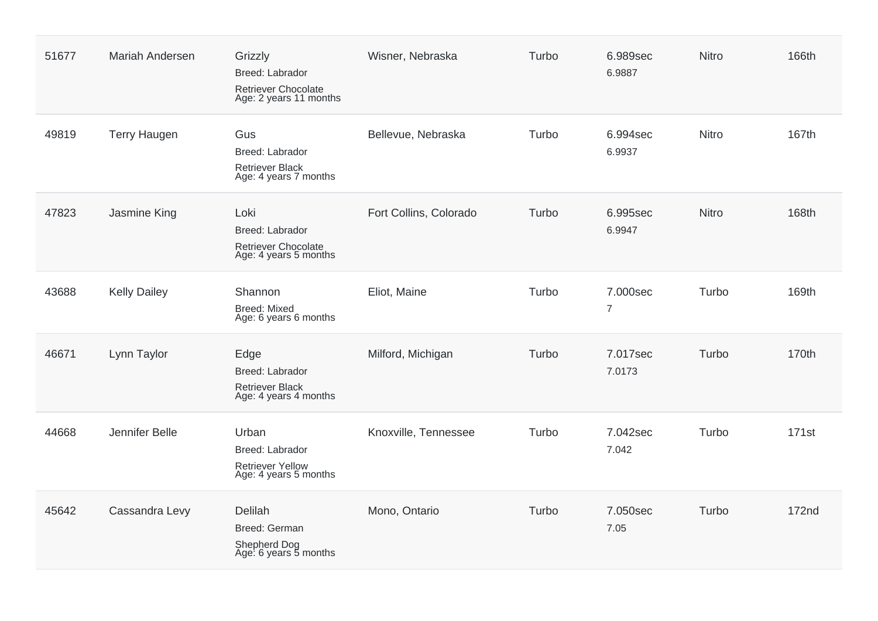| | | | | | | | |
|---|---|---|---|---|---|---|---|
| 51677 | Mariah Andersen | Grizzly<br>Breed: Labrador Retriever Chocolate<br>Age: 2 years 11 months | Wisner, Nebraska | Turbo | 6.989sec<br>6.9887 | Nitro | 166th |
| 49819 | Terry Haugen | Gus<br>Breed: Labrador Retriever Black<br>Age: 4 years 7 months | Bellevue, Nebraska | Turbo | 6.994sec<br>6.9937 | Nitro | 167th |
| 47823 | Jasmine King | Loki<br>Breed: Labrador Retriever Chocolate<br>Age: 4 years 5 months | Fort Collins, Colorado | Turbo | 6.995sec<br>6.9947 | Nitro | 168th |
| 43688 | Kelly Dailey | Shannon<br>Breed: Mixed<br>Age: 6 years 6 months | Eliot, Maine | Turbo | 7.000sec<br>7 | Turbo | 169th |
| 46671 | Lynn Taylor | Edge<br>Breed: Labrador Retriever Black<br>Age: 4 years 4 months | Milford, Michigan | Turbo | 7.017sec<br>7.0173 | Turbo | 170th |
| 44668 | Jennifer Belle | Urban<br>Breed: Labrador Retriever Yellow<br>Age: 4 years 5 months | Knoxville, Tennessee | Turbo | 7.042sec<br>7.042 | Turbo | 171st |
| 45642 | Cassandra Levy | Delilah<br>Breed: German Shepherd Dog<br>Age: 6 years 5 months | Mono, Ontario | Turbo | 7.050sec<br>7.05 | Turbo | 172nd |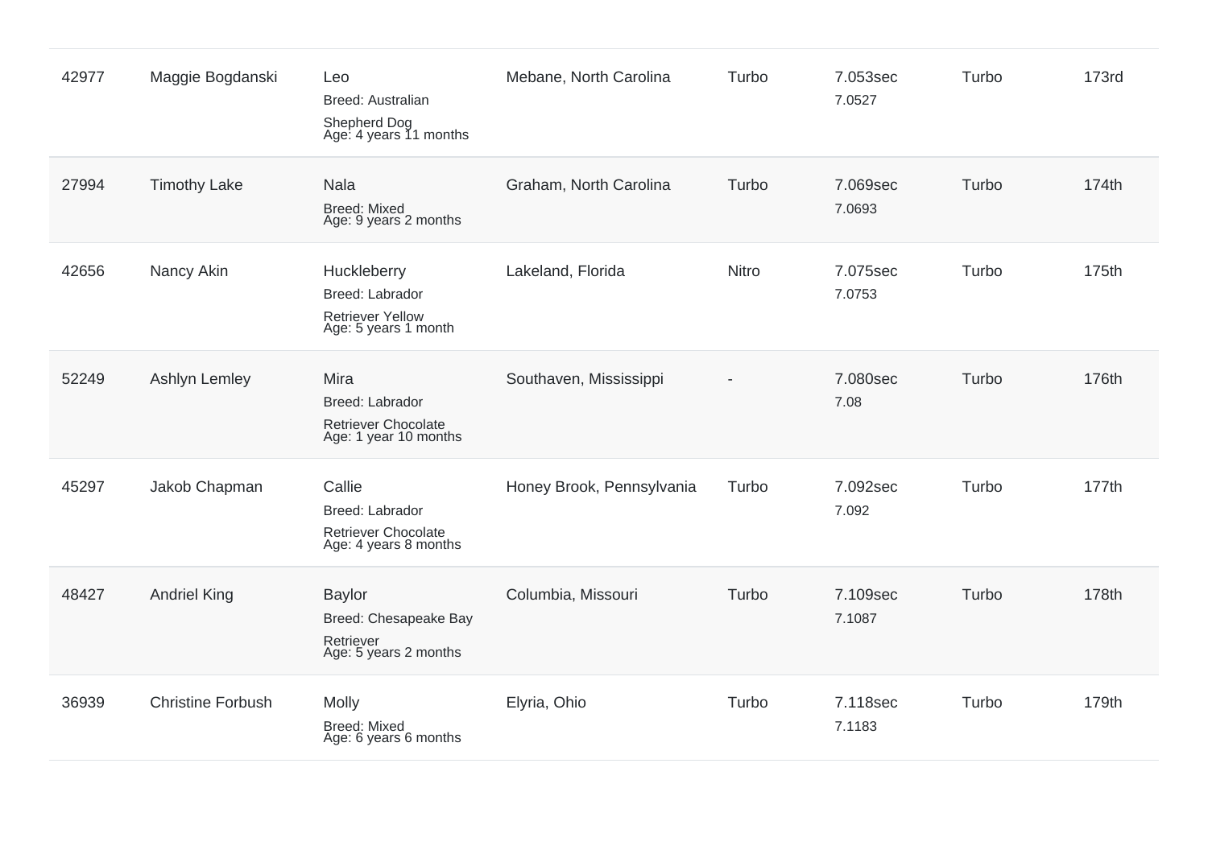| | | | | | | | |
|---|---|---|---|---|---|---|---|
| 42977 | Maggie Bogdanski | Leo<br>Breed: Australian Shepherd Dog<br>Age: 4 years 11 months | Mebane, North Carolina | Turbo | 7.053sec<br>7.0527 | Turbo | 173rd |
| 27994 | Timothy Lake | Nala<br>Breed: Mixed<br>Age: 9 years 2 months | Graham, North Carolina | Turbo | 7.069sec<br>7.0693 | Turbo | 174th |
| 42656 | Nancy Akin | Huckleberry<br>Breed: Labrador Retriever Yellow<br>Age: 5 years 1 month | Lakeland, Florida | Nitro | 7.075sec<br>7.0753 | Turbo | 175th |
| 52249 | Ashlyn Lemley | Mira<br>Breed: Labrador Retriever Chocolate<br>Age: 1 year 10 months | Southaven, Mississippi | - | 7.080sec<br>7.08 | Turbo | 176th |
| 45297 | Jakob Chapman | Callie<br>Breed: Labrador Retriever Chocolate<br>Age: 4 years 8 months | Honey Brook, Pennsylvania | Turbo | 7.092sec<br>7.092 | Turbo | 177th |
| 48427 | Andriel King | Baylor<br>Breed: Chesapeake Bay Retriever<br>Age: 5 years 2 months | Columbia, Missouri | Turbo | 7.109sec<br>7.1087 | Turbo | 178th |
| 36939 | Christine Forbush | Molly<br>Breed: Mixed<br>Age: 6 years 6 months | Elyria, Ohio | Turbo | 7.118sec<br>7.1183 | Turbo | 179th |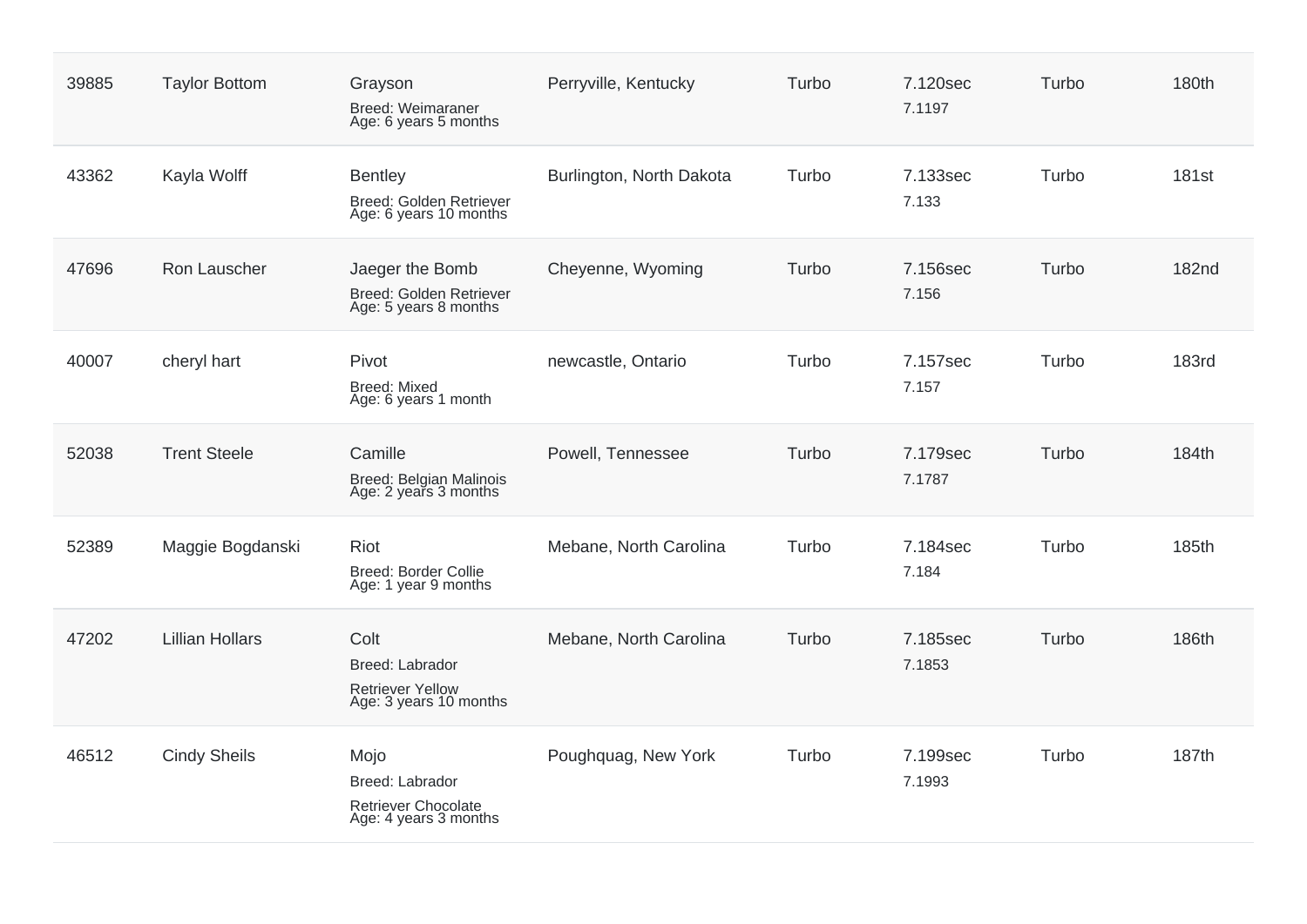| | | | | | | | |
|---|---|---|---|---|---|---|---|
| 39885 | Taylor Bottom | Grayson<br>Breed: Weimaraner<br>Age: 6 years 5 months | Perryville, Kentucky | Turbo | 7.120sec<br>7.1197 | Turbo | 180th |
| 43362 | Kayla Wolff | Bentley<br>Breed: Golden Retriever<br>Age: 6 years 10 months | Burlington, North Dakota | Turbo | 7.133sec<br>7.133 | Turbo | 181st |
| 47696 | Ron Lauscher | Jaeger the Bomb<br>Breed: Golden Retriever<br>Age: 5 years 8 months | Cheyenne, Wyoming | Turbo | 7.156sec<br>7.156 | Turbo | 182nd |
| 40007 | cheryl hart | Pivot<br>Breed: Mixed<br>Age: 6 years 1 month | newcastle, Ontario | Turbo | 7.157sec<br>7.157 | Turbo | 183rd |
| 52038 | Trent Steele | Camille<br>Breed: Belgian Malinois<br>Age: 2 years 3 months | Powell, Tennessee | Turbo | 7.179sec<br>7.1787 | Turbo | 184th |
| 52389 | Maggie Bogdanski | Riot<br>Breed: Border Collie<br>Age: 1 year 9 months | Mebane, North Carolina | Turbo | 7.184sec<br>7.184 | Turbo | 185th |
| 47202 | Lillian Hollars | Colt<br>Breed: Labrador Retriever Yellow<br>Age: 3 years 10 months | Mebane, North Carolina | Turbo | 7.185sec<br>7.1853 | Turbo | 186th |
| 46512 | Cindy Sheils | Mojo<br>Breed: Labrador Retriever Chocolate<br>Age: 4 years 3 months | Poughquag, New York | Turbo | 7.199sec<br>7.1993 | Turbo | 187th |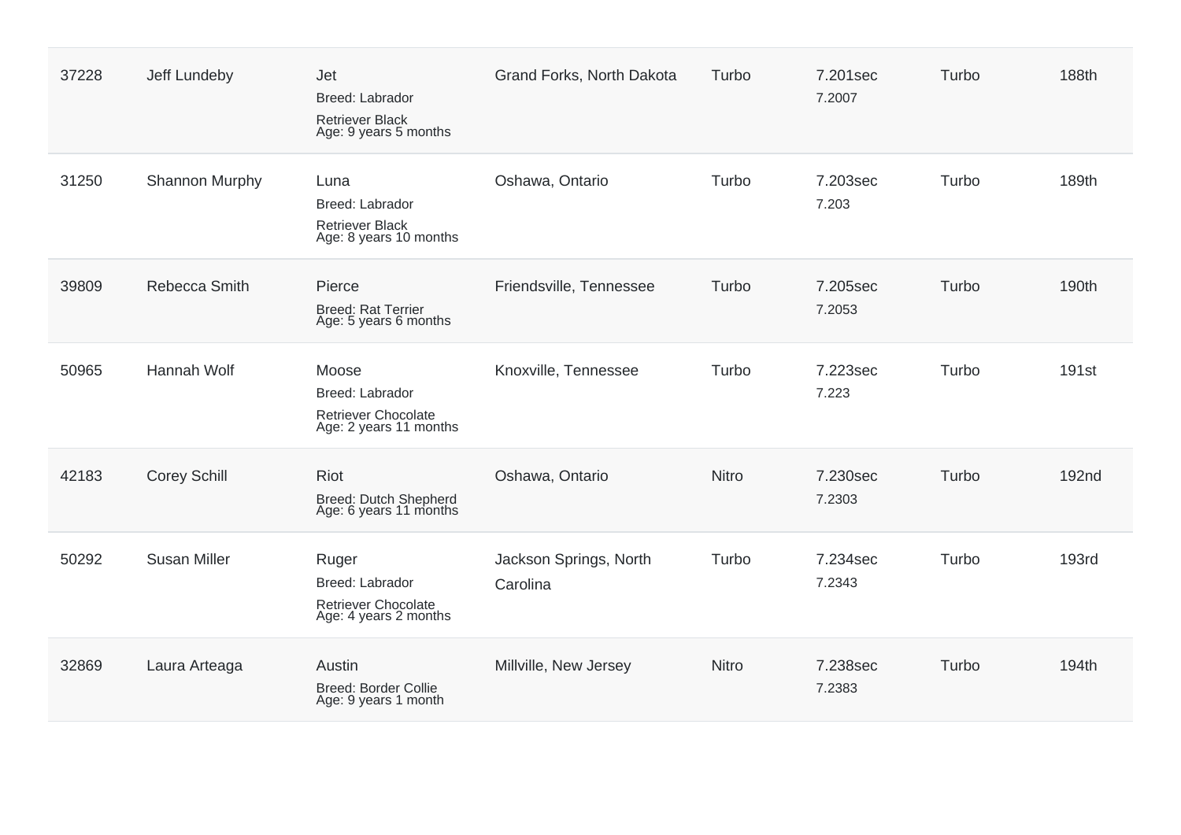| | | | | | | | |
|---|---|---|---|---|---|---|---|
| 37228 | Jeff Lundeby | Jet<br>Breed: Labrador Retriever Black<br>Age: 9 years 5 months | Grand Forks, North Dakota | Turbo | 7.201sec<br>7.2007 | Turbo | 188th |
| 31250 | Shannon Murphy | Luna<br>Breed: Labrador Retriever Black<br>Age: 8 years 10 months | Oshawa, Ontario | Turbo | 7.203sec<br>7.203 | Turbo | 189th |
| 39809 | Rebecca Smith | Pierce<br>Breed: Rat Terrier<br>Age: 5 years 6 months | Friendsville, Tennessee | Turbo | 7.205sec<br>7.2053 | Turbo | 190th |
| 50965 | Hannah Wolf | Moose<br>Breed: Labrador Retriever Chocolate<br>Age: 2 years 11 months | Knoxville, Tennessee | Turbo | 7.223sec<br>7.223 | Turbo | 191st |
| 42183 | Corey Schill | Riot<br>Breed: Dutch Shepherd<br>Age: 6 years 11 months | Oshawa, Ontario | Nitro | 7.230sec<br>7.2303 | Turbo | 192nd |
| 50292 | Susan Miller | Ruger<br>Breed: Labrador Retriever Chocolate<br>Age: 4 years 2 months | Jackson Springs, North Carolina | Turbo | 7.234sec<br>7.2343 | Turbo | 193rd |
| 32869 | Laura Arteaga | Austin<br>Breed: Border Collie<br>Age: 9 years 1 month | Millville, New Jersey | Nitro | 7.238sec<br>7.2383 | Turbo | 194th |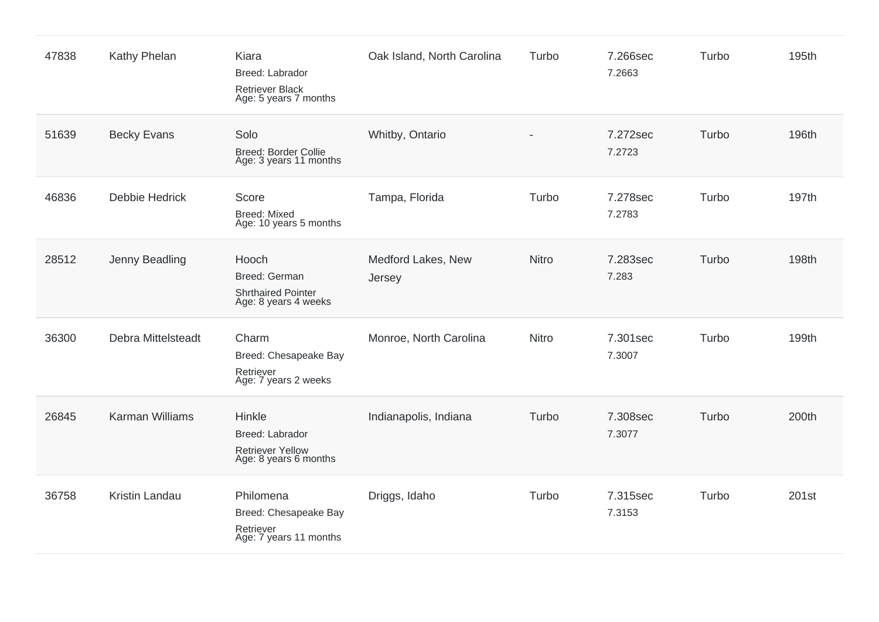| | | | | | | | |
|---|---|---|---|---|---|---|---|
| 47838 | Kathy Phelan | Kiara<br>Breed: Labrador Retriever Black<br>Age: 5 years 7 months | Oak Island, North Carolina | Turbo | 7.266sec<br>7.2663 | Turbo | 195th |
| 51639 | Becky Evans | Solo<br>Breed: Border Collie<br>Age: 3 years 11 months | Whitby, Ontario | - | 7.272sec<br>7.2723 | Turbo | 196th |
| 46836 | Debbie Hedrick | Score<br>Breed: Mixed<br>Age: 10 years 5 months | Tampa, Florida | Turbo | 7.278sec<br>7.2783 | Turbo | 197th |
| 28512 | Jenny Beadling | Hooch<br>Breed: German Shrthaired Pointer<br>Age: 8 years 4 weeks | Medford Lakes, New Jersey | Nitro | 7.283sec<br>7.283 | Turbo | 198th |
| 36300 | Debra Mittelsteadt | Charm<br>Breed: Chesapeake Bay Retriever<br>Age: 7 years 2 weeks | Monroe, North Carolina | Nitro | 7.301sec<br>7.3007 | Turbo | 199th |
| 26845 | Karman Williams | Hinkle<br>Breed: Labrador Retriever Yellow<br>Age: 8 years 6 months | Indianapolis, Indiana | Turbo | 7.308sec<br>7.3077 | Turbo | 200th |
| 36758 | Kristin Landau | Philomena<br>Breed: Chesapeake Bay Retriever<br>Age: 7 years 11 months | Driggs, Idaho | Turbo | 7.315sec<br>7.3153 | Turbo | 201st |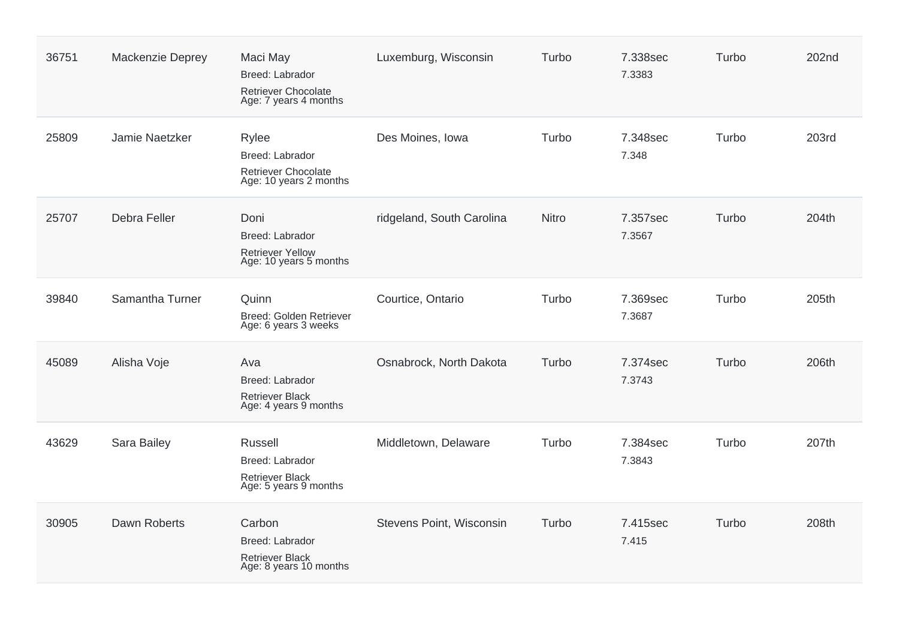| | | | | | | | |
|---|---|---|---|---|---|---|---|
| 36751 | Mackenzie Deprey | Maci May<br>Breed: Labrador<br>Retriever Chocolate<br>Age: 7 years 4 months | Luxemburg, Wisconsin | Turbo | 7.338sec<br>7.3383 | Turbo | 202nd |
| 25809 | Jamie Naetzker | Rylee<br>Breed: Labrador<br>Retriever Chocolate<br>Age: 10 years 2 months | Des Moines, Iowa | Turbo | 7.348sec<br>7.348 | Turbo | 203rd |
| 25707 | Debra Feller | Doni<br>Breed: Labrador<br>Retriever Yellow<br>Age: 10 years 5 months | ridgeland, South Carolina | Nitro | 7.357sec<br>7.3567 | Turbo | 204th |
| 39840 | Samantha Turner | Quinn<br>Breed: Golden Retriever<br>Age: 6 years 3 weeks | Courtice, Ontario | Turbo | 7.369sec<br>7.3687 | Turbo | 205th |
| 45089 | Alisha Voje | Ava<br>Breed: Labrador<br>Retriever Black<br>Age: 4 years 9 months | Osnabrock, North Dakota | Turbo | 7.374sec<br>7.3743 | Turbo | 206th |
| 43629 | Sara Bailey | Russell<br>Breed: Labrador<br>Retriever Black<br>Age: 5 years 9 months | Middletown, Delaware | Turbo | 7.384sec<br>7.3843 | Turbo | 207th |
| 30905 | Dawn Roberts | Carbon<br>Breed: Labrador<br>Retriever Black<br>Age: 8 years 10 months | Stevens Point, Wisconsin | Turbo | 7.415sec<br>7.415 | Turbo | 208th |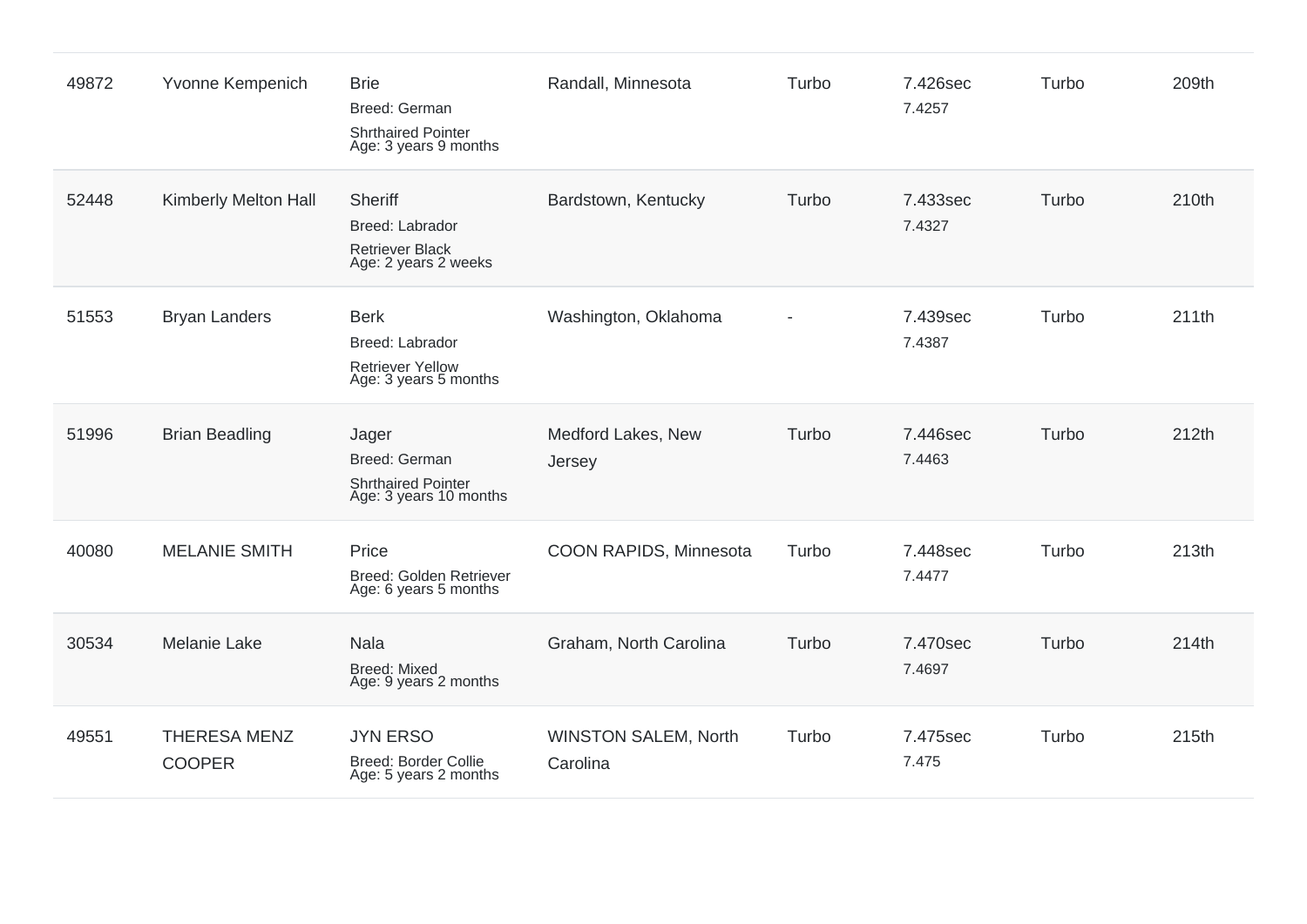| | | | | | | | |
|---|---|---|---|---|---|---|---|
| 49872 | Yvonne Kempenich | Brie<br>Breed: German Shrthaired Pointer<br>Age: 3 years 9 months | Randall, Minnesota | Turbo | 7.426sec<br>7.4257 | Turbo | 209th |
| 52448 | Kimberly Melton Hall | Sheriff<br>Breed: Labrador Retriever Black<br>Age: 2 years 2 weeks | Bardstown, Kentucky | Turbo | 7.433sec<br>7.4327 | Turbo | 210th |
| 51553 | Bryan Landers | Berk<br>Breed: Labrador Retriever Yellow<br>Age: 3 years 5 months | Washington, Oklahoma | - | 7.439sec<br>7.4387 | Turbo | 211th |
| 51996 | Brian Beadling | Jager<br>Breed: German Shrthaired Pointer<br>Age: 3 years 10 months | Medford Lakes, New Jersey | Turbo | 7.446sec<br>7.4463 | Turbo | 212th |
| 40080 | MELANIE SMITH | Price<br>Breed: Golden Retriever<br>Age: 6 years 5 months | COON RAPIDS, Minnesota | Turbo | 7.448sec<br>7.4477 | Turbo | 213th |
| 30534 | Melanie Lake | Nala<br>Breed: Mixed<br>Age: 9 years 2 months | Graham, North Carolina | Turbo | 7.470sec<br>7.4697 | Turbo | 214th |
| 49551 | THERESA MENZ COOPER | JYN ERSO<br>Breed: Border Collie<br>Age: 5 years 2 months | WINSTON SALEM, North Carolina | Turbo | 7.475sec<br>7.475 | Turbo | 215th |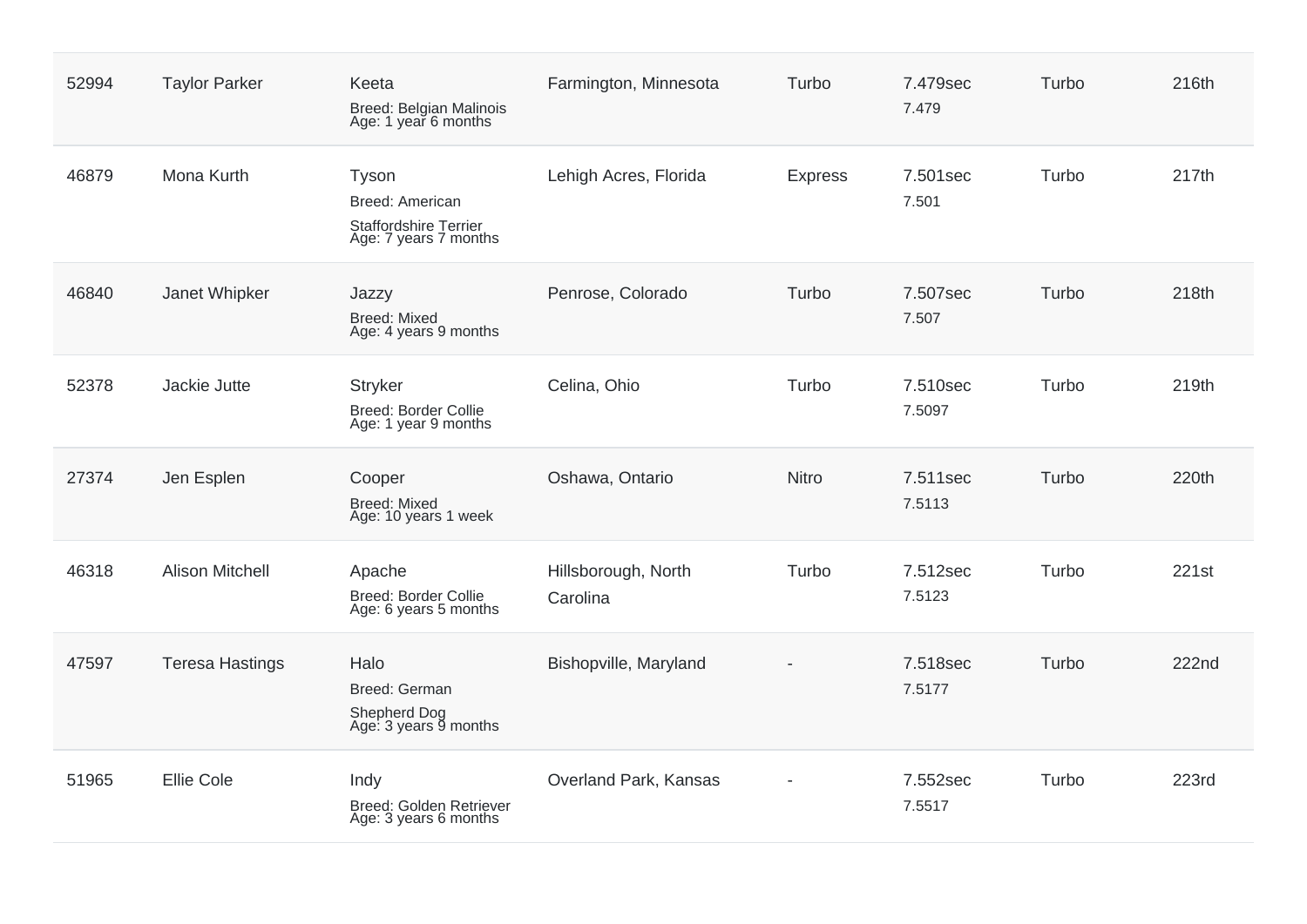| | | | | | | | |
|---|---|---|---|---|---|---|---|
| 52994 | Taylor Parker | Keeta<br>Breed: Belgian Malinois<br>Age: 1 year 6 months | Farmington, Minnesota | Turbo | 7.479sec<br>7.479 | Turbo | 216th |
| 46879 | Mona Kurth | Tyson<br>Breed: American Staffordshire Terrier<br>Age: 7 years 7 months | Lehigh Acres, Florida | Express | 7.501sec<br>7.501 | Turbo | 217th |
| 46840 | Janet Whipker | Jazzy<br>Breed: Mixed<br>Age: 4 years 9 months | Penrose, Colorado | Turbo | 7.507sec<br>7.507 | Turbo | 218th |
| 52378 | Jackie Jutte | Stryker<br>Breed: Border Collie<br>Age: 1 year 9 months | Celina, Ohio | Turbo | 7.510sec<br>7.5097 | Turbo | 219th |
| 27374 | Jen Esplen | Cooper<br>Breed: Mixed<br>Age: 10 years 1 week | Oshawa, Ontario | Nitro | 7.511sec<br>7.5113 | Turbo | 220th |
| 46318 | Alison Mitchell | Apache<br>Breed: Border Collie<br>Age: 6 years 5 months | Hillsborough, North Carolina | Turbo | 7.512sec<br>7.5123 | Turbo | 221st |
| 47597 | Teresa Hastings | Halo<br>Breed: German Shepherd Dog<br>Age: 3 years 9 months | Bishopville, Maryland | - | 7.518sec<br>7.5177 | Turbo | 222nd |
| 51965 | Ellie Cole | Indy<br>Breed: Golden Retriever<br>Age: 3 years 6 months | Overland Park, Kansas | - | 7.552sec<br>7.5517 | Turbo | 223rd |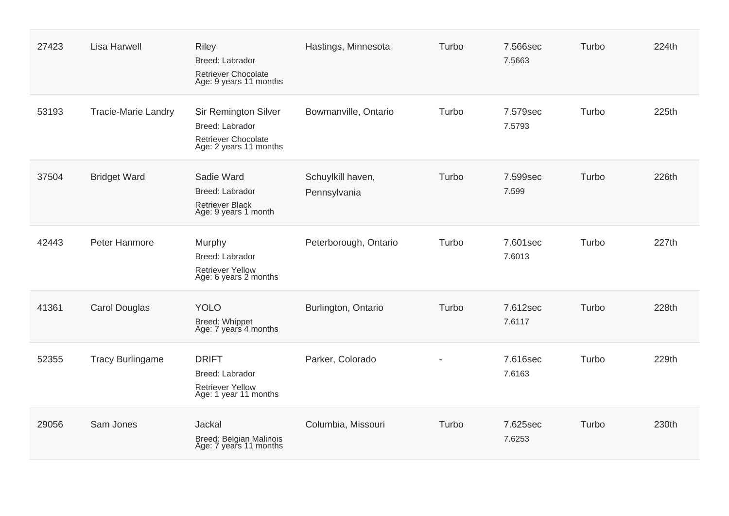| | | | | | | | |
|---|---|---|---|---|---|---|---|
| 27423 | Lisa Harwell | Riley<br>Breed: Labrador<br>Retriever Chocolate<br>Age: 9 years 11 months | Hastings, Minnesota | Turbo | 7.566sec<br>7.5663 | Turbo | 224th |
| 53193 | Tracie-Marie Landry | Sir Remington Silver<br>Breed: Labrador<br>Retriever Chocolate<br>Age: 2 years 11 months | Bowmanville, Ontario | Turbo | 7.579sec<br>7.5793 | Turbo | 225th |
| 37504 | Bridget Ward | Sadie Ward<br>Breed: Labrador<br>Retriever Black<br>Age: 9 years 1 month | Schuylkill haven, Pennsylvania | Turbo | 7.599sec<br>7.599 | Turbo | 226th |
| 42443 | Peter Hanmore | Murphy<br>Breed: Labrador<br>Retriever Yellow<br>Age: 6 years 2 months | Peterborough, Ontario | Turbo | 7.601sec<br>7.6013 | Turbo | 227th |
| 41361 | Carol Douglas | YOLO<br>Breed: Whippet<br>Age: 7 years 4 months | Burlington, Ontario | Turbo | 7.612sec<br>7.6117 | Turbo | 228th |
| 52355 | Tracy Burlingame | DRIFT<br>Breed: Labrador<br>Retriever Yellow<br>Age: 1 year 11 months | Parker, Colorado | - | 7.616sec<br>7.6163 | Turbo | 229th |
| 29056 | Sam Jones | Jackal<br>Breed: Belgian Malinois<br>Age: 7 years 11 months | Columbia, Missouri | Turbo | 7.625sec<br>7.6253 | Turbo | 230th |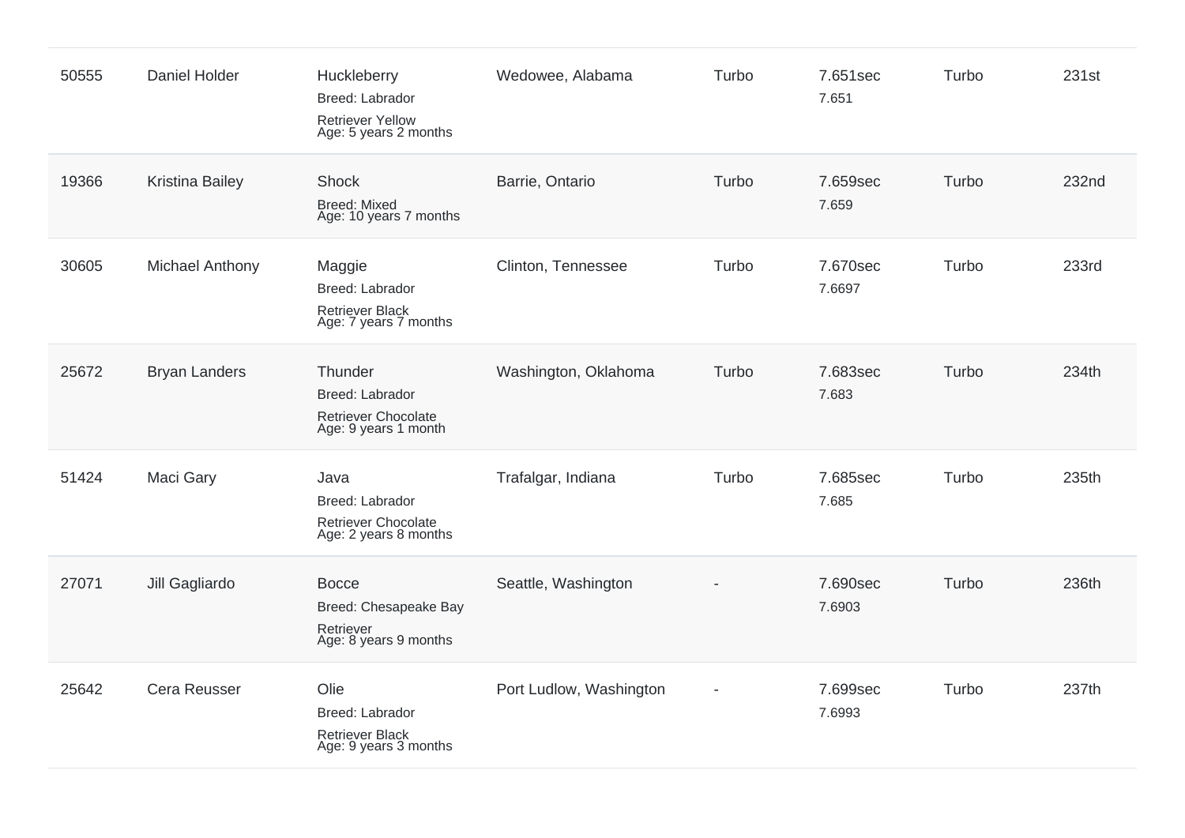| | | | | | | | |
|---|---|---|---|---|---|---|---|
| 50555 | Daniel Holder | Huckleberry<br>Breed: Labrador Retriever Yellow<br>Age: 5 years 2 months | Wedowee, Alabama | Turbo | 7.651sec<br>7.651 | Turbo | 231st |
| 19366 | Kristina Bailey | Shock<br>Breed: Mixed<br>Age: 10 years 7 months | Barrie, Ontario | Turbo | 7.659sec<br>7.659 | Turbo | 232nd |
| 30605 | Michael Anthony | Maggie<br>Breed: Labrador Retriever Black<br>Age: 7 years 7 months | Clinton, Tennessee | Turbo | 7.670sec<br>7.6697 | Turbo | 233rd |
| 25672 | Bryan Landers | Thunder<br>Breed: Labrador Retriever Chocolate<br>Age: 9 years 1 month | Washington, Oklahoma | Turbo | 7.683sec<br>7.683 | Turbo | 234th |
| 51424 | Maci Gary | Java<br>Breed: Labrador Retriever Chocolate<br>Age: 2 years 8 months | Trafalgar, Indiana | Turbo | 7.685sec<br>7.685 | Turbo | 235th |
| 27071 | Jill Gagliardo | Bocce<br>Breed: Chesapeake Bay Retriever<br>Age: 8 years 9 months | Seattle, Washington | - | 7.690sec<br>7.6903 | Turbo | 236th |
| 25642 | Cera Reusser | Olie<br>Breed: Labrador Retriever Black<br>Age: 9 years 3 months | Port Ludlow, Washington | - | 7.699sec<br>7.6993 | Turbo | 237th |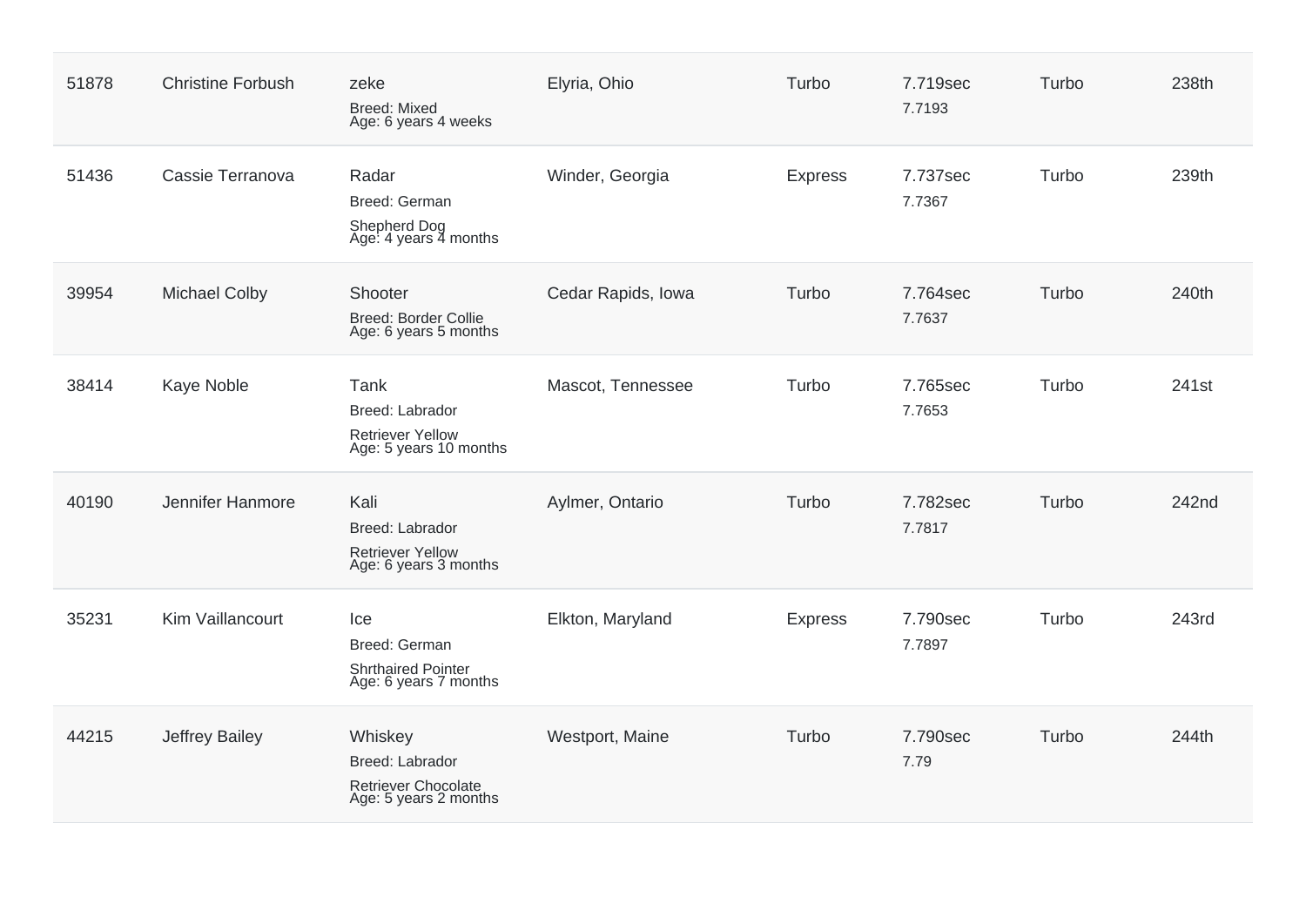| | | | | | | | |
|---|---|---|---|---|---|---|---|
| 51878 | Christine Forbush | zeke<br>Breed: Mixed<br>Age: 6 years 4 weeks | Elyria, Ohio | Turbo | 7.719sec<br>7.7193 | Turbo | 238th |
| 51436 | Cassie Terranova | Radar<br>Breed: German Shepherd Dog<br>Age: 4 years 4 months | Winder, Georgia | Express | 7.737sec<br>7.7367 | Turbo | 239th |
| 39954 | Michael Colby | Shooter<br>Breed: Border Collie<br>Age: 6 years 5 months | Cedar Rapids, Iowa | Turbo | 7.764sec<br>7.7637 | Turbo | 240th |
| 38414 | Kaye Noble | Tank<br>Breed: Labrador Retriever Yellow<br>Age: 5 years 10 months | Mascot, Tennessee | Turbo | 7.765sec<br>7.7653 | Turbo | 241st |
| 40190 | Jennifer Hanmore | Kali<br>Breed: Labrador Retriever Yellow<br>Age: 6 years 3 months | Aylmer, Ontario | Turbo | 7.782sec<br>7.7817 | Turbo | 242nd |
| 35231 | Kim Vaillancourt | Ice<br>Breed: German Shrthaired Pointer<br>Age: 6 years 7 months | Elkton, Maryland | Express | 7.790sec<br>7.7897 | Turbo | 243rd |
| 44215 | Jeffrey Bailey | Whiskey<br>Breed: Labrador Retriever Chocolate<br>Age: 5 years 2 months | Westport, Maine | Turbo | 7.790sec<br>7.79 | Turbo | 244th |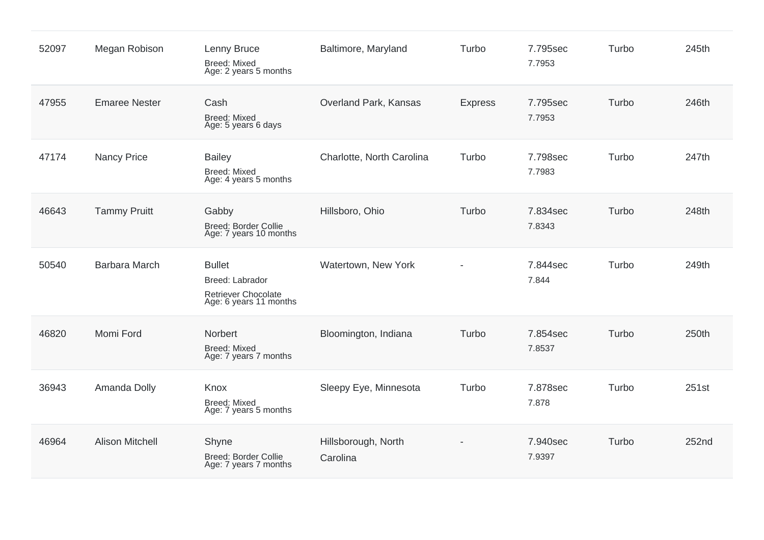| | | | | | | | |
|---|---|---|---|---|---|---|---|
| 52097 | Megan Robison | Lenny Bruce<br>Breed: Mixed<br>Age: 2 years 5 months | Baltimore, Maryland | Turbo | 7.795sec<br>7.7953 | Turbo | 245th |
| 47955 | Emaree Nester | Cash<br>Breed: Mixed<br>Age: 5 years 6 days | Overland Park, Kansas | Express | 7.795sec<br>7.7953 | Turbo | 246th |
| 47174 | Nancy Price | Bailey<br>Breed: Mixed<br>Age: 4 years 5 months | Charlotte, North Carolina | Turbo | 7.798sec<br>7.7983 | Turbo | 247th |
| 46643 | Tammy Pruitt | Gabby<br>Breed: Border Collie<br>Age: 7 years 10 months | Hillsboro, Ohio | Turbo | 7.834sec<br>7.8343 | Turbo | 248th |
| 50540 | Barbara March | Bullet<br>Breed: Labrador Retriever Chocolate<br>Age: 6 years 11 months | Watertown, New York | - | 7.844sec<br>7.844 | Turbo | 249th |
| 46820 | Momi Ford | Norbert<br>Breed: Mixed<br>Age: 7 years 7 months | Bloomington, Indiana | Turbo | 7.854sec<br>7.8537 | Turbo | 250th |
| 36943 | Amanda Dolly | Knox<br>Breed: Mixed<br>Age: 7 years 5 months | Sleepy Eye, Minnesota | Turbo | 7.878sec<br>7.878 | Turbo | 251st |
| 46964 | Alison Mitchell | Shyne<br>Breed: Border Collie<br>Age: 7 years 7 months | Hillsborough, North Carolina | - | 7.940sec<br>7.9397 | Turbo | 252nd |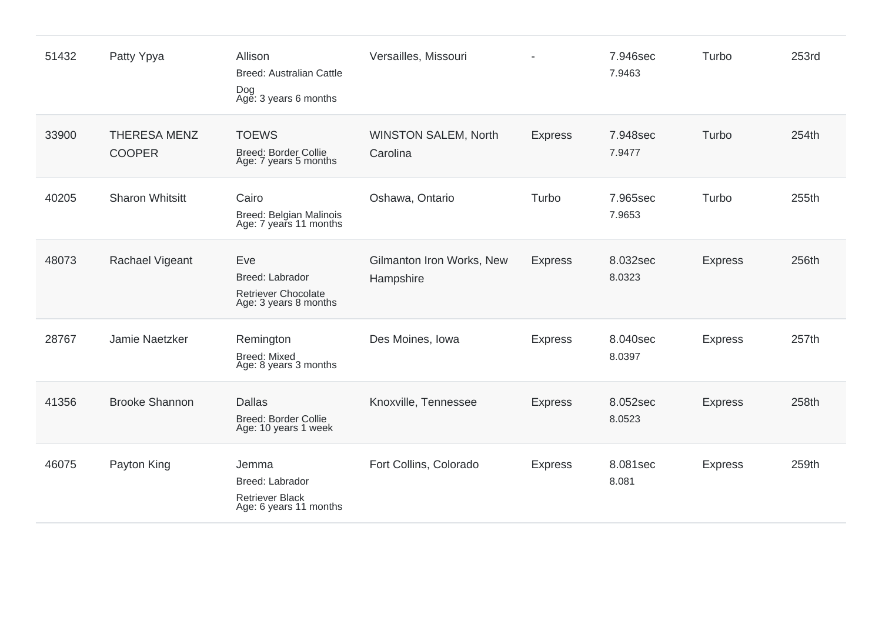| | | | | | | | |
|---|---|---|---|---|---|---|---|
| 51432 | Patty Ypya | Allison<br>Breed: Australian Cattle Dog<br>Age: 3 years 6 months | Versailles, Missouri | - | 7.946sec<br>7.9463 | Turbo | 253rd |
| 33900 | THERESA MENZ COOPER | TOEWS<br>Breed: Border Collie<br>Age: 7 years 5 months | WINSTON SALEM, North Carolina | Express | 7.948sec<br>7.9477 | Turbo | 254th |
| 40205 | Sharon Whitsitt | Cairo<br>Breed: Belgian Malinois<br>Age: 7 years 11 months | Oshawa, Ontario | Turbo | 7.965sec<br>7.9653 | Turbo | 255th |
| 48073 | Rachael Vigeant | Eve<br>Breed: Labrador Retriever Chocolate<br>Age: 3 years 8 months | Gilmanton Iron Works, New Hampshire | Express | 8.032sec<br>8.0323 | Express | 256th |
| 28767 | Jamie Naetzker | Remington<br>Breed: Mixed<br>Age: 8 years 3 months | Des Moines, Iowa | Express | 8.040sec<br>8.0397 | Express | 257th |
| 41356 | Brooke Shannon | Dallas<br>Breed: Border Collie<br>Age: 10 years 1 week | Knoxville, Tennessee | Express | 8.052sec<br>8.0523 | Express | 258th |
| 46075 | Payton King | Jemma<br>Breed: Labrador Retriever Black<br>Age: 6 years 11 months | Fort Collins, Colorado | Express | 8.081sec<br>8.081 | Express | 259th |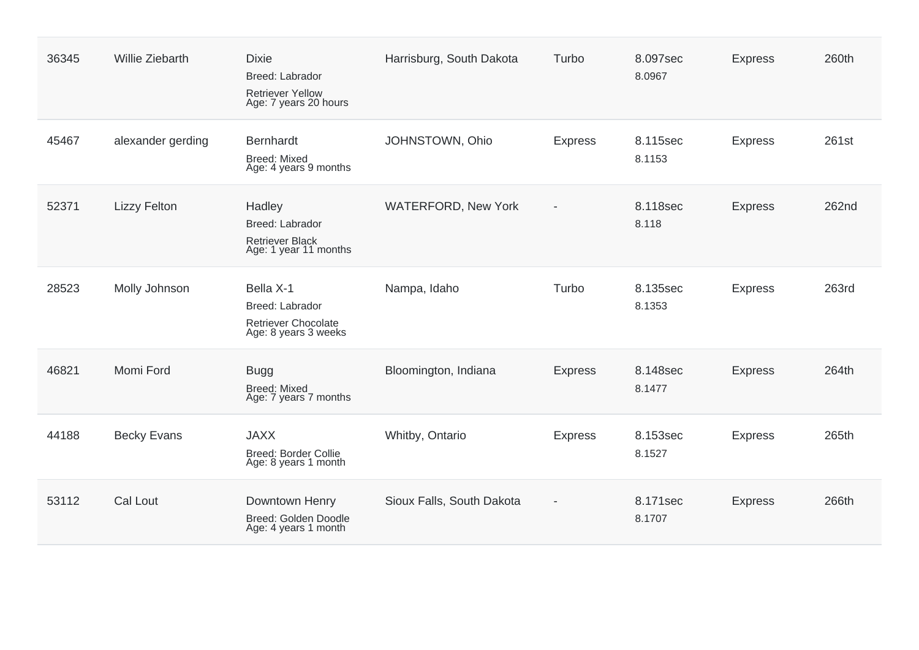| | | | | | | | |
|---|---|---|---|---|---|---|---|
| 36345 | Willie Ziebarth | Dixie<br>Breed: Labrador Retriever Yellow<br>Age: 7 years 20 hours | Harrisburg, South Dakota | Turbo | 8.097sec<br>8.0967 | Express | 260th |
| 45467 | alexander gerding | Bernhardt<br>Breed: Mixed<br>Age: 4 years 9 months | JOHNSTOWN, Ohio | Express | 8.115sec<br>8.1153 | Express | 261st |
| 52371 | Lizzy Felton | Hadley<br>Breed: Labrador Retriever Black<br>Age: 1 year 11 months | WATERFORD, New York | - | 8.118sec<br>8.118 | Express | 262nd |
| 28523 | Molly Johnson | Bella X-1<br>Breed: Labrador Retriever Chocolate<br>Age: 8 years 3 weeks | Nampa, Idaho | Turbo | 8.135sec<br>8.1353 | Express | 263rd |
| 46821 | Momi Ford | Bugg<br>Breed: Mixed<br>Age: 7 years 7 months | Bloomington, Indiana | Express | 8.148sec<br>8.1477 | Express | 264th |
| 44188 | Becky Evans | JAXX<br>Breed: Border Collie<br>Age: 8 years 1 month | Whitby, Ontario | Express | 8.153sec<br>8.1527 | Express | 265th |
| 53112 | Cal Lout | Downtown Henry<br>Breed: Golden Doodle<br>Age: 4 years 1 month | Sioux Falls, South Dakota | - | 8.171sec<br>8.1707 | Express | 266th |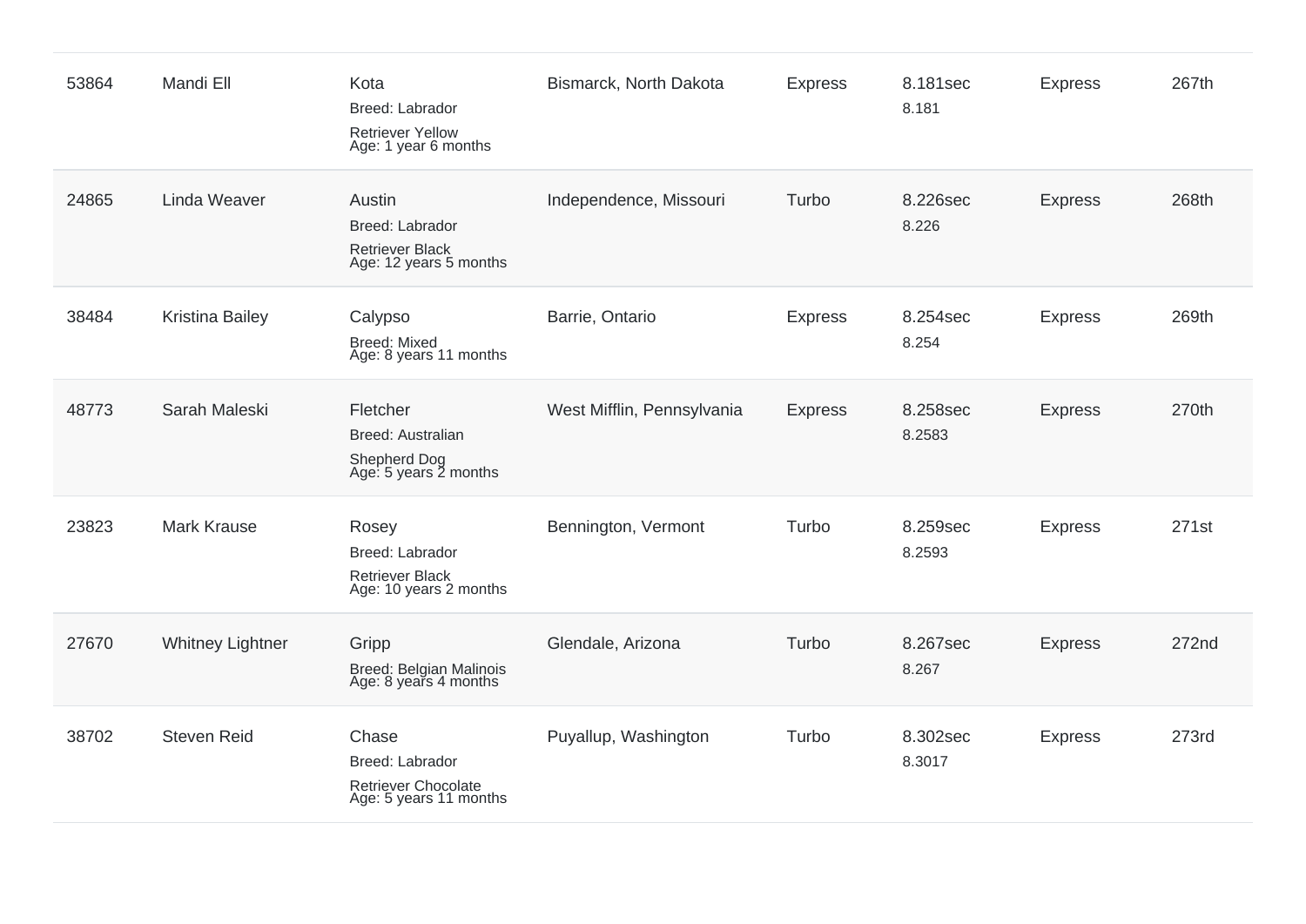| | | | | | | | |
|---|---|---|---|---|---|---|---|
| 53864 | Mandi Ell | Kota<br>Breed: Labrador Retriever Yellow<br>Age: 1 year 6 months | Bismarck, North Dakota | Express | 8.181sec<br>8.181 | Express | 267th |
| 24865 | Linda Weaver | Austin<br>Breed: Labrador Retriever Black<br>Age: 12 years 5 months | Independence, Missouri | Turbo | 8.226sec<br>8.226 | Express | 268th |
| 38484 | Kristina Bailey | Calypso<br>Breed: Mixed<br>Age: 8 years 11 months | Barrie, Ontario | Express | 8.254sec<br>8.254 | Express | 269th |
| 48773 | Sarah Maleski | Fletcher<br>Breed: Australian Shepherd Dog<br>Age: 5 years 2 months | West Mifflin, Pennsylvania | Express | 8.258sec<br>8.2583 | Express | 270th |
| 23823 | Mark Krause | Rosey<br>Breed: Labrador Retriever Black<br>Age: 10 years 2 months | Bennington, Vermont | Turbo | 8.259sec<br>8.2593 | Express | 271st |
| 27670 | Whitney Lightner | Gripp<br>Breed: Belgian Malinois<br>Age: 8 years 4 months | Glendale, Arizona | Turbo | 8.267sec<br>8.267 | Express | 272nd |
| 38702 | Steven Reid | Chase<br>Breed: Labrador Retriever Chocolate<br>Age: 5 years 11 months | Puyallup, Washington | Turbo | 8.302sec<br>8.3017 | Express | 273rd |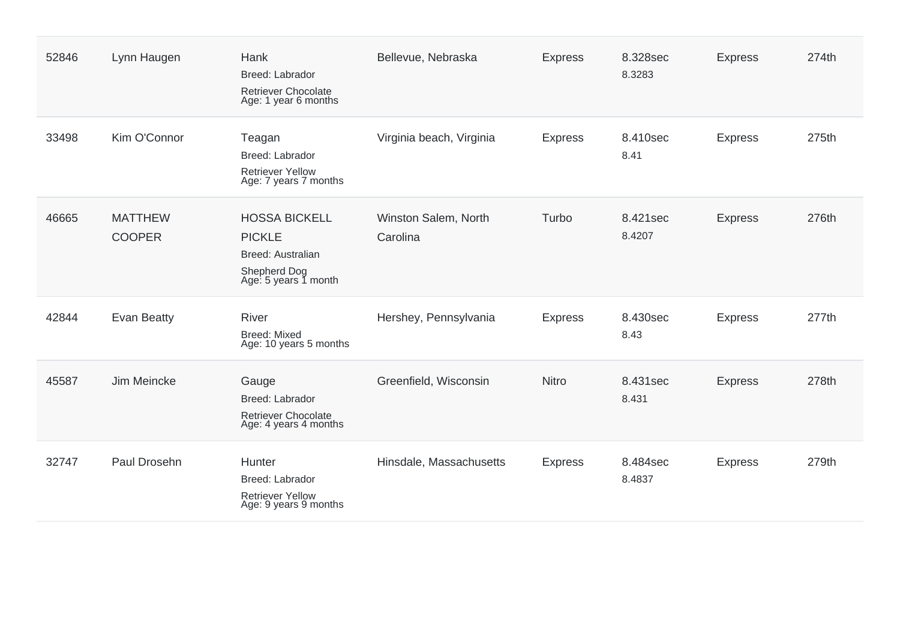| | | | | | | | |
|---|---|---|---|---|---|---|---|
| 52846 | Lynn Haugen | Hank<br>Breed: Labrador Retriever Chocolate<br>Age: 1 year 6 months | Bellevue, Nebraska | Express | 8.328sec<br>8.3283 | Express | 274th |
| 33498 | Kim O'Connor | Teagan<br>Breed: Labrador Retriever Yellow<br>Age: 7 years 7 months | Virginia beach, Virginia | Express | 8.410sec<br>8.41 | Express | 275th |
| 46665 | MATTHEW COOPER | HOSSA BICKELL PICKLE<br>Breed: Australian Shepherd Dog<br>Age: 5 years 1 month | Winston Salem, North Carolina | Turbo | 8.421sec<br>8.4207 | Express | 276th |
| 42844 | Evan Beatty | River<br>Breed: Mixed<br>Age: 10 years 5 months | Hershey, Pennsylvania | Express | 8.430sec<br>8.43 | Express | 277th |
| 45587 | Jim Meincke | Gauge<br>Breed: Labrador Retriever Chocolate<br>Age: 4 years 4 months | Greenfield, Wisconsin | Nitro | 8.431sec<br>8.431 | Express | 278th |
| 32747 | Paul Drosehn | Hunter<br>Breed: Labrador Retriever Yellow<br>Age: 9 years 9 months | Hinsdale, Massachusetts | Express | 8.484sec<br>8.4837 | Express | 279th |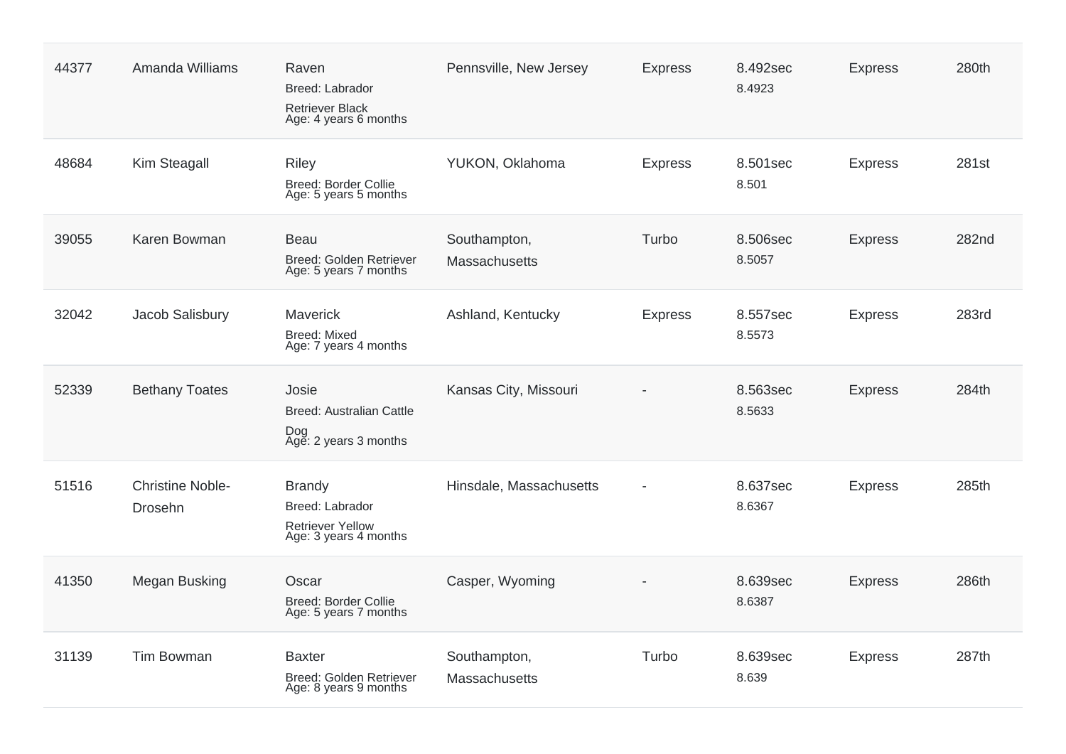| | | | | | | | |
|---|---|---|---|---|---|---|---|
| 44377 | Amanda Williams | Raven<br>Breed: Labrador Retriever Black<br>Age: 4 years 6 months | Pennsville, New Jersey | Express | 8.492sec<br>8.4923 | Express | 280th |
| 48684 | Kim Steagall | Riley<br>Breed: Border Collie<br>Age: 5 years 5 months | YUKON, Oklahoma | Express | 8.501sec<br>8.501 | Express | 281st |
| 39055 | Karen Bowman | Beau<br>Breed: Golden Retriever<br>Age: 5 years 7 months | Southampton, Massachusetts | Turbo | 8.506sec<br>8.5057 | Express | 282nd |
| 32042 | Jacob Salisbury | Maverick<br>Breed: Mixed<br>Age: 7 years 4 months | Ashland, Kentucky | Express | 8.557sec<br>8.5573 | Express | 283rd |
| 52339 | Bethany Toates | Josie<br>Breed: Australian Cattle Dog<br>Age: 2 years 3 months | Kansas City, Missouri | - | 8.563sec<br>8.5633 | Express | 284th |
| 51516 | Christine Noble-Drosehn | Brandy<br>Breed: Labrador Retriever Yellow<br>Age: 3 years 4 months | Hinsdale, Massachusetts | - | 8.637sec<br>8.6367 | Express | 285th |
| 41350 | Megan Busking | Oscar<br>Breed: Border Collie<br>Age: 5 years 7 months | Casper, Wyoming | - | 8.639sec<br>8.6387 | Express | 286th |
| 31139 | Tim Bowman | Baxter<br>Breed: Golden Retriever<br>Age: 8 years 9 months | Southampton, Massachusetts | Turbo | 8.639sec<br>8.639 | Express | 287th |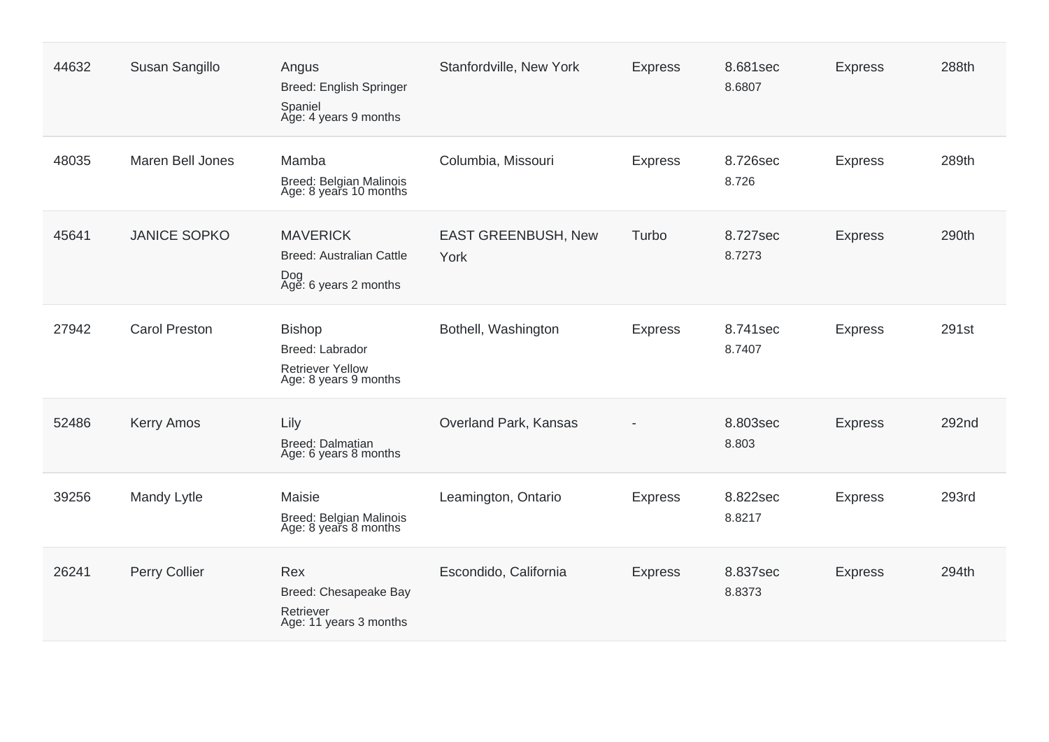| | | | | | | | |
|---|---|---|---|---|---|---|---|
| 44632 | Susan Sangillo | Angus<br>Breed: English Springer Spaniel<br>Age: 4 years 9 months | Stanfordville, New York | Express | 8.681sec<br>8.6807 | Express | 288th |
| 48035 | Maren Bell Jones | Mamba<br>Breed: Belgian Malinois<br>Age: 8 years 10 months | Columbia, Missouri | Express | 8.726sec<br>8.726 | Express | 289th |
| 45641 | JANICE SOPKO | MAVERICK<br>Breed: Australian Cattle Dog<br>Age: 6 years 2 months | EAST GREENBUSH, New York | Turbo | 8.727sec<br>8.7273 | Express | 290th |
| 27942 | Carol Preston | Bishop<br>Breed: Labrador Retriever Yellow<br>Age: 8 years 9 months | Bothell, Washington | Express | 8.741sec<br>8.7407 | Express | 291st |
| 52486 | Kerry Amos | Lily<br>Breed: Dalmatian<br>Age: 6 years 8 months | Overland Park, Kansas | - | 8.803sec<br>8.803 | Express | 292nd |
| 39256 | Mandy Lytle | Maisie<br>Breed: Belgian Malinois<br>Age: 8 years 8 months | Leamington, Ontario | Express | 8.822sec<br>8.8217 | Express | 293rd |
| 26241 | Perry Collier | Rex<br>Breed: Chesapeake Bay Retriever<br>Age: 11 years 3 months | Escondido, California | Express | 8.837sec<br>8.8373 | Express | 294th |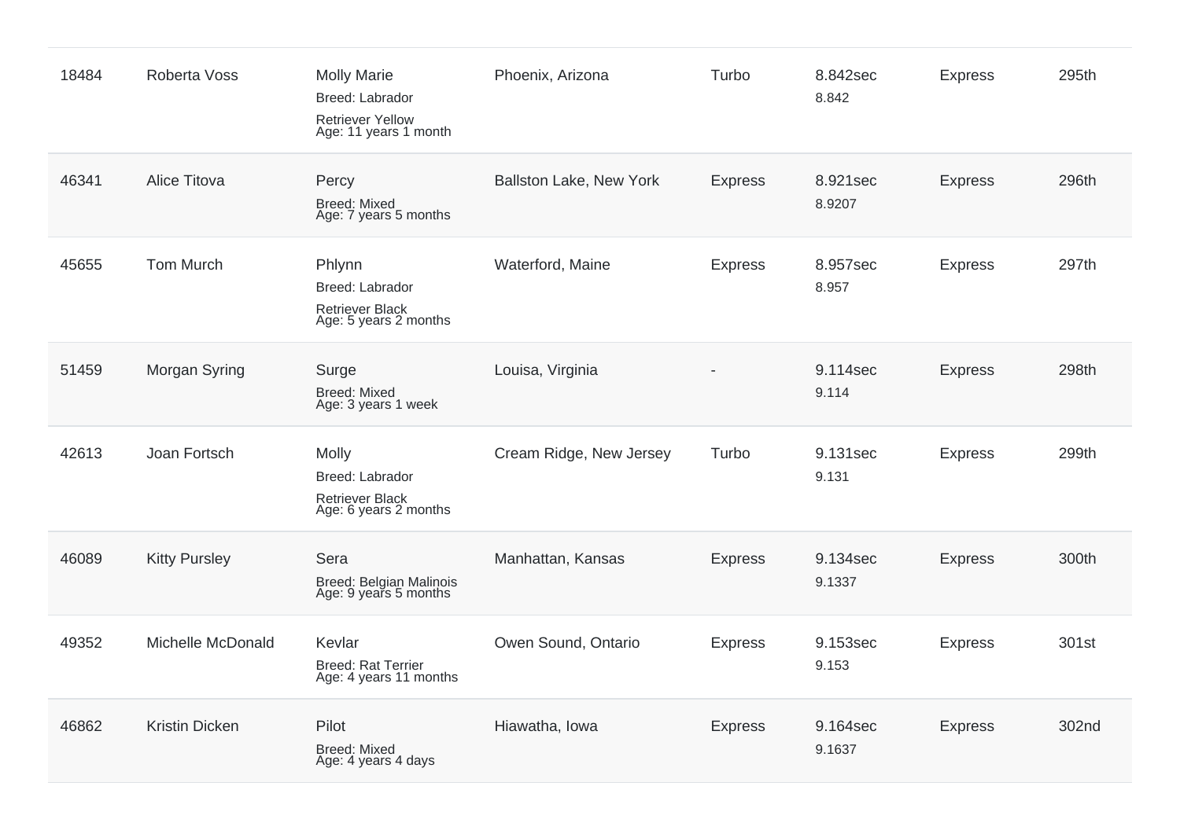| | | | | | | | |
|---|---|---|---|---|---|---|---|
| 18484 | Roberta Voss | Molly Marie<br>Breed: Labrador Retriever Yellow<br>Age: 11 years 1 month | Phoenix, Arizona | Turbo | 8.842sec<br>8.842 | Express | 295th |
| 46341 | Alice Titova | Percy<br>Breed: Mixed<br>Age: 7 years 5 months | Ballston Lake, New York | Express | 8.921sec<br>8.9207 | Express | 296th |
| 45655 | Tom Murch | Phlynn<br>Breed: Labrador Retriever Black<br>Age: 5 years 2 months | Waterford, Maine | Express | 8.957sec<br>8.957 | Express | 297th |
| 51459 | Morgan Syring | Surge<br>Breed: Mixed<br>Age: 3 years 1 week | Louisa, Virginia | - | 9.114sec<br>9.114 | Express | 298th |
| 42613 | Joan Fortsch | Molly<br>Breed: Labrador Retriever Black<br>Age: 6 years 2 months | Cream Ridge, New Jersey | Turbo | 9.131sec<br>9.131 | Express | 299th |
| 46089 | Kitty Pursley | Sera<br>Breed: Belgian Malinois<br>Age: 9 years 5 months | Manhattan, Kansas | Express | 9.134sec<br>9.1337 | Express | 300th |
| 49352 | Michelle McDonald | Kevlar<br>Breed: Rat Terrier<br>Age: 4 years 11 months | Owen Sound, Ontario | Express | 9.153sec<br>9.153 | Express | 301st |
| 46862 | Kristin Dicken | Pilot<br>Breed: Mixed<br>Age: 4 years 4 days | Hiawatha, Iowa | Express | 9.164sec<br>9.1637 | Express | 302nd |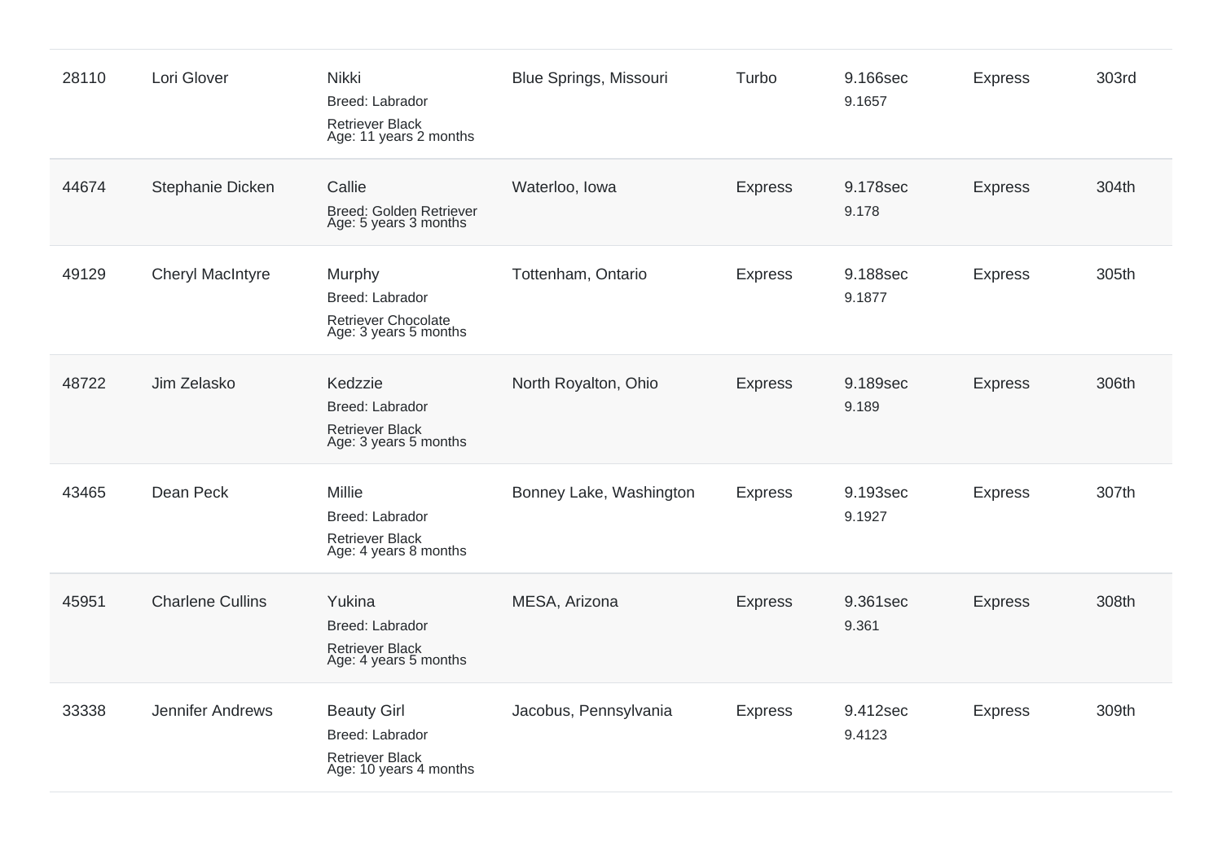| | | | | | | | |
|---|---|---|---|---|---|---|---|
| 28110 | Lori Glover | Nikki<br>Breed: Labrador Retriever Black<br>Age: 11 years 2 months | Blue Springs, Missouri | Turbo | 9.166sec<br>9.1657 | Express | 303rd |
| 44674 | Stephanie Dicken | Callie<br>Breed: Golden Retriever<br>Age: 5 years 3 months | Waterloo, Iowa | Express | 9.178sec<br>9.178 | Express | 304th |
| 49129 | Cheryl MacIntyre | Murphy<br>Breed: Labrador Retriever Chocolate<br>Age: 3 years 5 months | Tottenham, Ontario | Express | 9.188sec<br>9.1877 | Express | 305th |
| 48722 | Jim Zelasko | Kedzzie<br>Breed: Labrador Retriever Black<br>Age: 3 years 5 months | North Royalton, Ohio | Express | 9.189sec<br>9.189 | Express | 306th |
| 43465 | Dean Peck | Millie<br>Breed: Labrador Retriever Black<br>Age: 4 years 8 months | Bonney Lake, Washington | Express | 9.193sec<br>9.1927 | Express | 307th |
| 45951 | Charlene Cullins | Yukina<br>Breed: Labrador Retriever Black<br>Age: 4 years 5 months | MESA, Arizona | Express | 9.361sec<br>9.361 | Express | 308th |
| 33338 | Jennifer Andrews | Beauty Girl<br>Breed: Labrador Retriever Black<br>Age: 10 years 4 months | Jacobus, Pennsylvania | Express | 9.412sec<br>9.4123 | Express | 309th |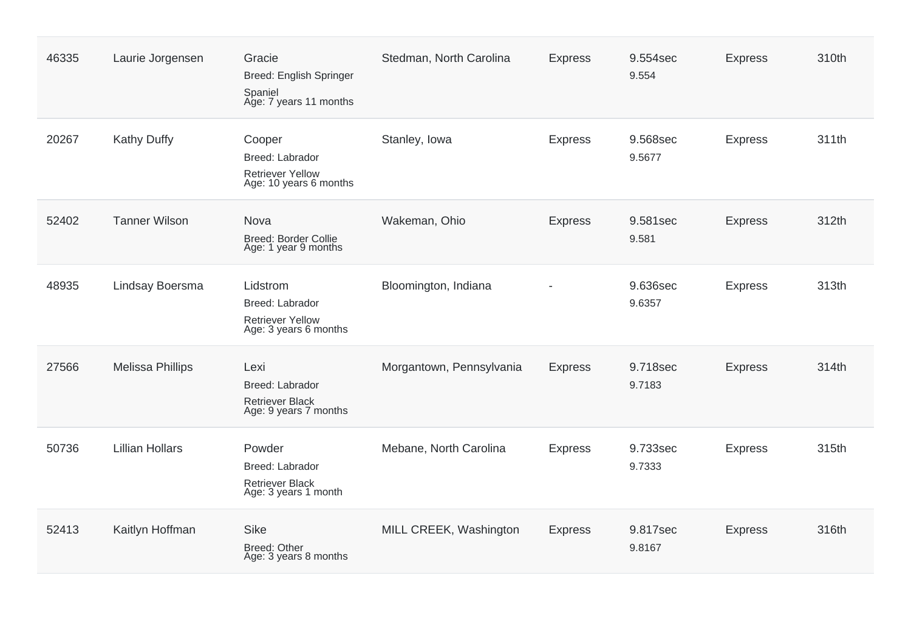| | | | | | | | |
|---|---|---|---|---|---|---|---|
| 46335 | Laurie Jorgensen | Gracie<br>Breed: English Springer Spaniel<br>Age: 7 years 11 months | Stedman, North Carolina | Express | 9.554sec<br>9.554 | Express | 310th |
| 20267 | Kathy Duffy | Cooper<br>Breed: Labrador Retriever Yellow<br>Age: 10 years 6 months | Stanley, Iowa | Express | 9.568sec<br>9.5677 | Express | 311th |
| 52402 | Tanner Wilson | Nova<br>Breed: Border Collie<br>Age: 1 year 9 months | Wakeman, Ohio | Express | 9.581sec<br>9.581 | Express | 312th |
| 48935 | Lindsay Boersma | Lidstrom<br>Breed: Labrador Retriever Yellow<br>Age: 3 years 6 months | Bloomington, Indiana | - | 9.636sec<br>9.6357 | Express | 313th |
| 27566 | Melissa Phillips | Lexi<br>Breed: Labrador Retriever Black<br>Age: 9 years 7 months | Morgantown, Pennsylvania | Express | 9.718sec<br>9.7183 | Express | 314th |
| 50736 | Lillian Hollars | Powder<br>Breed: Labrador Retriever Black<br>Age: 3 years 1 month | Mebane, North Carolina | Express | 9.733sec<br>9.7333 | Express | 315th |
| 52413 | Kaitlyn Hoffman | Sike<br>Breed: Other<br>Age: 3 years 8 months | MILL CREEK, Washington | Express | 9.817sec<br>9.8167 | Express | 316th |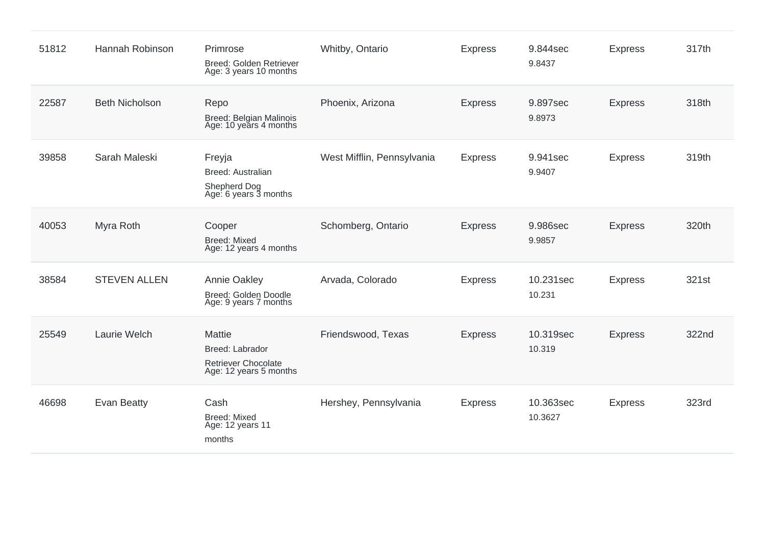| | | | | | | | |
|---|---|---|---|---|---|---|---|
| 51812 | Hannah Robinson | Primrose<br>Breed: Golden Retriever<br>Age: 3 years 10 months | Whitby, Ontario | Express | 9.844sec<br>9.8437 | Express | 317th |
| 22587 | Beth Nicholson | Repo<br>Breed: Belgian Malinois<br>Age: 10 years 4 months | Phoenix, Arizona | Express | 9.897sec<br>9.8973 | Express | 318th |
| 39858 | Sarah Maleski | Freyja<br>Breed: Australian Shepherd Dog<br>Age: 6 years 3 months | West Mifflin, Pennsylvania | Express | 9.941sec<br>9.9407 | Express | 319th |
| 40053 | Myra Roth | Cooper<br>Breed: Mixed<br>Age: 12 years 4 months | Schomberg, Ontario | Express | 9.986sec<br>9.9857 | Express | 320th |
| 38584 | STEVEN ALLEN | Annie Oakley<br>Breed: Golden Doodle<br>Age: 9 years 7 months | Arvada, Colorado | Express | 10.231sec<br>10.231 | Express | 321st |
| 25549 | Laurie Welch | Mattie<br>Breed: Labrador Retriever Chocolate<br>Age: 12 years 5 months | Friendswood, Texas | Express | 10.319sec<br>10.319 | Express | 322nd |
| 46698 | Evan Beatty | Cash<br>Breed: Mixed<br>Age: 12 years 11 months | Hershey, Pennsylvania | Express | 10.363sec<br>10.3627 | Express | 323rd |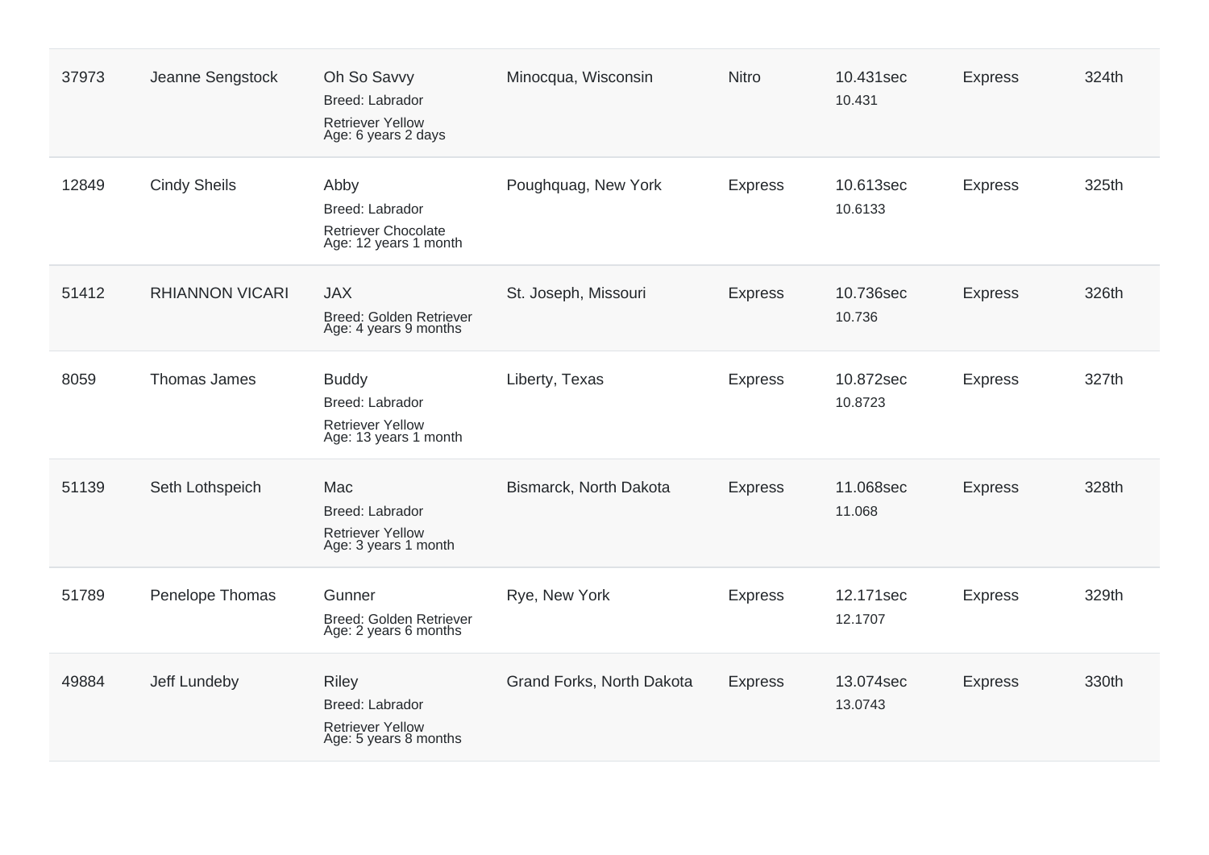| | | | | | | | |
|---|---|---|---|---|---|---|---|
| 37973 | Jeanne Sengstock | Oh So Savvy<br>Breed: Labrador Retriever Yellow<br>Age: 6 years 2 days | Minocqua, Wisconsin | Nitro | 10.431sec<br>10.431 | Express | 324th |
| 12849 | Cindy Sheils | Abby<br>Breed: Labrador Retriever Chocolate<br>Age: 12 years 1 month | Poughquag, New York | Express | 10.613sec<br>10.6133 | Express | 325th |
| 51412 | RHIANNON VICARI | JAX<br>Breed: Golden Retriever<br>Age: 4 years 9 months | St. Joseph, Missouri | Express | 10.736sec<br>10.736 | Express | 326th |
| 8059 | Thomas James | Buddy<br>Breed: Labrador Retriever Yellow<br>Age: 13 years 1 month | Liberty, Texas | Express | 10.872sec<br>10.8723 | Express | 327th |
| 51139 | Seth Lothspeich | Mac<br>Breed: Labrador Retriever Yellow<br>Age: 3 years 1 month | Bismarck, North Dakota | Express | 11.068sec<br>11.068 | Express | 328th |
| 51789 | Penelope Thomas | Gunner<br>Breed: Golden Retriever<br>Age: 2 years 6 months | Rye, New York | Express | 12.171sec<br>12.1707 | Express | 329th |
| 49884 | Jeff Lundeby | Riley<br>Breed: Labrador Retriever Yellow<br>Age: 5 years 8 months | Grand Forks, North Dakota | Express | 13.074sec<br>13.0743 | Express | 330th |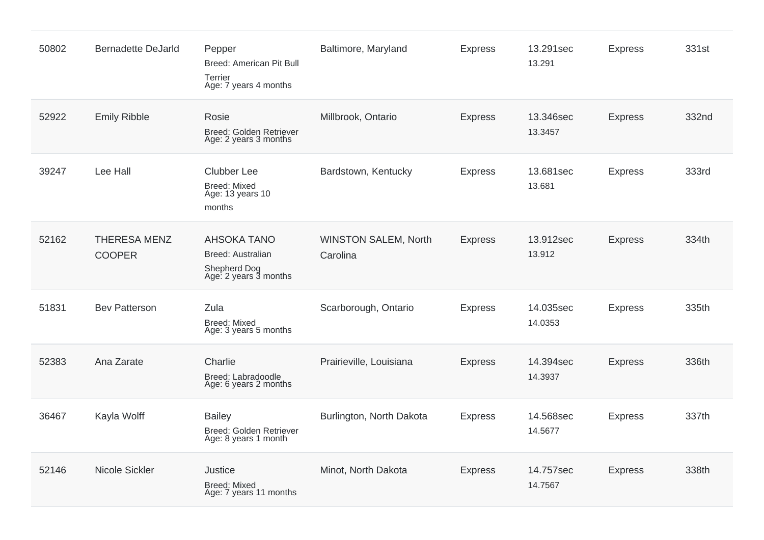| | | | | | | | |
|---|---|---|---|---|---|---|---|
| 50802 | Bernadette DeJarld | Pepper<br>Breed: American Pit Bull Terrier<br>Age: 7 years 4 months | Baltimore, Maryland | Express | 13.291sec<br>13.291 | Express | 331st |
| 52922 | Emily Ribble | Rosie<br>Breed: Golden Retriever<br>Age: 2 years 3 months | Millbrook, Ontario | Express | 13.346sec<br>13.3457 | Express | 332nd |
| 39247 | Lee Hall | Clubber Lee<br>Breed: Mixed<br>Age: 13 years 10 months | Bardstown, Kentucky | Express | 13.681sec<br>13.681 | Express | 333rd |
| 52162 | THERESA MENZ COOPER | AHSOKA TANO<br>Breed: Australian Shepherd Dog<br>Age: 2 years 3 months | WINSTON SALEM, North Carolina | Express | 13.912sec<br>13.912 | Express | 334th |
| 51831 | Bev Patterson | Zula<br>Breed: Mixed<br>Age: 3 years 5 months | Scarborough, Ontario | Express | 14.035sec<br>14.0353 | Express | 335th |
| 52383 | Ana Zarate | Charlie<br>Breed: Labradoodle<br>Age: 6 years 2 months | Prairieville, Louisiana | Express | 14.394sec<br>14.3937 | Express | 336th |
| 36467 | Kayla Wolff | Bailey<br>Breed: Golden Retriever<br>Age: 8 years 1 month | Burlington, North Dakota | Express | 14.568sec<br>14.5677 | Express | 337th |
| 52146 | Nicole Sickler | Justice<br>Breed: Mixed<br>Age: 7 years 11 months | Minot, North Dakota | Express | 14.757sec<br>14.7567 | Express | 338th |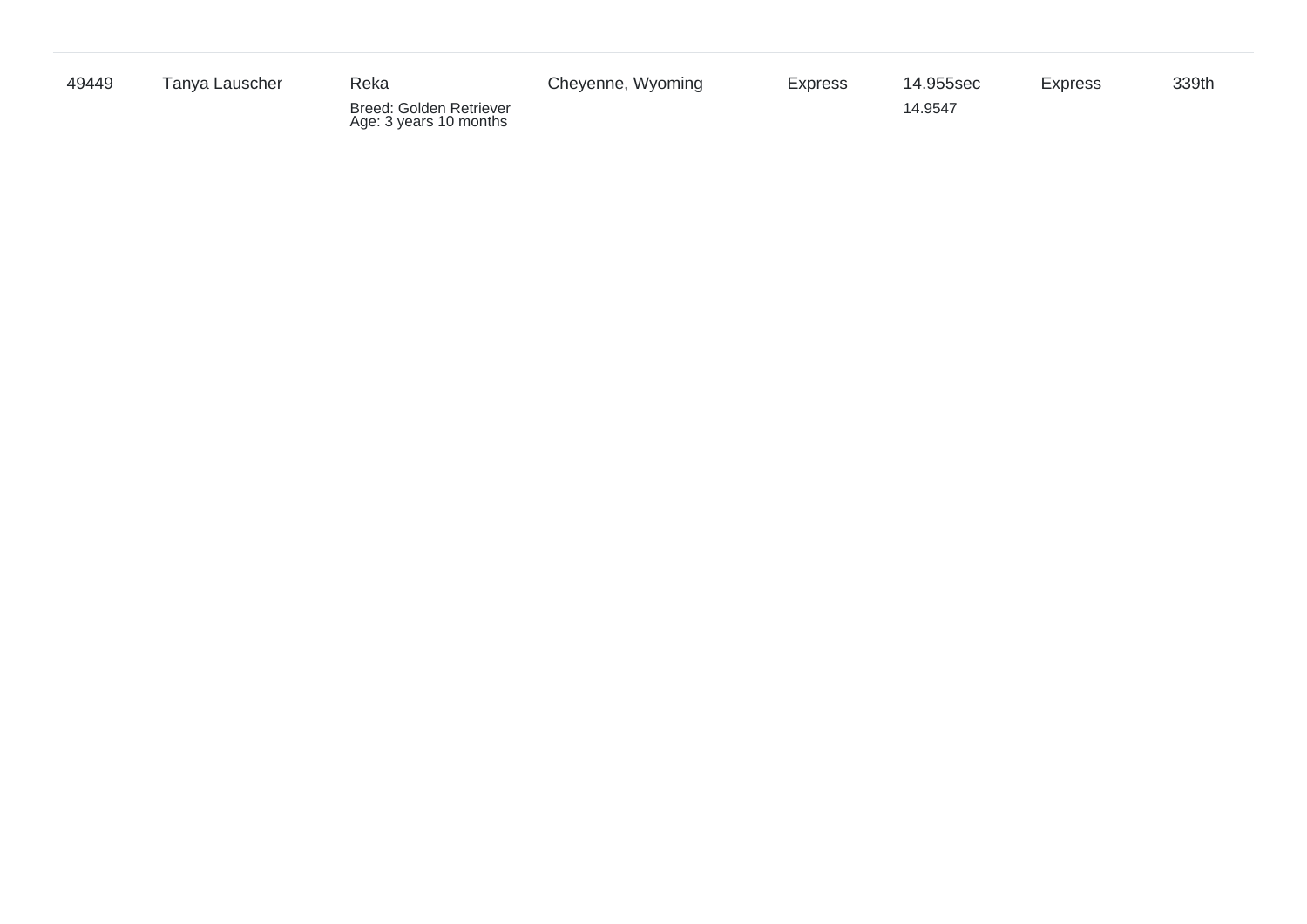| | | | | | | | |
|---|---|---|---|---|---|---|---|
| 49449 | Tanya Lauscher | Reka<br>Breed: Golden Retriever<br>Age: 3 years 10 months | Cheyenne, Wyoming | Express | 14.955sec<br>14.9547 | Express | 339th |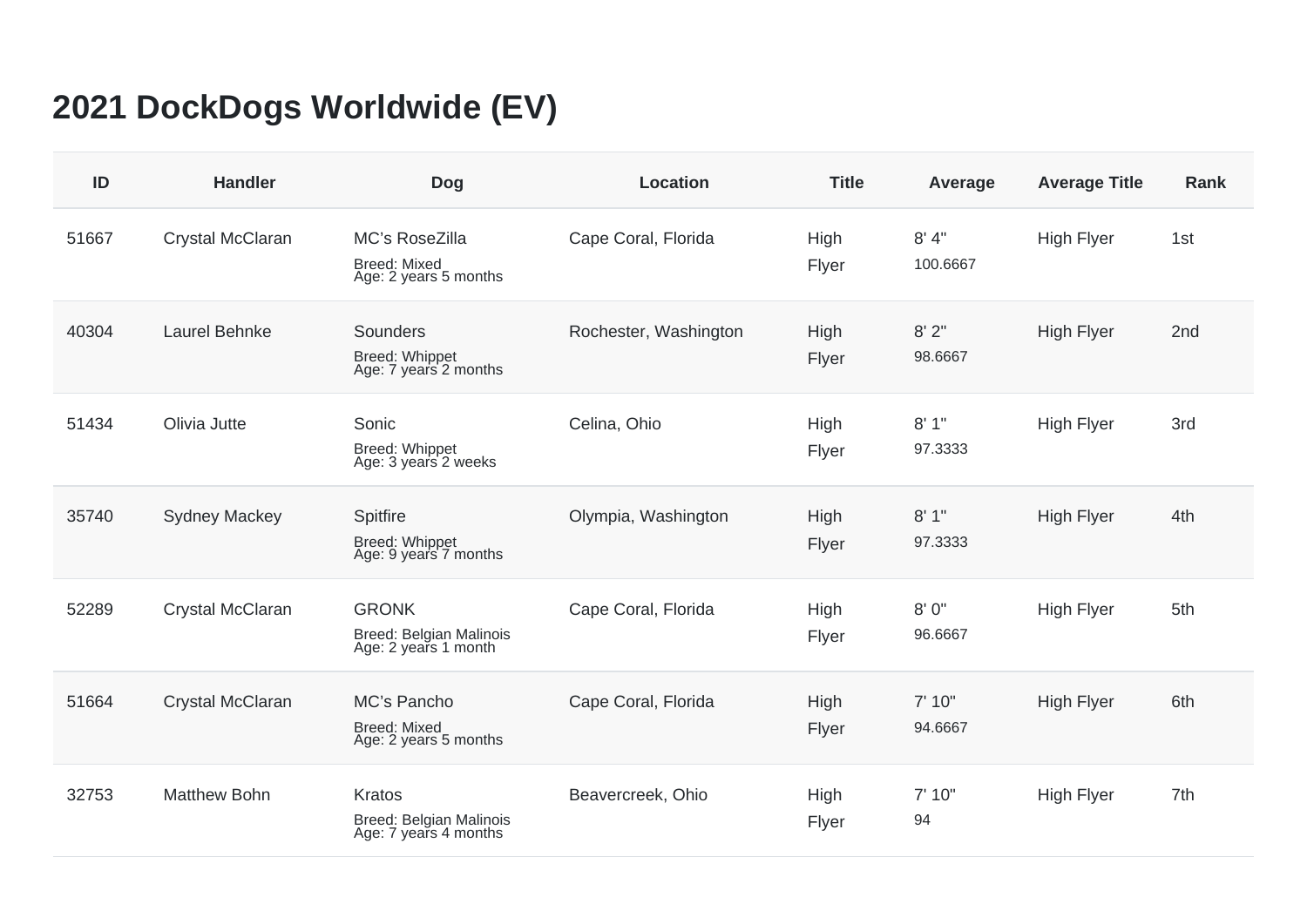# 2021 DockDogs Worldwide (EV)

| ID | Handler | Dog | Location | Title | Average | Average Title | Rank |
|---|---|---|---|---|---|---|---|
| 51667 | Crystal McClaran | MC's RoseZilla<br>Breed: Mixed<br>Age: 2 years 5 months | Cape Coral, Florida | High Flyer | 8' 4"<br>100.6667 | High Flyer | 1st |
| 40304 | Laurel Behnke | Sounders<br>Breed: Whippet<br>Age: 7 years 2 months | Rochester, Washington | High Flyer | 8' 2"<br>98.6667 | High Flyer | 2nd |
| 51434 | Olivia Jutte | Sonic<br>Breed: Whippet<br>Age: 3 years 2 weeks | Celina, Ohio | High Flyer | 8' 1"<br>97.3333 | High Flyer | 3rd |
| 35740 | Sydney Mackey | Spitfire<br>Breed: Whippet<br>Age: 9 years 7 months | Olympia, Washington | High Flyer | 8' 1"<br>97.3333 | High Flyer | 4th |
| 52289 | Crystal McClaran | GRONK<br>Breed: Belgian Malinois<br>Age: 2 years 1 month | Cape Coral, Florida | High Flyer | 8' 0"<br>96.6667 | High Flyer | 5th |
| 51664 | Crystal McClaran | MC's Pancho<br>Breed: Mixed<br>Age: 2 years 5 months | Cape Coral, Florida | High Flyer | 7' 10"<br>94.6667 | High Flyer | 6th |
| 32753 | Matthew Bohn | Kratos<br>Breed: Belgian Malinois<br>Age: 7 years 4 months | Beavercreek, Ohio | High Flyer | 7' 10"<br>94 | High Flyer | 7th |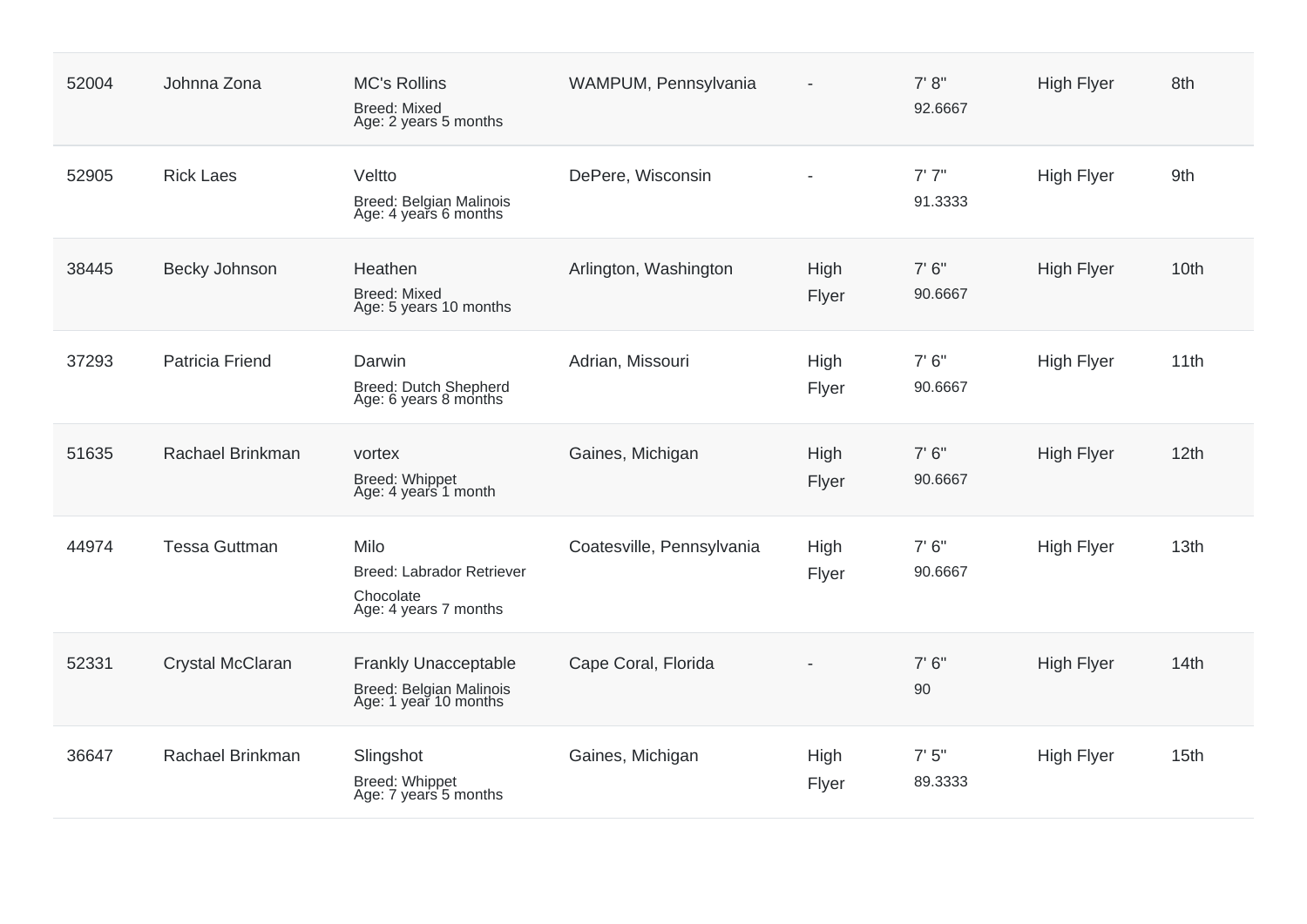| | | | | | | | |
|---|---|---|---|---|---|---|---|
| 52004 | Johnna Zona | MC's Rollins<br>Breed: Mixed<br>Age: 2 years 5 months | WAMPUM, Pennsylvania | - | 7' 8"<br>92.6667 | High Flyer | 8th |
| 52905 | Rick Laes | Veltto<br>Breed: Belgian Malinois<br>Age: 4 years 6 months | DePere, Wisconsin | - | 7' 7"<br>91.3333 | High Flyer | 9th |
| 38445 | Becky Johnson | Heathen<br>Breed: Mixed<br>Age: 5 years 10 months | Arlington, Washington | High Flyer | 7' 6"<br>90.6667 | High Flyer | 10th |
| 37293 | Patricia Friend | Darwin<br>Breed: Dutch Shepherd<br>Age: 6 years 8 months | Adrian, Missouri | High Flyer | 7' 6"<br>90.6667 | High Flyer | 11th |
| 51635 | Rachael Brinkman | vortex<br>Breed: Whippet<br>Age: 4 years 1 month | Gaines, Michigan | High Flyer | 7' 6"<br>90.6667 | High Flyer | 12th |
| 44974 | Tessa Guttman | Milo<br>Breed: Labrador Retriever<br>Chocolate<br>Age: 4 years 7 months | Coatesville, Pennsylvania | High Flyer | 7' 6"<br>90.6667 | High Flyer | 13th |
| 52331 | Crystal McClaran | Frankly Unacceptable<br>Breed: Belgian Malinois<br>Age: 1 year 10 months | Cape Coral, Florida | - | 7' 6"<br>90 | High Flyer | 14th |
| 36647 | Rachael Brinkman | Slingshot<br>Breed: Whippet<br>Age: 7 years 5 months | Gaines, Michigan | High Flyer | 7' 5"<br>89.3333 | High Flyer | 15th |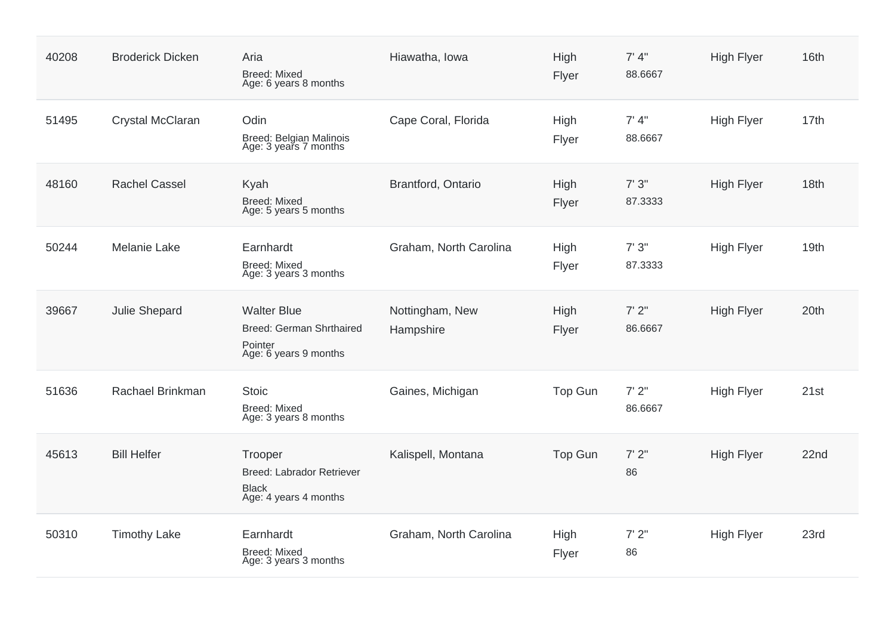| | | | | | | | |
|---|---|---|---|---|---|---|---|
| 40208 | Broderick Dicken | Aria<br>Breed: Mixed<br>Age: 6 years 8 months | Hiawatha, Iowa | High Flyer | 7' 4"<br>88.6667 | High Flyer | 16th |
| 51495 | Crystal McClaran | Odin<br>Breed: Belgian Malinois<br>Age: 3 years 7 months | Cape Coral, Florida | High Flyer | 7' 4"<br>88.6667 | High Flyer | 17th |
| 48160 | Rachel Cassel | Kyah<br>Breed: Mixed<br>Age: 5 years 5 months | Brantford, Ontario | High Flyer | 7' 3"<br>87.3333 | High Flyer | 18th |
| 50244 | Melanie Lake | Earnhardt<br>Breed: Mixed<br>Age: 3 years 3 months | Graham, North Carolina | High Flyer | 7' 3"<br>87.3333 | High Flyer | 19th |
| 39667 | Julie Shepard | Walter Blue<br>Breed: German Shrthaired Pointer<br>Age: 6 years 9 months | Nottingham, New Hampshire | High Flyer | 7' 2"<br>86.6667 | High Flyer | 20th |
| 51636 | Rachael Brinkman | Stoic<br>Breed: Mixed<br>Age: 3 years 8 months | Gaines, Michigan | Top Gun | 7' 2"<br>86.6667 | High Flyer | 21st |
| 45613 | Bill Helfer | Trooper<br>Breed: Labrador Retriever Black<br>Age: 4 years 4 months | Kalispell, Montana | Top Gun | 7' 2"<br>86 | High Flyer | 22nd |
| 50310 | Timothy Lake | Earnhardt<br>Breed: Mixed<br>Age: 3 years 3 months | Graham, North Carolina | High Flyer | 7' 2"<br>86 | High Flyer | 23rd |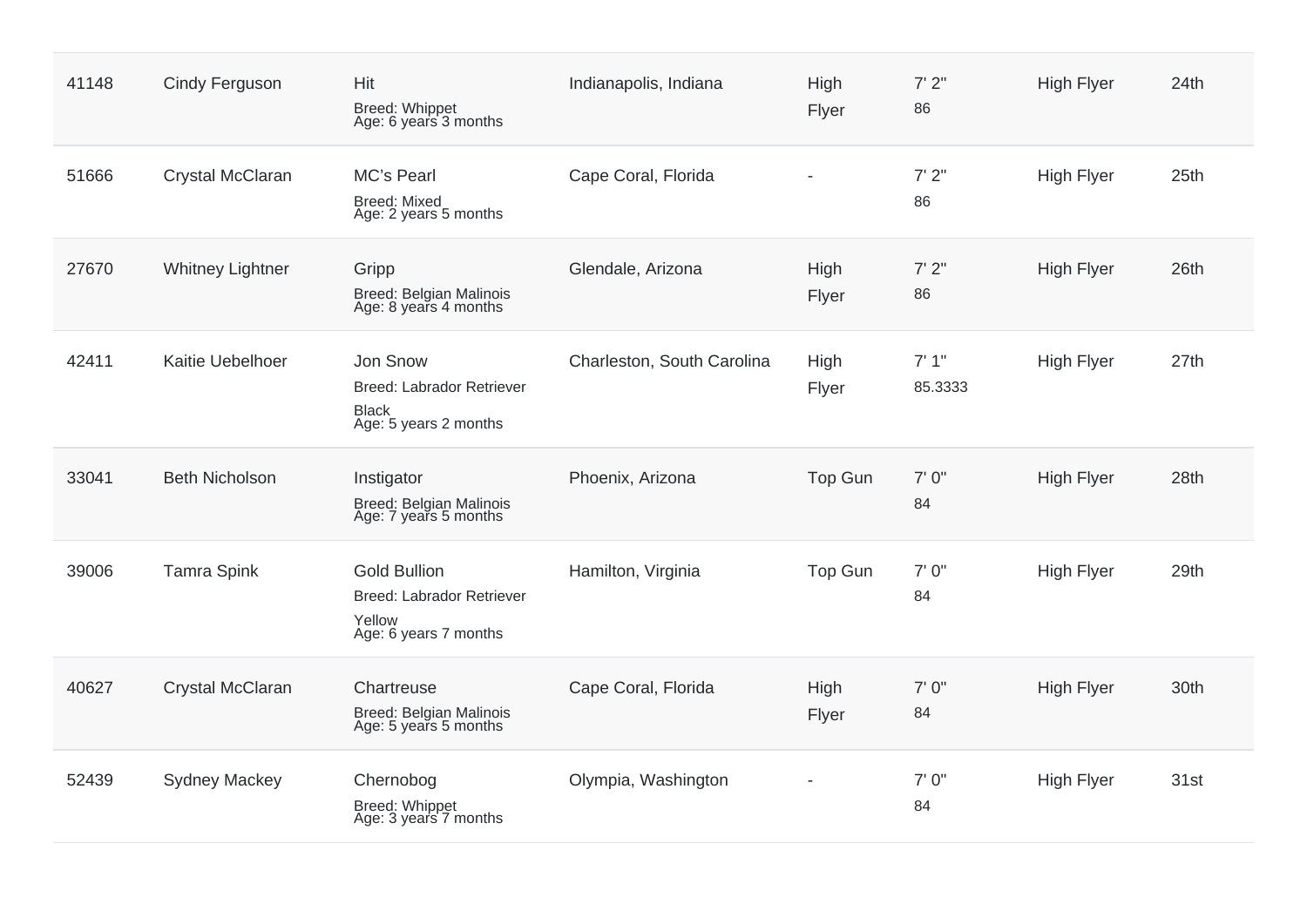| | | | | | | | |
|---|---|---|---|---|---|---|---|
| 41148 | Cindy Ferguson | Hit<br>Breed: Whippet<br>Age: 6 years 3 months | Indianapolis, Indiana | High Flyer | 7' 2"<br>86 | High Flyer | 24th |
| 51666 | Crystal McClaran | MC's Pearl<br>Breed: Mixed<br>Age: 2 years 5 months | Cape Coral, Florida | - | 7' 2"<br>86 | High Flyer | 25th |
| 27670 | Whitney Lightner | Gripp<br>Breed: Belgian Malinois<br>Age: 8 years 4 months | Glendale, Arizona | High Flyer | 7' 2"<br>86 | High Flyer | 26th |
| 42411 | Kaitie Uebelhoer | Jon Snow<br>Breed: Labrador Retriever Black<br>Age: 5 years 2 months | Charleston, South Carolina | High Flyer | 7' 1"<br>85.3333 | High Flyer | 27th |
| 33041 | Beth Nicholson | Instigator<br>Breed: Belgian Malinois<br>Age: 7 years 5 months | Phoenix, Arizona | Top Gun | 7' 0"<br>84 | High Flyer | 28th |
| 39006 | Tamra Spink | Gold Bullion<br>Breed: Labrador Retriever Yellow<br>Age: 6 years 7 months | Hamilton, Virginia | Top Gun | 7' 0"<br>84 | High Flyer | 29th |
| 40627 | Crystal McClaran | Chartreuse<br>Breed: Belgian Malinois<br>Age: 5 years 5 months | Cape Coral, Florida | High Flyer | 7' 0"<br>84 | High Flyer | 30th |
| 52439 | Sydney Mackey | Chernobog<br>Breed: Whippet<br>Age: 3 years 7 months | Olympia, Washington | - | 7' 0"<br>84 | High Flyer | 31st |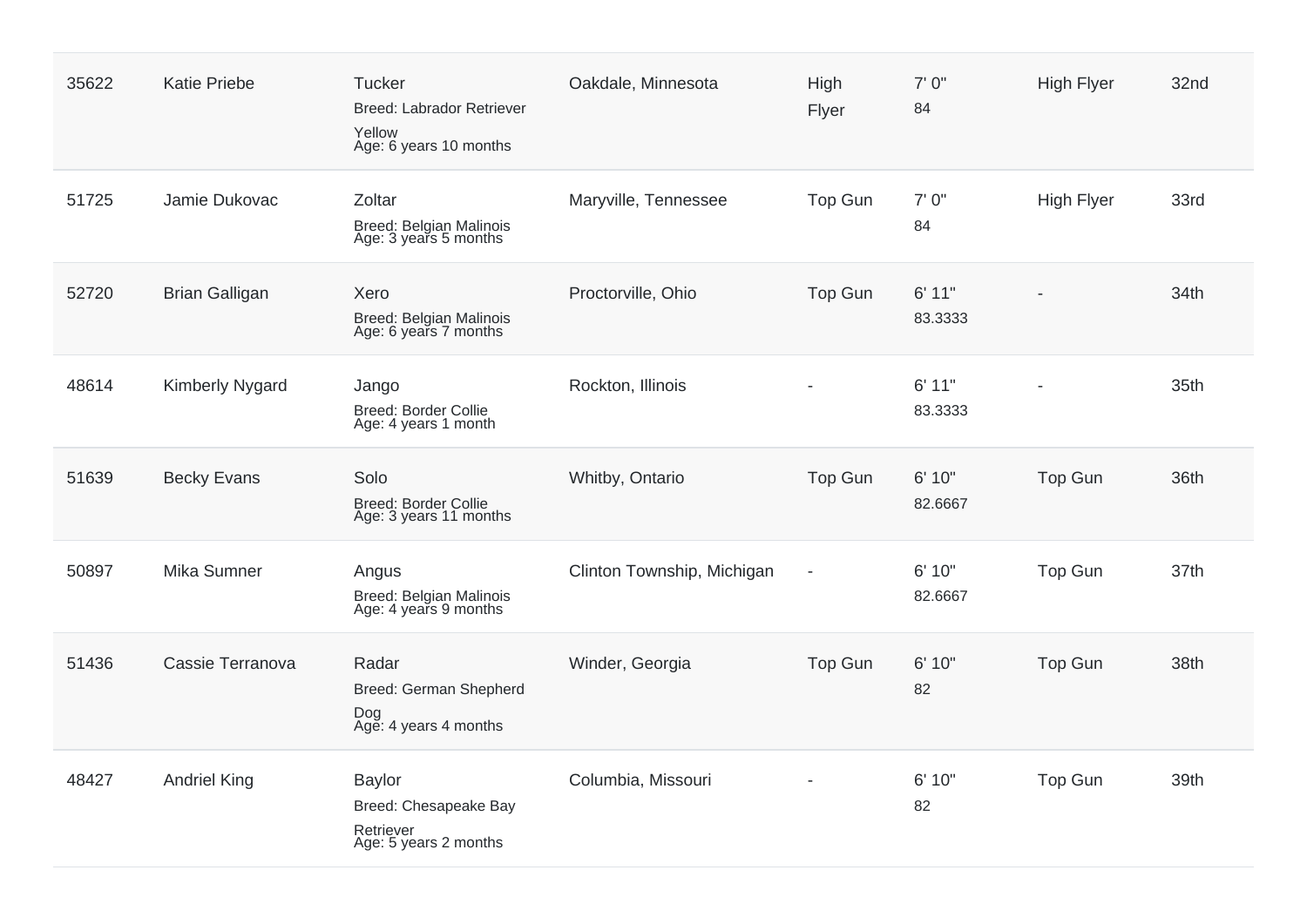| | | | | | | | |
|---|---|---|---|---|---|---|---|
| 35622 | Katie Priebe | Tucker<br>Breed: Labrador Retriever Yellow<br>Age: 6 years 10 months | Oakdale, Minnesota | High Flyer | 7' 0"<br>84 | High Flyer | 32nd |
| 51725 | Jamie Dukovac | Zoltar<br>Breed: Belgian Malinois<br>Age: 3 years 5 months | Maryville, Tennessee | Top Gun | 7' 0"<br>84 | High Flyer | 33rd |
| 52720 | Brian Galligan | Xero<br>Breed: Belgian Malinois<br>Age: 6 years 7 months | Proctorville, Ohio | Top Gun | 6' 11"<br>83.3333 | - | 34th |
| 48614 | Kimberly Nygard | Jango<br>Breed: Border Collie<br>Age: 4 years 1 month | Rockton, Illinois | - | 6' 11"<br>83.3333 | - | 35th |
| 51639 | Becky Evans | Solo<br>Breed: Border Collie<br>Age: 3 years 11 months | Whitby, Ontario | Top Gun | 6' 10"<br>82.6667 | Top Gun | 36th |
| 50897 | Mika Sumner | Angus<br>Breed: Belgian Malinois<br>Age: 4 years 9 months | Clinton Township, Michigan | - | 6' 10"<br>82.6667 | Top Gun | 37th |
| 51436 | Cassie Terranova | Radar<br>Breed: German Shepherd Dog<br>Age: 4 years 4 months | Winder, Georgia | Top Gun | 6' 10"<br>82 | Top Gun | 38th |
| 48427 | Andriel King | Baylor<br>Breed: Chesapeake Bay Retriever<br>Age: 5 years 2 months | Columbia, Missouri | - | 6' 10"<br>82 | Top Gun | 39th |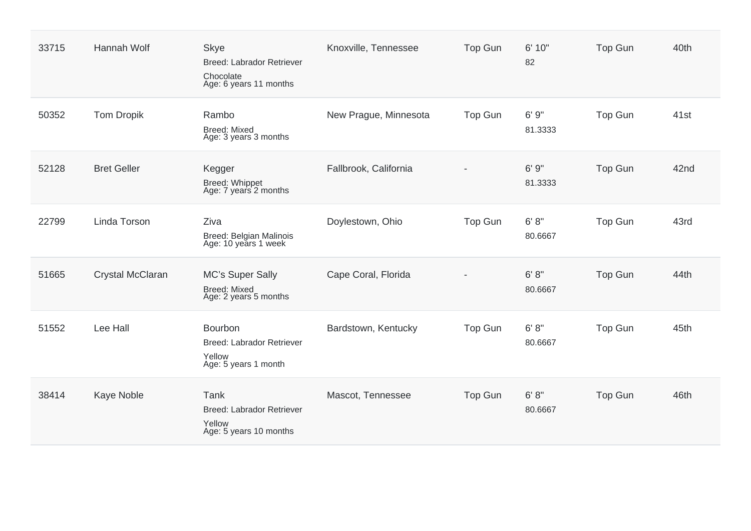| | | | | | | | |
|---|---|---|---|---|---|---|---|
| 33715 | Hannah Wolf | Skye<br>Breed: Labrador Retriever<br>Chocolate<br>Age: 6 years 11 months | Knoxville, Tennessee | Top Gun | 6' 10"<br>82 | Top Gun | 40th |
| 50352 | Tom Dropik | Rambo<br>Breed: Mixed<br>Age: 3 years 3 months | New Prague, Minnesota | Top Gun | 6' 9"<br>81.3333 | Top Gun | 41st |
| 52128 | Bret Geller | Kegger<br>Breed: Whippet<br>Age: 7 years 2 months | Fallbrook, California | - | 6' 9"<br>81.3333 | Top Gun | 42nd |
| 22799 | Linda Torson | Ziva<br>Breed: Belgian Malinois<br>Age: 10 years 1 week | Doylestown, Ohio | Top Gun | 6' 8"<br>80.6667 | Top Gun | 43rd |
| 51665 | Crystal McClaran | MC's Super Sally<br>Breed: Mixed<br>Age: 2 years 5 months | Cape Coral, Florida | - | 6' 8"<br>80.6667 | Top Gun | 44th |
| 51552 | Lee Hall | Bourbon<br>Breed: Labrador Retriever<br>Yellow<br>Age: 5 years 1 month | Bardstown, Kentucky | Top Gun | 6' 8"<br>80.6667 | Top Gun | 45th |
| 38414 | Kaye Noble | Tank<br>Breed: Labrador Retriever<br>Yellow<br>Age: 5 years 10 months | Mascot, Tennessee | Top Gun | 6' 8"<br>80.6667 | Top Gun | 46th |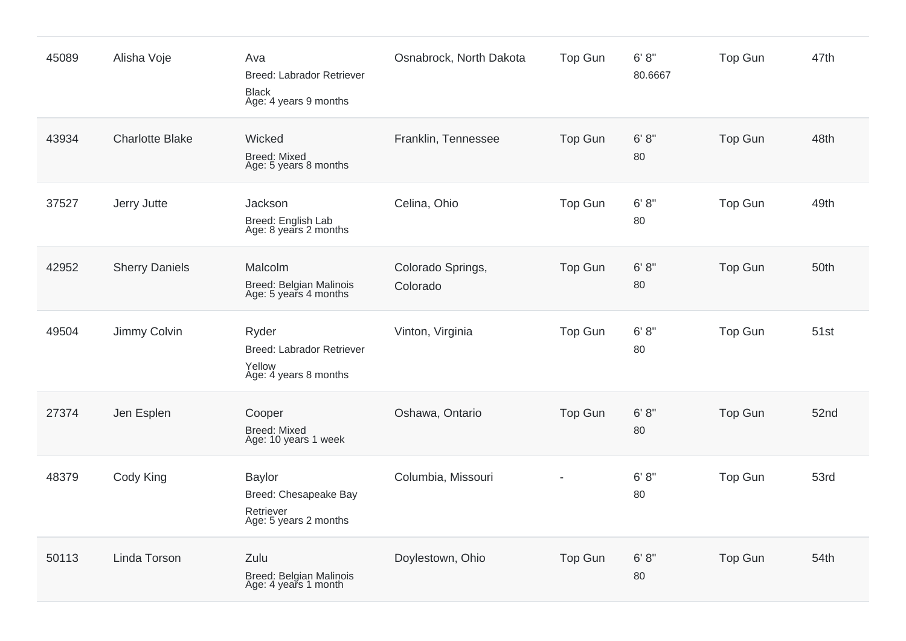| | | | | | | | |
|---|---|---|---|---|---|---|---|
| 45089 | Alisha Voje | Ava<br>Breed: Labrador Retriever<br>Black<br>Age: 4 years 9 months | Osnabrock, North Dakota | Top Gun | 6' 8"<br>80.6667 | Top Gun | 47th |
| 43934 | Charlotte Blake | Wicked<br>Breed: Mixed<br>Age: 5 years 8 months | Franklin, Tennessee | Top Gun | 6' 8"<br>80 | Top Gun | 48th |
| 37527 | Jerry Jutte | Jackson<br>Breed: English Lab<br>Age: 8 years 2 months | Celina, Ohio | Top Gun | 6' 8"<br>80 | Top Gun | 49th |
| 42952 | Sherry Daniels | Malcolm<br>Breed: Belgian Malinois<br>Age: 5 years 4 months | Colorado Springs, Colorado | Top Gun | 6' 8"<br>80 | Top Gun | 50th |
| 49504 | Jimmy Colvin | Ryder<br>Breed: Labrador Retriever<br>Yellow<br>Age: 4 years 8 months | Vinton, Virginia | Top Gun | 6' 8"<br>80 | Top Gun | 51st |
| 27374 | Jen Esplen | Cooper<br>Breed: Mixed<br>Age: 10 years 1 week | Oshawa, Ontario | Top Gun | 6' 8"<br>80 | Top Gun | 52nd |
| 48379 | Cody King | Baylor<br>Breed: Chesapeake Bay Retriever<br>Age: 5 years 2 months | Columbia, Missouri | - | 6' 8"<br>80 | Top Gun | 53rd |
| 50113 | Linda Torson | Zulu<br>Breed: Belgian Malinois<br>Age: 4 years 1 month | Doylestown, Ohio | Top Gun | 6' 8"<br>80 | Top Gun | 54th |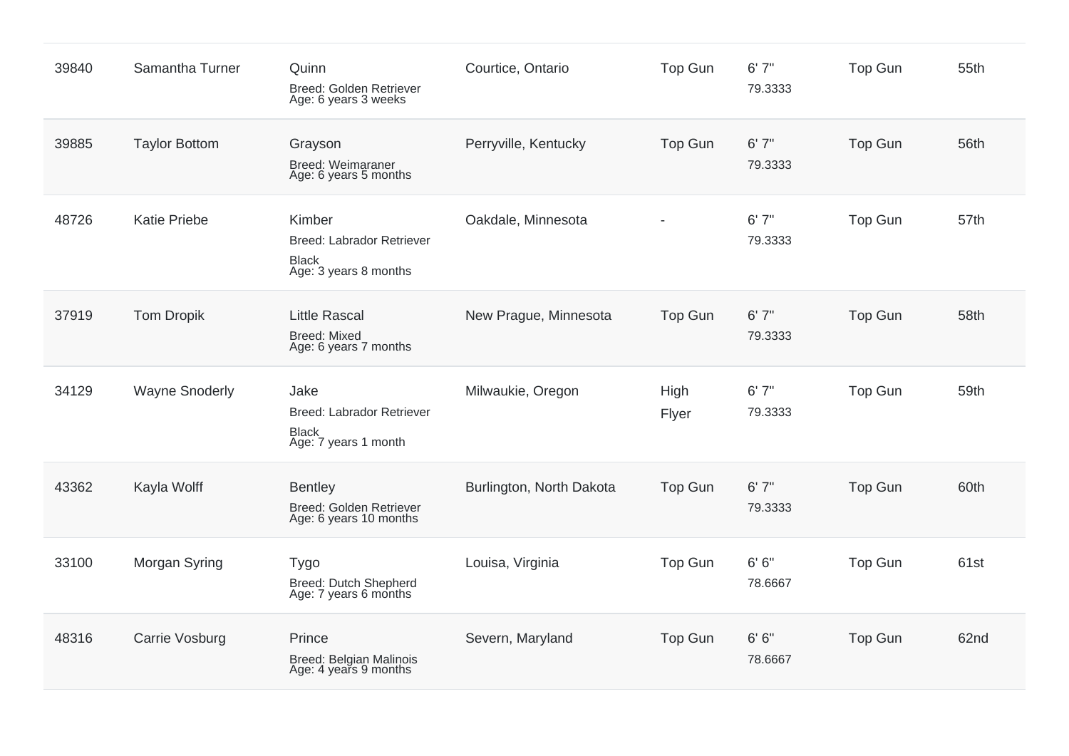| | | | | | | | |
|---|---|---|---|---|---|---|---|
| 39840 | Samantha Turner | Quinn<br>Breed: Golden Retriever<br>Age: 6 years 3 weeks | Courtice, Ontario | Top Gun | 6' 7"<br>79.3333 | Top Gun | 55th |
| 39885 | Taylor Bottom | Grayson<br>Breed: Weimaraner<br>Age: 6 years 5 months | Perryville, Kentucky | Top Gun | 6' 7"<br>79.3333 | Top Gun | 56th |
| 48726 | Katie Priebe | Kimber<br>Breed: Labrador Retriever<br>Black<br>Age: 3 years 8 months | Oakdale, Minnesota | - | 6' 7"<br>79.3333 | Top Gun | 57th |
| 37919 | Tom Dropik | Little Rascal<br>Breed: Mixed<br>Age: 6 years 7 months | New Prague, Minnesota | Top Gun | 6' 7"<br>79.3333 | Top Gun | 58th |
| 34129 | Wayne Snoderly | Jake<br>Breed: Labrador Retriever<br>Black<br>Age: 7 years 1 month | Milwaukie, Oregon | High Flyer | 6' 7"<br>79.3333 | Top Gun | 59th |
| 43362 | Kayla Wolff | Bentley<br>Breed: Golden Retriever<br>Age: 6 years 10 months | Burlington, North Dakota | Top Gun | 6' 7"<br>79.3333 | Top Gun | 60th |
| 33100 | Morgan Syring | Tygo<br>Breed: Dutch Shepherd<br>Age: 7 years 6 months | Louisa, Virginia | Top Gun | 6' 6"<br>78.6667 | Top Gun | 61st |
| 48316 | Carrie Vosburg | Prince<br>Breed: Belgian Malinois<br>Age: 4 years 9 months | Severn, Maryland | Top Gun | 6' 6"<br>78.6667 | Top Gun | 62nd |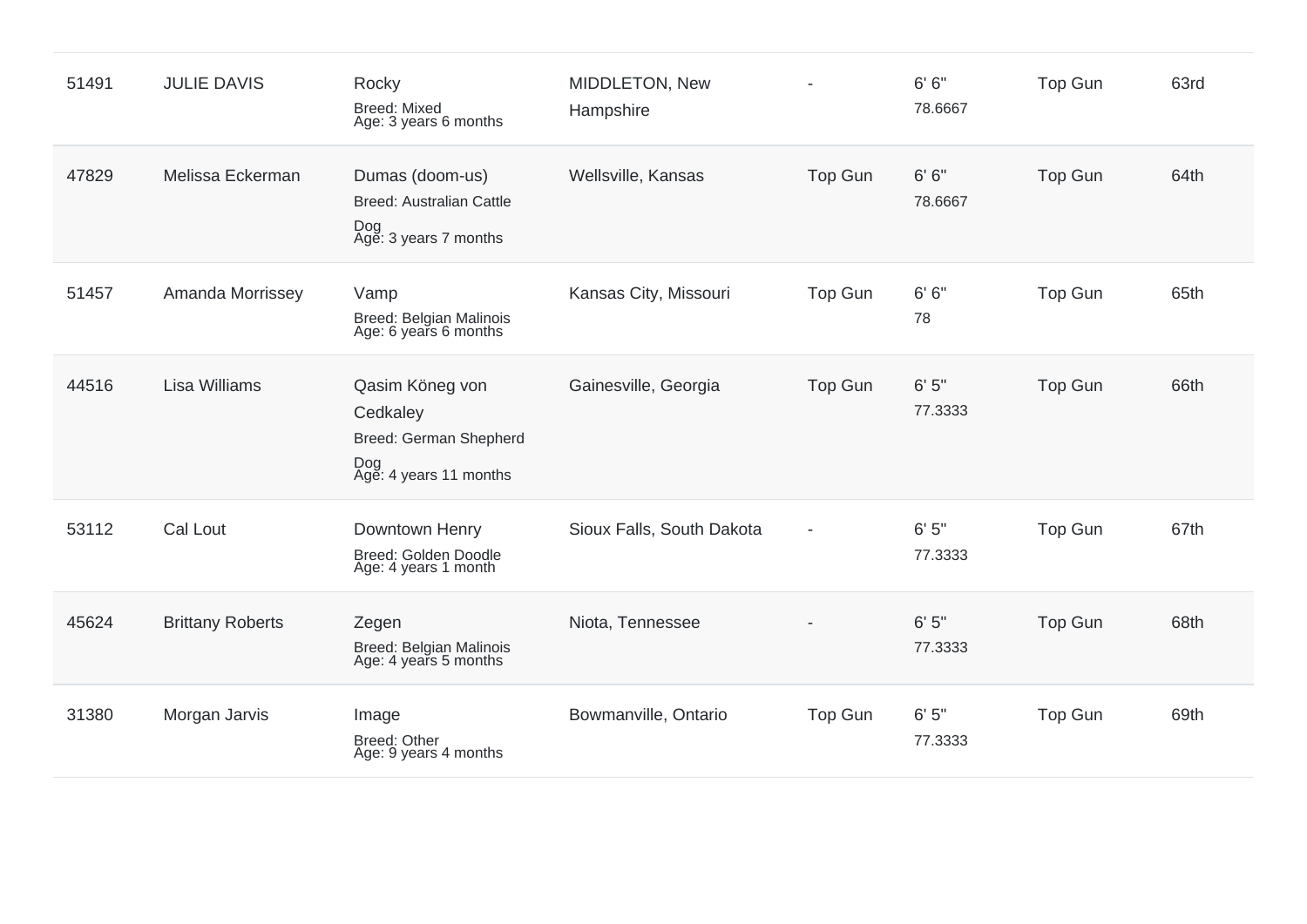| | | | | | | | |
|---|---|---|---|---|---|---|---|
| 51491 | JULIE DAVIS | Rocky<br>Breed: Mixed<br>Age: 3 years 6 months | MIDDLETON, New Hampshire | - | 6' 6"<br>78.6667 | Top Gun | 63rd |
| 47829 | Melissa Eckerman | Dumas (doom-us)<br>Breed: Australian Cattle Dog<br>Age: 3 years 7 months | Wellsville, Kansas | Top Gun | 6' 6"<br>78.6667 | Top Gun | 64th |
| 51457 | Amanda Morrissey | Vamp<br>Breed: Belgian Malinois<br>Age: 6 years 6 months | Kansas City, Missouri | Top Gun | 6' 6"<br>78 | Top Gun | 65th |
| 44516 | Lisa Williams | Qasim Köneg von Cedkaley<br>Breed: German Shepherd Dog<br>Age: 4 years 11 months | Gainesville, Georgia | Top Gun | 6' 5"<br>77.3333 | Top Gun | 66th |
| 53112 | Cal Lout | Downtown Henry<br>Breed: Golden Doodle<br>Age: 4 years 1 month | Sioux Falls, South Dakota | - | 6' 5"<br>77.3333 | Top Gun | 67th |
| 45624 | Brittany Roberts | Zegen<br>Breed: Belgian Malinois<br>Age: 4 years 5 months | Niota, Tennessee | - | 6' 5"<br>77.3333 | Top Gun | 68th |
| 31380 | Morgan Jarvis | Image<br>Breed: Other<br>Age: 9 years 4 months | Bowmanville, Ontario | Top Gun | 6' 5"<br>77.3333 | Top Gun | 69th |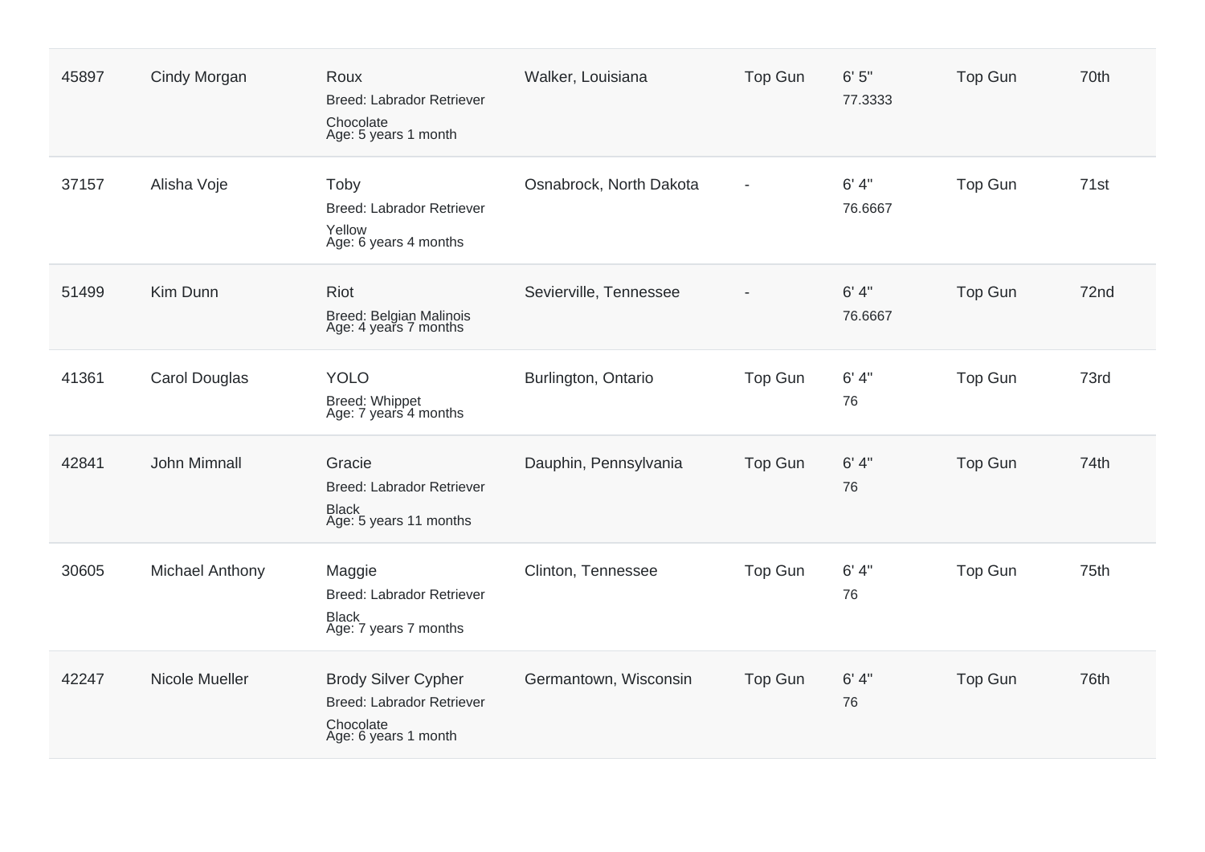| | | | | | | | |
|---|---|---|---|---|---|---|---|
| 45897 | Cindy Morgan | Roux<br>Breed: Labrador Retriever<br>Chocolate<br>Age: 5 years 1 month | Walker, Louisiana | Top Gun | 6' 5"<br>77.3333 | Top Gun | 70th |
| 37157 | Alisha Voje | Toby<br>Breed: Labrador Retriever<br>Yellow<br>Age: 6 years 4 months | Osnabrock, North Dakota | - | 6' 4"<br>76.6667 | Top Gun | 71st |
| 51499 | Kim Dunn | Riot<br>Breed: Belgian Malinois<br>Age: 4 years 7 months | Sevierville, Tennessee | - | 6' 4"<br>76.6667 | Top Gun | 72nd |
| 41361 | Carol Douglas | YOLO<br>Breed: Whippet<br>Age: 7 years 4 months | Burlington, Ontario | Top Gun | 6' 4"<br>76 | Top Gun | 73rd |
| 42841 | John Mimnall | Gracie<br>Breed: Labrador Retriever<br>Black<br>Age: 5 years 11 months | Dauphin, Pennsylvania | Top Gun | 6' 4"<br>76 | Top Gun | 74th |
| 30605 | Michael Anthony | Maggie<br>Breed: Labrador Retriever<br>Black<br>Age: 7 years 7 months | Clinton, Tennessee | Top Gun | 6' 4"<br>76 | Top Gun | 75th |
| 42247 | Nicole Mueller | Brody Silver Cypher<br>Breed: Labrador Retriever<br>Chocolate<br>Age: 6 years 1 month | Germantown, Wisconsin | Top Gun | 6' 4"<br>76 | Top Gun | 76th |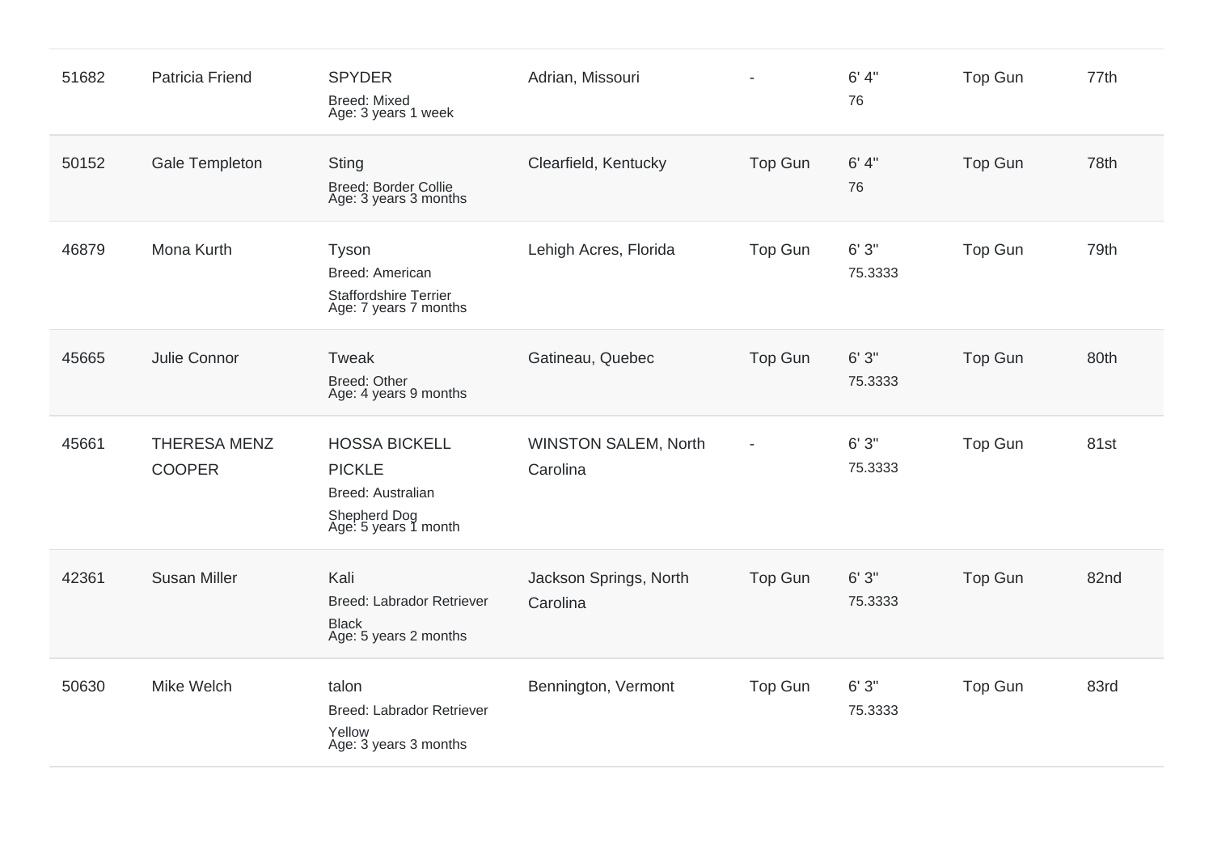| | | | | | | | |
|---|---|---|---|---|---|---|---|
| 51682 | Patricia Friend | SPYDER<br>Breed: Mixed<br>Age: 3 years 1 week | Adrian, Missouri | - | 6' 4"<br>76 | Top Gun | 77th |
| 50152 | Gale Templeton | Sting<br>Breed: Border Collie<br>Age: 3 years 3 months | Clearfield, Kentucky | Top Gun | 6' 4"<br>76 | Top Gun | 78th |
| 46879 | Mona Kurth | Tyson<br>Breed: American Staffordshire Terrier<br>Age: 7 years 7 months | Lehigh Acres, Florida | Top Gun | 6' 3"<br>75.3333 | Top Gun | 79th |
| 45665 | Julie Connor | Tweak<br>Breed: Other<br>Age: 4 years 9 months | Gatineau, Quebec | Top Gun | 6' 3"<br>75.3333 | Top Gun | 80th |
| 45661 | THERESA MENZ COOPER | HOSSA BICKELL PICKLE<br>Breed: Australian Shepherd Dog<br>Age: 5 years 1 month | WINSTON SALEM, North Carolina | - | 6' 3"<br>75.3333 | Top Gun | 81st |
| 42361 | Susan Miller | Kali<br>Breed: Labrador Retriever Black<br>Age: 5 years 2 months | Jackson Springs, North Carolina | Top Gun | 6' 3"<br>75.3333 | Top Gun | 82nd |
| 50630 | Mike Welch | talon<br>Breed: Labrador Retriever Yellow<br>Age: 3 years 3 months | Bennington, Vermont | Top Gun | 6' 3"<br>75.3333 | Top Gun | 83rd |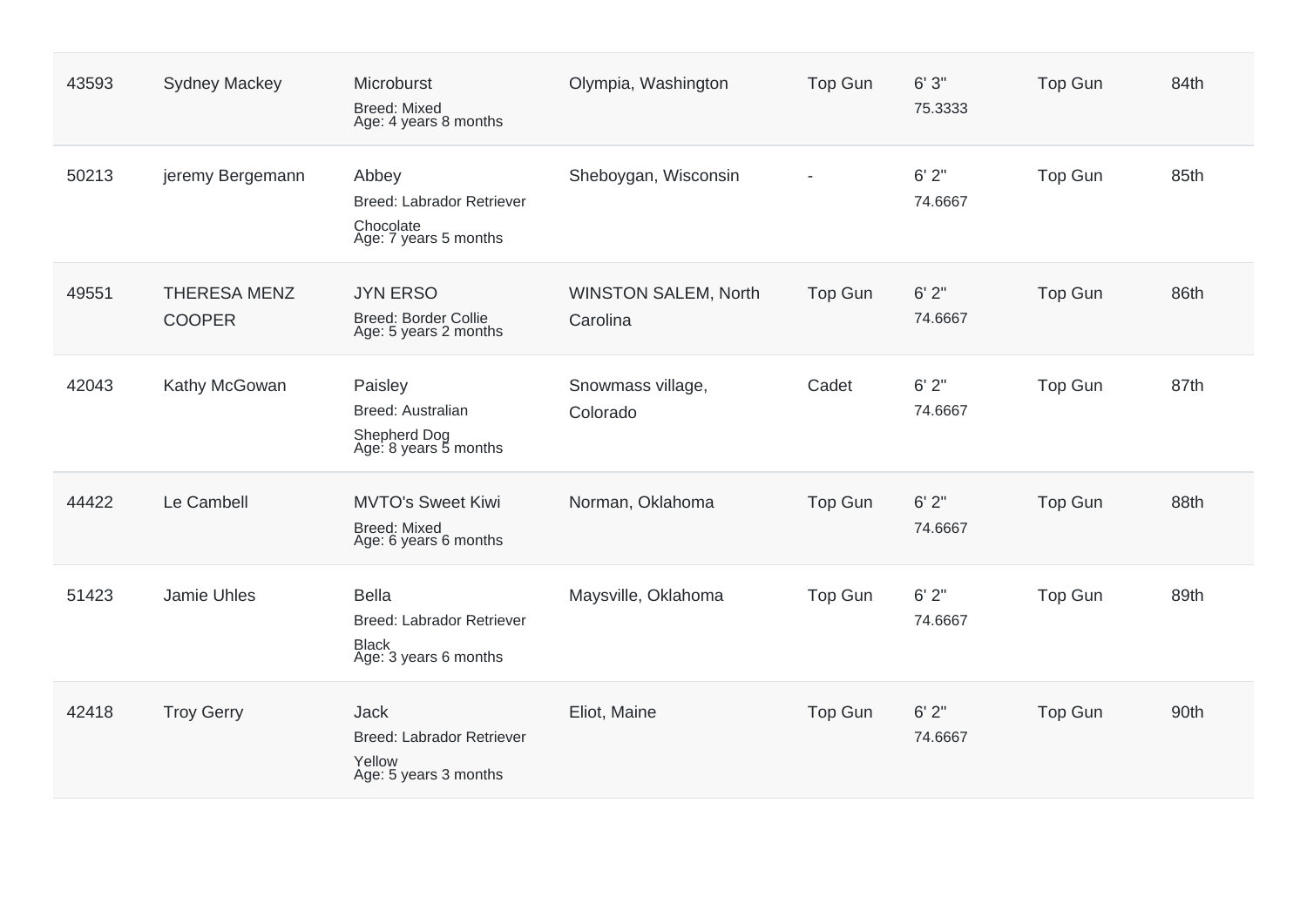| | | | | | | | |
|---|---|---|---|---|---|---|---|
| 43593 | Sydney Mackey | Microburst<br>Breed: Mixed<br>Age: 4 years 8 months | Olympia, Washington | Top Gun | 6' 3"<br>75.3333 | Top Gun | 84th |
| 50213 | jeremy Bergemann | Abbey<br>Breed: Labrador Retriever Chocolate<br>Age: 7 years 5 months | Sheboygan, Wisconsin | - | 6' 2"<br>74.6667 | Top Gun | 85th |
| 49551 | THERESA MENZ COOPER | JYN ERSO<br>Breed: Border Collie<br>Age: 5 years 2 months | WINSTON SALEM, North Carolina | Top Gun | 6' 2"<br>74.6667 | Top Gun | 86th |
| 42043 | Kathy McGowan | Paisley<br>Breed: Australian Shepherd Dog<br>Age: 8 years 5 months | Snowmass village, Colorado | Cadet | 6' 2"<br>74.6667 | Top Gun | 87th |
| 44422 | Le Cambell | MVTO's Sweet Kiwi<br>Breed: Mixed<br>Age: 6 years 6 months | Norman, Oklahoma | Top Gun | 6' 2"<br>74.6667 | Top Gun | 88th |
| 51423 | Jamie Uhles | Bella<br>Breed: Labrador Retriever Black<br>Age: 3 years 6 months | Maysville, Oklahoma | Top Gun | 6' 2"<br>74.6667 | Top Gun | 89th |
| 42418 | Troy Gerry | Jack<br>Breed: Labrador Retriever Yellow<br>Age: 5 years 3 months | Eliot, Maine | Top Gun | 6' 2"<br>74.6667 | Top Gun | 90th |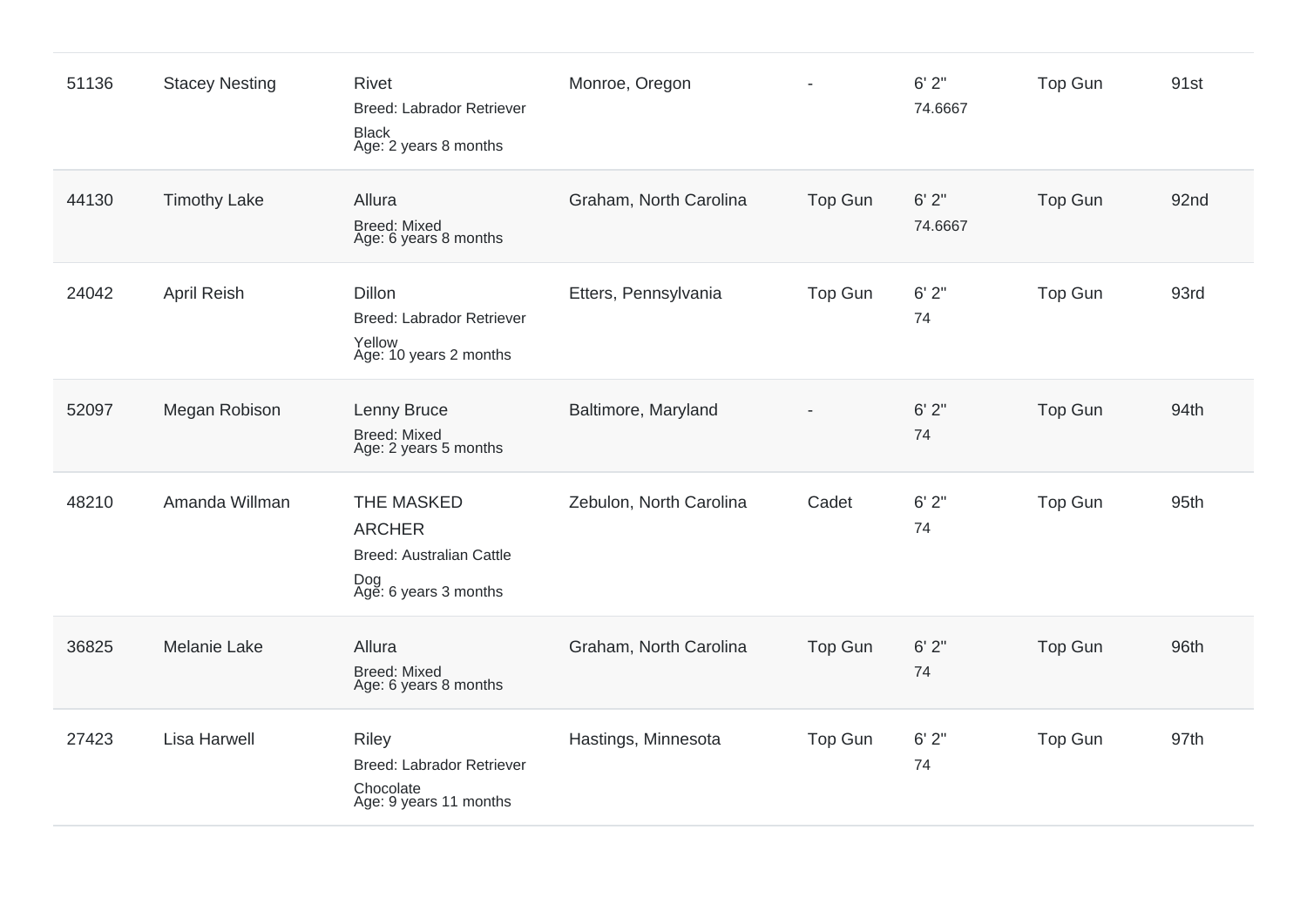| | | | | | | | |
|---|---|---|---|---|---|---|---|
| 51136 | Stacey Nesting | Rivet<br>Breed: Labrador Retriever<br>Black<br>Age: 2 years 8 months | Monroe, Oregon | - | 6' 2"<br>74.6667 | Top Gun | 91st |
| 44130 | Timothy Lake | Allura<br>Breed: Mixed<br>Age: 6 years 8 months | Graham, North Carolina | Top Gun | 6' 2"<br>74.6667 | Top Gun | 92nd |
| 24042 | April Reish | Dillon<br>Breed: Labrador Retriever<br>Yellow<br>Age: 10 years 2 months | Etters, Pennsylvania | Top Gun | 6' 2"<br>74 | Top Gun | 93rd |
| 52097 | Megan Robison | Lenny Bruce<br>Breed: Mixed<br>Age: 2 years 5 months | Baltimore, Maryland | - | 6' 2"<br>74 | Top Gun | 94th |
| 48210 | Amanda Willman | THE MASKED ARCHER<br>Breed: Australian Cattle Dog<br>Age: 6 years 3 months | Zebulon, North Carolina | Cadet | 6' 2"<br>74 | Top Gun | 95th |
| 36825 | Melanie Lake | Allura<br>Breed: Mixed<br>Age: 6 years 8 months | Graham, North Carolina | Top Gun | 6' 2"<br>74 | Top Gun | 96th |
| 27423 | Lisa Harwell | Riley<br>Breed: Labrador Retriever<br>Chocolate<br>Age: 9 years 11 months | Hastings, Minnesota | Top Gun | 6' 2"<br>74 | Top Gun | 97th |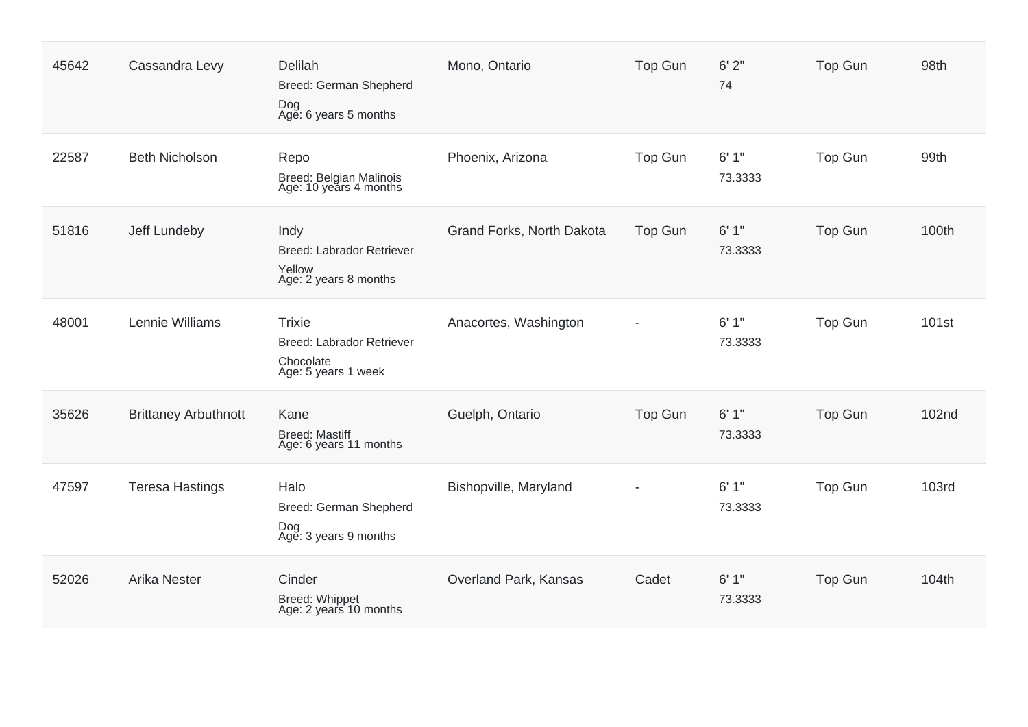| | | | | | | | |
|---|---|---|---|---|---|---|---|
| 45642 | Cassandra Levy | Delilah<br>Breed: German Shepherd Dog<br>Age: 6 years 5 months | Mono, Ontario | Top Gun | 6' 2"<br>74 | Top Gun | 98th |
| 22587 | Beth Nicholson | Repo<br>Breed: Belgian Malinois<br>Age: 10 years 4 months | Phoenix, Arizona | Top Gun | 6' 1"<br>73.3333 | Top Gun | 99th |
| 51816 | Jeff Lundeby | Indy<br>Breed: Labrador Retriever Yellow<br>Age: 2 years 8 months | Grand Forks, North Dakota | Top Gun | 6' 1"<br>73.3333 | Top Gun | 100th |
| 48001 | Lennie Williams | Trixie<br>Breed: Labrador Retriever Chocolate<br>Age: 5 years 1 week | Anacortes, Washington | - | 6' 1"<br>73.3333 | Top Gun | 101st |
| 35626 | Brittaney Arbuthnott | Kane<br>Breed: Mastiff<br>Age: 6 years 11 months | Guelph, Ontario | Top Gun | 6' 1"<br>73.3333 | Top Gun | 102nd |
| 47597 | Teresa Hastings | Halo<br>Breed: German Shepherd Dog<br>Age: 3 years 9 months | Bishopville, Maryland | - | 6' 1"<br>73.3333 | Top Gun | 103rd |
| 52026 | Arika Nester | Cinder<br>Breed: Whippet<br>Age: 2 years 10 months | Overland Park, Kansas | Cadet | 6' 1"<br>73.3333 | Top Gun | 104th |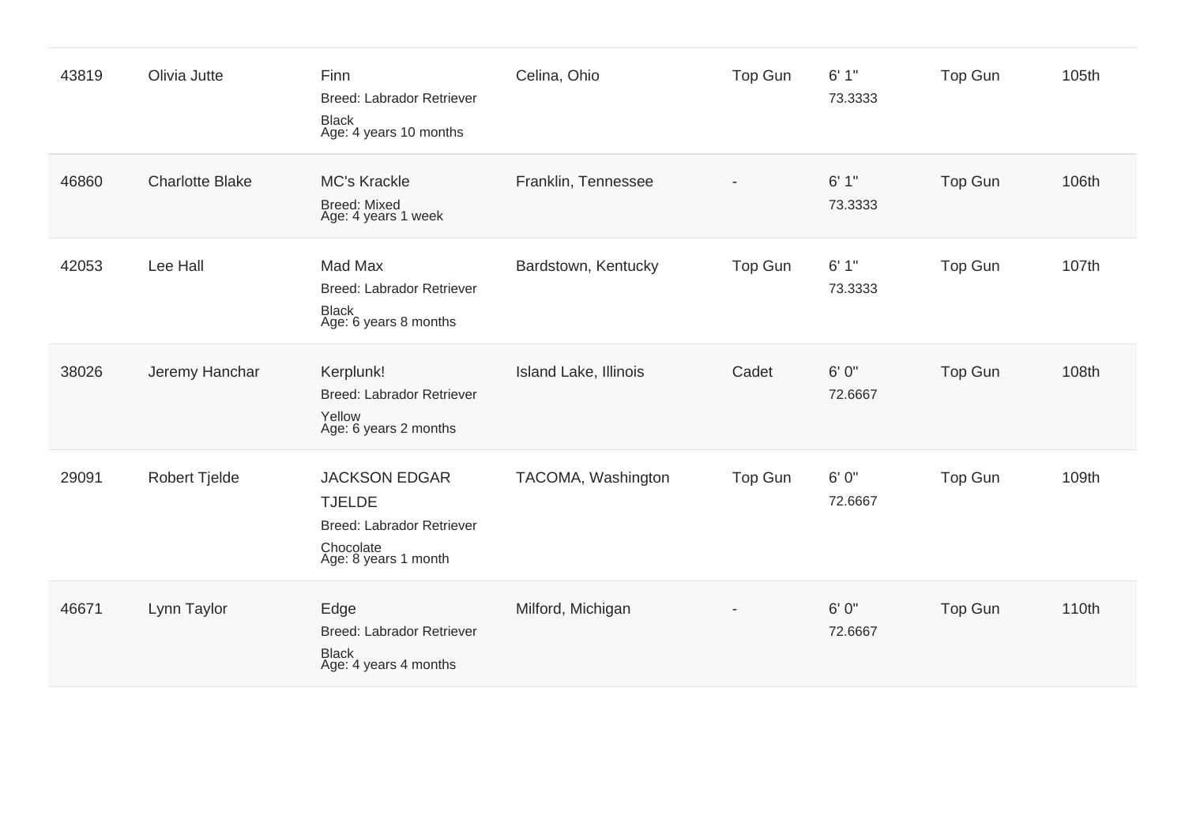| | | | | | | | |
|---|---|---|---|---|---|---|---|
| 43819 | Olivia Jutte | Finn<br>Breed: Labrador Retriever<br>Black<br>Age: 4 years 10 months | Celina, Ohio | Top Gun | 6' 1"<br>73.3333 | Top Gun | 105th |
| 46860 | Charlotte Blake | MC's Krackle<br>Breed: Mixed<br>Age: 4 years 1 week | Franklin, Tennessee | - | 6' 1"<br>73.3333 | Top Gun | 106th |
| 42053 | Lee Hall | Mad Max<br>Breed: Labrador Retriever<br>Black<br>Age: 6 years 8 months | Bardstown, Kentucky | Top Gun | 6' 1"<br>73.3333 | Top Gun | 107th |
| 38026 | Jeremy Hanchar | Kerplunk!<br>Breed: Labrador Retriever<br>Yellow<br>Age: 6 years 2 months | Island Lake, Illinois | Cadet | 6' 0"<br>72.6667 | Top Gun | 108th |
| 29091 | Robert Tjelde | JACKSON EDGAR TJELDE<br>Breed: Labrador Retriever<br>Chocolate<br>Age: 8 years 1 month | TACOMA, Washington | Top Gun | 6' 0"<br>72.6667 | Top Gun | 109th |
| 46671 | Lynn Taylor | Edge<br>Breed: Labrador Retriever<br>Black<br>Age: 4 years 4 months | Milford, Michigan | - | 6' 0"<br>72.6667 | Top Gun | 110th |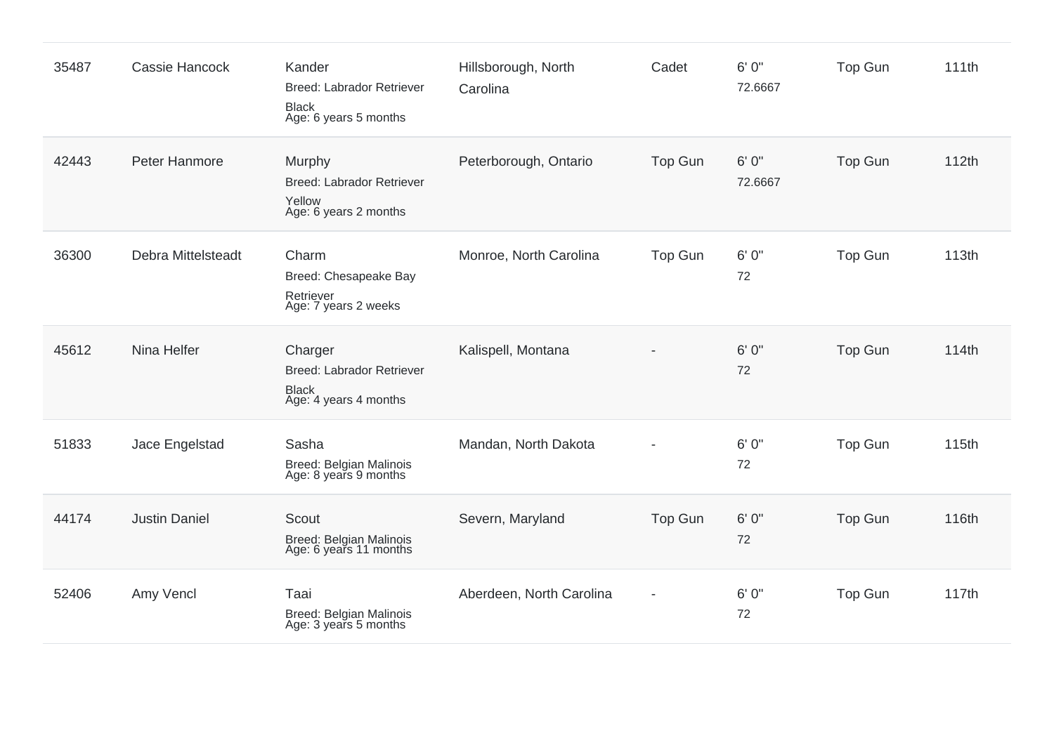| | | | | | | | |
|---|---|---|---|---|---|---|---|
| 35487 | Cassie Hancock | Kander<br>Breed: Labrador Retriever<br>Black<br>Age: 6 years 5 months | Hillsborough, North Carolina | Cadet | 6' 0"<br>72.6667 | Top Gun | 111th |
| 42443 | Peter Hanmore | Murphy<br>Breed: Labrador Retriever<br>Yellow<br>Age: 6 years 2 months | Peterborough, Ontario | Top Gun | 6' 0"<br>72.6667 | Top Gun | 112th |
| 36300 | Debra Mittelsteadt | Charm<br>Breed: Chesapeake Bay Retriever<br>Age: 7 years 2 weeks | Monroe, North Carolina | Top Gun | 6' 0"<br>72 | Top Gun | 113th |
| 45612 | Nina Helfer | Charger<br>Breed: Labrador Retriever<br>Black<br>Age: 4 years 4 months | Kalispell, Montana | - | 6' 0"<br>72 | Top Gun | 114th |
| 51833 | Jace Engelstad | Sasha<br>Breed: Belgian Malinois<br>Age: 8 years 9 months | Mandan, North Dakota | - | 6' 0"<br>72 | Top Gun | 115th |
| 44174 | Justin Daniel | Scout<br>Breed: Belgian Malinois<br>Age: 6 years 11 months | Severn, Maryland | Top Gun | 6' 0"<br>72 | Top Gun | 116th |
| 52406 | Amy Vencl | Taai<br>Breed: Belgian Malinois<br>Age: 3 years 5 months | Aberdeen, North Carolina | - | 6' 0"<br>72 | Top Gun | 117th |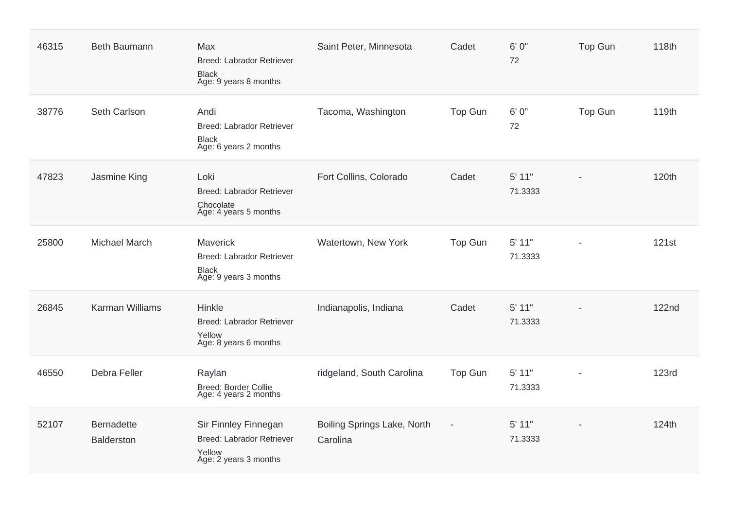| | | | | | | | |
|---|---|---|---|---|---|---|---|
| 46315 | Beth Baumann | Max<br>Breed: Labrador Retriever<br>Black<br>Age: 9 years 8 months | Saint Peter, Minnesota | Cadet | 6' 0"<br>72 | Top Gun | 118th |
| 38776 | Seth Carlson | Andi<br>Breed: Labrador Retriever<br>Black<br>Age: 6 years 2 months | Tacoma, Washington | Top Gun | 6' 0"<br>72 | Top Gun | 119th |
| 47823 | Jasmine King | Loki<br>Breed: Labrador Retriever<br>Chocolate<br>Age: 4 years 5 months | Fort Collins, Colorado | Cadet | 5' 11"<br>71.3333 | - | 120th |
| 25800 | Michael March | Maverick<br>Breed: Labrador Retriever<br>Black<br>Age: 9 years 3 months | Watertown, New York | Top Gun | 5' 11"<br>71.3333 | - | 121st |
| 26845 | Karman Williams | Hinkle<br>Breed: Labrador Retriever<br>Yellow<br>Age: 8 years 6 months | Indianapolis, Indiana | Cadet | 5' 11"<br>71.3333 | - | 122nd |
| 46550 | Debra Feller | Raylan<br>Breed: Border Collie<br>Age: 4 years 2 months | ridgeland, South Carolina | Top Gun | 5' 11"<br>71.3333 | - | 123rd |
| 52107 | Bernadette Balderston | Sir Finnley Finnegan<br>Breed: Labrador Retriever<br>Yellow<br>Age: 2 years 3 months | Boiling Springs Lake, North Carolina | - | 5' 11"<br>71.3333 | - | 124th |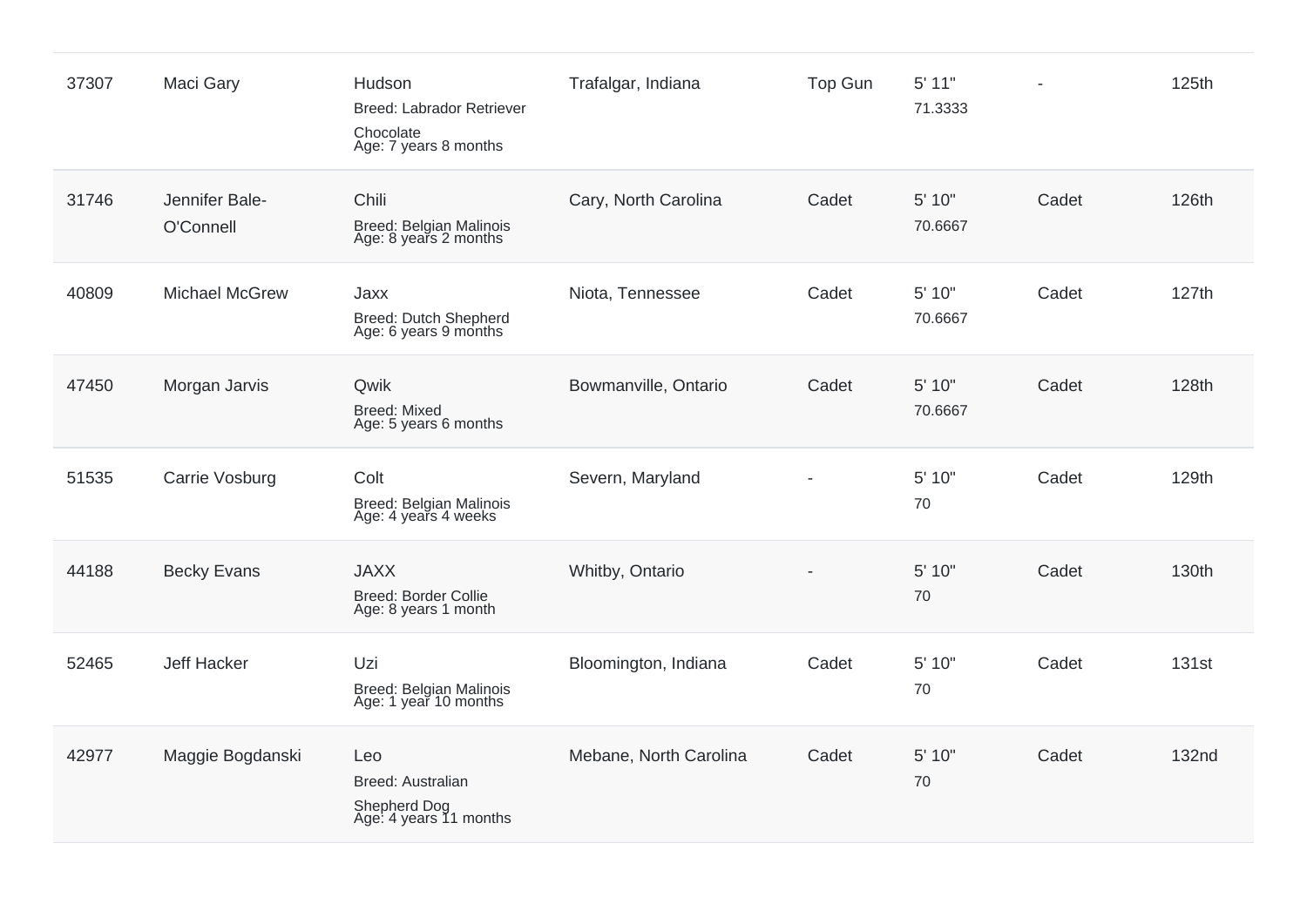| | | | | | | | |
|---|---|---|---|---|---|---|---|
| 37307 | Maci Gary | Hudson<br>Breed: Labrador Retriever<br>Chocolate<br>Age: 7 years 8 months | Trafalgar, Indiana | Top Gun | 5' 11"<br>71.3333 | - | 125th |
| 31746 | Jennifer Bale-O'Connell | Chili<br>Breed: Belgian Malinois<br>Age: 8 years 2 months | Cary, North Carolina | Cadet | 5' 10"<br>70.6667 | Cadet | 126th |
| 40809 | Michael McGrew | Jaxx<br>Breed: Dutch Shepherd<br>Age: 6 years 9 months | Niota, Tennessee | Cadet | 5' 10"<br>70.6667 | Cadet | 127th |
| 47450 | Morgan Jarvis | Qwik<br>Breed: Mixed<br>Age: 5 years 6 months | Bowmanville, Ontario | Cadet | 5' 10"<br>70.6667 | Cadet | 128th |
| 51535 | Carrie Vosburg | Colt<br>Breed: Belgian Malinois<br>Age: 4 years 4 weeks | Severn, Maryland | - | 5' 10"<br>70 | Cadet | 129th |
| 44188 | Becky Evans | JAXX<br>Breed: Border Collie<br>Age: 8 years 1 month | Whitby, Ontario | - | 5' 10"<br>70 | Cadet | 130th |
| 52465 | Jeff Hacker | Uzi<br>Breed: Belgian Malinois<br>Age: 1 year 10 months | Bloomington, Indiana | Cadet | 5' 10"<br>70 | Cadet | 131st |
| 42977 | Maggie Bogdanski | Leo<br>Breed: Australian Shepherd Dog<br>Age: 4 years 11 months | Mebane, North Carolina | Cadet | 5' 10"<br>70 | Cadet | 132nd |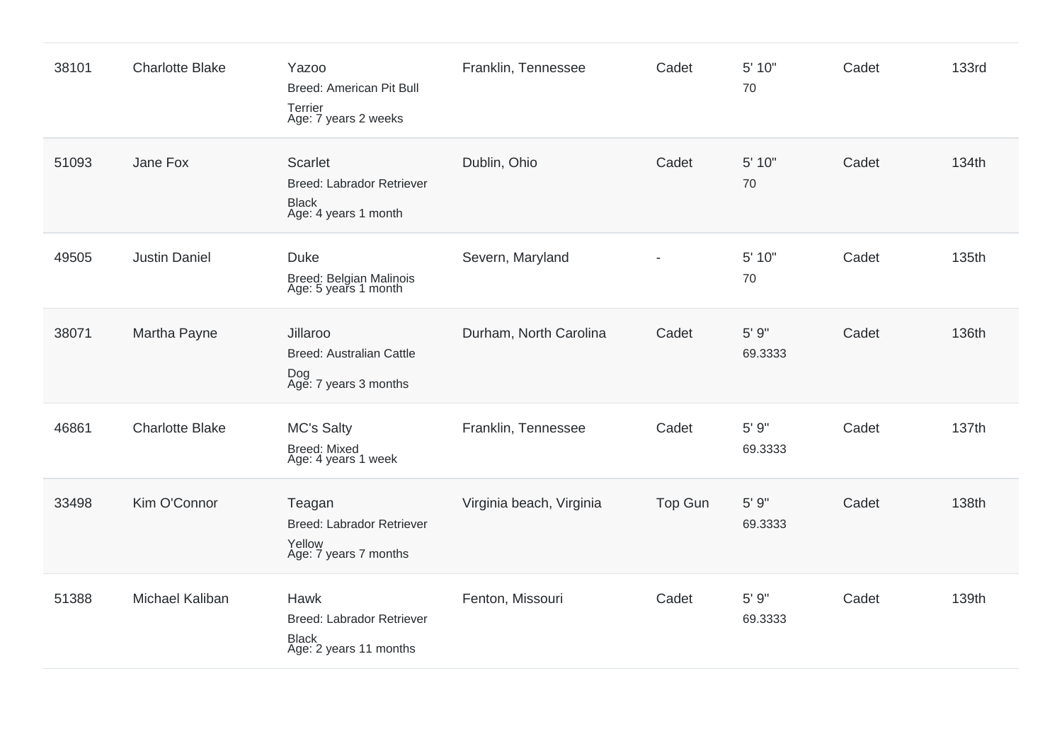| | | | | | | | |
|---|---|---|---|---|---|---|---|
| 38101 | Charlotte Blake | Yazoo<br>Breed: American Pit Bull Terrier<br>Age: 7 years 2 weeks | Franklin, Tennessee | Cadet | 5' 10"<br>70 | Cadet | 133rd |
| 51093 | Jane Fox | Scarlet<br>Breed: Labrador Retriever Black<br>Age: 4 years 1 month | Dublin, Ohio | Cadet | 5' 10"<br>70 | Cadet | 134th |
| 49505 | Justin Daniel | Duke<br>Breed: Belgian Malinois<br>Age: 5 years 1 month | Severn, Maryland | - | 5' 10"<br>70 | Cadet | 135th |
| 38071 | Martha Payne | Jillaroo<br>Breed: Australian Cattle Dog<br>Age: 7 years 3 months | Durham, North Carolina | Cadet | 5' 9"<br>69.3333 | Cadet | 136th |
| 46861 | Charlotte Blake | MC's Salty<br>Breed: Mixed<br>Age: 4 years 1 week | Franklin, Tennessee | Cadet | 5' 9"<br>69.3333 | Cadet | 137th |
| 33498 | Kim O'Connor | Teagan<br>Breed: Labrador Retriever Yellow<br>Age: 7 years 7 months | Virginia beach, Virginia | Top Gun | 5' 9"<br>69.3333 | Cadet | 138th |
| 51388 | Michael Kaliban | Hawk<br>Breed: Labrador Retriever Black<br>Age: 2 years 11 months | Fenton, Missouri | Cadet | 5' 9"<br>69.3333 | Cadet | 139th |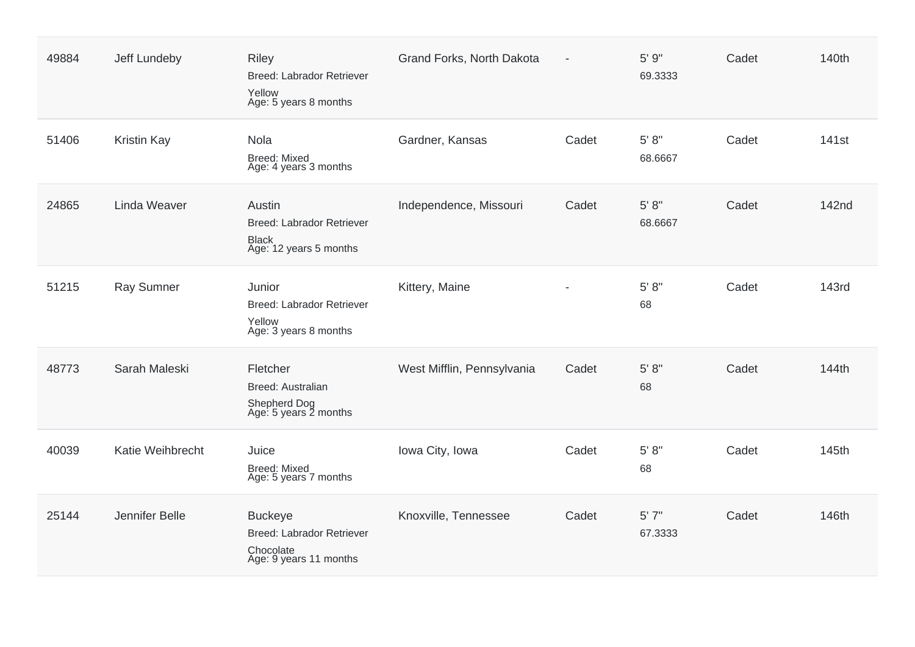| | | | | | | | |
|---|---|---|---|---|---|---|---|
| 49884 | Jeff Lundeby | Riley<br>Breed: Labrador Retriever<br>Yellow<br>Age: 5 years 8 months | Grand Forks, North Dakota | - | 5' 9"<br>69.3333 | Cadet | 140th |
| 51406 | Kristin Kay | Nola<br>Breed: Mixed<br>Age: 4 years 3 months | Gardner, Kansas | Cadet | 5' 8"<br>68.6667 | Cadet | 141st |
| 24865 | Linda Weaver | Austin<br>Breed: Labrador Retriever<br>Black<br>Age: 12 years 5 months | Independence, Missouri | Cadet | 5' 8"<br>68.6667 | Cadet | 142nd |
| 51215 | Ray Sumner | Junior<br>Breed: Labrador Retriever<br>Yellow<br>Age: 3 years 8 months | Kittery, Maine | - | 5' 8"<br>68 | Cadet | 143rd |
| 48773 | Sarah Maleski | Fletcher<br>Breed: Australian<br>Shepherd Dog<br>Age: 5 years 2 months | West Mifflin, Pennsylvania | Cadet | 5' 8"<br>68 | Cadet | 144th |
| 40039 | Katie Weihbrecht | Juice<br>Breed: Mixed<br>Age: 5 years 7 months | Iowa City, Iowa | Cadet | 5' 8"<br>68 | Cadet | 145th |
| 25144 | Jennifer Belle | Buckeye<br>Breed: Labrador Retriever<br>Chocolate<br>Age: 9 years 11 months | Knoxville, Tennessee | Cadet | 5' 7"<br>67.3333 | Cadet | 146th |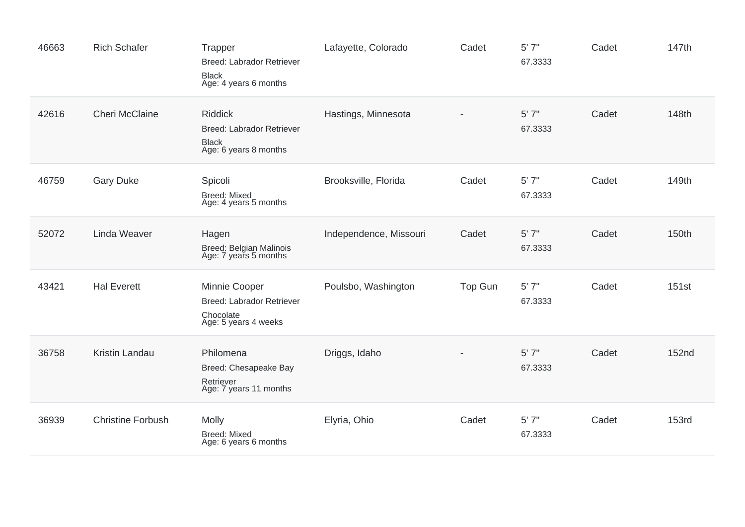| | | | | | | | |
|---|---|---|---|---|---|---|---|
| 46663 | Rich Schafer | Trapper<br>Breed: Labrador Retriever<br>Black<br>Age: 4 years 6 months | Lafayette, Colorado | Cadet | 5' 7"<br>67.3333 | Cadet | 147th |
| 42616 | Cheri McClaine | Riddick<br>Breed: Labrador Retriever<br>Black<br>Age: 6 years 8 months | Hastings, Minnesota | - | 5' 7"<br>67.3333 | Cadet | 148th |
| 46759 | Gary Duke | Spicoli<br>Breed: Mixed<br>Age: 4 years 5 months | Brooksville, Florida | Cadet | 5' 7"<br>67.3333 | Cadet | 149th |
| 52072 | Linda Weaver | Hagen<br>Breed: Belgian Malinois<br>Age: 7 years 5 months | Independence, Missouri | Cadet | 5' 7"<br>67.3333 | Cadet | 150th |
| 43421 | Hal Everett | Minnie Cooper<br>Breed: Labrador Retriever<br>Chocolate<br>Age: 5 years 4 weeks | Poulsbo, Washington | Top Gun | 5' 7"<br>67.3333 | Cadet | 151st |
| 36758 | Kristin Landau | Philomena<br>Breed: Chesapeake Bay Retriever<br>Age: 7 years 11 months | Driggs, Idaho | - | 5' 7"<br>67.3333 | Cadet | 152nd |
| 36939 | Christine Forbush | Molly<br>Breed: Mixed<br>Age: 6 years 6 months | Elyria, Ohio | Cadet | 5' 7"<br>67.3333 | Cadet | 153rd |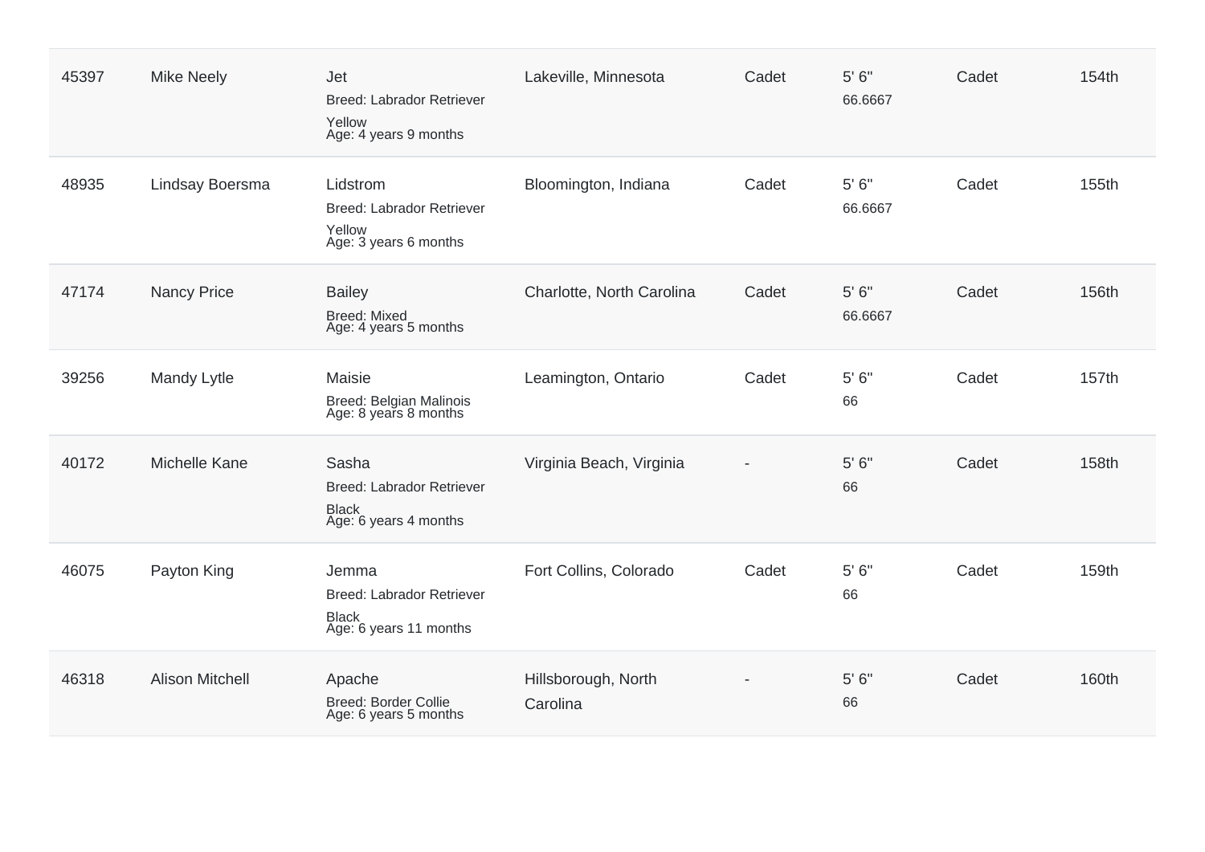| | | | | | | | |
|---|---|---|---|---|---|---|---|
| 45397 | Mike Neely | Jet<br>Breed: Labrador Retriever<br>Yellow<br>Age: 4 years 9 months | Lakeville, Minnesota | Cadet | 5' 6"<br>66.6667 | Cadet | 154th |
| 48935 | Lindsay Boersma | Lidstrom<br>Breed: Labrador Retriever<br>Yellow<br>Age: 3 years 6 months | Bloomington, Indiana | Cadet | 5' 6"<br>66.6667 | Cadet | 155th |
| 47174 | Nancy Price | Bailey<br>Breed: Mixed<br>Age: 4 years 5 months | Charlotte, North Carolina | Cadet | 5' 6"<br>66.6667 | Cadet | 156th |
| 39256 | Mandy Lytle | Maisie<br>Breed: Belgian Malinois<br>Age: 8 years 8 months | Leamington, Ontario | Cadet | 5' 6"<br>66 | Cadet | 157th |
| 40172 | Michelle Kane | Sasha<br>Breed: Labrador Retriever<br>Black<br>Age: 6 years 4 months | Virginia Beach, Virginia | - | 5' 6"<br>66 | Cadet | 158th |
| 46075 | Payton King | Jemma<br>Breed: Labrador Retriever<br>Black<br>Age: 6 years 11 months | Fort Collins, Colorado | Cadet | 5' 6"<br>66 | Cadet | 159th |
| 46318 | Alison Mitchell | Apache<br>Breed: Border Collie<br>Age: 6 years 5 months | Hillsborough, North Carolina | - | 5' 6"<br>66 | Cadet | 160th |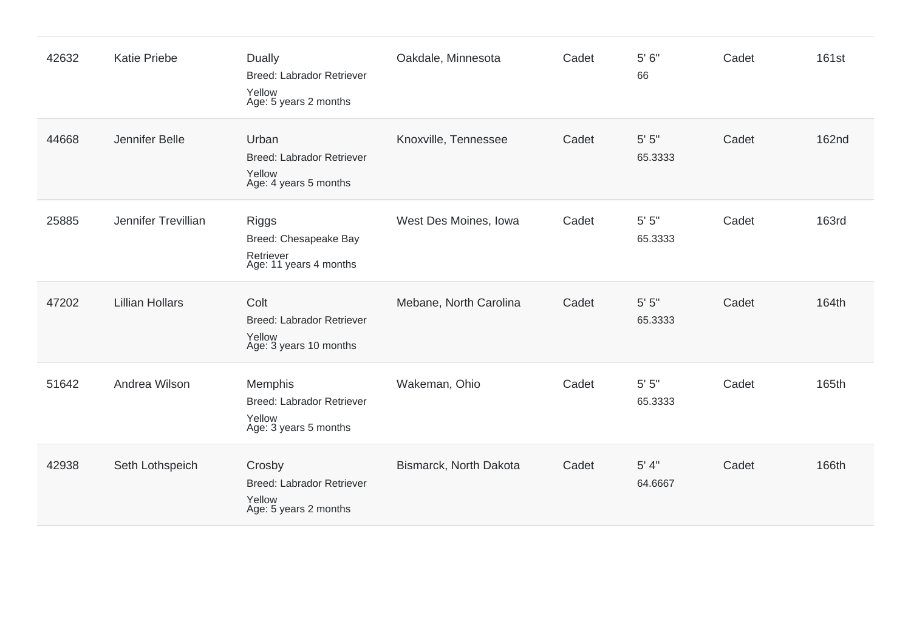| | | | | | | | |
|---|---|---|---|---|---|---|---|
| 42632 | Katie Priebe | Dually<br>Breed: Labrador Retriever<br>Yellow<br>Age: 5 years 2 months | Oakdale, Minnesota | Cadet | 5' 6"<br>66 | Cadet | 161st |
| 44668 | Jennifer Belle | Urban<br>Breed: Labrador Retriever<br>Yellow<br>Age: 4 years 5 months | Knoxville, Tennessee | Cadet | 5' 5"<br>65.3333 | Cadet | 162nd |
| 25885 | Jennifer Trevillian | Riggs<br>Breed: Chesapeake Bay Retriever<br>Age: 11 years 4 months | West Des Moines, Iowa | Cadet | 5' 5"<br>65.3333 | Cadet | 163rd |
| 47202 | Lillian Hollars | Colt<br>Breed: Labrador Retriever<br>Yellow<br>Age: 3 years 10 months | Mebane, North Carolina | Cadet | 5' 5"<br>65.3333 | Cadet | 164th |
| 51642 | Andrea Wilson | Memphis<br>Breed: Labrador Retriever<br>Yellow<br>Age: 3 years 5 months | Wakeman, Ohio | Cadet | 5' 5"<br>65.3333 | Cadet | 165th |
| 42938 | Seth Lothspeich | Crosby<br>Breed: Labrador Retriever<br>Yellow<br>Age: 5 years 2 months | Bismarck, North Dakota | Cadet | 5' 4"<br>64.6667 | Cadet | 166th |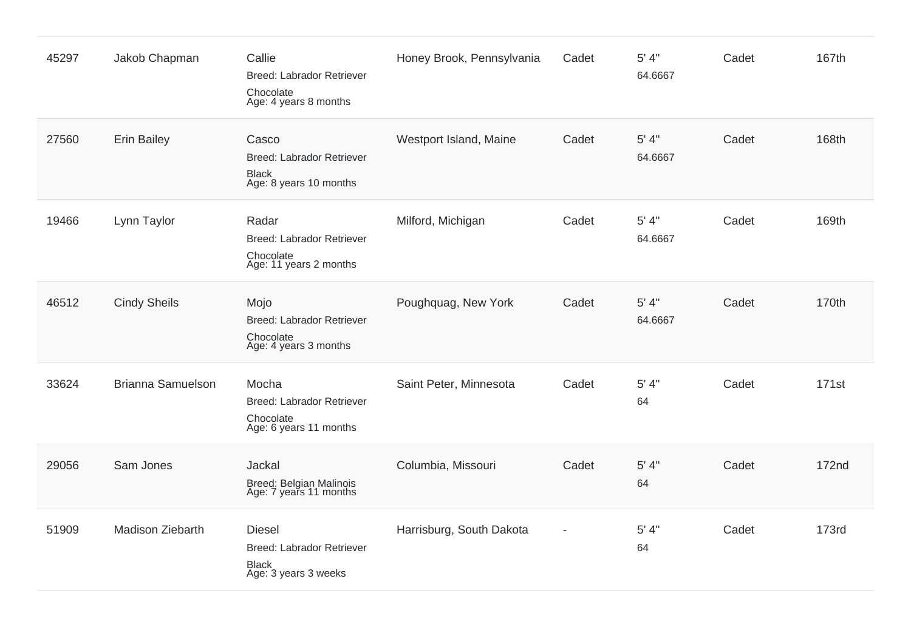| | | | | | | | |
|---|---|---|---|---|---|---|---|
| 45297 | Jakob Chapman | Callie<br>Breed: Labrador Retriever<br>Chocolate<br>Age: 4 years 8 months | Honey Brook, Pennsylvania | Cadet | 5' 4"<br>64.6667 | Cadet | 167th |
| 27560 | Erin Bailey | Casco<br>Breed: Labrador Retriever<br>Black<br>Age: 8 years 10 months | Westport Island, Maine | Cadet | 5' 4"<br>64.6667 | Cadet | 168th |
| 19466 | Lynn Taylor | Radar<br>Breed: Labrador Retriever<br>Chocolate<br>Age: 11 years 2 months | Milford, Michigan | Cadet | 5' 4"<br>64.6667 | Cadet | 169th |
| 46512 | Cindy Sheils | Mojo<br>Breed: Labrador Retriever<br>Chocolate<br>Age: 4 years 3 months | Poughquag, New York | Cadet | 5' 4"<br>64.6667 | Cadet | 170th |
| 33624 | Brianna Samuelson | Mocha<br>Breed: Labrador Retriever<br>Chocolate<br>Age: 6 years 11 months | Saint Peter, Minnesota | Cadet | 5' 4"<br>64 | Cadet | 171st |
| 29056 | Sam Jones | Jackal<br>Breed: Belgian Malinois<br>Age: 7 years 11 months | Columbia, Missouri | Cadet | 5' 4"<br>64 | Cadet | 172nd |
| 51909 | Madison Ziebarth | Diesel<br>Breed: Labrador Retriever<br>Black<br>Age: 3 years 3 weeks | Harrisburg, South Dakota | - | 5' 4"<br>64 | Cadet | 173rd |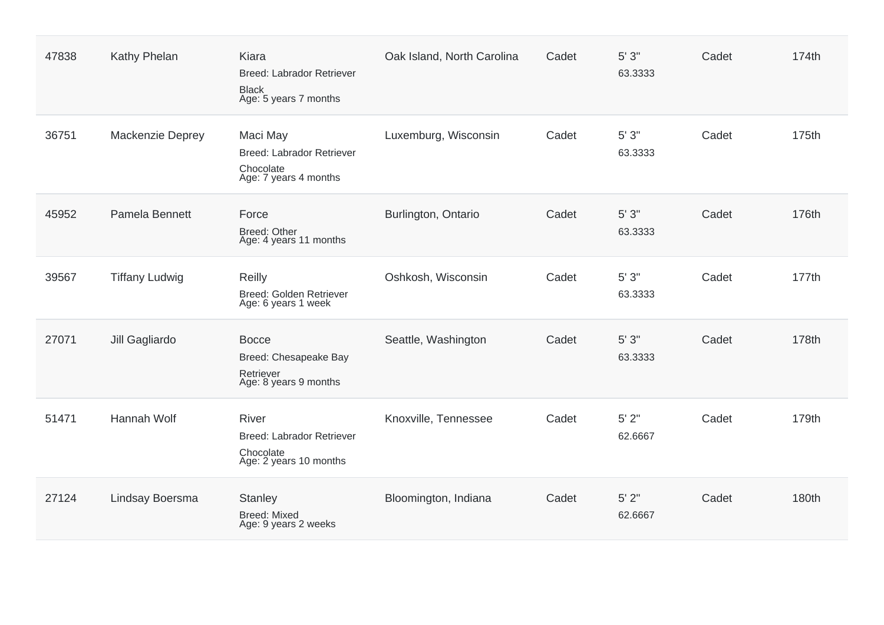| | | | | | | | |
|---|---|---|---|---|---|---|---|
| 47838 | Kathy Phelan | Kiara<br>Breed: Labrador Retriever<br>Black<br>Age: 5 years 7 months | Oak Island, North Carolina | Cadet | 5' 3"<br>63.3333 | Cadet | 174th |
| 36751 | Mackenzie Deprey | Maci May<br>Breed: Labrador Retriever<br>Chocolate<br>Age: 7 years 4 months | Luxemburg, Wisconsin | Cadet | 5' 3"<br>63.3333 | Cadet | 175th |
| 45952 | Pamela Bennett | Force<br>Breed: Other<br>Age: 4 years 11 months | Burlington, Ontario | Cadet | 5' 3"<br>63.3333 | Cadet | 176th |
| 39567 | Tiffany Ludwig | Reilly<br>Breed: Golden Retriever<br>Age: 6 years 1 week | Oshkosh, Wisconsin | Cadet | 5' 3"<br>63.3333 | Cadet | 177th |
| 27071 | Jill Gagliardo | Bocce<br>Breed: Chesapeake Bay Retriever<br>Age: 8 years 9 months | Seattle, Washington | Cadet | 5' 3"<br>63.3333 | Cadet | 178th |
| 51471 | Hannah Wolf | River<br>Breed: Labrador Retriever<br>Chocolate<br>Age: 2 years 10 months | Knoxville, Tennessee | Cadet | 5' 2"<br>62.6667 | Cadet | 179th |
| 27124 | Lindsay Boersma | Stanley<br>Breed: Mixed<br>Age: 9 years 2 weeks | Bloomington, Indiana | Cadet | 5' 2"<br>62.6667 | Cadet | 180th |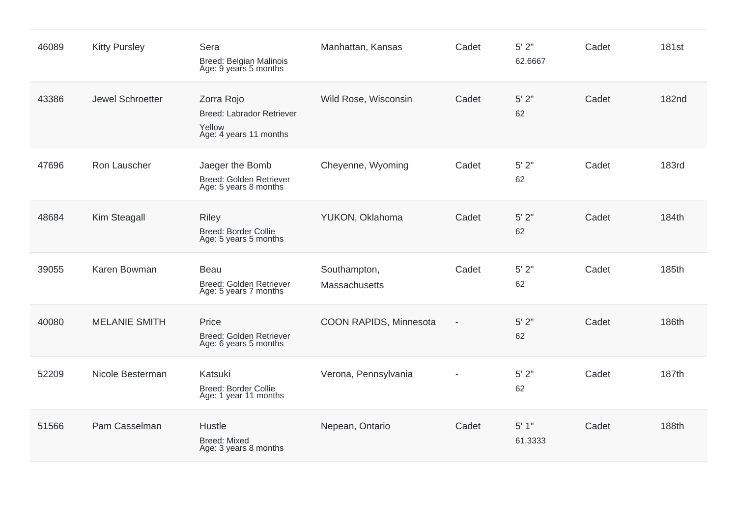| | | | | | | | |
|---|---|---|---|---|---|---|---|
| 46089 | Kitty Pursley | Sera<br>Breed: Belgian Malinois<br>Age: 9 years 5 months | Manhattan, Kansas | Cadet | 5' 2"<br>62.6667 | Cadet | 181st |
| 43386 | Jewel Schroetter | Zorra Rojo<br>Breed: Labrador Retriever Yellow<br>Age: 4 years 11 months | Wild Rose, Wisconsin | Cadet | 5' 2"<br>62 | Cadet | 182nd |
| 47696 | Ron Lauscher | Jaeger the Bomb<br>Breed: Golden Retriever<br>Age: 5 years 8 months | Cheyenne, Wyoming | Cadet | 5' 2"<br>62 | Cadet | 183rd |
| 48684 | Kim Steagall | Riley<br>Breed: Border Collie<br>Age: 5 years 5 months | YUKON, Oklahoma | Cadet | 5' 2"<br>62 | Cadet | 184th |
| 39055 | Karen Bowman | Beau<br>Breed: Golden Retriever<br>Age: 5 years 7 months | Southampton, Massachusetts | Cadet | 5' 2"<br>62 | Cadet | 185th |
| 40080 | MELANIE SMITH | Price<br>Breed: Golden Retriever<br>Age: 6 years 5 months | COON RAPIDS, Minnesota | - | 5' 2"<br>62 | Cadet | 186th |
| 52209 | Nicole Besterman | Katsuki<br>Breed: Border Collie<br>Age: 1 year 11 months | Verona, Pennsylvania | - | 5' 2"<br>62 | Cadet | 187th |
| 51566 | Pam Casselman | Hustle<br>Breed: Mixed<br>Age: 3 years 8 months | Nepean, Ontario | Cadet | 5' 1"<br>61.3333 | Cadet | 188th |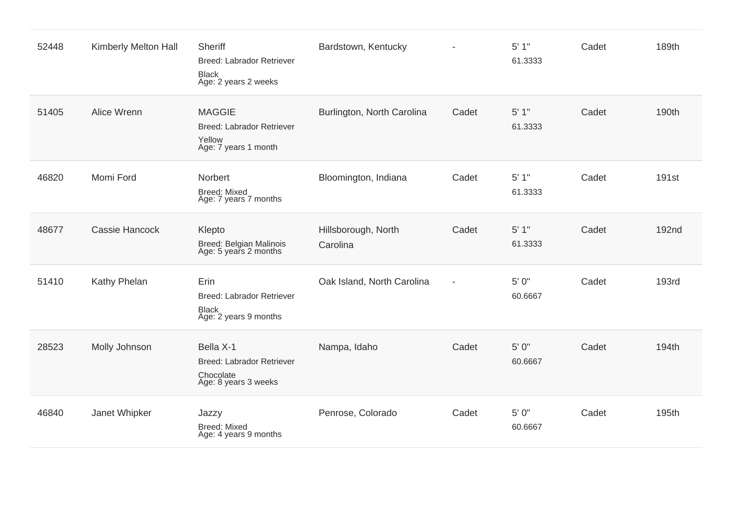| | | | | | | | |
|---|---|---|---|---|---|---|---|
| 52448 | Kimberly Melton Hall | Sheriff<br>Breed: Labrador Retriever<br>Black<br>Age: 2 years 2 weeks | Bardstown, Kentucky | - | 5' 1"<br>61.3333 | Cadet | 189th |
| 51405 | Alice Wrenn | MAGGIE<br>Breed: Labrador Retriever<br>Yellow<br>Age: 7 years 1 month | Burlington, North Carolina | Cadet | 5' 1"<br>61.3333 | Cadet | 190th |
| 46820 | Momi Ford | Norbert<br>Breed: Mixed<br>Age: 7 years 7 months | Bloomington, Indiana | Cadet | 5' 1"<br>61.3333 | Cadet | 191st |
| 48677 | Cassie Hancock | Klepto<br>Breed: Belgian Malinois<br>Age: 5 years 2 months | Hillsborough, North Carolina | Cadet | 5' 1"<br>61.3333 | Cadet | 192nd |
| 51410 | Kathy Phelan | Erin<br>Breed: Labrador Retriever<br>Black<br>Age: 2 years 9 months | Oak Island, North Carolina | - | 5' 0"<br>60.6667 | Cadet | 193rd |
| 28523 | Molly Johnson | Bella X-1<br>Breed: Labrador Retriever<br>Chocolate<br>Age: 8 years 3 weeks | Nampa, Idaho | Cadet | 5' 0"<br>60.6667 | Cadet | 194th |
| 46840 | Janet Whipker | Jazzy<br>Breed: Mixed<br>Age: 4 years 9 months | Penrose, Colorado | Cadet | 5' 0"<br>60.6667 | Cadet | 195th |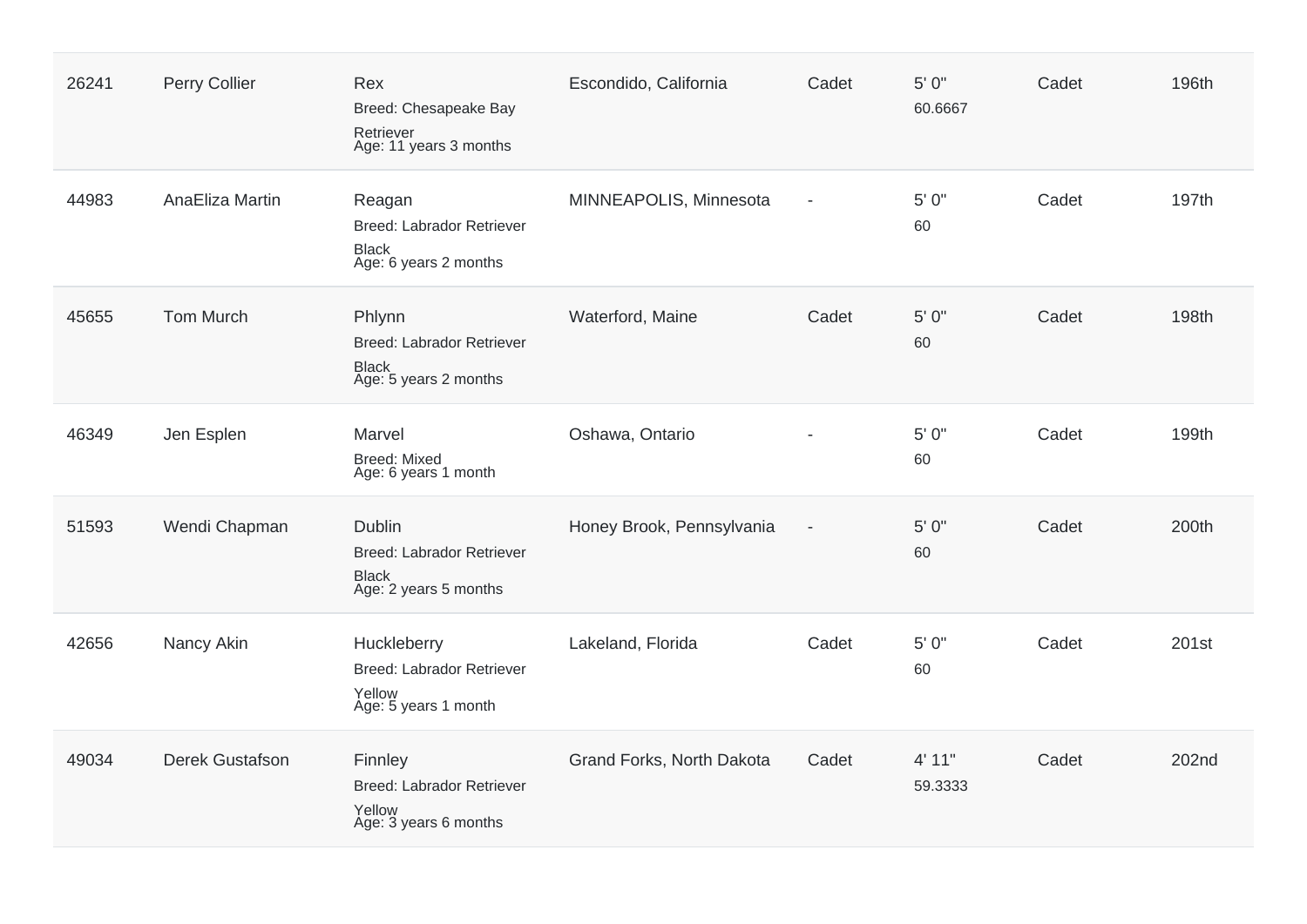| | | | | | | | |
|---|---|---|---|---|---|---|---|
| 26241 | Perry Collier | Rex<br>Breed: Chesapeake Bay Retriever<br>Age: 11 years 3 months | Escondido, California | Cadet | 5' 0"<br>60.6667 | Cadet | 196th |
| 44983 | AnaEliza Martin | Reagan<br>Breed: Labrador Retriever Black<br>Age: 6 years 2 months | MINNEAPOLIS, Minnesota | - | 5' 0"<br>60 | Cadet | 197th |
| 45655 | Tom Murch | Phlynn<br>Breed: Labrador Retriever Black<br>Age: 5 years 2 months | Waterford, Maine | Cadet | 5' 0"<br>60 | Cadet | 198th |
| 46349 | Jen Esplen | Marvel<br>Breed: Mixed<br>Age: 6 years 1 month | Oshawa, Ontario | - | 5' 0"<br>60 | Cadet | 199th |
| 51593 | Wendi Chapman | Dublin<br>Breed: Labrador Retriever Black<br>Age: 2 years 5 months | Honey Brook, Pennsylvania | - | 5' 0"<br>60 | Cadet | 200th |
| 42656 | Nancy Akin | Huckleberry<br>Breed: Labrador Retriever Yellow<br>Age: 5 years 1 month | Lakeland, Florida | Cadet | 5' 0"<br>60 | Cadet | 201st |
| 49034 | Derek Gustafson | Finnley<br>Breed: Labrador Retriever Yellow<br>Age: 3 years 6 months | Grand Forks, North Dakota | Cadet | 4' 11"<br>59.3333 | Cadet | 202nd |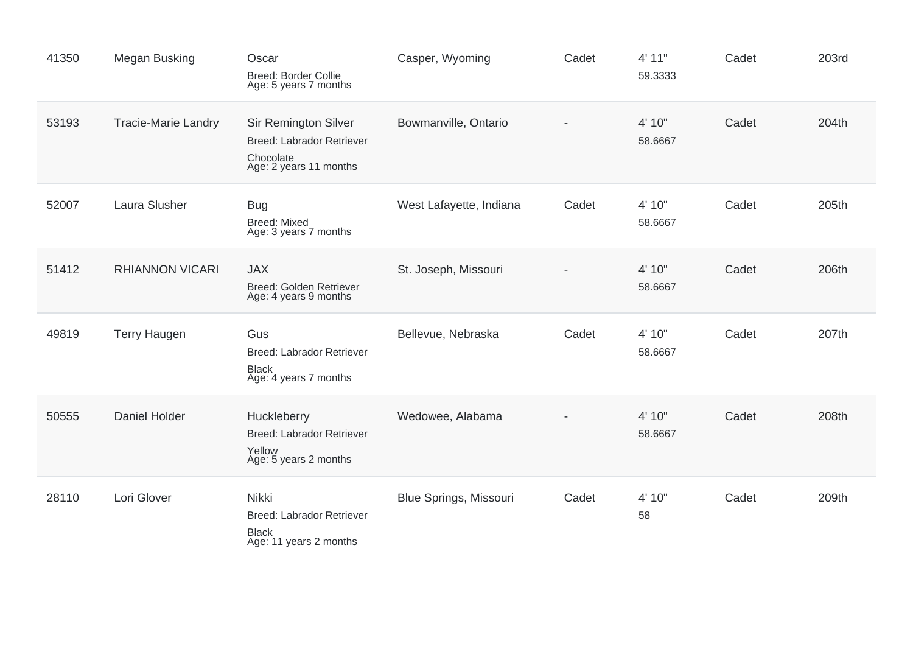| | | | | | | | |
|---|---|---|---|---|---|---|---|
| 41350 | Megan Busking | Oscar<br>Breed: Border Collie<br>Age: 5 years 7 months | Casper, Wyoming | Cadet | 4' 11"<br>59.3333 | Cadet | 203rd |
| 53193 | Tracie-Marie Landry | Sir Remington Silver<br>Breed: Labrador Retriever Chocolate<br>Age: 2 years 11 months | Bowmanville, Ontario | - | 4' 10"<br>58.6667 | Cadet | 204th |
| 52007 | Laura Slusher | Bug<br>Breed: Mixed<br>Age: 3 years 7 months | West Lafayette, Indiana | Cadet | 4' 10"<br>58.6667 | Cadet | 205th |
| 51412 | RHIANNON VICARI | JAX<br>Breed: Golden Retriever<br>Age: 4 years 9 months | St. Joseph, Missouri | - | 4' 10"<br>58.6667 | Cadet | 206th |
| 49819 | Terry Haugen | Gus<br>Breed: Labrador Retriever Black<br>Age: 4 years 7 months | Bellevue, Nebraska | Cadet | 4' 10"<br>58.6667 | Cadet | 207th |
| 50555 | Daniel Holder | Huckleberry<br>Breed: Labrador Retriever Yellow<br>Age: 5 years 2 months | Wedowee, Alabama | - | 4' 10"<br>58.6667 | Cadet | 208th |
| 28110 | Lori Glover | Nikki<br>Breed: Labrador Retriever Black<br>Age: 11 years 2 months | Blue Springs, Missouri | Cadet | 4' 10"<br>58 | Cadet | 209th |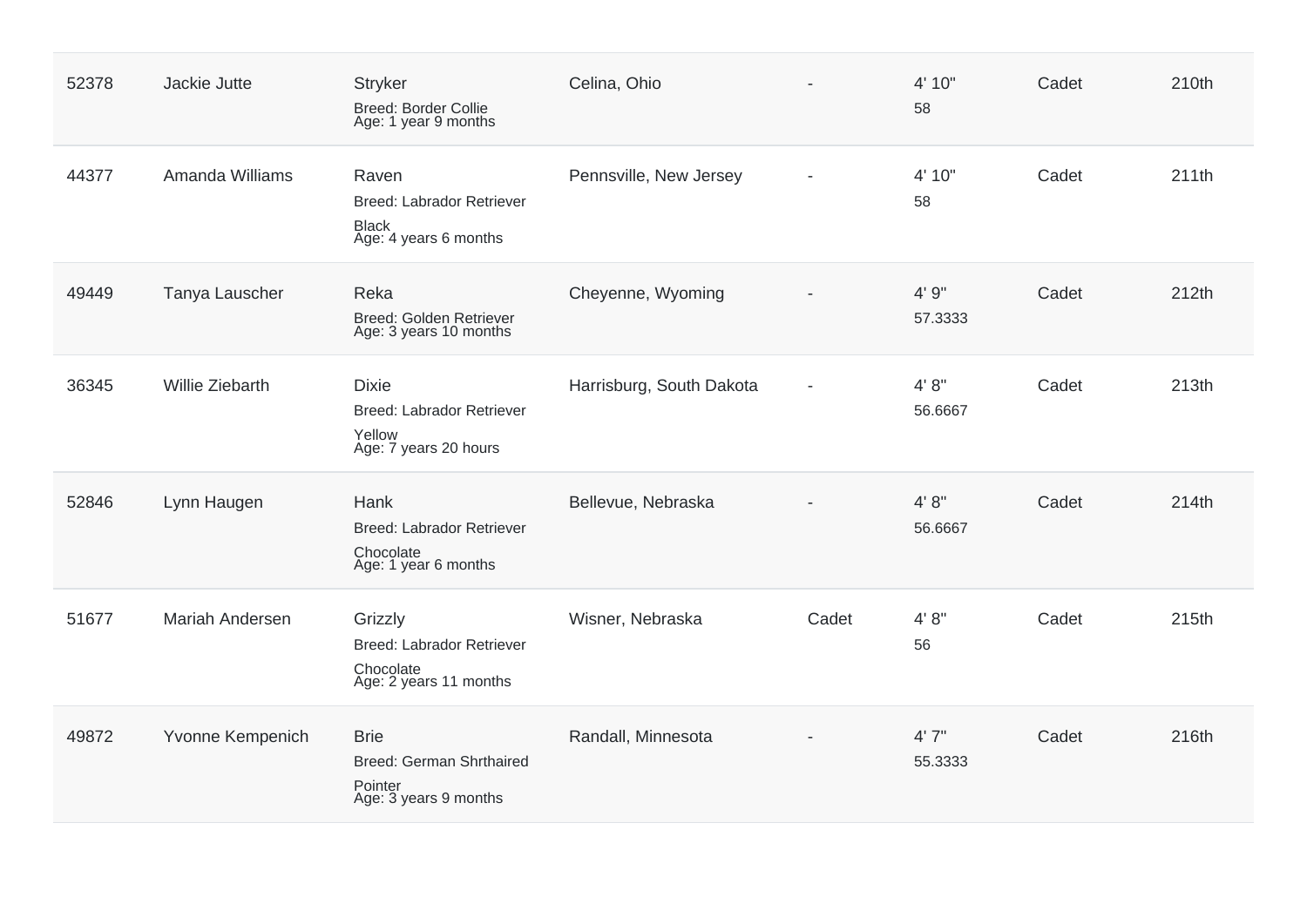| | | | | | | | |
|---|---|---|---|---|---|---|---|
| 52378 | Jackie Jutte | Stryker<br>Breed: Border Collie<br>Age: 1 year 9 months | Celina, Ohio | - | 4' 10"<br>58 | Cadet | 210th |
| 44377 | Amanda Williams | Raven<br>Breed: Labrador Retriever<br>Black<br>Age: 4 years 6 months | Pennsville, New Jersey | - | 4' 10"<br>58 | Cadet | 211th |
| 49449 | Tanya Lauscher | Reka<br>Breed: Golden Retriever<br>Age: 3 years 10 months | Cheyenne, Wyoming | - | 4' 9"<br>57.3333 | Cadet | 212th |
| 36345 | Willie Ziebarth | Dixie<br>Breed: Labrador Retriever<br>Yellow<br>Age: 7 years 20 hours | Harrisburg, South Dakota | - | 4' 8"<br>56.6667 | Cadet | 213th |
| 52846 | Lynn Haugen | Hank<br>Breed: Labrador Retriever<br>Chocolate<br>Age: 1 year 6 months | Bellevue, Nebraska | - | 4' 8"<br>56.6667 | Cadet | 214th |
| 51677 | Mariah Andersen | Grizzly<br>Breed: Labrador Retriever<br>Chocolate<br>Age: 2 years 11 months | Wisner, Nebraska | Cadet | 4' 8"<br>56 | Cadet | 215th |
| 49872 | Yvonne Kempenich | Brie<br>Breed: German Shrthaired Pointer<br>Age: 3 years 9 months | Randall, Minnesota | - | 4' 7"<br>55.3333 | Cadet | 216th |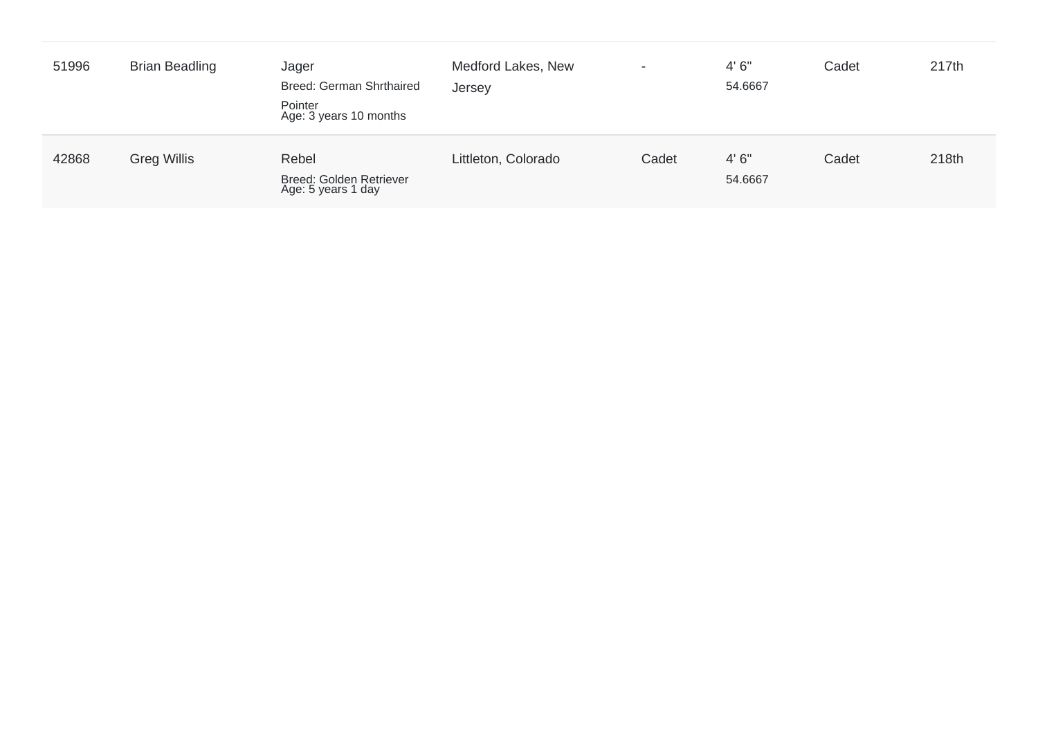| | | | | | | | |
|---|---|---|---|---|---|---|---|
| 51996 | Brian Beadling | Jager<br>Breed: German Shrthaired Pointer<br>Age: 3 years 10 months | Medford Lakes, New Jersey | - | 4' 6"<br>54.6667 | Cadet | 217th |
| 42868 | Greg Willis | Rebel<br>Breed: Golden Retriever<br>Age: 5 years 1 day | Littleton, Colorado | Cadet | 4' 6"<br>54.6667 | Cadet | 218th |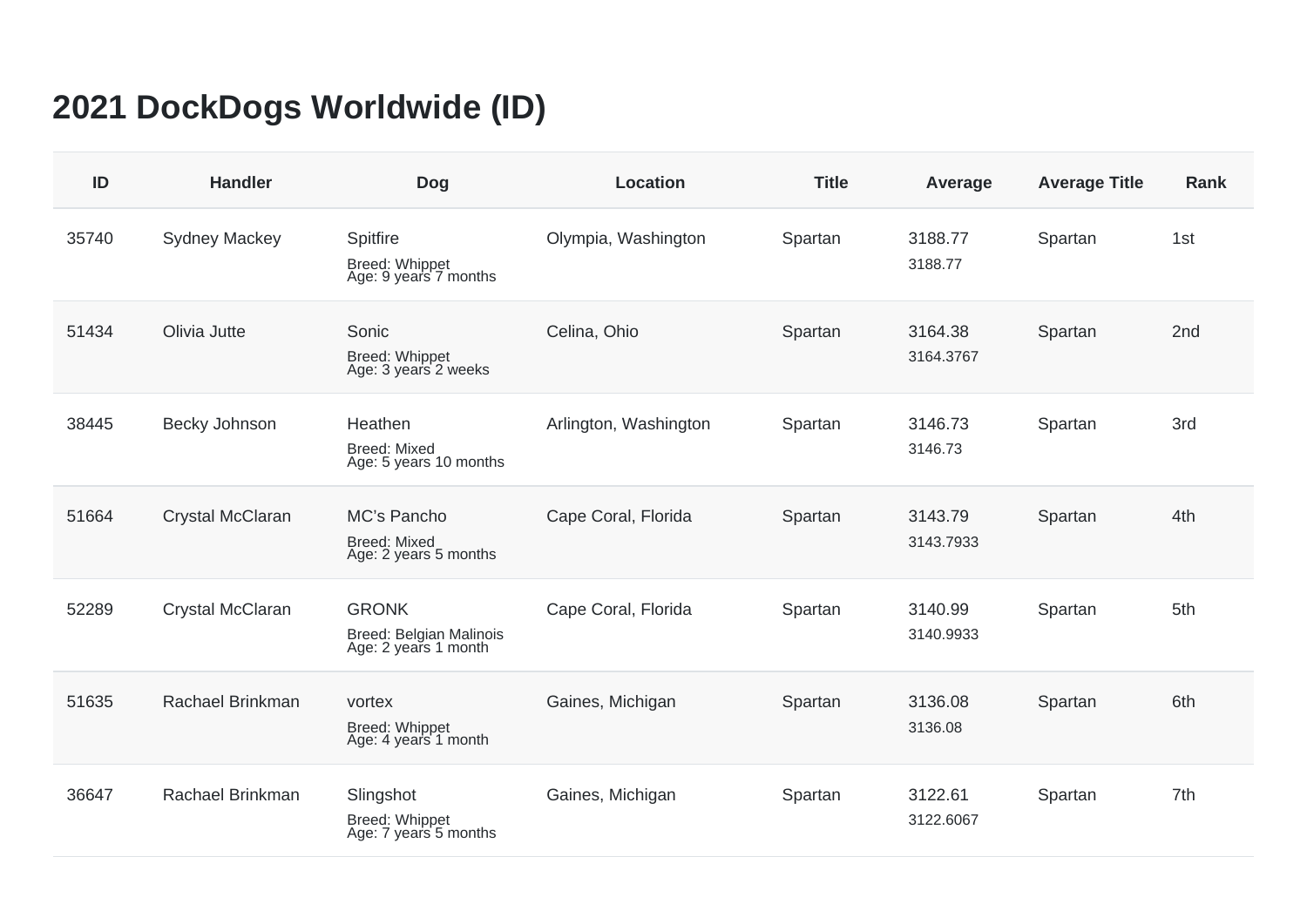# 2021 DockDogs Worldwide (ID)

| ID | Handler | Dog | Location | Title | Average | Average Title | Rank |
|---|---|---|---|---|---|---|---|
| 35740 | Sydney Mackey | Spitfire<br>Breed: Whippet<br>Age: 9 years 7 months | Olympia, Washington | Spartan | 3188.77<br>3188.77 | Spartan | 1st |
| 51434 | Olivia Jutte | Sonic<br>Breed: Whippet<br>Age: 3 years 2 weeks | Celina, Ohio | Spartan | 3164.38<br>3164.3767 | Spartan | 2nd |
| 38445 | Becky Johnson | Heathen<br>Breed: Mixed<br>Age: 5 years 10 months | Arlington, Washington | Spartan | 3146.73<br>3146.73 | Spartan | 3rd |
| 51664 | Crystal McClaran | MC's Pancho<br>Breed: Mixed<br>Age: 2 years 5 months | Cape Coral, Florida | Spartan | 3143.79<br>3143.7933 | Spartan | 4th |
| 52289 | Crystal McClaran | GRONK<br>Breed: Belgian Malinois<br>Age: 2 years 1 month | Cape Coral, Florida | Spartan | 3140.99<br>3140.9933 | Spartan | 5th |
| 51635 | Rachael Brinkman | vortex<br>Breed: Whippet<br>Age: 4 years 1 month | Gaines, Michigan | Spartan | 3136.08<br>3136.08 | Spartan | 6th |
| 36647 | Rachael Brinkman | Slingshot<br>Breed: Whippet<br>Age: 7 years 5 months | Gaines, Michigan | Spartan | 3122.61<br>3122.6067 | Spartan | 7th |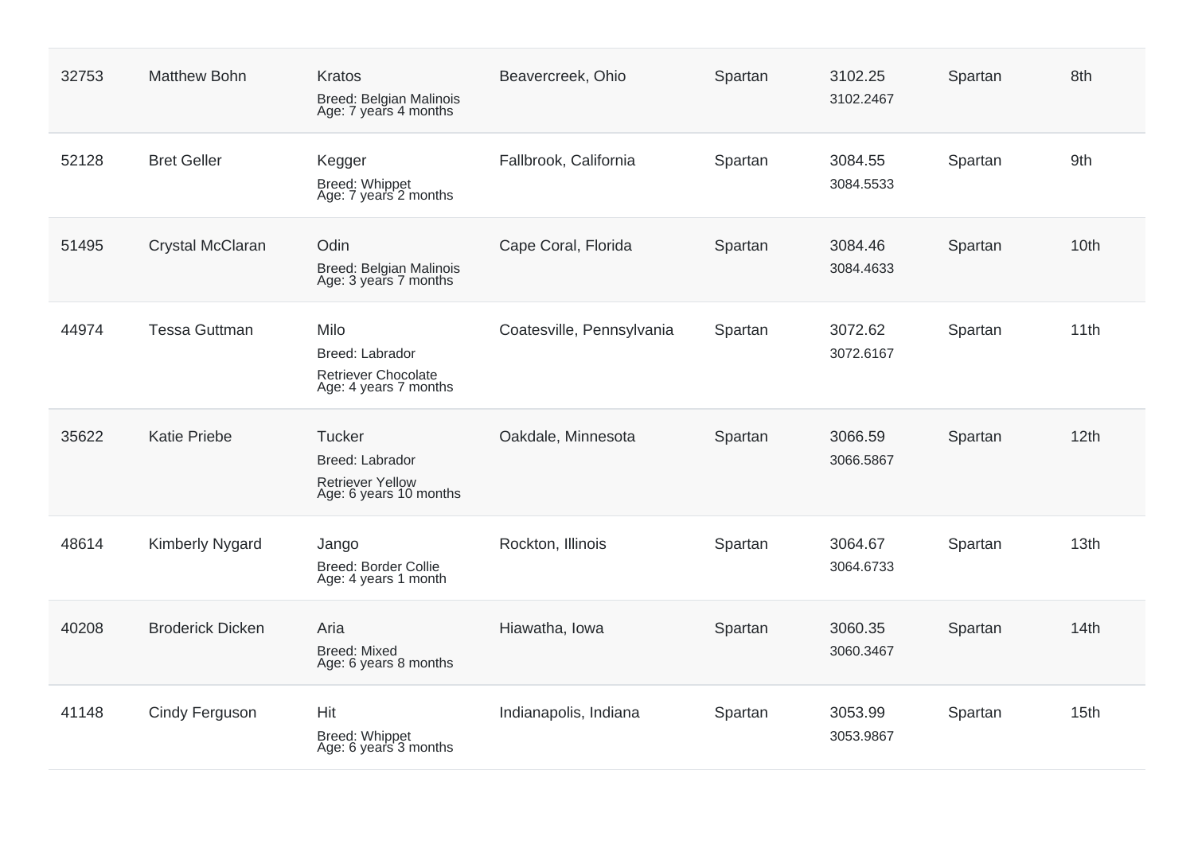| | | | | | | | |
|---|---|---|---|---|---|---|---|
| 32753 | Matthew Bohn | Kratos<br>Breed: Belgian Malinois<br>Age: 7 years 4 months | Beavercreek, Ohio | Spartan | 3102.25<br>3102.2467 | Spartan | 8th |
| 52128 | Bret Geller | Kegger<br>Breed: Whippet<br>Age: 7 years 2 months | Fallbrook, California | Spartan | 3084.55<br>3084.5533 | Spartan | 9th |
| 51495 | Crystal McClaran | Odin<br>Breed: Belgian Malinois<br>Age: 3 years 7 months | Cape Coral, Florida | Spartan | 3084.46<br>3084.4633 | Spartan | 10th |
| 44974 | Tessa Guttman | Milo<br>Breed: Labrador Retriever Chocolate<br>Age: 4 years 7 months | Coatesville, Pennsylvania | Spartan | 3072.62<br>3072.6167 | Spartan | 11th |
| 35622 | Katie Priebe | Tucker<br>Breed: Labrador Retriever Yellow<br>Age: 6 years 10 months | Oakdale, Minnesota | Spartan | 3066.59<br>3066.5867 | Spartan | 12th |
| 48614 | Kimberly Nygard | Jango<br>Breed: Border Collie<br>Age: 4 years 1 month | Rockton, Illinois | Spartan | 3064.67<br>3064.6733 | Spartan | 13th |
| 40208 | Broderick Dicken | Aria<br>Breed: Mixed<br>Age: 6 years 8 months | Hiawatha, Iowa | Spartan | 3060.35<br>3060.3467 | Spartan | 14th |
| 41148 | Cindy Ferguson | Hit<br>Breed: Whippet<br>Age: 6 years 3 months | Indianapolis, Indiana | Spartan | 3053.99<br>3053.9867 | Spartan | 15th |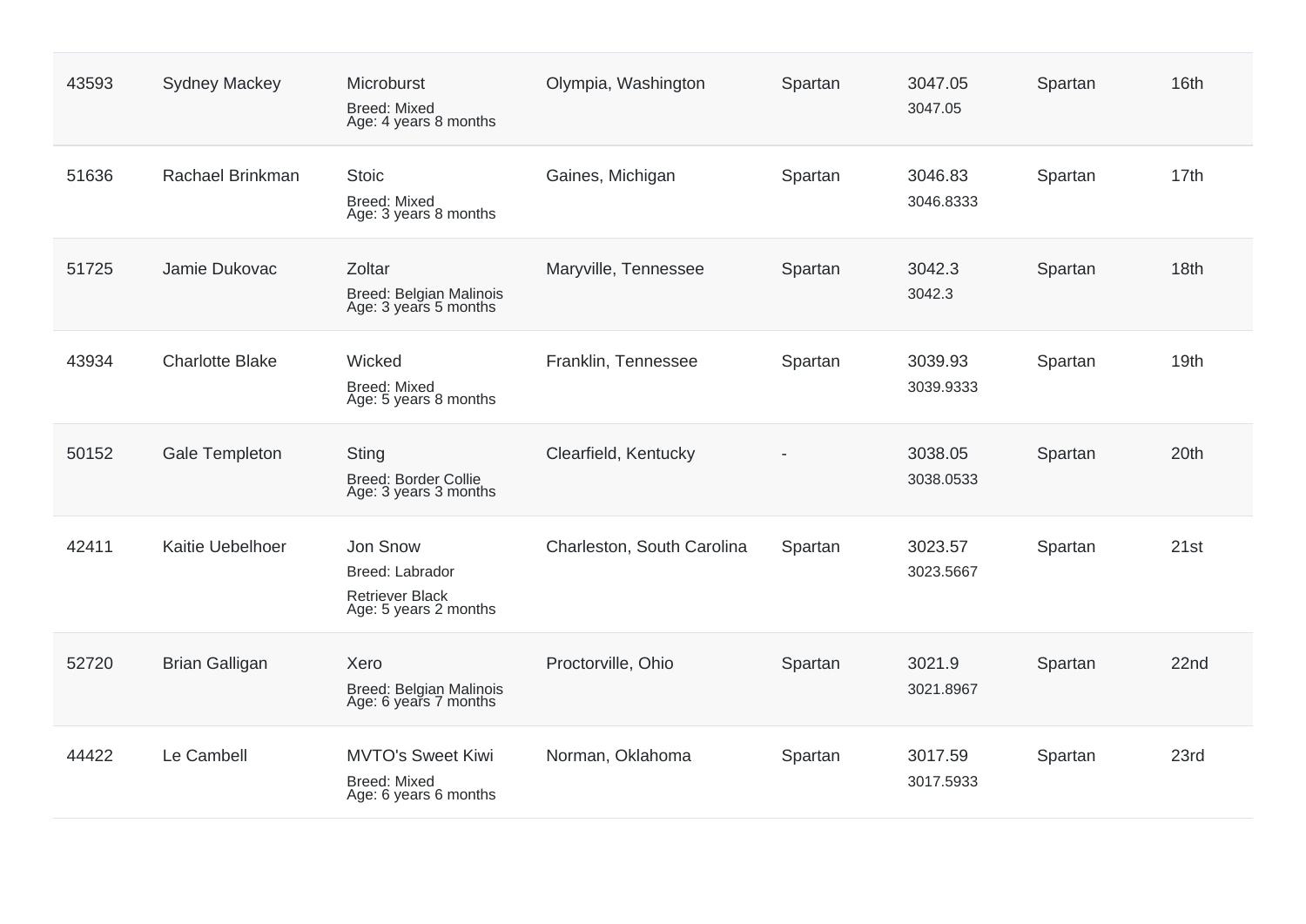| | | | | | | | |
|---|---|---|---|---|---|---|---|
| 43593 | Sydney Mackey | Microburst<br>Breed: Mixed<br>Age: 4 years 8 months | Olympia, Washington | Spartan | 3047.05<br>3047.05 | Spartan | 16th |
| 51636 | Rachael Brinkman | Stoic<br>Breed: Mixed<br>Age: 3 years 8 months | Gaines, Michigan | Spartan | 3046.83<br>3046.8333 | Spartan | 17th |
| 51725 | Jamie Dukovac | Zoltar<br>Breed: Belgian Malinois<br>Age: 3 years 5 months | Maryville, Tennessee | Spartan | 3042.3<br>3042.3 | Spartan | 18th |
| 43934 | Charlotte Blake | Wicked<br>Breed: Mixed<br>Age: 5 years 8 months | Franklin, Tennessee | Spartan | 3039.93<br>3039.9333 | Spartan | 19th |
| 50152 | Gale Templeton | Sting<br>Breed: Border Collie<br>Age: 3 years 3 months | Clearfield, Kentucky | - | 3038.05<br>3038.0533 | Spartan | 20th |
| 42411 | Kaitie Uebelhoer | Jon Snow<br>Breed: Labrador<br>Retriever Black<br>Age: 5 years 2 months | Charleston, South Carolina | Spartan | 3023.57<br>3023.5667 | Spartan | 21st |
| 52720 | Brian Galligan | Xero<br>Breed: Belgian Malinois<br>Age: 6 years 7 months | Proctorville, Ohio | Spartan | 3021.9<br>3021.8967 | Spartan | 22nd |
| 44422 | Le Cambell | MVTO's Sweet Kiwi<br>Breed: Mixed<br>Age: 6 years 6 months | Norman, Oklahoma | Spartan | 3017.59<br>3017.5933 | Spartan | 23rd |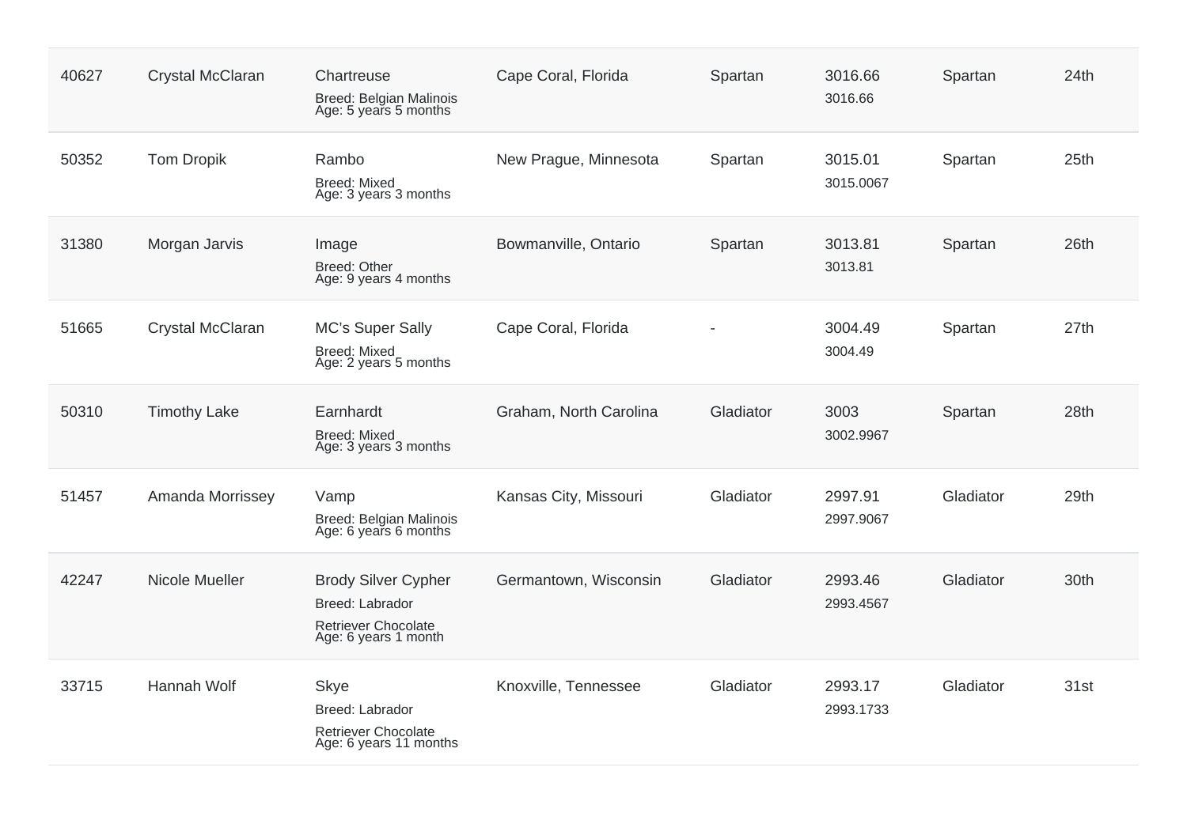| | | | | | | | |
|---|---|---|---|---|---|---|---|
| 40627 | Crystal McClaran | Chartreuse<br>Breed: Belgian Malinois<br>Age: 5 years 5 months | Cape Coral, Florida | Spartan | 3016.66<br>3016.66 | Spartan | 24th |
| 50352 | Tom Dropik | Rambo<br>Breed: Mixed<br>Age: 3 years 3 months | New Prague, Minnesota | Spartan | 3015.01<br>3015.0067 | Spartan | 25th |
| 31380 | Morgan Jarvis | Image<br>Breed: Other<br>Age: 9 years 4 months | Bowmanville, Ontario | Spartan | 3013.81<br>3013.81 | Spartan | 26th |
| 51665 | Crystal McClaran | MC's Super Sally<br>Breed: Mixed<br>Age: 2 years 5 months | Cape Coral, Florida | - | 3004.49<br>3004.49 | Spartan | 27th |
| 50310 | Timothy Lake | Earnhardt<br>Breed: Mixed<br>Age: 3 years 3 months | Graham, North Carolina | Gladiator | 3003<br>3002.9967 | Spartan | 28th |
| 51457 | Amanda Morrissey | Vamp<br>Breed: Belgian Malinois<br>Age: 6 years 6 months | Kansas City, Missouri | Gladiator | 2997.91<br>2997.9067 | Gladiator | 29th |
| 42247 | Nicole Mueller | Brody Silver Cypher<br>Breed: Labrador<br>Retriever Chocolate<br>Age: 6 years 1 month | Germantown, Wisconsin | Gladiator | 2993.46<br>2993.4567 | Gladiator | 30th |
| 33715 | Hannah Wolf | Skye<br>Breed: Labrador<br>Retriever Chocolate<br>Age: 6 years 11 months | Knoxville, Tennessee | Gladiator | 2993.17<br>2993.1733 | Gladiator | 31st |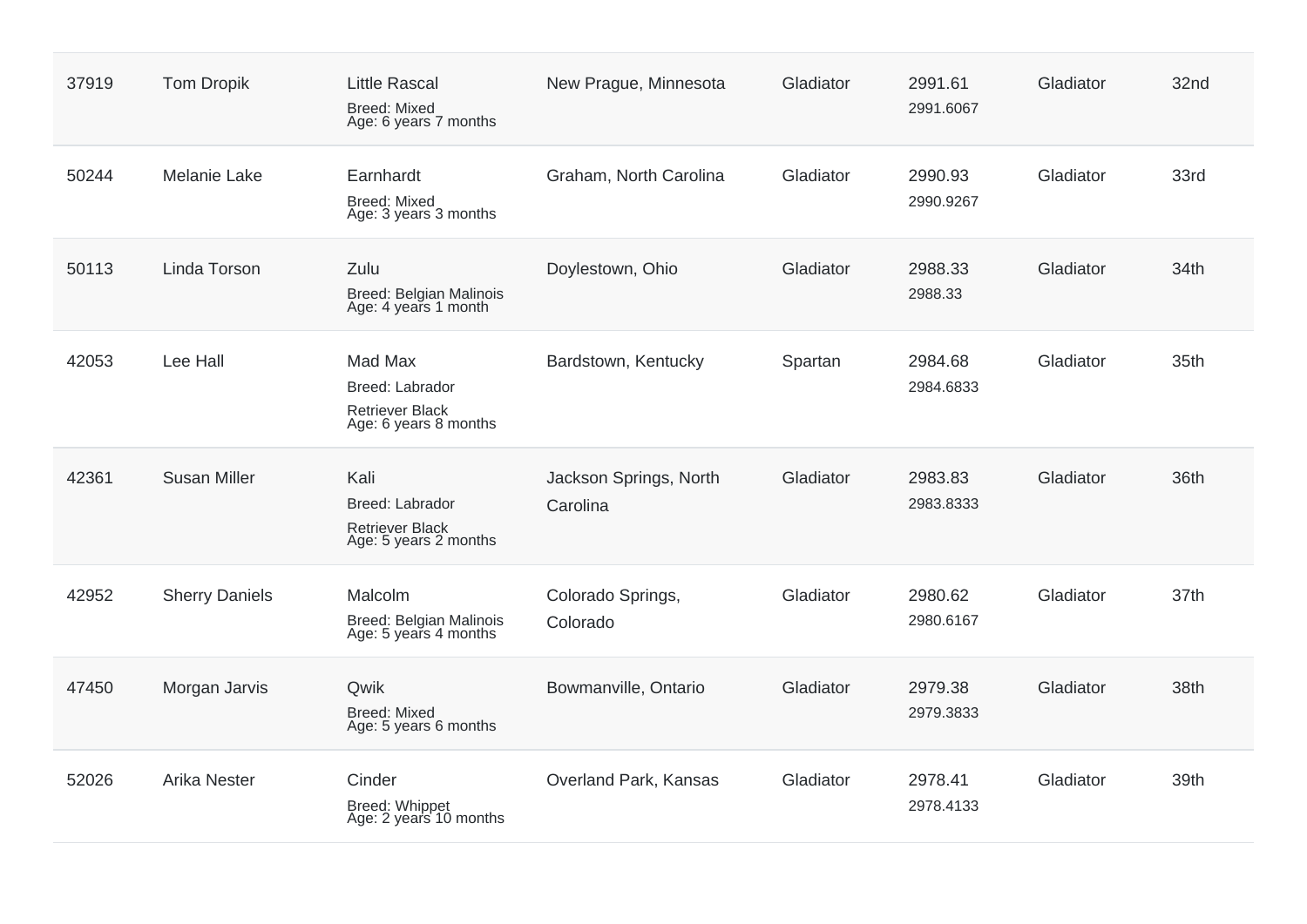| | | | | | | | |
|---|---|---|---|---|---|---|---|
| 37919 | Tom Dropik | Little Rascal<br>Breed: Mixed<br>Age: 6 years 7 months | New Prague, Minnesota | Gladiator | 2991.61<br>2991.6067 | Gladiator | 32nd |
| 50244 | Melanie Lake | Earnhardt<br>Breed: Mixed<br>Age: 3 years 3 months | Graham, North Carolina | Gladiator | 2990.93<br>2990.9267 | Gladiator | 33rd |
| 50113 | Linda Torson | Zulu<br>Breed: Belgian Malinois<br>Age: 4 years 1 month | Doylestown, Ohio | Gladiator | 2988.33<br>2988.33 | Gladiator | 34th |
| 42053 | Lee Hall | Mad Max<br>Breed: Labrador<br>Retriever Black<br>Age: 6 years 8 months | Bardstown, Kentucky | Spartan | 2984.68<br>2984.6833 | Gladiator | 35th |
| 42361 | Susan Miller | Kali<br>Breed: Labrador<br>Retriever Black<br>Age: 5 years 2 months | Jackson Springs, North Carolina | Gladiator | 2983.83<br>2983.8333 | Gladiator | 36th |
| 42952 | Sherry Daniels | Malcolm<br>Breed: Belgian Malinois<br>Age: 5 years 4 months | Colorado Springs, Colorado | Gladiator | 2980.62<br>2980.6167 | Gladiator | 37th |
| 47450 | Morgan Jarvis | Qwik<br>Breed: Mixed<br>Age: 5 years 6 months | Bowmanville, Ontario | Gladiator | 2979.38<br>2979.3833 | Gladiator | 38th |
| 52026 | Arika Nester | Cinder<br>Breed: Whippet<br>Age: 2 years 10 months | Overland Park, Kansas | Gladiator | 2978.41<br>2978.4133 | Gladiator | 39th |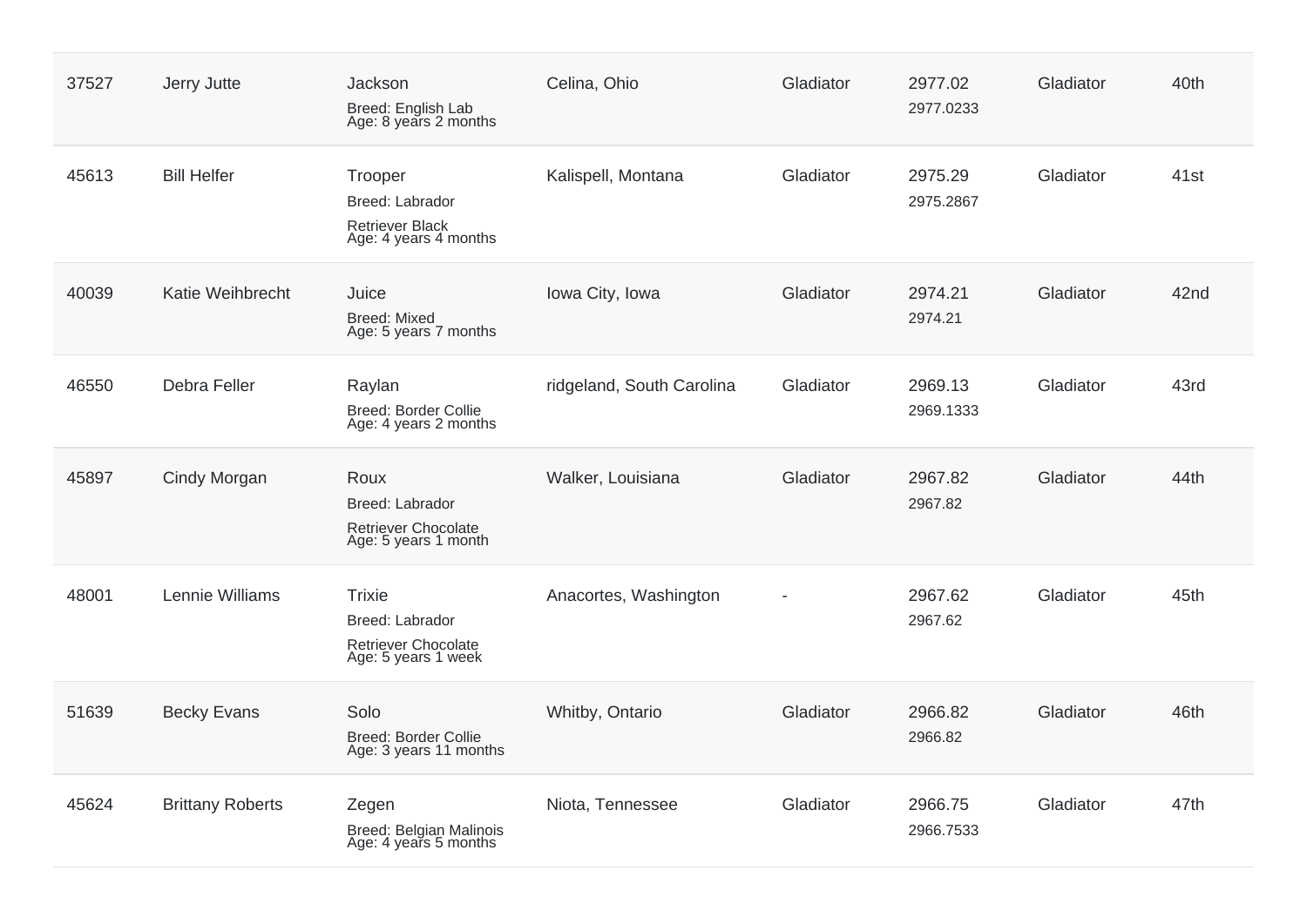| | | | | | | | |
|---|---|---|---|---|---|---|---|
| 37527 | Jerry Jutte | Jackson<br>Breed: English Lab<br>Age: 8 years 2 months | Celina, Ohio | Gladiator | 2977.02<br>2977.0233 | Gladiator | 40th |
| 45613 | Bill Helfer | Trooper<br>Breed: Labrador Retriever Black<br>Age: 4 years 4 months | Kalispell, Montana | Gladiator | 2975.29<br>2975.2867 | Gladiator | 41st |
| 40039 | Katie Weihbrecht | Juice<br>Breed: Mixed<br>Age: 5 years 7 months | Iowa City, Iowa | Gladiator | 2974.21<br>2974.21 | Gladiator | 42nd |
| 46550 | Debra Feller | Raylan<br>Breed: Border Collie<br>Age: 4 years 2 months | ridgeland, South Carolina | Gladiator | 2969.13<br>2969.1333 | Gladiator | 43rd |
| 45897 | Cindy Morgan | Roux<br>Breed: Labrador Retriever Chocolate<br>Age: 5 years 1 month | Walker, Louisiana | Gladiator | 2967.82<br>2967.82 | Gladiator | 44th |
| 48001 | Lennie Williams | Trixie<br>Breed: Labrador Retriever Chocolate<br>Age: 5 years 1 week | Anacortes, Washington | - | 2967.62<br>2967.62 | Gladiator | 45th |
| 51639 | Becky Evans | Solo<br>Breed: Border Collie<br>Age: 3 years 11 months | Whitby, Ontario | Gladiator | 2966.82<br>2966.82 | Gladiator | 46th |
| 45624 | Brittany Roberts | Zegen<br>Breed: Belgian Malinois<br>Age: 4 years 5 months | Niota, Tennessee | Gladiator | 2966.75<br>2966.7533 | Gladiator | 47th |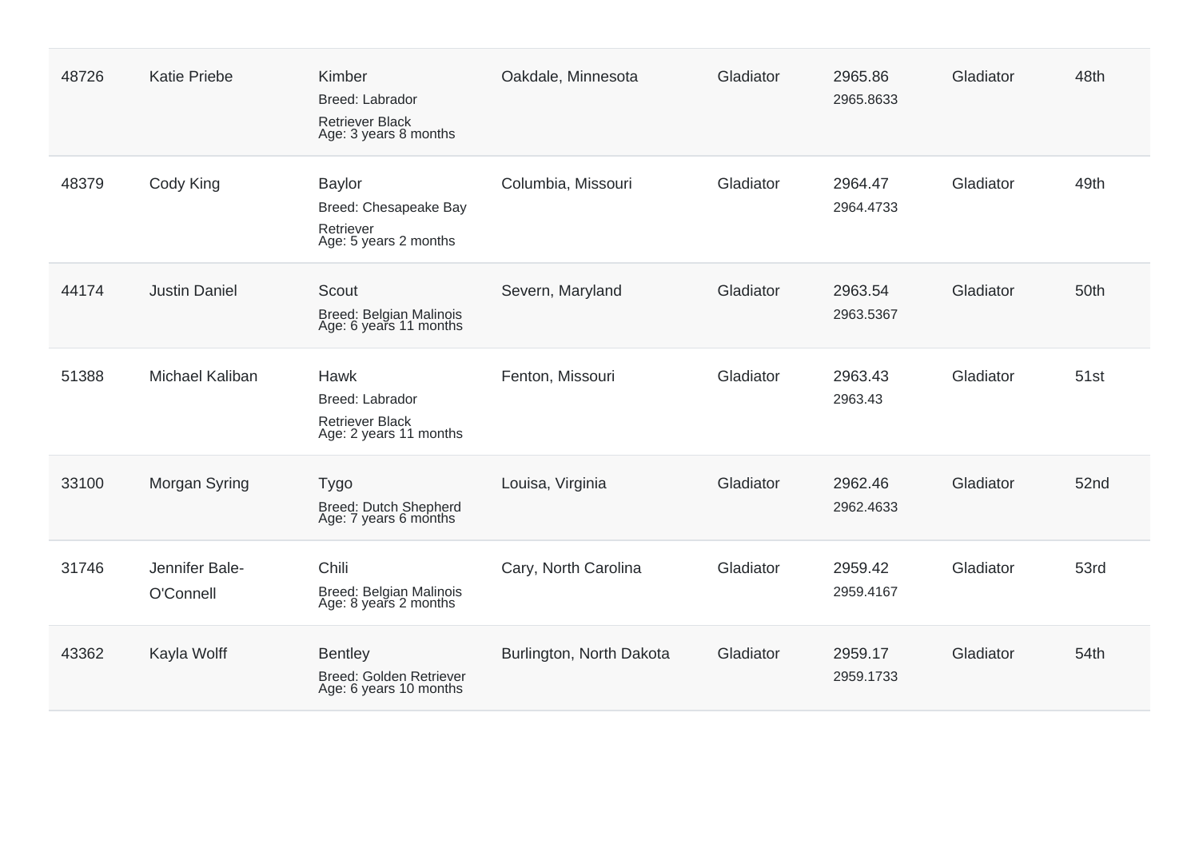| | | | | | | | |
|---|---|---|---|---|---|---|---|
| 48726 | Katie Priebe | Kimber<br>Breed: Labrador Retriever Black<br>Age: 3 years 8 months | Oakdale, Minnesota | Gladiator | 2965.86<br>2965.8633 | Gladiator | 48th |
| 48379 | Cody King | Baylor<br>Breed: Chesapeake Bay Retriever<br>Age: 5 years 2 months | Columbia, Missouri | Gladiator | 2964.47<br>2964.4733 | Gladiator | 49th |
| 44174 | Justin Daniel | Scout<br>Breed: Belgian Malinois<br>Age: 6 years 11 months | Severn, Maryland | Gladiator | 2963.54<br>2963.5367 | Gladiator | 50th |
| 51388 | Michael Kaliban | Hawk<br>Breed: Labrador Retriever Black<br>Age: 2 years 11 months | Fenton, Missouri | Gladiator | 2963.43<br>2963.43 | Gladiator | 51st |
| 33100 | Morgan Syring | Tygo<br>Breed: Dutch Shepherd<br>Age: 7 years 6 months | Louisa, Virginia | Gladiator | 2962.46<br>2962.4633 | Gladiator | 52nd |
| 31746 | Jennifer Bale-O'Connell | Chili<br>Breed: Belgian Malinois<br>Age: 8 years 2 months | Cary, North Carolina | Gladiator | 2959.42<br>2959.4167 | Gladiator | 53rd |
| 43362 | Kayla Wolff | Bentley<br>Breed: Golden Retriever<br>Age: 6 years 10 months | Burlington, North Dakota | Gladiator | 2959.17<br>2959.1733 | Gladiator | 54th |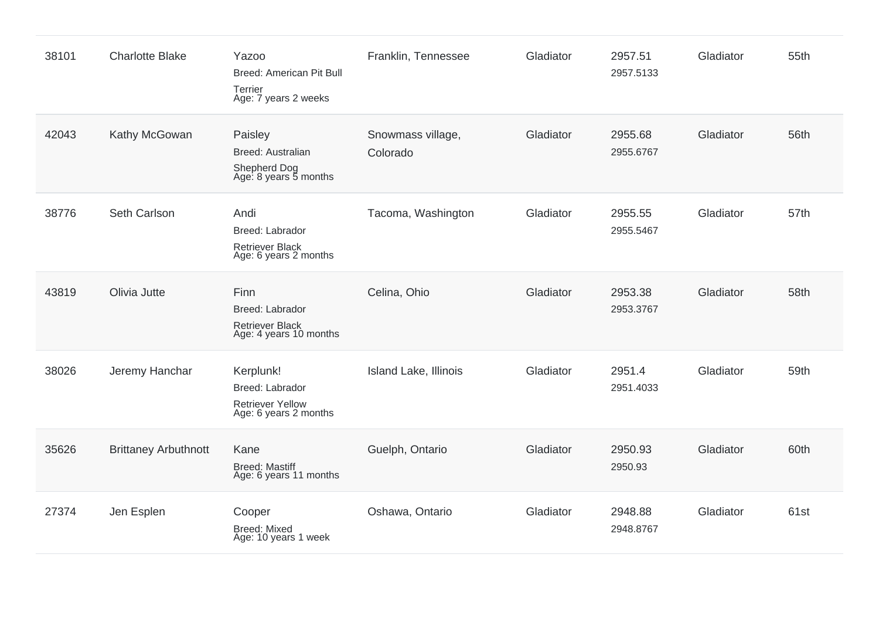| | | | | | | | |
|---|---|---|---|---|---|---|---|
| 38101 | Charlotte Blake | Yazoo<br>Breed: American Pit Bull Terrier<br>Age: 7 years 2 weeks | Franklin, Tennessee | Gladiator | 2957.51<br>2957.5133 | Gladiator | 55th |
| 42043 | Kathy McGowan | Paisley<br>Breed: Australian Shepherd Dog<br>Age: 8 years 5 months | Snowmass village, Colorado | Gladiator | 2955.68<br>2955.6767 | Gladiator | 56th |
| 38776 | Seth Carlson | Andi<br>Breed: Labrador Retriever Black<br>Age: 6 years 2 months | Tacoma, Washington | Gladiator | 2955.55<br>2955.5467 | Gladiator | 57th |
| 43819 | Olivia Jutte | Finn<br>Breed: Labrador Retriever Black<br>Age: 4 years 10 months | Celina, Ohio | Gladiator | 2953.38<br>2953.3767 | Gladiator | 58th |
| 38026 | Jeremy Hanchar | Kerplunk!<br>Breed: Labrador Retriever Yellow<br>Age: 6 years 2 months | Island Lake, Illinois | Gladiator | 2951.4<br>2951.4033 | Gladiator | 59th |
| 35626 | Brittaney Arbuthnott | Kane<br>Breed: Mastiff<br>Age: 6 years 11 months | Guelph, Ontario | Gladiator | 2950.93<br>2950.93 | Gladiator | 60th |
| 27374 | Jen Esplen | Cooper<br>Breed: Mixed<br>Age: 10 years 1 week | Oshawa, Ontario | Gladiator | 2948.88<br>2948.8767 | Gladiator | 61st |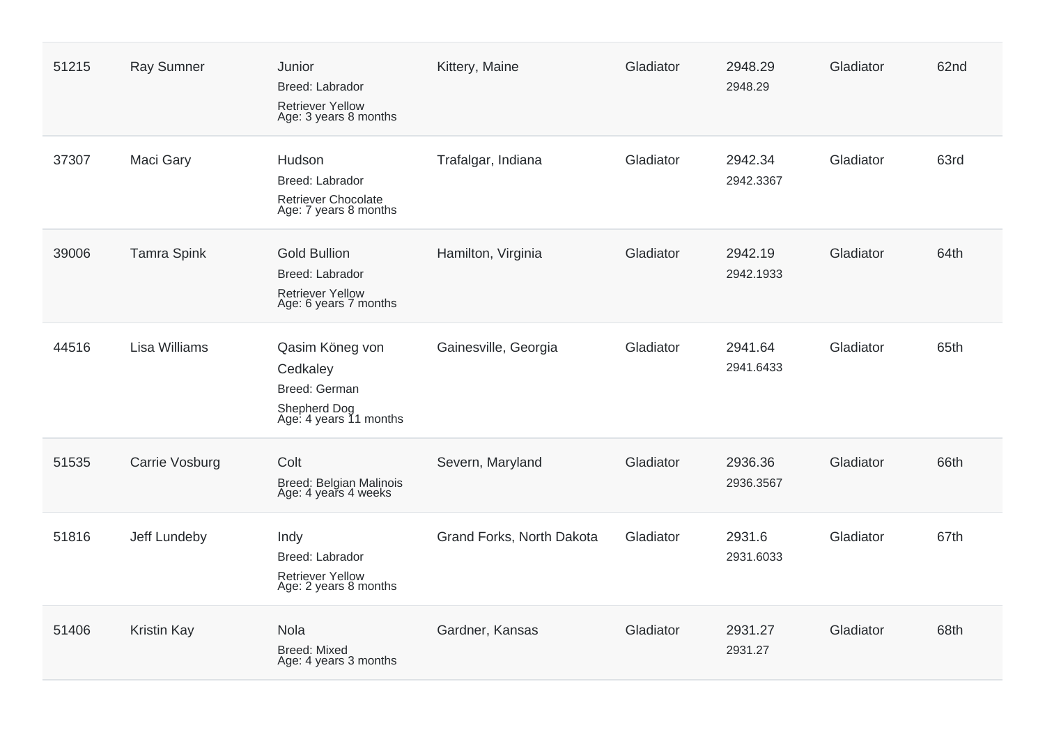| | | | | | | | |
|---|---|---|---|---|---|---|---|
| 51215 | Ray Sumner | Junior<br>Breed: Labrador Retriever Yellow<br>Age: 3 years 8 months | Kittery, Maine | Gladiator | 2948.29<br>2948.29 | Gladiator | 62nd |
| 37307 | Maci Gary | Hudson<br>Breed: Labrador Retriever Chocolate<br>Age: 7 years 8 months | Trafalgar, Indiana | Gladiator | 2942.34<br>2942.3367 | Gladiator | 63rd |
| 39006 | Tamra Spink | Gold Bullion<br>Breed: Labrador Retriever Yellow<br>Age: 6 years 7 months | Hamilton, Virginia | Gladiator | 2942.19<br>2942.1933 | Gladiator | 64th |
| 44516 | Lisa Williams | Qasim Köneg von Cedkaley<br>Breed: German Shepherd Dog<br>Age: 4 years 11 months | Gainesville, Georgia | Gladiator | 2941.64<br>2941.6433 | Gladiator | 65th |
| 51535 | Carrie Vosburg | Colt<br>Breed: Belgian Malinois<br>Age: 4 years 4 weeks | Severn, Maryland | Gladiator | 2936.36<br>2936.3567 | Gladiator | 66th |
| 51816 | Jeff Lundeby | Indy<br>Breed: Labrador Retriever Yellow<br>Age: 2 years 8 months | Grand Forks, North Dakota | Gladiator | 2931.6<br>2931.6033 | Gladiator | 67th |
| 51406 | Kristin Kay | Nola<br>Breed: Mixed<br>Age: 4 years 3 months | Gardner, Kansas | Gladiator | 2931.27<br>2931.27 | Gladiator | 68th |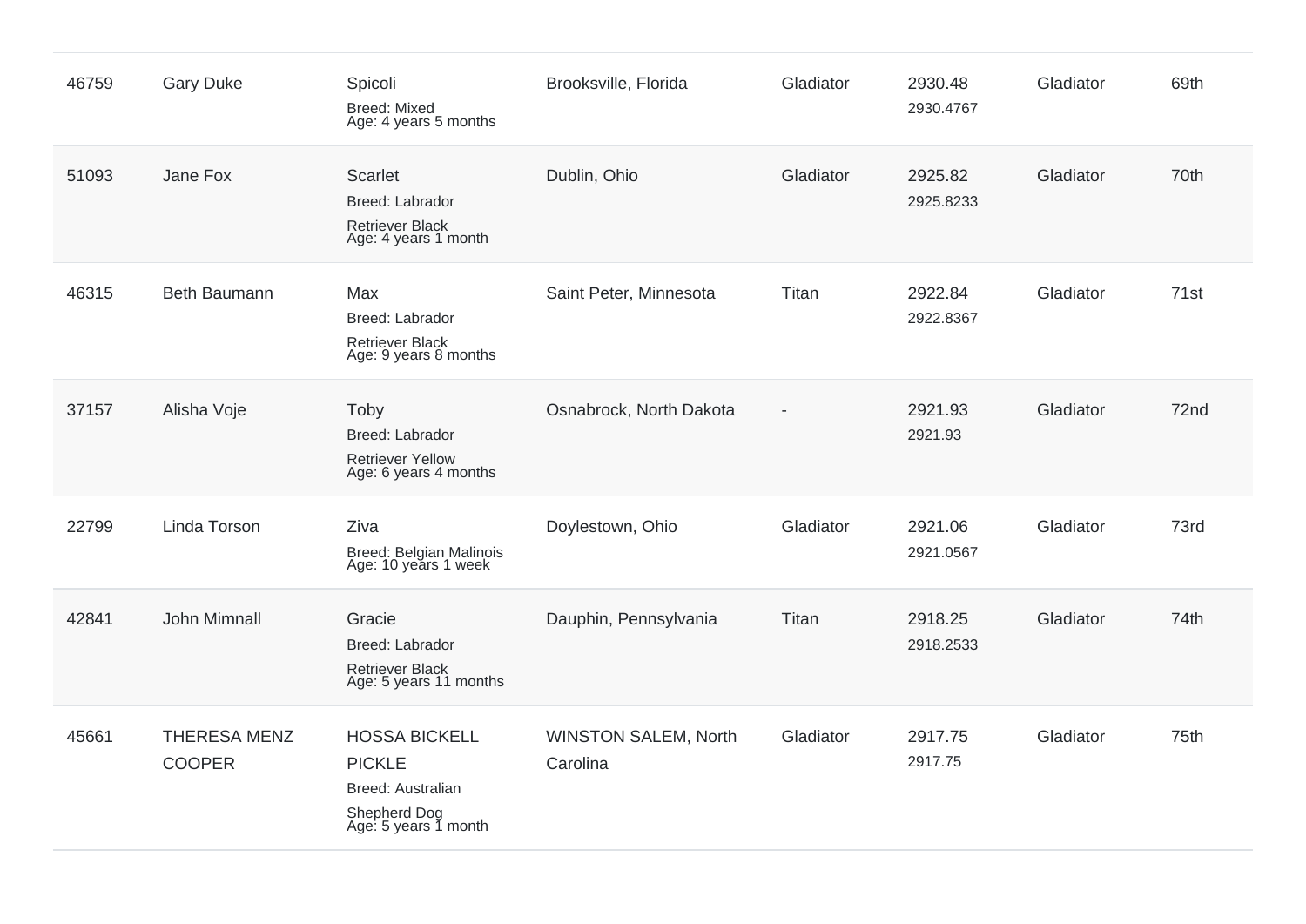| | | | | | | | |
|---|---|---|---|---|---|---|---|
| 46759 | Gary Duke | Spicoli<br>Breed: Mixed<br>Age: 4 years 5 months | Brooksville, Florida | Gladiator | 2930.48<br>2930.4767 | Gladiator | 69th |
| 51093 | Jane Fox | Scarlet<br>Breed: Labrador Retriever Black<br>Age: 4 years 1 month | Dublin, Ohio | Gladiator | 2925.82<br>2925.8233 | Gladiator | 70th |
| 46315 | Beth Baumann | Max<br>Breed: Labrador Retriever Black<br>Age: 9 years 8 months | Saint Peter, Minnesota | Titan | 2922.84<br>2922.8367 | Gladiator | 71st |
| 37157 | Alisha Voje | Toby<br>Breed: Labrador Retriever Yellow<br>Age: 6 years 4 months | Osnabrock, North Dakota | - | 2921.93<br>2921.93 | Gladiator | 72nd |
| 22799 | Linda Torson | Ziva<br>Breed: Belgian Malinois<br>Age: 10 years 1 week | Doylestown, Ohio | Gladiator | 2921.06<br>2921.0567 | Gladiator | 73rd |
| 42841 | John Mimnall | Gracie<br>Breed: Labrador Retriever Black<br>Age: 5 years 11 months | Dauphin, Pennsylvania | Titan | 2918.25<br>2918.2533 | Gladiator | 74th |
| 45661 | THERESA MENZ COOPER | HOSSA BICKELL PICKLE<br>Breed: Australian Shepherd Dog<br>Age: 5 years 1 month | WINSTON SALEM, North Carolina | Gladiator | 2917.75<br>2917.75 | Gladiator | 75th |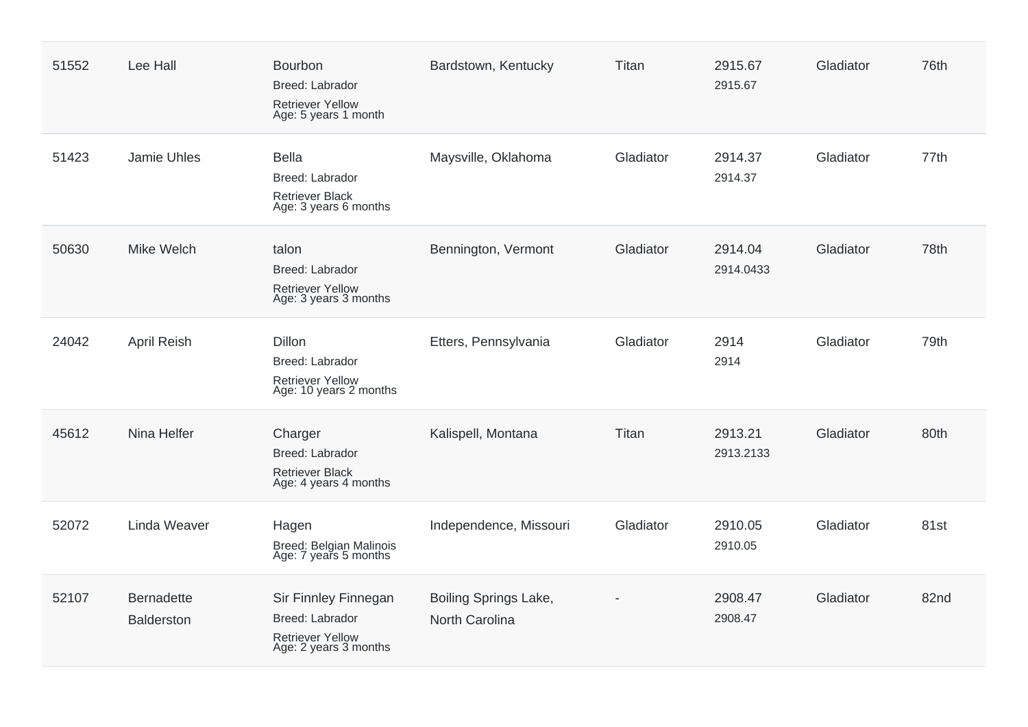| | | | | | | | |
|---|---|---|---|---|---|---|---|
| 51552 | Lee Hall | Bourbon<br>Breed: Labrador Retriever Yellow<br>Age: 5 years 1 month | Bardstown, Kentucky | Titan | 2915.67<br>2915.67 | Gladiator | 76th |
| 51423 | Jamie Uhles | Bella<br>Breed: Labrador Retriever Black<br>Age: 3 years 6 months | Maysville, Oklahoma | Gladiator | 2914.37<br>2914.37 | Gladiator | 77th |
| 50630 | Mike Welch | talon<br>Breed: Labrador Retriever Yellow<br>Age: 3 years 3 months | Bennington, Vermont | Gladiator | 2914.04<br>2914.0433 | Gladiator | 78th |
| 24042 | April Reish | Dillon<br>Breed: Labrador Retriever Yellow<br>Age: 10 years 2 months | Etters, Pennsylvania | Gladiator | 2914<br>2914 | Gladiator | 79th |
| 45612 | Nina Helfer | Charger<br>Breed: Labrador Retriever Black<br>Age: 4 years 4 months | Kalispell, Montana | Titan | 2913.21<br>2913.2133 | Gladiator | 80th |
| 52072 | Linda Weaver | Hagen<br>Breed: Belgian Malinois<br>Age: 7 years 5 months | Independence, Missouri | Gladiator | 2910.05<br>2910.05 | Gladiator | 81st |
| 52107 | Bernadette Balderston | Sir Finnley Finnegan<br>Breed: Labrador Retriever Yellow<br>Age: 2 years 3 months | Boiling Springs Lake, North Carolina | - | 2908.47<br>2908.47 | Gladiator | 82nd |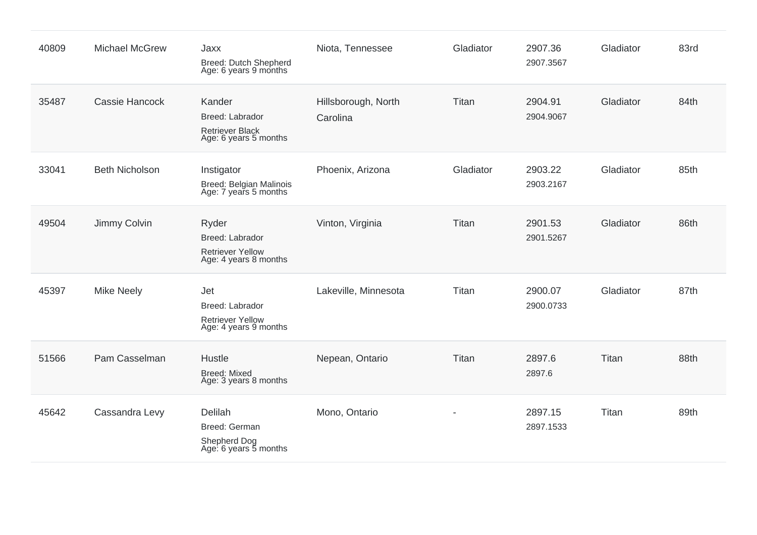| | | | | | | | |
|---|---|---|---|---|---|---|---|
| 40809 | Michael McGrew | Jaxx<br>Breed: Dutch Shepherd<br>Age: 6 years 9 months | Niota, Tennessee | Gladiator | 2907.36<br>2907.3567 | Gladiator | 83rd |
| 35487 | Cassie Hancock | Kander<br>Breed: Labrador Retriever Black<br>Age: 6 years 5 months | Hillsborough, North Carolina | Titan | 2904.91<br>2904.9067 | Gladiator | 84th |
| 33041 | Beth Nicholson | Instigator<br>Breed: Belgian Malinois<br>Age: 7 years 5 months | Phoenix, Arizona | Gladiator | 2903.22<br>2903.2167 | Gladiator | 85th |
| 49504 | Jimmy Colvin | Ryder<br>Breed: Labrador Retriever Yellow<br>Age: 4 years 8 months | Vinton, Virginia | Titan | 2901.53<br>2901.5267 | Gladiator | 86th |
| 45397 | Mike Neely | Jet<br>Breed: Labrador Retriever Yellow<br>Age: 4 years 9 months | Lakeville, Minnesota | Titan | 2900.07<br>2900.0733 | Gladiator | 87th |
| 51566 | Pam Casselman | Hustle<br>Breed: Mixed<br>Age: 3 years 8 months | Nepean, Ontario | Titan | 2897.6<br>2897.6 | Titan | 88th |
| 45642 | Cassandra Levy | Delilah<br>Breed: German Shepherd Dog<br>Age: 6 years 5 months | Mono, Ontario | - | 2897.15<br>2897.1533 | Titan | 89th |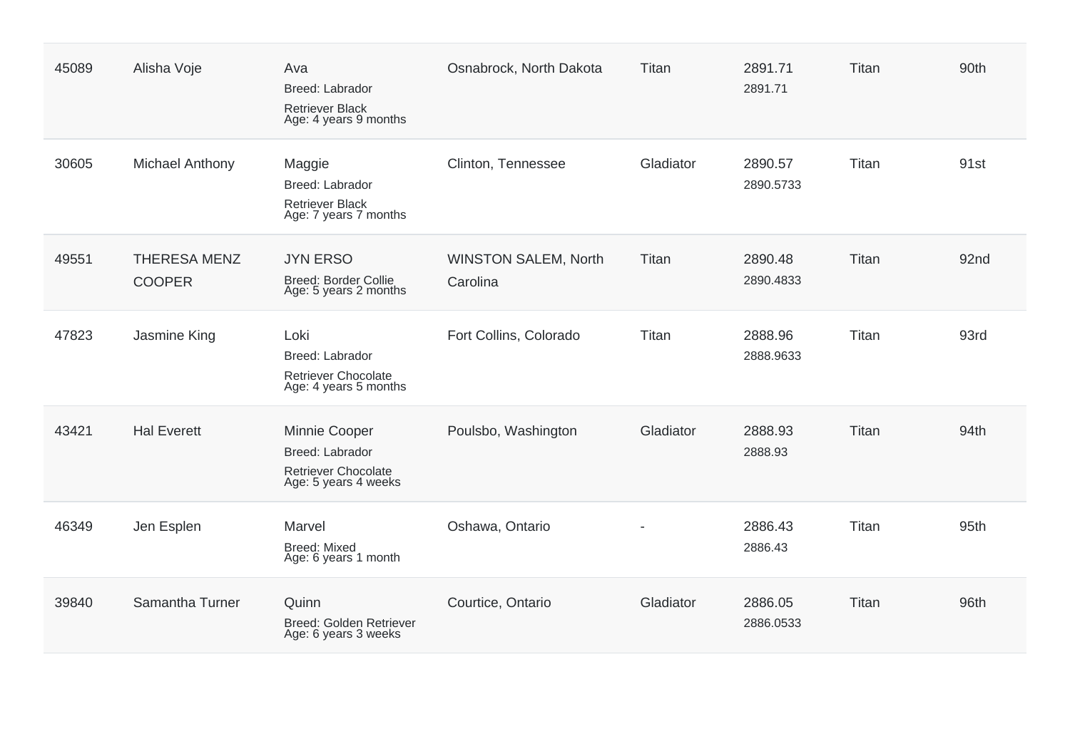| | | | | | | | |
|---|---|---|---|---|---|---|---|
| 45089 | Alisha Voje | Ava<br>Breed: Labrador<br>Retriever Black<br>Age: 4 years 9 months | Osnabrock, North Dakota | Titan | 2891.71<br>2891.71 | Titan | 90th |
| 30605 | Michael Anthony | Maggie<br>Breed: Labrador<br>Retriever Black<br>Age: 7 years 7 months | Clinton, Tennessee | Gladiator | 2890.57<br>2890.5733 | Titan | 91st |
| 49551 | THERESA MENZ COOPER | JYN ERSO<br>Breed: Border Collie<br>Age: 5 years 2 months | WINSTON SALEM, North Carolina | Titan | 2890.48<br>2890.4833 | Titan | 92nd |
| 47823 | Jasmine King | Loki<br>Breed: Labrador<br>Retriever Chocolate<br>Age: 4 years 5 months | Fort Collins, Colorado | Titan | 2888.96<br>2888.9633 | Titan | 93rd |
| 43421 | Hal Everett | Minnie Cooper<br>Breed: Labrador<br>Retriever Chocolate<br>Age: 5 years 4 weeks | Poulsbo, Washington | Gladiator | 2888.93<br>2888.93 | Titan | 94th |
| 46349 | Jen Esplen | Marvel<br>Breed: Mixed<br>Age: 6 years 1 month | Oshawa, Ontario | - | 2886.43<br>2886.43 | Titan | 95th |
| 39840 | Samantha Turner | Quinn<br>Breed: Golden Retriever<br>Age: 6 years 3 weeks | Courtice, Ontario | Gladiator | 2886.05<br>2886.0533 | Titan | 96th |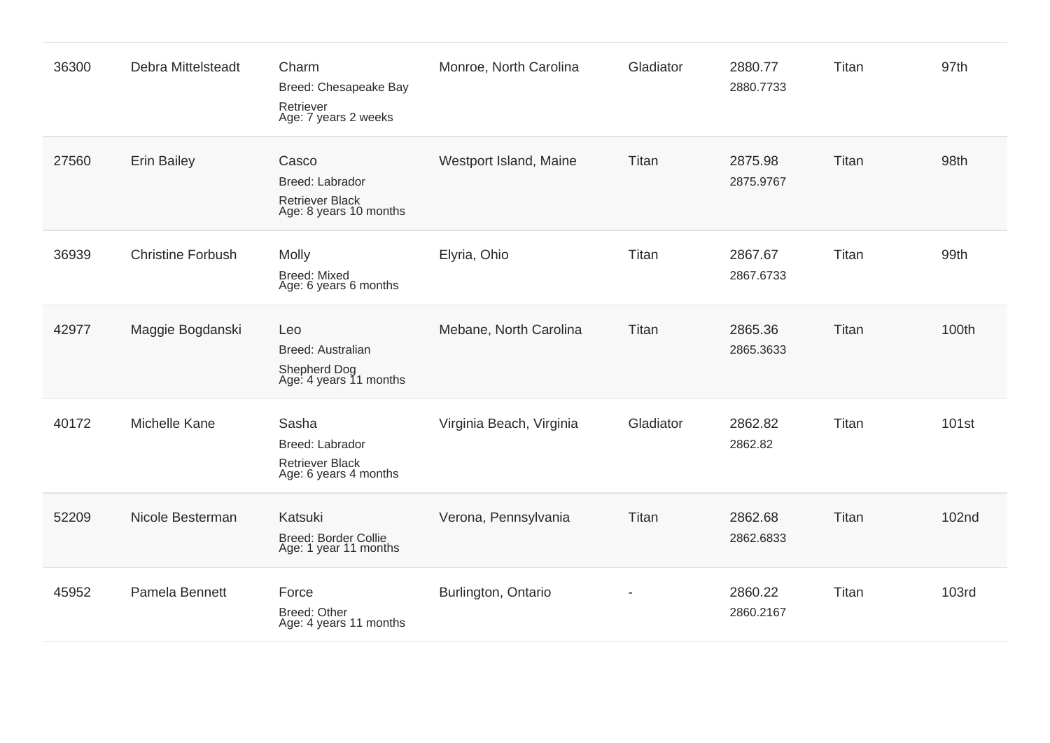| | | | | | | | |
|---|---|---|---|---|---|---|---|
| 36300 | Debra Mittelsteadt | Charm<br>Breed: Chesapeake Bay Retriever<br>Age: 7 years 2 weeks | Monroe, North Carolina | Gladiator | 2880.77<br>2880.7733 | Titan | 97th |
| 27560 | Erin Bailey | Casco<br>Breed: Labrador Retriever Black<br>Age: 8 years 10 months | Westport Island, Maine | Titan | 2875.98<br>2875.9767 | Titan | 98th |
| 36939 | Christine Forbush | Molly<br>Breed: Mixed<br>Age: 6 years 6 months | Elyria, Ohio | Titan | 2867.67<br>2867.6733 | Titan | 99th |
| 42977 | Maggie Bogdanski | Leo<br>Breed: Australian Shepherd Dog<br>Age: 4 years 11 months | Mebane, North Carolina | Titan | 2865.36<br>2865.3633 | Titan | 100th |
| 40172 | Michelle Kane | Sasha<br>Breed: Labrador Retriever Black<br>Age: 6 years 4 months | Virginia Beach, Virginia | Gladiator | 2862.82<br>2862.82 | Titan | 101st |
| 52209 | Nicole Besterman | Katsuki<br>Breed: Border Collie<br>Age: 1 year 11 months | Verona, Pennsylvania | Titan | 2862.68<br>2862.6833 | Titan | 102nd |
| 45952 | Pamela Bennett | Force<br>Breed: Other<br>Age: 4 years 11 months | Burlington, Ontario | - | 2860.22<br>2860.2167 | Titan | 103rd |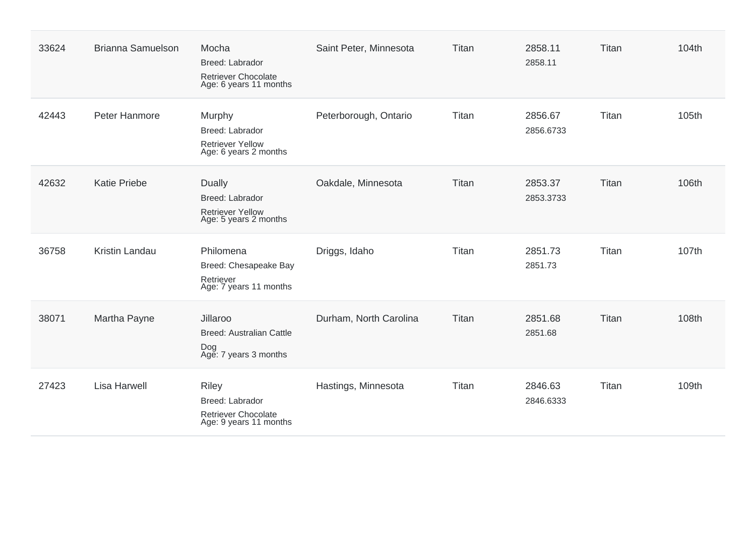| | | | | | | | |
|---|---|---|---|---|---|---|---|
| 33624 | Brianna Samuelson | Mocha<br>Breed: Labrador Retriever Chocolate<br>Age: 6 years 11 months | Saint Peter, Minnesota | Titan | 2858.11<br>2858.11 | Titan | 104th |
| 42443 | Peter Hanmore | Murphy<br>Breed: Labrador Retriever Yellow<br>Age: 6 years 2 months | Peterborough, Ontario | Titan | 2856.67<br>2856.6733 | Titan | 105th |
| 42632 | Katie Priebe | Dually<br>Breed: Labrador Retriever Yellow<br>Age: 5 years 2 months | Oakdale, Minnesota | Titan | 2853.37<br>2853.3733 | Titan | 106th |
| 36758 | Kristin Landau | Philomena<br>Breed: Chesapeake Bay Retriever<br>Age: 7 years 11 months | Driggs, Idaho | Titan | 2851.73<br>2851.73 | Titan | 107th |
| 38071 | Martha Payne | Jillaroo<br>Breed: Australian Cattle Dog<br>Age: 7 years 3 months | Durham, North Carolina | Titan | 2851.68<br>2851.68 | Titan | 108th |
| 27423 | Lisa Harwell | Riley<br>Breed: Labrador Retriever Chocolate<br>Age: 9 years 11 months | Hastings, Minnesota | Titan | 2846.63<br>2846.6333 | Titan | 109th |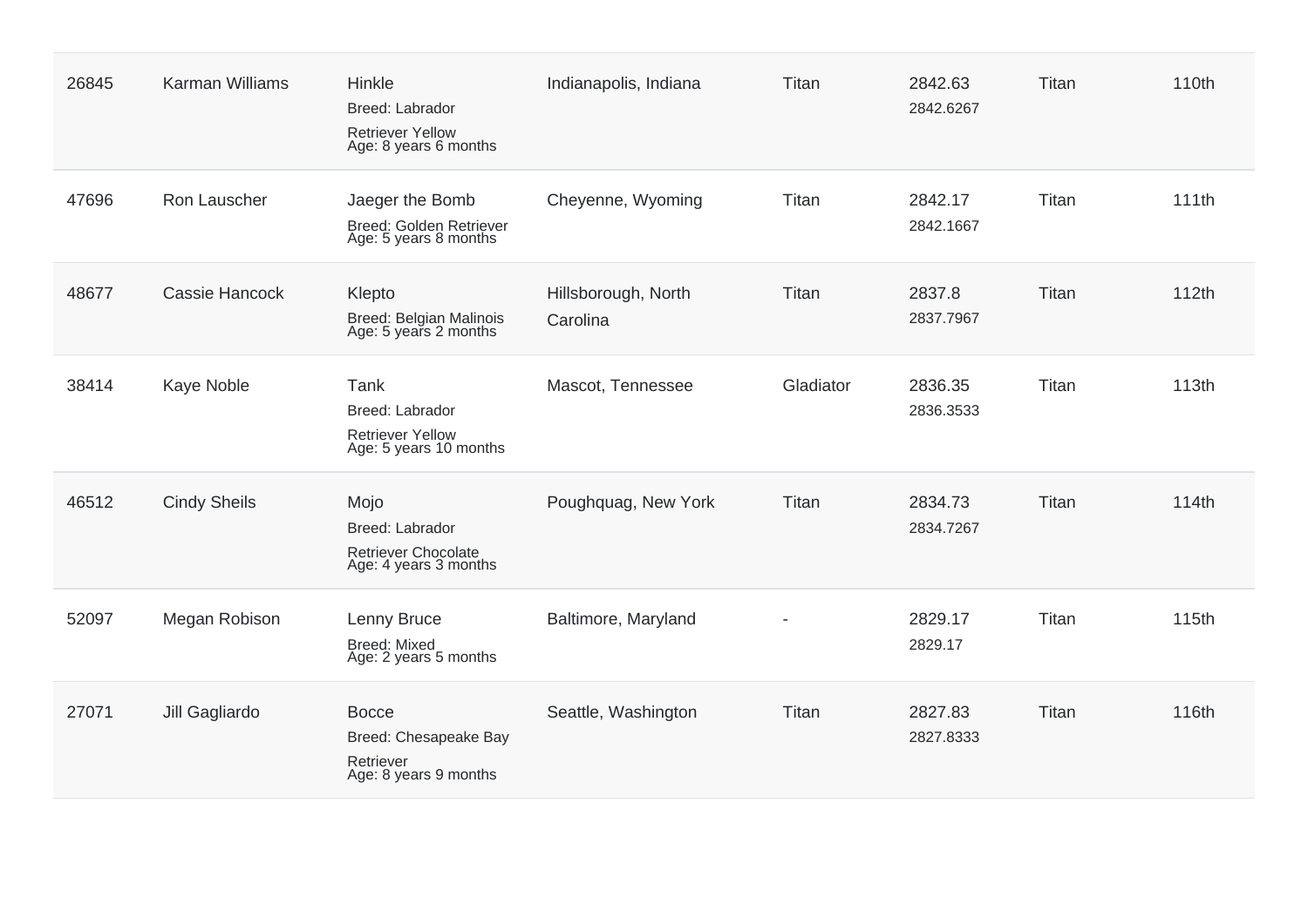| | | | | | | | |
|---|---|---|---|---|---|---|---|
| 26845 | Karman Williams | Hinkle<br>Breed: Labrador Retriever Yellow<br>Age: 8 years 6 months | Indianapolis, Indiana | Titan | 2842.63<br>2842.6267 | Titan | 110th |
| 47696 | Ron Lauscher | Jaeger the Bomb<br>Breed: Golden Retriever<br>Age: 5 years 8 months | Cheyenne, Wyoming | Titan | 2842.17<br>2842.1667 | Titan | 111th |
| 48677 | Cassie Hancock | Klepto<br>Breed: Belgian Malinois<br>Age: 5 years 2 months | Hillsborough, North Carolina | Titan | 2837.8<br>2837.7967 | Titan | 112th |
| 38414 | Kaye Noble | Tank<br>Breed: Labrador Retriever Yellow<br>Age: 5 years 10 months | Mascot, Tennessee | Gladiator | 2836.35<br>2836.3533 | Titan | 113th |
| 46512 | Cindy Sheils | Mojo<br>Breed: Labrador Retriever Chocolate<br>Age: 4 years 3 months | Poughquag, New York | Titan | 2834.73<br>2834.7267 | Titan | 114th |
| 52097 | Megan Robison | Lenny Bruce<br>Breed: Mixed<br>Age: 2 years 5 months | Baltimore, Maryland | - | 2829.17<br>2829.17 | Titan | 115th |
| 27071 | Jill Gagliardo | Bocce<br>Breed: Chesapeake Bay Retriever<br>Age: 8 years 9 months | Seattle, Washington | Titan | 2827.83<br>2827.8333 | Titan | 116th |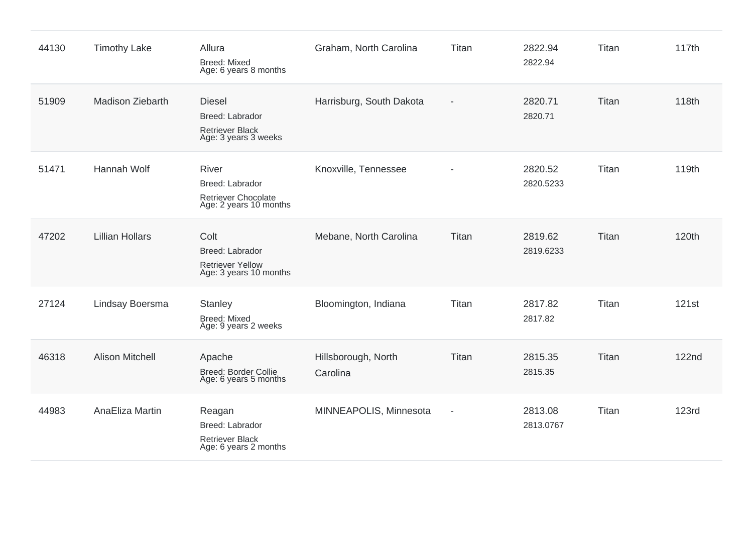| | | | | | | | |
|---|---|---|---|---|---|---|---|
| 44130 | Timothy Lake | Allura<br>Breed: Mixed<br>Age: 6 years 8 months | Graham, North Carolina | Titan | 2822.94<br>2822.94 | Titan | 117th |
| 51909 | Madison Ziebarth | Diesel<br>Breed: Labrador Retriever Black<br>Age: 3 years 3 weeks | Harrisburg, South Dakota | - | 2820.71<br>2820.71 | Titan | 118th |
| 51471 | Hannah Wolf | River<br>Breed: Labrador Retriever Chocolate<br>Age: 2 years 10 months | Knoxville, Tennessee | - | 2820.52<br>2820.5233 | Titan | 119th |
| 47202 | Lillian Hollars | Colt<br>Breed: Labrador Retriever Yellow<br>Age: 3 years 10 months | Mebane, North Carolina | Titan | 2819.62<br>2819.6233 | Titan | 120th |
| 27124 | Lindsay Boersma | Stanley<br>Breed: Mixed<br>Age: 9 years 2 weeks | Bloomington, Indiana | Titan | 2817.82<br>2817.82 | Titan | 121st |
| 46318 | Alison Mitchell | Apache<br>Breed: Border Collie<br>Age: 6 years 5 months | Hillsborough, North Carolina | Titan | 2815.35<br>2815.35 | Titan | 122nd |
| 44983 | AnaEliza Martin | Reagan<br>Breed: Labrador Retriever Black<br>Age: 6 years 2 months | MINNEAPOLIS, Minnesota | - | 2813.08<br>2813.0767 | Titan | 123rd |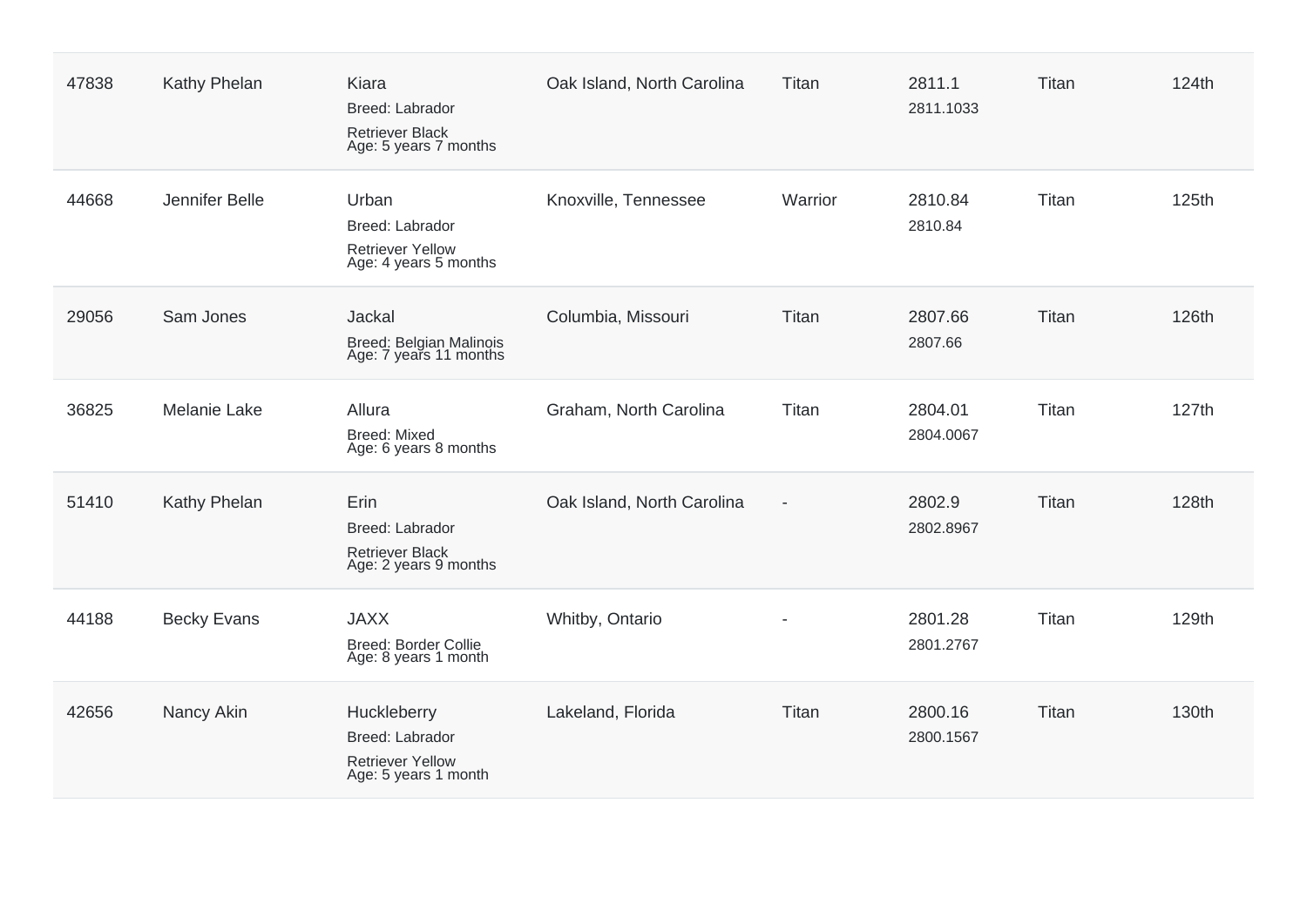| | | | | | | | |
|---|---|---|---|---|---|---|---|
| 47838 | Kathy Phelan | Kiara<br>Breed: Labrador<br>Retriever Black<br>Age: 5 years 7 months | Oak Island, North Carolina | Titan | 2811.1<br>2811.1033 | Titan | 124th |
| 44668 | Jennifer Belle | Urban<br>Breed: Labrador<br>Retriever Yellow<br>Age: 4 years 5 months | Knoxville, Tennessee | Warrior | 2810.84<br>2810.84 | Titan | 125th |
| 29056 | Sam Jones | Jackal<br>Breed: Belgian Malinois<br>Age: 7 years 11 months | Columbia, Missouri | Titan | 2807.66<br>2807.66 | Titan | 126th |
| 36825 | Melanie Lake | Allura<br>Breed: Mixed<br>Age: 6 years 8 months | Graham, North Carolina | Titan | 2804.01<br>2804.0067 | Titan | 127th |
| 51410 | Kathy Phelan | Erin<br>Breed: Labrador<br>Retriever Black<br>Age: 2 years 9 months | Oak Island, North Carolina | - | 2802.9<br>2802.8967 | Titan | 128th |
| 44188 | Becky Evans | JAXX<br>Breed: Border Collie<br>Age: 8 years 1 month | Whitby, Ontario | - | 2801.28<br>2801.2767 | Titan | 129th |
| 42656 | Nancy Akin | Huckleberry<br>Breed: Labrador<br>Retriever Yellow<br>Age: 5 years 1 month | Lakeland, Florida | Titan | 2800.16<br>2800.1567 | Titan | 130th |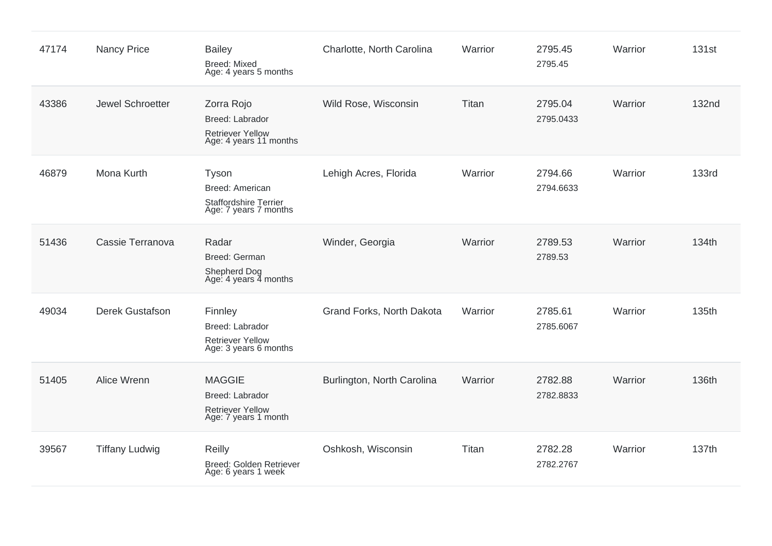| | | | | | | | |
|---|---|---|---|---|---|---|---|
| 47174 | Nancy Price | Bailey<br>Breed: Mixed<br>Age: 4 years 5 months | Charlotte, North Carolina | Warrior | 2795.45<br>2795.45 | Warrior | 131st |
| 43386 | Jewel Schroetter | Zorra Rojo<br>Breed: Labrador Retriever Yellow<br>Age: 4 years 11 months | Wild Rose, Wisconsin | Titan | 2795.04<br>2795.0433 | Warrior | 132nd |
| 46879 | Mona Kurth | Tyson<br>Breed: American Staffordshire Terrier<br>Age: 7 years 7 months | Lehigh Acres, Florida | Warrior | 2794.66<br>2794.6633 | Warrior | 133rd |
| 51436 | Cassie Terranova | Radar<br>Breed: German Shepherd Dog<br>Age: 4 years 4 months | Winder, Georgia | Warrior | 2789.53<br>2789.53 | Warrior | 134th |
| 49034 | Derek Gustafson | Finnley<br>Breed: Labrador Retriever Yellow<br>Age: 3 years 6 months | Grand Forks, North Dakota | Warrior | 2785.61<br>2785.6067 | Warrior | 135th |
| 51405 | Alice Wrenn | MAGGIE<br>Breed: Labrador Retriever Yellow<br>Age: 7 years 1 month | Burlington, North Carolina | Warrior | 2782.88<br>2782.8833 | Warrior | 136th |
| 39567 | Tiffany Ludwig | Reilly<br>Breed: Golden Retriever<br>Age: 6 years 1 week | Oshkosh, Wisconsin | Titan | 2782.28<br>2782.2767 | Warrior | 137th |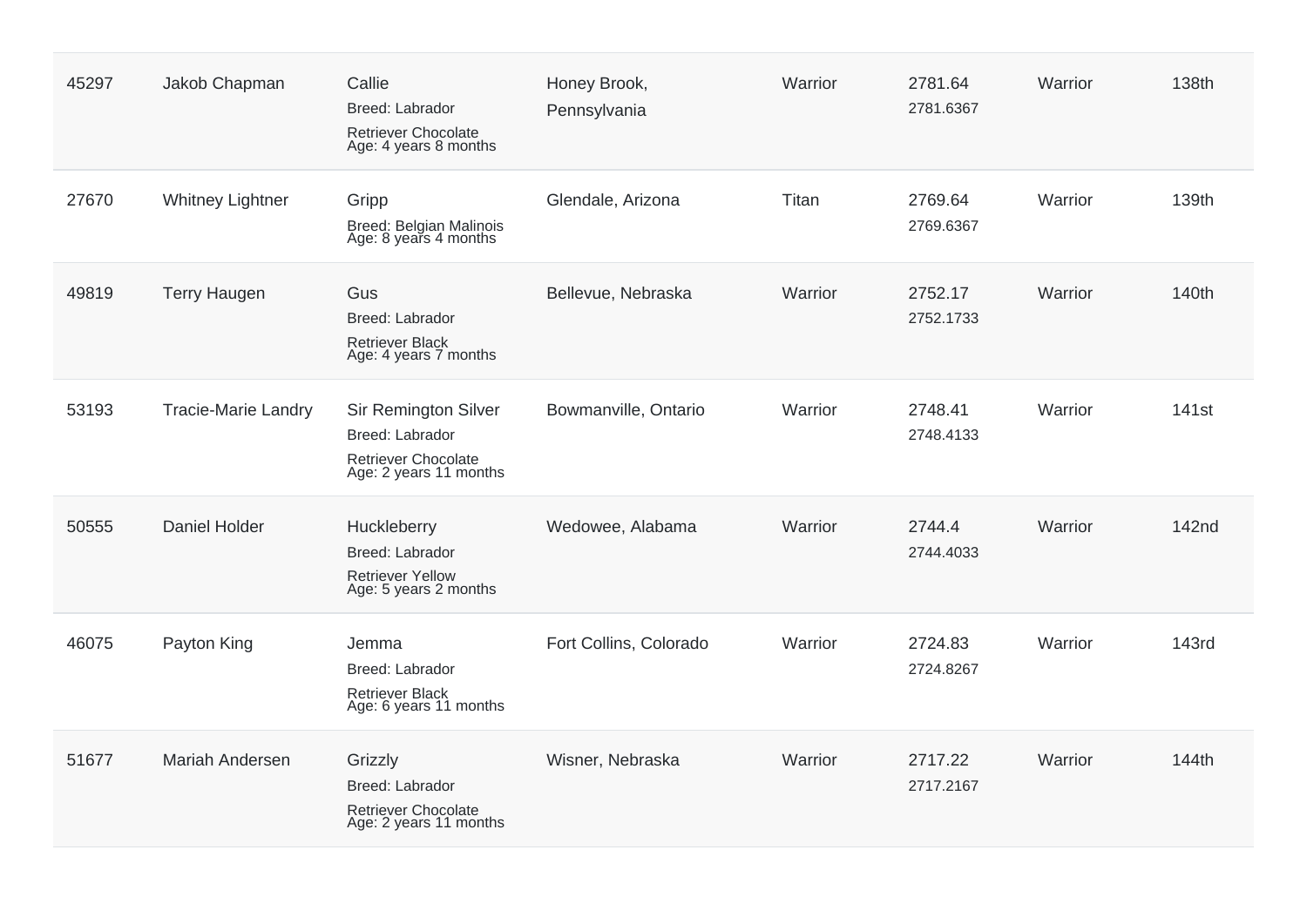| | | | | | | | |
|---|---|---|---|---|---|---|---|
| 45297 | Jakob Chapman | Callie<br>Breed: Labrador Retriever Chocolate<br>Age: 4 years 8 months | Honey Brook, Pennsylvania | Warrior | 2781.64<br>2781.6367 | Warrior | 138th |
| 27670 | Whitney Lightner | Gripp<br>Breed: Belgian Malinois<br>Age: 8 years 4 months | Glendale, Arizona | Titan | 2769.64<br>2769.6367 | Warrior | 139th |
| 49819 | Terry Haugen | Gus<br>Breed: Labrador Retriever Black<br>Age: 4 years 7 months | Bellevue, Nebraska | Warrior | 2752.17<br>2752.1733 | Warrior | 140th |
| 53193 | Tracie-Marie Landry | Sir Remington Silver<br>Breed: Labrador Retriever Chocolate<br>Age: 2 years 11 months | Bowmanville, Ontario | Warrior | 2748.41<br>2748.4133 | Warrior | 141st |
| 50555 | Daniel Holder | Huckleberry<br>Breed: Labrador Retriever Yellow<br>Age: 5 years 2 months | Wedowee, Alabama | Warrior | 2744.4<br>2744.4033 | Warrior | 142nd |
| 46075 | Payton King | Jemma<br>Breed: Labrador Retriever Black<br>Age: 6 years 11 months | Fort Collins, Colorado | Warrior | 2724.83<br>2724.8267 | Warrior | 143rd |
| 51677 | Mariah Andersen | Grizzly<br>Breed: Labrador Retriever Chocolate<br>Age: 2 years 11 months | Wisner, Nebraska | Warrior | 2717.22<br>2717.2167 | Warrior | 144th |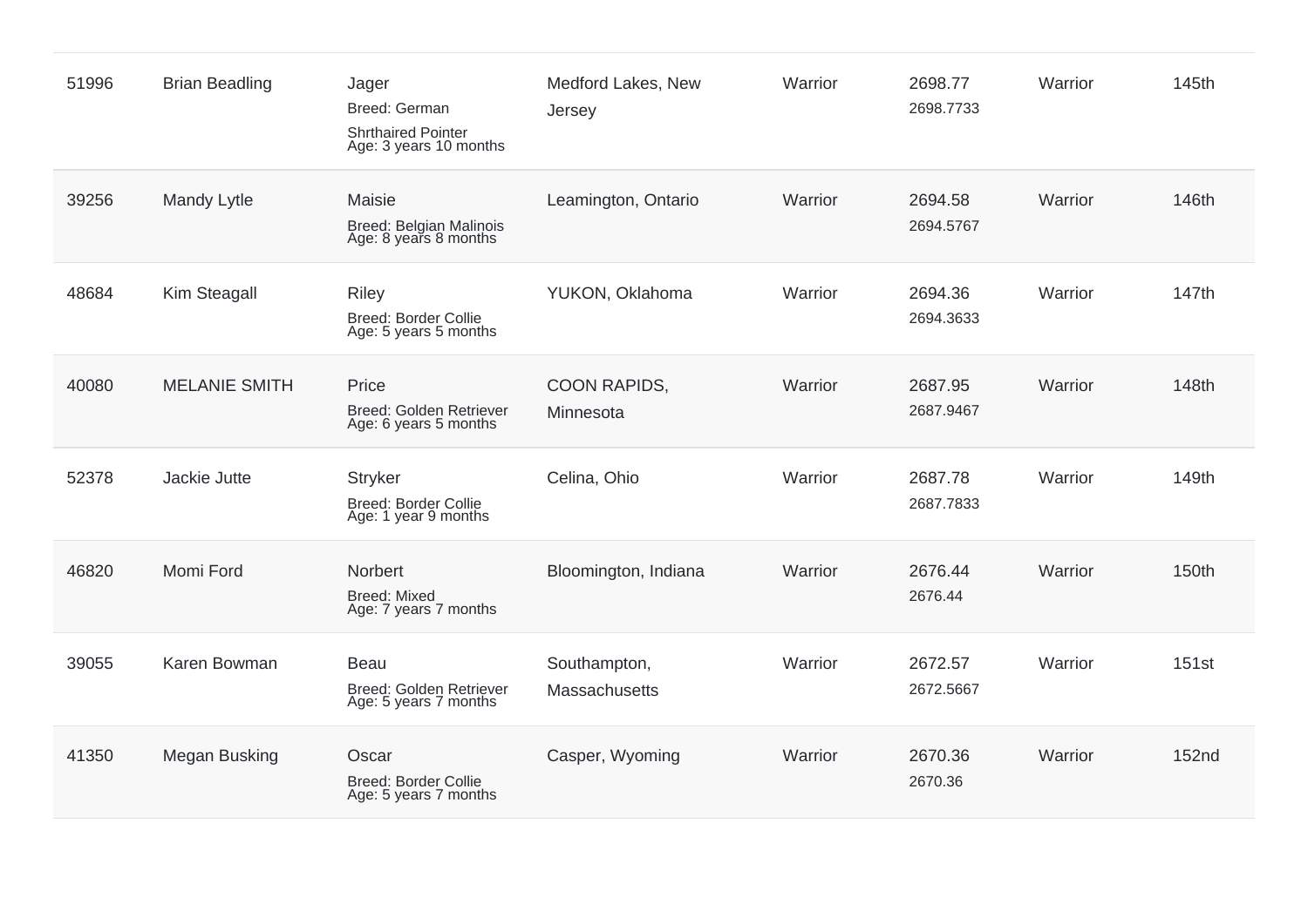| | | | | | | | |
|---|---|---|---|---|---|---|---|
| 51996 | Brian Beadling | Jager<br>Breed: German Shrthaired Pointer<br>Age: 3 years 10 months | Medford Lakes, New Jersey | Warrior | 2698.77<br>2698.7733 | Warrior | 145th |
| 39256 | Mandy Lytle | Maisie<br>Breed: Belgian Malinois<br>Age: 8 years 8 months | Leamington, Ontario | Warrior | 2694.58<br>2694.5767 | Warrior | 146th |
| 48684 | Kim Steagall | Riley<br>Breed: Border Collie<br>Age: 5 years 5 months | YUKON, Oklahoma | Warrior | 2694.36<br>2694.3633 | Warrior | 147th |
| 40080 | MELANIE SMITH | Price<br>Breed: Golden Retriever<br>Age: 6 years 5 months | COON RAPIDS, Minnesota | Warrior | 2687.95<br>2687.9467 | Warrior | 148th |
| 52378 | Jackie Jutte | Stryker<br>Breed: Border Collie<br>Age: 1 year 9 months | Celina, Ohio | Warrior | 2687.78<br>2687.7833 | Warrior | 149th |
| 46820 | Momi Ford | Norbert<br>Breed: Mixed<br>Age: 7 years 7 months | Bloomington, Indiana | Warrior | 2676.44<br>2676.44 | Warrior | 150th |
| 39055 | Karen Bowman | Beau<br>Breed: Golden Retriever<br>Age: 5 years 7 months | Southampton, Massachusetts | Warrior | 2672.57<br>2672.5667 | Warrior | 151st |
| 41350 | Megan Busking | Oscar<br>Breed: Border Collie<br>Age: 5 years 7 months | Casper, Wyoming | Warrior | 2670.36<br>2670.36 | Warrior | 152nd |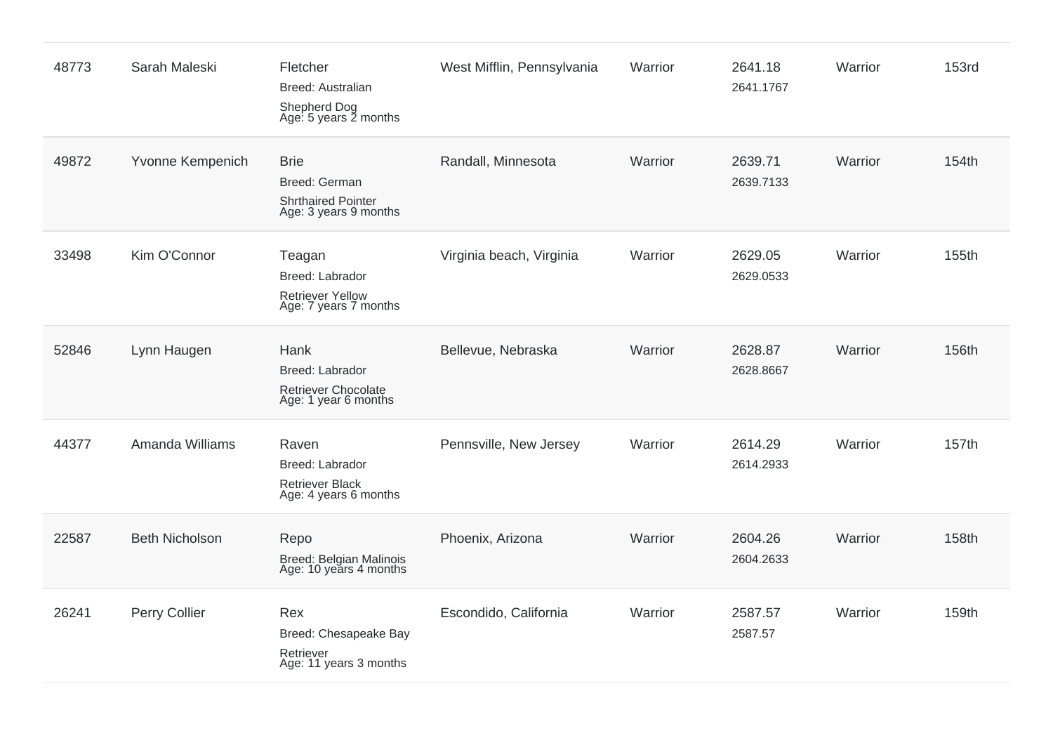| | | | | | | | |
|---|---|---|---|---|---|---|---|
| 48773 | Sarah Maleski | Fletcher<br>Breed: Australian Shepherd Dog<br>Age: 5 years 2 months | West Mifflin, Pennsylvania | Warrior | 2641.18<br>2641.1767 | Warrior | 153rd |
| 49872 | Yvonne Kempenich | Brie<br>Breed: German Shrthaired Pointer<br>Age: 3 years 9 months | Randall, Minnesota | Warrior | 2639.71<br>2639.7133 | Warrior | 154th |
| 33498 | Kim O'Connor | Teagan<br>Breed: Labrador Retriever Yellow<br>Age: 7 years 7 months | Virginia beach, Virginia | Warrior | 2629.05<br>2629.0533 | Warrior | 155th |
| 52846 | Lynn Haugen | Hank<br>Breed: Labrador Retriever Chocolate<br>Age: 1 year 6 months | Bellevue, Nebraska | Warrior | 2628.87<br>2628.8667 | Warrior | 156th |
| 44377 | Amanda Williams | Raven<br>Breed: Labrador Retriever Black<br>Age: 4 years 6 months | Pennsville, New Jersey | Warrior | 2614.29<br>2614.2933 | Warrior | 157th |
| 22587 | Beth Nicholson | Repo<br>Breed: Belgian Malinois<br>Age: 10 years 4 months | Phoenix, Arizona | Warrior | 2604.26<br>2604.2633 | Warrior | 158th |
| 26241 | Perry Collier | Rex<br>Breed: Chesapeake Bay Retriever<br>Age: 11 years 3 months | Escondido, California | Warrior | 2587.57<br>2587.57 | Warrior | 159th |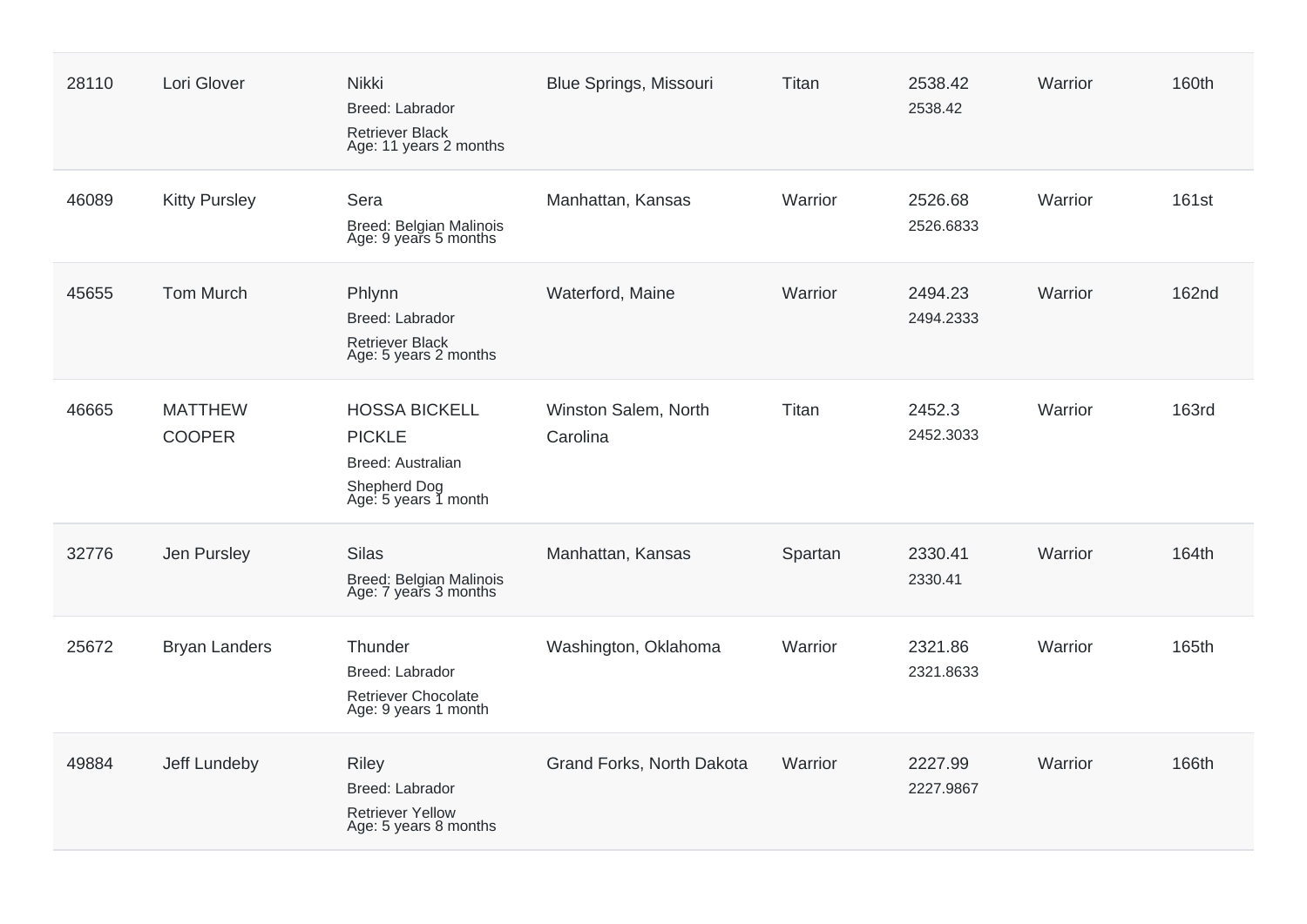| | | | | | | | |
|---|---|---|---|---|---|---|---|
| 28110 | Lori Glover | Nikki<br>Breed: Labrador Retriever Black<br>Age: 11 years 2 months | Blue Springs, Missouri | Titan | 2538.42<br>2538.42 | Warrior | 160th |
| 46089 | Kitty Pursley | Sera<br>Breed: Belgian Malinois<br>Age: 9 years 5 months | Manhattan, Kansas | Warrior | 2526.68<br>2526.6833 | Warrior | 161st |
| 45655 | Tom Murch | Phlynn<br>Breed: Labrador Retriever Black<br>Age: 5 years 2 months | Waterford, Maine | Warrior | 2494.23<br>2494.2333 | Warrior | 162nd |
| 46665 | MATTHEW COOPER | HOSSA BICKELL PICKLE<br>Breed: Australian Shepherd Dog<br>Age: 5 years 1 month | Winston Salem, North Carolina | Titan | 2452.3<br>2452.3033 | Warrior | 163rd |
| 32776 | Jen Pursley | Silas<br>Breed: Belgian Malinois<br>Age: 7 years 3 months | Manhattan, Kansas | Spartan | 2330.41<br>2330.41 | Warrior | 164th |
| 25672 | Bryan Landers | Thunder<br>Breed: Labrador Retriever Chocolate<br>Age: 9 years 1 month | Washington, Oklahoma | Warrior | 2321.86<br>2321.8633 | Warrior | 165th |
| 49884 | Jeff Lundeby | Riley<br>Breed: Labrador Retriever Yellow<br>Age: 5 years 8 months | Grand Forks, North Dakota | Warrior | 2227.99<br>2227.9867 | Warrior | 166th |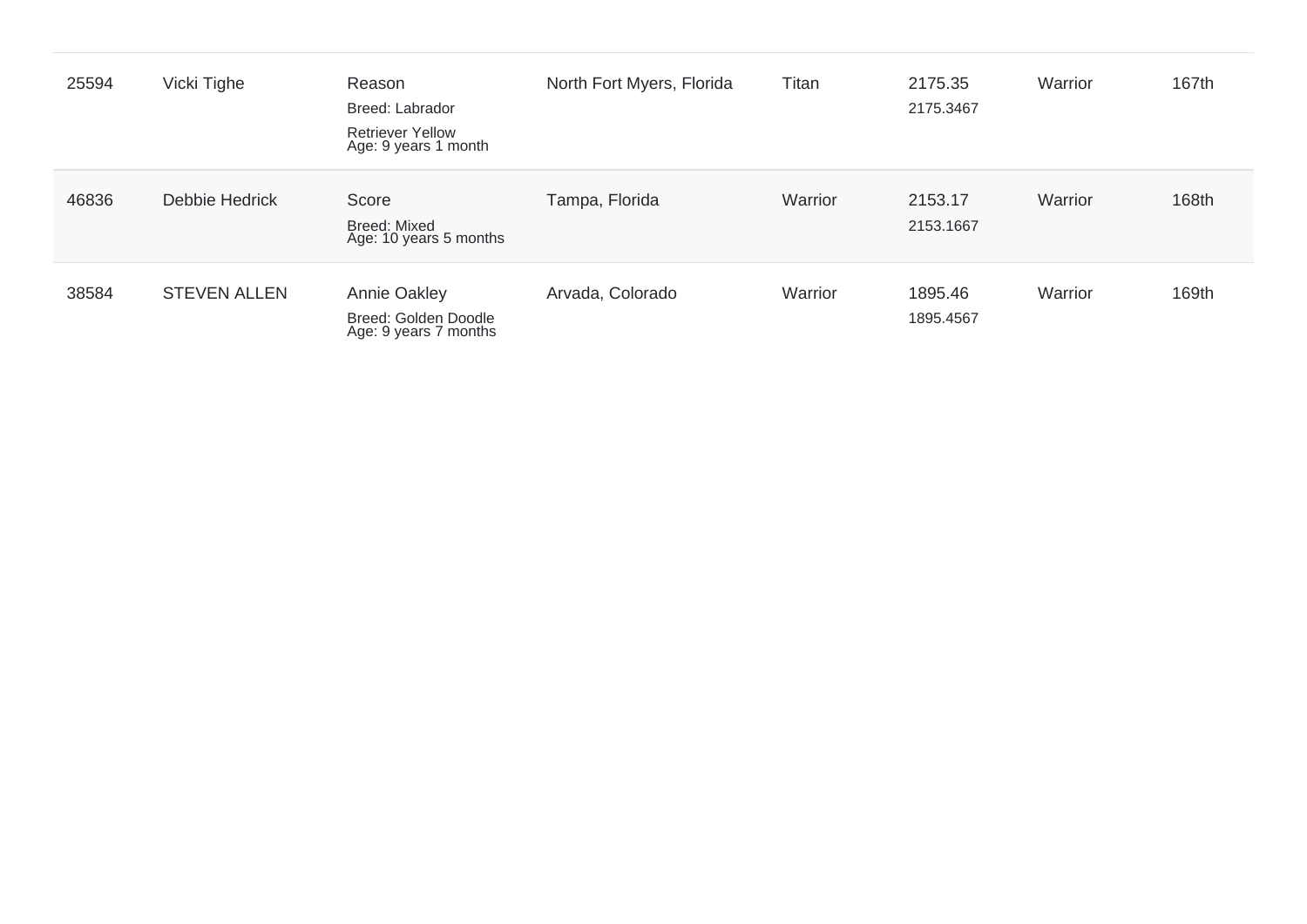| | | | | | | | |
|---|---|---|---|---|---|---|---|
| 25594 | Vicki Tighe | Reason<br>Breed: Labrador<br>Retriever Yellow<br>Age: 9 years 1 month | North Fort Myers, Florida | Titan | 2175.35<br>2175.3467 | Warrior | 167th |
| 46836 | Debbie Hedrick | Score<br>Breed: Mixed<br>Age: 10 years 5 months | Tampa, Florida | Warrior | 2153.17<br>2153.1667 | Warrior | 168th |
| 38584 | STEVEN ALLEN | Annie Oakley<br>Breed: Golden Doodle<br>Age: 9 years 7 months | Arvada, Colorado | Warrior | 1895.46<br>1895.4567 | Warrior | 169th |